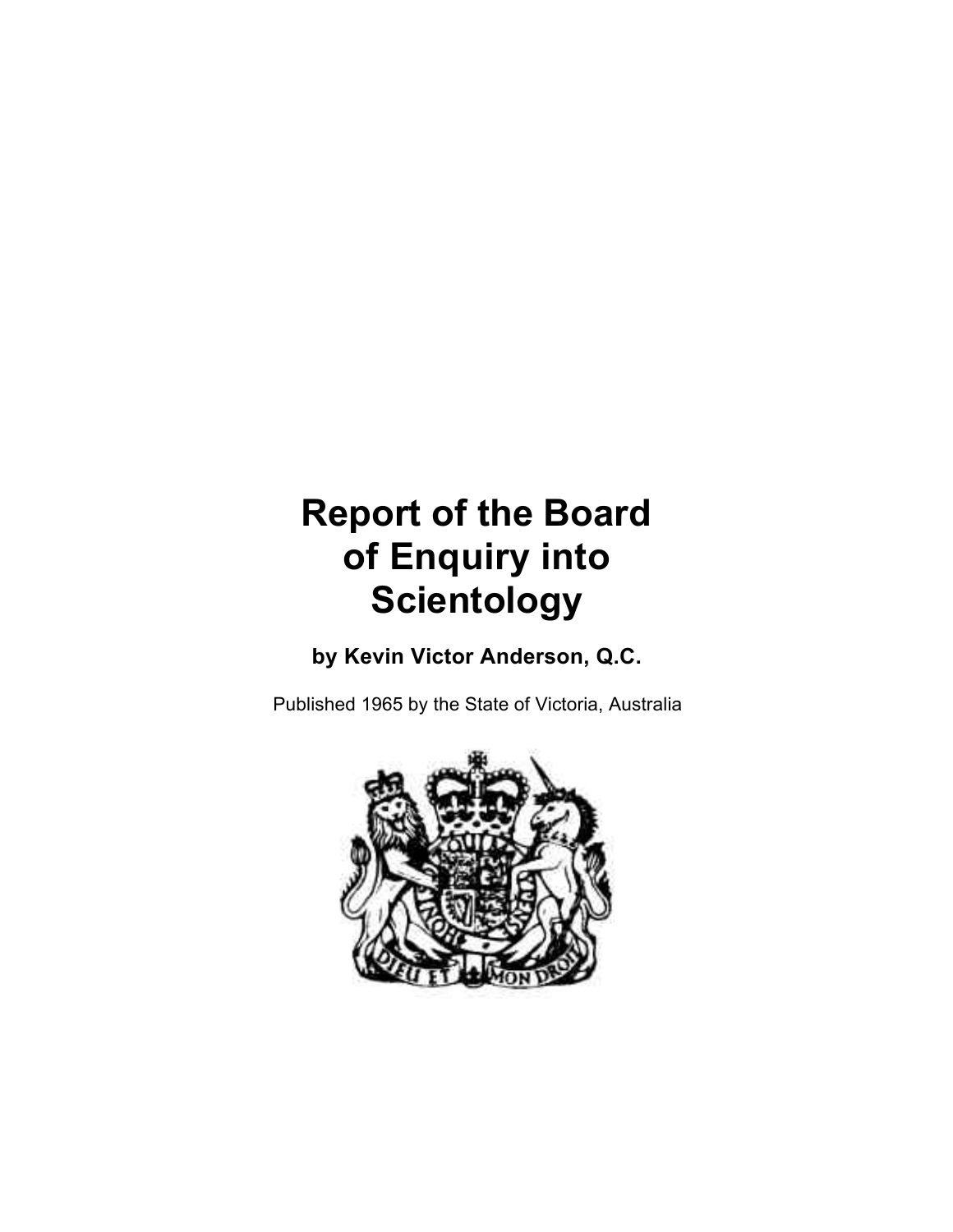# Report of the Board of Enquiry into Scientology

**by Kevin Victor Anderson, Q.C.**

Published 1965 by the State of Victoria, Australia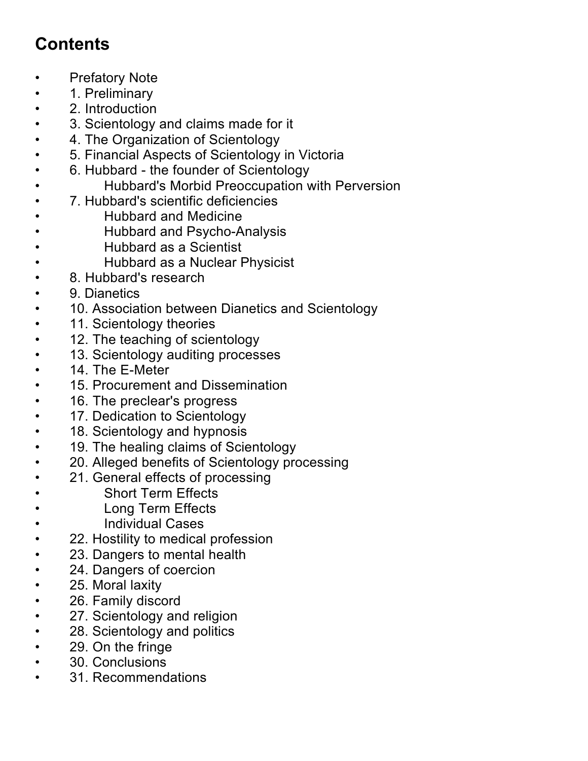## Contents

- Prefatory Note
- 1. Preliminary
- 2. Introduction
- 3. Scientology and claims made for it
- 4. The Organization of Scientology
- 5. Financial Aspects of Scientology in Victoria
- 6. Hubbard - the founder of Scientology
  - Hubbard's Morbid Preoccupation with Perversion
- 7. Hubbard's scientific deficiencies
  - Hubbard and Medicine
  - Hubbard and Psycho-Analysis
  - Hubbard as a Scientist
  - Hubbard as a Nuclear Physicist
- 8. Hubbard's research
- 9. Dianetics
- 10. Association between Dianetics and Scientology
- 11. Scientology theories
- 12. The teaching of scientology
- 13. Scientology auditing processes
- 14. The E-Meter
- 15. Procurement and Dissemination
- 16. The preclear's progress
- 17. Dedication to Scientology
- 18. Scientology and hypnosis
- 19. The healing claims of Scientology
- 20. Alleged benefits of Scientology processing
- 21. General effects of processing
  - Short Term Effects
  - Long Term Effects
  - Individual Cases
- 22. Hostility to medical profession
- 23. Dangers to mental health
- 24. Dangers of coercion
- 25. Moral laxity
- 26. Family discord
- 27. Scientology and religion
- 28. Scientology and politics
- 29. On the fringe
- 30. Conclusions
- 31. Recommendations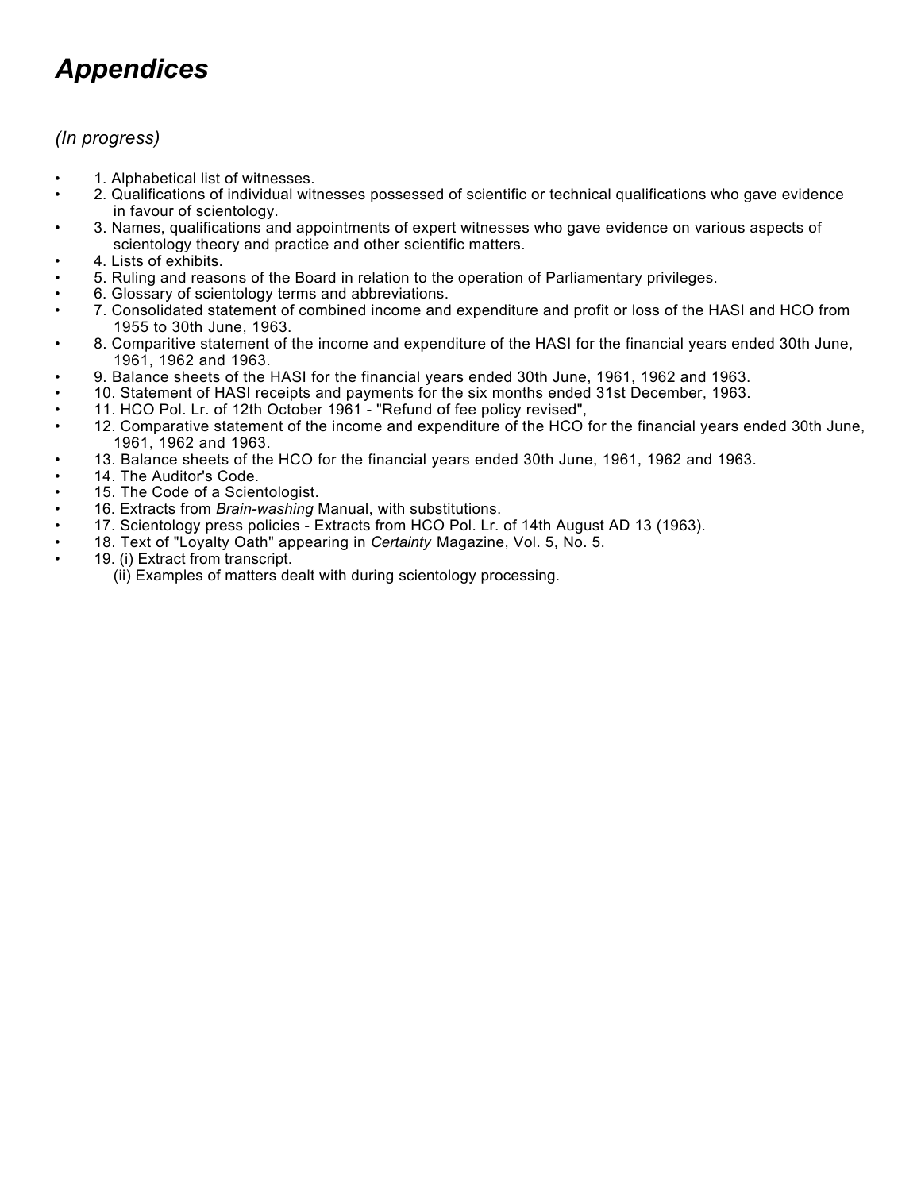# *Appendices*

*(In progress)*

- 1. Alphabetical list of witnesses.
- 2. Qualifications of individual witnesses possessed of scientific or technical qualifications who gave evidence in favour of scientology.
- 3. Names, qualifications and appointments of expert witnesses who gave evidence on various aspects of scientology theory and practice and other scientific matters.
- 4. Lists of exhibits.
- 5. Ruling and reasons of the Board in relation to the operation of Parliamentary privileges.
- 6. Glossary of scientology terms and abbreviations.
- 7. Consolidated statement of combined income and expenditure and profit or loss of the HASI and HCO from 1955 to 30th June, 1963.
- 8. Comparitive statement of the income and expenditure of the HASI for the financial years ended 30th June, 1961, 1962 and 1963.
- 9. Balance sheets of the HASI for the financial years ended 30th June, 1961, 1962 and 1963.
- 10. Statement of HASI receipts and payments for the six months ended 31st December, 1963.
- 11. HCO Pol. Lr. of 12th October 1961 - "Refund of fee policy revised",
- 12. Comparative statement of the income and expenditure of the HCO for the financial years ended 30th June, 1961, 1962 and 1963.
- 13. Balance sheets of the HCO for the financial years ended 30th June, 1961, 1962 and 1963.
- 14. The Auditor's Code.
- 15. The Code of a Scientologist.
- 16. Extracts from *Brain-washing* Manual, with substitutions.
- 17. Scientology press policies - Extracts from HCO Pol. Lr. of 14th August AD 13 (1963).
- 18. Text of "Loyalty Oath" appearing in *Certainty* Magazine, Vol. 5, No. 5.
- 19. (i) Extract from transcript.
  (ii) Examples of matters dealt with during scientology processing.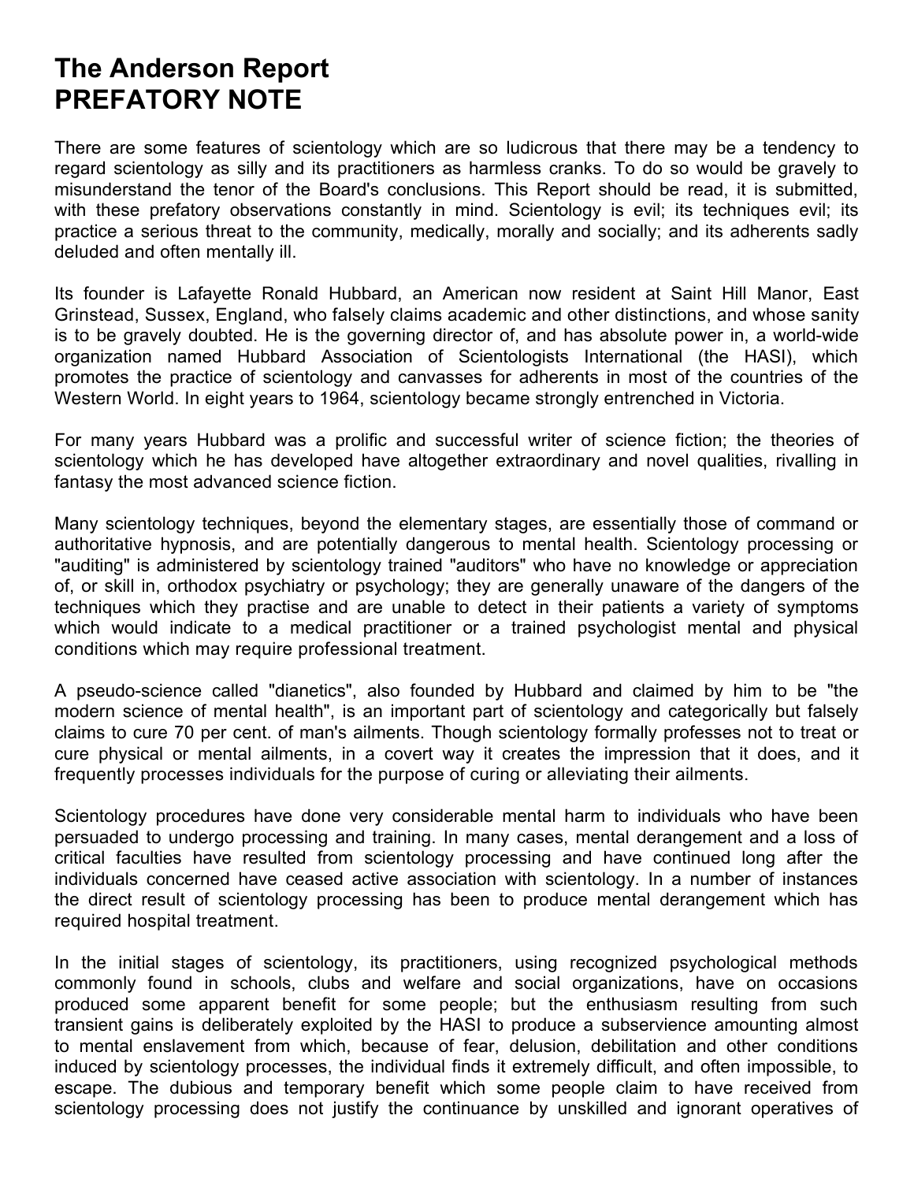# The Anderson Report
# PREFATORY NOTE

There are some features of scientology which are so ludicrous that there may be a tendency to regard scientology as silly and its practitioners as harmless cranks. To do so would be gravely to misunderstand the tenor of the Board's conclusions. This Report should be read, it is submitted, with these prefatory observations constantly in mind. Scientology is evil; its techniques evil; its practice a serious threat to the community, medically, morally and socially; and its adherents sadly deluded and often mentally ill.

Its founder is Lafayette Ronald Hubbard, an American now resident at Saint Hill Manor, East Grinstead, Sussex, England, who falsely claims academic and other distinctions, and whose sanity is to be gravely doubted. He is the governing director of, and has absolute power in, a world-wide organization named Hubbard Association of Scientologists International (the HASI), which promotes the practice of scientology and canvasses for adherents in most of the countries of the Western World. In eight years to 1964, scientology became strongly entrenched in Victoria.

For many years Hubbard was a prolific and successful writer of science fiction; the theories of scientology which he has developed have altogether extraordinary and novel qualities, rivalling in fantasy the most advanced science fiction.

Many scientology techniques, beyond the elementary stages, are essentially those of command or authoritative hypnosis, and are potentially dangerous to mental health. Scientology processing or "auditing" is administered by scientology trained "auditors" who have no knowledge or appreciation of, or skill in, orthodox psychiatry or psychology; they are generally unaware of the dangers of the techniques which they practise and are unable to detect in their patients a variety of symptoms which would indicate to a medical practitioner or a trained psychologist mental and physical conditions which may require professional treatment.

A pseudo-science called "dianetics", also founded by Hubbard and claimed by him to be "the modern science of mental health", is an important part of scientology and categorically but falsely claims to cure 70 per cent. of man's ailments. Though scientology formally professes not to treat or cure physical or mental ailments, in a covert way it creates the impression that it does, and it frequently processes individuals for the purpose of curing or alleviating their ailments.

Scientology procedures have done very considerable mental harm to individuals who have been persuaded to undergo processing and training. In many cases, mental derangement and a loss of critical faculties have resulted from scientology processing and have continued long after the individuals concerned have ceased active association with scientology. In a number of instances the direct result of scientology processing has been to produce mental derangement which has required hospital treatment.

In the initial stages of scientology, its practitioners, using recognized psychological methods commonly found in schools, clubs and welfare and social organizations, have on occasions produced some apparent benefit for some people; but the enthusiasm resulting from such transient gains is deliberately exploited by the HASI to produce a subservience amounting almost to mental enslavement from which, because of fear, delusion, debilitation and other conditions induced by scientology processes, the individual finds it extremely difficult, and often impossible, to escape. The dubious and temporary benefit which some people claim to have received from scientology processing does not justify the continuance by unskilled and ignorant operatives of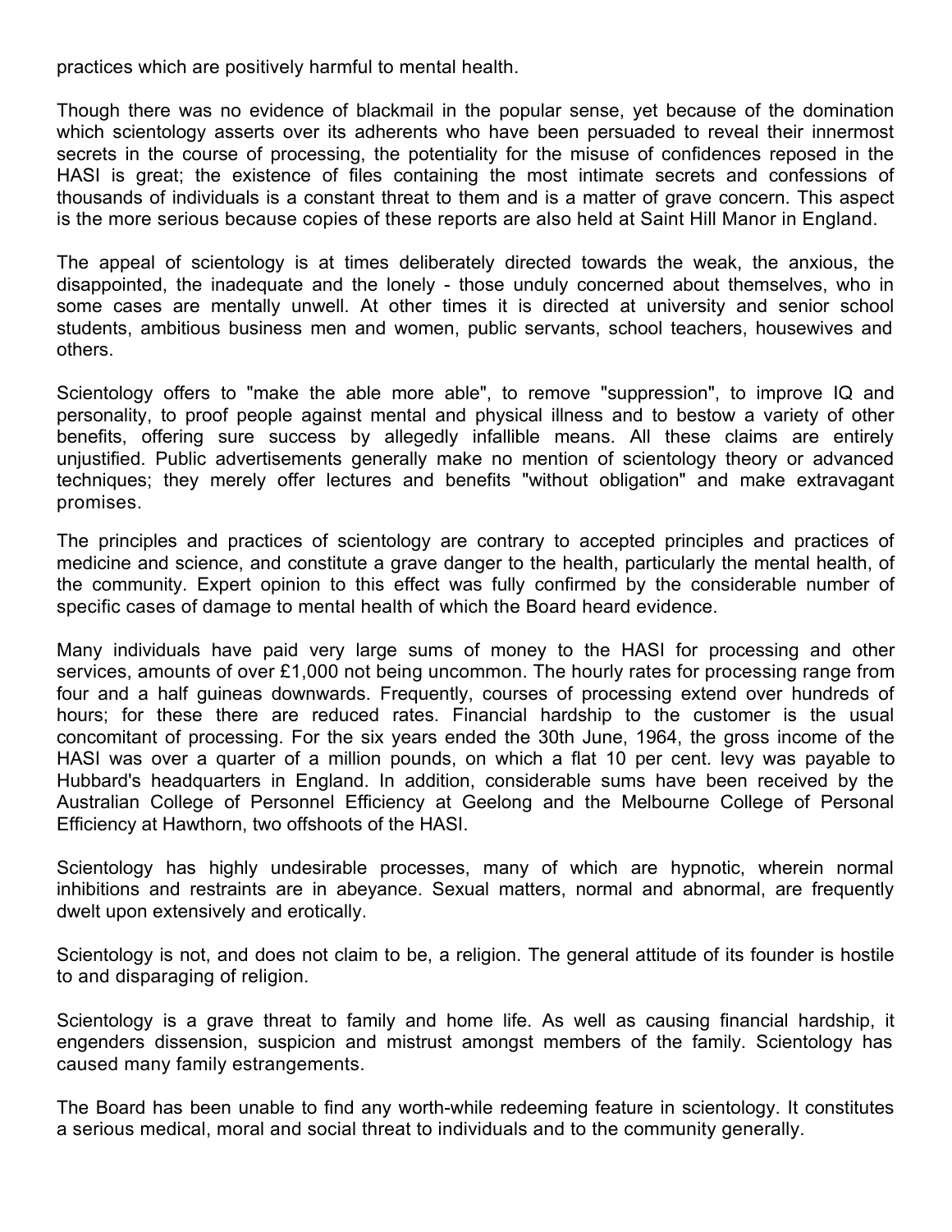practices which are positively harmful to mental health.

Though there was no evidence of blackmail in the popular sense, yet because of the domination which scientology asserts over its adherents who have been persuaded to reveal their innermost secrets in the course of processing, the potentiality for the misuse of confidences reposed in the HASI is great; the existence of files containing the most intimate secrets and confessions of thousands of individuals is a constant threat to them and is a matter of grave concern. This aspect is the more serious because copies of these reports are also held at Saint Hill Manor in England.

The appeal of scientology is at times deliberately directed towards the weak, the anxious, the disappointed, the inadequate and the lonely - those unduly concerned about themselves, who in some cases are mentally unwell. At other times it is directed at university and senior school students, ambitious business men and women, public servants, school teachers, housewives and others.

Scientology offers to "make the able more able", to remove "suppression", to improve IQ and personality, to proof people against mental and physical illness and to bestow a variety of other benefits, offering sure success by allegedly infallible means. All these claims are entirely unjustified. Public advertisements generally make no mention of scientology theory or advanced techniques; they merely offer lectures and benefits "without obligation" and make extravagant promises.

The principles and practices of scientology are contrary to accepted principles and practices of medicine and science, and constitute a grave danger to the health, particularly the mental health, of the community. Expert opinion to this effect was fully confirmed by the considerable number of specific cases of damage to mental health of which the Board heard evidence.

Many individuals have paid very large sums of money to the HASI for processing and other services, amounts of over £1,000 not being uncommon. The hourly rates for processing range from four and a half guineas downwards. Frequently, courses of processing extend over hundreds of hours; for these there are reduced rates. Financial hardship to the customer is the usual concomitant of processing. For the six years ended the 30th June, 1964, the gross income of the HASI was over a quarter of a million pounds, on which a flat 10 per cent. levy was payable to Hubbard's headquarters in England. In addition, considerable sums have been received by the Australian College of Personnel Efficiency at Geelong and the Melbourne College of Personal Efficiency at Hawthorn, two offshoots of the HASI.

Scientology has highly undesirable processes, many of which are hypnotic, wherein normal inhibitions and restraints are in abeyance. Sexual matters, normal and abnormal, are frequently dwelt upon extensively and erotically.

Scientology is not, and does not claim to be, a religion. The general attitude of its founder is hostile to and disparaging of religion.

Scientology is a grave threat to family and home life. As well as causing financial hardship, it engenders dissension, suspicion and mistrust amongst members of the family. Scientology has caused many family estrangements.

The Board has been unable to find any worth-while redeeming feature in scientology. It constitutes a serious medical, moral and social threat to individuals and to the community generally.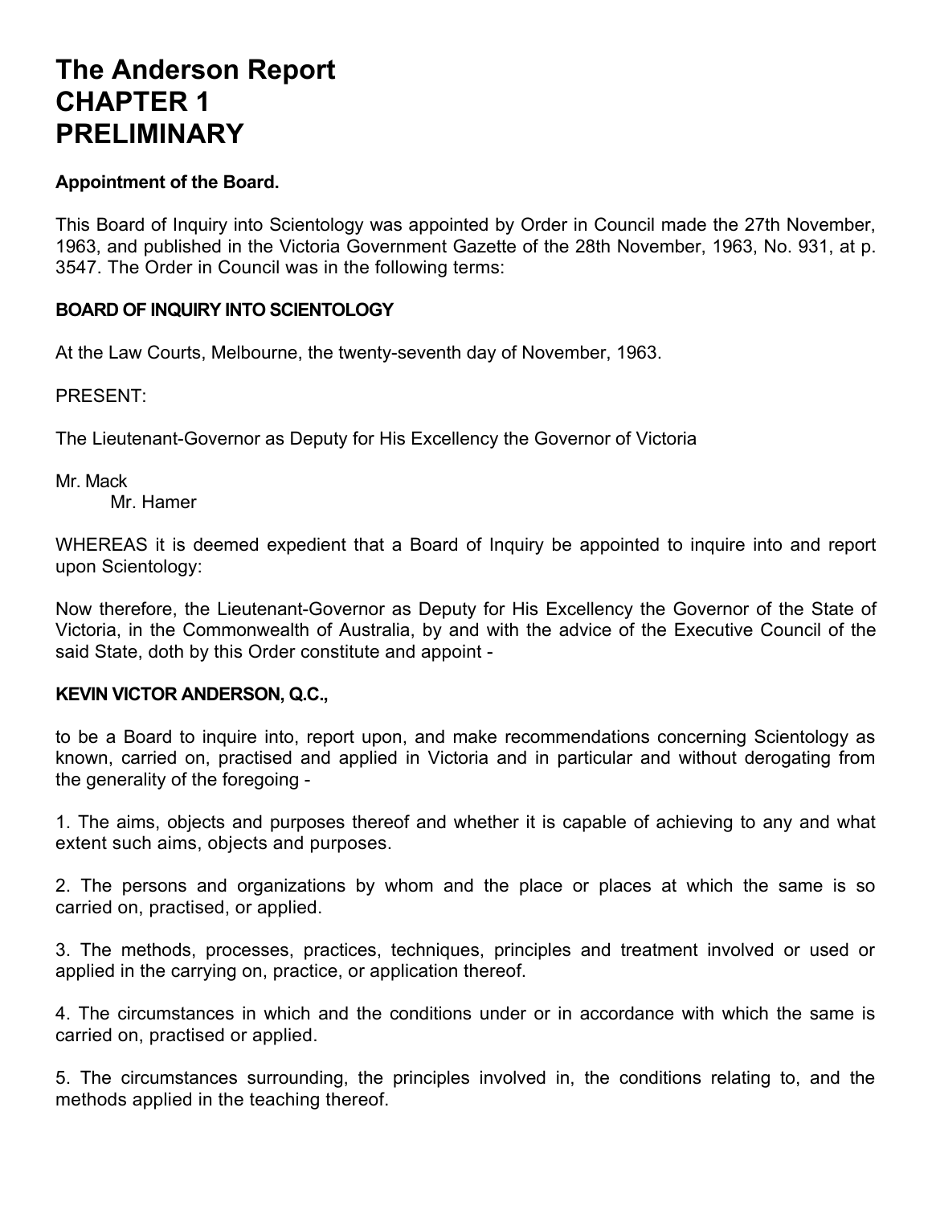# The Anderson Report
# CHAPTER 1
# PRELIMINARY

**Appointment of the Board.**

This Board of Inquiry into Scientology was appointed by Order in Council made the 27th November, 1963, and published in the Victoria Government Gazette of the 28th November, 1963, No. 931, at p. 3547. The Order in Council was in the following terms:

**BOARD OF INQUIRY INTO SCIENTOLOGY**

At the Law Courts, Melbourne, the twenty-seventh day of November, 1963.

PRESENT:

The Lieutenant-Governor as Deputy for His Excellency the Governor of Victoria

Mr. Mack
Mr. Hamer

WHEREAS it is deemed expedient that a Board of Inquiry be appointed to inquire into and report upon Scientology:

Now therefore, the Lieutenant-Governor as Deputy for His Excellency the Governor of the State of Victoria, in the Commonwealth of Australia, by and with the advice of the Executive Council of the said State, doth by this Order constitute and appoint -

**KEVIN VICTOR ANDERSON, Q.C.,**

to be a Board to inquire into, report upon, and make recommendations concerning Scientology as known, carried on, practised and applied in Victoria and in particular and without derogating from the generality of the foregoing -

1. The aims, objects and purposes thereof and whether it is capable of achieving to any and what extent such aims, objects and purposes.

2. The persons and organizations by whom and the place or places at which the same is so carried on, practised, or applied.

3. The methods, processes, practices, techniques, principles and treatment involved or used or applied in the carrying on, practice, or application thereof.

4. The circumstances in which and the conditions under or in accordance with which the same is carried on, practised or applied.

5. The circumstances surrounding, the principles involved in, the conditions relating to, and the methods applied in the teaching thereof.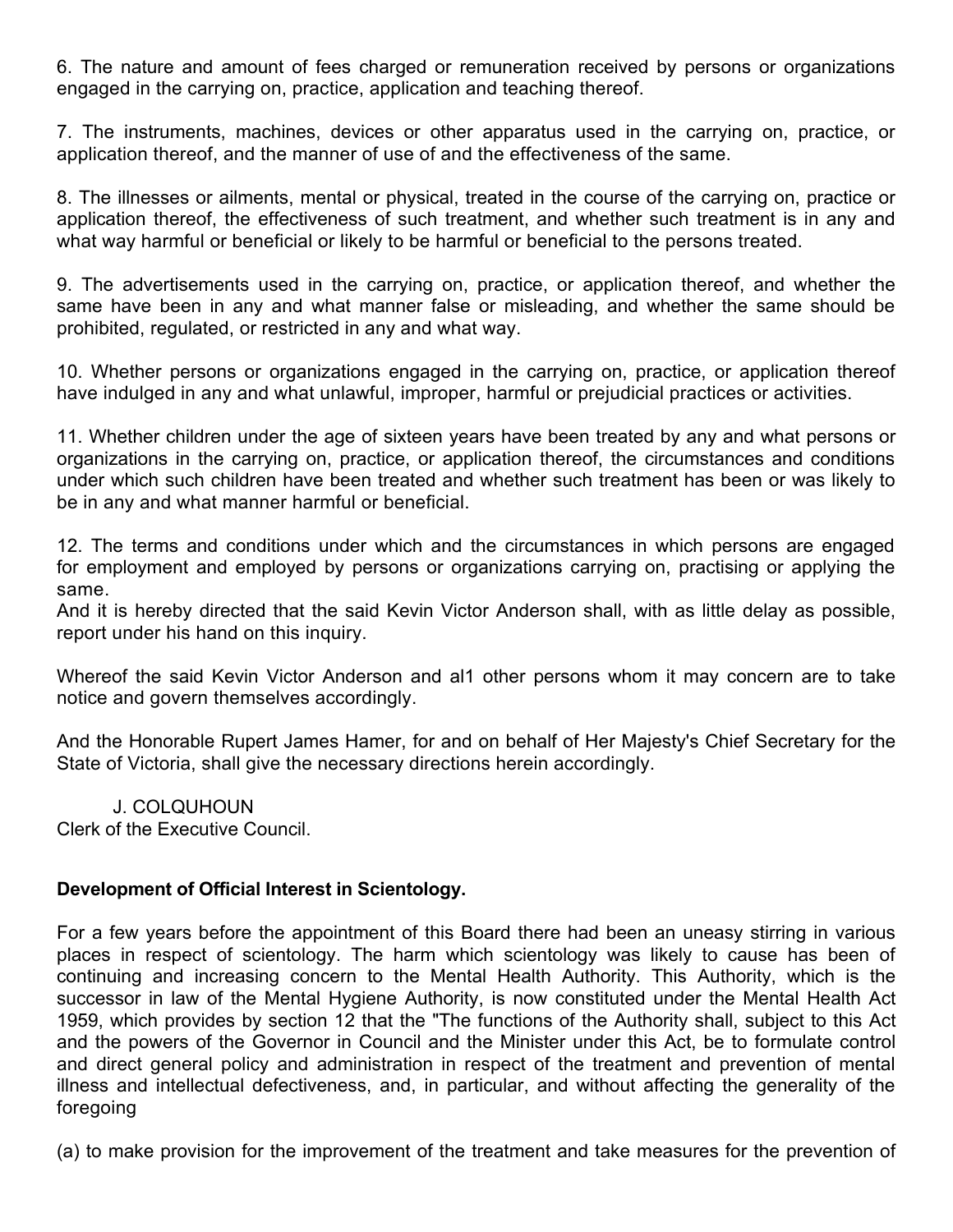6. The nature and amount of fees charged or remuneration received by persons or organizations engaged in the carrying on, practice, application and teaching thereof.

7. The instruments, machines, devices or other apparatus used in the carrying on, practice, or application thereof, and the manner of use of and the effectiveness of the same.

8. The illnesses or ailments, mental or physical, treated in the course of the carrying on, practice or application thereof, the effectiveness of such treatment, and whether such treatment is in any and what way harmful or beneficial or likely to be harmful or beneficial to the persons treated.

9. The advertisements used in the carrying on, practice, or application thereof, and whether the same have been in any and what manner false or misleading, and whether the same should be prohibited, regulated, or restricted in any and what way.

10. Whether persons or organizations engaged in the carrying on, practice, or application thereof have indulged in any and what unlawful, improper, harmful or prejudicial practices or activities.

11. Whether children under the age of sixteen years have been treated by any and what persons or organizations in the carrying on, practice, or application thereof, the circumstances and conditions under which such children have been treated and whether such treatment has been or was likely to be in any and what manner harmful or beneficial.

12. The terms and conditions under which and the circumstances in which persons are engaged for employment and employed by persons or organizations carrying on, practising or applying the same.

And it is hereby directed that the said Kevin Victor Anderson shall, with as little delay as possible, report under his hand on this inquiry.

Whereof the said Kevin Victor Anderson and al1 other persons whom it may concern are to take notice and govern themselves accordingly.

And the Honorable Rupert James Hamer, for and on behalf of Her Majesty's Chief Secretary for the State of Victoria, shall give the necessary directions herein accordingly.

J. COLQUHOUN
Clerk of the Executive Council.

**Development of Official Interest in Scientology.**

For a few years before the appointment of this Board there had been an uneasy stirring in various places in respect of scientology. The harm which scientology was likely to cause has been of continuing and increasing concern to the Mental Health Authority. This Authority, which is the successor in law of the Mental Hygiene Authority, is now constituted under the Mental Health Act 1959, which provides by section 12 that the "The functions of the Authority shall, subject to this Act and the powers of the Governor in Council and the Minister under this Act, be to formulate control and direct general policy and administration in respect of the treatment and prevention of mental illness and intellectual defectiveness, and, in particular, and without affecting the generality of the foregoing

(a) to make provision for the improvement of the treatment and take measures for the prevention of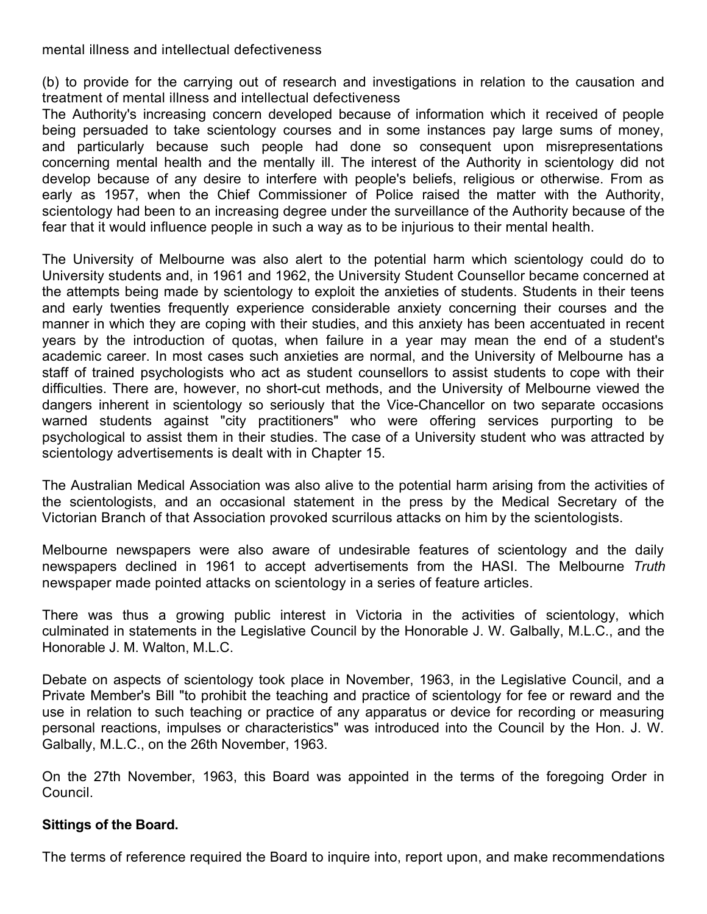mental illness and intellectual defectiveness

(b) to provide for the carrying out of research and investigations in relation to the causation and treatment of mental illness and intellectual defectiveness

The Authority's increasing concern developed because of information which it received of people being persuaded to take scientology courses and in some instances pay large sums of money, and particularly because such people had done so consequent upon misrepresentations concerning mental health and the mentally ill. The interest of the Authority in scientology did not develop because of any desire to interfere with people's beliefs, religious or otherwise. From as early as 1957, when the Chief Commissioner of Police raised the matter with the Authority, scientology had been to an increasing degree under the surveillance of the Authority because of the fear that it would influence people in such a way as to be injurious to their mental health.

The University of Melbourne was also alert to the potential harm which scientology could do to University students and, in 1961 and 1962, the University Student Counsellor became concerned at the attempts being made by scientology to exploit the anxieties of students. Students in their teens and early twenties frequently experience considerable anxiety concerning their courses and the manner in which they are coping with their studies, and this anxiety has been accentuated in recent years by the introduction of quotas, when failure in a year may mean the end of a student's academic career. In most cases such anxieties are normal, and the University of Melbourne has a staff of trained psychologists who act as student counsellors to assist students to cope with their difficulties. There are, however, no short-cut methods, and the University of Melbourne viewed the dangers inherent in scientology so seriously that the Vice-Chancellor on two separate occasions warned students against "city practitioners" who were offering services purporting to be psychological to assist them in their studies. The case of a University student who was attracted by scientology advertisements is dealt with in Chapter 15.

The Australian Medical Association was also alive to the potential harm arising from the activities of the scientologists, and an occasional statement in the press by the Medical Secretary of the Victorian Branch of that Association provoked scurrilous attacks on him by the scientologists.

Melbourne newspapers were also aware of undesirable features of scientology and the daily newspapers declined in 1961 to accept advertisements from the HASI. The Melbourne *Truth* newspaper made pointed attacks on scientology in a series of feature articles.

There was thus a growing public interest in Victoria in the activities of scientology, which culminated in statements in the Legislative Council by the Honorable J. W. Galbally, M.L.C., and the Honorable J. M. Walton, M.L.C.

Debate on aspects of scientology took place in November, 1963, in the Legislative Council, and a Private Member's Bill "to prohibit the teaching and practice of scientology for fee or reward and the use in relation to such teaching or practice of any apparatus or device for recording or measuring personal reactions, impulses or characteristics" was introduced into the Council by the Hon. J. W. Galbally, M.L.C., on the 26th November, 1963.

On the 27th November, 1963, this Board was appointed in the terms of the foregoing Order in Council.

**Sittings of the Board.**

The terms of reference required the Board to inquire into, report upon, and make recommendations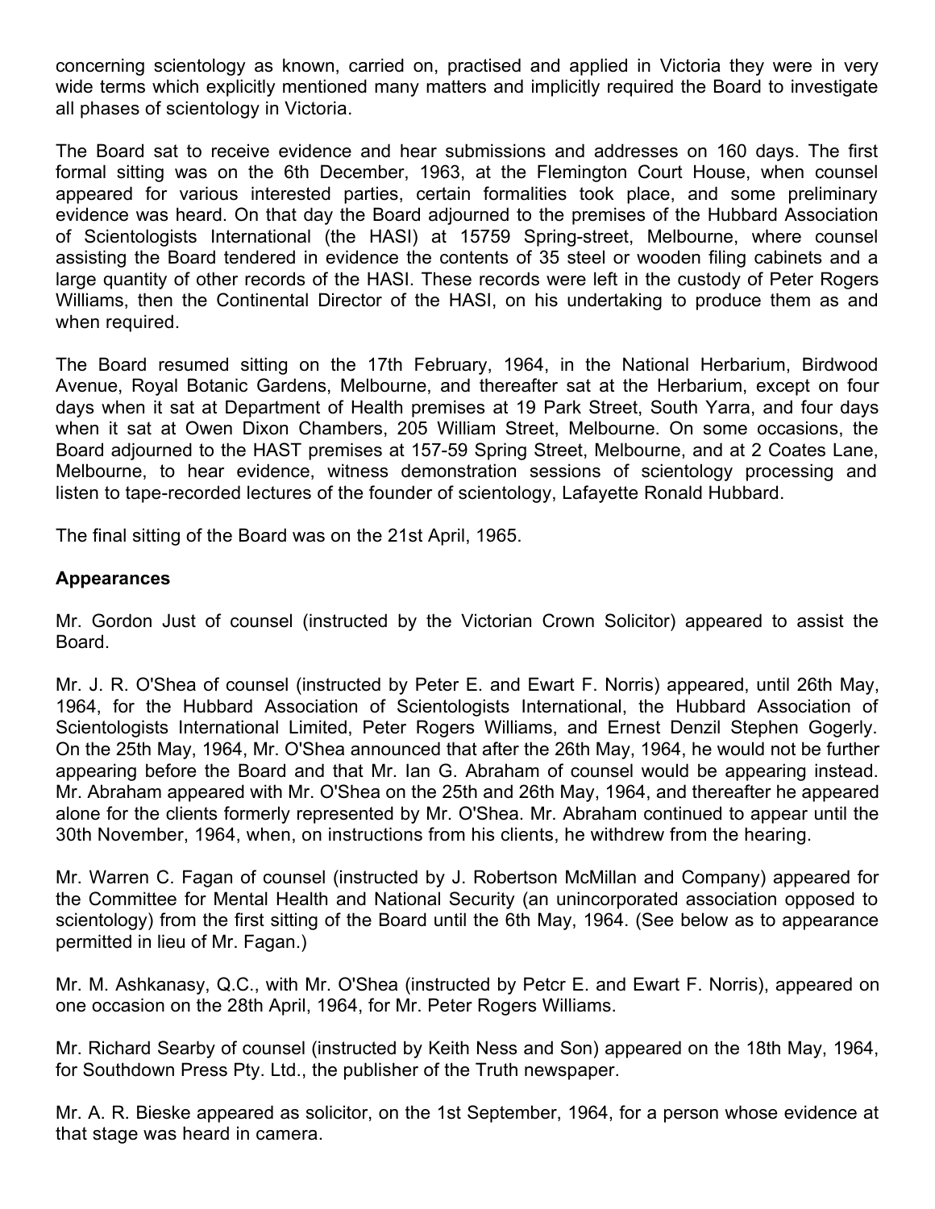concerning scientology as known, carried on, practised and applied in Victoria they were in very wide terms which explicitly mentioned many matters and implicitly required the Board to investigate all phases of scientology in Victoria.

The Board sat to receive evidence and hear submissions and addresses on 160 days. The first formal sitting was on the 6th December, 1963, at the Flemington Court House, when counsel appeared for various interested parties, certain formalities took place, and some preliminary evidence was heard. On that day the Board adjourned to the premises of the Hubbard Association of Scientologists International (the HASI) at 15759 Spring-street, Melbourne, where counsel assisting the Board tendered in evidence the contents of 35 steel or wooden filing cabinets and a large quantity of other records of the HASI. These records were left in the custody of Peter Rogers Williams, then the Continental Director of the HASI, on his undertaking to produce them as and when required.

The Board resumed sitting on the 17th February, 1964, in the National Herbarium, Birdwood Avenue, Royal Botanic Gardens, Melbourne, and thereafter sat at the Herbarium, except on four days when it sat at Department of Health premises at 19 Park Street, South Yarra, and four days when it sat at Owen Dixon Chambers, 205 William Street, Melbourne. On some occasions, the Board adjourned to the HAST premises at 157-59 Spring Street, Melbourne, and at 2 Coates Lane, Melbourne, to hear evidence, witness demonstration sessions of scientology processing and listen to tape-recorded lectures of the founder of scientology, Lafayette Ronald Hubbard.

The final sitting of the Board was on the 21st April, 1965.

**Appearances**

Mr. Gordon Just of counsel (instructed by the Victorian Crown Solicitor) appeared to assist the Board.

Mr. J. R. O'Shea of counsel (instructed by Peter E. and Ewart F. Norris) appeared, until 26th May, 1964, for the Hubbard Association of Scientologists International, the Hubbard Association of Scientologists International Limited, Peter Rogers Williams, and Ernest Denzil Stephen Gogerly. On the 25th May, 1964, Mr. O'Shea announced that after the 26th May, 1964, he would not be further appearing before the Board and that Mr. Ian G. Abraham of counsel would be appearing instead. Mr. Abraham appeared with Mr. O'Shea on the 25th and 26th May, 1964, and thereafter he appeared alone for the clients formerly represented by Mr. O'Shea. Mr. Abraham continued to appear until the 30th November, 1964, when, on instructions from his clients, he withdrew from the hearing.

Mr. Warren C. Fagan of counsel (instructed by J. Robertson McMillan and Company) appeared for the Committee for Mental Health and National Security (an unincorporated association opposed to scientology) from the first sitting of the Board until the 6th May, 1964. (See below as to appearance permitted in lieu of Mr. Fagan.)

Mr. M. Ashkanasy, Q.C., with Mr. O'Shea (instructed by Petcr E. and Ewart F. Norris), appeared on one occasion on the 28th April, 1964, for Mr. Peter Rogers Williams.

Mr. Richard Searby of counsel (instructed by Keith Ness and Son) appeared on the 18th May, 1964, for Southdown Press Pty. Ltd., the publisher of the Truth newspaper.

Mr. A. R. Bieske appeared as solicitor, on the 1st September, 1964, for a person whose evidence at that stage was heard in camera.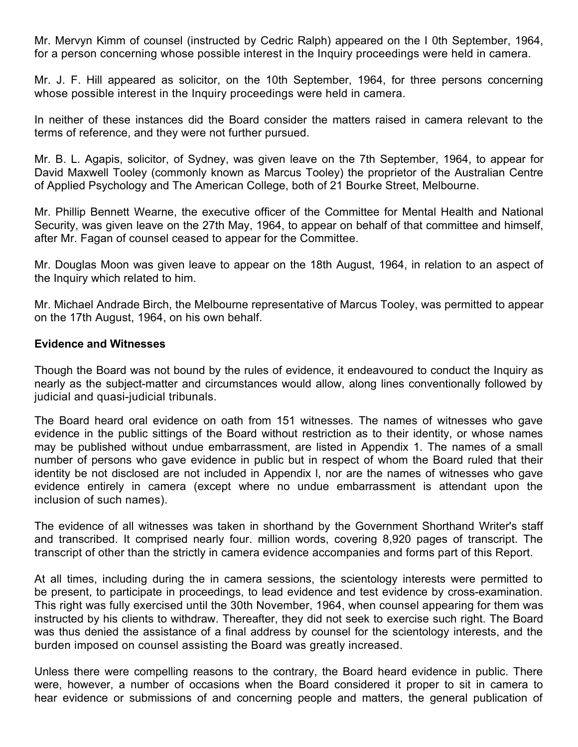Mr. Mervyn Kimm of counsel (instructed by Cedric Ralph) appeared on the I 0th September, 1964, for a person concerning whose possible interest in the Inquiry proceedings were held in camera.

Mr. J. F. Hill appeared as solicitor, on the 10th September, 1964, for three persons concerning whose possible interest in the Inquiry proceedings were held in camera.

In neither of these instances did the Board consider the matters raised in camera relevant to the terms of reference, and they were not further pursued.

Mr. B. L. Agapis, solicitor, of Sydney, was given leave on the 7th September, 1964, to appear for David Maxwell Tooley (commonly known as Marcus Tooley) the proprietor of the Australian Centre of Applied Psychology and The American College, both of 21 Bourke Street, Melbourne.

Mr. Phillip Bennett Wearne, the executive officer of the Committee for Mental Health and National Security, was given leave on the 27th May, 1964, to appear on behalf of that committee and himself, after Mr. Fagan of counsel ceased to appear for the Committee.

Mr. Douglas Moon was given leave to appear on the 18th August, 1964, in relation to an aspect of the Inquiry which related to him.

Mr. Michael Andrade Birch, the Melbourne representative of Marcus Tooley, was permitted to appear on the 17th August, 1964, on his own behalf.

**Evidence and Witnesses**

Though the Board was not bound by the rules of evidence, it endeavoured to conduct the Inquiry as nearly as the subject-matter and circumstances would allow, along lines conventionally followed by judicial and quasi-judicial tribunals.

The Board heard oral evidence on oath from 151 witnesses. The names of witnesses who gave evidence in the public sittings of the Board without restriction as to their identity, or whose names may be published without undue embarrassment, are listed in Appendix 1. The names of a small number of persons who gave evidence in public but in respect of whom the Board ruled that their identity be not disclosed are not included in Appendix l, nor are the names of witnesses who gave evidence entirely in camera (except where no undue embarrassment is attendant upon the inclusion of such names).

The evidence of all witnesses was taken in shorthand by the Government Shorthand Writer's staff and transcribed. It comprised nearly four. million words, covering 8,920 pages of transcript. The transcript of other than the strictly in camera evidence accompanies and forms part of this Report.

At all times, including during the in camera sessions, the scientology interests were permitted to be present, to participate in proceedings, to lead evidence and test evidence by cross-examination. This right was fully exercised until the 30th November, 1964, when counsel appearing for them was instructed by his clients to withdraw. Thereafter, they did not seek to exercise such right. The Board was thus denied the assistance of a final address by counsel for the scientology interests, and the burden imposed on counsel assisting the Board was greatly increased.

Unless there were compelling reasons to the contrary, the Board heard evidence in public. There were, however, a number of occasions when the Board considered it proper to sit in camera to hear evidence or submissions of and concerning people and matters, the general publication of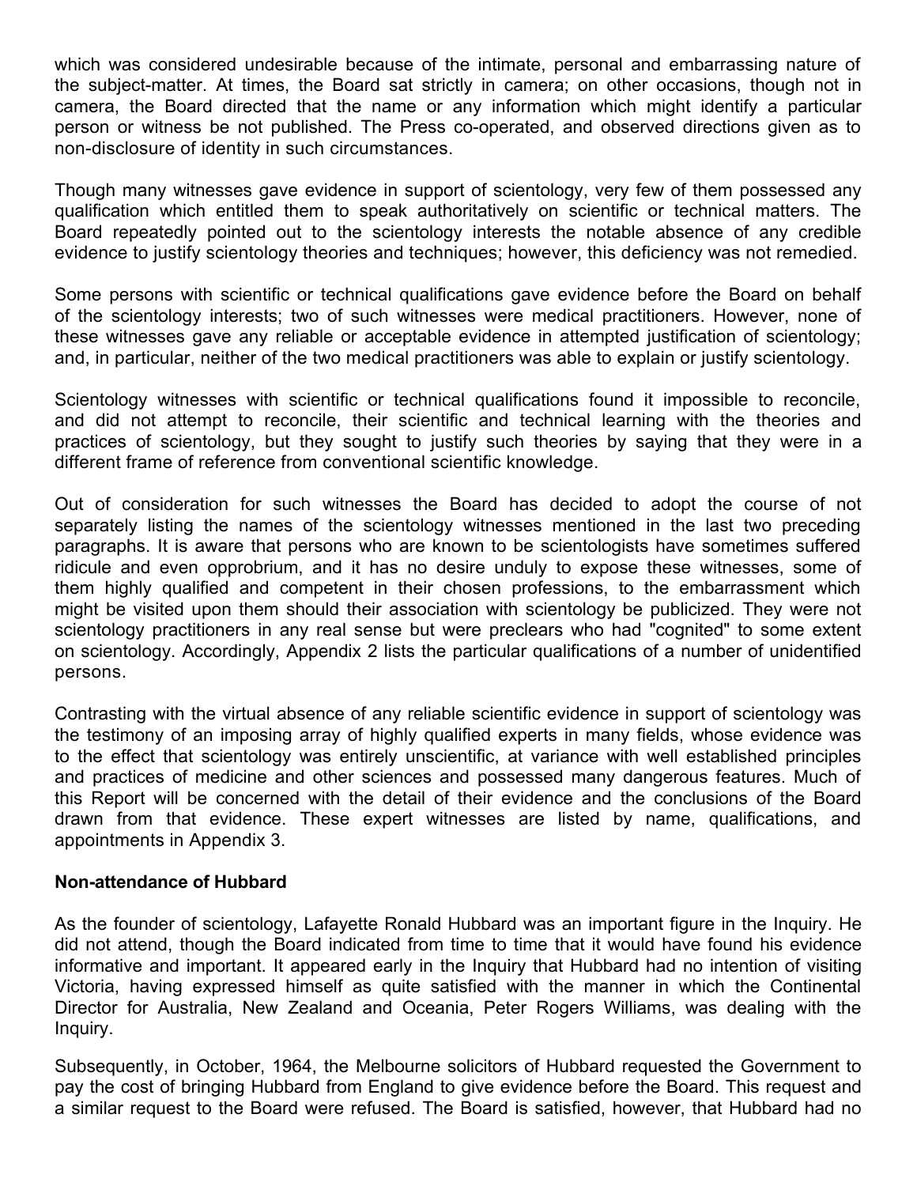which was considered undesirable because of the intimate, personal and embarrassing nature of the subject-matter. At times, the Board sat strictly in camera; on other occasions, though not in camera, the Board directed that the name or any information which might identify a particular person or witness be not published. The Press co-operated, and observed directions given as to non-disclosure of identity in such circumstances.

Though many witnesses gave evidence in support of scientology, very few of them possessed any qualification which entitled them to speak authoritatively on scientific or technical matters. The Board repeatedly pointed out to the scientology interests the notable absence of any credible evidence to justify scientology theories and techniques; however, this deficiency was not remedied.

Some persons with scientific or technical qualifications gave evidence before the Board on behalf of the scientology interests; two of such witnesses were medical practitioners. However, none of these witnesses gave any reliable or acceptable evidence in attempted justification of scientology; and, in particular, neither of the two medical practitioners was able to explain or justify scientology.

Scientology witnesses with scientific or technical qualifications found it impossible to reconcile, and did not attempt to reconcile, their scientific and technical learning with the theories and practices of scientology, but they sought to justify such theories by saying that they were in a different frame of reference from conventional scientific knowledge.

Out of consideration for such witnesses the Board has decided to adopt the course of not separately listing the names of the scientology witnesses mentioned in the last two preceding paragraphs. It is aware that persons who are known to be scientologists have sometimes suffered ridicule and even opprobrium, and it has no desire unduly to expose these witnesses, some of them highly qualified and competent in their chosen professions, to the embarrassment which might be visited upon them should their association with scientology be publicized. They were not scientology practitioners in any real sense but were preclears who had "cognited" to some extent on scientology. Accordingly, Appendix 2 lists the particular qualifications of a number of unidentified persons.

Contrasting with the virtual absence of any reliable scientific evidence in support of scientology was the testimony of an imposing array of highly qualified experts in many fields, whose evidence was to the effect that scientology was entirely unscientific, at variance with well established principles and practices of medicine and other sciences and possessed many dangerous features. Much of this Report will be concerned with the detail of their evidence and the conclusions of the Board drawn from that evidence. These expert witnesses are listed by name, qualifications, and appointments in Appendix 3.

**Non-attendance of Hubbard**

As the founder of scientology, Lafayette Ronald Hubbard was an important figure in the Inquiry. He did not attend, though the Board indicated from time to time that it would have found his evidence informative and important. It appeared early in the Inquiry that Hubbard had no intention of visiting Victoria, having expressed himself as quite satisfied with the manner in which the Continental Director for Australia, New Zealand and Oceania, Peter Rogers Williams, was dealing with the Inquiry.

Subsequently, in October, 1964, the Melbourne solicitors of Hubbard requested the Government to pay the cost of bringing Hubbard from England to give evidence before the Board. This request and a similar request to the Board were refused. The Board is satisfied, however, that Hubbard had no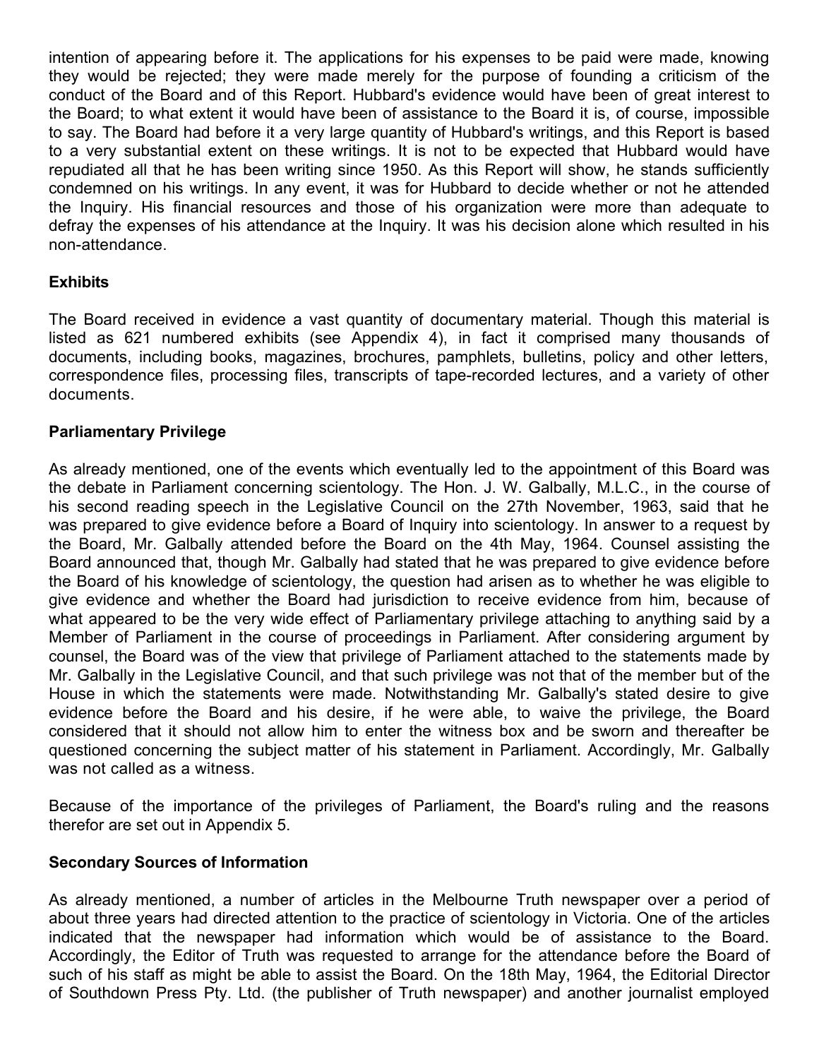intention of appearing before it. The applications for his expenses to be paid were made, knowing they would be rejected; they were made merely for the purpose of founding a criticism of the conduct of the Board and of this Report. Hubbard's evidence would have been of great interest to the Board; to what extent it would have been of assistance to the Board it is, of course, impossible to say. The Board had before it a very large quantity of Hubbard's writings, and this Report is based to a very substantial extent on these writings. It is not to be expected that Hubbard would have repudiated all that he has been writing since 1950. As this Report will show, he stands sufficiently condemned on his writings. In any event, it was for Hubbard to decide whether or not he attended the Inquiry. His financial resources and those of his organization were more than adequate to defray the expenses of his attendance at the Inquiry. It was his decision alone which resulted in his non-attendance.

**Exhibits**

The Board received in evidence a vast quantity of documentary material. Though this material is listed as 621 numbered exhibits (see Appendix 4), in fact it comprised many thousands of documents, including books, magazines, brochures, pamphlets, bulletins, policy and other letters, correspondence files, processing files, transcripts of tape-recorded lectures, and a variety of other documents.

**Parliamentary Privilege**

As already mentioned, one of the events which eventually led to the appointment of this Board was the debate in Parliament concerning scientology. The Hon. J. W. Galbally, M.L.C., in the course of his second reading speech in the Legislative Council on the 27th November, 1963, said that he was prepared to give evidence before a Board of Inquiry into scientology. In answer to a request by the Board, Mr. Galbally attended before the Board on the 4th May, 1964. Counsel assisting the Board announced that, though Mr. Galbally had stated that he was prepared to give evidence before the Board of his knowledge of scientology, the question had arisen as to whether he was eligible to give evidence and whether the Board had jurisdiction to receive evidence from him, because of what appeared to be the very wide effect of Parliamentary privilege attaching to anything said by a Member of Parliament in the course of proceedings in Parliament. After considering argument by counsel, the Board was of the view that privilege of Parliament attached to the statements made by Mr. Galbally in the Legislative Council, and that such privilege was not that of the member but of the House in which the statements were made. Notwithstanding Mr. Galbally's stated desire to give evidence before the Board and his desire, if he were able, to waive the privilege, the Board considered that it should not allow him to enter the witness box and be sworn and thereafter be questioned concerning the subject matter of his statement in Parliament. Accordingly, Mr. Galbally was not called as a witness.

Because of the importance of the privileges of Parliament, the Board's ruling and the reasons therefor are set out in Appendix 5.

**Secondary Sources of Information**

As already mentioned, a number of articles in the Melbourne Truth newspaper over a period of about three years had directed attention to the practice of scientology in Victoria. One of the articles indicated that the newspaper had information which would be of assistance to the Board. Accordingly, the Editor of Truth was requested to arrange for the attendance before the Board of such of his staff as might be able to assist the Board. On the 18th May, 1964, the Editorial Director of Southdown Press Pty. Ltd. (the publisher of Truth newspaper) and another journalist employed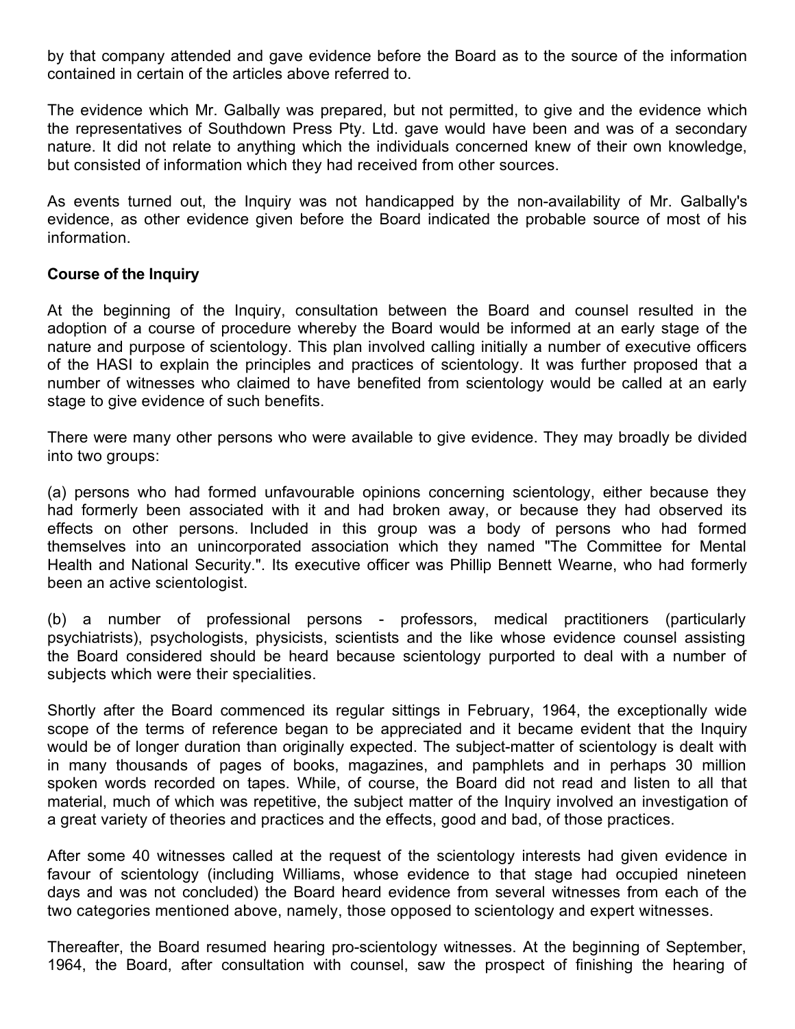by that company attended and gave evidence before the Board as to the source of the information contained in certain of the articles above referred to.

The evidence which Mr. Galbally was prepared, but not permitted, to give and the evidence which the representatives of Southdown Press Pty. Ltd. gave would have been and was of a secondary nature. It did not relate to anything which the individuals concerned knew of their own knowledge, but consisted of information which they had received from other sources.

As events turned out, the Inquiry was not handicapped by the non-availability of Mr. Galbally's evidence, as other evidence given before the Board indicated the probable source of most of his information.

**Course of the Inquiry**

At the beginning of the Inquiry, consultation between the Board and counsel resulted in the adoption of a course of procedure whereby the Board would be informed at an early stage of the nature and purpose of scientology. This plan involved calling initially a number of executive officers of the HASI to explain the principles and practices of scientology. It was further proposed that a number of witnesses who claimed to have benefited from scientology would be called at an early stage to give evidence of such benefits.

There were many other persons who were available to give evidence. They may broadly be divided into two groups:

(a) persons who had formed unfavourable opinions concerning scientology, either because they had formerly been associated with it and had broken away, or because they had observed its effects on other persons. Included in this group was a body of persons who had formed themselves into an unincorporated association which they named "The Committee for Mental Health and National Security.". Its executive officer was Phillip Bennett Wearne, who had formerly been an active scientologist.

(b) a number of professional persons - professors, medical practitioners (particularly psychiatrists), psychologists, physicists, scientists and the like whose evidence counsel assisting the Board considered should be heard because scientology purported to deal with a number of subjects which were their specialities.

Shortly after the Board commenced its regular sittings in February, 1964, the exceptionally wide scope of the terms of reference began to be appreciated and it became evident that the Inquiry would be of longer duration than originally expected. The subject-matter of scientology is dealt with in many thousands of pages of books, magazines, and pamphlets and in perhaps 30 million spoken words recorded on tapes. While, of course, the Board did not read and listen to all that material, much of which was repetitive, the subject matter of the Inquiry involved an investigation of a great variety of theories and practices and the effects, good and bad, of those practices.

After some 40 witnesses called at the request of the scientology interests had given evidence in favour of scientology (including Williams, whose evidence to that stage had occupied nineteen days and was not concluded) the Board heard evidence from several witnesses from each of the two categories mentioned above, namely, those opposed to scientology and expert witnesses.

Thereafter, the Board resumed hearing pro-scientology witnesses. At the beginning of September, 1964, the Board, after consultation with counsel, saw the prospect of finishing the hearing of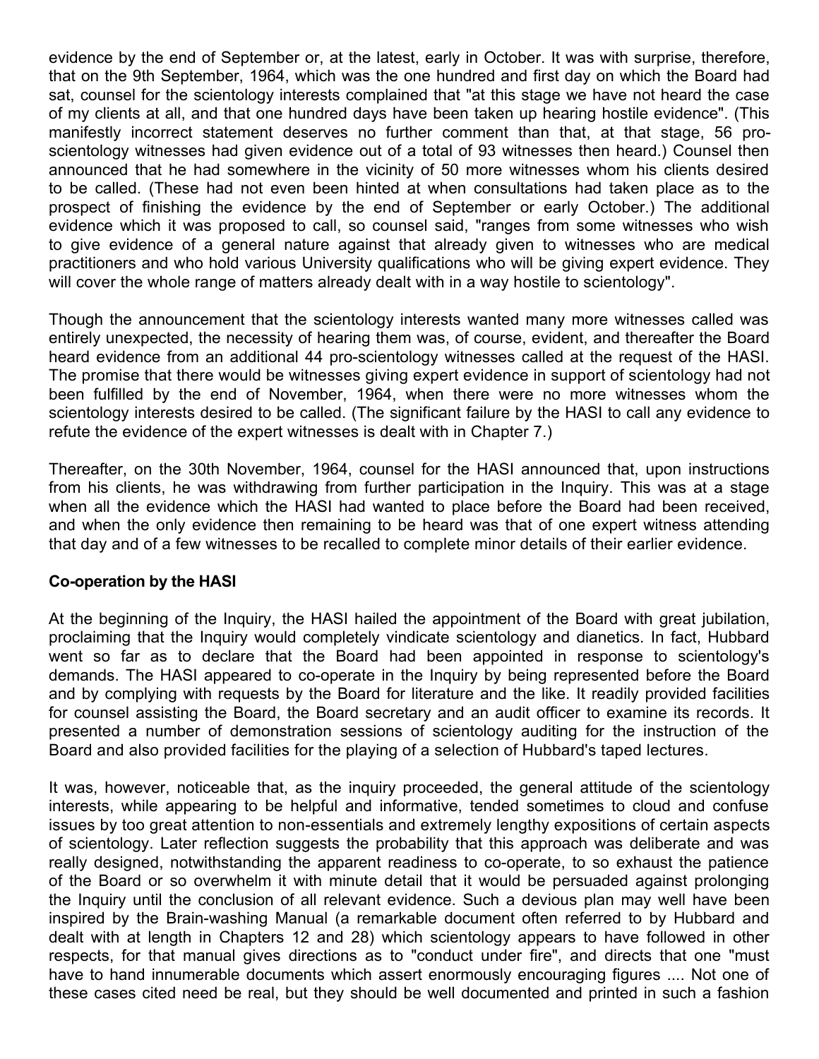evidence by the end of September or, at the latest, early in October. It was with surprise, therefore, that on the 9th September, 1964, which was the one hundred and first day on which the Board had sat, counsel for the scientology interests complained that "at this stage we have not heard the case of my clients at all, and that one hundred days have been taken up hearing hostile evidence". (This manifestly incorrect statement deserves no further comment than that, at that stage, 56 pro-scientology witnesses had given evidence out of a total of 93 witnesses then heard.) Counsel then announced that he had somewhere in the vicinity of 50 more witnesses whom his clients desired to be called. (These had not even been hinted at when consultations had taken place as to the prospect of finishing the evidence by the end of September or early October.) The additional evidence which it was proposed to call, so counsel said, "ranges from some witnesses who wish to give evidence of a general nature against that already given to witnesses who are medical practitioners and who hold various University qualifications who will be giving expert evidence. They will cover the whole range of matters already dealt with in a way hostile to scientology".

Though the announcement that the scientology interests wanted many more witnesses called was entirely unexpected, the necessity of hearing them was, of course, evident, and thereafter the Board heard evidence from an additional 44 pro-scientology witnesses called at the request of the HASI. The promise that there would be witnesses giving expert evidence in support of scientology had not been fulfilled by the end of November, 1964, when there were no more witnesses whom the scientology interests desired to be called. (The significant failure by the HASI to call any evidence to refute the evidence of the expert witnesses is dealt with in Chapter 7.)

Thereafter, on the 30th November, 1964, counsel for the HASI announced that, upon instructions from his clients, he was withdrawing from further participation in the Inquiry. This was at a stage when all the evidence which the HASI had wanted to place before the Board had been received, and when the only evidence then remaining to be heard was that of one expert witness attending that day and of a few witnesses to be recalled to complete minor details of their earlier evidence.

**Co-operation by the HASI**

At the beginning of the Inquiry, the HASI hailed the appointment of the Board with great jubilation, proclaiming that the Inquiry would completely vindicate scientology and dianetics. In fact, Hubbard went so far as to declare that the Board had been appointed in response to scientology's demands. The HASI appeared to co-operate in the Inquiry by being represented before the Board and by complying with requests by the Board for literature and the like. It readily provided facilities for counsel assisting the Board, the Board secretary and an audit officer to examine its records. It presented a number of demonstration sessions of scientology auditing for the instruction of the Board and also provided facilities for the playing of a selection of Hubbard's taped lectures.

It was, however, noticeable that, as the inquiry proceeded, the general attitude of the scientology interests, while appearing to be helpful and informative, tended sometimes to cloud and confuse issues by too great attention to non-essentials and extremely lengthy expositions of certain aspects of scientology. Later reflection suggests the probability that this approach was deliberate and was really designed, notwithstanding the apparent readiness to co-operate, to so exhaust the patience of the Board or so overwhelm it with minute detail that it would be persuaded against prolonging the Inquiry until the conclusion of all relevant evidence. Such a devious plan may well have been inspired by the Brain-washing Manual (a remarkable document often referred to by Hubbard and dealt with at length in Chapters 12 and 28) which scientology appears to have followed in other respects, for that manual gives directions as to "conduct under fire", and directs that one "must have to hand innumerable documents which assert enormously encouraging figures .... Not one of these cases cited need be real, but they should be well documented and printed in such a fashion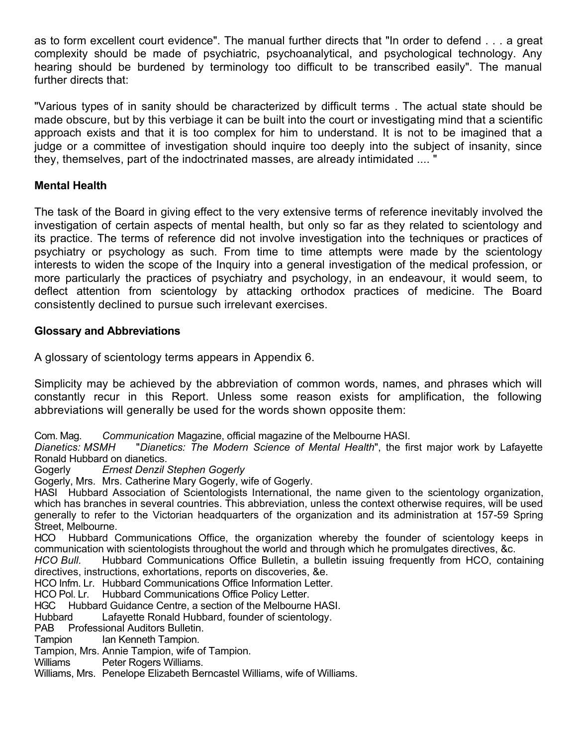as to form excellent court evidence". The manual further directs that "In order to defend . . . a great complexity should be made of psychiatric, psychoanalytical, and psychological technology. Any hearing should be burdened by terminology too difficult to be transcribed easily". The manual further directs that:

"Various types of in sanity should be characterized by difficult terms . The actual state should be made obscure, but by this verbiage it can be built into the court or investigating mind that a scientific approach exists and that it is too complex for him to understand. It is not to be imagined that a judge or a committee of investigation should inquire too deeply into the subject of insanity, since they, themselves, part of the indoctrinated masses, are already intimidated .... "

**Mental Health**

The task of the Board in giving effect to the very extensive terms of reference inevitably involved the investigation of certain aspects of mental health, but only so far as they related to scientology and its practice. The terms of reference did not involve investigation into the techniques or practices of psychiatry or psychology as such. From time to time attempts were made by the scientology interests to widen the scope of the Inquiry into a general investigation of the medical profession, or more particularly the practices of psychiatry and psychology, in an endeavour, it would seem, to deflect attention from scientology by attacking orthodox practices of medicine. The Board consistently declined to pursue such irrelevant exercises.

**Glossary and Abbreviations**

A glossary of scientology terms appears in Appendix 6.

Simplicity may be achieved by the abbreviation of common words, names, and phrases which will constantly recur in this Report. Unless some reason exists for amplification, the following abbreviations will generally be used for the words shown opposite them:

Com. Mag. *Communication* Magazine, official magazine of the Melbourne HASI.
*Dianetics: MSMH* "*Dianetics: The Modern Science of Mental Health*", the first major work by Lafayette Ronald Hubbard on dianetics.
Gogerly *Ernest Denzil Stephen Gogerly*
Gogerly, Mrs. Mrs. Catherine Mary Gogerly, wife of Gogerly.
HASI Hubbard Association of Scientologists International, the name given to the scientology organization, which has branches in several countries. This abbreviation, unless the context otherwise requires, will be used generally to refer to the Victorian headquarters of the organization and its administration at 157-59 Spring Street, Melbourne.
HCO Hubbard Communications Office, the organization whereby the founder of scientology keeps in communication with scientologists throughout the world and through which he promulgates directives, &c.
*HCO Bull*. Hubbard Communications Office Bulletin, a bulletin issuing frequently from HCO, containing directives, instructions, exhortations, reports on discoveries, &e.
HCO Infm. Lr. Hubbard Communications Office Information Letter.
HCO Pol. Lr. Hubbard Communications Office Policy Letter.
HGC Hubbard Guidance Centre, a section of the Melbourne HASI.
Hubbard Lafayette Ronald Hubbard, founder of scientology.
PAB Professional Auditors Bulletin.
Tampion Ian Kenneth Tampion.
Tampion, Mrs. Annie Tampion, wife of Tampion.
Williams Peter Rogers Williams.
Williams, Mrs. Penelope Elizabeth Berncastel Williams, wife of Williams.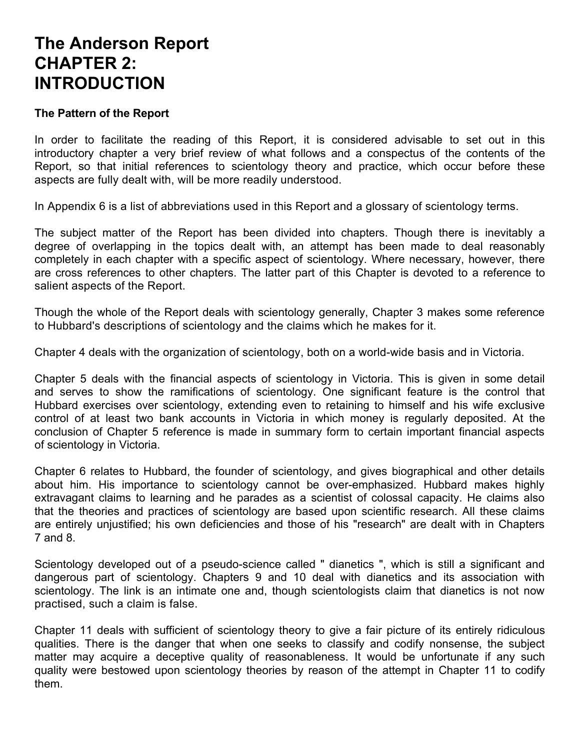# The Anderson Report CHAPTER 2: INTRODUCTION

**The Pattern of the Report**

In order to facilitate the reading of this Report, it is considered advisable to set out in this introductory chapter a very brief review of what follows and a conspectus of the contents of the Report, so that initial references to scientology theory and practice, which occur before these aspects are fully dealt with, will be more readily understood.

In Appendix 6 is a list of abbreviations used in this Report and a glossary of scientology terms.

The subject matter of the Report has been divided into chapters. Though there is inevitably a degree of overlapping in the topics dealt with, an attempt has been made to deal reasonably completely in each chapter with a specific aspect of scientology. Where necessary, however, there are cross references to other chapters. The latter part of this Chapter is devoted to a reference to salient aspects of the Report.

Though the whole of the Report deals with scientology generally, Chapter 3 makes some reference to Hubbard's descriptions of scientology and the claims which he makes for it.

Chapter 4 deals with the organization of scientology, both on a world-wide basis and in Victoria.

Chapter 5 deals with the financial aspects of scientology in Victoria. This is given in some detail and serves to show the ramifications of scientology. One significant feature is the control that Hubbard exercises over scientology, extending even to retaining to himself and his wife exclusive control of at least two bank accounts in Victoria in which money is regularly deposited. At the conclusion of Chapter 5 reference is made in summary form to certain important financial aspects of scientology in Victoria.

Chapter 6 relates to Hubbard, the founder of scientology, and gives biographical and other details about him. His importance to scientology cannot be over-emphasized. Hubbard makes highly extravagant claims to learning and he parades as a scientist of colossal capacity. He claims also that the theories and practices of scientology are based upon scientific research. All these claims are entirely unjustified; his own deficiencies and those of his "research" are dealt with in Chapters 7 and 8.

Scientology developed out of a pseudo-science called " dianetics ", which is still a significant and dangerous part of scientology. Chapters 9 and 10 deal with dianetics and its association with scientology. The link is an intimate one and, though scientologists claim that dianetics is not now practised, such a claim is false.

Chapter 11 deals with sufficient of scientology theory to give a fair picture of its entirely ridiculous qualities. There is the danger that when one seeks to classify and codify nonsense, the subject matter may acquire a deceptive quality of reasonableness. It would be unfortunate if any such quality were bestowed upon scientology theories by reason of the attempt in Chapter 11 to codify them.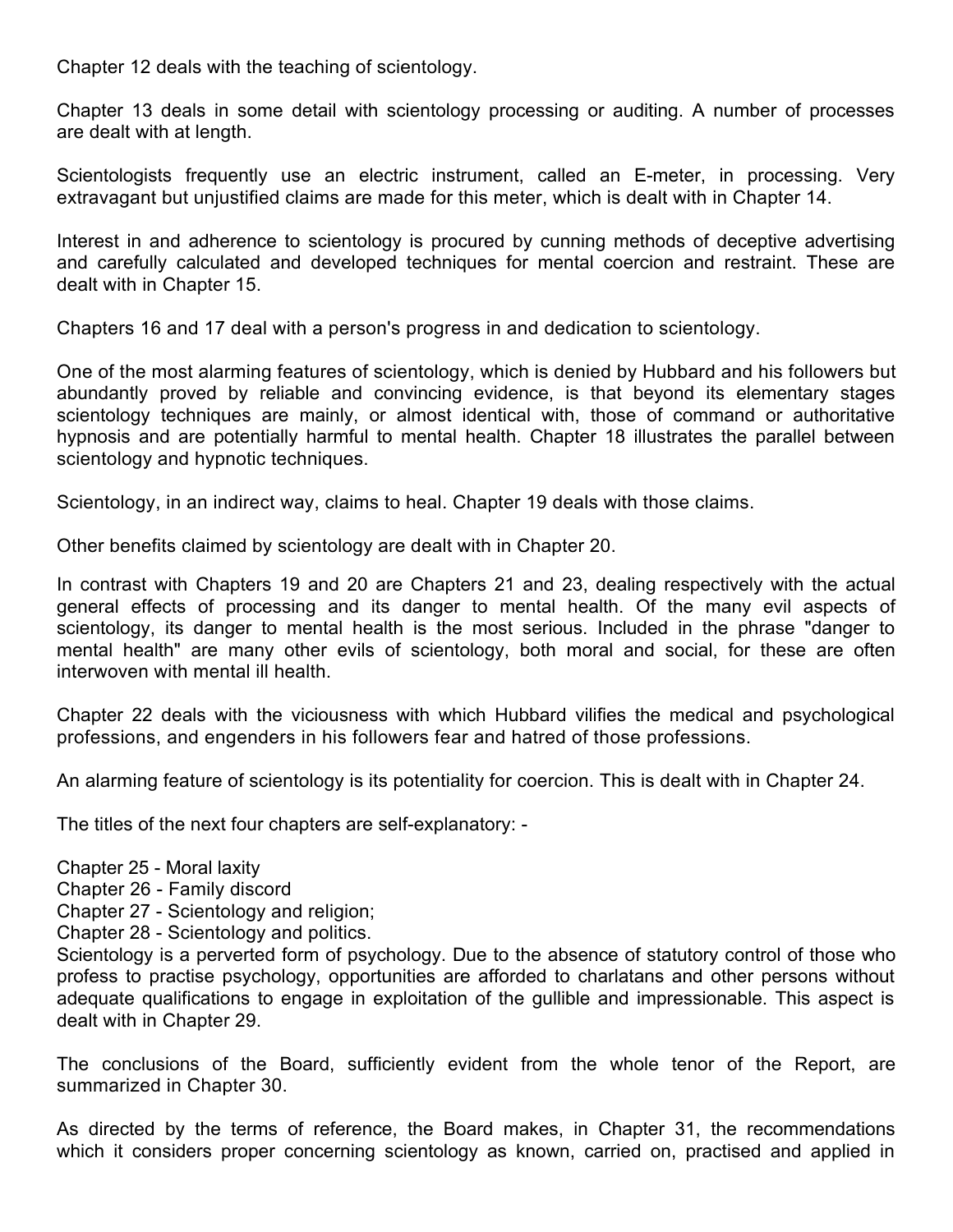Chapter 12 deals with the teaching of scientology.

Chapter 13 deals in some detail with scientology processing or auditing. A number of processes are dealt with at length.

Scientologists frequently use an electric instrument, called an E-meter, in processing. Very extravagant but unjustified claims are made for this meter, which is dealt with in Chapter 14.

Interest in and adherence to scientology is procured by cunning methods of deceptive advertising and carefully calculated and developed techniques for mental coercion and restraint. These are dealt with in Chapter 15.

Chapters 16 and 17 deal with a person's progress in and dedication to scientology.

One of the most alarming features of scientology, which is denied by Hubbard and his followers but abundantly proved by reliable and convincing evidence, is that beyond its elementary stages scientology techniques are mainly, or almost identical with, those of command or authoritative hypnosis and are potentially harmful to mental health. Chapter 18 illustrates the parallel between scientology and hypnotic techniques.

Scientology, in an indirect way, claims to heal. Chapter 19 deals with those claims.

Other benefits claimed by scientology are dealt with in Chapter 20.

In contrast with Chapters 19 and 20 are Chapters 21 and 23, dealing respectively with the actual general effects of processing and its danger to mental health. Of the many evil aspects of scientology, its danger to mental health is the most serious. Included in the phrase "danger to mental health" are many other evils of scientology, both moral and social, for these are often interwoven with mental ill health.

Chapter 22 deals with the viciousness with which Hubbard vilifies the medical and psychological professions, and engenders in his followers fear and hatred of those professions.

An alarming feature of scientology is its potentiality for coercion. This is dealt with in Chapter 24.

The titles of the next four chapters are self-explanatory: -

Chapter 25 - Moral laxity
Chapter 26 - Family discord
Chapter 27 - Scientology and religion;
Chapter 28 - Scientology and politics.

Scientology is a perverted form of psychology. Due to the absence of statutory control of those who profess to practise psychology, opportunities are afforded to charlatans and other persons without adequate qualifications to engage in exploitation of the gullible and impressionable. This aspect is dealt with in Chapter 29.

The conclusions of the Board, sufficiently evident from the whole tenor of the Report, are summarized in Chapter 30.

As directed by the terms of reference, the Board makes, in Chapter 31, the recommendations which it considers proper concerning scientology as known, carried on, practised and applied in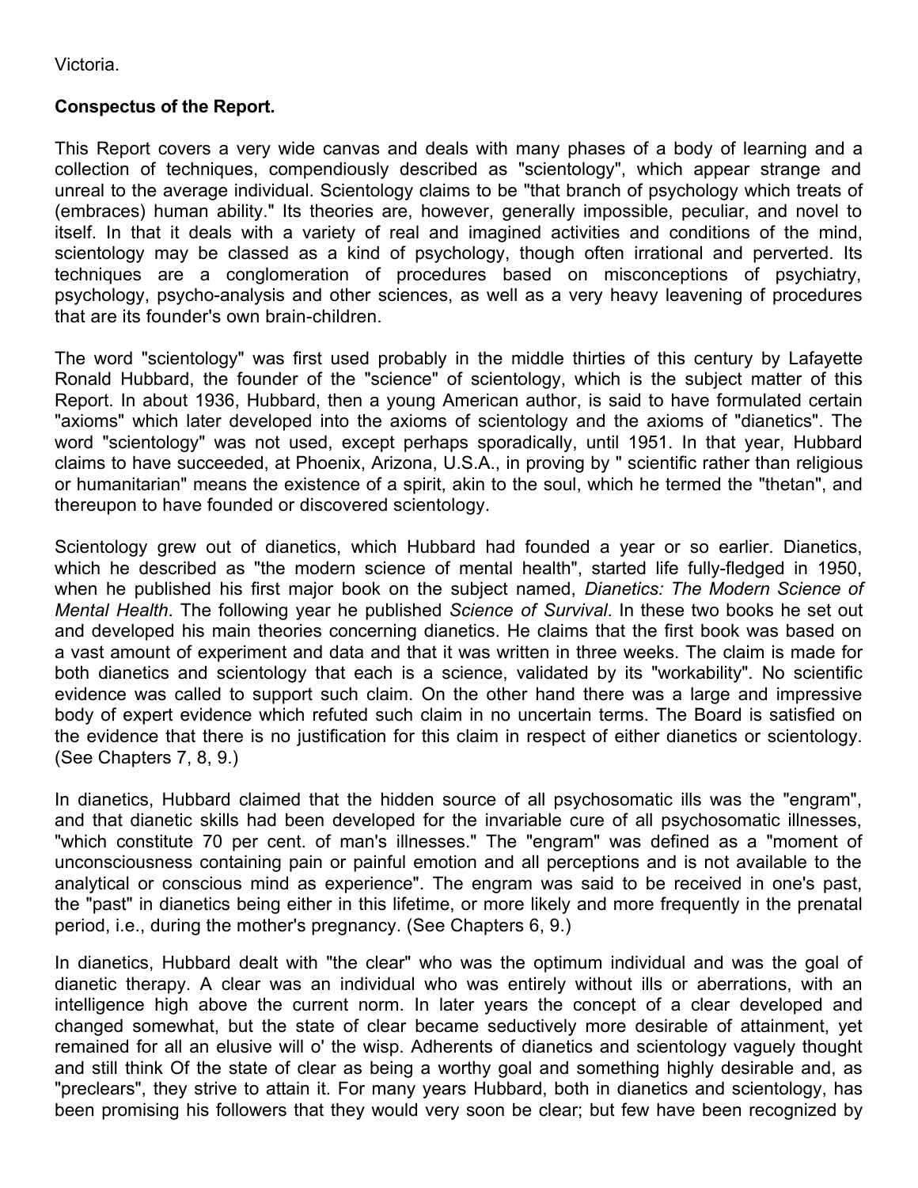Victoria.

**Conspectus of the Report.**

This Report covers a very wide canvas and deals with many phases of a body of learning and a collection of techniques, compendiously described as "scientology", which appear strange and unreal to the average individual. Scientology claims to be "that branch of psychology which treats of (embraces) human ability." Its theories are, however, generally impossible, peculiar, and novel to itself. In that it deals with a variety of real and imagined activities and conditions of the mind, scientology may be classed as a kind of psychology, though often irrational and perverted. Its techniques are a conglomeration of procedures based on misconceptions of psychiatry, psychology, psycho-analysis and other sciences, as well as a very heavy leavening of procedures that are its founder's own brain-children.

The word "scientology" was first used probably in the middle thirties of this century by Lafayette Ronald Hubbard, the founder of the "science" of scientology, which is the subject matter of this Report. In about 1936, Hubbard, then a young American author, is said to have formulated certain "axioms" which later developed into the axioms of scientology and the axioms of "dianetics". The word "scientology" was not used, except perhaps sporadically, until 1951. In that year, Hubbard claims to have succeeded, at Phoenix, Arizona, U.S.A., in proving by " scientific rather than religious or humanitarian" means the existence of a spirit, akin to the soul, which he termed the "thetan", and thereupon to have founded or discovered scientology.

Scientology grew out of dianetics, which Hubbard had founded a year or so earlier. Dianetics, which he described as "the modern science of mental health", started life fully-fledged in 1950, when he published his first major book on the subject named, *Dianetics: The Modern Science of Mental Health*. The following year he published *Science of Survival*. In these two books he set out and developed his main theories concerning dianetics. He claims that the first book was based on a vast amount of experiment and data and that it was written in three weeks. The claim is made for both dianetics and scientology that each is a science, validated by its "workability". No scientific evidence was called to support such claim. On the other hand there was a large and impressive body of expert evidence which refuted such claim in no uncertain terms. The Board is satisfied on the evidence that there is no justification for this claim in respect of either dianetics or scientology. (See Chapters 7, 8, 9.)

In dianetics, Hubbard claimed that the hidden source of all psychosomatic ills was the "engram", and that dianetic skills had been developed for the invariable cure of all psychosomatic illnesses, "which constitute 70 per cent. of man's illnesses." The "engram" was defined as a "moment of unconsciousness containing pain or painful emotion and all perceptions and is not available to the analytical or conscious mind as experience". The engram was said to be received in one's past, the "past" in dianetics being either in this lifetime, or more likely and more frequently in the prenatal period, i.e., during the mother's pregnancy. (See Chapters 6, 9.)

In dianetics, Hubbard dealt with "the clear" who was the optimum individual and was the goal of dianetic therapy. A clear was an individual who was entirely without ills or aberrations, with an intelligence high above the current norm. In later years the concept of a clear developed and changed somewhat, but the state of clear became seductively more desirable of attainment, yet remained for all an elusive will o' the wisp. Adherents of dianetics and scientology vaguely thought and still think Of the state of clear as being a worthy goal and something highly desirable and, as "preclears", they strive to attain it. For many years Hubbard, both in dianetics and scientology, has been promising his followers that they would very soon be clear; but few have been recognized by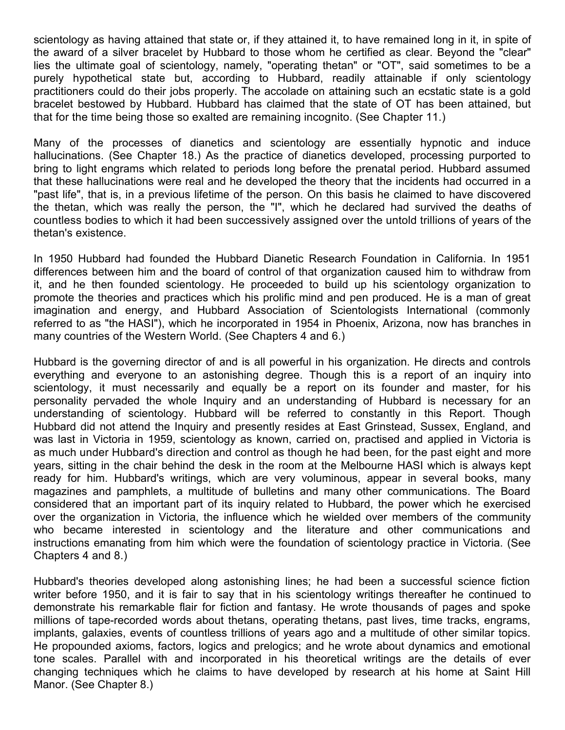scientology as having attained that state or, if they attained it, to have remained long in it, in spite of the award of a silver bracelet by Hubbard to those whom he certified as clear. Beyond the "clear" lies the ultimate goal of scientology, namely, "operating thetan" or "OT", said sometimes to be a purely hypothetical state but, according to Hubbard, readily attainable if only scientology practitioners could do their jobs properly. The accolade on attaining such an ecstatic state is a gold bracelet bestowed by Hubbard. Hubbard has claimed that the state of OT has been attained, but that for the time being those so exalted are remaining incognito. (See Chapter 11.)

Many of the processes of dianetics and scientology are essentially hypnotic and induce hallucinations. (See Chapter 18.) As the practice of dianetics developed, processing purported to bring to light engrams which related to periods long before the prenatal period. Hubbard assumed that these hallucinations were real and he developed the theory that the incidents had occurred in a "past life", that is, in a previous lifetime of the person. On this basis he claimed to have discovered the thetan, which was really the person, the "I", which he declared had survived the deaths of countless bodies to which it had been successively assigned over the untold trillions of years of the thetan's existence.

In 1950 Hubbard had founded the Hubbard Dianetic Research Foundation in California. In 1951 differences between him and the board of control of that organization caused him to withdraw from it, and he then founded scientology. He proceeded to build up his scientology organization to promote the theories and practices which his prolific mind and pen produced. He is a man of great imagination and energy, and Hubbard Association of Scientologists International (commonly referred to as "the HASI"), which he incorporated in 1954 in Phoenix, Arizona, now has branches in many countries of the Western World. (See Chapters 4 and 6.)

Hubbard is the governing director of and is all powerful in his organization. He directs and controls everything and everyone to an astonishing degree. Though this is a report of an inquiry into scientology, it must necessarily and equally be a report on its founder and master, for his personality pervaded the whole Inquiry and an understanding of Hubbard is necessary for an understanding of scientology. Hubbard will be referred to constantly in this Report. Though Hubbard did not attend the Inquiry and presently resides at East Grinstead, Sussex, England, and was last in Victoria in 1959, scientology as known, carried on, practised and applied in Victoria is as much under Hubbard's direction and control as though he had been, for the past eight and more years, sitting in the chair behind the desk in the room at the Melbourne HASI which is always kept ready for him. Hubbard's writings, which are very voluminous, appear in several books, many magazines and pamphlets, a multitude of bulletins and many other communications. The Board considered that an important part of its inquiry related to Hubbard, the power which he exercised over the organization in Victoria, the influence which he wielded over members of the community who became interested in scientology and the literature and other communications and instructions emanating from him which were the foundation of scientology practice in Victoria. (See Chapters 4 and 8.)

Hubbard's theories developed along astonishing lines; he had been a successful science fiction writer before 1950, and it is fair to say that in his scientology writings thereafter he continued to demonstrate his remarkable flair for fiction and fantasy. He wrote thousands of pages and spoke millions of tape-recorded words about thetans, operating thetans, past lives, time tracks, engrams, implants, galaxies, events of countless trillions of years ago and a multitude of other similar topics. He propounded axioms, factors, logics and prelogics; and he wrote about dynamics and emotional tone scales. Parallel with and incorporated in his theoretical writings are the details of ever changing techniques which he claims to have developed by research at his home at Saint Hill Manor. (See Chapter 8.)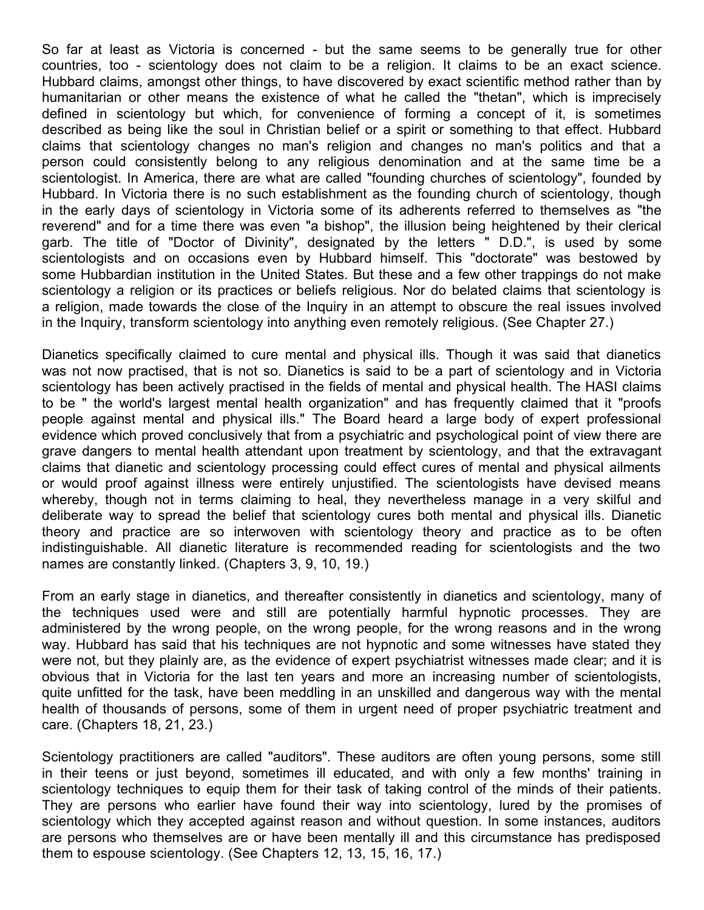So far at least as Victoria is concerned - but the same seems to be generally true for other countries, too - scientology does not claim to be a religion. It claims to be an exact science. Hubbard claims, amongst other things, to have discovered by exact scientific method rather than by humanitarian or other means the existence of what he called the "thetan", which is imprecisely defined in scientology but which, for convenience of forming a concept of it, is sometimes described as being like the soul in Christian belief or a spirit or something to that effect. Hubbard claims that scientology changes no man's religion and changes no man's politics and that a person could consistently belong to any religious denomination and at the same time be a scientologist. In America, there are what are called "founding churches of scientology", founded by Hubbard. In Victoria there is no such establishment as the founding church of scientology, though in the early days of scientology in Victoria some of its adherents referred to themselves as "the reverend" and for a time there was even "a bishop", the illusion being heightened by their clerical garb. The title of "Doctor of Divinity", designated by the letters " D.D.", is used by some scientologists and on occasions even by Hubbard himself. This "doctorate" was bestowed by some Hubbardian institution in the United States. But these and a few other trappings do not make scientology a religion or its practices or beliefs religious. Nor do belated claims that scientology is a religion, made towards the close of the Inquiry in an attempt to obscure the real issues involved in the Inquiry, transform scientology into anything even remotely religious. (See Chapter 27.)

Dianetics specifically claimed to cure mental and physical ills. Though it was said that dianetics was not now practised, that is not so. Dianetics is said to be a part of scientology and in Victoria scientology has been actively practised in the fields of mental and physical health. The HASI claims to be " the world's largest mental health organization" and has frequently claimed that it "proofs people against mental and physical ills." The Board heard a large body of expert professional evidence which proved conclusively that from a psychiatric and psychological point of view there are grave dangers to mental health attendant upon treatment by scientology, and that the extravagant claims that dianetic and scientology processing could effect cures of mental and physical ailments or would proof against illness were entirely unjustified. The scientologists have devised means whereby, though not in terms claiming to heal, they nevertheless manage in a very skilful and deliberate way to spread the belief that scientology cures both mental and physical ills. Dianetic theory and practice are so interwoven with scientology theory and practice as to be often indistinguishable. All dianetic literature is recommended reading for scientologists and the two names are constantly linked. (Chapters 3, 9, 10, 19.)

From an early stage in dianetics, and thereafter consistently in dianetics and scientology, many of the techniques used were and still are potentially harmful hypnotic processes. They are administered by the wrong people, on the wrong people, for the wrong reasons and in the wrong way. Hubbard has said that his techniques are not hypnotic and some witnesses have stated they were not, but they plainly are, as the evidence of expert psychiatrist witnesses made clear; and it is obvious that in Victoria for the last ten years and more an increasing number of scientologists, quite unfitted for the task, have been meddling in an unskilled and dangerous way with the mental health of thousands of persons, some of them in urgent need of proper psychiatric treatment and care. (Chapters 18, 21, 23.)

Scientology practitioners are called "auditors". These auditors are often young persons, some still in their teens or just beyond, sometimes ill educated, and with only a few months' training in scientology techniques to equip them for their task of taking control of the minds of their patients. They are persons who earlier have found their way into scientology, lured by the promises of scientology which they accepted against reason and without question. In some instances, auditors are persons who themselves are or have been mentally ill and this circumstance has predisposed them to espouse scientology. (See Chapters 12, 13, 15, 16, 17.)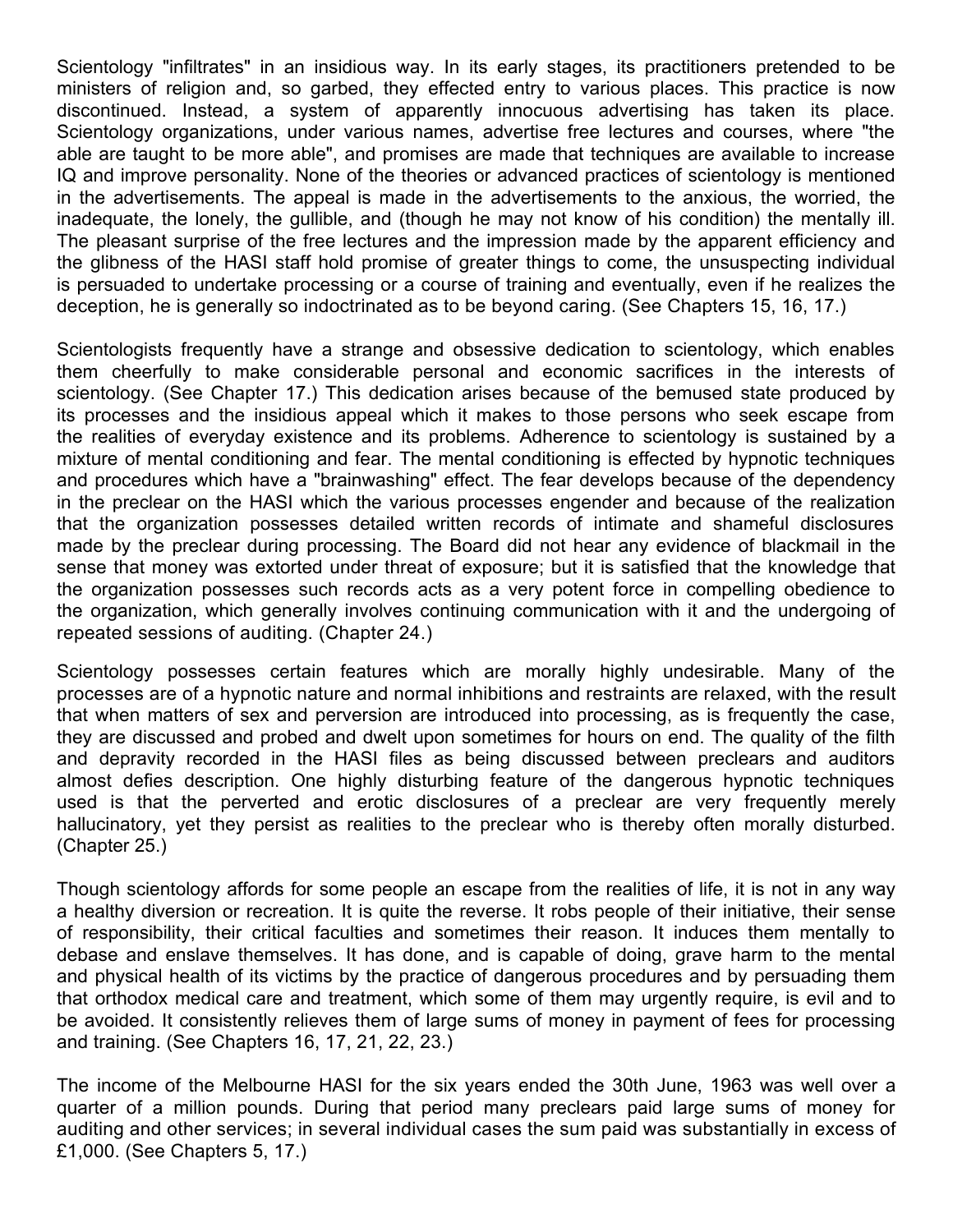Scientology "infiltrates" in an insidious way. In its early stages, its practitioners pretended to be ministers of religion and, so garbed, they effected entry to various places. This practice is now discontinued. Instead, a system of apparently innocuous advertising has taken its place. Scientology organizations, under various names, advertise free lectures and courses, where "the able are taught to be more able", and promises are made that techniques are available to increase IQ and improve personality. None of the theories or advanced practices of scientology is mentioned in the advertisements. The appeal is made in the advertisements to the anxious, the worried, the inadequate, the lonely, the gullible, and (though he may not know of his condition) the mentally ill. The pleasant surprise of the free lectures and the impression made by the apparent efficiency and the glibness of the HASI staff hold promise of greater things to come, the unsuspecting individual is persuaded to undertake processing or a course of training and eventually, even if he realizes the deception, he is generally so indoctrinated as to be beyond caring. (See Chapters 15, 16, 17.)

Scientologists frequently have a strange and obsessive dedication to scientology, which enables them cheerfully to make considerable personal and economic sacrifices in the interests of scientology. (See Chapter 17.) This dedication arises because of the bemused state produced by its processes and the insidious appeal which it makes to those persons who seek escape from the realities of everyday existence and its problems. Adherence to scientology is sustained by a mixture of mental conditioning and fear. The mental conditioning is effected by hypnotic techniques and procedures which have a "brainwashing" effect. The fear develops because of the dependency in the preclear on the HASI which the various processes engender and because of the realization that the organization possesses detailed written records of intimate and shameful disclosures made by the preclear during processing. The Board did not hear any evidence of blackmail in the sense that money was extorted under threat of exposure; but it is satisfied that the knowledge that the organization possesses such records acts as a very potent force in compelling obedience to the organization, which generally involves continuing communication with it and the undergoing of repeated sessions of auditing. (Chapter 24.)

Scientology possesses certain features which are morally highly undesirable. Many of the processes are of a hypnotic nature and normal inhibitions and restraints are relaxed, with the result that when matters of sex and perversion are introduced into processing, as is frequently the case, they are discussed and probed and dwelt upon sometimes for hours on end. The quality of the filth and depravity recorded in the HASI files as being discussed between preclears and auditors almost defies description. One highly disturbing feature of the dangerous hypnotic techniques used is that the perverted and erotic disclosures of a preclear are very frequently merely hallucinatory, yet they persist as realities to the preclear who is thereby often morally disturbed. (Chapter 25.)

Though scientology affords for some people an escape from the realities of life, it is not in any way a healthy diversion or recreation. It is quite the reverse. It robs people of their initiative, their sense of responsibility, their critical faculties and sometimes their reason. It induces them mentally to debase and enslave themselves. It has done, and is capable of doing, grave harm to the mental and physical health of its victims by the practice of dangerous procedures and by persuading them that orthodox medical care and treatment, which some of them may urgently require, is evil and to be avoided. It consistently relieves them of large sums of money in payment of fees for processing and training. (See Chapters 16, 17, 21, 22, 23.)

The income of the Melbourne HASI for the six years ended the 30th June, 1963 was well over a quarter of a million pounds. During that period many preclears paid large sums of money for auditing and other services; in several individual cases the sum paid was substantially in excess of £1,000. (See Chapters 5, 17.)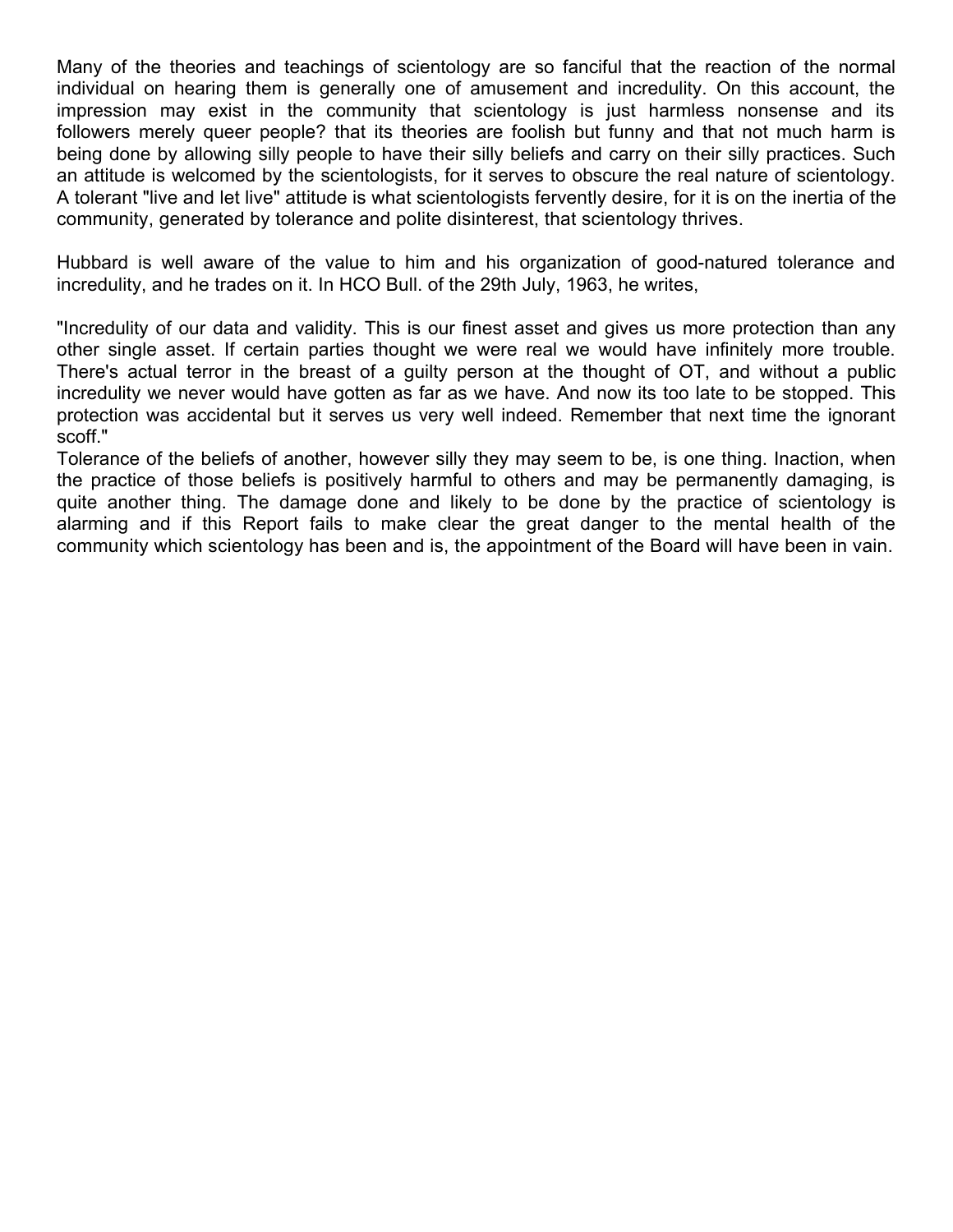Many of the theories and teachings of scientology are so fanciful that the reaction of the normal individual on hearing them is generally one of amusement and incredulity. On this account, the impression may exist in the community that scientology is just harmless nonsense and its followers merely queer people? that its theories are foolish but funny and that not much harm is being done by allowing silly people to have their silly beliefs and carry on their silly practices. Such an attitude is welcomed by the scientologists, for it serves to obscure the real nature of scientology. A tolerant "live and let live" attitude is what scientologists fervently desire, for it is on the inertia of the community, generated by tolerance and polite disinterest, that scientology thrives.

Hubbard is well aware of the value to him and his organization of good-natured tolerance and incredulity, and he trades on it. In HCO Bull. of the 29th July, 1963, he writes,

"Incredulity of our data and validity. This is our finest asset and gives us more protection than any other single asset. If certain parties thought we were real we would have infinitely more trouble. There's actual terror in the breast of a guilty person at the thought of OT, and without a public incredulity we never would have gotten as far as we have. And now its too late to be stopped. This protection was accidental but it serves us very well indeed. Remember that next time the ignorant scoff."

Tolerance of the beliefs of another, however silly they may seem to be, is one thing. Inaction, when the practice of those beliefs is positively harmful to others and may be permanently damaging, is quite another thing. The damage done and likely to be done by the practice of scientology is alarming and if this Report fails to make clear the great danger to the mental health of the community which scientology has been and is, the appointment of the Board will have been in vain.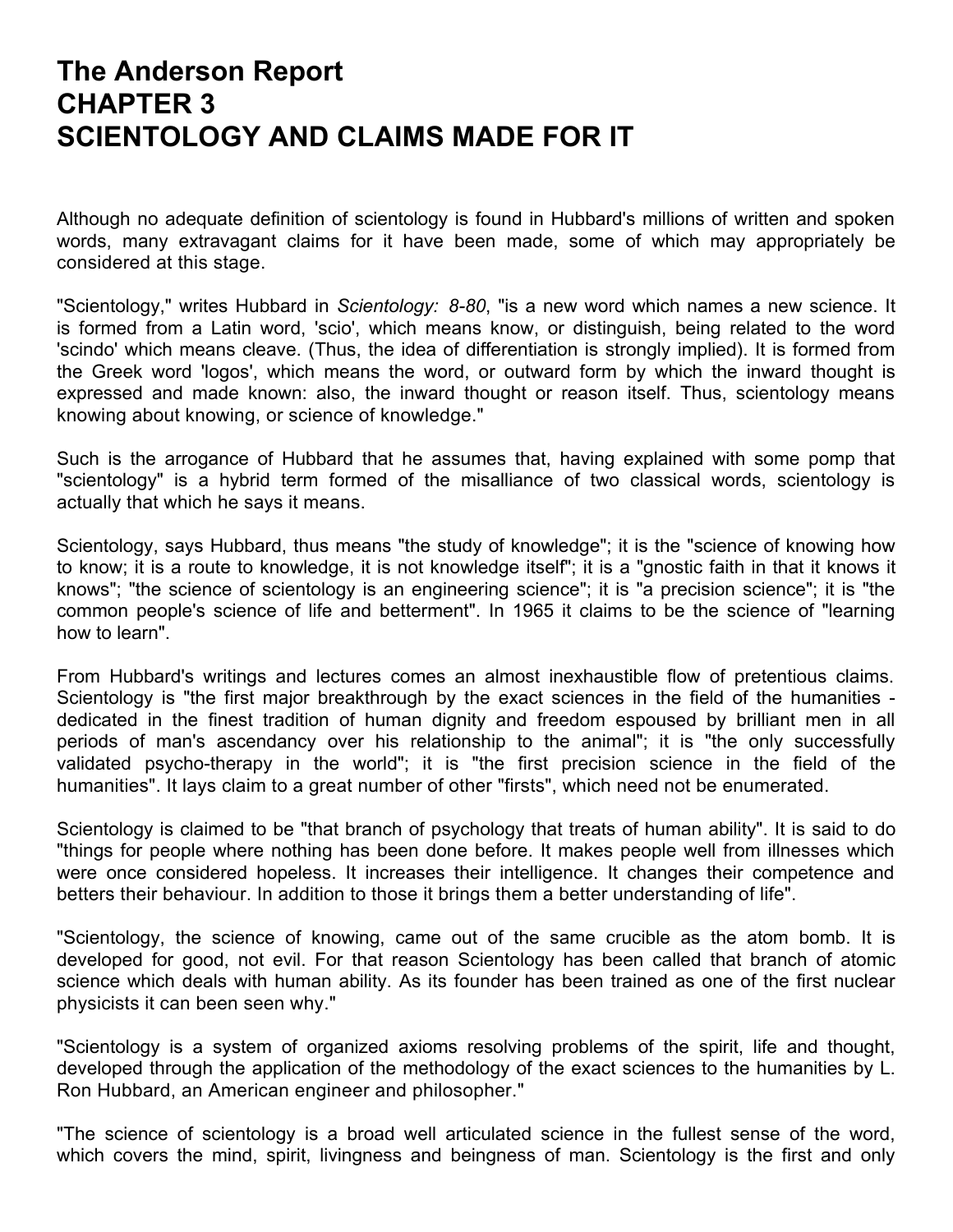# The Anderson Report
# CHAPTER 3
# SCIENTOLOGY AND CLAIMS MADE FOR IT

Although no adequate definition of scientology is found in Hubbard's millions of written and spoken words, many extravagant claims for it have been made, some of which may appropriately be considered at this stage.

"Scientology," writes Hubbard in *Scientology: 8-80*, "is a new word which names a new science. It is formed from a Latin word, 'scio', which means know, or distinguish, being related to the word 'scindo' which means cleave. (Thus, the idea of differentiation is strongly implied). It is formed from the Greek word 'logos', which means the word, or outward form by which the inward thought is expressed and made known: also, the inward thought or reason itself. Thus, scientology means knowing about knowing, or science of knowledge."

Such is the arrogance of Hubbard that he assumes that, having explained with some pomp that "scientology" is a hybrid term formed of the misalliance of two classical words, scientology is actually that which he says it means.

Scientology, says Hubbard, thus means "the study of knowledge"; it is the "science of knowing how to know; it is a route to knowledge, it is not knowledge itself"; it is a "gnostic faith in that it knows it knows"; "the science of scientology is an engineering science"; it is "a precision science"; it is "the common people's science of life and betterment". In 1965 it claims to be the science of "learning how to learn".

From Hubbard's writings and lectures comes an almost inexhaustible flow of pretentious claims. Scientology is "the first major breakthrough by the exact sciences in the field of the humanities - dedicated in the finest tradition of human dignity and freedom espoused by brilliant men in all periods of man's ascendancy over his relationship to the animal"; it is "the only successfully validated psycho-therapy in the world"; it is "the first precision science in the field of the humanities". It lays claim to a great number of other "firsts", which need not be enumerated.

Scientology is claimed to be "that branch of psychology that treats of human ability". It is said to do "things for people where nothing has been done before. It makes people well from illnesses which were once considered hopeless. It increases their intelligence. It changes their competence and betters their behaviour. In addition to those it brings them a better understanding of life".

"Scientology, the science of knowing, came out of the same crucible as the atom bomb. It is developed for good, not evil. For that reason Scientology has been called that branch of atomic science which deals with human ability. As its founder has been trained as one of the first nuclear physicists it can been seen why."

"Scientology is a system of organized axioms resolving problems of the spirit, life and thought, developed through the application of the methodology of the exact sciences to the humanities by L. Ron Hubbard, an American engineer and philosopher."

"The science of scientology is a broad well articulated science in the fullest sense of the word, which covers the mind, spirit, livingness and beingness of man. Scientology is the first and only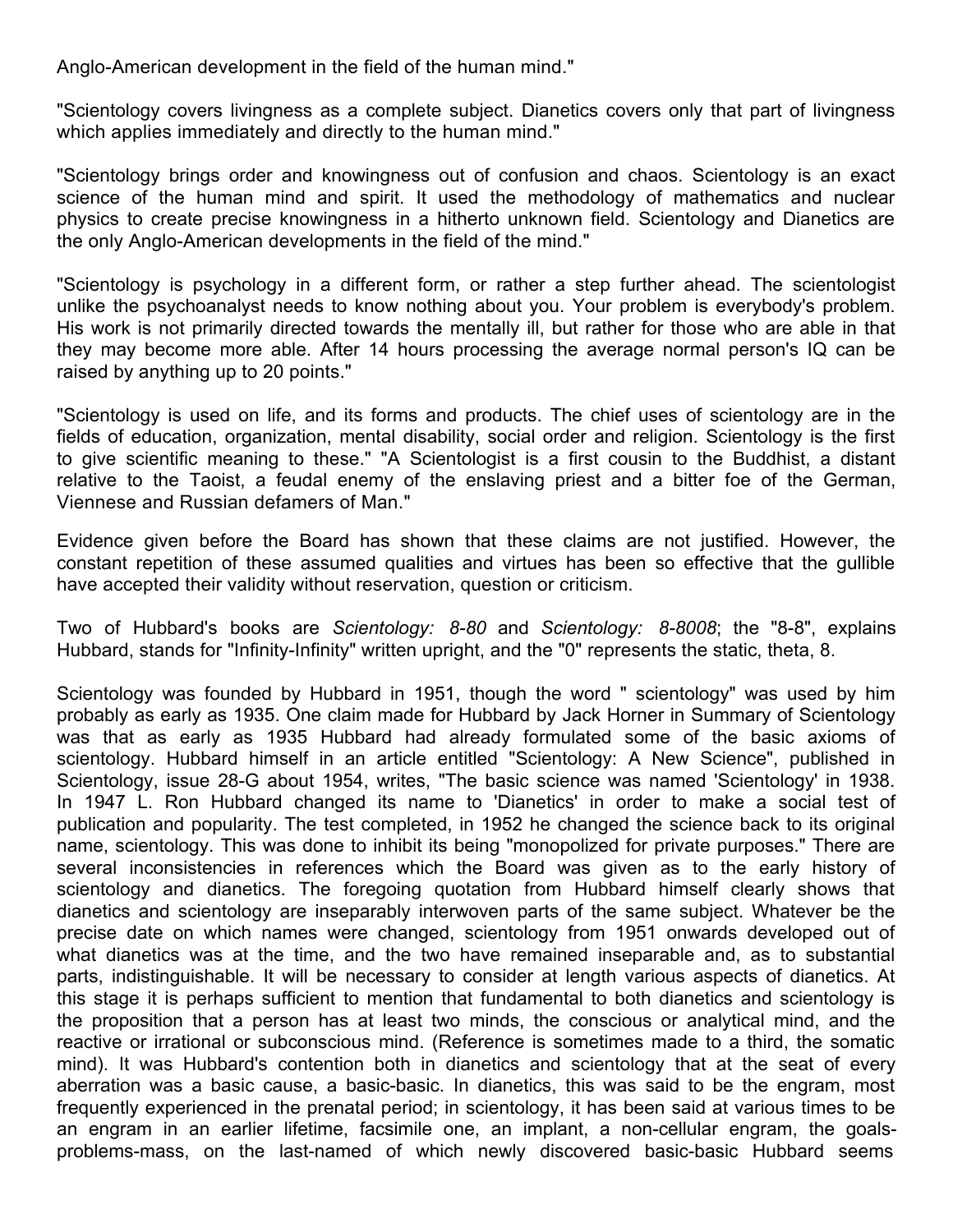Anglo-American development in the field of the human mind."

"Scientology covers livingness as a complete subject. Dianetics covers only that part of livingness which applies immediately and directly to the human mind."

"Scientology brings order and knowingness out of confusion and chaos. Scientology is an exact science of the human mind and spirit. It used the methodology of mathematics and nuclear physics to create precise knowingness in a hitherto unknown field. Scientology and Dianetics are the only Anglo-American developments in the field of the mind."

"Scientology is psychology in a different form, or rather a step further ahead. The scientologist unlike the psychoanalyst needs to know nothing about you. Your problem is everybody's problem. His work is not primarily directed towards the mentally ill, but rather for those who are able in that they may become more able. After 14 hours processing the average normal person's IQ can be raised by anything up to 20 points."

"Scientology is used on life, and its forms and products. The chief uses of scientology are in the fields of education, organization, mental disability, social order and religion. Scientology is the first to give scientific meaning to these." "A Scientologist is a first cousin to the Buddhist, a distant relative to the Taoist, a feudal enemy of the enslaving priest and a bitter foe of the German, Viennese and Russian defamers of Man."

Evidence given before the Board has shown that these claims are not justified. However, the constant repetition of these assumed qualities and virtues has been so effective that the gullible have accepted their validity without reservation, question or criticism.

Two of Hubbard's books are *Scientology: 8-80* and *Scientology: 8-8008*; the "8-8", explains Hubbard, stands for "Infinity-Infinity" written upright, and the "0" represents the static, theta, 8.

Scientology was founded by Hubbard in 1951, though the word " scientology" was used by him probably as early as 1935. One claim made for Hubbard by Jack Horner in Summary of Scientology was that as early as 1935 Hubbard had already formulated some of the basic axioms of scientology. Hubbard himself in an article entitled "Scientology: A New Science", published in Scientology, issue 28-G about 1954, writes, "The basic science was named 'Scientology' in 1938. In 1947 L. Ron Hubbard changed its name to 'Dianetics' in order to make a social test of publication and popularity. The test completed, in 1952 he changed the science back to its original name, scientology. This was done to inhibit its being "monopolized for private purposes." There are several inconsistencies in references which the Board was given as to the early history of scientology and dianetics. The foregoing quotation from Hubbard himself clearly shows that dianetics and scientology are inseparably interwoven parts of the same subject. Whatever be the precise date on which names were changed, scientology from 1951 onwards developed out of what dianetics was at the time, and the two have remained inseparable and, as to substantial parts, indistinguishable. It will be necessary to consider at length various aspects of dianetics. At this stage it is perhaps sufficient to mention that fundamental to both dianetics and scientology is the proposition that a person has at least two minds, the conscious or analytical mind, and the reactive or irrational or subconscious mind. (Reference is sometimes made to a third, the somatic mind). It was Hubbard's contention both in dianetics and scientology that at the seat of every aberration was a basic cause, a basic-basic. In dianetics, this was said to be the engram, most frequently experienced in the prenatal period; in scientology, it has been said at various times to be an engram in an earlier lifetime, facsimile one, an implant, a non-cellular engram, the goals-problems-mass, on the last-named of which newly discovered basic-basic Hubbard seems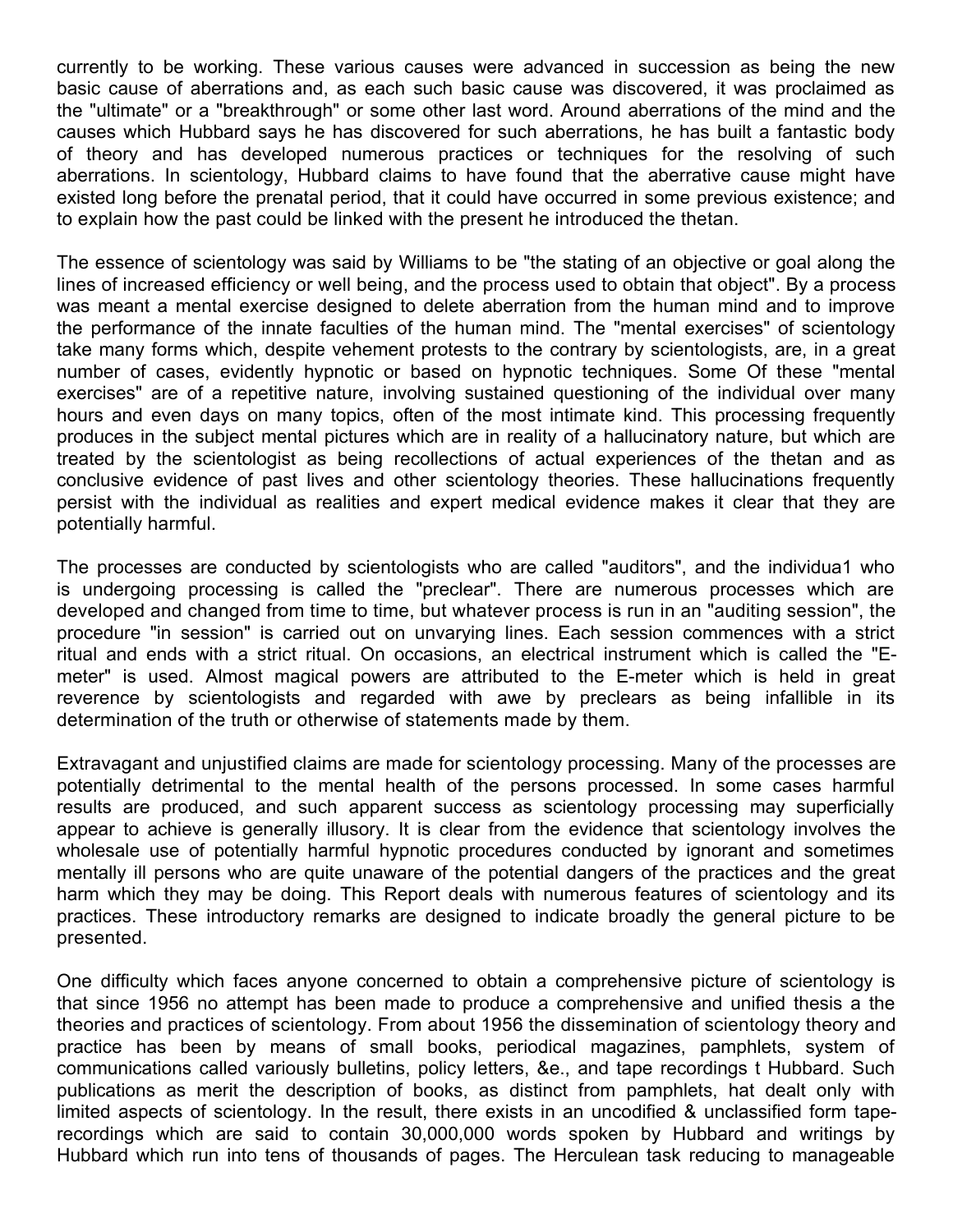currently to be working. These various causes were advanced in succession as being the new basic cause of aberrations and, as each such basic cause was discovered, it was proclaimed as the "ultimate" or a "breakthrough" or some other last word. Around aberrations of the mind and the causes which Hubbard says he has discovered for such aberrations, he has built a fantastic body of theory and has developed numerous practices or techniques for the resolving of such aberrations. In scientology, Hubbard claims to have found that the aberrative cause might have existed long before the prenatal period, that it could have occurred in some previous existence; and to explain how the past could be linked with the present he introduced the thetan.

The essence of scientology was said by Williams to be "the stating of an objective or goal along the lines of increased efficiency or well being, and the process used to obtain that object". By a process was meant a mental exercise designed to delete aberration from the human mind and to improve the performance of the innate faculties of the human mind. The "mental exercises" of scientology take many forms which, despite vehement protests to the contrary by scientologists, are, in a great number of cases, evidently hypnotic or based on hypnotic techniques. Some Of these "mental exercises" are of a repetitive nature, involving sustained questioning of the individual over many hours and even days on many topics, often of the most intimate kind. This processing frequently produces in the subject mental pictures which are in reality of a hallucinatory nature, but which are treated by the scientologist as being recollections of actual experiences of the thetan and as conclusive evidence of past lives and other scientology theories. These hallucinations frequently persist with the individual as realities and expert medical evidence makes it clear that they are potentially harmful.

The processes are conducted by scientologists who are called "auditors", and the individua1 who is undergoing processing is called the "preclear". There are numerous processes which are developed and changed from time to time, but whatever process is run in an "auditing session", the procedure "in session" is carried out on unvarying lines. Each session commences with a strict ritual and ends with a strict ritual. On occasions, an electrical instrument which is called the "E-meter" is used. Almost magical powers are attributed to the E-meter which is held in great reverence by scientologists and regarded with awe by preclears as being infallible in its determination of the truth or otherwise of statements made by them.

Extravagant and unjustified claims are made for scientology processing. Many of the processes are potentially detrimental to the mental health of the persons processed. In some cases harmful results are produced, and such apparent success as scientology processing may superficially appear to achieve is generally illusory. It is clear from the evidence that scientology involves the wholesale use of potentially harmful hypnotic procedures conducted by ignorant and sometimes mentally ill persons who are quite unaware of the potential dangers of the practices and the great harm which they may be doing. This Report deals with numerous features of scientology and its practices. These introductory remarks are designed to indicate broadly the general picture to be presented.

One difficulty which faces anyone concerned to obtain a comprehensive picture of scientology is that since 1956 no attempt has been made to produce a comprehensive and unified thesis a the theories and practices of scientology. From about 1956 the dissemination of scientology theory and practice has been by means of small books, periodical magazines, pamphlets, system of communications called variously bulletins, policy letters, &e., and tape recordings t Hubbard. Such publications as merit the description of books, as distinct from pamphlets, hat dealt only with limited aspects of scientology. In the result, there exists in an uncodified & unclassified form tape-recordings which are said to contain 30,000,000 words spoken by Hubbard and writings by Hubbard which run into tens of thousands of pages. The Herculean task reducing to manageable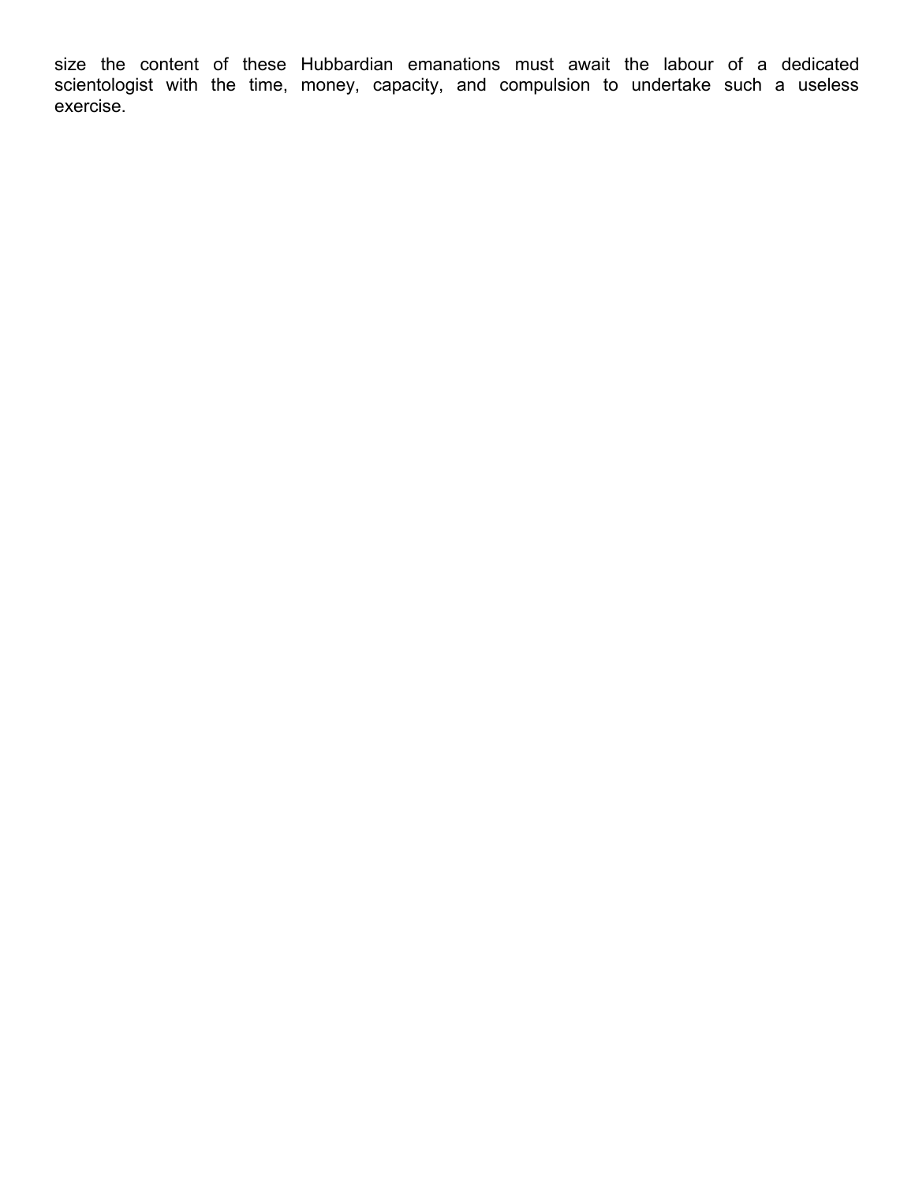size the content of these Hubbardian emanations must await the labour of a dedicated scientologist with the time, money, capacity, and compulsion to undertake such a useless exercise.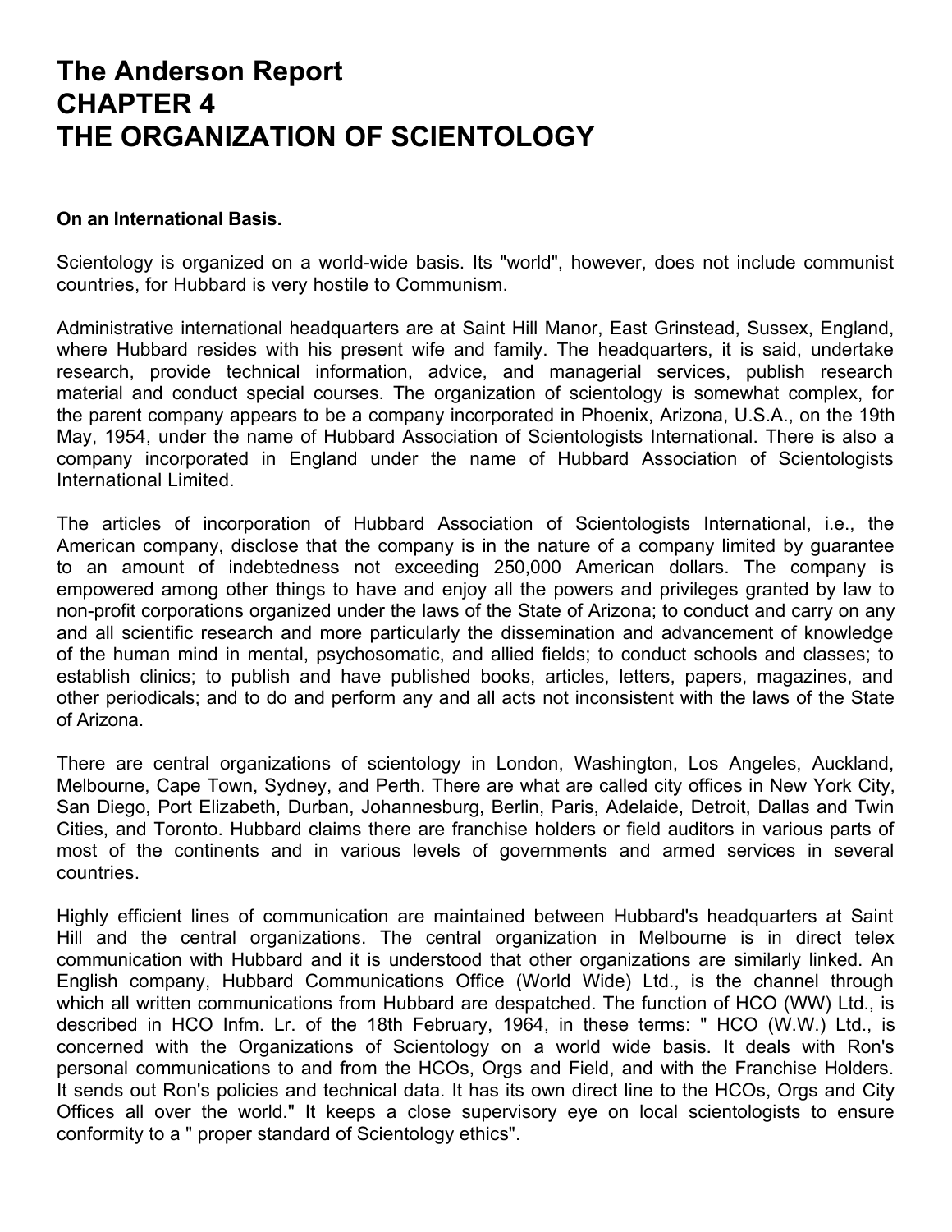# The Anderson Report
# CHAPTER 4
# THE ORGANIZATION OF SCIENTOLOGY

**On an International Basis.**

Scientology is organized on a world-wide basis. Its "world", however, does not include communist countries, for Hubbard is very hostile to Communism.

Administrative international headquarters are at Saint Hill Manor, East Grinstead, Sussex, England, where Hubbard resides with his present wife and family. The headquarters, it is said, undertake research, provide technical information, advice, and managerial services, publish research material and conduct special courses. The organization of scientology is somewhat complex, for the parent company appears to be a company incorporated in Phoenix, Arizona, U.S.A., on the 19th May, 1954, under the name of Hubbard Association of Scientologists International. There is also a company incorporated in England under the name of Hubbard Association of Scientologists International Limited.

The articles of incorporation of Hubbard Association of Scientologists International, i.e., the American company, disclose that the company is in the nature of a company limited by guarantee to an amount of indebtedness not exceeding 250,000 American dollars. The company is empowered among other things to have and enjoy all the powers and privileges granted by law to non-profit corporations organized under the laws of the State of Arizona; to conduct and carry on any and all scientific research and more particularly the dissemination and advancement of knowledge of the human mind in mental, psychosomatic, and allied fields; to conduct schools and classes; to establish clinics; to publish and have published books, articles, letters, papers, magazines, and other periodicals; and to do and perform any and all acts not inconsistent with the laws of the State of Arizona.

There are central organizations of scientology in London, Washington, Los Angeles, Auckland, Melbourne, Cape Town, Sydney, and Perth. There are what are called city offices in New York City, San Diego, Port Elizabeth, Durban, Johannesburg, Berlin, Paris, Adelaide, Detroit, Dallas and Twin Cities, and Toronto. Hubbard claims there are franchise holders or field auditors in various parts of most of the continents and in various levels of governments and armed services in several countries.

Highly efficient lines of communication are maintained between Hubbard's headquarters at Saint Hill and the central organizations. The central organization in Melbourne is in direct telex communication with Hubbard and it is understood that other organizations are similarly linked. An English company, Hubbard Communications Office (World Wide) Ltd., is the channel through which all written communications from Hubbard are despatched. The function of HCO (WW) Ltd., is described in HCO Infm. Lr. of the 18th February, 1964, in these terms: " HCO (W.W.) Ltd., is concerned with the Organizations of Scientology on a world wide basis. It deals with Ron's personal communications to and from the HCOs, Orgs and Field, and with the Franchise Holders. It sends out Ron's policies and technical data. It has its own direct line to the HCOs, Orgs and City Offices all over the world." It keeps a close supervisory eye on local scientologists to ensure conformity to a " proper standard of Scientology ethics".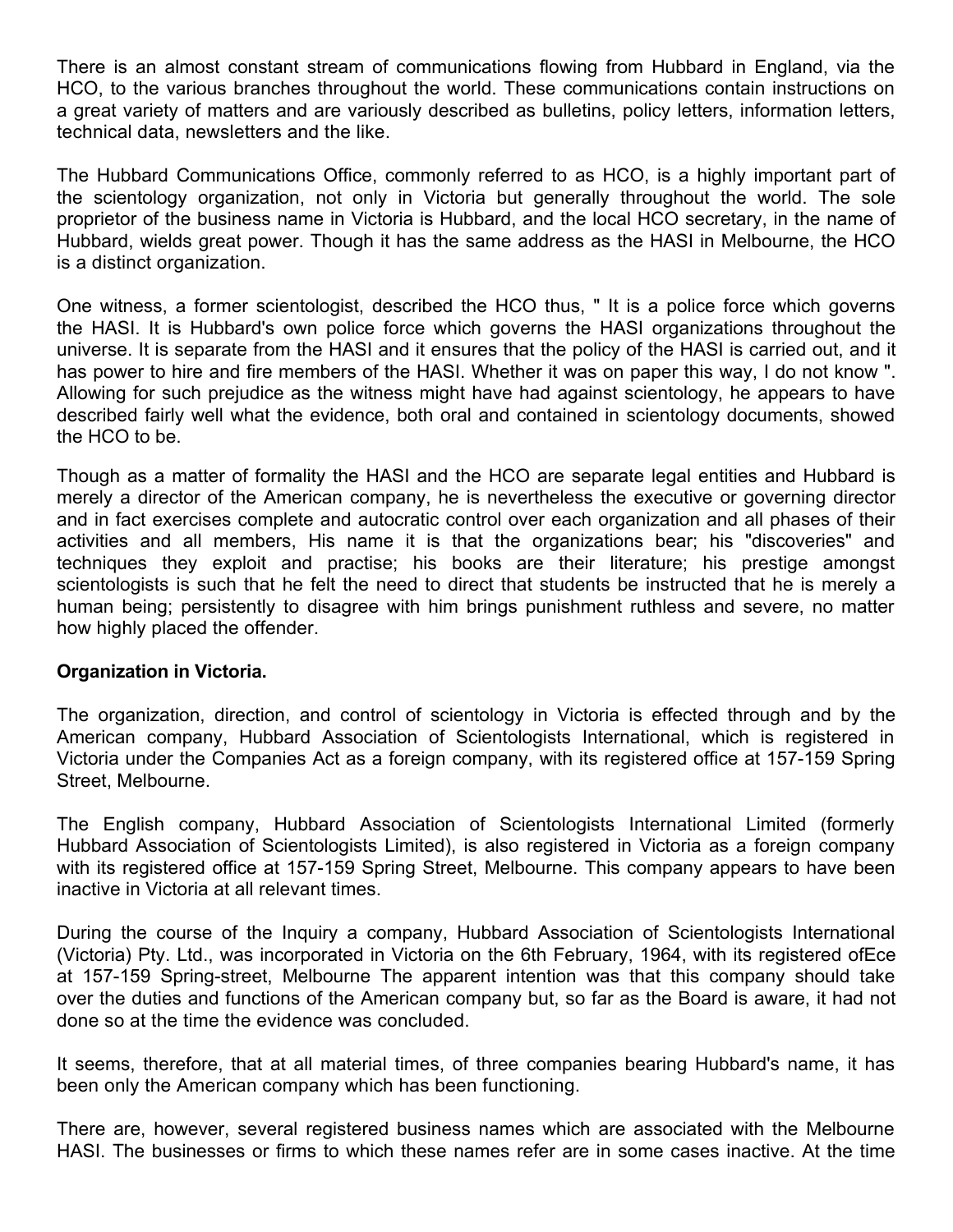There is an almost constant stream of communications flowing from Hubbard in England, via the HCO, to the various branches throughout the world. These communications contain instructions on a great variety of matters and are variously described as bulletins, policy letters, information letters, technical data, newsletters and the like.

The Hubbard Communications Office, commonly referred to as HCO, is a highly important part of the scientology organization, not only in Victoria but generally throughout the world. The sole proprietor of the business name in Victoria is Hubbard, and the local HCO secretary, in the name of Hubbard, wields great power. Though it has the same address as the HASI in Melbourne, the HCO is a distinct organization.

One witness, a former scientologist, described the HCO thus, " It is a police force which governs the HASI. It is Hubbard's own police force which governs the HASI organizations throughout the universe. It is separate from the HASI and it ensures that the policy of the HASI is carried out, and it has power to hire and fire members of the HASI. Whether it was on paper this way, I do not know ". Allowing for such prejudice as the witness might have had against scientology, he appears to have described fairly well what the evidence, both oral and contained in scientology documents, showed the HCO to be.

Though as a matter of formality the HASI and the HCO are separate legal entities and Hubbard is merely a director of the American company, he is nevertheless the executive or governing director and in fact exercises complete and autocratic control over each organization and all phases of their activities and all members, His name it is that the organizations bear; his "discoveries" and techniques they exploit and practise; his books are their literature; his prestige amongst scientologists is such that he felt the need to direct that students be instructed that he is merely a human being; persistently to disagree with him brings punishment ruthless and severe, no matter how highly placed the offender.

**Organization in Victoria.**

The organization, direction, and control of scientology in Victoria is effected through and by the American company, Hubbard Association of Scientologists International, which is registered in Victoria under the Companies Act as a foreign company, with its registered office at 157-159 Spring Street, Melbourne.

The English company, Hubbard Association of Scientologists International Limited (formerly Hubbard Association of Scientologists Limited), is also registered in Victoria as a foreign company with its registered office at 157-159 Spring Street, Melbourne. This company appears to have been inactive in Victoria at all relevant times.

During the course of the Inquiry a company, Hubbard Association of Scientologists International (Victoria) Pty. Ltd., was incorporated in Victoria on the 6th February, 1964, with its registered ofEce at 157-159 Spring-street, Melbourne The apparent intention was that this company should take over the duties and functions of the American company but, so far as the Board is aware, it had not done so at the time the evidence was concluded.

It seems, therefore, that at all material times, of three companies bearing Hubbard's name, it has been only the American company which has been functioning.

There are, however, several registered business names which are associated with the Melbourne HASI. The businesses or firms to which these names refer are in some cases inactive. At the time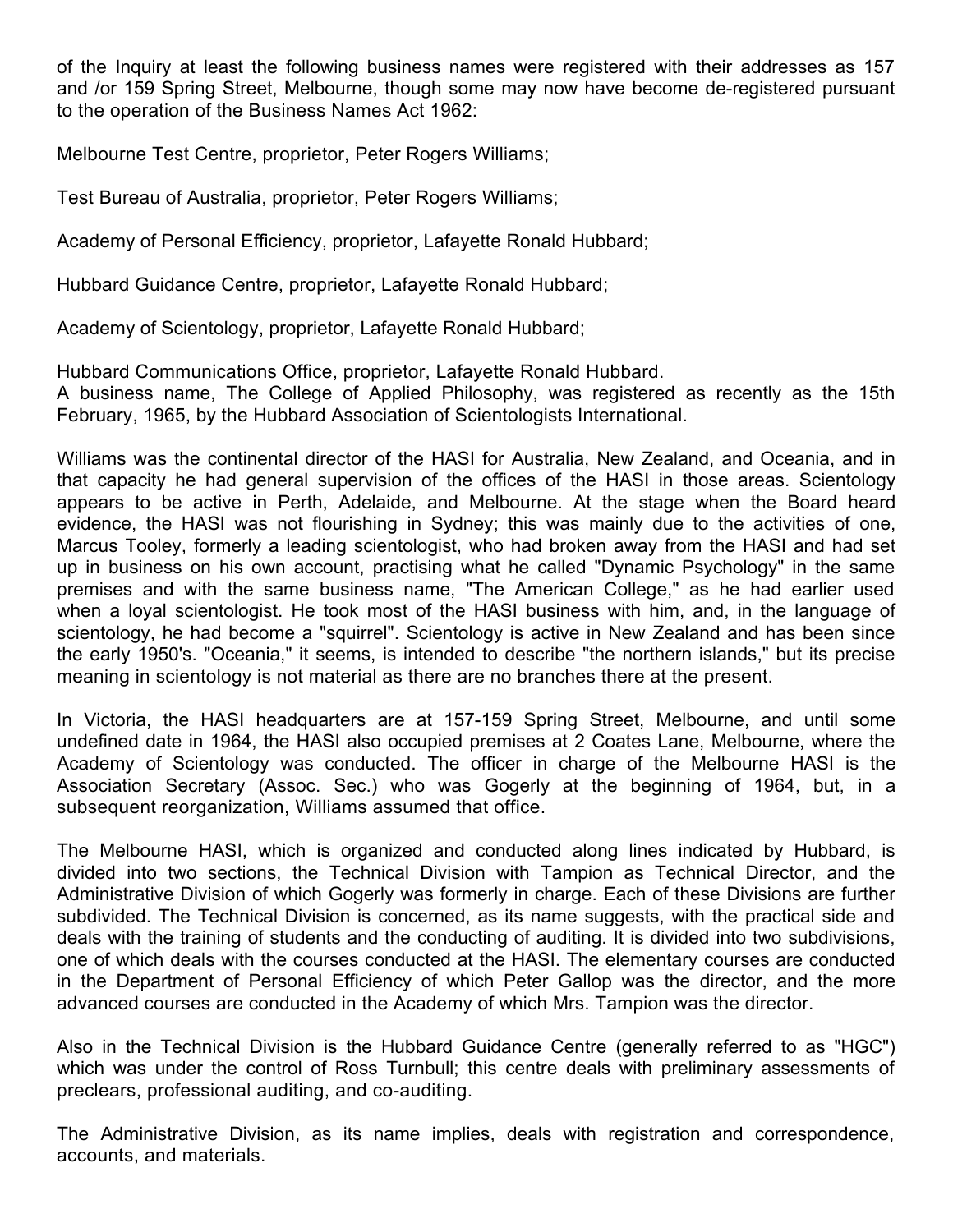of the Inquiry at least the following business names were registered with their addresses as 157 and /or 159 Spring Street, Melbourne, though some may now have become de-registered pursuant to the operation of the Business Names Act 1962:

Melbourne Test Centre, proprietor, Peter Rogers Williams;

Test Bureau of Australia, proprietor, Peter Rogers Williams;

Academy of Personal Efficiency, proprietor, Lafayette Ronald Hubbard;

Hubbard Guidance Centre, proprietor, Lafayette Ronald Hubbard;

Academy of Scientology, proprietor, Lafayette Ronald Hubbard;

Hubbard Communications Office, proprietor, Lafayette Ronald Hubbard.

A business name, The College of Applied Philosophy, was registered as recently as the 15th February, 1965, by the Hubbard Association of Scientologists International.

Williams was the continental director of the HASI for Australia, New Zealand, and Oceania, and in that capacity he had general supervision of the offices of the HASI in those areas. Scientology appears to be active in Perth, Adelaide, and Melbourne. At the stage when the Board heard evidence, the HASI was not flourishing in Sydney; this was mainly due to the activities of one, Marcus Tooley, formerly a leading scientologist, who had broken away from the HASI and had set up in business on his own account, practising what he called "Dynamic Psychology" in the same premises and with the same business name, "The American College," as he had earlier used when a loyal scientologist. He took most of the HASI business with him, and, in the language of scientology, he had become a "squirrel". Scientology is active in New Zealand and has been since the early 1950's. "Oceania," it seems, is intended to describe "the northern islands," but its precise meaning in scientology is not material as there are no branches there at the present.

In Victoria, the HASI headquarters are at 157-159 Spring Street, Melbourne, and until some undefined date in 1964, the HASI also occupied premises at 2 Coates Lane, Melbourne, where the Academy of Scientology was conducted. The officer in charge of the Melbourne HASI is the Association Secretary (Assoc. Sec.) who was Gogerly at the beginning of 1964, but, in a subsequent reorganization, Williams assumed that office.

The Melbourne HASI, which is organized and conducted along lines indicated by Hubbard, is divided into two sections, the Technical Division with Tampion as Technical Director, and the Administrative Division of which Gogerly was formerly in charge. Each of these Divisions are further subdivided. The Technical Division is concerned, as its name suggests, with the practical side and deals with the training of students and the conducting of auditing. It is divided into two subdivisions, one of which deals with the courses conducted at the HASI. The elementary courses are conducted in the Department of Personal Efficiency of which Peter Gallop was the director, and the more advanced courses are conducted in the Academy of which Mrs. Tampion was the director.

Also in the Technical Division is the Hubbard Guidance Centre (generally referred to as "HGC") which was under the control of Ross Turnbull; this centre deals with preliminary assessments of preclears, professional auditing, and co-auditing.

The Administrative Division, as its name implies, deals with registration and correspondence, accounts, and materials.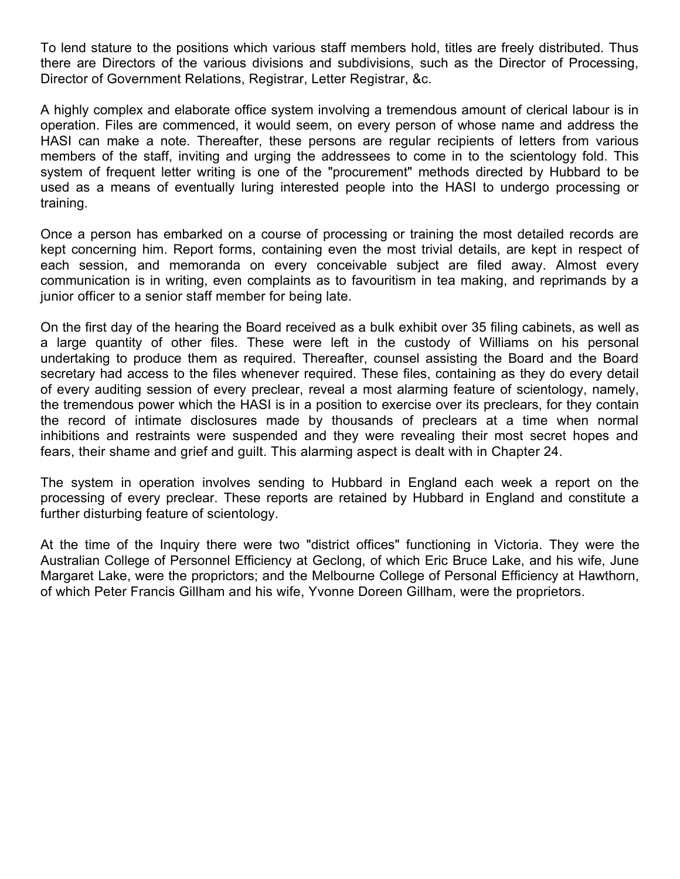To lend stature to the positions which various staff members hold, titles are freely distributed. Thus there are Directors of the various divisions and subdivisions, such as the Director of Processing, Director of Government Relations, Registrar, Letter Registrar, &c.

A highly complex and elaborate office system involving a tremendous amount of clerical labour is in operation. Files are commenced, it would seem, on every person of whose name and address the HASI can make a note. Thereafter, these persons are regular recipients of letters from various members of the staff, inviting and urging the addressees to come in to the scientology fold. This system of frequent letter writing is one of the "procurement" methods directed by Hubbard to be used as a means of eventually luring interested people into the HASI to undergo processing or training.

Once a person has embarked on a course of processing or training the most detailed records are kept concerning him. Report forms, containing even the most trivial details, are kept in respect of each session, and memoranda on every conceivable subject are filed away. Almost every communication is in writing, even complaints as to favouritism in tea making, and reprimands by a junior officer to a senior staff member for being late.

On the first day of the hearing the Board received as a bulk exhibit over 35 filing cabinets, as well as a large quantity of other files. These were left in the custody of Williams on his personal undertaking to produce them as required. Thereafter, counsel assisting the Board and the Board secretary had access to the files whenever required. These files, containing as they do every detail of every auditing session of every preclear, reveal a most alarming feature of scientology, namely, the tremendous power which the HASI is in a position to exercise over its preclears, for they contain the record of intimate disclosures made by thousands of preclears at a time when normal inhibitions and restraints were suspended and they were revealing their most secret hopes and fears, their shame and grief and guilt. This alarming aspect is dealt with in Chapter 24.

The system in operation involves sending to Hubbard in England each week a report on the processing of every preclear. These reports are retained by Hubbard in England and constitute a further disturbing feature of scientology.

At the time of the Inquiry there were two "district offices" functioning in Victoria. They were the Australian College of Personnel Efficiency at Geclong, of which Eric Bruce Lake, and his wife, June Margaret Lake, were the proprictors; and the Melbourne College of Personal Efficiency at Hawthorn, of which Peter Francis Gillham and his wife, Yvonne Doreen Gillham, were the proprietors.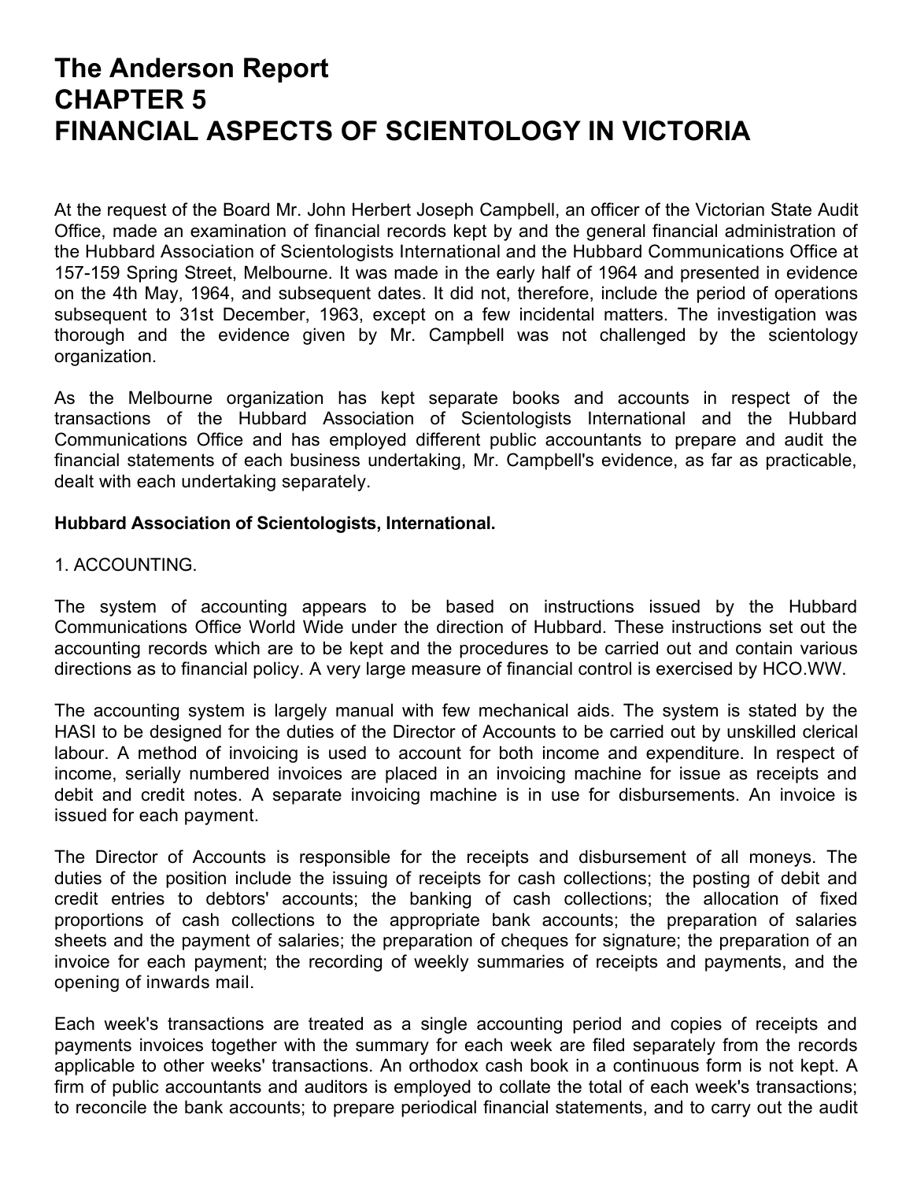# The Anderson Report
# CHAPTER 5
# FINANCIAL ASPECTS OF SCIENTOLOGY IN VICTORIA

At the request of the Board Mr. John Herbert Joseph Campbell, an officer of the Victorian State Audit Office, made an examination of financial records kept by and the general financial administration of the Hubbard Association of Scientologists International and the Hubbard Communications Office at 157-159 Spring Street, Melbourne. It was made in the early half of 1964 and presented in evidence on the 4th May, 1964, and subsequent dates. It did not, therefore, include the period of operations subsequent to 31st December, 1963, except on a few incidental matters. The investigation was thorough and the evidence given by Mr. Campbell was not challenged by the scientology organization.

As the Melbourne organization has kept separate books and accounts in respect of the transactions of the Hubbard Association of Scientologists International and the Hubbard Communications Office and has employed different public accountants to prepare and audit the financial statements of each business undertaking, Mr. Campbell's evidence, as far as practicable, dealt with each undertaking separately.

**Hubbard Association of Scientologists, International.**

1. ACCOUNTING.

The system of accounting appears to be based on instructions issued by the Hubbard Communications Office World Wide under the direction of Hubbard. These instructions set out the accounting records which are to be kept and the procedures to be carried out and contain various directions as to financial policy. A very large measure of financial control is exercised by HCO.WW.

The accounting system is largely manual with few mechanical aids. The system is stated by the HASI to be designed for the duties of the Director of Accounts to be carried out by unskilled clerical labour. A method of invoicing is used to account for both income and expenditure. In respect of income, serially numbered invoices are placed in an invoicing machine for issue as receipts and debit and credit notes. A separate invoicing machine is in use for disbursements. An invoice is issued for each payment.

The Director of Accounts is responsible for the receipts and disbursement of all moneys. The duties of the position include the issuing of receipts for cash collections; the posting of debit and credit entries to debtors' accounts; the banking of cash collections; the allocation of fixed proportions of cash collections to the appropriate bank accounts; the preparation of salaries sheets and the payment of salaries; the preparation of cheques for signature; the preparation of an invoice for each payment; the recording of weekly summaries of receipts and payments, and the opening of inwards mail.

Each week's transactions are treated as a single accounting period and copies of receipts and payments invoices together with the summary for each week are filed separately from the records applicable to other weeks' transactions. An orthodox cash book in a continuous form is not kept. A firm of public accountants and auditors is employed to collate the total of each week's transactions; to reconcile the bank accounts; to prepare periodical financial statements, and to carry out the audit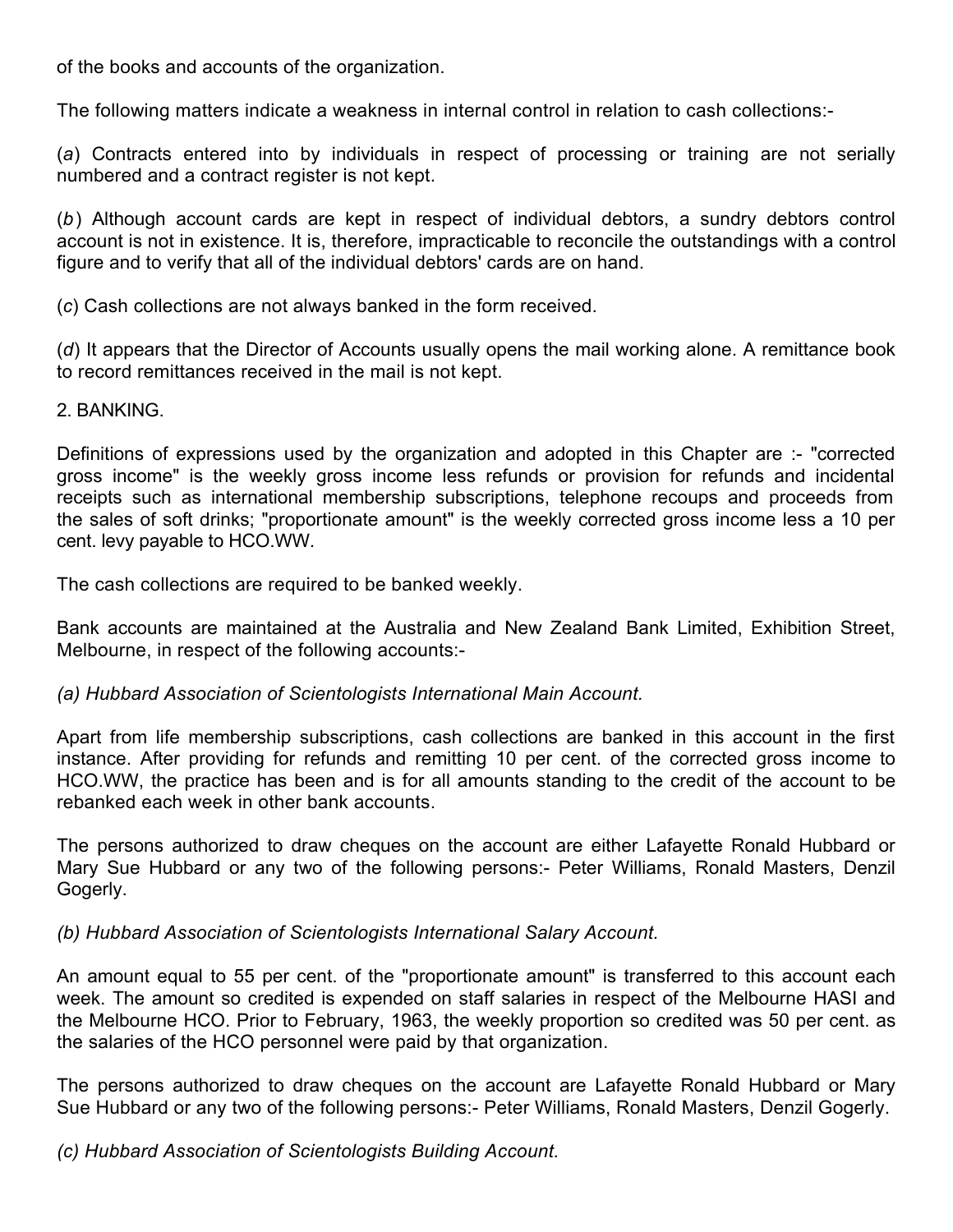of the books and accounts of the organization.

The following matters indicate a weakness in internal control in relation to cash collections:-

(*a*) Contracts entered into by individuals in respect of processing or training are not serially numbered and a contract register is not kept.

(*b*) Although account cards are kept in respect of individual debtors, a sundry debtors control account is not in existence. It is, therefore, impracticable to reconcile the outstandings with a control figure and to verify that all of the individual debtors' cards are on hand.

(*c*) Cash collections are not always banked in the form received.

(*d*) It appears that the Director of Accounts usually opens the mail working alone. A remittance book to record remittances received in the mail is not kept.

2. BANKING.

Definitions of expressions used by the organization and adopted in this Chapter are :- "corrected gross income" is the weekly gross income less refunds or provision for refunds and incidental receipts such as international membership subscriptions, telephone recoups and proceeds from the sales of soft drinks; "proportionate amount" is the weekly corrected gross income less a 10 per cent. levy payable to HCO.WW.

The cash collections are required to be banked weekly.

Bank accounts are maintained at the Australia and New Zealand Bank Limited, Exhibition Street, Melbourne, in respect of the following accounts:-

*(a) Hubbard Association of Scientologists International Main Account.*

Apart from life membership subscriptions, cash collections are banked in this account in the first instance. After providing for refunds and remitting 10 per cent. of the corrected gross income to HCO.WW, the practice has been and is for all amounts standing to the credit of the account to be rebanked each week in other bank accounts.

The persons authorized to draw cheques on the account are either Lafayette Ronald Hubbard or Mary Sue Hubbard or any two of the following persons:- Peter Williams, Ronald Masters, Denzil Gogerly.

*(b) Hubbard Association of Scientologists International Salary Account.*

An amount equal to 55 per cent. of the "proportionate amount" is transferred to this account each week. The amount so credited is expended on staff salaries in respect of the Melbourne HASI and the Melbourne HCO. Prior to February, 1963, the weekly proportion so credited was 50 per cent. as the salaries of the HCO personnel were paid by that organization.

The persons authorized to draw cheques on the account are Lafayette Ronald Hubbard or Mary Sue Hubbard or any two of the following persons:- Peter Williams, Ronald Masters, Denzil Gogerly.

*(c) Hubbard Association of Scientologists Building Account.*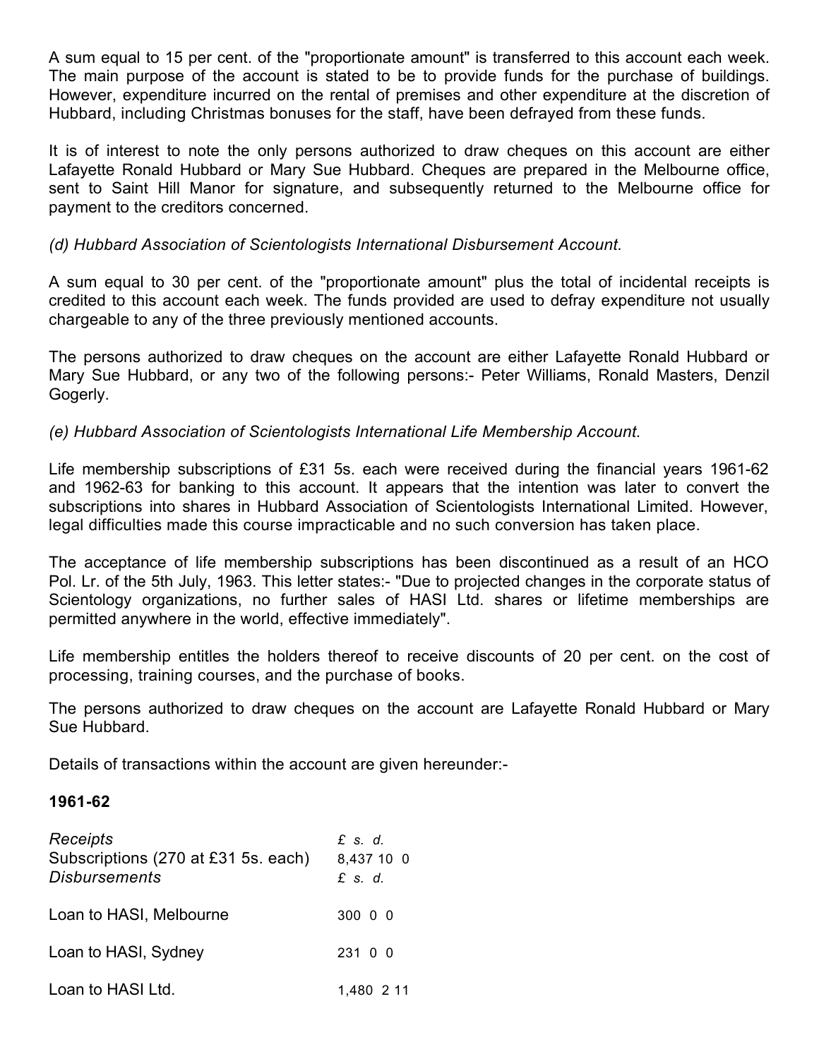A sum equal to 15 per cent. of the "proportionate amount" is transferred to this account each week. The main purpose of the account is stated to be to provide funds for the purchase of buildings. However, expenditure incurred on the rental of premises and other expenditure at the discretion of Hubbard, including Christmas bonuses for the staff, have been defrayed from these funds.

It is of interest to note the only persons authorized to draw cheques on this account are either Lafayette Ronald Hubbard or Mary Sue Hubbard. Cheques are prepared in the Melbourne office, sent to Saint Hill Manor for signature, and subsequently returned to the Melbourne office for payment to the creditors concerned.

*(d) Hubbard Association of Scientologists International Disbursement Account.*

A sum equal to 30 per cent. of the "proportionate amount" plus the total of incidental receipts is credited to this account each week. The funds provided are used to defray expenditure not usually chargeable to any of the three previously mentioned accounts.

The persons authorized to draw cheques on the account are either Lafayette Ronald Hubbard or Mary Sue Hubbard, or any two of the following persons:- Peter Williams, Ronald Masters, Denzil Gogerly.

*(e) Hubbard Association of Scientologists International Life Membership Account.*

Life membership subscriptions of £31 5s. each were received during the financial years 1961-62 and 1962-63 for banking to this account. It appears that the intention was later to convert the subscriptions into shares in Hubbard Association of Scientologists International Limited. However, legal difficulties made this course impracticable and no such conversion has taken place.

The acceptance of life membership subscriptions has been discontinued as a result of an HCO Pol. Lr. of the 5th July, 1963. This letter states:- "Due to projected changes in the corporate status of Scientology organizations, no further sales of HASI Ltd. shares or lifetime memberships are permitted anywhere in the world, effective immediately".

Life membership entitles the holders thereof to receive discounts of 20 per cent. on the cost of processing, training courses, and the purchase of books.

The persons authorized to draw cheques on the account are Lafayette Ronald Hubbard or Mary Sue Hubbard.

Details of transactions within the account are given hereunder:-

**1961-62**

| *Receipts* | *£ s. d.* |
|---|---|
| Subscriptions (270 at £31 5s. each) | 8,437 10 0 |
| *Disbursements* | *£ s. d.* |
| Loan to HASI, Melbourne | 300 0 0 |
| Loan to HASI, Sydney | 231 0 0 |
| Loan to HASI Ltd. | 1,480 2 11 |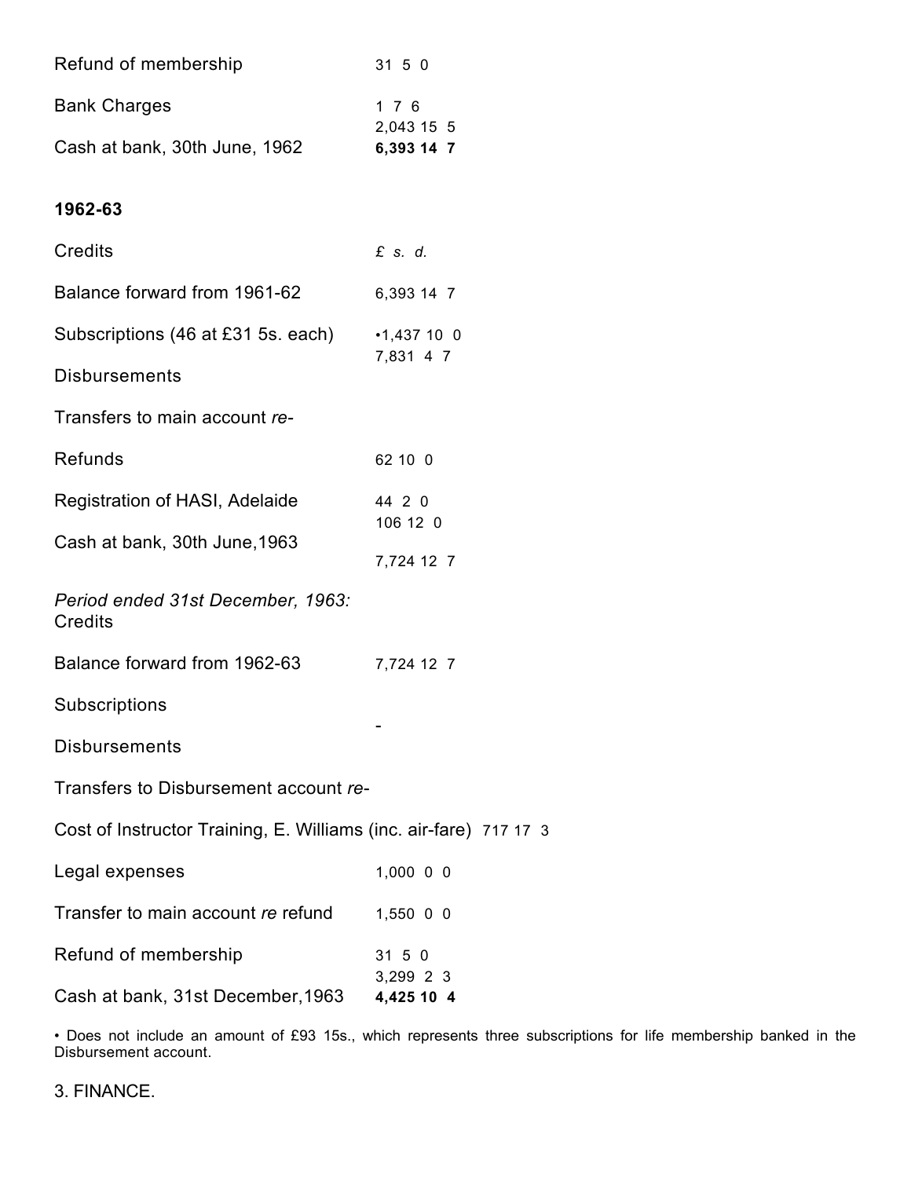| | |
|---|---|
| Refund of membership | 31 5 0 |
| Bank Charges | 1 7 6 |
| | 2,043 15 5 |
| Cash at bank, 30th June, 1962 | **6,393 14 7** |

**1962-63**

| | |
|---|---|
| Credits | *£ s. d.* |
| Balance forward from 1961-62 | 6,393 14 7 |
| Subscriptions (46 at £31 5s. each) | •1,437 10 0 |
| | 7,831 4 7 |
| Disbursements | |
| Transfers to main account *re-* | |
| Refunds | 62 10 0 |
| Registration of HASI, Adelaide | 44 2 0 |
| | 106 12 0 |
| Cash at bank, 30th June,1963 | |
| | 7,724 12 7 |

| | |
|---|---|
| *Period ended 31st December, 1963:* Credits | |
| Balance forward from 1962-63 | 7,724 12 7 |
| Subscriptions | - |
| Disbursements | |
| Transfers to Disbursement account *re-* | |
| Cost of Instructor Training, E. Williams (inc. air-fare) | 717 17 3 |
| Legal expenses | 1,000 0 0 |
| Transfer to main account *re* refund | 1,550 0 0 |
| Refund of membership | 31 5 0 |
| | 3,299 2 3 |
| Cash at bank, 31st December,1963 | **4,425 10 4** |

• Does not include an amount of £93 15s., which represents three subscriptions for life membership banked in the Disbursement account.

3. FINANCE.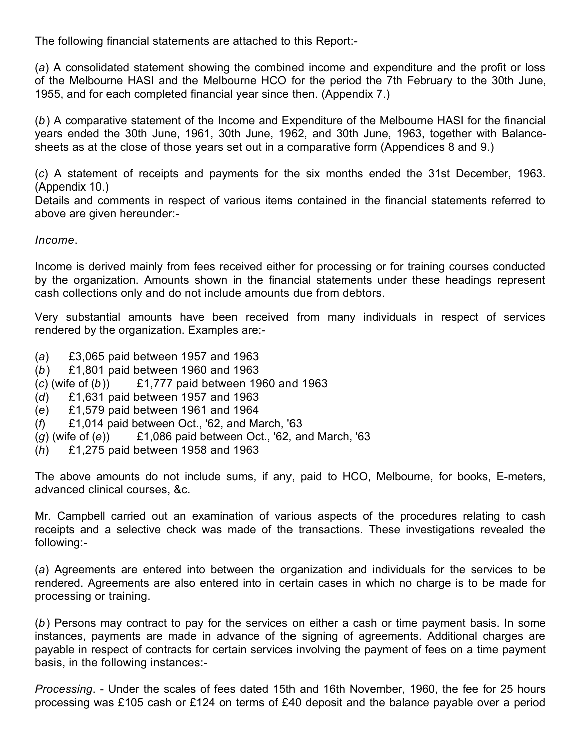The following financial statements are attached to this Report:-

(*a*) A consolidated statement showing the combined income and expenditure and the profit or loss of the Melbourne HASI and the Melbourne HCO for the period the 7th February to the 30th June, 1955, and for each completed financial year since then. (Appendix 7.)

(*b*) A comparative statement of the Income and Expenditure of the Melbourne HASI for the financial years ended the 30th June, 1961, 30th June, 1962, and 30th June, 1963, together with Balance-sheets as at the close of those years set out in a comparative form (Appendices 8 and 9.)

(*c*) A statement of receipts and payments for the six months ended the 31st December, 1963. (Appendix 10.)
Details and comments in respect of various items contained in the financial statements referred to above are given hereunder:-

*Income*.

Income is derived mainly from fees received either for processing or for training courses conducted by the organization. Amounts shown in the financial statements under these headings represent cash collections only and do not include amounts due from debtors.

Very substantial amounts have been received from many individuals in respect of services rendered by the organization. Examples are:-

(*a*) £3,065 paid between 1957 and 1963
(*b*) £1,801 paid between 1960 and 1963
(*c*) (wife of (*b*)) £1,777 paid between 1960 and 1963
(*d*) £1,631 paid between 1957 and 1963
(*e*) £1,579 paid between 1961 and 1964
(*f*) £1,014 paid between Oct., '62, and March, '63
(*g*) (wife of (*e*)) £1,086 paid between Oct., '62, and March, '63
(*h*) £1,275 paid between 1958 and 1963

The above amounts do not include sums, if any, paid to HCO, Melbourne, for books, E-meters, advanced clinical courses, &c.

Mr. Campbell carried out an examination of various aspects of the procedures relating to cash receipts and a selective check was made of the transactions. These investigations revealed the following:-

(*a*) Agreements are entered into between the organization and individuals for the services to be rendered. Agreements are also entered into in certain cases in which no charge is to be made for processing or training.

(*b*) Persons may contract to pay for the services on either a cash or time payment basis. In some instances, payments are made in advance of the signing of agreements. Additional charges are payable in respect of contracts for certain services involving the payment of fees on a time payment basis, in the following instances:-

*Processing*. - Under the scales of fees dated 15th and 16th November, 1960, the fee for 25 hours processing was £105 cash or £124 on terms of £40 deposit and the balance payable over a period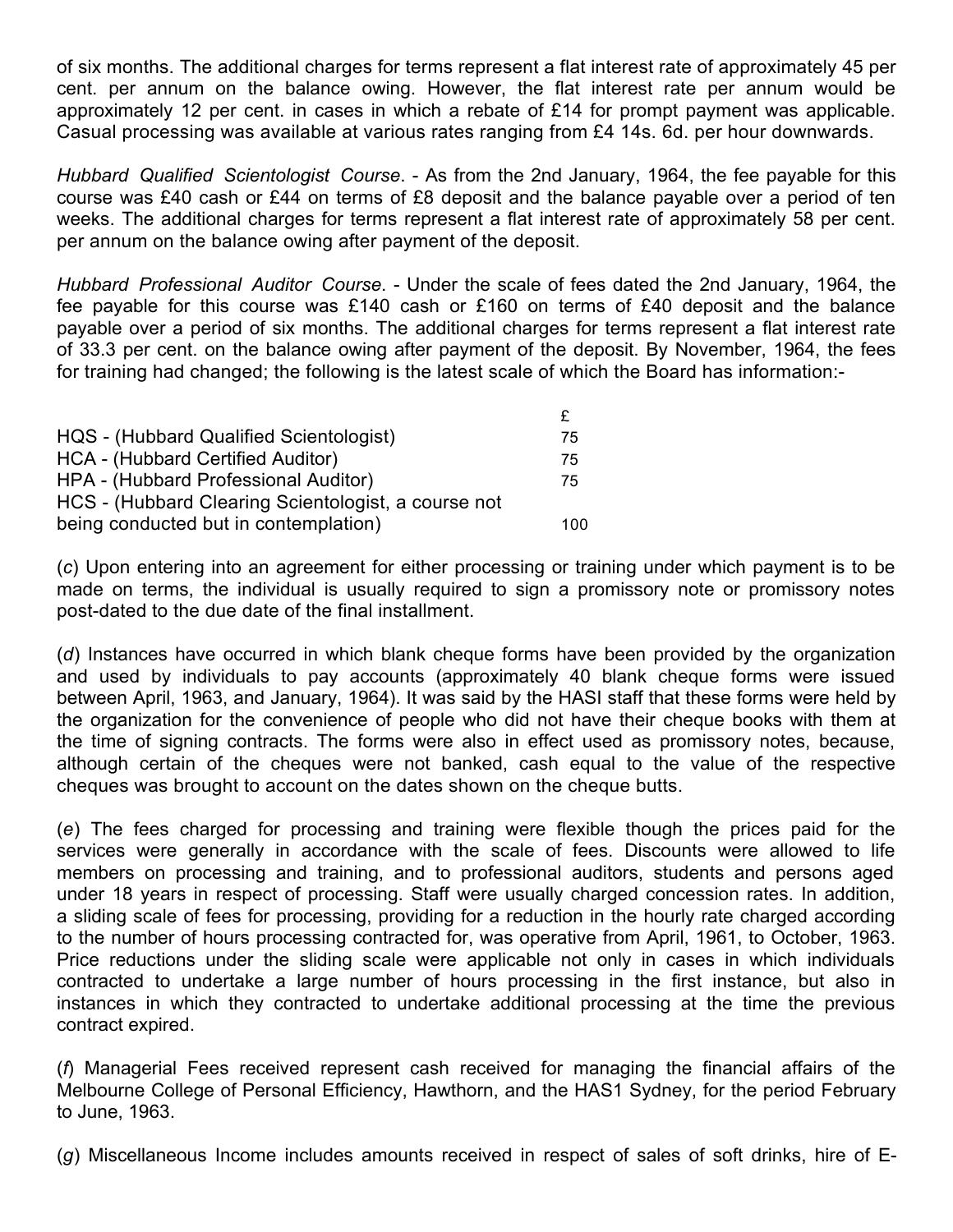of six months. The additional charges for terms represent a flat interest rate of approximately 45 per cent. per annum on the balance owing. However, the flat interest rate per annum would be approximately 12 per cent. in cases in which a rebate of £14 for prompt payment was applicable. Casual processing was available at various rates ranging from £4 14s. 6d. per hour downwards.

*Hubbard Qualified Scientologist Course*. - As from the 2nd January, 1964, the fee payable for this course was £40 cash or £44 on terms of £8 deposit and the balance payable over a period of ten weeks. The additional charges for terms represent a flat interest rate of approximately 58 per cent. per annum on the balance owing after payment of the deposit.

*Hubbard Professional Auditor Course*. - Under the scale of fees dated the 2nd January, 1964, the fee payable for this course was £140 cash or £160 on terms of £40 deposit and the balance payable over a period of six months. The additional charges for terms represent a flat interest rate of 33.3 per cent. on the balance owing after payment of the deposit. By November, 1964, the fees for training had changed; the following is the latest scale of which the Board has information:-

| | £ |
|---|---|
| HQS - (Hubbard Qualified Scientologist) | 75 |
| HCA - (Hubbard Certified Auditor) | 75 |
| HPA - (Hubbard Professional Auditor) | 75 |
| HCS - (Hubbard Clearing Scientologist, a course not being conducted but in contemplation) | 100 |

(*c*) Upon entering into an agreement for either processing or training under which payment is to be made on terms, the individual is usually required to sign a promissory note or promissory notes post-dated to the due date of the final installment.

(*d*) Instances have occurred in which blank cheque forms have been provided by the organization and used by individuals to pay accounts (approximately 40 blank cheque forms were issued between April, 1963, and January, 1964). It was said by the HASI staff that these forms were held by the organization for the convenience of people who did not have their cheque books with them at the time of signing contracts. The forms were also in effect used as promissory notes, because, although certain of the cheques were not banked, cash equal to the value of the respective cheques was brought to account on the dates shown on the cheque butts.

(*e*) The fees charged for processing and training were flexible though the prices paid for the services were generally in accordance with the scale of fees. Discounts were allowed to life members on processing and training, and to professional auditors, students and persons aged under 18 years in respect of processing. Staff were usually charged concession rates. In addition, a sliding scale of fees for processing, providing for a reduction in the hourly rate charged according to the number of hours processing contracted for, was operative from April, 1961, to October, 1963. Price reductions under the sliding scale were applicable not only in cases in which individuals contracted to undertake a large number of hours processing in the first instance, but also in instances in which they contracted to undertake additional processing at the time the previous contract expired.

(*f*) Managerial Fees received represent cash received for managing the financial affairs of the Melbourne College of Personal Efficiency, Hawthorn, and the HAS1 Sydney, for the period February to June, 1963.

(*g*) Miscellaneous Income includes amounts received in respect of sales of soft drinks, hire of E-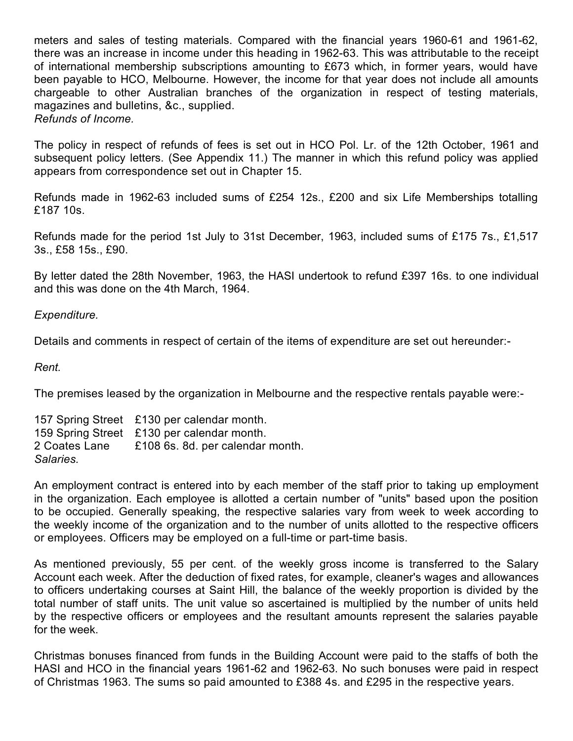meters and sales of testing materials. Compared with the financial years 1960-61 and 1961-62, there was an increase in income under this heading in 1962-63. This was attributable to the receipt of international membership subscriptions amounting to £673 which, in former years, would have been payable to HCO, Melbourne. However, the income for that year does not include all amounts chargeable to other Australian branches of the organization in respect of testing materials, magazines and bulletins, &c., supplied.

*Refunds of Income.*

The policy in respect of refunds of fees is set out in HCO Pol. Lr. of the 12th October, 1961 and subsequent policy letters. (See Appendix 11.) The manner in which this refund policy was applied appears from correspondence set out in Chapter 15.

Refunds made in 1962-63 included sums of £254 12s., £200 and six Life Memberships totalling £187 10s.

Refunds made for the period 1st July to 31st December, 1963, included sums of £175 7s., £1,517 3s., £58 15s., £90.

By letter dated the 28th November, 1963, the HASI undertook to refund £397 16s. to one individual and this was done on the 4th March, 1964.

*Expenditure.*

Details and comments in respect of certain of the items of expenditure are set out hereunder:-

*Rent.*

The premises leased by the organization in Melbourne and the respective rentals payable were:-

157 Spring Street £130 per calendar month.
159 Spring Street £130 per calendar month.
2 Coates Lane £108 6s. 8d. per calendar month.

*Salaries.*

An employment contract is entered into by each member of the staff prior to taking up employment in the organization. Each employee is allotted a certain number of "units" based upon the position to be occupied. Generally speaking, the respective salaries vary from week to week according to the weekly income of the organization and to the number of units allotted to the respective officers or employees. Officers may be employed on a full-time or part-time basis.

As mentioned previously, 55 per cent. of the weekly gross income is transferred to the Salary Account each week. After the deduction of fixed rates, for example, cleaner's wages and allowances to officers undertaking courses at Saint Hill, the balance of the weekly proportion is divided by the total number of staff units. The unit value so ascertained is multiplied by the number of units held by the respective officers or employees and the resultant amounts represent the salaries payable for the week.

Christmas bonuses financed from funds in the Building Account were paid to the staffs of both the HASI and HCO in the financial years 1961-62 and 1962-63. No such bonuses were paid in respect of Christmas 1963. The sums so paid amounted to £388 4s. and £295 in the respective years.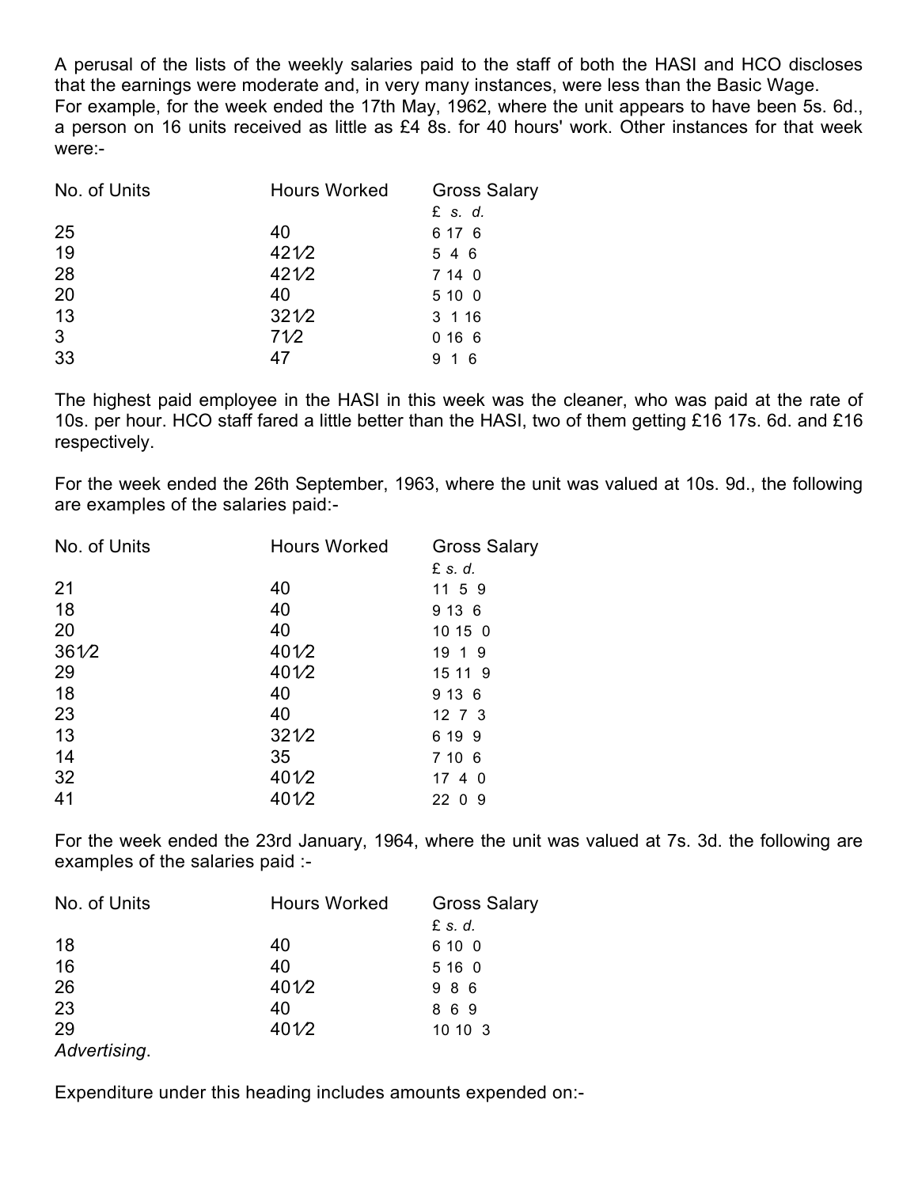A perusal of the lists of the weekly salaries paid to the staff of both the HASI and HCO discloses that the earnings were moderate and, in very many instances, were less than the Basic Wage.
For example, for the week ended the 17th May, 1962, where the unit appears to have been 5s. 6d., a person on 16 units received as little as £4 8s. for 40 hours' work. Other instances for that week were:-

| No. of Units | Hours Worked | Gross Salary |
|---|---|---|
| | | £ *s. d.* |
| 25 | 40 | 6 17 6 |
| 19 | 42½ | 5 4 6 |
| 28 | 42½ | 7 14 0 |
| 20 | 40 | 5 10 0 |
| 13 | 32½ | 3 1 16 |
| 3 | 7½ | 0 16 6 |
| 33 | 47 | 9 1 6 |

The highest paid employee in the HASI in this week was the cleaner, who was paid at the rate of 10s. per hour. HCO staff fared a little better than the HASI, two of them getting £16 17s. 6d. and £16 respectively.

For the week ended the 26th September, 1963, where the unit was valued at 10s. 9d., the following are examples of the salaries paid:-

| No. of Units | Hours Worked | Gross Salary |
|---|---|---|
| | | £ *s. d.* |
| 21 | 40 | 11 5 9 |
| 18 | 40 | 9 13 6 |
| 20 | 40 | 10 15 0 |
| 36½ | 40½ | 19 1 9 |
| 29 | 40½ | 15 11 9 |
| 18 | 40 | 9 13 6 |
| 23 | 40 | 12 7 3 |
| 13 | 32½ | 6 19 9 |
| 14 | 35 | 7 10 6 |
| 32 | 40½ | 17 4 0 |
| 41 | 40½ | 22 0 9 |

For the week ended the 23rd January, 1964, where the unit was valued at 7s. 3d. the following are examples of the salaries paid :-

| No. of Units | Hours Worked | Gross Salary |
|---|---|---|
| | | £ *s. d.* |
| 18 | 40 | 6 10 0 |
| 16 | 40 | 5 16 0 |
| 26 | 40½ | 9 8 6 |
| 23 | 40 | 8 6 9 |
| 29 | 40½ | 10 10 3 |

*Advertising*.

Expenditure under this heading includes amounts expended on:-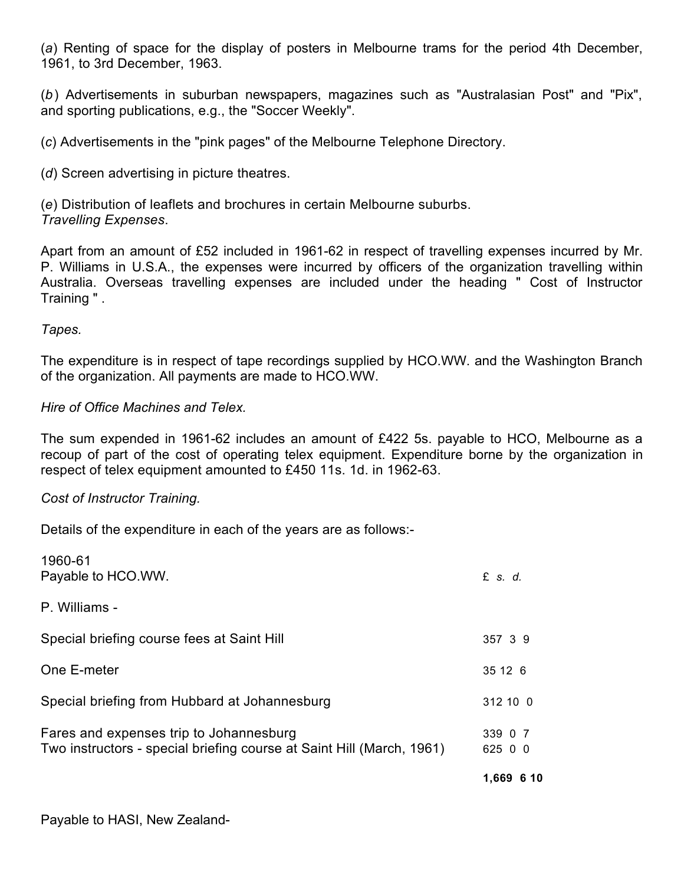(*a*) Renting of space for the display of posters in Melbourne trams for the period 4th December, 1961, to 3rd December, 1963.

(*b*) Advertisements in suburban newspapers, magazines such as "Australasian Post" and "Pix", and sporting publications, e.g., the "Soccer Weekly".

(*c*) Advertisements in the "pink pages" of the Melbourne Telephone Directory.

(*d*) Screen advertising in picture theatres.

(*e*) Distribution of leaflets and brochures in certain Melbourne suburbs.

*Travelling Expenses*.

Apart from an amount of £52 included in 1961-62 in respect of travelling expenses incurred by Mr. P. Williams in U.S.A., the expenses were incurred by officers of the organization travelling within Australia. Overseas travelling expenses are included under the heading " Cost of Instructor Training " .

*Tapes.*

The expenditure is in respect of tape recordings supplied by HCO.WW. and the Washington Branch of the organization. All payments are made to HCO.WW.

*Hire of Office Machines and Telex.*

The sum expended in 1961-62 includes an amount of £422 5s. payable to HCO, Melbourne as a recoup of part of the cost of operating telex equipment. Expenditure borne by the organization in respect of telex equipment amounted to £450 11s. 1d. in 1962-63.

*Cost of Instructor Training.*

Details of the expenditure in each of the years are as follows:-

| 1960-61 | |
|---|---|
| Payable to HCO.WW. | £ *s. d.* |
| P. Williams - | |
| Special briefing course fees at Saint Hill | 357 3 9 |
| One E-meter | 35 12 6 |
| Special briefing from Hubbard at Johannesburg | 312 10 0 |
| Fares and expenses trip to Johannesburg | 339 0 7 |
| Two instructors - special briefing course at Saint Hill (March, 1961) | 625 0 0 |
| | **1,669 6 10** |

Payable to HASI, New Zealand-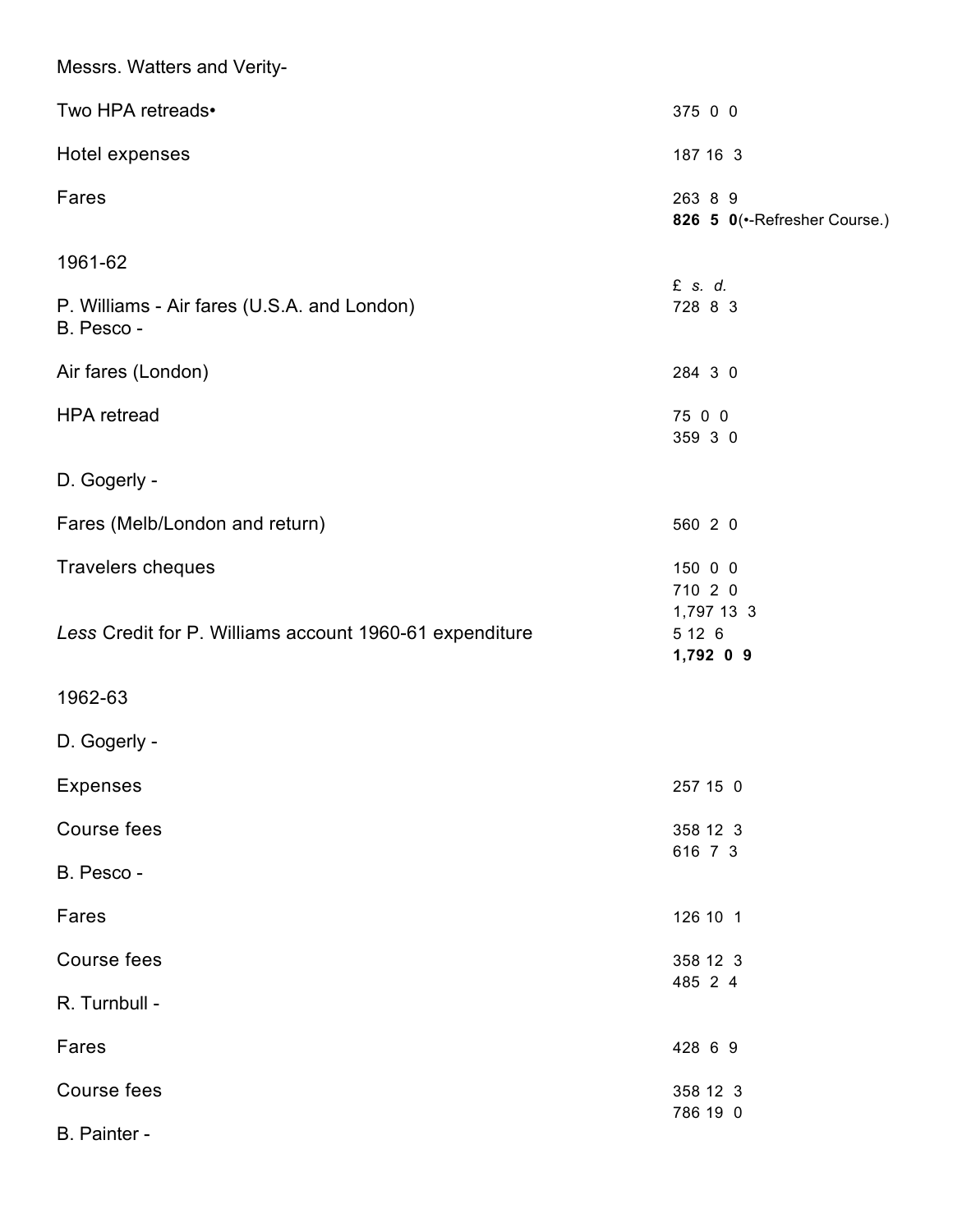Messrs. Watters and Verity-

| | |
|---|---|
| Two HPA retreads• | 375 0 0 |
| Hotel expenses | 187 16 3 |
| Fares | 263 8 9 |
| | **826 5 0**(•-Refresher Course.) |

1961-62

| | £ *s.* *d.* |
|---|---|
| P. Williams - Air fares (U.S.A. and London) | 728 8 3 |
| B. Pesco - | |
| Air fares (London) | 284 3 0 |
| HPA retread | 75 0 0 |
| | 359 3 0 |
| D. Gogerly - | |
| Fares (Melb/London and return) | 560 2 0 |
| Travelers cheques | 150 0 0 |
| | 710 2 0 |
| | 1,797 13 3 |
| *Less* Credit for P. Williams account 1960-61 expenditure | 5 12 6 |
| | **1,792 0 9** |

1962-63

| | |
|---|---|
| D. Gogerly - | |
| Expenses | 257 15 0 |
| Course fees | 358 12 3 |
| | 616 7 3 |
| B. Pesco - | |
| Fares | 126 10 1 |
| Course fees | 358 12 3 |
| | 485 2 4 |
| R. Turnbull - | |
| Fares | 428 6 9 |
| Course fees | 358 12 3 |
| | 786 19 0 |
| B. Painter - | |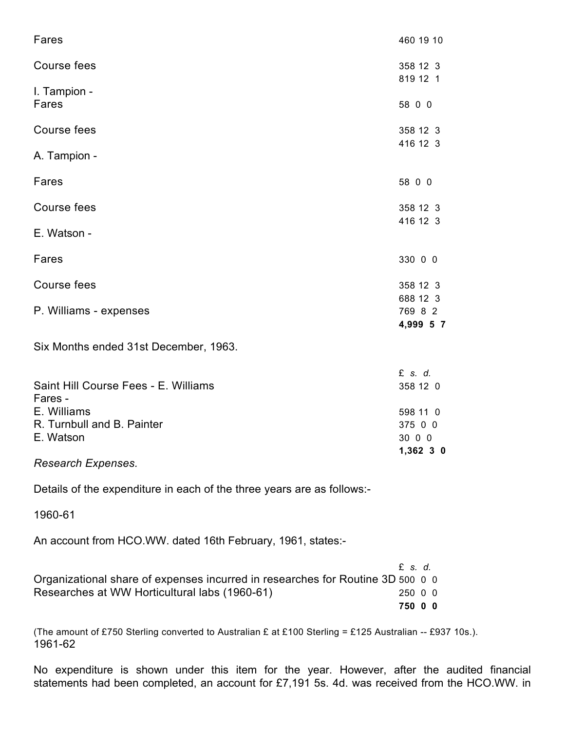| | |
|---|---|
| Fares | 460 19 10 |
| Course fees | 358 12 3 |
| | 819 12 1 |
| I. Tampion - | |
| Fares | 58 0 0 |
| Course fees | 358 12 3 |
| | 416 12 3 |
| A. Tampion - | |
| Fares | 58 0 0 |
| Course fees | 358 12 3 |
| | 416 12 3 |
| E. Watson - | |
| Fares | 330 0 0 |
| Course fees | 358 12 3 |
| | 688 12 3 |
| P. Williams - expenses | 769 8 2 |
| | **4,999 5 7** |

Six Months ended 31st December, 1963.

| | £ *s.* *d.* |
|---|---|
| Saint Hill Course Fees - E. Williams | 358 12 0 |
| Fares - | |
| E. Williams | 598 11 0 |
| R. Turnbull and B. Painter | 375 0 0 |
| E. Watson | 30 0 0 |
| | **1,362 3 0** |

*Research Expenses.*

Details of the expenditure in each of the three years are as follows:-

1960-61

An account from HCO.WW. dated 16th February, 1961, states:-

| | £ *s.* *d.* |
|---|---|
| Organizational share of expenses incurred in researches for Routine 3D | 500 0 0 |
| Researches at WW Horticultural labs (1960-61) | 250 0 0 |
| | **750 0 0** |

(The amount of £750 Sterling converted to Australian £ at £100 Sterling = £125 Australian -- £937 10s.).

1961-62

No expenditure is shown under this item for the year. However, after the audited financial statements had been completed, an account for £7,191 5s. 4d. was received from the HCO.WW. in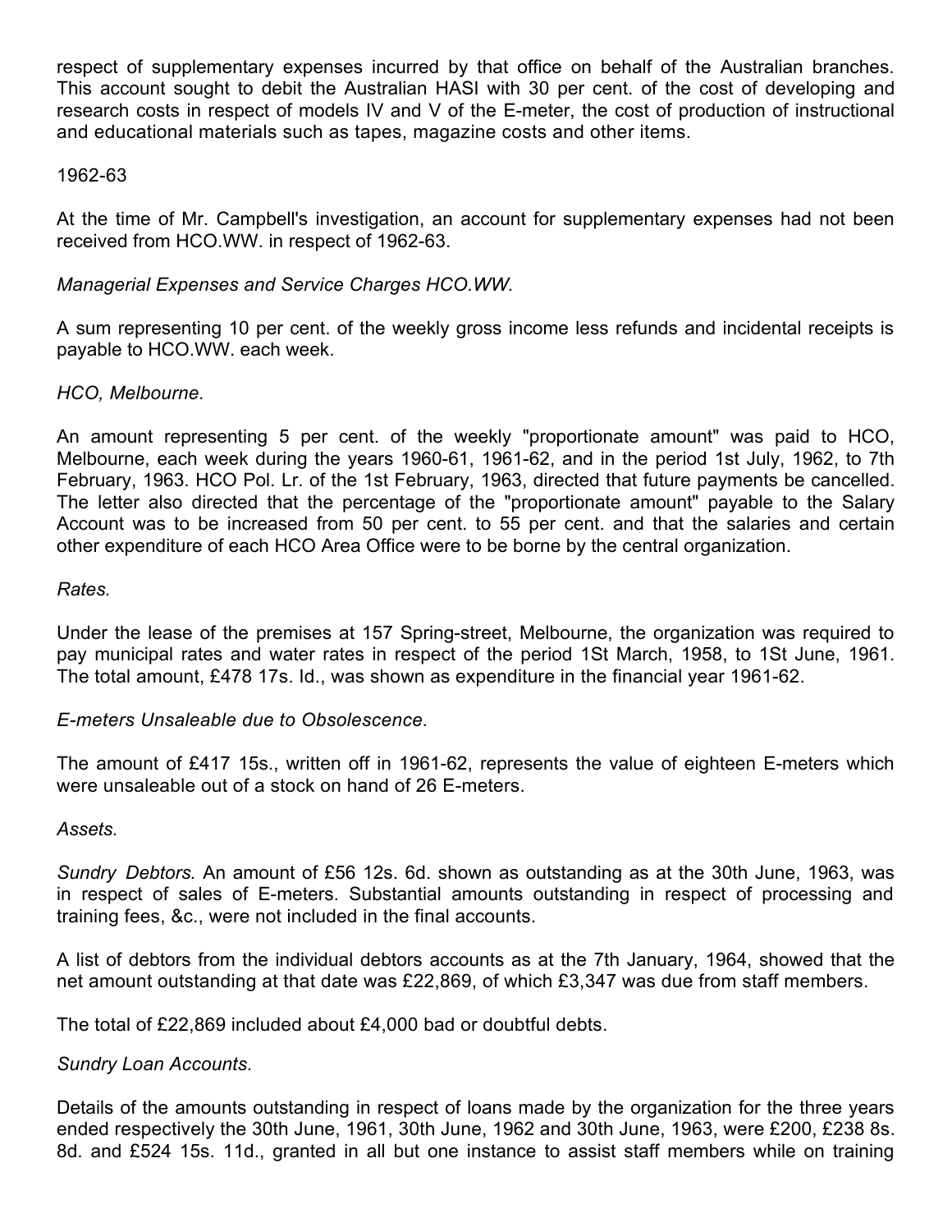respect of supplementary expenses incurred by that office on behalf of the Australian branches. This account sought to debit the Australian HASI with 30 per cent. of the cost of developing and research costs in respect of models IV and V of the E-meter, the cost of production of instructional and educational materials such as tapes, magazine costs and other items.

1962-63

At the time of Mr. Campbell's investigation, an account for supplementary expenses had not been received from HCO.WW. in respect of 1962-63.

*Managerial Expenses and Service Charges HCO.WW.*

A sum representing 10 per cent. of the weekly gross income less refunds and incidental receipts is payable to HCO.WW. each week.

*HCO, Melbourne.*

An amount representing 5 per cent. of the weekly "proportionate amount" was paid to HCO, Melbourne, each week during the years 1960-61, 1961-62, and in the period 1st July, 1962, to 7th February, 1963. HCO Pol. Lr. of the 1st February, 1963, directed that future payments be cancelled. The letter also directed that the percentage of the "proportionate amount" payable to the Salary Account was to be increased from 50 per cent. to 55 per cent. and that the salaries and certain other expenditure of each HCO Area Office were to be borne by the central organization.

*Rates.*

Under the lease of the premises at 157 Spring-street, Melbourne, the organization was required to pay municipal rates and water rates in respect of the period 1St March, 1958, to 1St June, 1961. The total amount, £478 17s. Id., was shown as expenditure in the financial year 1961-62.

*E-meters Unsaleable due to Obsolescence.*

The amount of £417 15s., written off in 1961-62, represents the value of eighteen E-meters which were unsaleable out of a stock on hand of 26 E-meters.

*Assets.*

*Sundry Debtors.* An amount of £56 12s. 6d. shown as outstanding as at the 30th June, 1963, was in respect of sales of E-meters. Substantial amounts outstanding in respect of processing and training fees, &c., were not included in the final accounts.

A list of debtors from the individual debtors accounts as at the 7th January, 1964, showed that the net amount outstanding at that date was £22,869, of which £3,347 was due from staff members.

The total of £22,869 included about £4,000 bad or doubtful debts.

*Sundry Loan Accounts.*

Details of the amounts outstanding in respect of loans made by the organization for the three years ended respectively the 30th June, 1961, 30th June, 1962 and 30th June, 1963, were £200, £238 8s. 8d. and £524 15s. 11d., granted in all but one instance to assist staff members while on training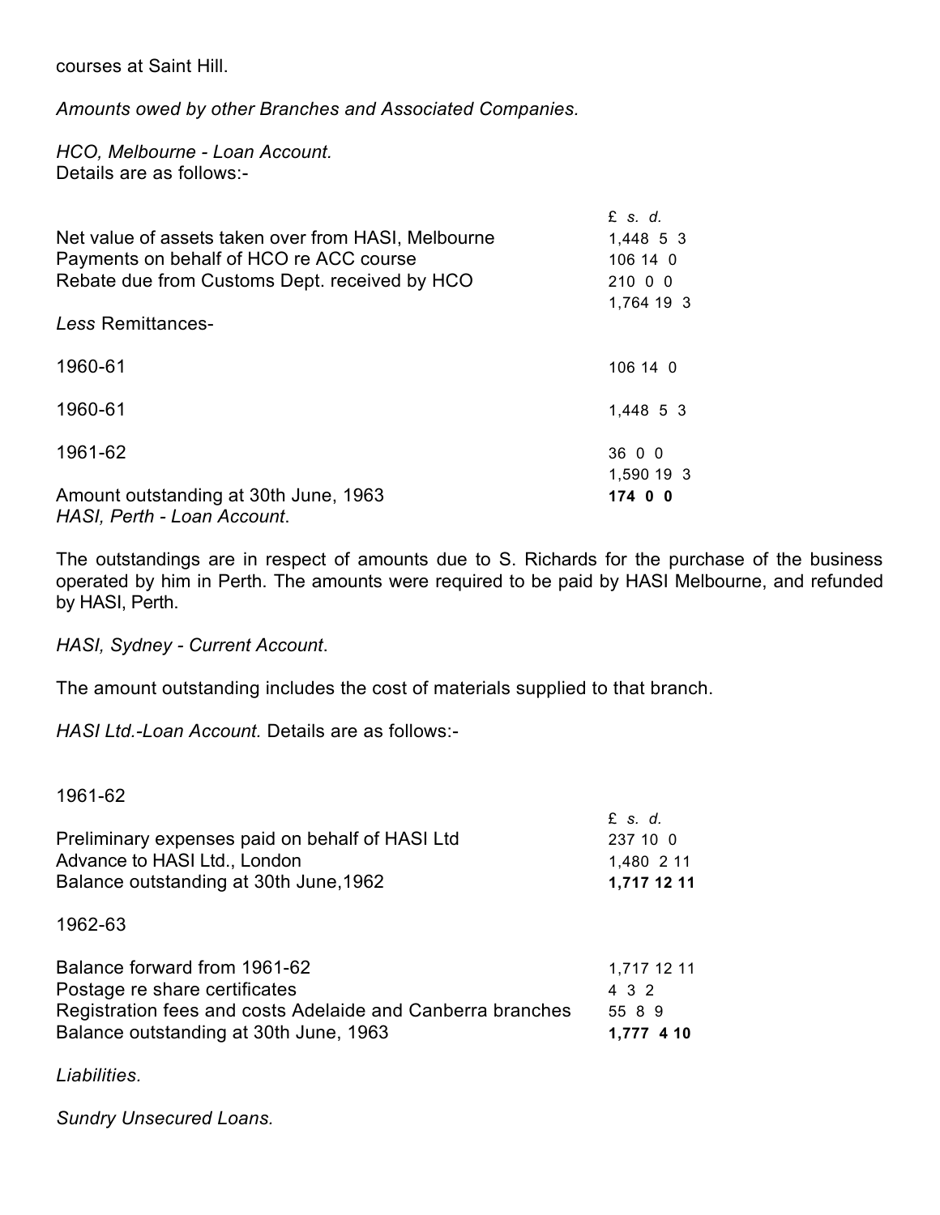courses at Saint Hill.

*Amounts owed by other Branches and Associated Companies.*

*HCO, Melbourne - Loan Account.*
Details are as follows:-

| | £ *s.* *d.* |
|---|---|
| Net value of assets taken over from HASI, Melbourne | 1,448 5 3 |
| Payments on behalf of HCO re ACC course | 106 14 0 |
| Rebate due from Customs Dept. received by HCO | 210 0 0 |
| | 1,764 19 3 |
| *Less* Remittances- | |
| 1960-61 | 106 14 0 |
| 1960-61 | 1,448 5 3 |
| 1961-62 | 36 0 0 |
| | 1,590 19 3 |
| Amount outstanding at 30th June, 1963 | **174 0 0** |

*HASI, Perth - Loan Account*.

The outstandings are in respect of amounts due to S. Richards for the purchase of the business operated by him in Perth. The amounts were required to be paid by HASI Melbourne, and refunded by HASI, Perth.

*HASI, Sydney - Current Account*.

The amount outstanding includes the cost of materials supplied to that branch.

*HASI Ltd.-Loan Account.* Details are as follows:-

| 1961-62 | £ *s.* *d.* |
|---|---|
| Preliminary expenses paid on behalf of HASI Ltd | 237 10 0 |
| Advance to HASI Ltd., London | 1,480 2 11 |
| Balance outstanding at 30th June,1962 | **1,717 12 11** |
| 1962-63 | |
| Balance forward from 1961-62 | 1,717 12 11 |
| Postage re share certificates | 4 3 2 |
| Registration fees and costs Adelaide and Canberra branches | 55 8 9 |
| Balance outstanding at 30th June, 1963 | **1,777 4 10** |

*Liabilities.*

*Sundry Unsecured Loans.*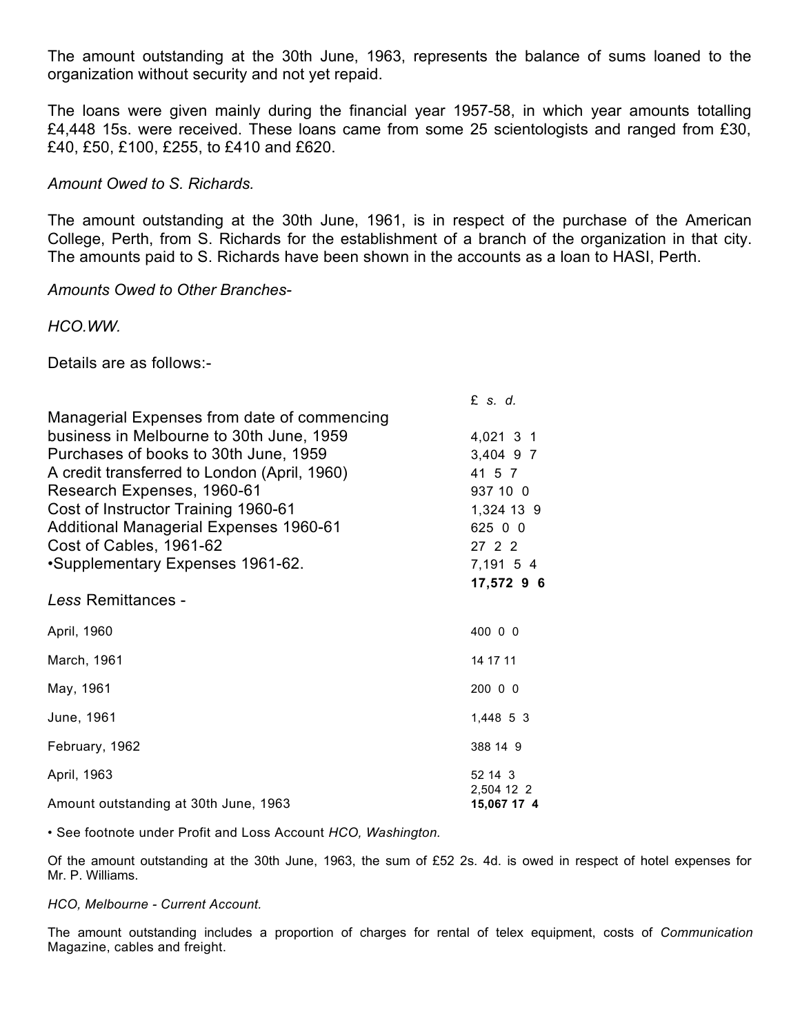The amount outstanding at the 30th June, 1963, represents the balance of sums loaned to the organization without security and not yet repaid.

The loans were given mainly during the financial year 1957-58, in which year amounts totalling £4,448 15s. were received. These loans came from some 25 scientologists and ranged from £30, £40, £50, £100, £255, to £410 and £620.

*Amount Owed to S. Richards.*

The amount outstanding at the 30th June, 1961, is in respect of the purchase of the American College, Perth, from S. Richards for the establishment of a branch of the organization in that city. The amounts paid to S. Richards have been shown in the accounts as a loan to HASI, Perth.

*Amounts Owed to Other Branches-*

*HCO.WW.*

Details are as follows:-

| | £ *s. d.* |
|---|---|
| Managerial Expenses from date of commencing business in Melbourne to 30th June, 1959 | 4,021 3 1 |
| Purchases of books to 30th June, 1959 | 3,404 9 7 |
| A credit transferred to London (April, 1960) | 41 5 7 |
| Research Expenses, 1960-61 | 937 10 0 |
| Cost of Instructor Training 1960-61 | 1,324 13 9 |
| Additional Managerial Expenses 1960-61 | 625 0 0 |
| Cost of Cables, 1961-62 | 27 2 2 |
| •Supplementary Expenses 1961-62. | 7,191 5 4 |
| | **17,572 9 6** |
| *Less* Remittances - | |
| April, 1960 | 400 0 0 |
| March, 1961 | 14 17 11 |
| May, 1961 | 200 0 0 |
| June, 1961 | 1,448 5 3 |
| February, 1962 | 388 14 9 |
| April, 1963 | 52 14 3 |
| | 2,504 12 2 |
| Amount outstanding at 30th June, 1963 | **15,067 17 4** |

• See footnote under Profit and Loss Account *HCO, Washington.*

Of the amount outstanding at the 30th June, 1963, the sum of £52 2s. 4d. is owed in respect of hotel expenses for Mr. P. Williams.

*HCO, Melbourne - Current Account.*

The amount outstanding includes a proportion of charges for rental of telex equipment, costs of *Communication* Magazine, cables and freight.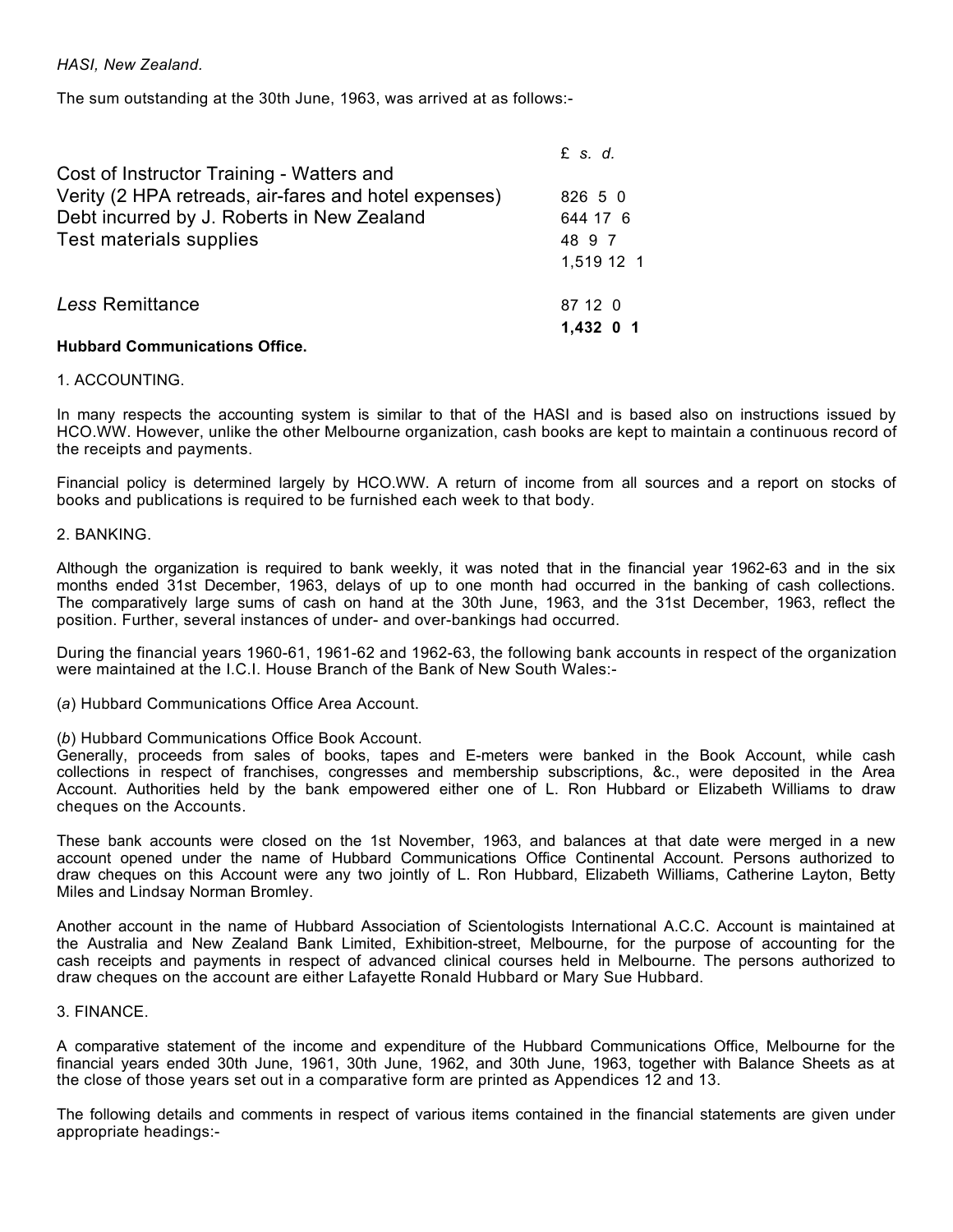*HASI, New Zealand.*

The sum outstanding at the 30th June, 1963, was arrived at as follows:-

| | £ *s. d.* |
|---|---|
| Cost of Instructor Training - Watters and Verity (2 HPA retreads, air-fares and hotel expenses) | 826 5 0 |
| Debt incurred by J. Roberts in New Zealand | 644 17 6 |
| Test materials supplies | 48 9 7 |
| | 1,519 12 1 |
| *Less* Remittance | 87 12 0 |
| | **1,432 0 1** |

**Hubbard Communications Office.**

1. ACCOUNTING.

In many respects the accounting system is similar to that of the HASI and is based also on instructions issued by HCO.WW. However, unlike the other Melbourne organization, cash books are kept to maintain a continuous record of the receipts and payments.

Financial policy is determined largely by HCO.WW. A return of income from all sources and a report on stocks of books and publications is required to be furnished each week to that body.

2. BANKING.

Although the organization is required to bank weekly, it was noted that in the financial year 1962-63 and in the six months ended 31st December, 1963, delays of up to one month had occurred in the banking of cash collections. The comparatively large sums of cash on hand at the 30th June, 1963, and the 31st December, 1963, reflect the position. Further, several instances of under- and over-bankings had occurred.

During the financial years 1960-61, 1961-62 and 1962-63, the following bank accounts in respect of the organization were maintained at the I.C.I. House Branch of the Bank of New South Wales:-

(*a*) Hubbard Communications Office Area Account.

(*b*) Hubbard Communications Office Book Account.
Generally, proceeds from sales of books, tapes and E-meters were banked in the Book Account, while cash collections in respect of franchises, congresses and membership subscriptions, &c., were deposited in the Area Account. Authorities held by the bank empowered either one of L. Ron Hubbard or Elizabeth Williams to draw cheques on the Accounts.

These bank accounts were closed on the 1st November, 1963, and balances at that date were merged in a new account opened under the name of Hubbard Communications Office Continental Account. Persons authorized to draw cheques on this Account were any two jointly of L. Ron Hubbard, Elizabeth Williams, Catherine Layton, Betty Miles and Lindsay Norman Bromley.

Another account in the name of Hubbard Association of Scientologists International A.C.C. Account is maintained at the Australia and New Zealand Bank Limited, Exhibition-street, Melbourne, for the purpose of accounting for the cash receipts and payments in respect of advanced clinical courses held in Melbourne. The persons authorized to draw cheques on the account are either Lafayette Ronald Hubbard or Mary Sue Hubbard.

3. FINANCE.

A comparative statement of the income and expenditure of the Hubbard Communications Office, Melbourne for the financial years ended 30th June, 1961, 30th June, 1962, and 30th June, 1963, together with Balance Sheets as at the close of those years set out in a comparative form are printed as Appendices 12 and 13.

The following details and comments in respect of various items contained in the financial statements are given under appropriate headings:-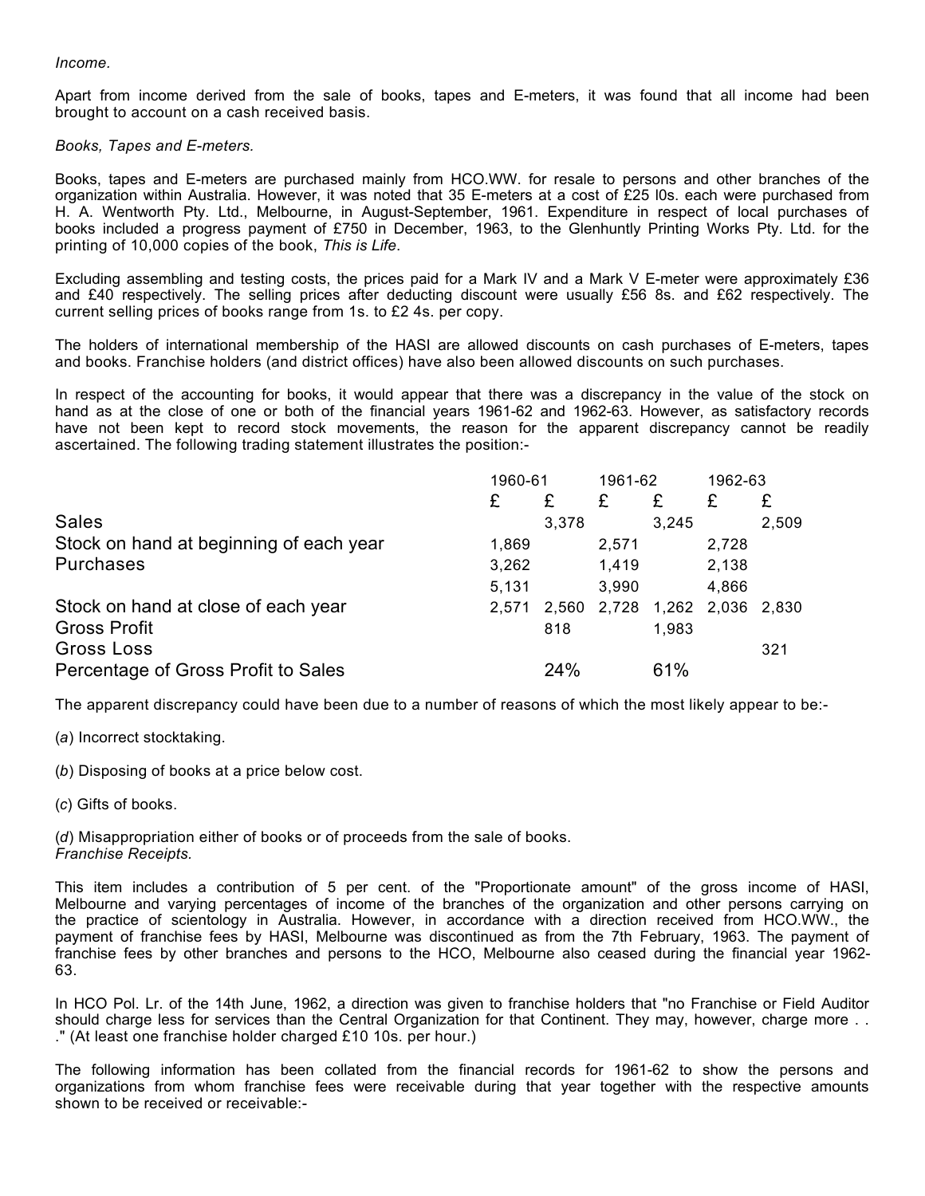*Income.*

Apart from income derived from the sale of books, tapes and E-meters, it was found that all income had been brought to account on a cash received basis.

*Books, Tapes and E-meters.*

Books, tapes and E-meters are purchased mainly from HCO.WW. for resale to persons and other branches of the organization within Australia. However, it was noted that 35 E-meters at a cost of £25 l0s. each were purchased from H. A. Wentworth Pty. Ltd., Melbourne, in August-September, 1961. Expenditure in respect of local purchases of books included a progress payment of £750 in December, 1963, to the Glenhuntly Printing Works Pty. Ltd. for the printing of 10,000 copies of the book, *This is Life*.

Excluding assembling and testing costs, the prices paid for a Mark IV and a Mark V E-meter were approximately £36 and £40 respectively. The selling prices after deducting discount were usually £56 8s. and £62 respectively. The current selling prices of books range from 1s. to £2 4s. per copy.

The holders of international membership of the HASI are allowed discounts on cash purchases of E-meters, tapes and books. Franchise holders (and district offices) have also been allowed discounts on such purchases.

In respect of the accounting for books, it would appear that there was a discrepancy in the value of the stock on hand as at the close of one or both of the financial years 1961-62 and 1962-63. However, as satisfactory records have not been kept to record stock movements, the reason for the apparent discrepancy cannot be readily ascertained. The following trading statement illustrates the position:-

| | 1960-61 | | 1961-62 | | 1962-63 | |
|---|---|---|---|---|---|---|
| | £ | £ | £ | £ | £ | £ |
| Sales | | 3,378 | | 3,245 | | 2,509 |
| Stock on hand at beginning of each year | 1,869 | | 2,571 | | 2,728 | |
| Purchases | 3,262 | | 1,419 | | 2,138 | |
| | 5,131 | | 3,990 | | 4,866 | |
| Stock on hand at close of each year | 2,571 | 2,560 | 2,728 | 1,262 | 2,036 | 2,830 |
| Gross Profit | | 818 | | 1,983 | | |
| Gross Loss | | | | | | 321 |
| Percentage of Gross Profit to Sales | | 24% | | 61% | | |

The apparent discrepancy could have been due to a number of reasons of which the most likely appear to be:-

(*a*) Incorrect stocktaking.

(*b*) Disposing of books at a price below cost.

(*c*) Gifts of books.

(*d*) Misappropriation either of books or of proceeds from the sale of books.

*Franchise Receipts.*

This item includes a contribution of 5 per cent. of the "Proportionate amount" of the gross income of HASI, Melbourne and varying percentages of income of the branches of the organization and other persons carrying on the practice of scientology in Australia. However, in accordance with a direction received from HCO.WW., the payment of franchise fees by HASI, Melbourne was discontinued as from the 7th February, 1963. The payment of franchise fees by other branches and persons to the HCO, Melbourne also ceased during the financial year 1962-63.

In HCO Pol. Lr. of the 14th June, 1962, a direction was given to franchise holders that "no Franchise or Field Auditor should charge less for services than the Central Organization for that Continent. They may, however, charge more . . ." (At least one franchise holder charged £10 10s. per hour.)

The following information has been collated from the financial records for 1961-62 to show the persons and organizations from whom franchise fees were receivable during that year together with the respective amounts shown to be received or receivable:-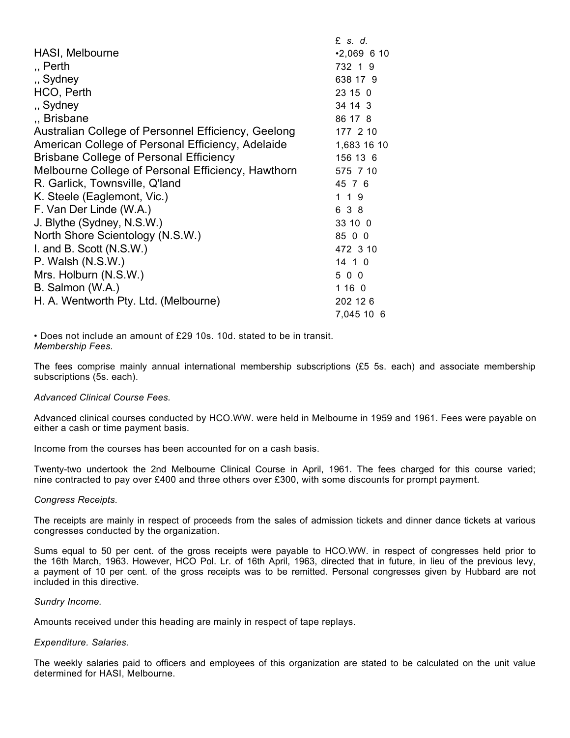| | £ *s. d.* |
|---|---|
| HASI, Melbourne | •2,069 6 10 |
| ,, Perth | 732 1 9 |
| ,, Sydney | 638 17 9 |
| HCO, Perth | 23 15 0 |
| ,, Sydney | 34 14 3 |
| ,, Brisbane | 86 17 8 |
| Australian College of Personnel Efficiency, Geelong | 177 2 10 |
| American College of Personal Efficiency, Adelaide | 1,683 16 10 |
| Brisbane College of Personal Efficiency | 156 13 6 |
| Melbourne College of Personal Efficiency, Hawthorn | 575 7 10 |
| R. Garlick, Townsville, Q'land | 45 7 6 |
| K. Steele (Eaglemont, Vic.) | 1 1 9 |
| F. Van Der Linde (W.A.) | 6 3 8 |
| J. Blythe (Sydney, N.S.W.) | 33 10 0 |
| North Shore Scientology (N.S.W.) | 85 0 0 |
| I. and B. Scott (N.S.W.) | 472 3 10 |
| P. Walsh (N.S.W.) | 14 1 0 |
| Mrs. Holburn (N.S.W.) | 5 0 0 |
| B. Salmon (W.A.) | 1 16 0 |
| H. A. Wentworth Pty. Ltd. (Melbourne) | 202 12 6 |
| | 7,045 10 6 |

• Does not include an amount of £29 10s. 10d. stated to be in transit.

*Membership Fees.*

The fees comprise mainly annual international membership subscriptions (£5 5s. each) and associate membership subscriptions (5s. each).

*Advanced Clinical Course Fees.*

Advanced clinical courses conducted by HCO.WW. were held in Melbourne in 1959 and 1961. Fees were payable on either a cash or time payment basis.

Income from the courses has been accounted for on a cash basis.

Twenty-two undertook the 2nd Melbourne Clinical Course in April, 1961. The fees charged for this course varied; nine contracted to pay over £400 and three others over £300, with some discounts for prompt payment.

*Congress Receipts.*

The receipts are mainly in respect of proceeds from the sales of admission tickets and dinner dance tickets at various congresses conducted by the organization.

Sums equal to 50 per cent. of the gross receipts were payable to HCO.WW. in respect of congresses held prior to the 16th March, 1963. However, HCO Pol. Lr. of 16th April, 1963, directed that in future, in lieu of the previous levy, a payment of 10 per cent. of the gross receipts was to be remitted. Personal congresses given by Hubbard are not included in this directive.

*Sundry Income.*

Amounts received under this heading are mainly in respect of tape replays.

*Expenditure. Salaries.*

The weekly salaries paid to officers and employees of this organization are stated to be calculated on the unit value determined for HASI, Melbourne.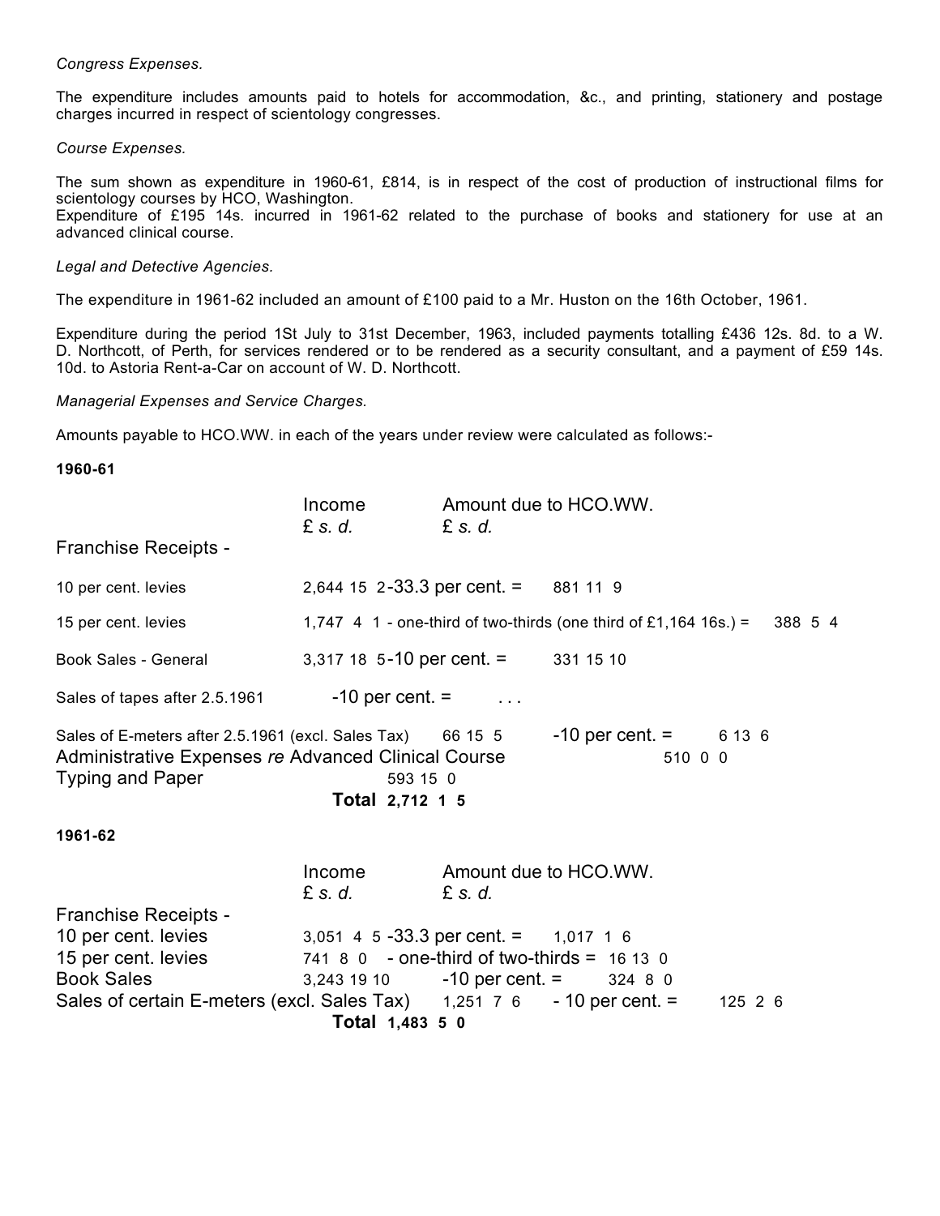*Congress Expenses.*

The expenditure includes amounts paid to hotels for accommodation, &c., and printing, stationery and postage charges incurred in respect of scientology congresses.

*Course Expenses.*

The sum shown as expenditure in 1960-61, £814, is in respect of the cost of production of instructional films for scientology courses by HCO, Washington.
Expenditure of £195 14s. incurred in 1961-62 related to the purchase of books and stationery for use at an advanced clinical course.

*Legal and Detective Agencies.*

The expenditure in 1961-62 included an amount of £100 paid to a Mr. Huston on the 16th October, 1961.

Expenditure during the period 1St July to 31st December, 1963, included payments totalling £436 12s. 8d. to a W. D. Northcott, of Perth, for services rendered or to be rendered as a security consultant, and a payment of £59 14s. 10d. to Astoria Rent-a-Car on account of W. D. Northcott.

*Managerial Expenses and Service Charges.*

Amounts payable to HCO.WW. in each of the years under review were calculated as follows:-

**1960-61**

| | Income £ *s. d.* | | Amount due to HCO.WW. £ *s. d.* |
|---|---|---|---|
| Franchise Receipts - | | | |
| 10 per cent. levies | 2,644 15 2 | -33.3 per cent. = | 881 11 9 |
| 15 per cent. levies | 1,747 4 1 | - one-third of two-thirds (one third of £1,164 16s.) = | 388 5 4 |
| Book Sales - General | 3,317 18 5 | -10 per cent. = | 331 15 10 |
| Sales of tapes after 2.5.1961 | | -10 per cent. = | . . . |
| Sales of E-meters after 2.5.1961 (excl. Sales Tax) | 66 15 5 | -10 per cent. = | 6 13 6 |
| Administrative Expenses *re* Advanced Clinical Course | | | 510 0 0 |
| Typing and Paper | | | 593 15 0 |
| **Total** | | | **2,712 1 5** |

**1961-62**

| | Income £ *s. d.* | | Amount due to HCO.WW. £ *s. d.* |
|---|---|---|---|
| Franchise Receipts - | | | |
| 10 per cent. levies | 3,051 4 5 | -33.3 per cent. = | 1,017 1 6 |
| 15 per cent. levies | 741 8 0 | - one-third of two-thirds = | 16 13 0 |
| Book Sales | 3,243 19 10 | -10 per cent. = | 324 8 0 |
| Sales of certain E-meters (excl. Sales Tax) | 1,251 7 6 | - 10 per cent. = | 125 2 6 |
| **Total** | | | **1,483 5 0** |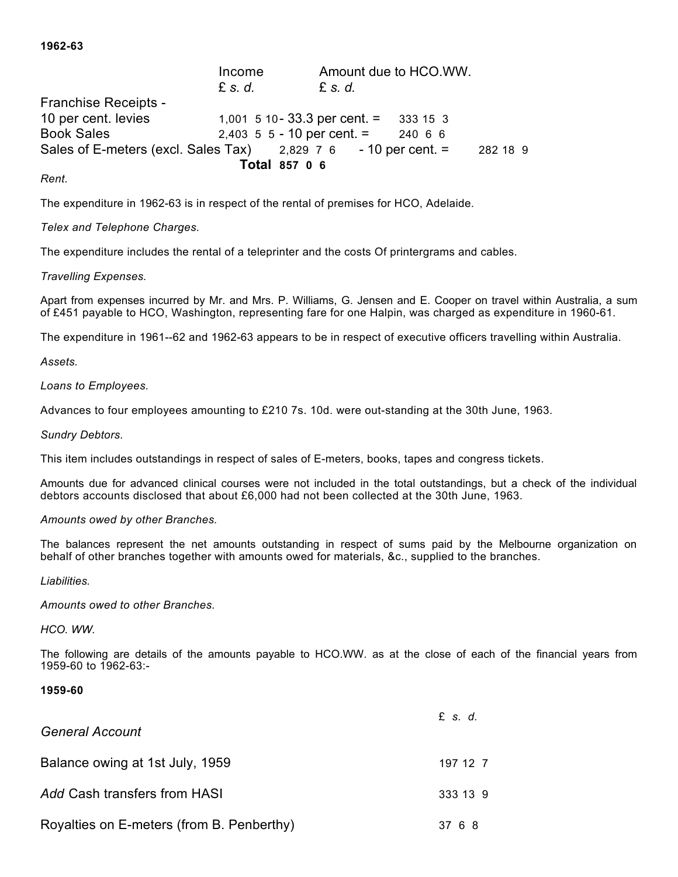**1962-63**

| | Income | | Amount due to HCO.WW. |
|---|---|---|---|
| | £ *s. d.* | | £ *s. d.* |
| Franchise Receipts - | | | |
| 10 per cent. levies | 1,001 5 10 | - 33.3 per cent. = | 333 15 3 |
| Book Sales | 2,403 5 5 | - 10 per cent. = | 240 6 6 |
| Sales of E-meters (excl. Sales Tax) | 2,829 7 6 | - 10 per cent. = | 282 18 9 |
| | | **Total** | **857 0 6** |

*Rent.*

The expenditure in 1962-63 is in respect of the rental of premises for HCO, Adelaide.

*Telex and Telephone Charges.*

The expenditure includes the rental of a teleprinter and the costs Of printergrams and cables.

*Travelling Expenses.*

Apart from expenses incurred by Mr. and Mrs. P. Williams, G. Jensen and E. Cooper on travel within Australia, a sum of £451 payable to HCO, Washington, representing fare for one Halpin, was charged as expenditure in 1960-61.

The expenditure in 1961--62 and 1962-63 appears to be in respect of executive officers travelling within Australia.

*Assets.*

*Loans to Employees.*

Advances to four employees amounting to £210 7s. 10d. were out-standing at the 30th June, 1963.

*Sundry Debtors.*

This item includes outstandings in respect of sales of E-meters, books, tapes and congress tickets.

Amounts due for advanced clinical courses were not included in the total outstandings, but a check of the individual debtors accounts disclosed that about £6,000 had not been collected at the 30th June, 1963.

*Amounts owed by other Branches.*

The balances represent the net amounts outstanding in respect of sums paid by the Melbourne organization on behalf of other branches together with amounts owed for materials, &c., supplied to the branches.

*Liabilities.*

*Amounts owed to other Branches.*

*HCO. WW.*

The following are details of the amounts payable to HCO.WW. as at the close of each of the financial years from 1959-60 to 1962-63:-

**1959-60**

| | £ *s. d.* |
|---|---|
| *General Account* | |
| Balance owing at 1st July, 1959 | 197 12 7 |
| *Add* Cash transfers from HASI | 333 13 9 |
| Royalties on E-meters (from B. Penberthy) | 37 6 8 |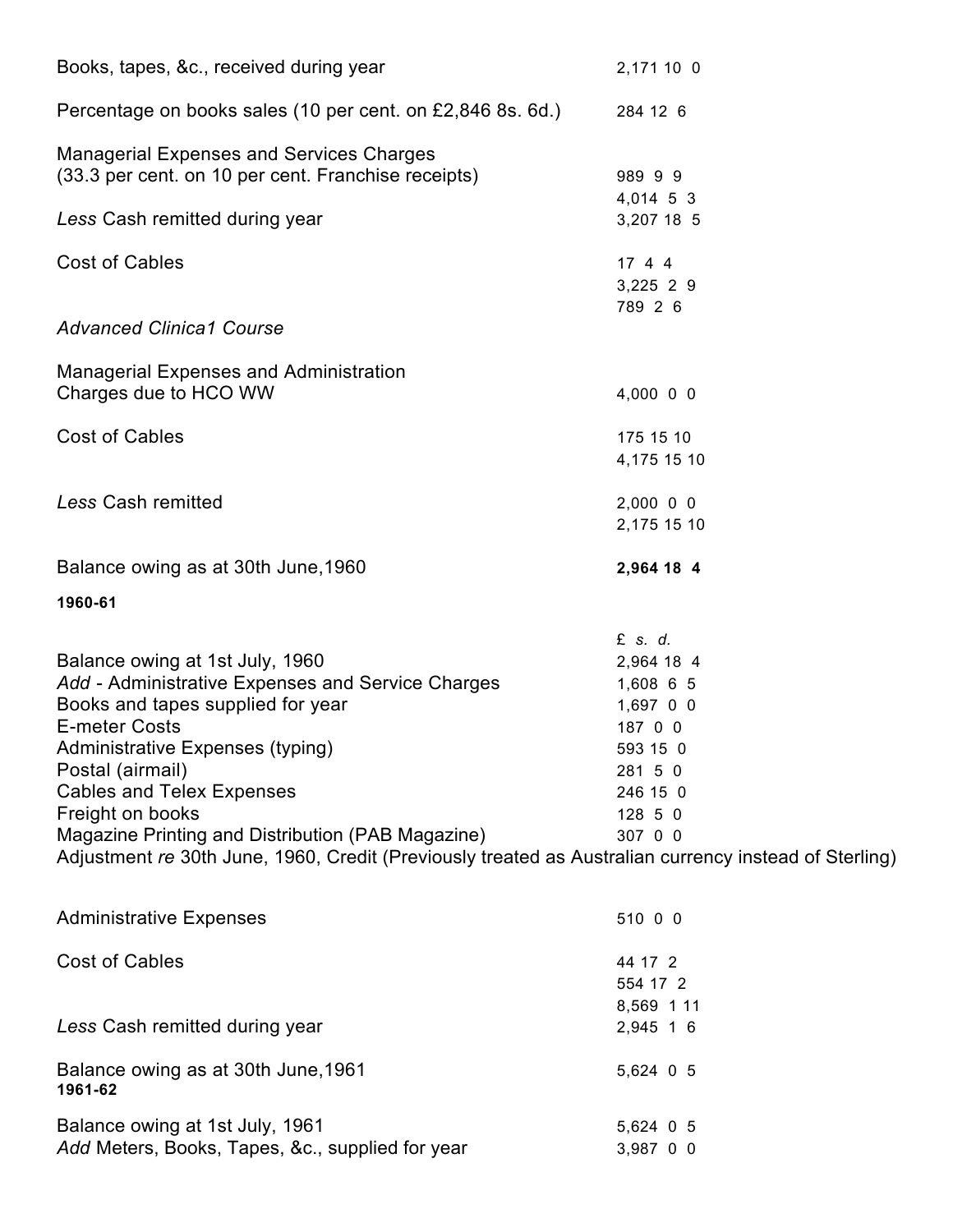| | |
|---|---|
| Books, tapes, &c., received during year | 2,171 10 0 |
| Percentage on books sales (10 per cent. on £2,846 8s. 6d.) | 284 12 6 |
| Managerial Expenses and Services Charges (33.3 per cent. on 10 per cent. Franchise receipts) | 989 9 9 |
| | 4,014 5 3 |
| *Less* Cash remitted during year | 3,207 18 5 |
| Cost of Cables | 17 4 4 |
| | 3,225 2 9 |
| | 789 2 6 |
| *Advanced Clinica1 Course* | |
| Managerial Expenses and Administration Charges due to HCO WW | 4,000 0 0 |
| Cost of Cables | 175 15 10 |
| | 4,175 15 10 |
| *Less* Cash remitted | 2,000 0 0 |
| | 2,175 15 10 |
| Balance owing as at 30th June,1960 | **2,964 18 4** |

**1960-61**

| | £ *s. d.* |
|---|---|
| Balance owing at 1st July, 1960 | 2,964 18 4 |
| *Add* - Administrative Expenses and Service Charges | 1,608 6 5 |
| Books and tapes supplied for year | 1,697 0 0 |
| E-meter Costs | 187 0 0 |
| Administrative Expenses (typing) | 593 15 0 |
| Postal (airmail) | 281 5 0 |
| Cables and Telex Expenses | 246 15 0 |
| Freight on books | 128 5 0 |
| Magazine Printing and Distribution (PAB Magazine) | 307 0 0 |
| Adjustment *re* 30th June, 1960, Credit (Previously treated as Australian currency instead of Sterling) | |
| Administrative Expenses | 510 0 0 |
| Cost of Cables | 44 17 2 |
| | 554 17 2 |
| | 8,569 1 11 |
| *Less* Cash remitted during year | 2,945 1 6 |
| Balance owing as at 30th June,1961 | 5,624 0 5 |

**1961-62**

| | |
|---|---|
| Balance owing at 1st July, 1961 | 5,624 0 5 |
| *Add* Meters, Books, Tapes, &c., supplied for year | 3,987 0 0 |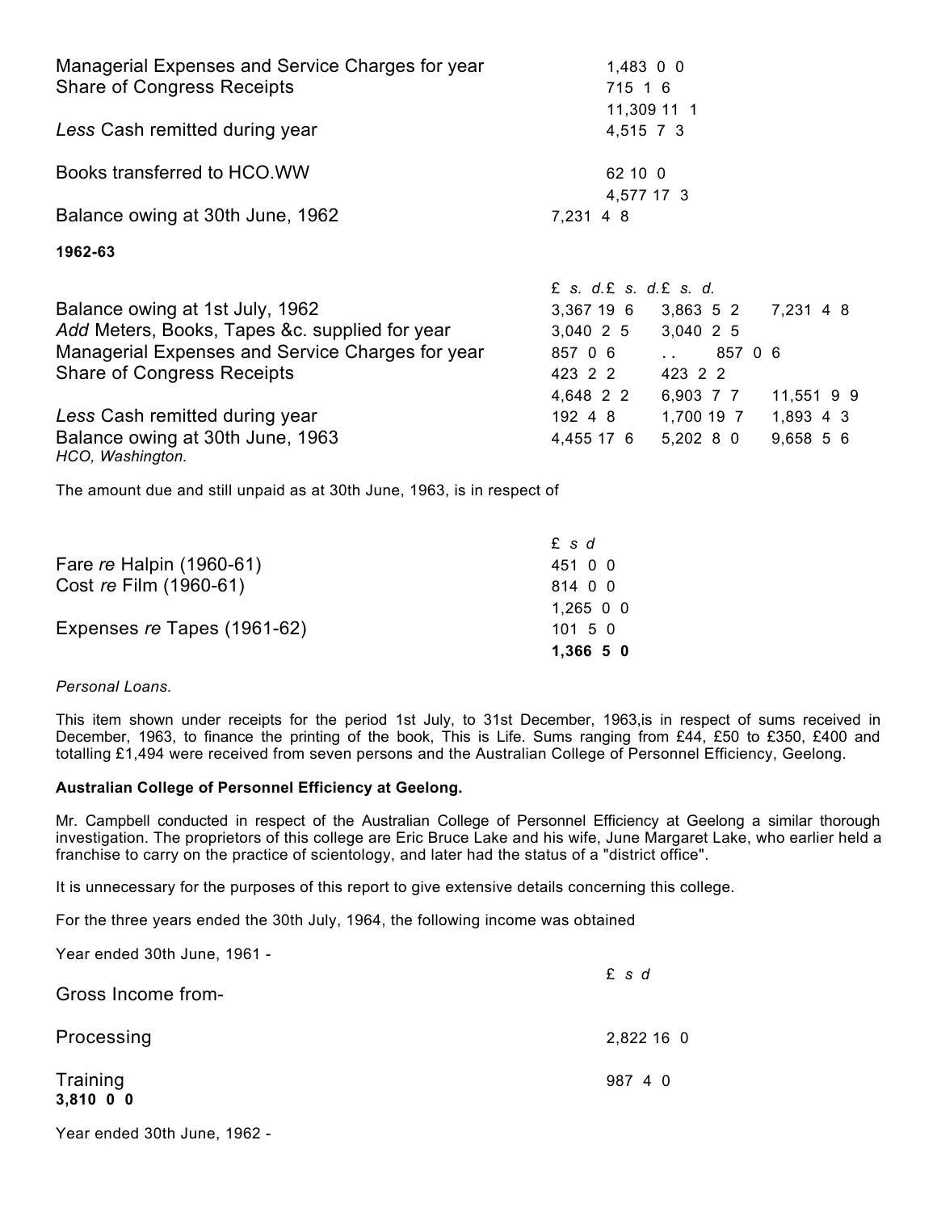| | |
|---|---|
| Managerial Expenses and Service Charges for year | 1,483 0 0 |
| Share of Congress Receipts | 715 1 6 |
| | 11,309 11 1 |
| *Less* Cash remitted during year | 4,515 7 3 |
| Books transferred to HCO.WW | 62 10 0 |
| | 4,577 17 3 |
| Balance owing at 30th June, 1962 | 7,231 4 8 |

**1962-63**

| | £ *s. d.* | £ *s. d.* | £ *s. d.* |
|---|---|---|---|
| Balance owing at 1st July, 1962 | 3,367 19 6 | 3,863 5 2 | 7,231 4 8 |
| *Add* Meters, Books, Tapes &c. supplied for year | 3,040 2 5 | 3,040 2 5 | |
| Managerial Expenses and Service Charges for year | 857 0 6 | .. | 857 0 6 |
| Share of Congress Receipts | 423 2 2 | 423 2 2 | |
| | 4,648 2 2 | 6,903 7 7 | 11,551 9 9 |
| *Less* Cash remitted during year | 192 4 8 | 1,700 19 7 | 1,893 4 3 |
| Balance owing at 30th June, 1963 | 4,455 17 6 | 5,202 8 0 | 9,658 5 6 |

*HCO, Washington.*

The amount due and still unpaid as at 30th June, 1963, is in respect of

| | £ *s d* |
|---|---|
| Fare *re* Halpin (1960-61) | 451 0 0 |
| Cost *re* Film (1960-61) | 814 0 0 |
| | 1,265 0 0 |
| Expenses *re* Tapes (1961-62) | 101 5 0 |
| | **1,366 5 0** |

*Personal Loans.*

This item shown under receipts for the period 1st July, to 31st December, 1963,is in respect of sums received in December, 1963, to finance the printing of the book, This is Life. Sums ranging from £44, £50 to £350, £400 and totalling £1,494 were received from seven persons and the Australian College of Personnel Efficiency, Geelong.

**Australian College of Personnel Efficiency at Geelong.**

Mr. Campbell conducted in respect of the Australian College of Personnel Efficiency at Geelong a similar thorough investigation. The proprietors of this college are Eric Bruce Lake and his wife, June Margaret Lake, who earlier held a franchise to carry on the practice of scientology, and later had the status of a "district office".

It is unnecessary for the purposes of this report to give extensive details concerning this college.

For the three years ended the 30th July, 1964, the following income was obtained

Year ended 30th June, 1961 -

| | £ *s d* |
|---|---|
| Gross Income from- | |
| Processing | 2,822 16 0 |
| Training | 987 4 0 |
| **3,810 0 0** | |

Year ended 30th June, 1962 -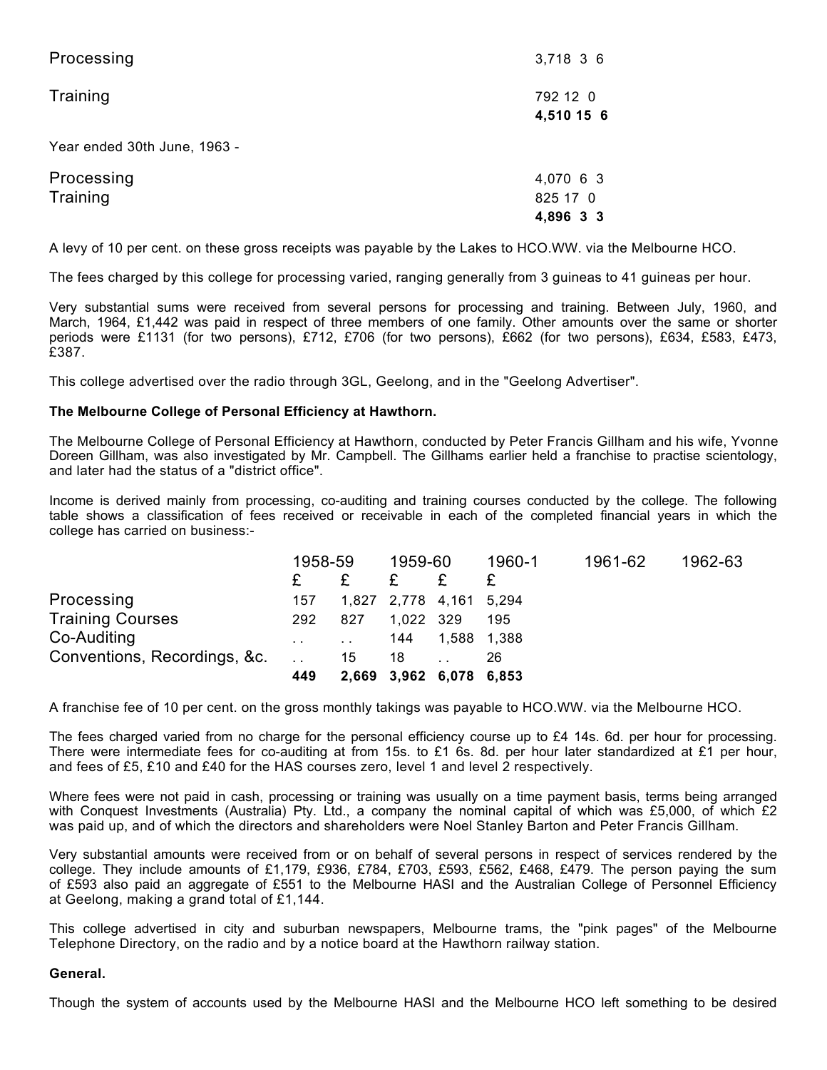| | |
|---|---|
| Processing | 3,718 3 6 |
| Training | 792 12 0 |
| | **4,510 15 6** |

Year ended 30th June, 1963 -

| | |
|---|---|
| Processing | 4,070 6 3 |
| Training | 825 17 0 |
| | **4,896 3 3** |

A levy of 10 per cent. on these gross receipts was payable by the Lakes to HCO.WW. via the Melbourne HCO.

The fees charged by this college for processing varied, ranging generally from 3 guineas to 41 guineas per hour.

Very substantial sums were received from several persons for processing and training. Between July, 1960, and March, 1964, £1,442 was paid in respect of three members of one family. Other amounts over the same or shorter periods were £1131 (for two persons), £712, £706 (for two persons), £662 (for two persons), £634, £583, £473, £387.

This college advertised over the radio through 3GL, Geelong, and in the "Geelong Advertiser".

**The Melbourne College of Personal Efficiency at Hawthorn.**

The Melbourne College of Personal Efficiency at Hawthorn, conducted by Peter Francis Gillham and his wife, Yvonne Doreen Gillham, was also investigated by Mr. Campbell. The Gillhams earlier held a franchise to practise scientology, and later had the status of a "district office".

Income is derived mainly from processing, co-auditing and training courses conducted by the college. The following table shows a classification of fees received or receivable in each of the completed financial years in which the college has carried on business:-

| | 1958-59 | 1959-60 | 1960-1 | 1961-62 | 1962-63 |
|---|---|---|---|---|---|
| | £ | £ | £ | £ | £ |
| Processing | 157 | 1,827 | 2,778 | 4,161 | 5,294 |
| Training Courses | 292 | 827 | 1,022 | 329 | 195 |
| Co-Auditing | .. | .. | 144 | 1,588 | 1,388 |
| Conventions, Recordings, &c. | .. | 15 | 18 | .. | 26 |
| | **449** | **2,669** | **3,962** | **6,078** | **6,853** |

A franchise fee of 10 per cent. on the gross monthly takings was payable to HCO.WW. via the Melbourne HCO.

The fees charged varied from no charge for the personal efficiency course up to £4 14s. 6d. per hour for processing. There were intermediate fees for co-auditing at from 15s. to £1 6s. 8d. per hour later standardized at £1 per hour, and fees of £5, £10 and £40 for the HAS courses zero, level 1 and level 2 respectively.

Where fees were not paid in cash, processing or training was usually on a time payment basis, terms being arranged with Conquest Investments (Australia) Pty. Ltd., a company the nominal capital of which was £5,000, of which £2 was paid up, and of which the directors and shareholders were Noel Stanley Barton and Peter Francis Gillham.

Very substantial amounts were received from or on behalf of several persons in respect of services rendered by the college. They include amounts of £1,179, £936, £784, £703, £593, £562, £468, £479. The person paying the sum of £593 also paid an aggregate of £551 to the Melbourne HASI and the Australian College of Personnel Efficiency at Geelong, making a grand total of £1,144.

This college advertised in city and suburban newspapers, Melbourne trams, the "pink pages" of the Melbourne Telephone Directory, on the radio and by a notice board at the Hawthorn railway station.

**General.**

Though the system of accounts used by the Melbourne HASI and the Melbourne HCO left something to be desired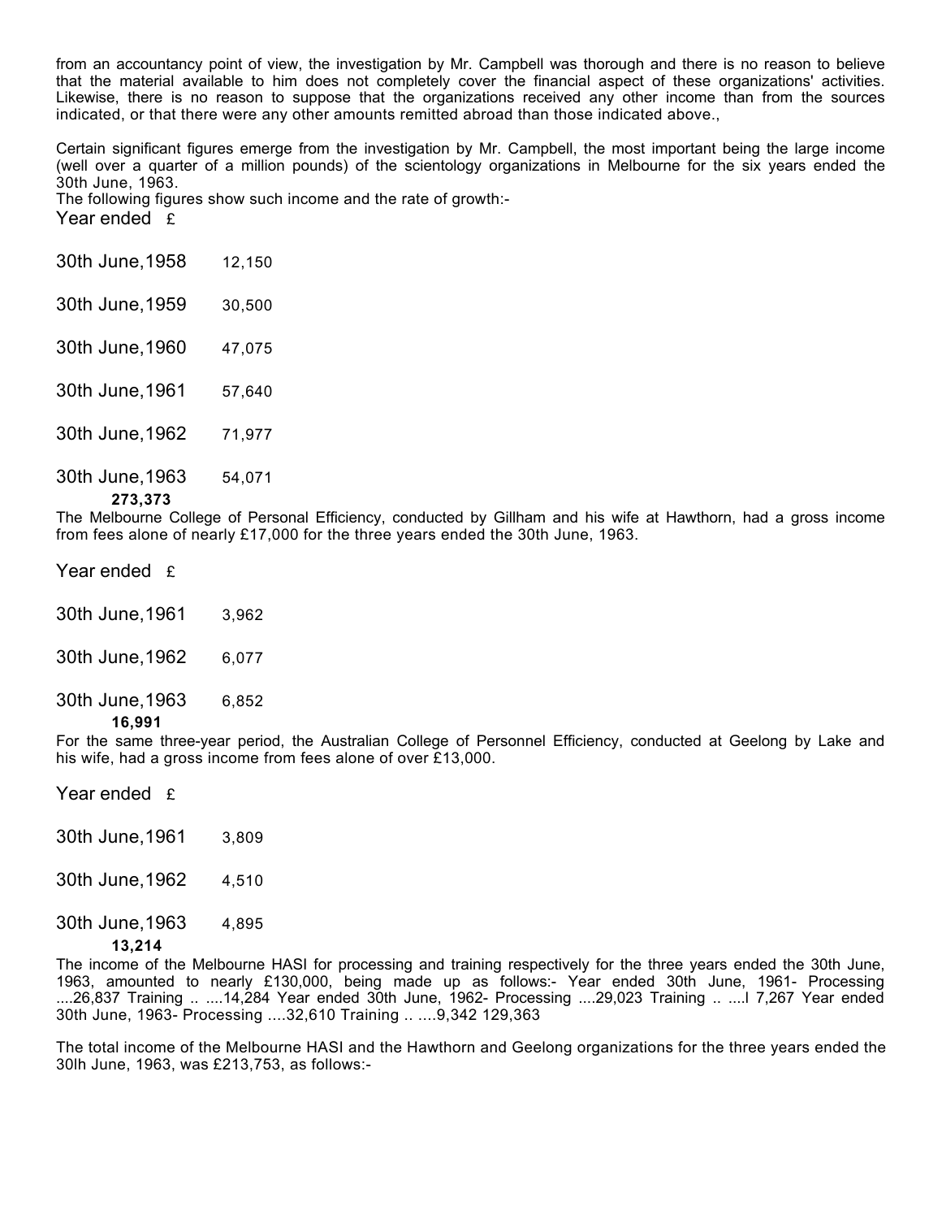from an accountancy point of view, the investigation by Mr. Campbell was thorough and there is no reason to believe that the material available to him does not completely cover the financial aspect of these organizations' activities. Likewise, there is no reason to suppose that the organizations received any other income than from the sources indicated, or that there were any other amounts remitted abroad than those indicated above.,

Certain significant figures emerge from the investigation by Mr. Campbell, the most important being the large income (well over a quarter of a million pounds) of the scientology organizations in Melbourne for the six years ended the 30th June, 1963.

The following figures show such income and the rate of growth:-

| Year ended | £ |
|---|---|
| 30th June,1958 | 12,150 |
| 30th June,1959 | 30,500 |
| 30th June,1960 | 47,075 |
| 30th June,1961 | 57,640 |
| 30th June,1962 | 71,977 |
| 30th June,1963 | 54,071 |
| | **273,373** |

The Melbourne College of Personal Efficiency, conducted by Gillham and his wife at Hawthorn, had a gross income from fees alone of nearly £17,000 for the three years ended the 30th June, 1963.

| Year ended | £ |
|---|---|
| 30th June,1961 | 3,962 |
| 30th June,1962 | 6,077 |
| 30th June,1963 | 6,852 |
| | **16,991** |

For the same three-year period, the Australian College of Personnel Efficiency, conducted at Geelong by Lake and his wife, had a gross income from fees alone of over £13,000.

| Year ended | £ |
|---|---|
| 30th June,1961 | 3,809 |
| 30th June,1962 | 4,510 |
| 30th June,1963 | 4,895 |
| | **13,214** |

The income of the Melbourne HASI for processing and training respectively for the three years ended the 30th June, 1963, amounted to nearly £130,000, being made up as follows:- Year ended 30th June, 1961- Processing ....26,837 Training .. ....14,284 Year ended 30th June, 1962- Processing ....29,023 Training .. ....l 7,267 Year ended 30th June, 1963- Processing ....32,610 Training .. ....9,342 129,363

The total income of the Melbourne HASI and the Hawthorn and Geelong organizations for the three years ended the 30lh June, 1963, was £213,753, as follows:-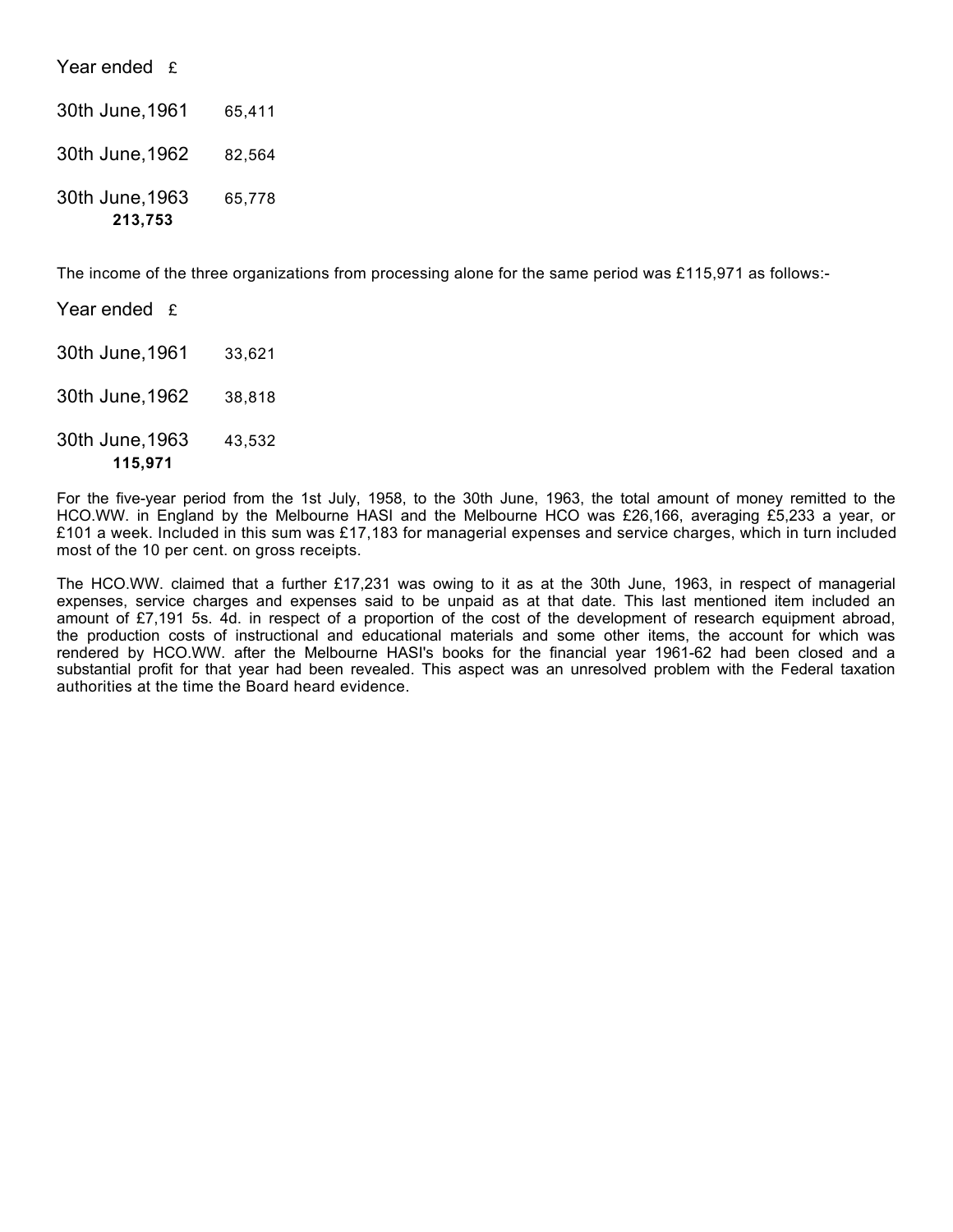| Year ended | £ |
|---|---|
| 30th June, 1961 | 65,411 |
| 30th June, 1962 | 82,564 |
| 30th June, 1963 | 65,778 |
| | **213,753** |

The income of the three organizations from processing alone for the same period was £115,971 as follows:-

| Year ended | £ |
|---|---|
| 30th June, 1961 | 33,621 |
| 30th June, 1962 | 38,818 |
| 30th June, 1963 | 43,532 |
| | **115,971** |

For the five-year period from the 1st July, 1958, to the 30th June, 1963, the total amount of money remitted to the HCO.WW. in England by the Melbourne HASI and the Melbourne HCO was £26,166, averaging £5,233 a year, or £101 a week. Included in this sum was £17,183 for managerial expenses and service charges, which in turn included most of the 10 per cent. on gross receipts.

The HCO.WW. claimed that a further £17,231 was owing to it as at the 30th June, 1963, in respect of managerial expenses, service charges and expenses said to be unpaid as at that date. This last mentioned item included an amount of £7,191 5s. 4d. in respect of a proportion of the cost of the development of research equipment abroad, the production costs of instructional and educational materials and some other items, the account for which was rendered by HCO.WW. after the Melbourne HASI's books for the financial year 1961-62 had been closed and a substantial profit for that year had been revealed. This aspect was an unresolved problem with the Federal taxation authorities at the time the Board heard evidence.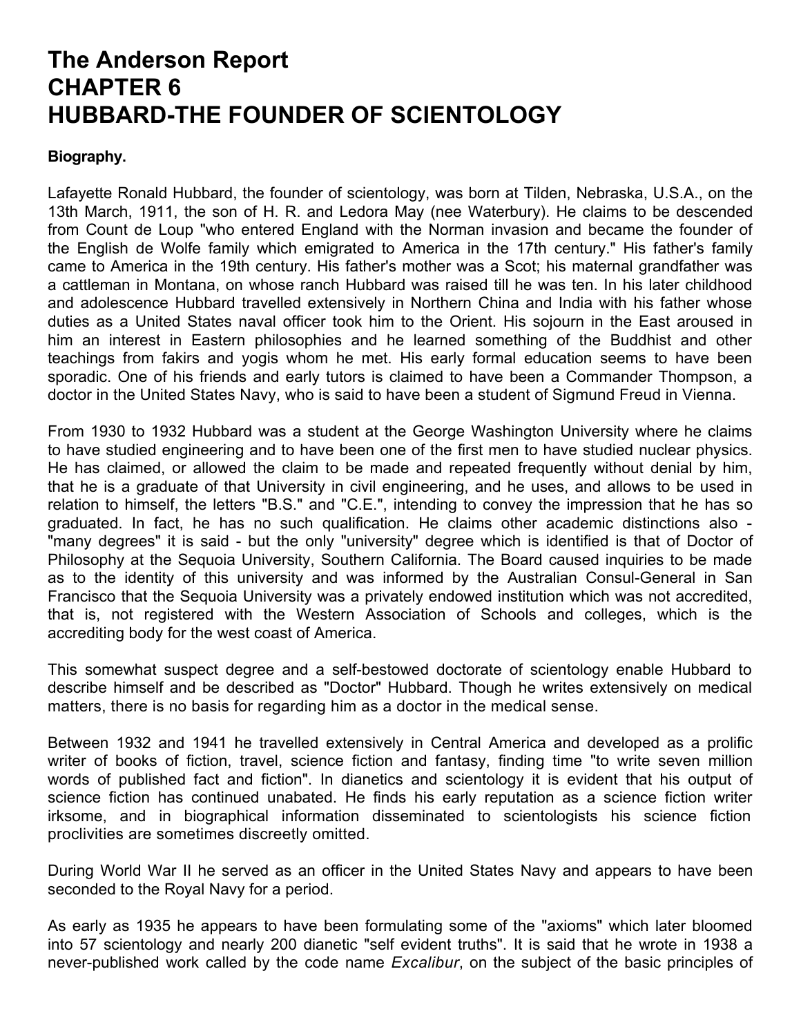# The Anderson Report
# CHAPTER 6
# HUBBARD-THE FOUNDER OF SCIENTOLOGY

**Biography.**

Lafayette Ronald Hubbard, the founder of scientology, was born at Tilden, Nebraska, U.S.A., on the 13th March, 1911, the son of H. R. and Ledora May (nee Waterbury). He claims to be descended from Count de Loup "who entered England with the Norman invasion and became the founder of the English de Wolfe family which emigrated to America in the 17th century." His father's family came to America in the 19th century. His father's mother was a Scot; his maternal grandfather was a cattleman in Montana, on whose ranch Hubbard was raised till he was ten. In his later childhood and adolescence Hubbard travelled extensively in Northern China and India with his father whose duties as a United States naval officer took him to the Orient. His sojourn in the East aroused in him an interest in Eastern philosophies and he learned something of the Buddhist and other teachings from fakirs and yogis whom he met. His early formal education seems to have been sporadic. One of his friends and early tutors is claimed to have been a Commander Thompson, a doctor in the United States Navy, who is said to have been a student of Sigmund Freud in Vienna.

From 1930 to 1932 Hubbard was a student at the George Washington University where he claims to have studied engineering and to have been one of the first men to have studied nuclear physics. He has claimed, or allowed the claim to be made and repeated frequently without denial by him, that he is a graduate of that University in civil engineering, and he uses, and allows to be used in relation to himself, the letters "B.S." and "C.E.", intending to convey the impression that he has so graduated. In fact, he has no such qualification. He claims other academic distinctions also - "many degrees" it is said - but the only "university" degree which is identified is that of Doctor of Philosophy at the Sequoia University, Southern California. The Board caused inquiries to be made as to the identity of this university and was informed by the Australian Consul-General in San Francisco that the Sequoia University was a privately endowed institution which was not accredited, that is, not registered with the Western Association of Schools and colleges, which is the accrediting body for the west coast of America.

This somewhat suspect degree and a self-bestowed doctorate of scientology enable Hubbard to describe himself and be described as "Doctor" Hubbard. Though he writes extensively on medical matters, there is no basis for regarding him as a doctor in the medical sense.

Between 1932 and 1941 he travelled extensively in Central America and developed as a prolific writer of books of fiction, travel, science fiction and fantasy, finding time "to write seven million words of published fact and fiction". In dianetics and scientology it is evident that his output of science fiction has continued unabated. He finds his early reputation as a science fiction writer irksome, and in biographical information disseminated to scientologists his science fiction proclivities are sometimes discreetly omitted.

During World War II he served as an officer in the United States Navy and appears to have been seconded to the Royal Navy for a period.

As early as 1935 he appears to have been formulating some of the "axioms" which later bloomed into 57 scientology and nearly 200 dianetic "self evident truths". It is said that he wrote in 1938 a never-published work called by the code name *Excalibur*, on the subject of the basic principles of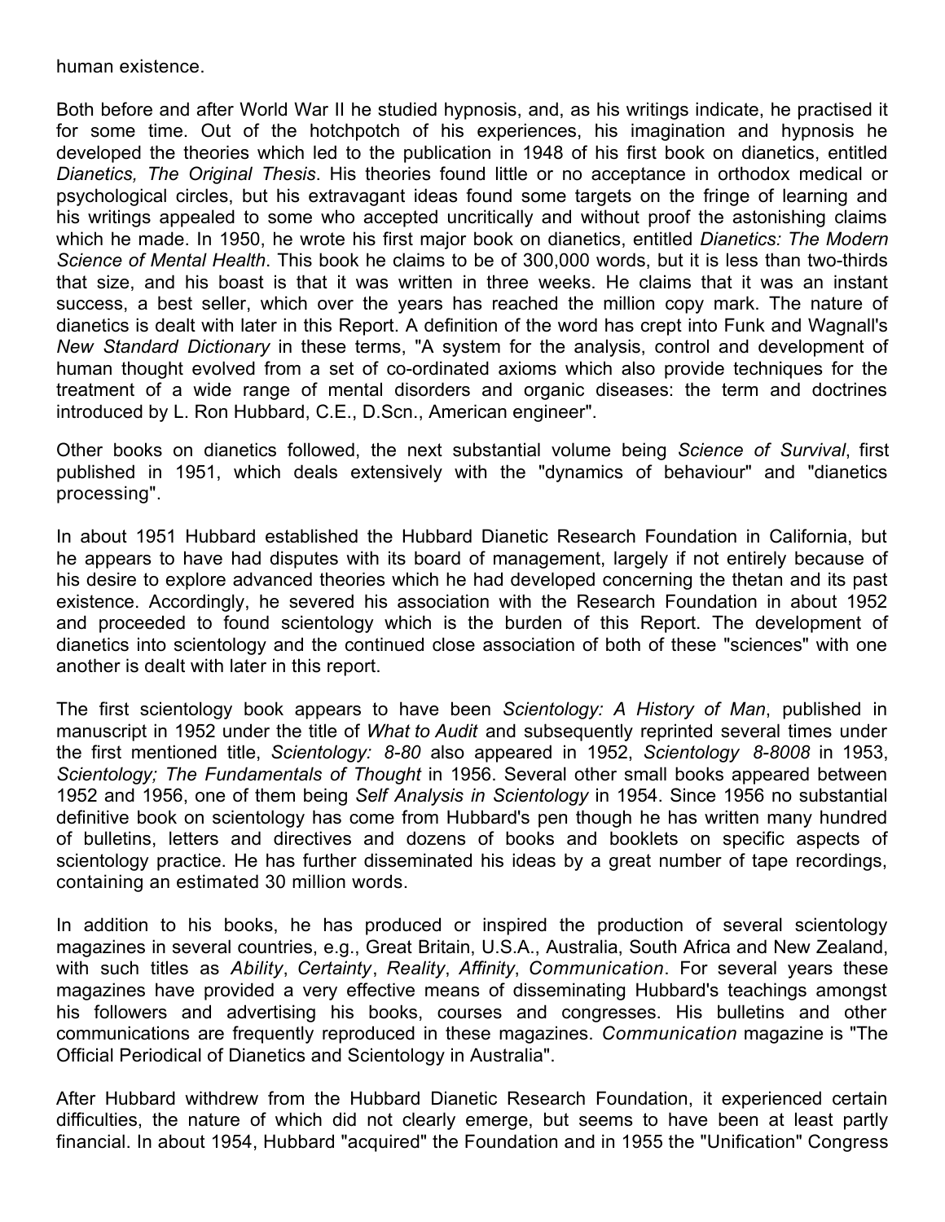human existence.

Both before and after World War II he studied hypnosis, and, as his writings indicate, he practised it for some time. Out of the hotchpotch of his experiences, his imagination and hypnosis he developed the theories which led to the publication in 1948 of his first book on dianetics, entitled *Dianetics, The Original Thesis*. His theories found little or no acceptance in orthodox medical or psychological circles, but his extravagant ideas found some targets on the fringe of learning and his writings appealed to some who accepted uncritically and without proof the astonishing claims which he made. In 1950, he wrote his first major book on dianetics, entitled *Dianetics: The Modern Science of Mental Health*. This book he claims to be of 300,000 words, but it is less than two-thirds that size, and his boast is that it was written in three weeks. He claims that it was an instant success, a best seller, which over the years has reached the million copy mark. The nature of dianetics is dealt with later in this Report. A definition of the word has crept into Funk and Wagnall's *New Standard Dictionary* in these terms, "A system for the analysis, control and development of human thought evolved from a set of co-ordinated axioms which also provide techniques for the treatment of a wide range of mental disorders and organic diseases: the term and doctrines introduced by L. Ron Hubbard, C.E., D.Scn., American engineer".

Other books on dianetics followed, the next substantial volume being *Science of Survival*, first published in 1951, which deals extensively with the "dynamics of behaviour" and "dianetics processing".

In about 1951 Hubbard established the Hubbard Dianetic Research Foundation in California, but he appears to have had disputes with its board of management, largely if not entirely because of his desire to explore advanced theories which he had developed concerning the thetan and its past existence. Accordingly, he severed his association with the Research Foundation in about 1952 and proceeded to found scientology which is the burden of this Report. The development of dianetics into scientology and the continued close association of both of these "sciences" with one another is dealt with later in this report.

The first scientology book appears to have been *Scientology: A History of Man*, published in manuscript in 1952 under the title of *What to Audit* and subsequently reprinted several times under the first mentioned title, *Scientology: 8-80* also appeared in 1952, *Scientology 8-8008* in 1953, *Scientology; The Fundamentals of Thought* in 1956. Several other small books appeared between 1952 and 1956, one of them being *Self Analysis in Scientology* in 1954. Since 1956 no substantial definitive book on scientology has come from Hubbard's pen though he has written many hundred of bulletins, letters and directives and dozens of books and booklets on specific aspects of scientology practice. He has further disseminated his ideas by a great number of tape recordings, containing an estimated 30 million words.

In addition to his books, he has produced or inspired the production of several scientology magazines in several countries, e.g., Great Britain, U.S.A., Australia, South Africa and New Zealand, with such titles as *Ability*, *Certainty*, *Reality*, *Affinity*, *Communication*. For several years these magazines have provided a very effective means of disseminating Hubbard's teachings amongst his followers and advertising his books, courses and congresses. His bulletins and other communications are frequently reproduced in these magazines. *Communication* magazine is "The Official Periodical of Dianetics and Scientology in Australia".

After Hubbard withdrew from the Hubbard Dianetic Research Foundation, it experienced certain difficulties, the nature of which did not clearly emerge, but seems to have been at least partly financial. In about 1954, Hubbard "acquired" the Foundation and in 1955 the "Unification" Congress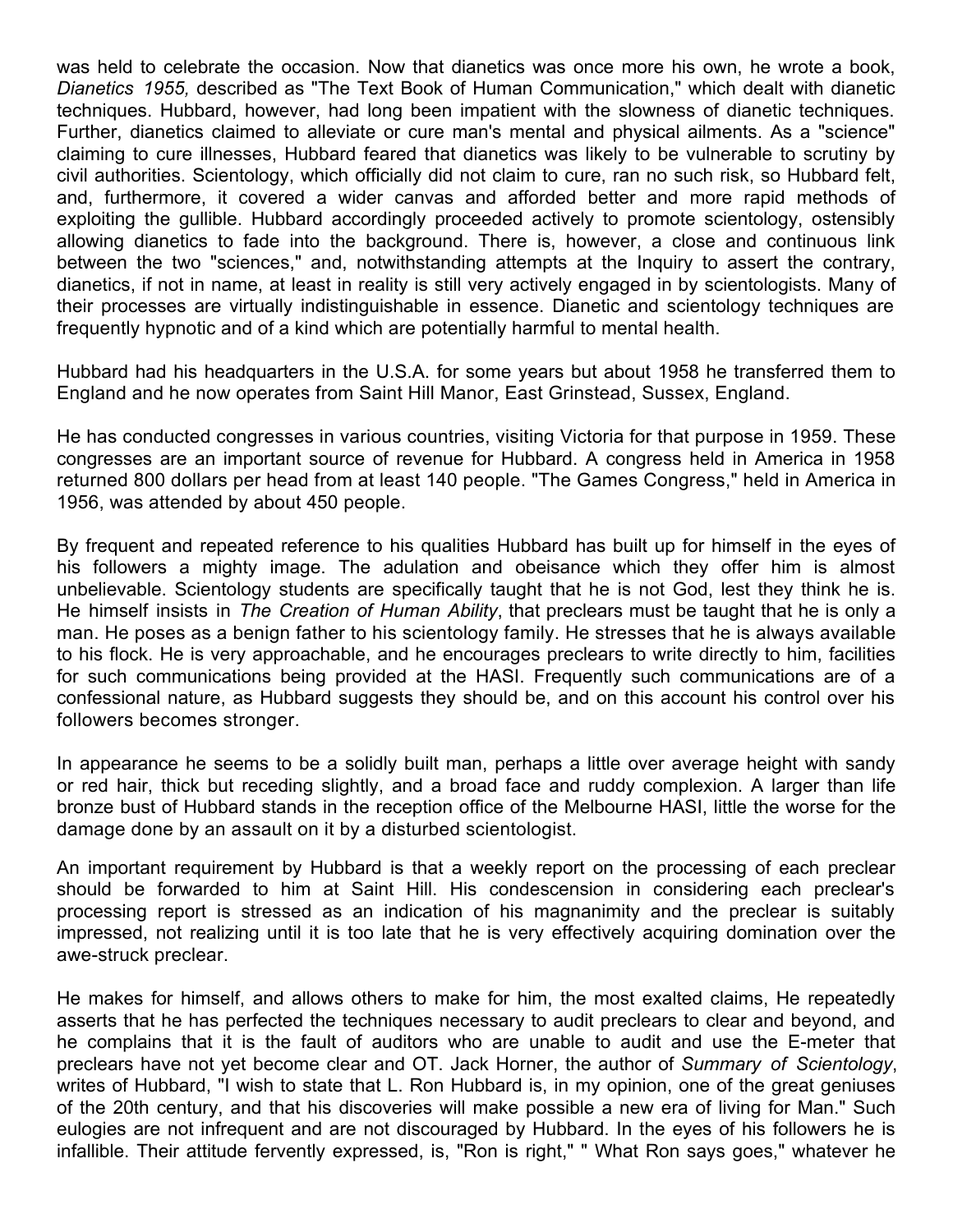was held to celebrate the occasion. Now that dianetics was once more his own, he wrote a book, *Dianetics 1955,* described as "The Text Book of Human Communication," which dealt with dianetic techniques. Hubbard, however, had long been impatient with the slowness of dianetic techniques. Further, dianetics claimed to alleviate or cure man's mental and physical ailments. As a "science" claiming to cure illnesses, Hubbard feared that dianetics was likely to be vulnerable to scrutiny by civil authorities. Scientology, which officially did not claim to cure, ran no such risk, so Hubbard felt, and, furthermore, it covered a wider canvas and afforded better and more rapid methods of exploiting the gullible. Hubbard accordingly proceeded actively to promote scientology, ostensibly allowing dianetics to fade into the background. There is, however, a close and continuous link between the two "sciences," and, notwithstanding attempts at the Inquiry to assert the contrary, dianetics, if not in name, at least in reality is still very actively engaged in by scientologists. Many of their processes are virtually indistinguishable in essence. Dianetic and scientology techniques are frequently hypnotic and of a kind which are potentially harmful to mental health.

Hubbard had his headquarters in the U.S.A. for some years but about 1958 he transferred them to England and he now operates from Saint Hill Manor, East Grinstead, Sussex, England.

He has conducted congresses in various countries, visiting Victoria for that purpose in 1959. These congresses are an important source of revenue for Hubbard. A congress held in America in 1958 returned 800 dollars per head from at least 140 people. "The Games Congress," held in America in 1956, was attended by about 450 people.

By frequent and repeated reference to his qualities Hubbard has built up for himself in the eyes of his followers a mighty image. The adulation and obeisance which they offer him is almost unbelievable. Scientology students are specifically taught that he is not God, lest they think he is. He himself insists in *The Creation of Human Ability*, that preclears must be taught that he is only a man. He poses as a benign father to his scientology family. He stresses that he is always available to his flock. He is very approachable, and he encourages preclears to write directly to him, facilities for such communications being provided at the HASI. Frequently such communications are of a confessional nature, as Hubbard suggests they should be, and on this account his control over his followers becomes stronger.

In appearance he seems to be a solidly built man, perhaps a little over average height with sandy or red hair, thick but receding slightly, and a broad face and ruddy complexion. A larger than life bronze bust of Hubbard stands in the reception office of the Melbourne HASI, little the worse for the damage done by an assault on it by a disturbed scientologist.

An important requirement by Hubbard is that a weekly report on the processing of each preclear should be forwarded to him at Saint Hill. His condescension in considering each preclear's processing report is stressed as an indication of his magnanimity and the preclear is suitably impressed, not realizing until it is too late that he is very effectively acquiring domination over the awe-struck preclear.

He makes for himself, and allows others to make for him, the most exalted claims, He repeatedly asserts that he has perfected the techniques necessary to audit preclears to clear and beyond, and he complains that it is the fault of auditors who are unable to audit and use the E-meter that preclears have not yet become clear and OT. Jack Horner, the author of *Summary of Scientology*, writes of Hubbard, "I wish to state that L. Ron Hubbard is, in my opinion, one of the great geniuses of the 20th century, and that his discoveries will make possible a new era of living for Man." Such eulogies are not infrequent and are not discouraged by Hubbard. In the eyes of his followers he is infallible. Their attitude fervently expressed, is, "Ron is right," " What Ron says goes," whatever he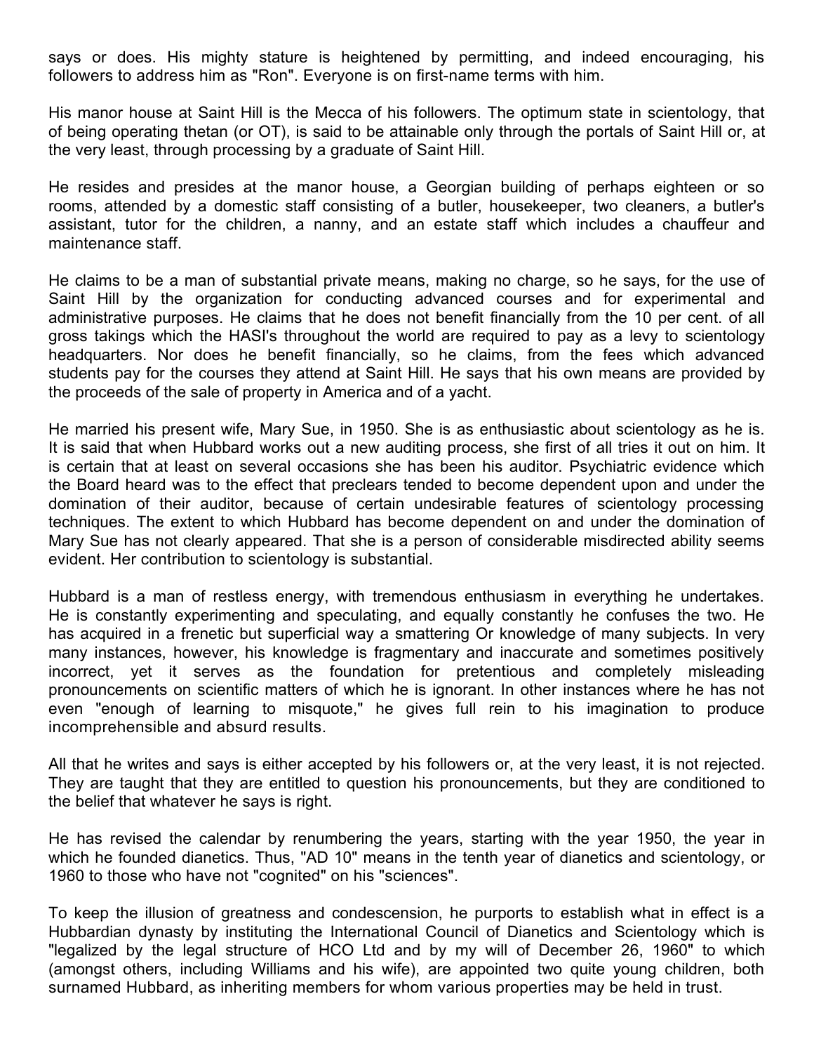says or does. His mighty stature is heightened by permitting, and indeed encouraging, his followers to address him as "Ron". Everyone is on first-name terms with him.

His manor house at Saint Hill is the Mecca of his followers. The optimum state in scientology, that of being operating thetan (or OT), is said to be attainable only through the portals of Saint Hill or, at the very least, through processing by a graduate of Saint Hill.

He resides and presides at the manor house, a Georgian building of perhaps eighteen or so rooms, attended by a domestic staff consisting of a butler, housekeeper, two cleaners, a butler's assistant, tutor for the children, a nanny, and an estate staff which includes a chauffeur and maintenance staff.

He claims to be a man of substantial private means, making no charge, so he says, for the use of Saint Hill by the organization for conducting advanced courses and for experimental and administrative purposes. He claims that he does not benefit financially from the 10 per cent. of all gross takings which the HASI's throughout the world are required to pay as a levy to scientology headquarters. Nor does he benefit financially, so he claims, from the fees which advanced students pay for the courses they attend at Saint Hill. He says that his own means are provided by the proceeds of the sale of property in America and of a yacht.

He married his present wife, Mary Sue, in 1950. She is as enthusiastic about scientology as he is. It is said that when Hubbard works out a new auditing process, she first of all tries it out on him. It is certain that at least on several occasions she has been his auditor. Psychiatric evidence which the Board heard was to the effect that preclears tended to become dependent upon and under the domination of their auditor, because of certain undesirable features of scientology processing techniques. The extent to which Hubbard has become dependent on and under the domination of Mary Sue has not clearly appeared. That she is a person of considerable misdirected ability seems evident. Her contribution to scientology is substantial.

Hubbard is a man of restless energy, with tremendous enthusiasm in everything he undertakes. He is constantly experimenting and speculating, and equally constantly he confuses the two. He has acquired in a frenetic but superficial way a smattering Or knowledge of many subjects. In very many instances, however, his knowledge is fragmentary and inaccurate and sometimes positively incorrect, yet it serves as the foundation for pretentious and completely misleading pronouncements on scientific matters of which he is ignorant. In other instances where he has not even "enough of learning to misquote," he gives full rein to his imagination to produce incomprehensible and absurd results.

All that he writes and says is either accepted by his followers or, at the very least, it is not rejected. They are taught that they are entitled to question his pronouncements, but they are conditioned to the belief that whatever he says is right.

He has revised the calendar by renumbering the years, starting with the year 1950, the year in which he founded dianetics. Thus, "AD 10" means in the tenth year of dianetics and scientology, or 1960 to those who have not "cognited" on his "sciences".

To keep the illusion of greatness and condescension, he purports to establish what in effect is a Hubbardian dynasty by instituting the International Council of Dianetics and Scientology which is "legalized by the legal structure of HCO Ltd and by my will of December 26, 1960" to which (amongst others, including Williams and his wife), are appointed two quite young children, both surnamed Hubbard, as inheriting members for whom various properties may be held in trust.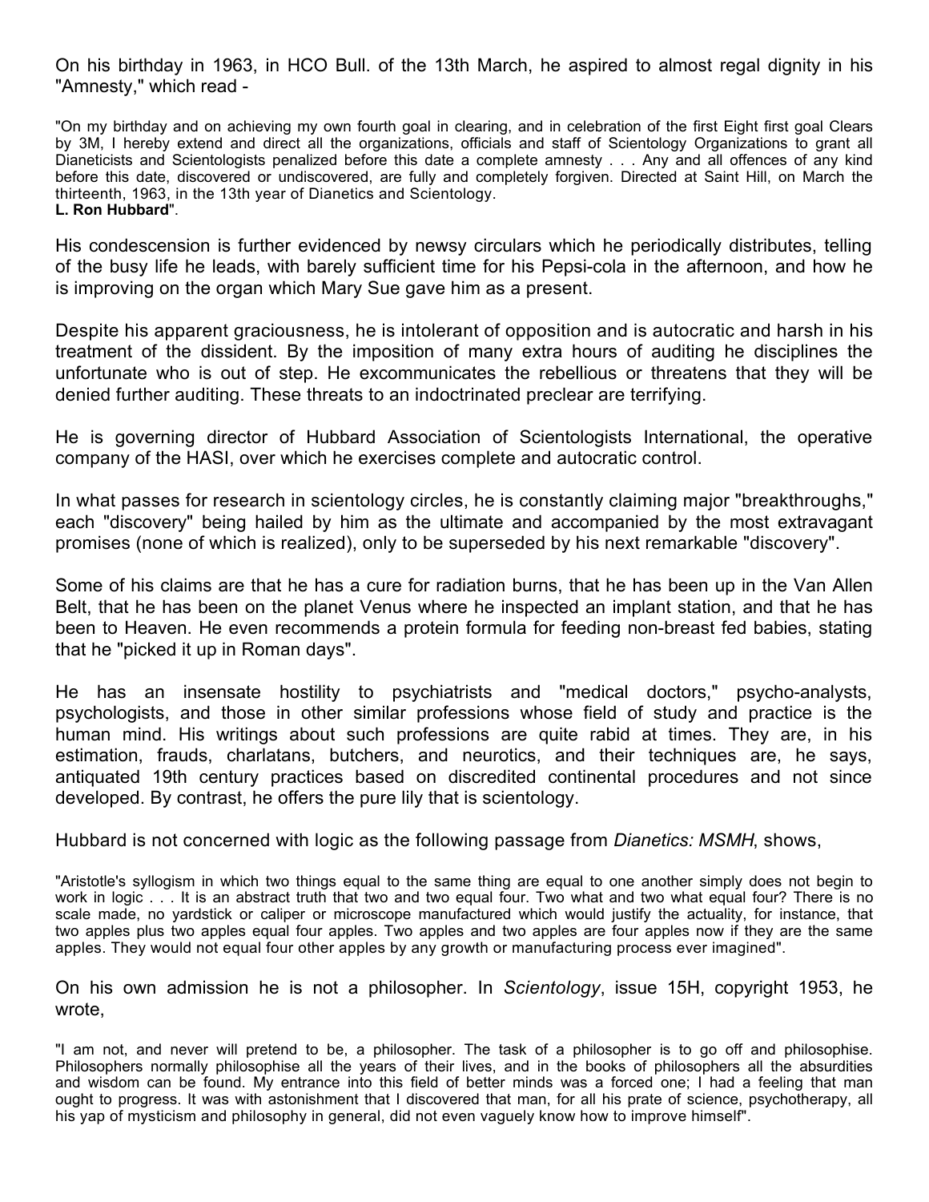On his birthday in 1963, in HCO Bull. of the 13th March, he aspired to almost regal dignity in his "Amnesty," which read -

> "On my birthday and on achieving my own fourth goal in clearing, and in celebration of the first Eight first goal Clears by 3M, I hereby extend and direct all the organizations, officials and staff of Scientology Organizations to grant all Dianeticists and Scientologists penalized before this date a complete amnesty . . . Any and all offences of any kind before this date, discovered or undiscovered, are fully and completely forgiven. Directed at Saint Hill, on March the thirteenth, 1963, in the 13th year of Dianetics and Scientology.
> **L. Ron Hubbard**".

His condescension is further evidenced by newsy circulars which he periodically distributes, telling of the busy life he leads, with barely sufficient time for his Pepsi-cola in the afternoon, and how he is improving on the organ which Mary Sue gave him as a present.

Despite his apparent graciousness, he is intolerant of opposition and is autocratic and harsh in his treatment of the dissident. By the imposition of many extra hours of auditing he disciplines the unfortunate who is out of step. He excommunicates the rebellious or threatens that they will be denied further auditing. These threats to an indoctrinated preclear are terrifying.

He is governing director of Hubbard Association of Scientologists International, the operative company of the HASI, over which he exercises complete and autocratic control.

In what passes for research in scientology circles, he is constantly claiming major "breakthroughs," each "discovery" being hailed by him as the ultimate and accompanied by the most extravagant promises (none of which is realized), only to be superseded by his next remarkable "discovery".

Some of his claims are that he has a cure for radiation burns, that he has been up in the Van Allen Belt, that he has been on the planet Venus where he inspected an implant station, and that he has been to Heaven. He even recommends a protein formula for feeding non-breast fed babies, stating that he "picked it up in Roman days".

He has an insensate hostility to psychiatrists and "medical doctors," psycho-analysts, psychologists, and those in other similar professions whose field of study and practice is the human mind. His writings about such professions are quite rabid at times. They are, in his estimation, frauds, charlatans, butchers, and neurotics, and their techniques are, he says, antiquated 19th century practices based on discredited continental procedures and not since developed. By contrast, he offers the pure lily that is scientology.

Hubbard is not concerned with logic as the following passage from *Dianetics: MSMH*, shows,

> "Aristotle's syllogism in which two things equal to the same thing are equal to one another simply does not begin to work in logic . . . It is an abstract truth that two and two equal four. Two what and two what equal four? There is no scale made, no yardstick or caliper or microscope manufactured which would justify the actuality, for instance, that two apples plus two apples equal four apples. Two apples and two apples are four apples now if they are the same apples. They would not equal four other apples by any growth or manufacturing process ever imagined".

On his own admission he is not a philosopher. In *Scientology*, issue 15H, copyright 1953, he wrote,

> "I am not, and never will pretend to be, a philosopher. The task of a philosopher is to go off and philosophise. Philosophers normally philosophise all the years of their lives, and in the books of philosophers all the absurdities and wisdom can be found. My entrance into this field of better minds was a forced one; I had a feeling that man ought to progress. It was with astonishment that I discovered that man, for all his prate of science, psychotherapy, all his yap of mysticism and philosophy in general, did not even vaguely know how to improve himself".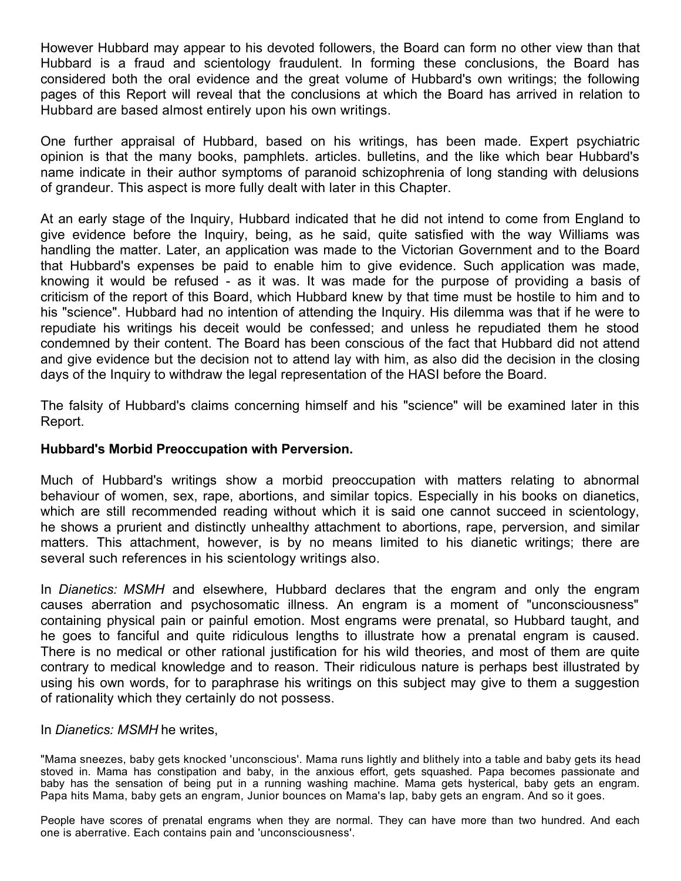However Hubbard may appear to his devoted followers, the Board can form no other view than that Hubbard is a fraud and scientology fraudulent. In forming these conclusions, the Board has considered both the oral evidence and the great volume of Hubbard's own writings; the following pages of this Report will reveal that the conclusions at which the Board has arrived in relation to Hubbard are based almost entirely upon his own writings.

One further appraisal of Hubbard, based on his writings, has been made. Expert psychiatric opinion is that the many books, pamphlets. articles. bulletins, and the like which bear Hubbard's name indicate in their author symptoms of paranoid schizophrenia of long standing with delusions of grandeur. This aspect is more fully dealt with later in this Chapter.

At an early stage of the Inquiry, Hubbard indicated that he did not intend to come from England to give evidence before the Inquiry, being, as he said, quite satisfied with the way Williams was handling the matter. Later, an application was made to the Victorian Government and to the Board that Hubbard's expenses be paid to enable him to give evidence. Such application was made, knowing it would be refused - as it was. It was made for the purpose of providing a basis of criticism of the report of this Board, which Hubbard knew by that time must be hostile to him and to his "science". Hubbard had no intention of attending the Inquiry. His dilemma was that if he were to repudiate his writings his deceit would be confessed; and unless he repudiated them he stood condemned by their content. The Board has been conscious of the fact that Hubbard did not attend and give evidence but the decision not to attend lay with him, as also did the decision in the closing days of the Inquiry to withdraw the legal representation of the HASI before the Board.

The falsity of Hubbard's claims concerning himself and his "science" will be examined later in this Report.

**Hubbard's Morbid Preoccupation with Perversion.**

Much of Hubbard's writings show a morbid preoccupation with matters relating to abnormal behaviour of women, sex, rape, abortions, and similar topics. Especially in his books on dianetics, which are still recommended reading without which it is said one cannot succeed in scientology, he shows a prurient and distinctly unhealthy attachment to abortions, rape, perversion, and similar matters. This attachment, however, is by no means limited to his dianetic writings; there are several such references in his scientology writings also.

In *Dianetics: MSMH* and elsewhere, Hubbard declares that the engram and only the engram causes aberration and psychosomatic illness. An engram is a moment of "unconsciousness" containing physical pain or painful emotion. Most engrams were prenatal, so Hubbard taught, and he goes to fanciful and quite ridiculous lengths to illustrate how a prenatal engram is caused. There is no medical or other rational justification for his wild theories, and most of them are quite contrary to medical knowledge and to reason. Their ridiculous nature is perhaps best illustrated by using his own words, for to paraphrase his writings on this subject may give to them a suggestion of rationality which they certainly do not possess.

In *Dianetics: MSMH* he writes,

"Mama sneezes, baby gets knocked 'unconscious'. Mama runs lightly and blithely into a table and baby gets its head stoved in. Mama has constipation and baby, in the anxious effort, gets squashed. Papa becomes passionate and baby has the sensation of being put in a running washing machine. Mama gets hysterical, baby gets an engram. Papa hits Mama, baby gets an engram, Junior bounces on Mama's lap, baby gets an engram. And so it goes.

People have scores of prenatal engrams when they are normal. They can have more than two hundred. And each one is aberrative. Each contains pain and 'unconsciousness'.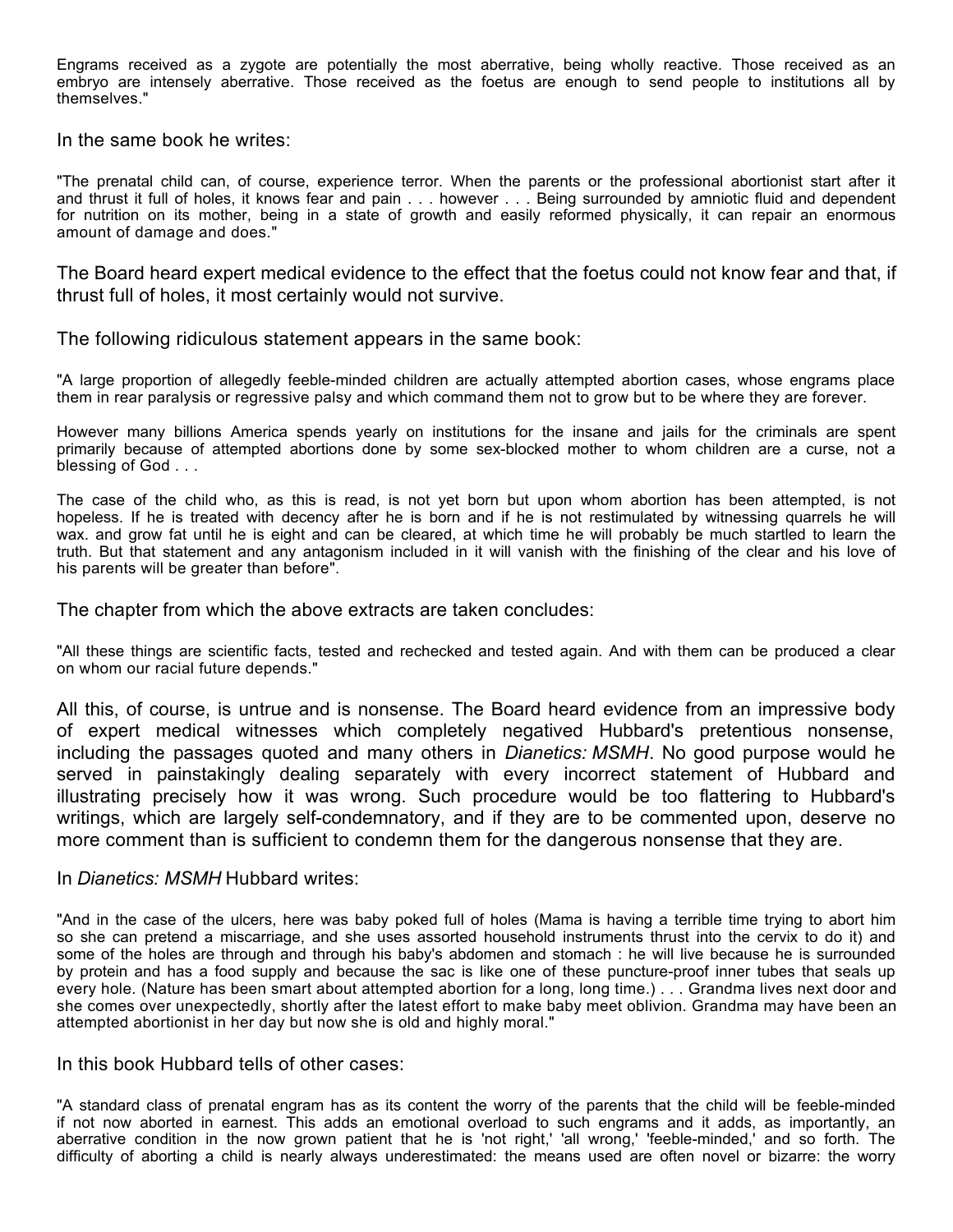Engrams received as a zygote are potentially the most aberrative, being wholly reactive. Those received as an embryo are intensely aberrative. Those received as the foetus are enough to send people to institutions all by themselves."

In the same book he writes:

"The prenatal child can, of course, experience terror. When the parents or the professional abortionist start after it and thrust it full of holes, it knows fear and pain . . . however . . . Being surrounded by amniotic fluid and dependent for nutrition on its mother, being in a state of growth and easily reformed physically, it can repair an enormous amount of damage and does."

The Board heard expert medical evidence to the effect that the foetus could not know fear and that, if thrust full of holes, it most certainly would not survive.

The following ridiculous statement appears in the same book:

"A large proportion of allegedly feeble-minded children are actually attempted abortion cases, whose engrams place them in rear paralysis or regressive palsy and which command them not to grow but to be where they are forever.

However many billions America spends yearly on institutions for the insane and jails for the criminals are spent primarily because of attempted abortions done by some sex-blocked mother to whom children are a curse, not a blessing of God . . .

The case of the child who, as this is read, is not yet born but upon whom abortion has been attempted, is not hopeless. If he is treated with decency after he is born and if he is not restimulated by witnessing quarrels he will wax. and grow fat until he is eight and can be cleared, at which time he will probably be much startled to learn the truth. But that statement and any antagonism included in it will vanish with the finishing of the clear and his love of his parents will be greater than before".

The chapter from which the above extracts are taken concludes:

"All these things are scientific facts, tested and rechecked and tested again. And with them can be produced a clear on whom our racial future depends."

All this, of course, is untrue and is nonsense. The Board heard evidence from an impressive body of expert medical witnesses which completely negatived Hubbard's pretentious nonsense, including the passages quoted and many others in *Dianetics: MSMH*. No good purpose would he served in painstakingly dealing separately with every incorrect statement of Hubbard and illustrating precisely how it was wrong. Such procedure would be too flattering to Hubbard's writings, which are largely self-condemnatory, and if they are to be commented upon, deserve no more comment than is sufficient to condemn them for the dangerous nonsense that they are.

In *Dianetics: MSMH* Hubbard writes:

"And in the case of the ulcers, here was baby poked full of holes (Mama is having a terrible time trying to abort him so she can pretend a miscarriage, and she uses assorted household instruments thrust into the cervix to do it) and some of the holes are through and through his baby's abdomen and stomach : he will live because he is surrounded by protein and has a food supply and because the sac is like one of these puncture-proof inner tubes that seals up every hole. (Nature has been smart about attempted abortion for a long, long time.) . . . Grandma lives next door and she comes over unexpectedly, shortly after the latest effort to make baby meet oblivion. Grandma may have been an attempted abortionist in her day but now she is old and highly moral."

In this book Hubbard tells of other cases:

"A standard class of prenatal engram has as its content the worry of the parents that the child will be feeble-minded if not now aborted in earnest. This adds an emotional overload to such engrams and it adds, as importantly, an aberrative condition in the now grown patient that he is 'not right,' 'all wrong,' 'feeble-minded,' and so forth. The difficulty of aborting a child is nearly always underestimated: the means used are often novel or bizarre: the worry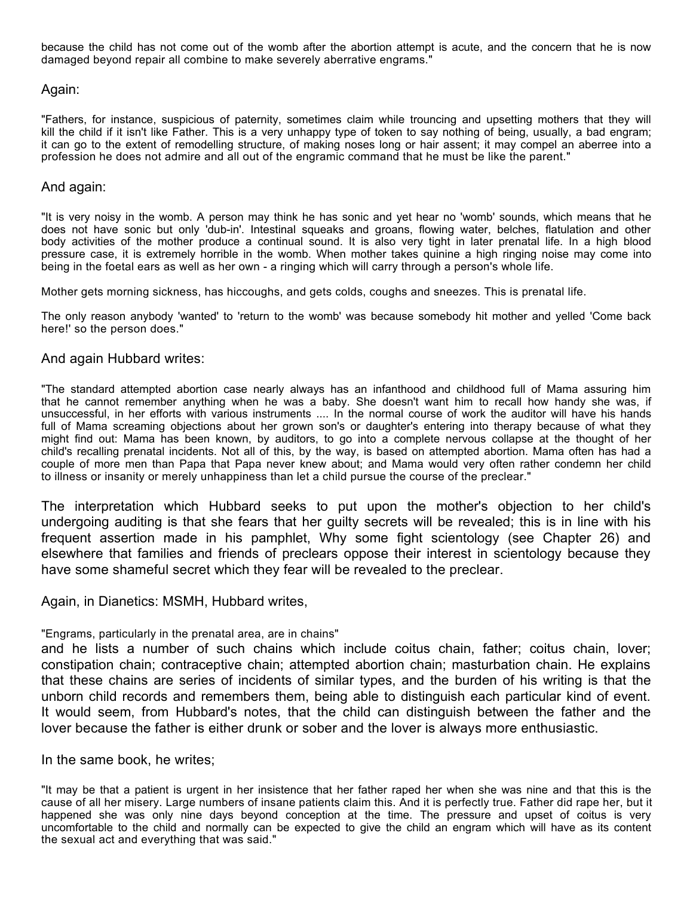because the child has not come out of the womb after the abortion attempt is acute, and the concern that he is now damaged beyond repair all combine to make severely aberrative engrams."

Again:

"Fathers, for instance, suspicious of paternity, sometimes claim while trouncing and upsetting mothers that they will kill the child if it isn't like Father. This is a very unhappy type of token to say nothing of being, usually, a bad engram; it can go to the extent of remodelling structure, of making noses long or hair assent; it may compel an aberree into a profession he does not admire and all out of the engramic command that he must be like the parent."

And again:

"It is very noisy in the womb. A person may think he has sonic and yet hear no 'womb' sounds, which means that he does not have sonic but only 'dub-in'. Intestinal squeaks and groans, flowing water, belches, flatulation and other body activities of the mother produce a continual sound. It is also very tight in later prenatal life. In a high blood pressure case, it is extremely horrible in the womb. When mother takes quinine a high ringing noise may come into being in the foetal ears as well as her own - a ringing which will carry through a person's whole life.

Mother gets morning sickness, has hiccoughs, and gets colds, coughs and sneezes. This is prenatal life.

The only reason anybody 'wanted' to 'return to the womb' was because somebody hit mother and yelled 'Come back here!' so the person does."

And again Hubbard writes:

"The standard attempted abortion case nearly always has an infanthood and childhood full of Mama assuring him that he cannot remember anything when he was a baby. She doesn't want him to recall how handy she was, if unsuccessful, in her efforts with various instruments .... In the normal course of work the auditor will have his hands full of Mama screaming objections about her grown son's or daughter's entering into therapy because of what they might find out: Mama has been known, by auditors, to go into a complete nervous collapse at the thought of her child's recalling prenatal incidents. Not all of this, by the way, is based on attempted abortion. Mama often has had a couple of more men than Papa that Papa never knew about; and Mama would very often rather condemn her child to illness or insanity or merely unhappiness than let a child pursue the course of the preclear."

The interpretation which Hubbard seeks to put upon the mother's objection to her child's undergoing auditing is that she fears that her guilty secrets will be revealed; this is in line with his frequent assertion made in his pamphlet, Why some fight scientology (see Chapter 26) and elsewhere that families and friends of preclears oppose their interest in scientology because they have some shameful secret which they fear will be revealed to the preclear.

Again, in Dianetics: MSMH, Hubbard writes,

"Engrams, particularly in the prenatal area, are in chains"

and he lists a number of such chains which include coitus chain, father; coitus chain, lover; constipation chain; contraceptive chain; attempted abortion chain; masturbation chain. He explains that these chains are series of incidents of similar types, and the burden of his writing is that the unborn child records and remembers them, being able to distinguish each particular kind of event. It would seem, from Hubbard's notes, that the child can distinguish between the father and the lover because the father is either drunk or sober and the lover is always more enthusiastic.

In the same book, he writes;

"It may be that a patient is urgent in her insistence that her father raped her when she was nine and that this is the cause of all her misery. Large numbers of insane patients claim this. And it is perfectly true. Father did rape her, but it happened she was only nine days beyond conception at the time. The pressure and upset of coitus is very uncomfortable to the child and normally can be expected to give the child an engram which will have as its content the sexual act and everything that was said."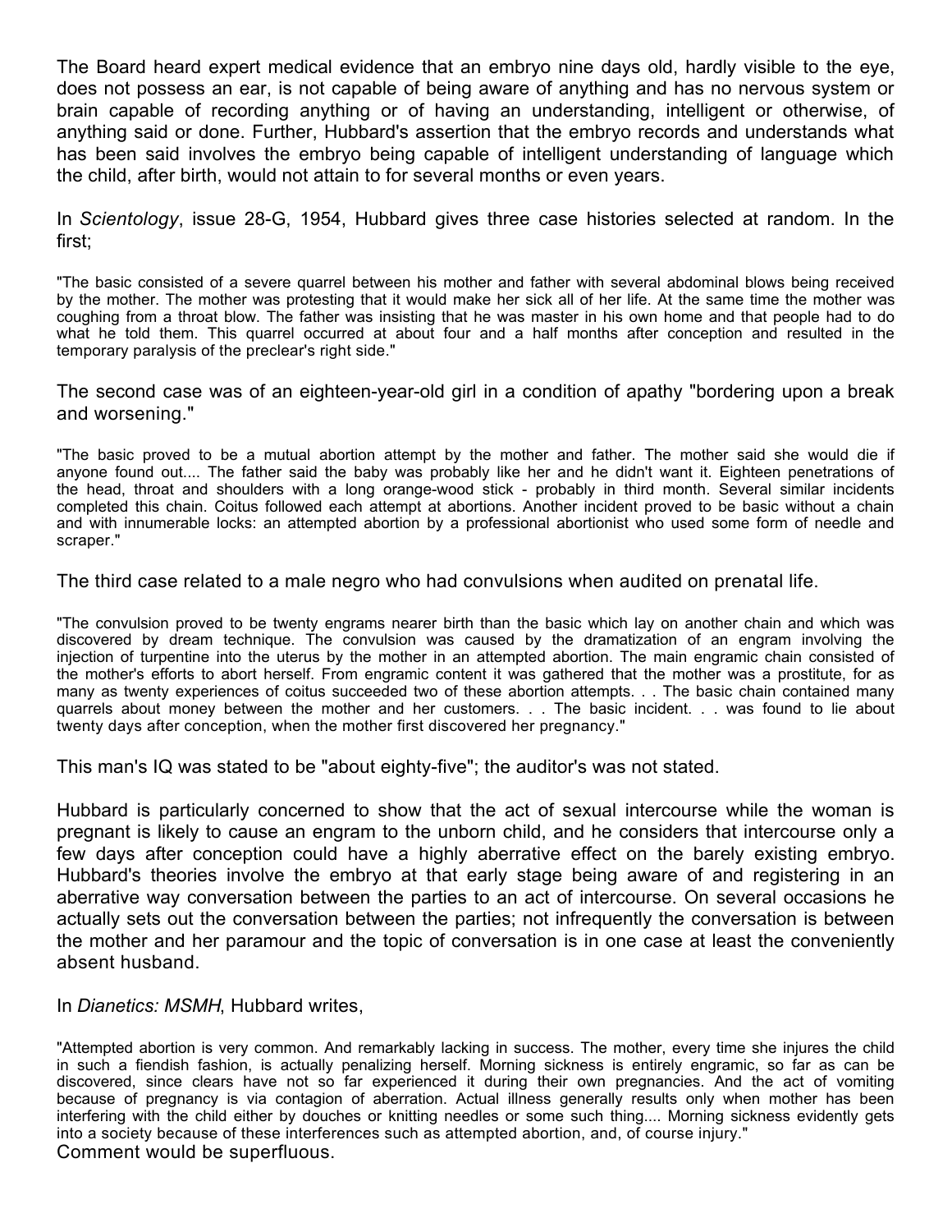The Board heard expert medical evidence that an embryo nine days old, hardly visible to the eye, does not possess an ear, is not capable of being aware of anything and has no nervous system or brain capable of recording anything or of having an understanding, intelligent or otherwise, of anything said or done. Further, Hubbard's assertion that the embryo records and understands what has been said involves the embryo being capable of intelligent understanding of language which the child, after birth, would not attain to for several months or even years.

In *Scientology*, issue 28-G, 1954, Hubbard gives three case histories selected at random. In the first;

> "The basic consisted of a severe quarrel between his mother and father with several abdominal blows being received by the mother. The mother was protesting that it would make her sick all of her life. At the same time the mother was coughing from a throat blow. The father was insisting that he was master in his own home and that people had to do what he told them. This quarrel occurred at about four and a half months after conception and resulted in the temporary paralysis of the preclear's right side."

The second case was of an eighteen-year-old girl in a condition of apathy "bordering upon a break and worsening."

> "The basic proved to be a mutual abortion attempt by the mother and father. The mother said she would die if anyone found out.... The father said the baby was probably like her and he didn't want it. Eighteen penetrations of the head, throat and shoulders with a long orange-wood stick - probably in third month. Several similar incidents completed this chain. Coitus followed each attempt at abortions. Another incident proved to be basic without a chain and with innumerable locks: an attempted abortion by a professional abortionist who used some form of needle and scraper."

The third case related to a male negro who had convulsions when audited on prenatal life.

> "The convulsion proved to be twenty engrams nearer birth than the basic which lay on another chain and which was discovered by dream technique. The convulsion was caused by the dramatization of an engram involving the injection of turpentine into the uterus by the mother in an attempted abortion. The main engramic chain consisted of the mother's efforts to abort herself. From engramic content it was gathered that the mother was a prostitute, for as many as twenty experiences of coitus succeeded two of these abortion attempts. . . The basic chain contained many quarrels about money between the mother and her customers. . . The basic incident. . . was found to lie about twenty days after conception, when the mother first discovered her pregnancy."

This man's IQ was stated to be "about eighty-five"; the auditor's was not stated.

Hubbard is particularly concerned to show that the act of sexual intercourse while the woman is pregnant is likely to cause an engram to the unborn child, and he considers that intercourse only a few days after conception could have a highly aberrative effect on the barely existing embryo. Hubbard's theories involve the embryo at that early stage being aware of and registering in an aberrative way conversation between the parties to an act of intercourse. On several occasions he actually sets out the conversation between the parties; not infrequently the conversation is between the mother and her paramour and the topic of conversation is in one case at least the conveniently absent husband.

In *Dianetics: MSMH*, Hubbard writes,

> "Attempted abortion is very common. And remarkably lacking in success. The mother, every time she injures the child in such a fiendish fashion, is actually penalizing herself. Morning sickness is entirely engramic, so far as can be discovered, since clears have not so far experienced it during their own pregnancies. And the act of vomiting because of pregnancy is via contagion of aberration. Actual illness generally results only when mother has been interfering with the child either by douches or knitting needles or some such thing.... Morning sickness evidently gets into a society because of these interferences such as attempted abortion, and, of course injury."

Comment would be superfluous.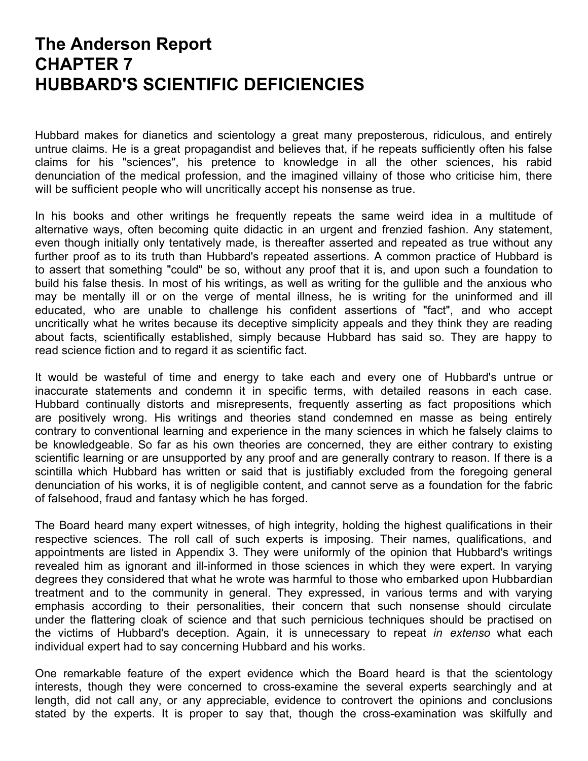# The Anderson Report
# CHAPTER 7
# HUBBARD'S SCIENTIFIC DEFICIENCIES

Hubbard makes for dianetics and scientology a great many preposterous, ridiculous, and entirely untrue claims. He is a great propagandist and believes that, if he repeats sufficiently often his false claims for his "sciences", his pretence to knowledge in all the other sciences, his rabid denunciation of the medical profession, and the imagined villainy of those who criticise him, there will be sufficient people who will uncritically accept his nonsense as true.

In his books and other writings he frequently repeats the same weird idea in a multitude of alternative ways, often becoming quite didactic in an urgent and frenzied fashion. Any statement, even though initially only tentatively made, is thereafter asserted and repeated as true without any further proof as to its truth than Hubbard's repeated assertions. A common practice of Hubbard is to assert that something "could" be so, without any proof that it is, and upon such a foundation to build his false thesis. In most of his writings, as well as writing for the gullible and the anxious who may be mentally ill or on the verge of mental illness, he is writing for the uninformed and ill educated, who are unable to challenge his confident assertions of "fact", and who accept uncritically what he writes because its deceptive simplicity appeals and they think they are reading about facts, scientifically established, simply because Hubbard has said so. They are happy to read science fiction and to regard it as scientific fact.

It would be wasteful of time and energy to take each and every one of Hubbard's untrue or inaccurate statements and condemn it in specific terms, with detailed reasons in each case. Hubbard continually distorts and misrepresents, frequently asserting as fact propositions which are positively wrong. His writings and theories stand condemned en masse as being entirely contrary to conventional learning and experience in the many sciences in which he falsely claims to be knowledgeable. So far as his own theories are concerned, they are either contrary to existing scientific learning or are unsupported by any proof and are generally contrary to reason. If there is a scintilla which Hubbard has written or said that is justifiably excluded from the foregoing general denunciation of his works, it is of negligible content, and cannot serve as a foundation for the fabric of falsehood, fraud and fantasy which he has forged.

The Board heard many expert witnesses, of high integrity, holding the highest qualifications in their respective sciences. The roll call of such experts is imposing. Their names, qualifications, and appointments are listed in Appendix 3. They were uniformly of the opinion that Hubbard's writings revealed him as ignorant and ill-informed in those sciences in which they were expert. In varying degrees they considered that what he wrote was harmful to those who embarked upon Hubbardian treatment and to the community in general. They expressed, in various terms and with varying emphasis according to their personalities, their concern that such nonsense should circulate under the flattering cloak of science and that such pernicious techniques should be practised on the victims of Hubbard's deception. Again, it is unnecessary to repeat *in extenso* what each individual expert had to say concerning Hubbard and his works.

One remarkable feature of the expert evidence which the Board heard is that the scientology interests, though they were concerned to cross-examine the several experts searchingly and at length, did not call any, or any appreciable, evidence to controvert the opinions and conclusions stated by the experts. It is proper to say that, though the cross-examination was skilfully and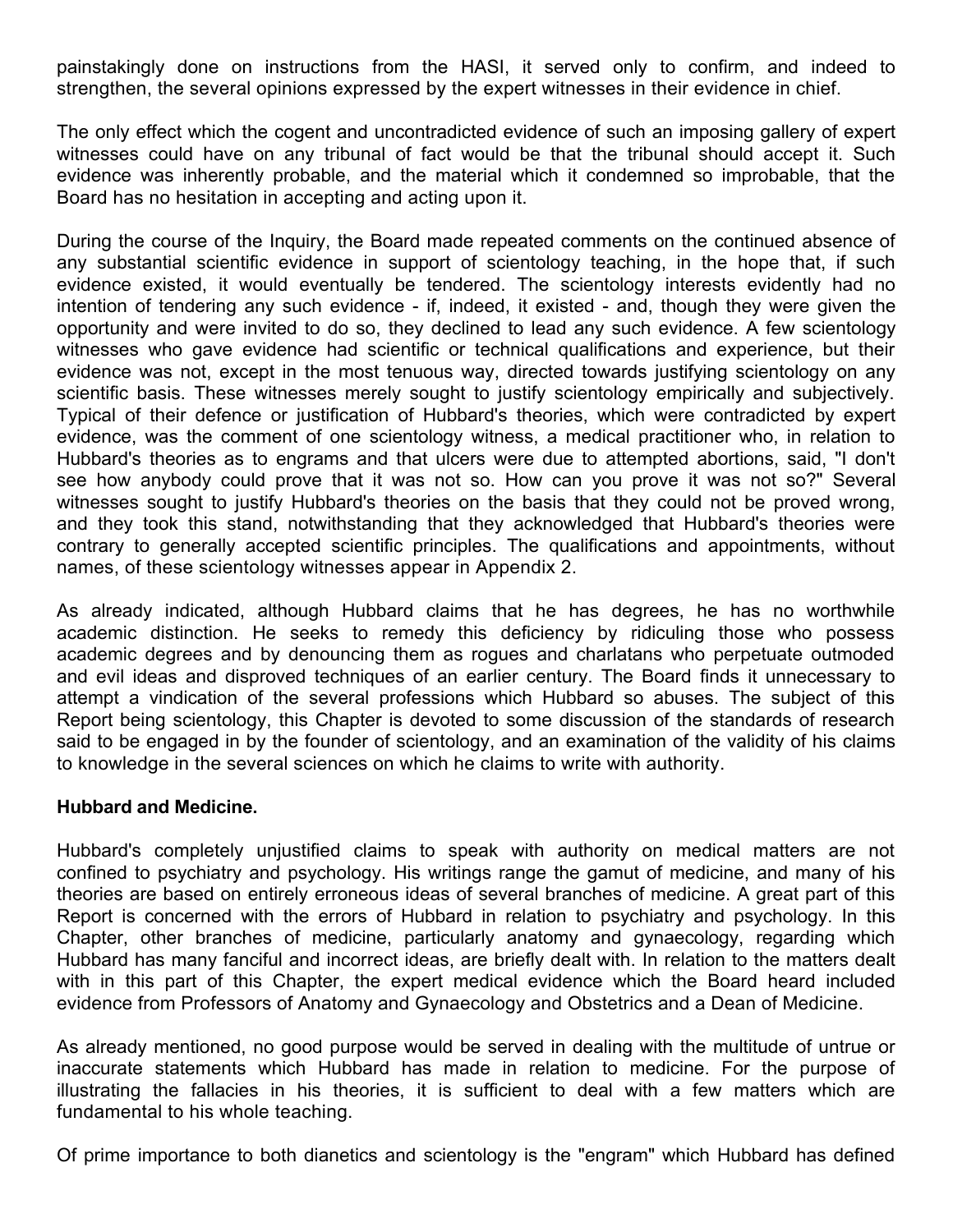painstakingly done on instructions from the HASI, it served only to confirm, and indeed to strengthen, the several opinions expressed by the expert witnesses in their evidence in chief.

The only effect which the cogent and uncontradicted evidence of such an imposing gallery of expert witnesses could have on any tribunal of fact would be that the tribunal should accept it. Such evidence was inherently probable, and the material which it condemned so improbable, that the Board has no hesitation in accepting and acting upon it.

During the course of the Inquiry, the Board made repeated comments on the continued absence of any substantial scientific evidence in support of scientology teaching, in the hope that, if such evidence existed, it would eventually be tendered. The scientology interests evidently had no intention of tendering any such evidence - if, indeed, it existed - and, though they were given the opportunity and were invited to do so, they declined to lead any such evidence. A few scientology witnesses who gave evidence had scientific or technical qualifications and experience, but their evidence was not, except in the most tenuous way, directed towards justifying scientology on any scientific basis. These witnesses merely sought to justify scientology empirically and subjectively. Typical of their defence or justification of Hubbard's theories, which were contradicted by expert evidence, was the comment of one scientology witness, a medical practitioner who, in relation to Hubbard's theories as to engrams and that ulcers were due to attempted abortions, said, "I don't see how anybody could prove that it was not so. How can you prove it was not so?" Several witnesses sought to justify Hubbard's theories on the basis that they could not be proved wrong, and they took this stand, notwithstanding that they acknowledged that Hubbard's theories were contrary to generally accepted scientific principles. The qualifications and appointments, without names, of these scientology witnesses appear in Appendix 2.

As already indicated, although Hubbard claims that he has degrees, he has no worthwhile academic distinction. He seeks to remedy this deficiency by ridiculing those who possess academic degrees and by denouncing them as rogues and charlatans who perpetuate outmoded and evil ideas and disproved techniques of an earlier century. The Board finds it unnecessary to attempt a vindication of the several professions which Hubbard so abuses. The subject of this Report being scientology, this Chapter is devoted to some discussion of the standards of research said to be engaged in by the founder of scientology, and an examination of the validity of his claims to knowledge in the several sciences on which he claims to write with authority.

**Hubbard and Medicine.**

Hubbard's completely unjustified claims to speak with authority on medical matters are not confined to psychiatry and psychology. His writings range the gamut of medicine, and many of his theories are based on entirely erroneous ideas of several branches of medicine. A great part of this Report is concerned with the errors of Hubbard in relation to psychiatry and psychology. In this Chapter, other branches of medicine, particularly anatomy and gynaecology, regarding which Hubbard has many fanciful and incorrect ideas, are briefly dealt with. In relation to the matters dealt with in this part of this Chapter, the expert medical evidence which the Board heard included evidence from Professors of Anatomy and Gynaecology and Obstetrics and a Dean of Medicine.

As already mentioned, no good purpose would be served in dealing with the multitude of untrue or inaccurate statements which Hubbard has made in relation to medicine. For the purpose of illustrating the fallacies in his theories, it is sufficient to deal with a few matters which are fundamental to his whole teaching.

Of prime importance to both dianetics and scientology is the "engram" which Hubbard has defined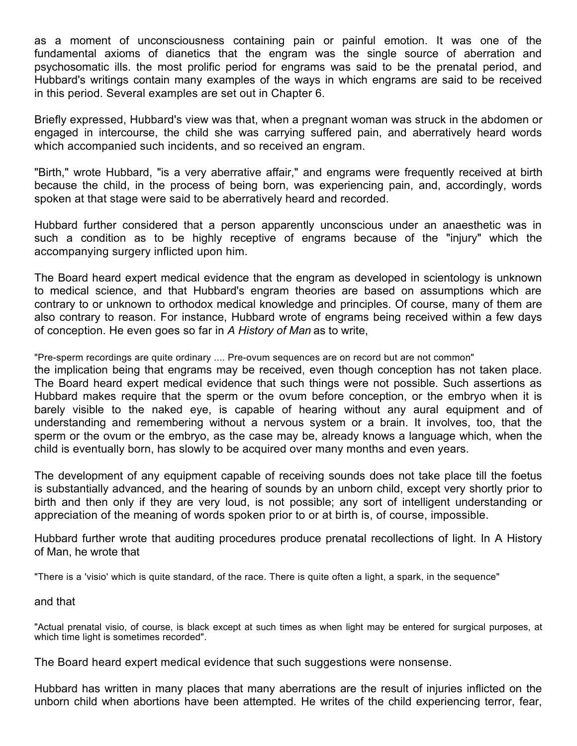as a moment of unconsciousness containing pain or painful emotion. It was one of the fundamental axioms of dianetics that the engram was the single source of aberration and psychosomatic ills. the most prolific period for engrams was said to be the prenatal period, and Hubbard's writings contain many examples of the ways in which engrams are said to be received in this period. Several examples are set out in Chapter 6.

Briefly expressed, Hubbard's view was that, when a pregnant woman was struck in the abdomen or engaged in intercourse, the child she was carrying suffered pain, and aberratively heard words which accompanied such incidents, and so received an engram.

"Birth," wrote Hubbard, "is a very aberrative affair," and engrams were frequently received at birth because the child, in the process of being born, was experiencing pain, and, accordingly, words spoken at that stage were said to be aberratively heard and recorded.

Hubbard further considered that a person apparently unconscious under an anaesthetic was in such a condition as to be highly receptive of engrams because of the "injury" which the accompanying surgery inflicted upon him.

The Board heard expert medical evidence that the engram as developed in scientology is unknown to medical science, and that Hubbard's engram theories are based on assumptions which are contrary to or unknown to orthodox medical knowledge and principles. Of course, many of them are also contrary to reason. For instance, Hubbard wrote of engrams being received within a few days of conception. He even goes so far in *A History of Man* as to write,

"Pre-sperm recordings are quite ordinary .... Pre-ovum sequences are on record but are not common"

the implication being that engrams may be received, even though conception has not taken place. The Board heard expert medical evidence that such things were not possible. Such assertions as Hubbard makes require that the sperm or the ovum before conception, or the embryo when it is barely visible to the naked eye, is capable of hearing without any aural equipment and of understanding and remembering without a nervous system or a brain. It involves, too, that the sperm or the ovum or the embryo, as the case may be, already knows a language which, when the child is eventually born, has slowly to be acquired over many months and even years.

The development of any equipment capable of receiving sounds does not take place till the foetus is substantially advanced, and the hearing of sounds by an unborn child, except very shortly prior to birth and then only if they are very loud, is not possible; any sort of intelligent understanding or appreciation of the meaning of words spoken prior to or at birth is, of course, impossible.

Hubbard further wrote that auditing procedures produce prenatal recollections of light. In A History of Man, he wrote that

"There is a 'visio' which is quite standard, of the race. There is quite often a light, a spark, in the sequence"

and that

"Actual prenatal visio, of course, is black except at such times as when light may be entered for surgical purposes, at which time light is sometimes recorded".

The Board heard expert medical evidence that such suggestions were nonsense.

Hubbard has written in many places that many aberrations are the result of injuries inflicted on the unborn child when abortions have been attempted. He writes of the child experiencing terror, fear,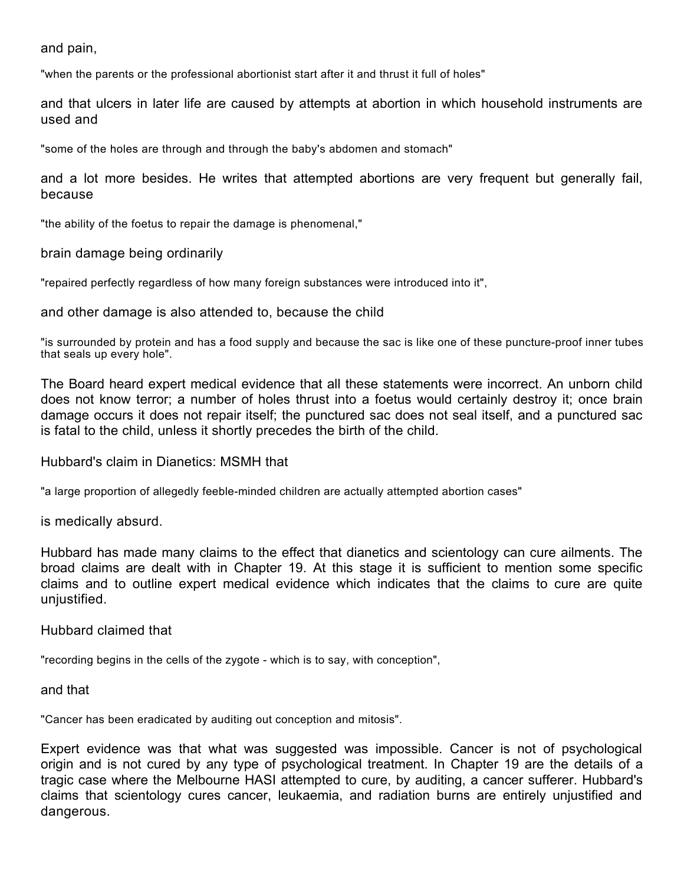and pain,

"when the parents or the professional abortionist start after it and thrust it full of holes"

and that ulcers in later life are caused by attempts at abortion in which household instruments are used and

"some of the holes are through and through the baby's abdomen and stomach"

and a lot more besides. He writes that attempted abortions are very frequent but generally fail, because

"the ability of the foetus to repair the damage is phenomenal,"

brain damage being ordinarily

"repaired perfectly regardless of how many foreign substances were introduced into it",

and other damage is also attended to, because the child

"is surrounded by protein and has a food supply and because the sac is like one of these puncture-proof inner tubes that seals up every hole".

The Board heard expert medical evidence that all these statements were incorrect. An unborn child does not know terror; a number of holes thrust into a foetus would certainly destroy it; once brain damage occurs it does not repair itself; the punctured sac does not seal itself, and a punctured sac is fatal to the child, unless it shortly precedes the birth of the child.

Hubbard's claim in Dianetics: MSMH that

"a large proportion of allegedly feeble-minded children are actually attempted abortion cases"

is medically absurd.

Hubbard has made many claims to the effect that dianetics and scientology can cure ailments. The broad claims are dealt with in Chapter 19. At this stage it is sufficient to mention some specific claims and to outline expert medical evidence which indicates that the claims to cure are quite unjustified.

Hubbard claimed that

"recording begins in the cells of the zygote - which is to say, with conception",

and that

"Cancer has been eradicated by auditing out conception and mitosis".

Expert evidence was that what was suggested was impossible. Cancer is not of psychological origin and is not cured by any type of psychological treatment. In Chapter 19 are the details of a tragic case where the Melbourne HASI attempted to cure, by auditing, a cancer sufferer. Hubbard's claims that scientology cures cancer, leukaemia, and radiation burns are entirely unjustified and dangerous.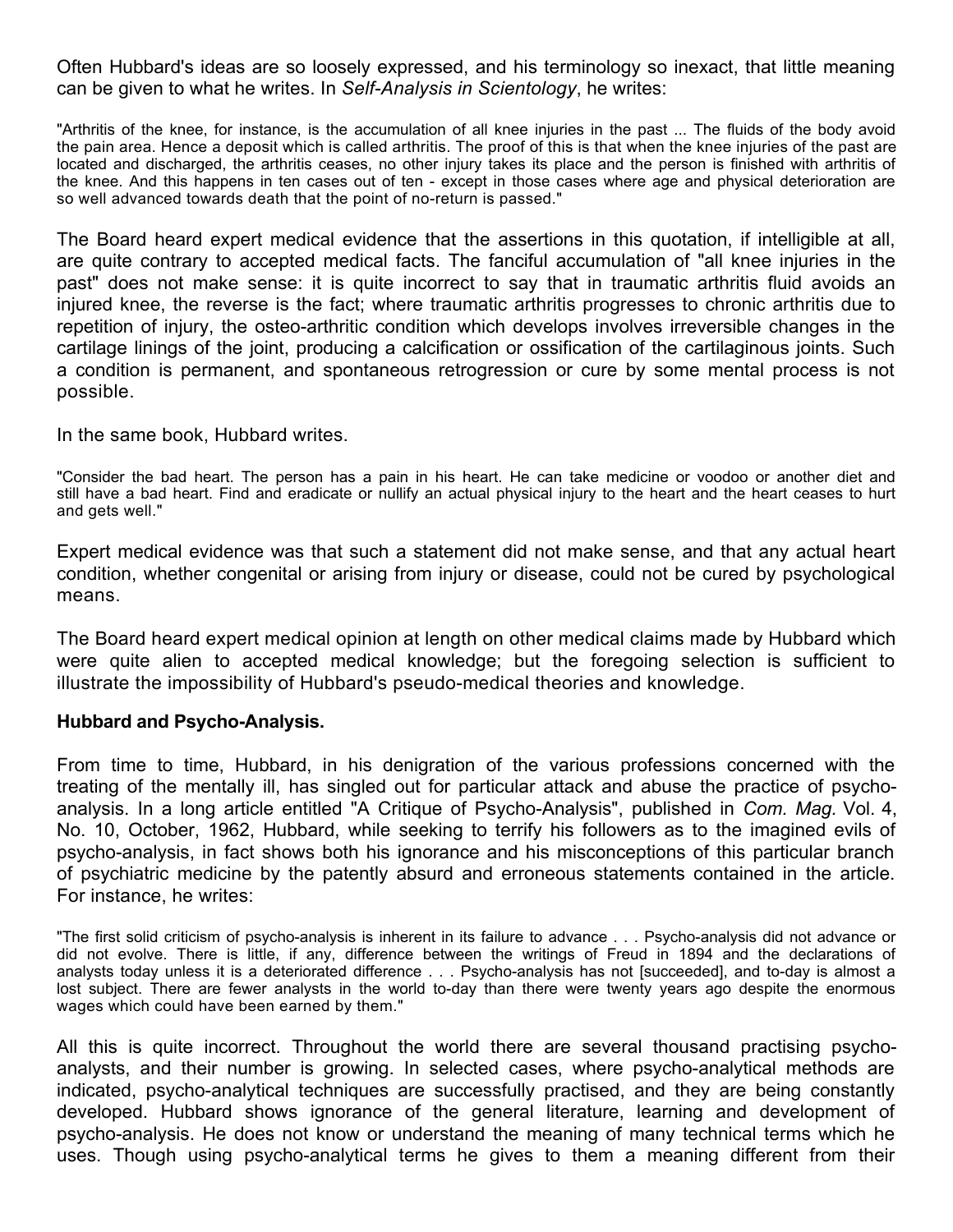Often Hubbard's ideas are so loosely expressed, and his terminology so inexact, that little meaning can be given to what he writes. In *Self-Analysis in Scientology*, he writes:

"Arthritis of the knee, for instance, is the accumulation of all knee injuries in the past ... The fluids of the body avoid the pain area. Hence a deposit which is called arthritis. The proof of this is that when the knee injuries of the past are located and discharged, the arthritis ceases, no other injury takes its place and the person is finished with arthritis of the knee. And this happens in ten cases out of ten - except in those cases where age and physical deterioration are so well advanced towards death that the point of no-return is passed."

The Board heard expert medical evidence that the assertions in this quotation, if intelligible at all, are quite contrary to accepted medical facts. The fanciful accumulation of "all knee injuries in the past" does not make sense: it is quite incorrect to say that in traumatic arthritis fluid avoids an injured knee, the reverse is the fact; where traumatic arthritis progresses to chronic arthritis due to repetition of injury, the osteo-arthritic condition which develops involves irreversible changes in the cartilage linings of the joint, producing a calcification or ossification of the cartilaginous joints. Such a condition is permanent, and spontaneous retrogression or cure by some mental process is not possible.

In the same book, Hubbard writes.

"Consider the bad heart. The person has a pain in his heart. He can take medicine or voodoo or another diet and still have a bad heart. Find and eradicate or nullify an actual physical injury to the heart and the heart ceases to hurt and gets well."

Expert medical evidence was that such a statement did not make sense, and that any actual heart condition, whether congenital or arising from injury or disease, could not be cured by psychological means.

The Board heard expert medical opinion at length on other medical claims made by Hubbard which were quite alien to accepted medical knowledge; but the foregoing selection is sufficient to illustrate the impossibility of Hubbard's pseudo-medical theories and knowledge.

**Hubbard and Psycho-Analysis.**

From time to time, Hubbard, in his denigration of the various professions concerned with the treating of the mentally ill, has singled out for particular attack and abuse the practice of psycho-analysis. In a long article entitled "A Critique of Psycho-Analysis", published in *Com. Mag.* Vol. 4, No. 10, October, 1962, Hubbard, while seeking to terrify his followers as to the imagined evils of psycho-analysis, in fact shows both his ignorance and his misconceptions of this particular branch of psychiatric medicine by the patently absurd and erroneous statements contained in the article. For instance, he writes:

"The first solid criticism of psycho-analysis is inherent in its failure to advance . . . Psycho-analysis did not advance or did not evolve. There is little, if any, difference between the writings of Freud in 1894 and the declarations of analysts today unless it is a deteriorated difference . . . Psycho-analysis has not [succeeded], and to-day is almost a lost subject. There are fewer analysts in the world to-day than there were twenty years ago despite the enormous wages which could have been earned by them."

All this is quite incorrect. Throughout the world there are several thousand practising psycho-analysts, and their number is growing. In selected cases, where psycho-analytical methods are indicated, psycho-analytical techniques are successfully practised, and they are being constantly developed. Hubbard shows ignorance of the general literature, learning and development of psycho-analysis. He does not know or understand the meaning of many technical terms which he uses. Though using psycho-analytical terms he gives to them a meaning different from their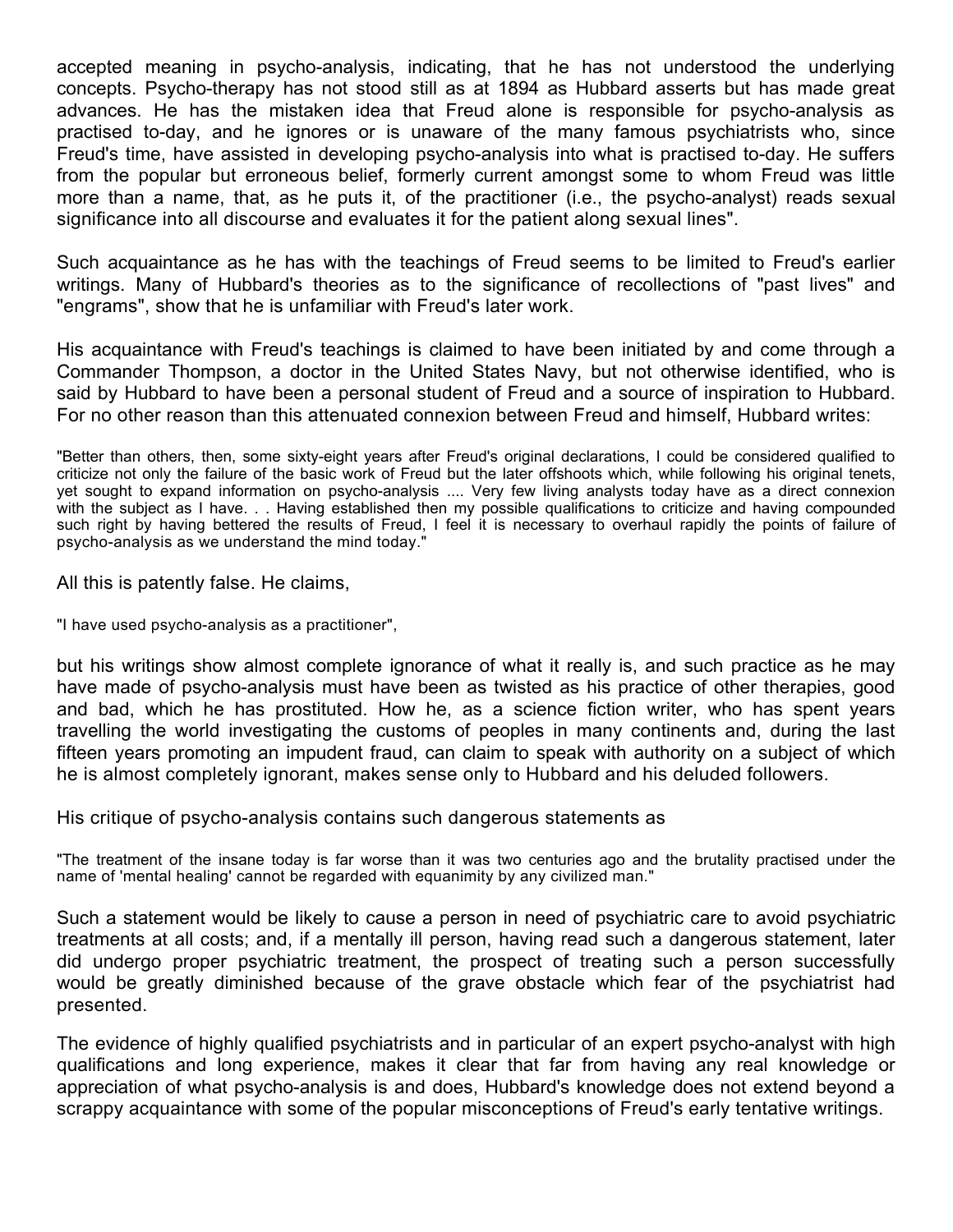accepted meaning in psycho-analysis, indicating, that he has not understood the underlying concepts. Psycho-therapy has not stood still as at 1894 as Hubbard asserts but has made great advances. He has the mistaken idea that Freud alone is responsible for psycho-analysis as practised to-day, and he ignores or is unaware of the many famous psychiatrists who, since Freud's time, have assisted in developing psycho-analysis into what is practised to-day. He suffers from the popular but erroneous belief, formerly current amongst some to whom Freud was little more than a name, that, as he puts it, of the practitioner (i.e., the psycho-analyst) reads sexual significance into all discourse and evaluates it for the patient along sexual lines".

Such acquaintance as he has with the teachings of Freud seems to be limited to Freud's earlier writings. Many of Hubbard's theories as to the significance of recollections of "past lives" and "engrams", show that he is unfamiliar with Freud's later work.

His acquaintance with Freud's teachings is claimed to have been initiated by and come through a Commander Thompson, a doctor in the United States Navy, but not otherwise identified, who is said by Hubbard to have been a personal student of Freud and a source of inspiration to Hubbard. For no other reason than this attenuated connexion between Freud and himself, Hubbard writes:

> "Better than others, then, some sixty-eight years after Freud's original declarations, I could be considered qualified to criticize not only the failure of the basic work of Freud but the later offshoots which, while following his original tenets, yet sought to expand information on psycho-analysis .... Very few living analysts today have as a direct connexion with the subject as I have. . . Having established then my possible qualifications to criticize and having compounded such right by having bettered the results of Freud, I feel it is necessary to overhaul rapidly the points of failure of psycho-analysis as we understand the mind today."

All this is patently false. He claims,

> "I have used psycho-analysis as a practitioner",

but his writings show almost complete ignorance of what it really is, and such practice as he may have made of psycho-analysis must have been as twisted as his practice of other therapies, good and bad, which he has prostituted. How he, as a science fiction writer, who has spent years travelling the world investigating the customs of peoples in many continents and, during the last fifteen years promoting an impudent fraud, can claim to speak with authority on a subject of which he is almost completely ignorant, makes sense only to Hubbard and his deluded followers.

His critique of psycho-analysis contains such dangerous statements as

> "The treatment of the insane today is far worse than it was two centuries ago and the brutality practised under the name of 'mental healing' cannot be regarded with equanimity by any civilized man."

Such a statement would be likely to cause a person in need of psychiatric care to avoid psychiatric treatments at all costs; and, if a mentally ill person, having read such a dangerous statement, later did undergo proper psychiatric treatment, the prospect of treating such a person successfully would be greatly diminished because of the grave obstacle which fear of the psychiatrist had presented.

The evidence of highly qualified psychiatrists and in particular of an expert psycho-analyst with high qualifications and long experience, makes it clear that far from having any real knowledge or appreciation of what psycho-analysis is and does, Hubbard's knowledge does not extend beyond a scrappy acquaintance with some of the popular misconceptions of Freud's early tentative writings.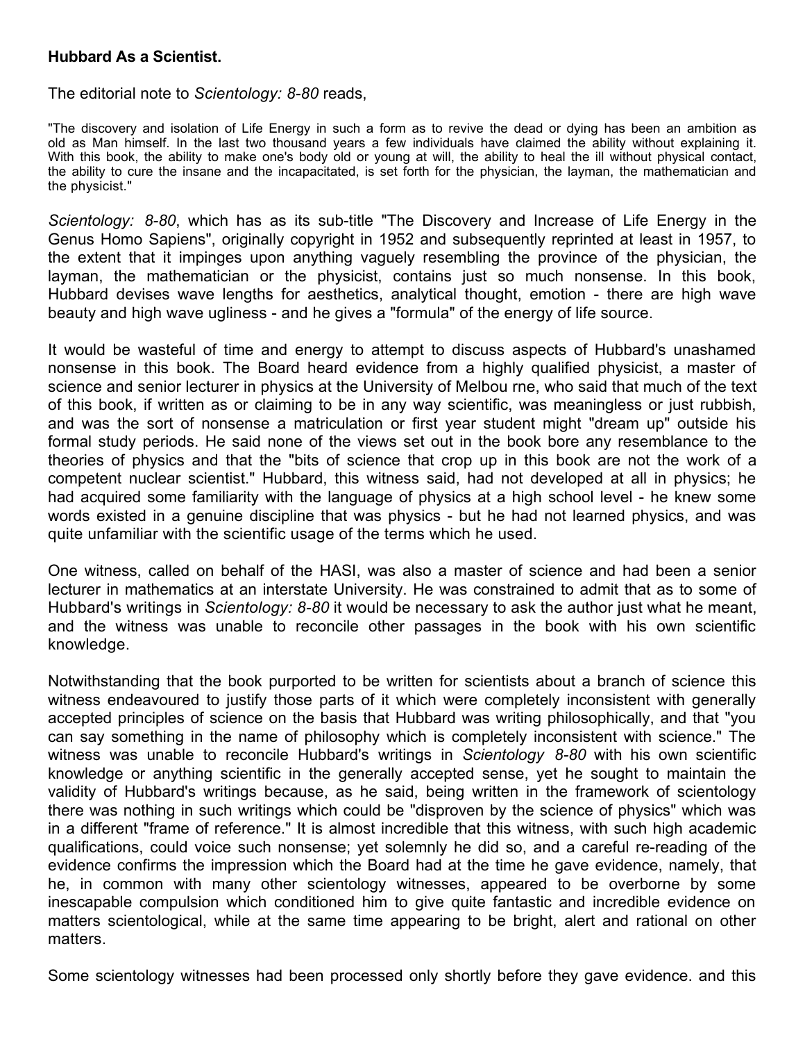**Hubbard As a Scientist.**

The editorial note to *Scientology: 8-80* reads,

"The discovery and isolation of Life Energy in such a form as to revive the dead or dying has been an ambition as old as Man himself. In the last two thousand years a few individuals have claimed the ability without explaining it. With this book, the ability to make one's body old or young at will, the ability to heal the ill without physical contact, the ability to cure the insane and the incapacitated, is set forth for the physician, the layman, the mathematician and the physicist."

*Scientology: 8-80*, which has as its sub-title "The Discovery and Increase of Life Energy in the Genus Homo Sapiens", originally copyright in 1952 and subsequently reprinted at least in 1957, to the extent that it impinges upon anything vaguely resembling the province of the physician, the layman, the mathematician or the physicist, contains just so much nonsense. In this book, Hubbard devises wave lengths for aesthetics, analytical thought, emotion - there are high wave beauty and high wave ugliness - and he gives a "formula" of the energy of life source.

It would be wasteful of time and energy to attempt to discuss aspects of Hubbard's unashamed nonsense in this book. The Board heard evidence from a highly qualified physicist, a master of science and senior lecturer in physics at the University of Melbou rne, who said that much of the text of this book, if written as or claiming to be in any way scientific, was meaningless or just rubbish, and was the sort of nonsense a matriculation or first year student might "dream up" outside his formal study periods. He said none of the views set out in the book bore any resemblance to the theories of physics and that the "bits of science that crop up in this book are not the work of a competent nuclear scientist." Hubbard, this witness said, had not developed at all in physics; he had acquired some familiarity with the language of physics at a high school level - he knew some words existed in a genuine discipline that was physics - but he had not learned physics, and was quite unfamiliar with the scientific usage of the terms which he used.

One witness, called on behalf of the HASI, was also a master of science and had been a senior lecturer in mathematics at an interstate University. He was constrained to admit that as to some of Hubbard's writings in *Scientology: 8-80* it would be necessary to ask the author just what he meant, and the witness was unable to reconcile other passages in the book with his own scientific knowledge.

Notwithstanding that the book purported to be written for scientists about a branch of science this witness endeavoured to justify those parts of it which were completely inconsistent with generally accepted principles of science on the basis that Hubbard was writing philosophically, and that "you can say something in the name of philosophy which is completely inconsistent with science." The witness was unable to reconcile Hubbard's writings in *Scientology 8-80* with his own scientific knowledge or anything scientific in the generally accepted sense, yet he sought to maintain the validity of Hubbard's writings because, as he said, being written in the framework of scientology there was nothing in such writings which could be "disproven by the science of physics" which was in a different "frame of reference." It is almost incredible that this witness, with such high academic qualifications, could voice such nonsense; yet solemnly he did so, and a careful re-reading of the evidence confirms the impression which the Board had at the time he gave evidence, namely, that he, in common with many other scientology witnesses, appeared to be overborne by some inescapable compulsion which conditioned him to give quite fantastic and incredible evidence on matters scientological, while at the same time appearing to be bright, alert and rational on other matters.

Some scientology witnesses had been processed only shortly before they gave evidence. and this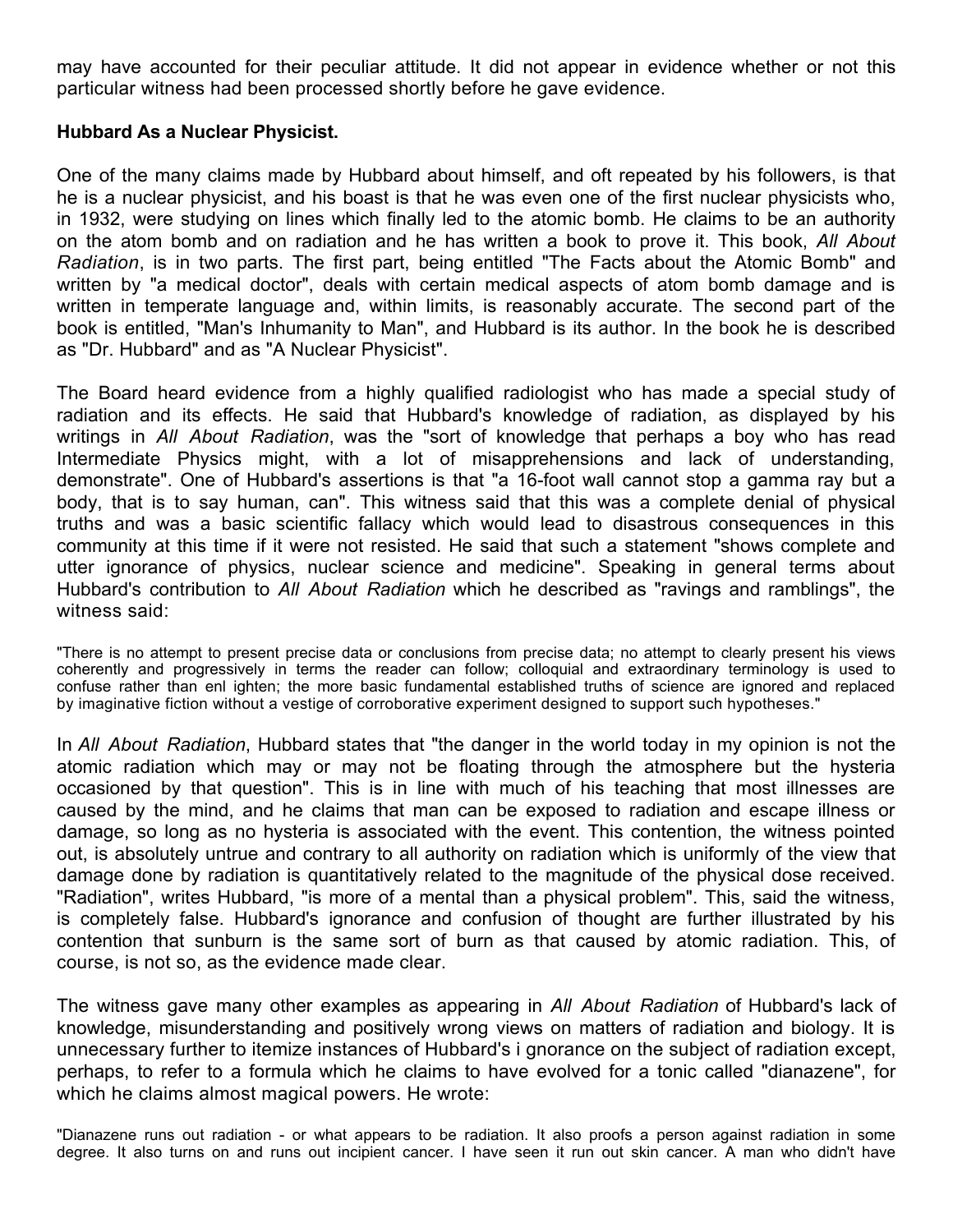may have accounted for their peculiar attitude. It did not appear in evidence whether or not this particular witness had been processed shortly before he gave evidence.

**Hubbard As a Nuclear Physicist.**

One of the many claims made by Hubbard about himself, and oft repeated by his followers, is that he is a nuclear physicist, and his boast is that he was even one of the first nuclear physicists who, in 1932, were studying on lines which finally led to the atomic bomb. He claims to be an authority on the atom bomb and on radiation and he has written a book to prove it. This book, *All About Radiation*, is in two parts. The first part, being entitled "The Facts about the Atomic Bomb" and written by "a medical doctor", deals with certain medical aspects of atom bomb damage and is written in temperate language and, within limits, is reasonably accurate. The second part of the book is entitled, "Man's Inhumanity to Man", and Hubbard is its author. In the book he is described as "Dr. Hubbard" and as "A Nuclear Physicist".

The Board heard evidence from a highly qualified radiologist who has made a special study of radiation and its effects. He said that Hubbard's knowledge of radiation, as displayed by his writings in *All About Radiation*, was the "sort of knowledge that perhaps a boy who has read Intermediate Physics might, with a lot of misapprehensions and lack of understanding, demonstrate". One of Hubbard's assertions is that "a 16-foot wall cannot stop a gamma ray but a body, that is to say human, can". This witness said that this was a complete denial of physical truths and was a basic scientific fallacy which would lead to disastrous consequences in this community at this time if it were not resisted. He said that such a statement "shows complete and utter ignorance of physics, nuclear science and medicine". Speaking in general terms about Hubbard's contribution to *All About Radiation* which he described as "ravings and ramblings", the witness said:

"There is no attempt to present precise data or conclusions from precise data; no attempt to clearly present his views coherently and progressively in terms the reader can follow; colloquial and extraordinary terminology is used to confuse rather than enl ighten; the more basic fundamental established truths of science are ignored and replaced by imaginative fiction without a vestige of corroborative experiment designed to support such hypotheses."

In *All About Radiation*, Hubbard states that "the danger in the world today in my opinion is not the atomic radiation which may or may not be floating through the atmosphere but the hysteria occasioned by that question". This is in line with much of his teaching that most illnesses are caused by the mind, and he claims that man can be exposed to radiation and escape illness or damage, so long as no hysteria is associated with the event. This contention, the witness pointed out, is absolutely untrue and contrary to all authority on radiation which is uniformly of the view that damage done by radiation is quantitatively related to the magnitude of the physical dose received. "Radiation", writes Hubbard, "is more of a mental than a physical problem". This, said the witness, is completely false. Hubbard's ignorance and confusion of thought are further illustrated by his contention that sunburn is the same sort of burn as that caused by atomic radiation. This, of course, is not so, as the evidence made clear.

The witness gave many other examples as appearing in *All About Radiation* of Hubbard's lack of knowledge, misunderstanding and positively wrong views on matters of radiation and biology. It is unnecessary further to itemize instances of Hubbard's i gnorance on the subject of radiation except, perhaps, to refer to a formula which he claims to have evolved for a tonic called "dianazene", for which he claims almost magical powers. He wrote:

"Dianazene runs out radiation - or what appears to be radiation. It also proofs a person against radiation in some degree. It also turns on and runs out incipient cancer. I have seen it run out skin cancer. A man who didn't have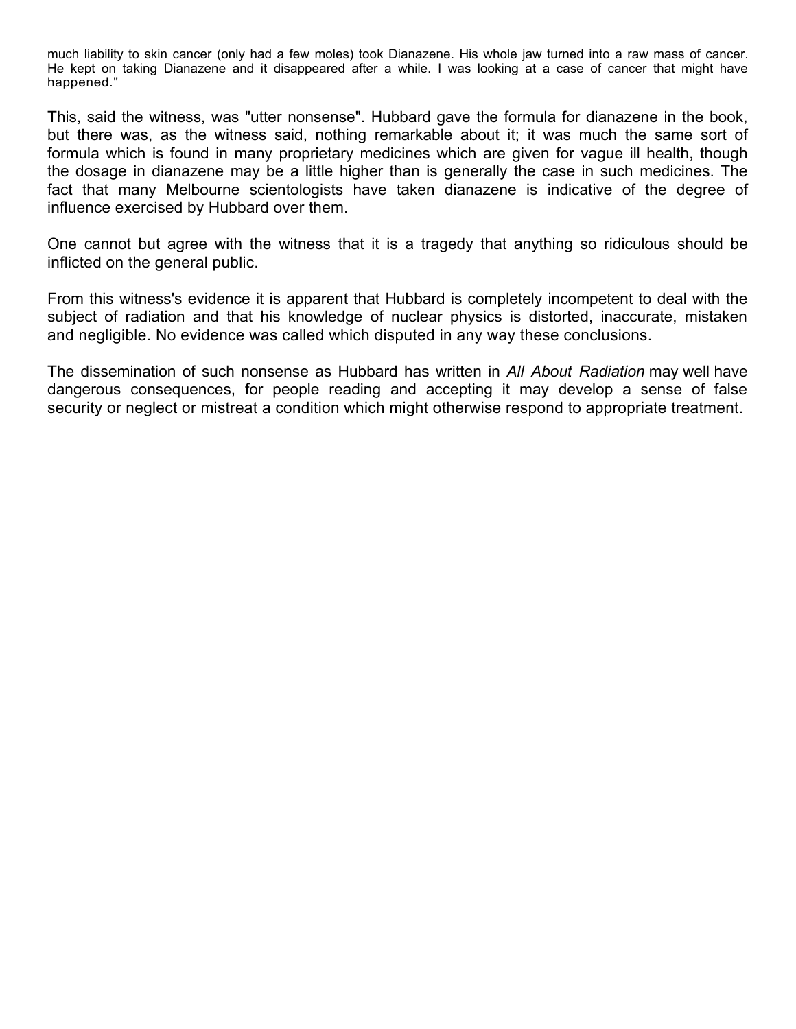much liability to skin cancer (only had a few moles) took Dianazene. His whole jaw turned into a raw mass of cancer. He kept on taking Dianazene and it disappeared after a while. I was looking at a case of cancer that might have happened."

This, said the witness, was "utter nonsense". Hubbard gave the formula for dianazene in the book, but there was, as the witness said, nothing remarkable about it; it was much the same sort of formula which is found in many proprietary medicines which are given for vague ill health, though the dosage in dianazene may be a little higher than is generally the case in such medicines. The fact that many Melbourne scientologists have taken dianazene is indicative of the degree of influence exercised by Hubbard over them.

One cannot but agree with the witness that it is a tragedy that anything so ridiculous should be inflicted on the general public.

From this witness's evidence it is apparent that Hubbard is completely incompetent to deal with the subject of radiation and that his knowledge of nuclear physics is distorted, inaccurate, mistaken and negligible. No evidence was called which disputed in any way these conclusions.

The dissemination of such nonsense as Hubbard has written in *All About Radiation* may well have dangerous consequences, for people reading and accepting it may develop a sense of false security or neglect or mistreat a condition which might otherwise respond to appropriate treatment.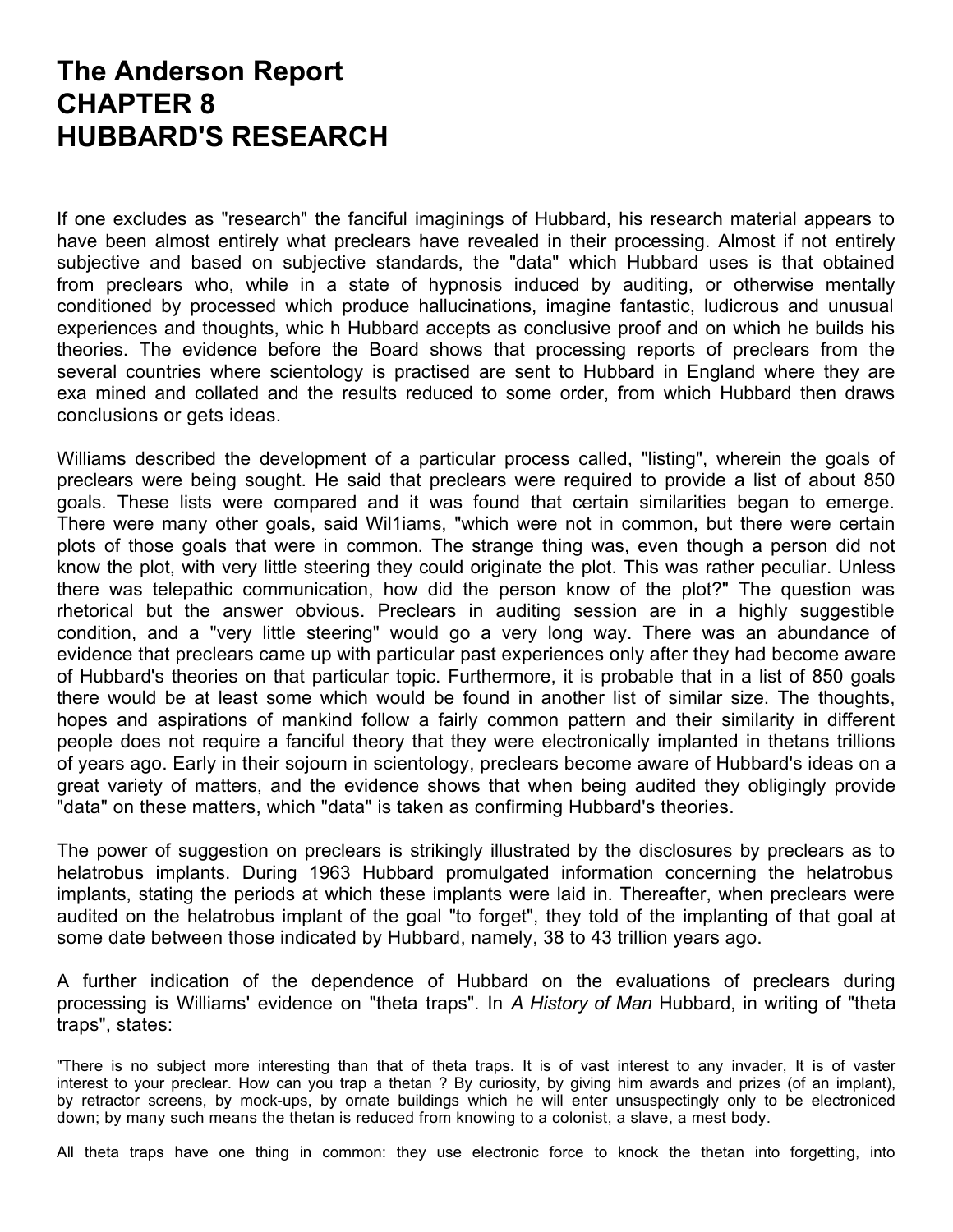# The Anderson Report
# CHAPTER 8
# HUBBARD'S RESEARCH

If one excludes as "research" the fanciful imaginings of Hubbard, his research material appears to have been almost entirely what preclears have revealed in their processing. Almost if not entirely subjective and based on subjective standards, the "data" which Hubbard uses is that obtained from preclears who, while in a state of hypnosis induced by auditing, or otherwise mentally conditioned by processed which produce hallucinations, imagine fantastic, ludicrous and unusual experiences and thoughts, whic h Hubbard accepts as conclusive proof and on which he builds his theories. The evidence before the Board shows that processing reports of preclears from the several countries where scientology is practised are sent to Hubbard in England where they are exa mined and collated and the results reduced to some order, from which Hubbard then draws conclusions or gets ideas.

Williams described the development of a particular process called, "listing", wherein the goals of preclears were being sought. He said that preclears were required to provide a list of about 850 goals. These lists were compared and it was found that certain similarities began to emerge. There were many other goals, said Wil1iams, "which were not in common, but there were certain plots of those goals that were in common. The strange thing was, even though a person did not know the plot, with very little steering they could originate the plot. This was rather peculiar. Unless there was telepathic communication, how did the person know of the plot?" The question was rhetorical but the answer obvious. Preclears in auditing session are in a highly suggestible condition, and a "very little steering" would go a very long way. There was an abundance of evidence that preclears came up with particular past experiences only after they had become aware of Hubbard's theories on that particular topic. Furthermore, it is probable that in a list of 850 goals there would be at least some which would be found in another list of similar size. The thoughts, hopes and aspirations of mankind follow a fairly common pattern and their similarity in different people does not require a fanciful theory that they were electronically implanted in thetans trillions of years ago. Early in their sojourn in scientology, preclears become aware of Hubbard's ideas on a great variety of matters, and the evidence shows that when being audited they obligingly provide "data" on these matters, which "data" is taken as confirming Hubbard's theories.

The power of suggestion on preclears is strikingly illustrated by the disclosures by preclears as to helatrobus implants. During 1963 Hubbard promulgated information concerning the helatrobus implants, stating the periods at which these implants were laid in. Thereafter, when preclears were audited on the helatrobus implant of the goal "to forget", they told of the implanting of that goal at some date between those indicated by Hubbard, namely, 38 to 43 trillion years ago.

A further indication of the dependence of Hubbard on the evaluations of preclears during processing is Williams' evidence on "theta traps". In *A History of Man* Hubbard, in writing of "theta traps", states:

> "There is no subject more interesting than that of theta traps. It is of vast interest to any invader, It is of vaster interest to your preclear. How can you trap a thetan ? By curiosity, by giving him awards and prizes (of an implant), by retractor screens, by mock-ups, by ornate buildings which he will enter unsuspectingly only to be electroniced down; by many such means the thetan is reduced from knowing to a colonist, a slave, a mest body.
>
> All theta traps have one thing in common: they use electronic force to knock the thetan into forgetting, into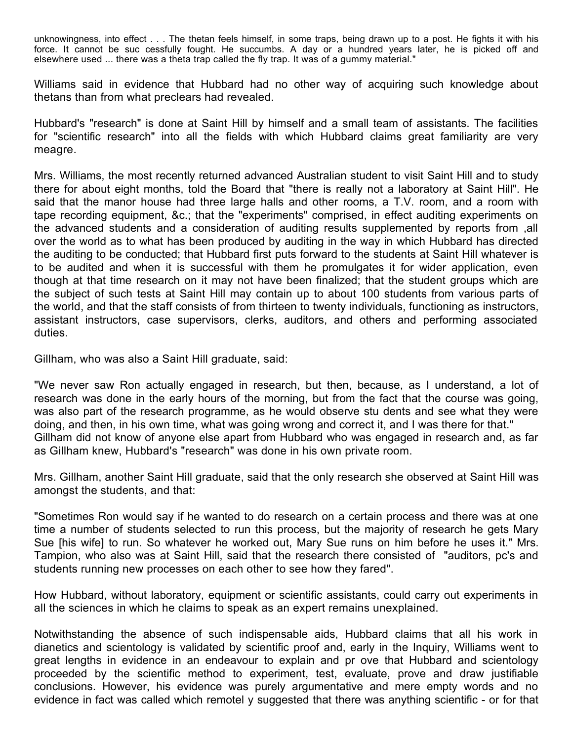unknowingness, into effect . . . The thetan feels himself, in some traps, being drawn up to a post. He fights it with his force. It cannot be suc cessfully fought. He succumbs. A day or a hundred years later, he is picked off and elsewhere used ... there was a theta trap called the fly trap. It was of a gummy material."

Williams said in evidence that Hubbard had no other way of acquiring such knowledge about thetans than from what preclears had revealed.

Hubbard's "research" is done at Saint Hill by himself and a small team of assistants. The facilities for "scientific research" into all the fields with which Hubbard claims great familiarity are very meagre.

Mrs. Williams, the most recently returned advanced Australian student to visit Saint Hill and to study there for about eight months, told the Board that "there is really not a laboratory at Saint Hill". He said that the manor house had three large halls and other rooms, a T.V. room, and a room with tape recording equipment, &c.; that the "experiments" comprised, in effect auditing experiments on the advanced students and a consideration of auditing results supplemented by reports from ,all over the world as to what has been produced by auditing in the way in which Hubbard has directed the auditing to be conducted; that Hubbard first puts forward to the students at Saint Hill whatever is to be audited and when it is successful with them he promulgates it for wider application, even though at that time research on it may not have been finalized; that the student groups which are the subject of such tests at Saint Hill may contain up to about 100 students from various parts of the world, and that the staff consists of from thirteen to twenty individuals, functioning as instructors, assistant instructors, case supervisors, clerks, auditors, and others and performing associated duties.

Gillham, who was also a Saint Hill graduate, said:

"We never saw Ron actually engaged in research, but then, because, as I understand, a lot of research was done in the early hours of the morning, but from the fact that the course was going, was also part of the research programme, as he would observe stu dents and see what they were doing, and then, in his own time, what was going wrong and correct it, and I was there for that." Gillham did not know of anyone else apart from Hubbard who was engaged in research and, as far as Gillham knew, Hubbard's "research" was done in his own private room.

Mrs. Gillham, another Saint Hill graduate, said that the only research she observed at Saint Hill was amongst the students, and that:

"Sometimes Ron would say if he wanted to do research on a certain process and there was at one time a number of students selected to run this process, but the majority of research he gets Mary Sue [his wife] to run. So whatever he worked out, Mary Sue runs on him before he uses it." Mrs. Tampion, who also was at Saint Hill, said that the research there consisted of "auditors, pc's and students running new processes on each other to see how they fared".

How Hubbard, without laboratory, equipment or scientific assistants, could carry out experiments in all the sciences in which he claims to speak as an expert remains unexplained.

Notwithstanding the absence of such indispensable aids, Hubbard claims that all his work in dianetics and scientology is validated by scientific proof and, early in the Inquiry, Williams went to great lengths in evidence in an endeavour to explain and pr ove that Hubbard and scientology proceeded by the scientific method to experiment, test, evaluate, prove and draw justifiable conclusions. However, his evidence was purely argumentative and mere empty words and no evidence in fact was called which remotel y suggested that there was anything scientific - or for that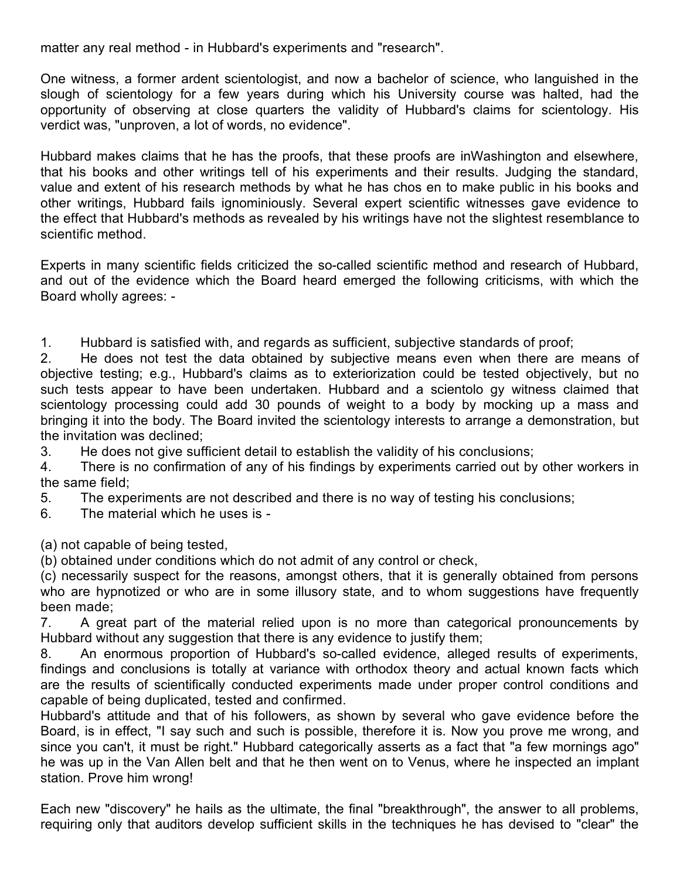matter any real method - in Hubbard's experiments and "research".

One witness, a former ardent scientologist, and now a bachelor of science, who languished in the slough of scientology for a few years during which his University course was halted, had the opportunity of observing at close quarters the validity of Hubbard's claims for scientology. His verdict was, "unproven, a lot of words, no evidence".

Hubbard makes claims that he has the proofs, that these proofs are inWashington and elsewhere, that his books and other writings tell of his experiments and their results. Judging the standard, value and extent of his research methods by what he has chos en to make public in his books and other writings, Hubbard fails ignominiously. Several expert scientific witnesses gave evidence to the effect that Hubbard's methods as revealed by his writings have not the slightest resemblance to scientific method.

Experts in many scientific fields criticized the so-called scientific method and research of Hubbard, and out of the evidence which the Board heard emerged the following criticisms, with which the Board wholly agrees: -

1. Hubbard is satisfied with, and regards as sufficient, subjective standards of proof;
2. He does not test the data obtained by subjective means even when there are means of objective testing; e.g., Hubbard's claims as to exteriorization could be tested objectively, but no such tests appear to have been undertaken. Hubbard and a scientolo gy witness claimed that scientology processing could add 30 pounds of weight to a body by mocking up a mass and bringing it into the body. The Board invited the scientology interests to arrange a demonstration, but the invitation was declined;
3. He does not give sufficient detail to establish the validity of his conclusions;
4. There is no confirmation of any of his findings by experiments carried out by other workers in the same field;
5. The experiments are not described and there is no way of testing his conclusions;
6. The material which he uses is -

(a) not capable of being tested,
(b) obtained under conditions which do not admit of any control or check,
(c) necessarily suspect for the reasons, amongst others, that it is generally obtained from persons who are hypnotized or who are in some illusory state, and to whom suggestions have frequently been made;

7. A great part of the material relied upon is no more than categorical pronouncements by Hubbard without any suggestion that there is any evidence to justify them;
8. An enormous proportion of Hubbard's so-called evidence, alleged results of experiments, findings and conclusions is totally at variance with orthodox theory and actual known facts which are the results of scientifically conducted experiments made under proper control conditions and capable of being duplicated, tested and confirmed.

Hubbard's attitude and that of his followers, as shown by several who gave evidence before the Board, is in effect, "I say such and such is possible, therefore it is. Now you prove me wrong, and since you can't, it must be right." Hubbard categorically asserts as a fact that "a few mornings ago" he was up in the Van Allen belt and that he then went on to Venus, where he inspected an implant station. Prove him wrong!

Each new "discovery" he hails as the ultimate, the final "breakthrough", the answer to all problems, requiring only that auditors develop sufficient skills in the techniques he has devised to "clear" the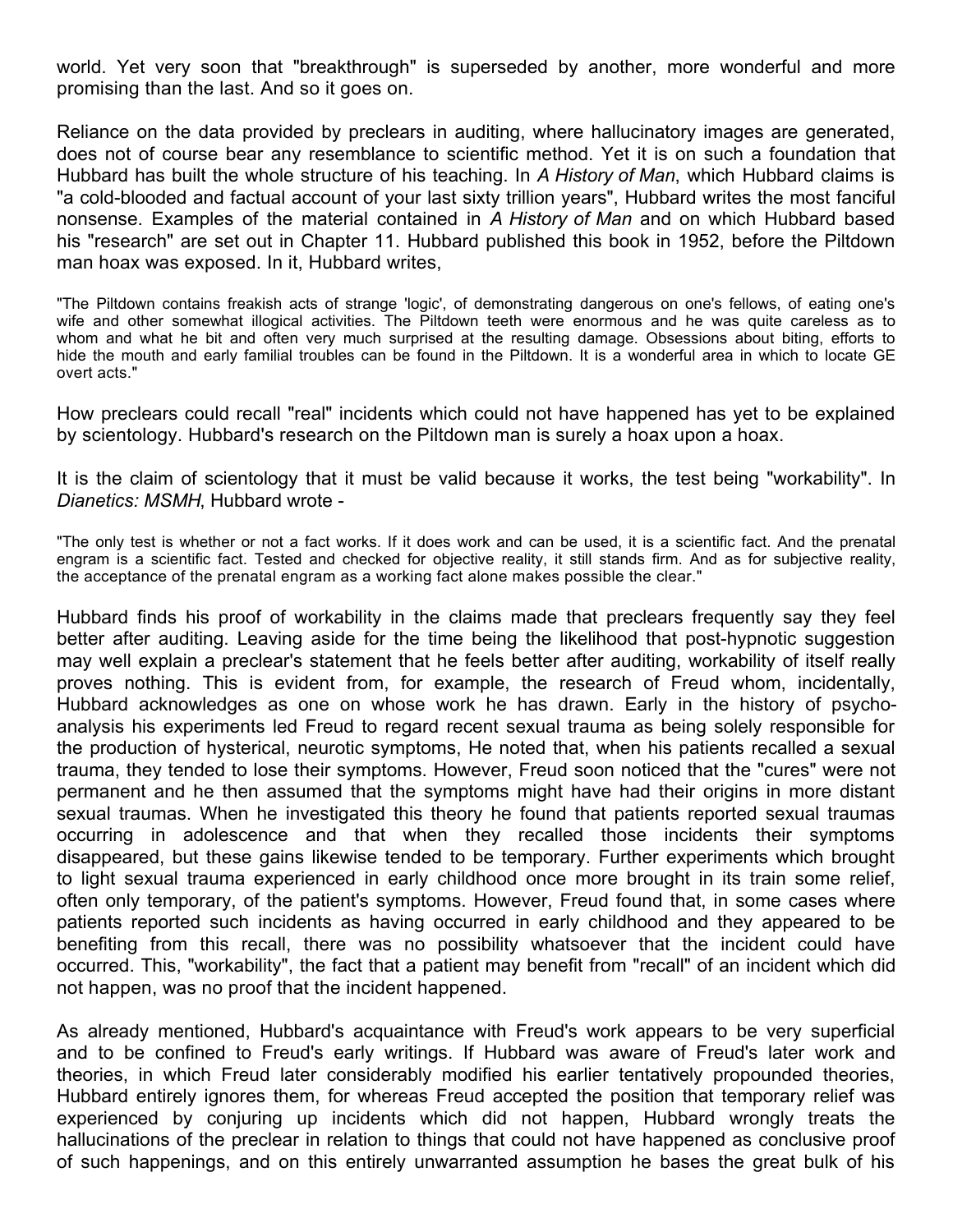world. Yet very soon that "breakthrough" is superseded by another, more wonderful and more promising than the last. And so it goes on.

Reliance on the data provided by preclears in auditing, where hallucinatory images are generated, does not of course bear any resemblance to scientific method. Yet it is on such a foundation that Hubbard has built the whole structure of his teaching. In *A History of Man*, which Hubbard claims is "a cold-blooded and factual account of your last sixty trillion years", Hubbard writes the most fanciful nonsense. Examples of the material contained in *A History of Man* and on which Hubbard based his "research" are set out in Chapter 11. Hubbard published this book in 1952, before the Piltdown man hoax was exposed. In it, Hubbard writes,

> "The Piltdown contains freakish acts of strange 'logic', of demonstrating dangerous on one's fellows, of eating one's wife and other somewhat illogical activities. The Piltdown teeth were enormous and he was quite careless as to whom and what he bit and often very much surprised at the resulting damage. Obsessions about biting, efforts to hide the mouth and early familial troubles can be found in the Piltdown. It is a wonderful area in which to locate GE overt acts."

How preclears could recall "real" incidents which could not have happened has yet to be explained by scientology. Hubbard's research on the Piltdown man is surely a hoax upon a hoax.

It is the claim of scientology that it must be valid because it works, the test being "workability". In *Dianetics: MSMH*, Hubbard wrote -

> "The only test is whether or not a fact works. If it does work and can be used, it is a scientific fact. And the prenatal engram is a scientific fact. Tested and checked for objective reality, it still stands firm. And as for subjective reality, the acceptance of the prenatal engram as a working fact alone makes possible the clear."

Hubbard finds his proof of workability in the claims made that preclears frequently say they feel better after auditing. Leaving aside for the time being the likelihood that post-hypnotic suggestion may well explain a preclear's statement that he feels better after auditing, workability of itself really proves nothing. This is evident from, for example, the research of Freud whom, incidentally, Hubbard acknowledges as one on whose work he has drawn. Early in the history of psycho-analysis his experiments led Freud to regard recent sexual trauma as being solely responsible for the production of hysterical, neurotic symptoms, He noted that, when his patients recalled a sexual trauma, they tended to lose their symptoms. However, Freud soon noticed that the "cures" were not permanent and he then assumed that the symptoms might have had their origins in more distant sexual traumas. When he investigated this theory he found that patients reported sexual traumas occurring in adolescence and that when they recalled those incidents their symptoms disappeared, but these gains likewise tended to be temporary. Further experiments which brought to light sexual trauma experienced in early childhood once more brought in its train some relief, often only temporary, of the patient's symptoms. However, Freud found that, in some cases where patients reported such incidents as having occurred in early childhood and they appeared to be benefiting from this recall, there was no possibility whatsoever that the incident could have occurred. This, "workability", the fact that a patient may benefit from "recall" of an incident which did not happen, was no proof that the incident happened.

As already mentioned, Hubbard's acquaintance with Freud's work appears to be very superficial and to be confined to Freud's early writings. If Hubbard was aware of Freud's later work and theories, in which Freud later considerably modified his earlier tentatively propounded theories, Hubbard entirely ignores them, for whereas Freud accepted the position that temporary relief was experienced by conjuring up incidents which did not happen, Hubbard wrongly treats the hallucinations of the preclear in relation to things that could not have happened as conclusive proof of such happenings, and on this entirely unwarranted assumption he bases the great bulk of his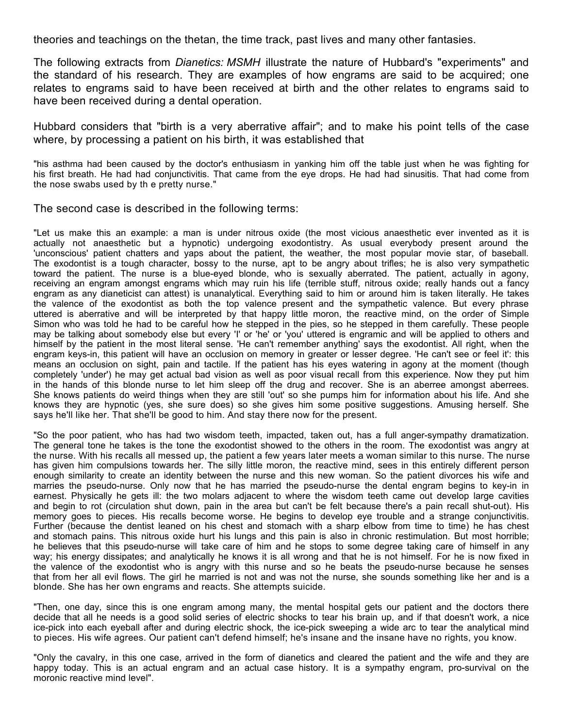theories and teachings on the thetan, the time track, past lives and many other fantasies.

The following extracts from *Dianetics: MSMH* illustrate the nature of Hubbard's "experiments" and the standard of his research. They are examples of how engrams are said to be acquired; one relates to engrams said to have been received at birth and the other relates to engrams said to have been received during a dental operation.

Hubbard considers that "birth is a very aberrative affair"; and to make his point tells of the case where, by processing a patient on his birth, it was established that

"his asthma had been caused by the doctor's enthusiasm in yanking him off the table just when he was fighting for his first breath. He had had conjunctivitis. That came from the eye drops. He had had sinusitis. That had come from the nose swabs used by th e pretty nurse."

The second case is described in the following terms:

"Let us make this an example: a man is under nitrous oxide (the most vicious anaesthetic ever invented as it is actually not anaesthetic but a hypnotic) undergoing exodontistry. As usual everybody present around the 'unconscious' patient chatters and yaps about the patient, the weather, the most popular movie star, of baseball. The exodontist is a tough character, bossy to the nurse, apt to be angry about trifles; he is also very sympathetic toward the patient. The nurse is a blue-eyed blonde, who is sexually aberrated. The patient, actually in agony, receiving an engram amongst engrams which may ruin his life (terrible stuff, nitrous oxide; really hands out a fancy engram as any dianeticist can attest) is unanalytical. Everything said to him or around him is taken literally. He takes the valence of the exodontist as both the top valence present and the sympathetic valence. But every phrase uttered is aberrative and will be interpreted by that happy little moron, the reactive mind, on the order of Simple Simon who was told he had to be careful how he stepped in the pies, so he stepped in them carefully. These people may be talking about somebody else but every 'I' or 'he' or 'you' uttered is engramic and will be applied to others and himself by the patient in the most literal sense. 'He can't remember anything' says the exodontist. All right, when the engram keys-in, this patient will have an occlusion on memory in greater or lesser degree. 'He can't see or feel it': this means an occlusion on sight, pain and tactile. If the patient has his eyes watering in agony at the moment (though completely 'under') he may get actual bad vision as well as poor visual recall from this experience. Now they put him in the hands of this blonde nurse to let him sleep off the drug and recover. She is an aberree amongst aberrees. She knows patients do weird things when they are still 'out' so she pumps him for information about his life. And she knows they are hypnotic (yes, she sure does) so she gives him some positive suggestions. Amusing herself. She says he'll like her. That she'll be good to him. And stay there now for the present.

"So the poor patient, who has had two wisdom teeth, impacted, taken out, has a full anger-sympathy dramatization. The general tone he takes is the tone the exodontist showed to the others in the room. The exodontist was angry at the nurse. With his recalls all messed up, the patient a few years later meets a woman similar to this nurse. The nurse has given him compulsions towards her. The silly little moron, the reactive mind, sees in this entirely different person enough similarity to create an identity between the nurse and this new woman. So the patient divorces his wife and marries the pseudo-nurse. Only now that he has married the pseudo-nurse the dental engram begins to key-in in earnest. Physically he gets ill: the two molars adjacent to where the wisdom teeth came out develop large cavities and begin to rot (circulation shut down, pain in the area but can't be felt because there's a pain recall shut-out). His memory goes to pieces. His recalls become worse. He begins to develop eye trouble and a strange conjunctivitis. Further (because the dentist leaned on his chest and stomach with a sharp elbow from time to time) he has chest and stomach pains. This nitrous oxide hurt his lungs and this pain is also in chronic restimulation. But most horrible; he believes that this pseudo-nurse will take care of him and he stops to some degree taking care of himself in any way; his energy dissipates; and analytically he knows it is all wrong and that he is not himself. For he is now fixed in the valence of the exodontist who is angry with this nurse and so he beats the pseudo-nurse because he senses that from her all evil flows. The girl he married is not and was not the nurse, she sounds something like her and is a blonde. She has her own engrams and reacts. She attempts suicide.

"Then, one day, since this is one engram among many, the mental hospital gets our patient and the doctors there decide that all he needs is a good solid series of electric shocks to tear his brain up, and if that doesn't work, a nice ice-pick into each eyeball after and during electric shock, the ice-pick sweeping a wide arc to tear the analytical mind to pieces. His wife agrees. Our patient can't defend himself; he's insane and the insane have no rights, you know.

"Only the cavalry, in this one case, arrived in the form of dianetics and cleared the patient and the wife and they are happy today. This is an actual engram and an actual case history. It is a sympathy engram, pro-survival on the moronic reactive mind level".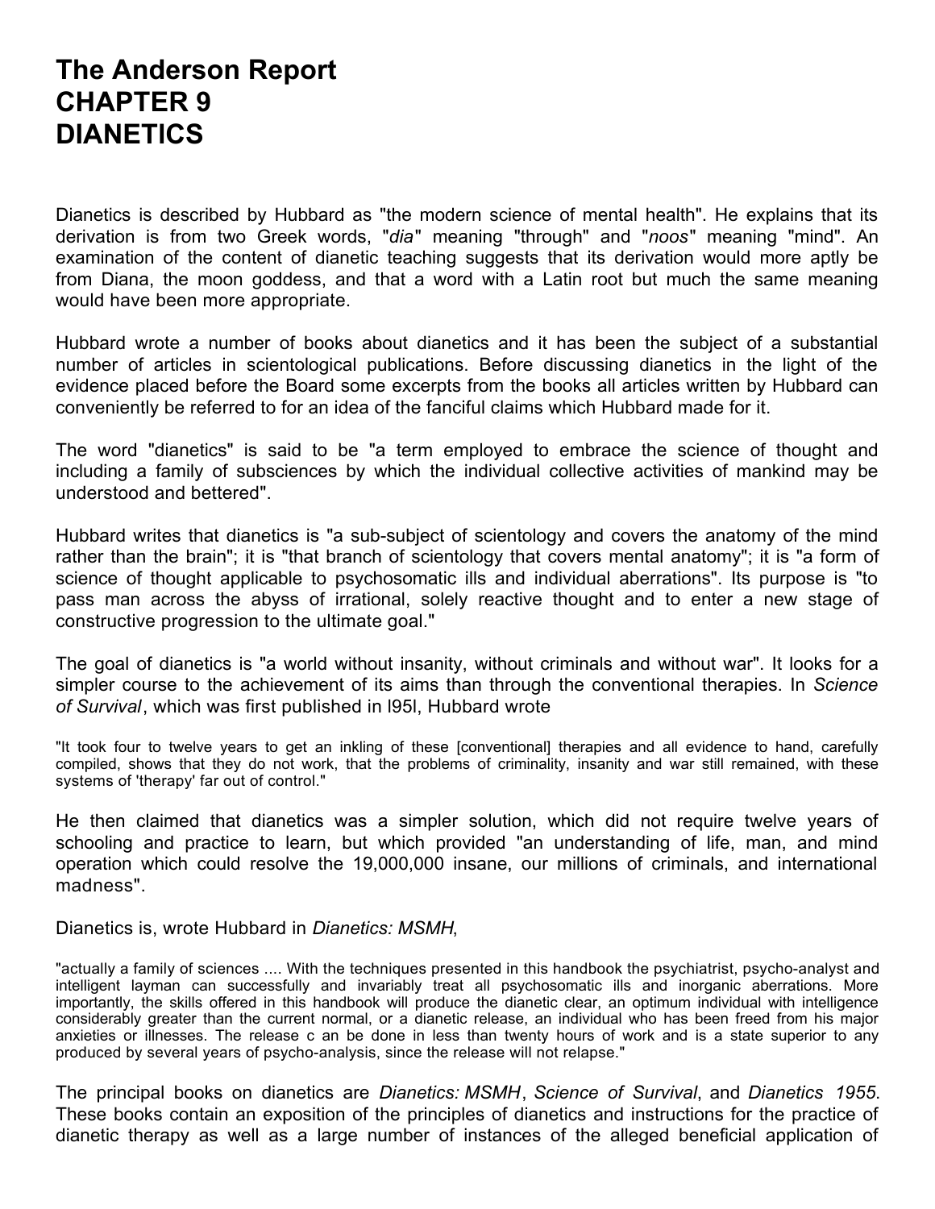# The Anderson Report
# CHAPTER 9
# DIANETICS

Dianetics is described by Hubbard as "the modern science of mental health". He explains that its derivation is from two Greek words, "*dia*" meaning "through" and "*noos*" meaning "mind". An examination of the content of dianetic teaching suggests that its derivation would more aptly be from Diana, the moon goddess, and that a word with a Latin root but much the same meaning would have been more appropriate.

Hubbard wrote a number of books about dianetics and it has been the subject of a substantial number of articles in scientological publications. Before discussing dianetics in the light of the evidence placed before the Board some excerpts from the books all articles written by Hubbard can conveniently be referred to for an idea of the fanciful claims which Hubbard made for it.

The word "dianetics" is said to be "a term employed to embrace the science of thought and including a family of subsciences by which the individual collective activities of mankind may be understood and bettered".

Hubbard writes that dianetics is "a sub-subject of scientology and covers the anatomy of the mind rather than the brain"; it is "that branch of scientology that covers mental anatomy"; it is "a form of science of thought applicable to psychosomatic ills and individual aberrations". Its purpose is "to pass man across the abyss of irrational, solely reactive thought and to enter a new stage of constructive progression to the ultimate goal."

The goal of dianetics is "a world without insanity, without criminals and without war". It looks for a simpler course to the achievement of its aims than through the conventional therapies. In *Science of Survival*, which was first published in l95l, Hubbard wrote

> "It took four to twelve years to get an inkling of these [conventional] therapies and all evidence to hand, carefully compiled, shows that they do not work, that the problems of criminality, insanity and war still remained, with these systems of 'therapy' far out of control."

He then claimed that dianetics was a simpler solution, which did not require twelve years of schooling and practice to learn, but which provided "an understanding of life, man, and mind operation which could resolve the 19,000,000 insane, our millions of criminals, and international madness".

Dianetics is, wrote Hubbard in *Dianetics: MSMH*,

> "actually a family of sciences .... With the techniques presented in this handbook the psychiatrist, psycho-analyst and intelligent layman can successfully and invariably treat all psychosomatic ills and inorganic aberrations. More importantly, the skills offered in this handbook will produce the dianetic clear, an optimum individual with intelligence considerably greater than the current normal, or a dianetic release, an individual who has been freed from his major anxieties or illnesses. The release c an be done in less than twenty hours of work and is a state superior to any produced by several years of psycho-analysis, since the release will not relapse."

The principal books on dianetics are *Dianetics: MSMH*, *Science of Survival*, and *Dianetics 1955*. These books contain an exposition of the principles of dianetics and instructions for the practice of dianetic therapy as well as a large number of instances of the alleged beneficial application of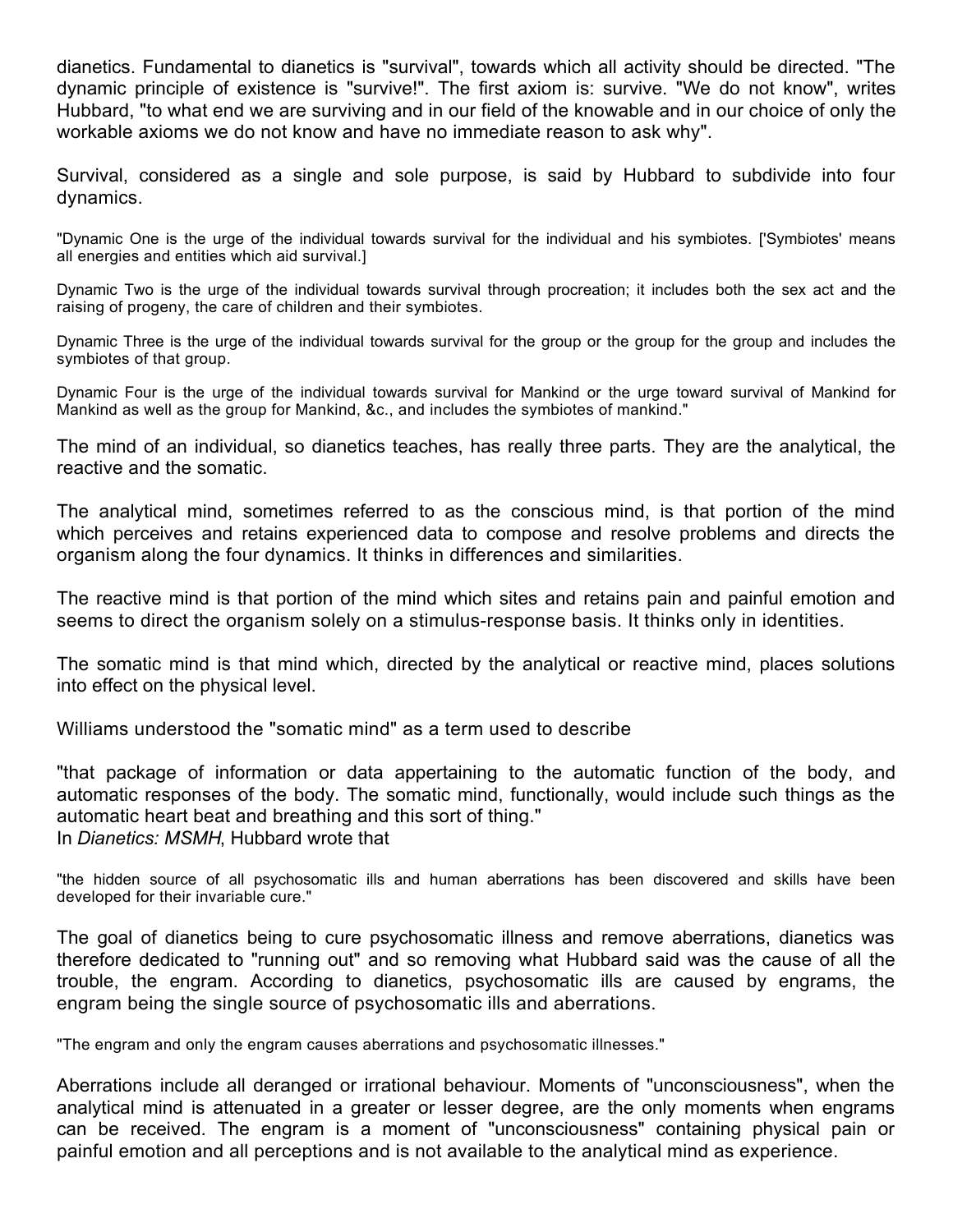dianetics. Fundamental to dianetics is "survival", towards which all activity should be directed. "The dynamic principle of existence is "survive!". The first axiom is: survive. "We do not know", writes Hubbard, "to what end we are surviving and in our field of the knowable and in our choice of only the workable axioms we do not know and have no immediate reason to ask why".

Survival, considered as a single and sole purpose, is said by Hubbard to subdivide into four dynamics.

> "Dynamic One is the urge of the individual towards survival for the individual and his symbiotes. ['Symbiotes' means all energies and entities which aid survival.]
>
> Dynamic Two is the urge of the individual towards survival through procreation; it includes both the sex act and the raising of progeny, the care of children and their symbiotes.
>
> Dynamic Three is the urge of the individual towards survival for the group or the group for the group and includes the symbiotes of that group.
>
> Dynamic Four is the urge of the individual towards survival for Mankind or the urge toward survival of Mankind for Mankind as well as the group for Mankind, &c., and includes the symbiotes of mankind."

The mind of an individual, so dianetics teaches, has really three parts. They are the analytical, the reactive and the somatic.

The analytical mind, sometimes referred to as the conscious mind, is that portion of the mind which perceives and retains experienced data to compose and resolve problems and directs the organism along the four dynamics. It thinks in differences and similarities.

The reactive mind is that portion of the mind which sites and retains pain and painful emotion and seems to direct the organism solely on a stimulus-response basis. It thinks only in identities.

The somatic mind is that mind which, directed by the analytical or reactive mind, places solutions into effect on the physical level.

Williams understood the "somatic mind" as a term used to describe

"that package of information or data appertaining to the automatic function of the body, and automatic responses of the body. The somatic mind, functionally, would include such things as the automatic heart beat and breathing and this sort of thing."
In *Dianetics: MSMH*, Hubbard wrote that

> "the hidden source of all psychosomatic ills and human aberrations has been discovered and skills have been developed for their invariable cure."

The goal of dianetics being to cure psychosomatic illness and remove aberrations, dianetics was therefore dedicated to "running out" and so removing what Hubbard said was the cause of all the trouble, the engram. According to dianetics, psychosomatic ills are caused by engrams, the engram being the single source of psychosomatic ills and aberrations.

> "The engram and only the engram causes aberrations and psychosomatic illnesses."

Aberrations include all deranged or irrational behaviour. Moments of "unconsciousness", when the analytical mind is attenuated in a greater or lesser degree, are the only moments when engrams can be received. The engram is a moment of "unconsciousness" containing physical pain or painful emotion and all perceptions and is not available to the analytical mind as experience.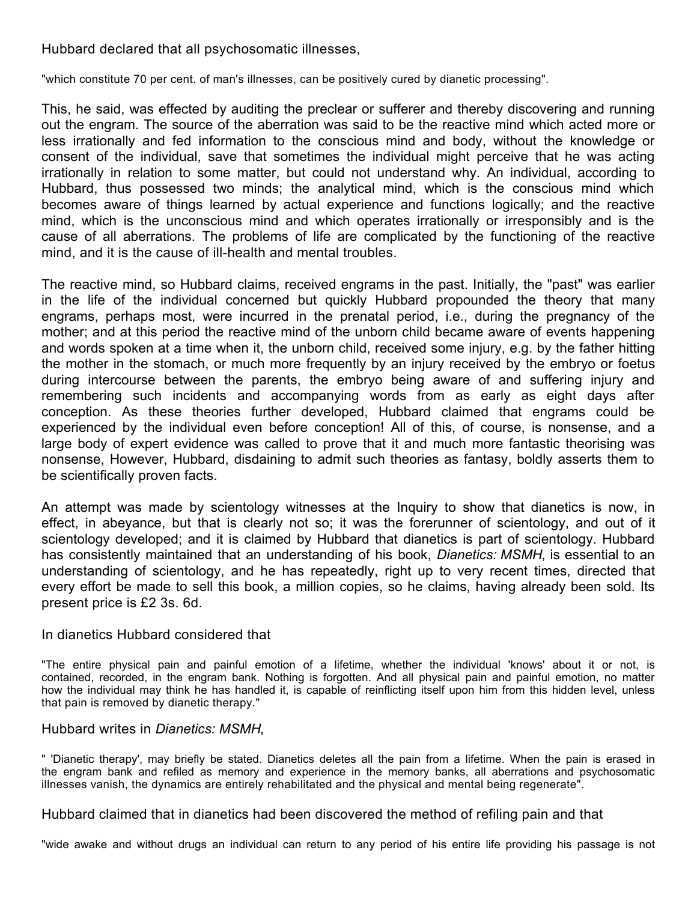Hubbard declared that all psychosomatic illnesses,

"which constitute 70 per cent. of man's illnesses, can be positively cured by dianetic processing".

This, he said, was effected by auditing the preclear or sufferer and thereby discovering and running out the engram. The source of the aberration was said to be the reactive mind which acted more or less irrationally and fed information to the conscious mind and body, without the knowledge or consent of the individual, save that sometimes the individual might perceive that he was acting irrationally in relation to some matter, but could not understand why. An individual, according to Hubbard, thus possessed two minds; the analytical mind, which is the conscious mind which becomes aware of things learned by actual experience and functions logically; and the reactive mind, which is the unconscious mind and which operates irrationally or irresponsibly and is the cause of all aberrations. The problems of life are complicated by the functioning of the reactive mind, and it is the cause of ill-health and mental troubles.

The reactive mind, so Hubbard claims, received engrams in the past. Initially, the "past" was earlier in the life of the individual concerned but quickly Hubbard propounded the theory that many engrams, perhaps most, were incurred in the prenatal period, i.e., during the pregnancy of the mother; and at this period the reactive mind of the unborn child became aware of events happening and words spoken at a time when it, the unborn child, received some injury, e.g. by the father hitting the mother in the stomach, or much more frequently by an injury received by the embryo or foetus during intercourse between the parents, the embryo being aware of and suffering injury and remembering such incidents and accompanying words from as early as eight days after conception. As these theories further developed, Hubbard claimed that engrams could be experienced by the individual even before conception! All of this, of course, is nonsense, and a large body of expert evidence was called to prove that it and much more fantastic theorising was nonsense, However, Hubbard, disdaining to admit such theories as fantasy, boldly asserts them to be scientifically proven facts.

An attempt was made by scientology witnesses at the Inquiry to show that dianetics is now, in effect, in abeyance, but that is clearly not so; it was the forerunner of scientology, and out of it scientology developed; and it is claimed by Hubbard that dianetics is part of scientology. Hubbard has consistently maintained that an understanding of his book, *Dianetics: MSMH*, is essential to an understanding of scientology, and he has repeatedly, right up to very recent times, directed that every effort be made to sell this book, a million copies, so he claims, having already been sold. Its present price is £2 3s. 6d.

In dianetics Hubbard considered that

"The entire physical pain and painful emotion of a lifetime, whether the individual 'knows' about it or not, is contained, recorded, in the engram bank. Nothing is forgotten. And all physical pain and painful emotion, no matter how the individual may think he has handled it, is capable of reinflicting itself upon him from this hidden level, unless that pain is removed by dianetic therapy."

Hubbard writes in *Dianetics: MSMH*,

" 'Dianetic therapy', may briefly be stated. Dianetics deletes all the pain from a lifetime. When the pain is erased in the engram bank and refiled as memory and experience in the memory banks, all aberrations and psychosomatic illnesses vanish, the dynamics are entirely rehabilitated and the physical and mental being regenerate".

Hubbard claimed that in dianetics had been discovered the method of refiling pain and that

"wide awake and without drugs an individual can return to any period of his entire life providing his passage is not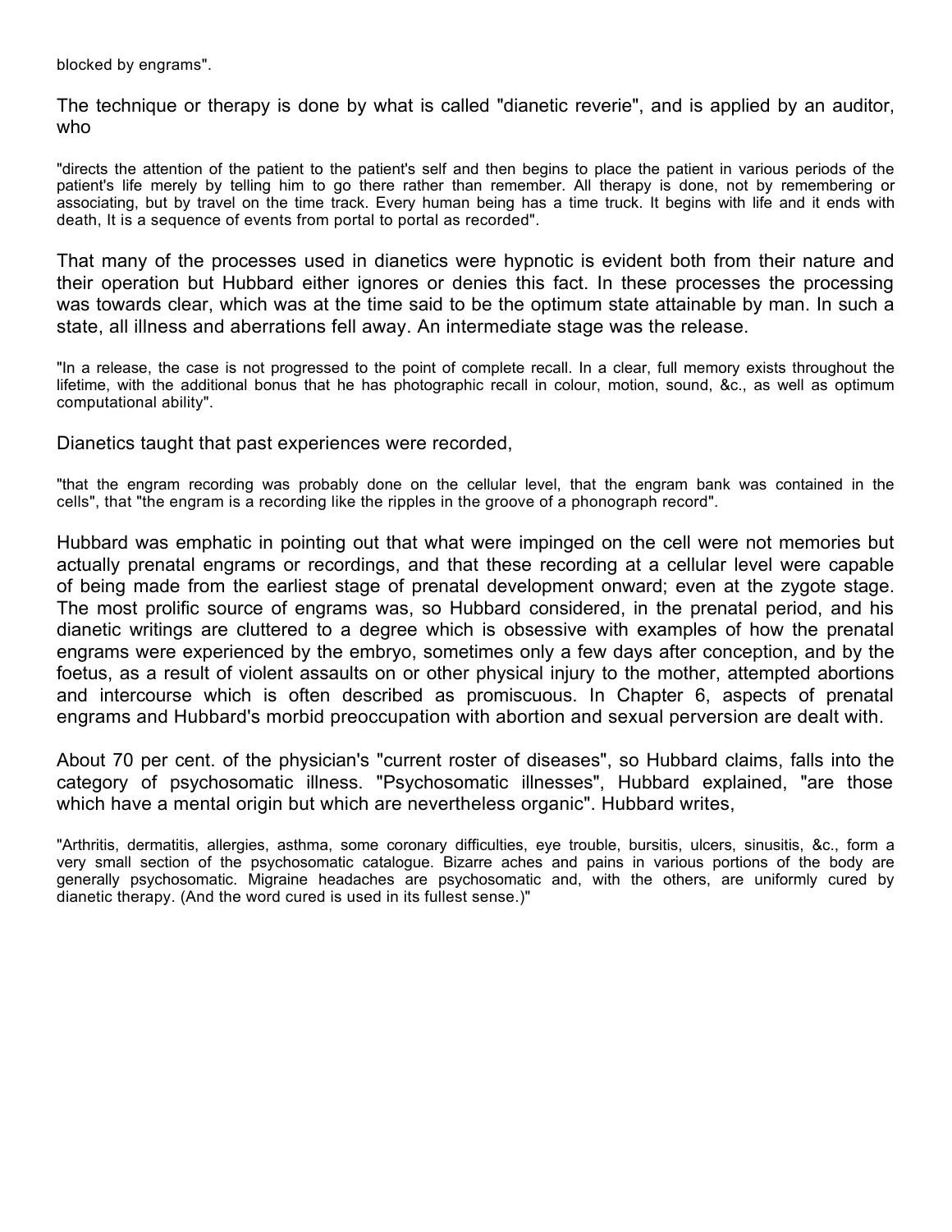blocked by engrams".

The technique or therapy is done by what is called "dianetic reverie", and is applied by an auditor, who

> "directs the attention of the patient to the patient's self and then begins to place the patient in various periods of the patient's life merely by telling him to go there rather than remember. All therapy is done, not by remembering or associating, but by travel on the time track. Every human being has a time truck. It begins with life and it ends with death, It is a sequence of events from portal to portal as recorded".

That many of the processes used in dianetics were hypnotic is evident both from their nature and their operation but Hubbard either ignores or denies this fact. In these processes the processing was towards clear, which was at the time said to be the optimum state attainable by man. In such a state, all illness and aberrations fell away. An intermediate stage was the release.

> "In a release, the case is not progressed to the point of complete recall. In a clear, full memory exists throughout the lifetime, with the additional bonus that he has photographic recall in colour, motion, sound, &c., as well as optimum computational ability".

Dianetics taught that past experiences were recorded,

> "that the engram recording was probably done on the cellular level, that the engram bank was contained in the cells", that "the engram is a recording like the ripples in the groove of a phonograph record".

Hubbard was emphatic in pointing out that what were impinged on the cell were not memories but actually prenatal engrams or recordings, and that these recording at a cellular level were capable of being made from the earliest stage of prenatal development onward; even at the zygote stage. The most prolific source of engrams was, so Hubbard considered, in the prenatal period, and his dianetic writings are cluttered to a degree which is obsessive with examples of how the prenatal engrams were experienced by the embryo, sometimes only a few days after conception, and by the foetus, as a result of violent assaults on or other physical injury to the mother, attempted abortions and intercourse which is often described as promiscuous. In Chapter 6, aspects of prenatal engrams and Hubbard's morbid preoccupation with abortion and sexual perversion are dealt with.

About 70 per cent. of the physician's "current roster of diseases", so Hubbard claims, falls into the category of psychosomatic illness. "Psychosomatic illnesses", Hubbard explained, "are those which have a mental origin but which are nevertheless organic". Hubbard writes,

> "Arthritis, dermatitis, allergies, asthma, some coronary difficulties, eye trouble, bursitis, ulcers, sinusitis, &c., form a very small section of the psychosomatic catalogue. Bizarre aches and pains in various portions of the body are generally psychosomatic. Migraine headaches are psychosomatic and, with the others, are uniformly cured by dianetic therapy. (And the word cured is used in its fullest sense.)"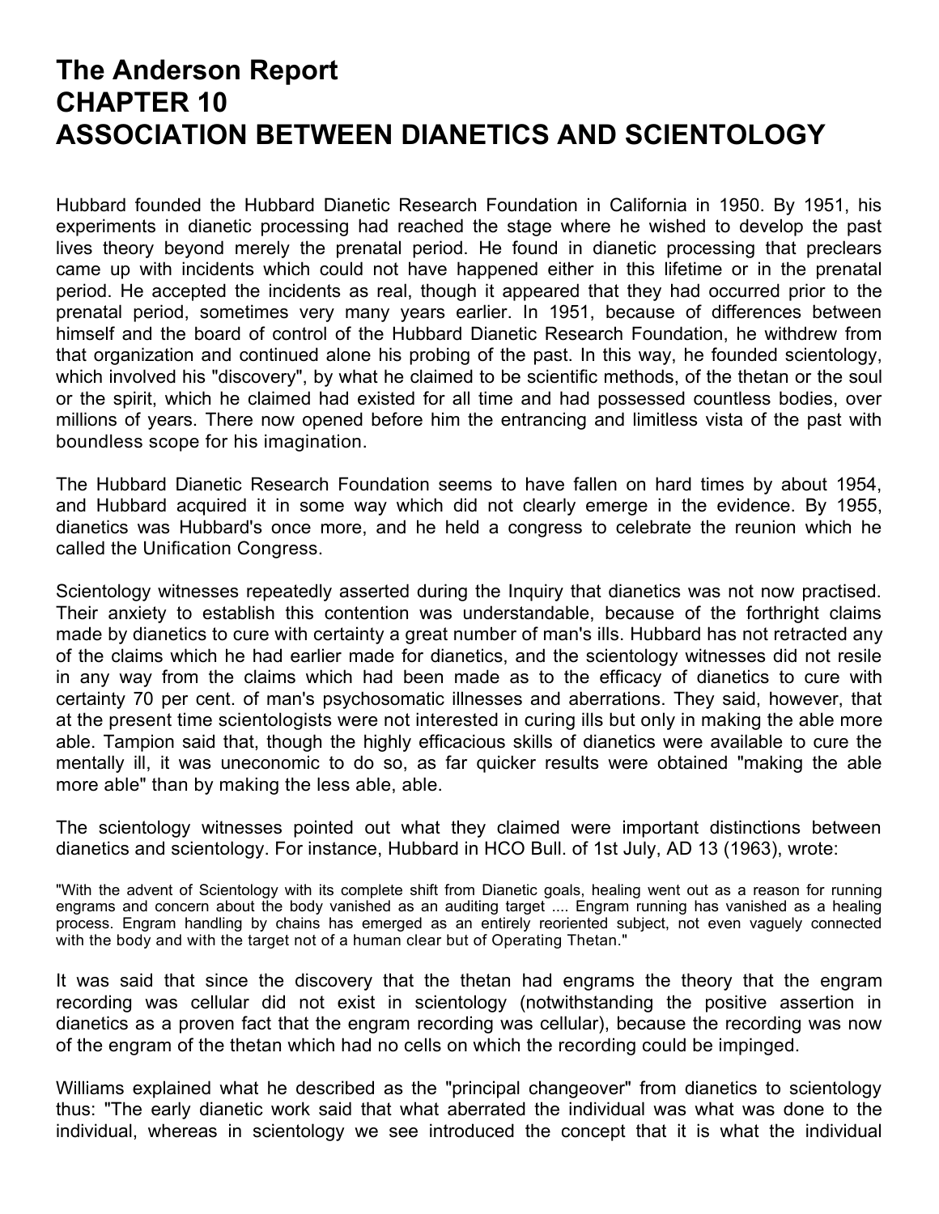# The Anderson Report
# CHAPTER 10
# ASSOCIATION BETWEEN DIANETICS AND SCIENTOLOGY

Hubbard founded the Hubbard Dianetic Research Foundation in California in 1950. By 1951, his experiments in dianetic processing had reached the stage where he wished to develop the past lives theory beyond merely the prenatal period. He found in dianetic processing that preclears came up with incidents which could not have happened either in this lifetime or in the prenatal period. He accepted the incidents as real, though it appeared that they had occurred prior to the prenatal period, sometimes very many years earlier. In 1951, because of differences between himself and the board of control of the Hubbard Dianetic Research Foundation, he withdrew from that organization and continued alone his probing of the past. In this way, he founded scientology, which involved his "discovery", by what he claimed to be scientific methods, of the thetan or the soul or the spirit, which he claimed had existed for all time and had possessed countless bodies, over millions of years. There now opened before him the entrancing and limitless vista of the past with boundless scope for his imagination.

The Hubbard Dianetic Research Foundation seems to have fallen on hard times by about 1954, and Hubbard acquired it in some way which did not clearly emerge in the evidence. By 1955, dianetics was Hubbard's once more, and he held a congress to celebrate the reunion which he called the Unification Congress.

Scientology witnesses repeatedly asserted during the Inquiry that dianetics was not now practised. Their anxiety to establish this contention was understandable, because of the forthright claims made by dianetics to cure with certainty a great number of man's ills. Hubbard has not retracted any of the claims which he had earlier made for dianetics, and the scientology witnesses did not resile in any way from the claims which had been made as to the efficacy of dianetics to cure with certainty 70 per cent. of man's psychosomatic illnesses and aberrations. They said, however, that at the present time scientologists were not interested in curing ills but only in making the able more able. Tampion said that, though the highly efficacious skills of dianetics were available to cure the mentally ill, it was uneconomic to do so, as far quicker results were obtained "making the able more able" than by making the less able, able.

The scientology witnesses pointed out what they claimed were important distinctions between dianetics and scientology. For instance, Hubbard in HCO Bull. of 1st July, AD 13 (1963), wrote:

> "With the advent of Scientology with its complete shift from Dianetic goals, healing went out as a reason for running engrams and concern about the body vanished as an auditing target .... Engram running has vanished as a healing process. Engram handling by chains has emerged as an entirely reoriented subject, not even vaguely connected with the body and with the target not of a human clear but of Operating Thetan."

It was said that since the discovery that the thetan had engrams the theory that the engram recording was cellular did not exist in scientology (notwithstanding the positive assertion in dianetics as a proven fact that the engram recording was cellular), because the recording was now of the engram of the thetan which had no cells on which the recording could be impinged.

Williams explained what he described as the "principal changeover" from dianetics to scientology thus: "The early dianetic work said that what aberrated the individual was what was done to the individual, whereas in scientology we see introduced the concept that it is what the individual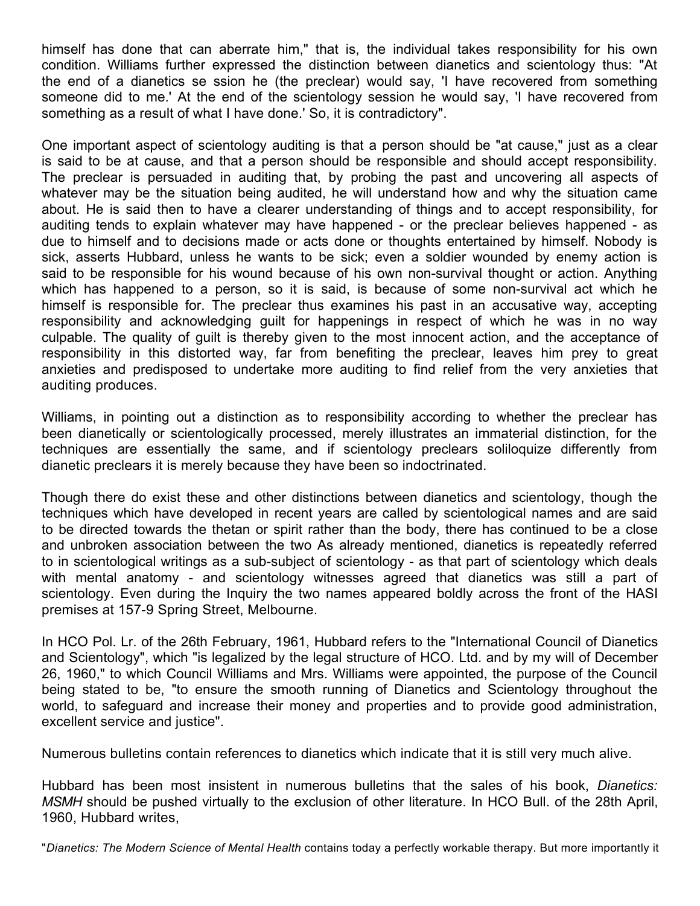himself has done that can aberrate him," that is, the individual takes responsibility for his own condition. Williams further expressed the distinction between dianetics and scientology thus: "At the end of a dianetics se ssion he (the preclear) would say, 'I have recovered from something someone did to me.' At the end of the scientology session he would say, 'I have recovered from something as a result of what I have done.' So, it is contradictory".

One important aspect of scientology auditing is that a person should be "at cause," just as a clear is said to be at cause, and that a person should be responsible and should accept responsibility. The preclear is persuaded in auditing that, by probing the past and uncovering all aspects of whatever may be the situation being audited, he will understand how and why the situation came about. He is said then to have a clearer understanding of things and to accept responsibility, for auditing tends to explain whatever may have happened - or the preclear believes happened - as due to himself and to decisions made or acts done or thoughts entertained by himself. Nobody is sick, asserts Hubbard, unless he wants to be sick; even a soldier wounded by enemy action is said to be responsible for his wound because of his own non-survival thought or action. Anything which has happened to a person, so it is said, is because of some non-survival act which he himself is responsible for. The preclear thus examines his past in an accusative way, accepting responsibility and acknowledging guilt for happenings in respect of which he was in no way culpable. The quality of guilt is thereby given to the most innocent action, and the acceptance of responsibility in this distorted way, far from benefiting the preclear, leaves him prey to great anxieties and predisposed to undertake more auditing to find relief from the very anxieties that auditing produces.

Williams, in pointing out a distinction as to responsibility according to whether the preclear has been dianetically or scientologically processed, merely illustrates an immaterial distinction, for the techniques are essentially the same, and if scientology preclears soliloquize differently from dianetic preclears it is merely because they have been so indoctrinated.

Though there do exist these and other distinctions between dianetics and scientology, though the techniques which have developed in recent years are called by scientological names and are said to be directed towards the thetan or spirit rather than the body, there has continued to be a close and unbroken association between the two As already mentioned, dianetics is repeatedly referred to in scientological writings as a sub-subject of scientology - as that part of scientology which deals with mental anatomy - and scientology witnesses agreed that dianetics was still a part of scientology. Even during the Inquiry the two names appeared boldly across the front of the HASI premises at 157-9 Spring Street, Melbourne.

In HCO Pol. Lr. of the 26th February, 1961, Hubbard refers to the "International Council of Dianetics and Scientology", which "is legalized by the legal structure of HCO. Ltd. and by my will of December 26, 1960," to which Council Williams and Mrs. Williams were appointed, the purpose of the Council being stated to be, "to ensure the smooth running of Dianetics and Scientology throughout the world, to safeguard and increase their money and properties and to provide good administration, excellent service and justice".

Numerous bulletins contain references to dianetics which indicate that it is still very much alive.

Hubbard has been most insistent in numerous bulletins that the sales of his book, *Dianetics: MSMH* should be pushed virtually to the exclusion of other literature. In HCO Bull. of the 28th April, 1960, Hubbard writes,

"*Dianetics: The Modern Science of Mental Health* contains today a perfectly workable therapy. But more importantly it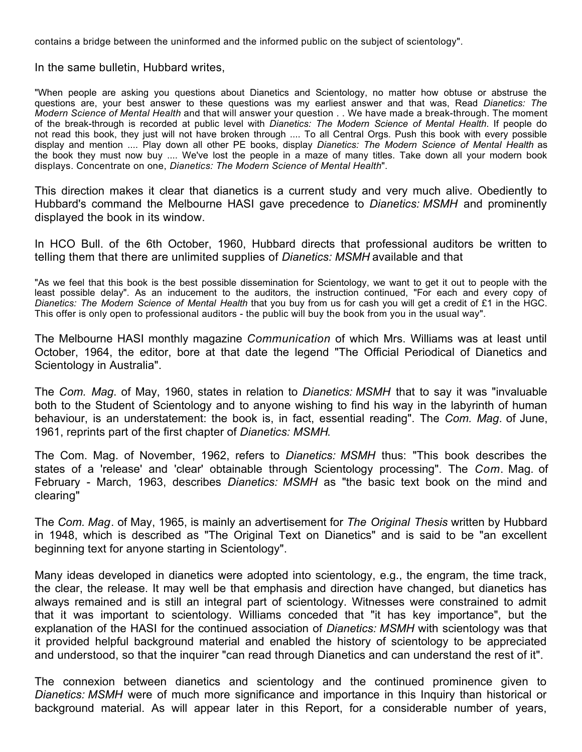contains a bridge between the uninformed and the informed public on the subject of scientology".

In the same bulletin, Hubbard writes,

> "When people are asking you questions about Dianetics and Scientology, no matter how obtuse or abstruse the questions are, your best answer to these questions was my earliest answer and that was, Read *Dianetics: The Modern Science of Mental Health* and that will answer your question . . We have made a break-through. The moment of the break-through is recorded at public level with *Dianetics: The Modern Science of Mental Health*. If people do not read this book, they just will not have broken through .... To all Central Orgs. Push this book with every possible display and mention .... Play down all other PE books, display *Dianetics: The Modern Science of Mental Health* as the book they must now buy .... We've lost the people in a maze of many titles. Take down all your modern book displays. Concentrate on one, *Dianetics: The Modern Science of Mental Health*".

This direction makes it clear that dianetics is a current study and very much alive. Obediently to Hubbard's command the Melbourne HASI gave precedence to *Dianetics: MSMH* and prominently displayed the book in its window.

In HCO Bull. of the 6th October, 1960, Hubbard directs that professional auditors be written to telling them that there are unlimited supplies of *Dianetics: MSMH* available and that

> "As we feel that this book is the best possible dissemination for Scientology, we want to get it out to people with the least possible delay". As an inducement to the auditors, the instruction continued, "For each and every copy of *Dianetics: The Modern Science of Mental Health* that you buy from us for cash you will get a credit of £1 in the HGC. This offer is only open to professional auditors - the public will buy the book from you in the usual way".

The Melbourne HASI monthly magazine *Communication* of which Mrs. Williams was at least until October, 1964, the editor, bore at that date the legend "The Official Periodical of Dianetics and Scientology in Australia".

The *Com. Mag*. of May, 1960, states in relation to *Dianetics: MSMH* that to say it was "invaluable both to the Student of Scientology and to anyone wishing to find his way in the labyrinth of human behaviour, is an understatement: the book is, in fact, essential reading". The *Com. Mag*. of June, 1961, reprints part of the first chapter of *Dianetics: MSMH.*

The Com. Mag. of November, 1962, refers to *Dianetics: MSMH* thus: "This book describes the states of a 'release' and 'clear' obtainable through Scientology processing". The *Com*. Mag. of February - March, 1963, describes *Dianetics: MSMH* as "the basic text book on the mind and clearing"

The *Com. Mag*. of May, 1965, is mainly an advertisement for *The Original Thesis* written by Hubbard in 1948, which is described as "The Original Text on Dianetics" and is said to be "an excellent beginning text for anyone starting in Scientology".

Many ideas developed in dianetics were adopted into scientology, e.g., the engram, the time track, the clear, the release. It may well be that emphasis and direction have changed, but dianetics has always remained and is still an integral part of scientology. Witnesses were constrained to admit that it was important to scientology. Williams conceded that "it has key importance", but the explanation of the HASI for the continued association of *Dianetics: MSMH* with scientology was that it provided helpful background material and enabled the history of scientology to be appreciated and understood, so that the inquirer "can read through Dianetics and can understand the rest of it".

The connexion between dianetics and scientology and the continued prominence given to *Dianetics: MSMH* were of much more significance and importance in this Inquiry than historical or background material. As will appear later in this Report, for a considerable number of years,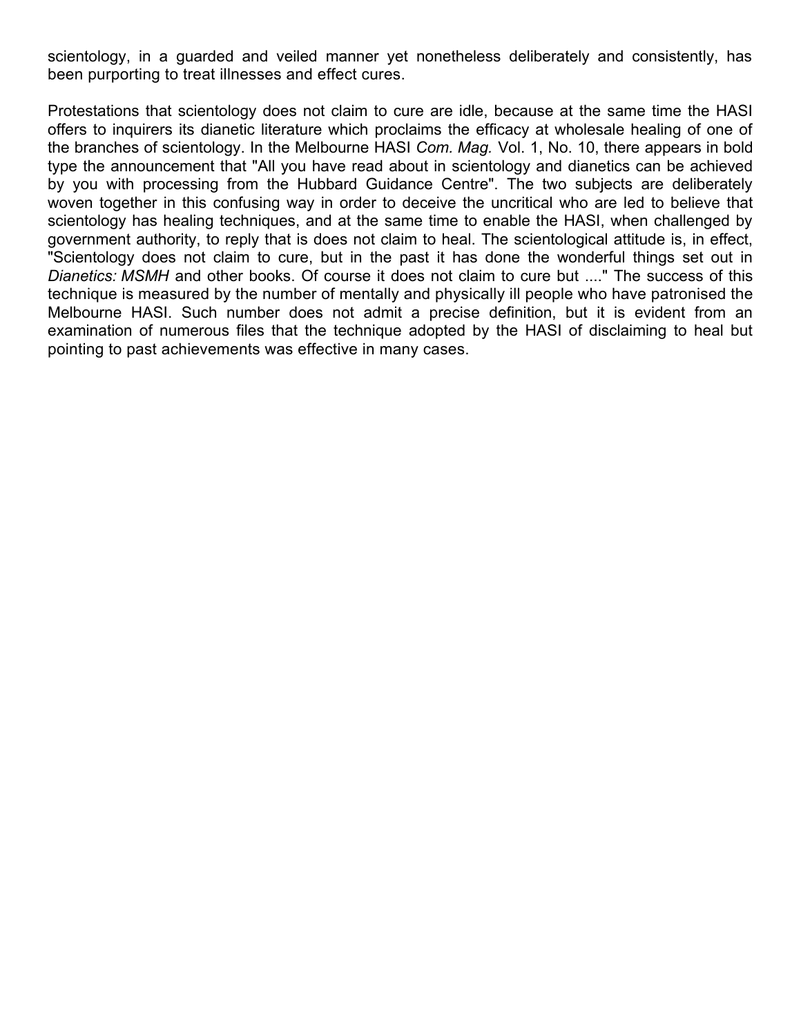scientology, in a guarded and veiled manner yet nonetheless deliberately and consistently, has been purporting to treat illnesses and effect cures.

Protestations that scientology does not claim to cure are idle, because at the same time the HASI offers to inquirers its dianetic literature which proclaims the efficacy at wholesale healing of one of the branches of scientology. In the Melbourne HASI *Com. Mag.* Vol. 1, No. 10, there appears in bold type the announcement that "All you have read about in scientology and dianetics can be achieved by you with processing from the Hubbard Guidance Centre". The two subjects are deliberately woven together in this confusing way in order to deceive the uncritical who are led to believe that scientology has healing techniques, and at the same time to enable the HASI, when challenged by government authority, to reply that is does not claim to heal. The scientological attitude is, in effect, "Scientology does not claim to cure, but in the past it has done the wonderful things set out in *Dianetics: MSMH* and other books. Of course it does not claim to cure but ...." The success of this technique is measured by the number of mentally and physically ill people who have patronised the Melbourne HASI. Such number does not admit a precise definition, but it is evident from an examination of numerous files that the technique adopted by the HASI of disclaiming to heal but pointing to past achievements was effective in many cases.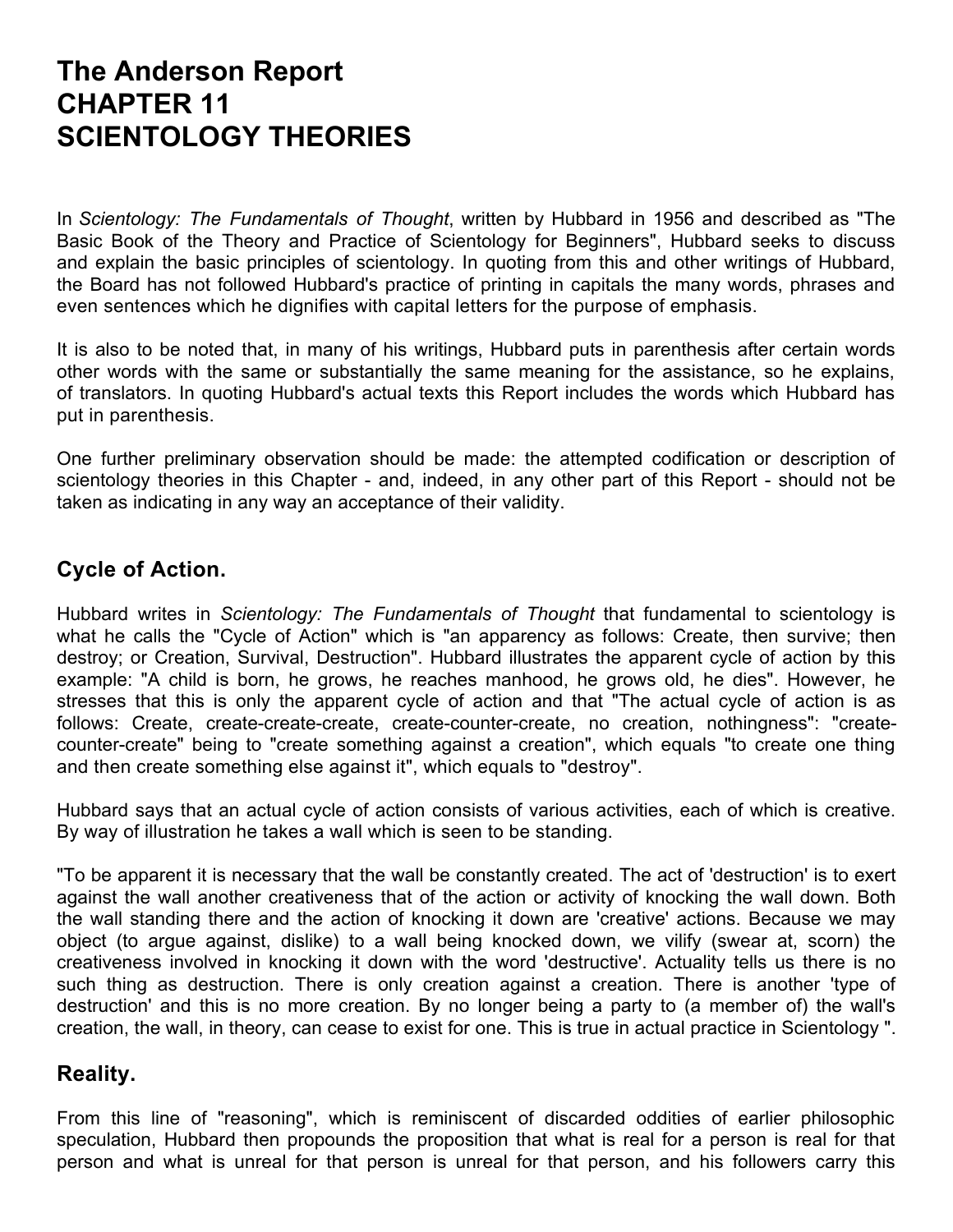# The Anderson Report
# CHAPTER 11
# SCIENTOLOGY THEORIES

In *Scientology: The Fundamentals of Thought*, written by Hubbard in 1956 and described as "The Basic Book of the Theory and Practice of Scientology for Beginners", Hubbard seeks to discuss and explain the basic principles of scientology. In quoting from this and other writings of Hubbard, the Board has not followed Hubbard's practice of printing in capitals the many words, phrases and even sentences which he dignifies with capital letters for the purpose of emphasis.

It is also to be noted that, in many of his writings, Hubbard puts in parenthesis after certain words other words with the same or substantially the same meaning for the assistance, so he explains, of translators. In quoting Hubbard's actual texts this Report includes the words which Hubbard has put in parenthesis.

One further preliminary observation should be made: the attempted codification or description of scientology theories in this Chapter - and, indeed, in any other part of this Report - should not be taken as indicating in any way an acceptance of their validity.

## Cycle of Action.

Hubbard writes in *Scientology: The Fundamentals of Thought* that fundamental to scientology is what he calls the "Cycle of Action" which is "an apparency as follows: Create, then survive; then destroy; or Creation, Survival, Destruction". Hubbard illustrates the apparent cycle of action by this example: "A child is born, he grows, he reaches manhood, he grows old, he dies". However, he stresses that this is only the apparent cycle of action and that "The actual cycle of action is as follows: Create, create-create-create, create-counter-create, no creation, nothingness": "create-counter-create" being to "create something against a creation", which equals "to create one thing and then create something else against it", which equals to "destroy".

Hubbard says that an actual cycle of action consists of various activities, each of which is creative. By way of illustration he takes a wall which is seen to be standing.

"To be apparent it is necessary that the wall be constantly created. The act of 'destruction' is to exert against the wall another creativeness that of the action or activity of knocking the wall down. Both the wall standing there and the action of knocking it down are 'creative' actions. Because we may object (to argue against, dislike) to a wall being knocked down, we vilify (swear at, scorn) the creativeness involved in knocking it down with the word 'destructive'. Actuality tells us there is no such thing as destruction. There is only creation against a creation. There is another 'type of destruction' and this is no more creation. By no longer being a party to (a member of) the wall's creation, the wall, in theory, can cease to exist for one. This is true in actual practice in Scientology ".

## Reality.

From this line of "reasoning", which is reminiscent of discarded oddities of earlier philosophic speculation, Hubbard then propounds the proposition that what is real for a person is real for that person and what is unreal for that person is unreal for that person, and his followers carry this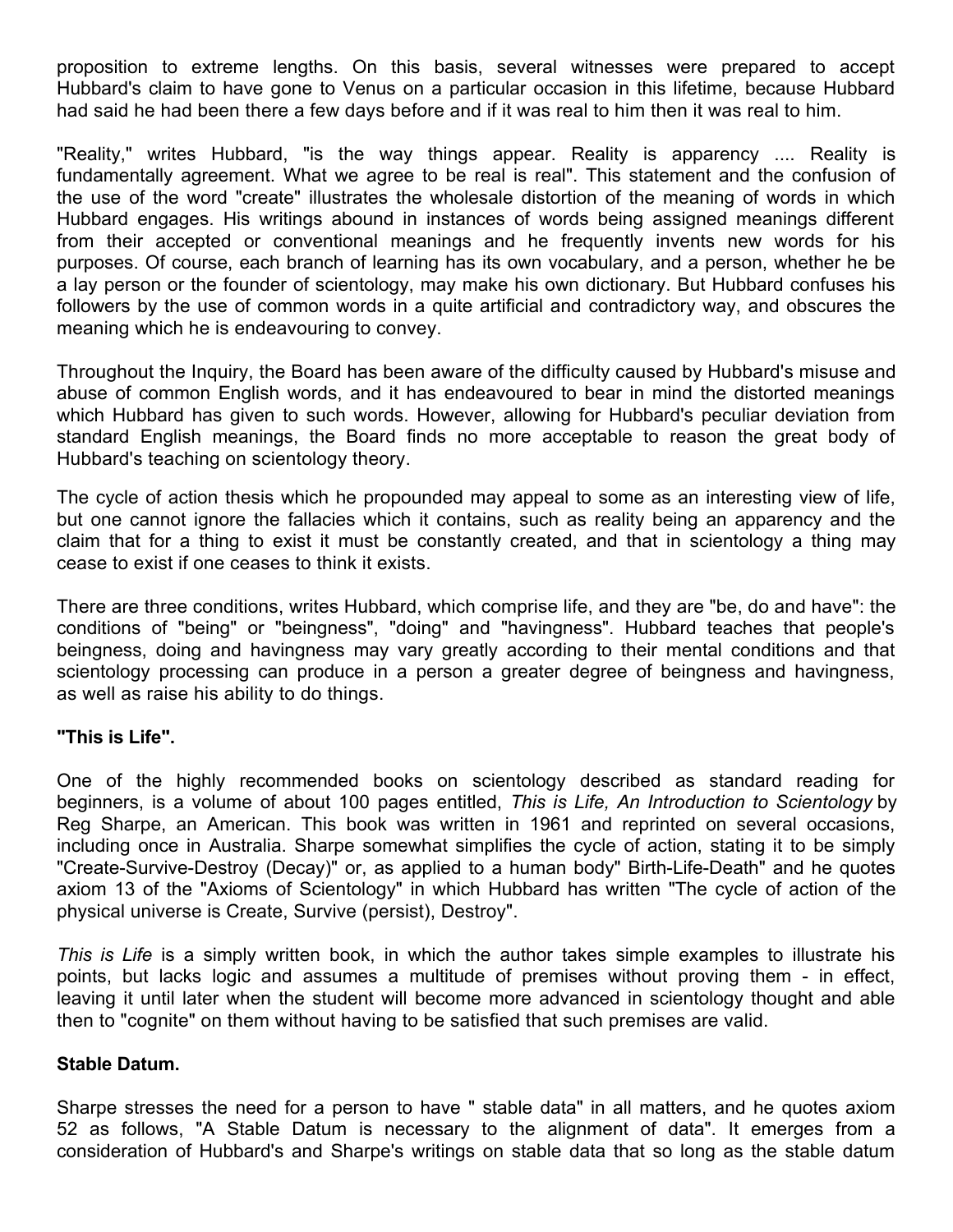proposition to extreme lengths. On this basis, several witnesses were prepared to accept Hubbard's claim to have gone to Venus on a particular occasion in this lifetime, because Hubbard had said he had been there a few days before and if it was real to him then it was real to him.

"Reality," writes Hubbard, "is the way things appear. Reality is apparency .... Reality is fundamentally agreement. What we agree to be real is real". This statement and the confusion of the use of the word "create" illustrates the wholesale distortion of the meaning of words in which Hubbard engages. His writings abound in instances of words being assigned meanings different from their accepted or conventional meanings and he frequently invents new words for his purposes. Of course, each branch of learning has its own vocabulary, and a person, whether he be a lay person or the founder of scientology, may make his own dictionary. But Hubbard confuses his followers by the use of common words in a quite artificial and contradictory way, and obscures the meaning which he is endeavouring to convey.

Throughout the Inquiry, the Board has been aware of the difficulty caused by Hubbard's misuse and abuse of common English words, and it has endeavoured to bear in mind the distorted meanings which Hubbard has given to such words. However, allowing for Hubbard's peculiar deviation from standard English meanings, the Board finds no more acceptable to reason the great body of Hubbard's teaching on scientology theory.

The cycle of action thesis which he propounded may appeal to some as an interesting view of life, but one cannot ignore the fallacies which it contains, such as reality being an apparency and the claim that for a thing to exist it must be constantly created, and that in scientology a thing may cease to exist if one ceases to think it exists.

There are three conditions, writes Hubbard, which comprise life, and they are "be, do and have": the conditions of "being" or "beingness", "doing" and "havingness". Hubbard teaches that people's beingness, doing and havingness may vary greatly according to their mental conditions and that scientology processing can produce in a person a greater degree of beingness and havingness, as well as raise his ability to do things.

**"This is Life".**

One of the highly recommended books on scientology described as standard reading for beginners, is a volume of about 100 pages entitled, *This is Life, An Introduction to Scientology* by Reg Sharpe, an American. This book was written in 1961 and reprinted on several occasions, including once in Australia. Sharpe somewhat simplifies the cycle of action, stating it to be simply "Create-Survive-Destroy (Decay)" or, as applied to a human body" Birth-Life-Death" and he quotes axiom 13 of the "Axioms of Scientology" in which Hubbard has written "The cycle of action of the physical universe is Create, Survive (persist), Destroy".

*This is Life* is a simply written book, in which the author takes simple examples to illustrate his points, but lacks logic and assumes a multitude of premises without proving them - in effect, leaving it until later when the student will become more advanced in scientology thought and able then to "cognite" on them without having to be satisfied that such premises are valid.

**Stable Datum.**

Sharpe stresses the need for a person to have " stable data" in all matters, and he quotes axiom 52 as follows, "A Stable Datum is necessary to the alignment of data". It emerges from a consideration of Hubbard's and Sharpe's writings on stable data that so long as the stable datum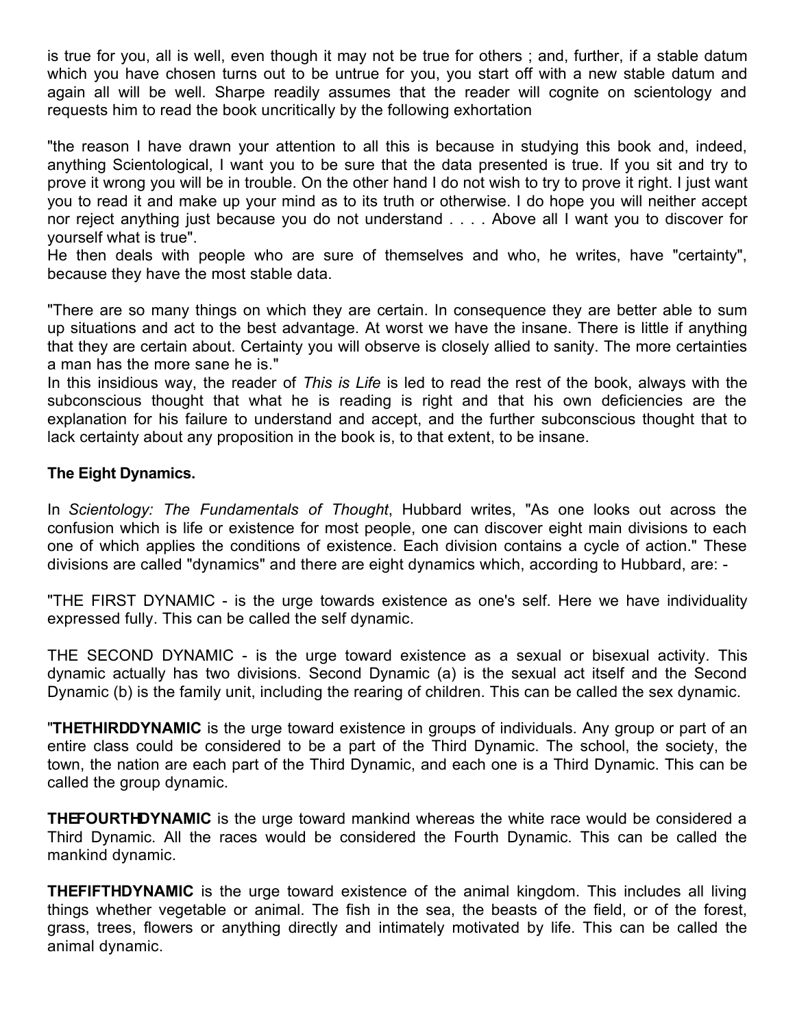is true for you, all is well, even though it may not be true for others ; and, further, if a stable datum which you have chosen turns out to be untrue for you, you start off with a new stable datum and again all will be well. Sharpe readily assumes that the reader will cognite on scientology and requests him to read the book uncritically by the following exhortation

"the reason I have drawn your attention to all this is because in studying this book and, indeed, anything Scientological, I want you to be sure that the data presented is true. If you sit and try to prove it wrong you will be in trouble. On the other hand I do not wish to try to prove it right. I just want you to read it and make up your mind as to its truth or otherwise. I do hope you will neither accept nor reject anything just because you do not understand . . . . Above all I want you to discover for yourself what is true".

He then deals with people who are sure of themselves and who, he writes, have "certainty", because they have the most stable data.

"There are so many things on which they are certain. In consequence they are better able to sum up situations and act to the best advantage. At worst we have the insane. There is little if anything that they are certain about. Certainty you will observe is closely allied to sanity. The more certainties a man has the more sane he is."

In this insidious way, the reader of *This is Life* is led to read the rest of the book, always with the subconscious thought that what he is reading is right and that his own deficiencies are the explanation for his failure to understand and accept, and the further subconscious thought that to lack certainty about any proposition in the book is, to that extent, to be insane.

**The Eight Dynamics.**

In *Scientology: The Fundamentals of Thought*, Hubbard writes, "As one looks out across the confusion which is life or existence for most people, one can discover eight main divisions to each one of which applies the conditions of existence. Each division contains a cycle of action." These divisions are called "dynamics" and there are eight dynamics which, according to Hubbard, are: -

"THE FIRST DYNAMIC - is the urge towards existence as one's self. Here we have individuality expressed fully. This can be called the self dynamic.

THE SECOND DYNAMIC - is the urge toward existence as a sexual or bisexual activity. This dynamic actually has two divisions. Second Dynamic (a) is the sexual act itself and the Second Dynamic (b) is the family unit, including the rearing of children. This can be called the sex dynamic.

"**THETHIRDDYNAMIC** is the urge toward existence in groups of individuals. Any group or part of an entire class could be considered to be a part of the Third Dynamic. The school, the society, the town, the nation are each part of the Third Dynamic, and each one is a Third Dynamic. This can be called the group dynamic.

**THEFOURTHDYNAMIC** is the urge toward mankind whereas the white race would be considered a Third Dynamic. All the races would be considered the Fourth Dynamic. This can be called the mankind dynamic.

**THEFIFTHDYNAMIC** is the urge toward existence of the animal kingdom. This includes all living things whether vegetable or animal. The fish in the sea, the beasts of the field, or of the forest, grass, trees, flowers or anything directly and intimately motivated by life. This can be called the animal dynamic.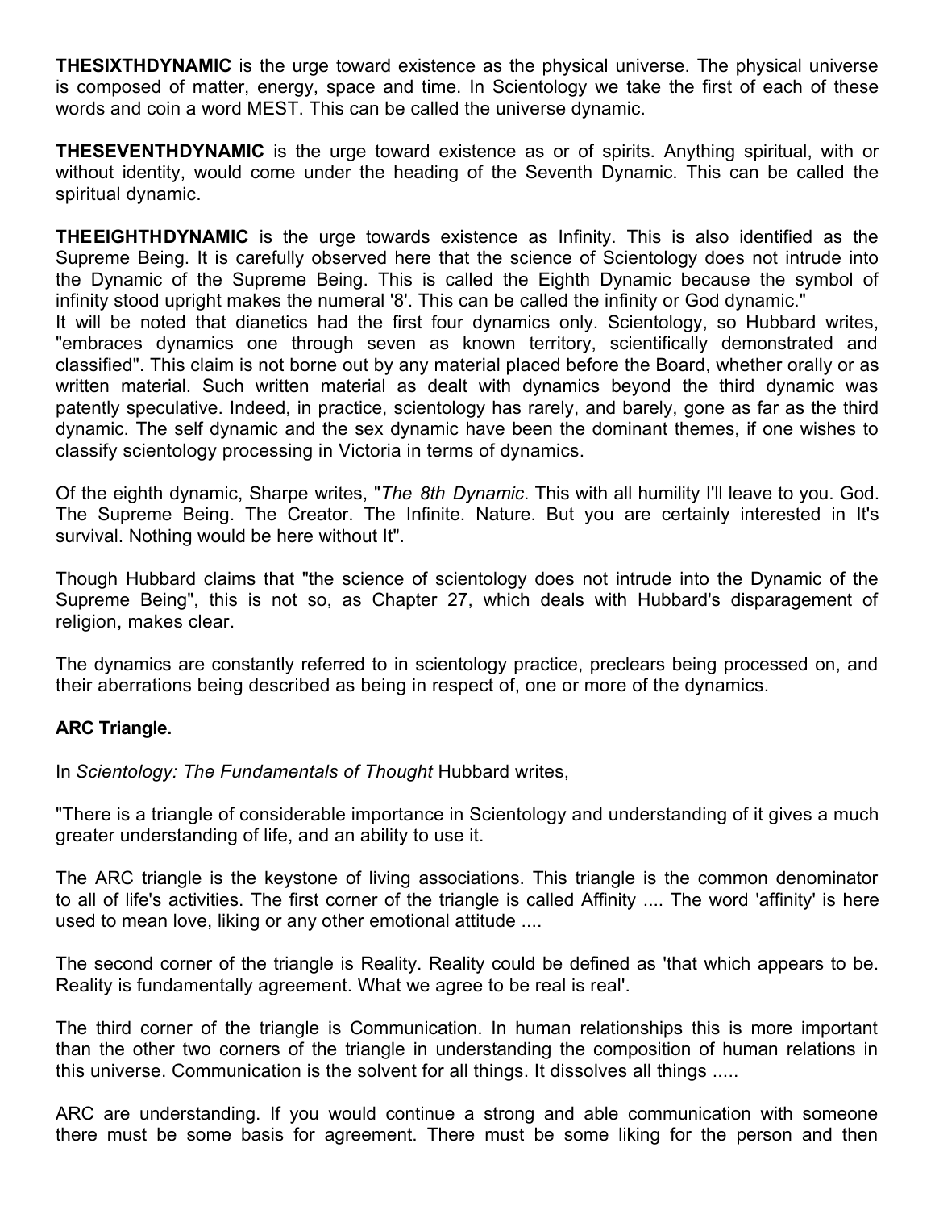**THESIXTHDYNAMIC** is the urge toward existence as the physical universe. The physical universe is composed of matter, energy, space and time. In Scientology we take the first of each of these words and coin a word MEST. This can be called the universe dynamic.

**THESEVENTHDYNAMIC** is the urge toward existence as or of spirits. Anything spiritual, with or without identity, would come under the heading of the Seventh Dynamic. This can be called the spiritual dynamic.

**THEEIGHTHDYNAMIC** is the urge towards existence as Infinity. This is also identified as the Supreme Being. It is carefully observed here that the science of Scientology does not intrude into the Dynamic of the Supreme Being. This is called the Eighth Dynamic because the symbol of infinity stood upright makes the numeral '8'. This can be called the infinity or God dynamic."

It will be noted that dianetics had the first four dynamics only. Scientology, so Hubbard writes, "embraces dynamics one through seven as known territory, scientifically demonstrated and classified". This claim is not borne out by any material placed before the Board, whether orally or as written material. Such written material as dealt with dynamics beyond the third dynamic was patently speculative. Indeed, in practice, scientology has rarely, and barely, gone as far as the third dynamic. The self dynamic and the sex dynamic have been the dominant themes, if one wishes to classify scientology processing in Victoria in terms of dynamics.

Of the eighth dynamic, Sharpe writes, "*The 8th Dynamic*. This with all humility I'll leave to you. God. The Supreme Being. The Creator. The Infinite. Nature. But you are certainly interested in It's survival. Nothing would be here without It".

Though Hubbard claims that "the science of scientology does not intrude into the Dynamic of the Supreme Being", this is not so, as Chapter 27, which deals with Hubbard's disparagement of religion, makes clear.

The dynamics are constantly referred to in scientology practice, preclears being processed on, and their aberrations being described as being in respect of, one or more of the dynamics.

**ARC Triangle.**

In *Scientology: The Fundamentals of Thought* Hubbard writes,

"There is a triangle of considerable importance in Scientology and understanding of it gives a much greater understanding of life, and an ability to use it.

The ARC triangle is the keystone of living associations. This triangle is the common denominator to all of life's activities. The first corner of the triangle is called Affinity .... The word 'affinity' is here used to mean love, liking or any other emotional attitude ....

The second corner of the triangle is Reality. Reality could be defined as 'that which appears to be. Reality is fundamentally agreement. What we agree to be real is real'.

The third corner of the triangle is Communication. In human relationships this is more important than the other two corners of the triangle in understanding the composition of human relations in this universe. Communication is the solvent for all things. It dissolves all things .....

ARC are understanding. If you would continue a strong and able communication with someone there must be some basis for agreement. There must be some liking for the person and then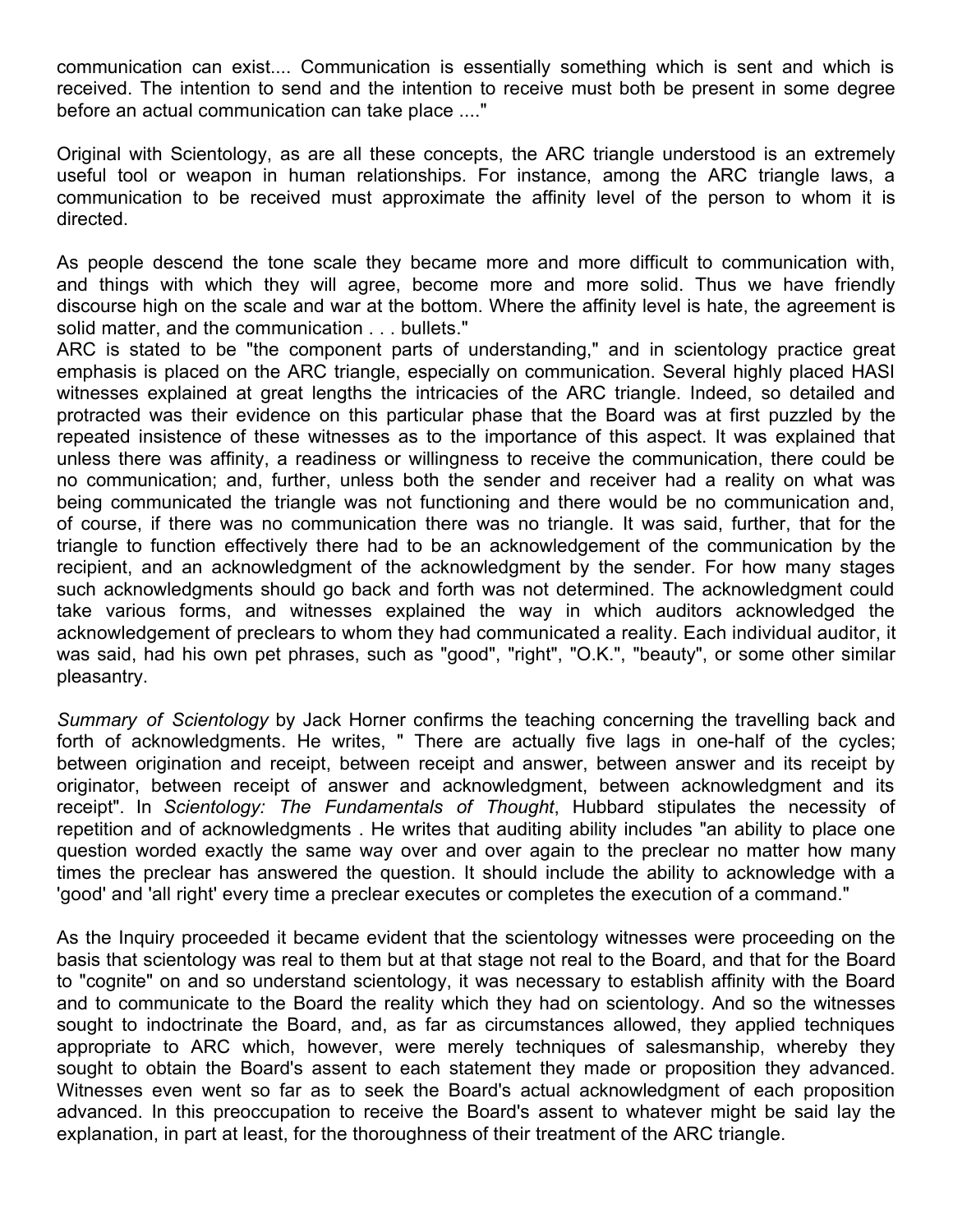communication can exist.... Communication is essentially something which is sent and which is received. The intention to send and the intention to receive must both be present in some degree before an actual communication can take place ...."

Original with Scientology, as are all these concepts, the ARC triangle understood is an extremely useful tool or weapon in human relationships. For instance, among the ARC triangle laws, a communication to be received must approximate the affinity level of the person to whom it is directed.

As people descend the tone scale they became more and more difficult to communication with, and things with which they will agree, become more and more solid. Thus we have friendly discourse high on the scale and war at the bottom. Where the affinity level is hate, the agreement is solid matter, and the communication . . . bullets."

ARC is stated to be "the component parts of understanding," and in scientology practice great emphasis is placed on the ARC triangle, especially on communication. Several highly placed HASI witnesses explained at great lengths the intricacies of the ARC triangle. Indeed, so detailed and protracted was their evidence on this particular phase that the Board was at first puzzled by the repeated insistence of these witnesses as to the importance of this aspect. It was explained that unless there was affinity, a readiness or willingness to receive the communication, there could be no communication; and, further, unless both the sender and receiver had a reality on what was being communicated the triangle was not functioning and there would be no communication and, of course, if there was no communication there was no triangle. It was said, further, that for the triangle to function effectively there had to be an acknowledgement of the communication by the recipient, and an acknowledgment of the acknowledgment by the sender. For how many stages such acknowledgments should go back and forth was not determined. The acknowledgment could take various forms, and witnesses explained the way in which auditors acknowledged the acknowledgement of preclears to whom they had communicated a reality. Each individual auditor, it was said, had his own pet phrases, such as "good", "right", "O.K.", "beauty", or some other similar pleasantry.

*Summary of Scientology* by Jack Horner confirms the teaching concerning the travelling back and forth of acknowledgments. He writes, " There are actually five lags in one-half of the cycles; between origination and receipt, between receipt and answer, between answer and its receipt by originator, between receipt of answer and acknowledgment, between acknowledgment and its receipt". In *Scientology: The Fundamentals of Thought*, Hubbard stipulates the necessity of repetition and of acknowledgments . He writes that auditing ability includes "an ability to place one question worded exactly the same way over and over again to the preclear no matter how many times the preclear has answered the question. It should include the ability to acknowledge with a 'good' and 'all right' every time a preclear executes or completes the execution of a command."

As the Inquiry proceeded it became evident that the scientology witnesses were proceeding on the basis that scientology was real to them but at that stage not real to the Board, and that for the Board to "cognite" on and so understand scientology, it was necessary to establish affinity with the Board and to communicate to the Board the reality which they had on scientology. And so the witnesses sought to indoctrinate the Board, and, as far as circumstances allowed, they applied techniques appropriate to ARC which, however, were merely techniques of salesmanship, whereby they sought to obtain the Board's assent to each statement they made or proposition they advanced. Witnesses even went so far as to seek the Board's actual acknowledgment of each proposition advanced. In this preoccupation to receive the Board's assent to whatever might be said lay the explanation, in part at least, for the thoroughness of their treatment of the ARC triangle.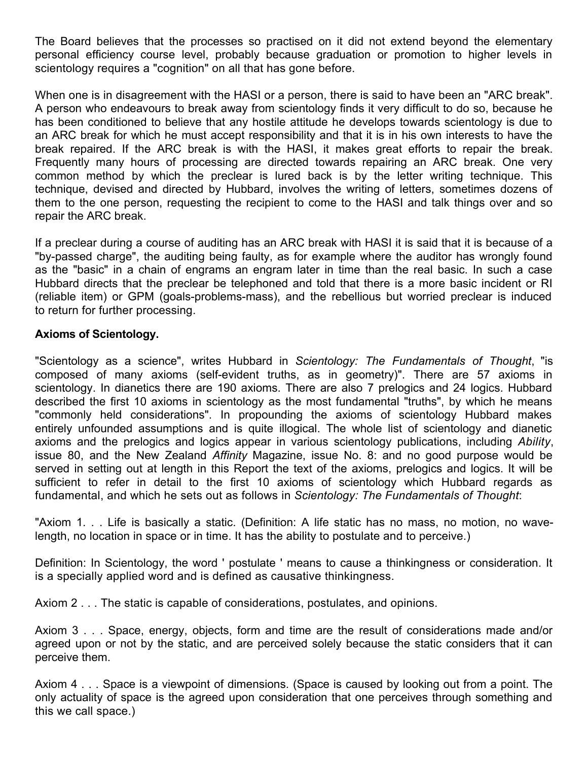The Board believes that the processes so practised on it did not extend beyond the elementary personal efficiency course level, probably because graduation or promotion to higher levels in scientology requires a "cognition" on all that has gone before.

When one is in disagreement with the HASI or a person, there is said to have been an "ARC break". A person who endeavours to break away from scientology finds it very difficult to do so, because he has been conditioned to believe that any hostile attitude he develops towards scientology is due to an ARC break for which he must accept responsibility and that it is in his own interests to have the break repaired. If the ARC break is with the HASI, it makes great efforts to repair the break. Frequently many hours of processing are directed towards repairing an ARC break. One very common method by which the preclear is lured back is by the letter writing technique. This technique, devised and directed by Hubbard, involves the writing of letters, sometimes dozens of them to the one person, requesting the recipient to come to the HASI and talk things over and so repair the ARC break.

If a preclear during a course of auditing has an ARC break with HASI it is said that it is because of a "by-passed charge", the auditing being faulty, as for example where the auditor has wrongly found as the "basic" in a chain of engrams an engram later in time than the real basic. In such a case Hubbard directs that the preclear be telephoned and told that there is a more basic incident or RI (reliable item) or GPM (goals-problems-mass), and the rebellious but worried preclear is induced to return for further processing.

**Axioms of Scientology.**

"Scientology as a science", writes Hubbard in *Scientology: The Fundamentals of Thought*, "is composed of many axioms (self-evident truths, as in geometry)". There are 57 axioms in scientology. In dianetics there are 190 axioms. There are also 7 prelogics and 24 logics. Hubbard described the first 10 axioms in scientology as the most fundamental "truths", by which he means "commonly held considerations". In propounding the axioms of scientology Hubbard makes entirely unfounded assumptions and is quite illogical. The whole list of scientology and dianetic axioms and the prelogics and logics appear in various scientology publications, including *Ability*, issue 80, and the New Zealand *Affinity* Magazine, issue No. 8: and no good purpose would be served in setting out at length in this Report the text of the axioms, prelogics and logics. It will be sufficient to refer in detail to the first 10 axioms of scientology which Hubbard regards as fundamental, and which he sets out as follows in *Scientology: The Fundamentals of Thought*:

"Axiom 1. . . Life is basically a static. (Definition: A life static has no mass, no motion, no wave-length, no location in space or in time. It has the ability to postulate and to perceive.)

Definition: In Scientology, the word ' postulate ' means to cause a thinkingness or consideration. It is a specially applied word and is defined as causative thinkingness.

Axiom 2 . . . The static is capable of considerations, postulates, and opinions.

Axiom 3 . . . Space, energy, objects, form and time are the result of considerations made and/or agreed upon or not by the static, and are perceived solely because the static considers that it can perceive them.

Axiom 4 . . . Space is a viewpoint of dimensions. (Space is caused by looking out from a point. The only actuality of space is the agreed upon consideration that one perceives through something and this we call space.)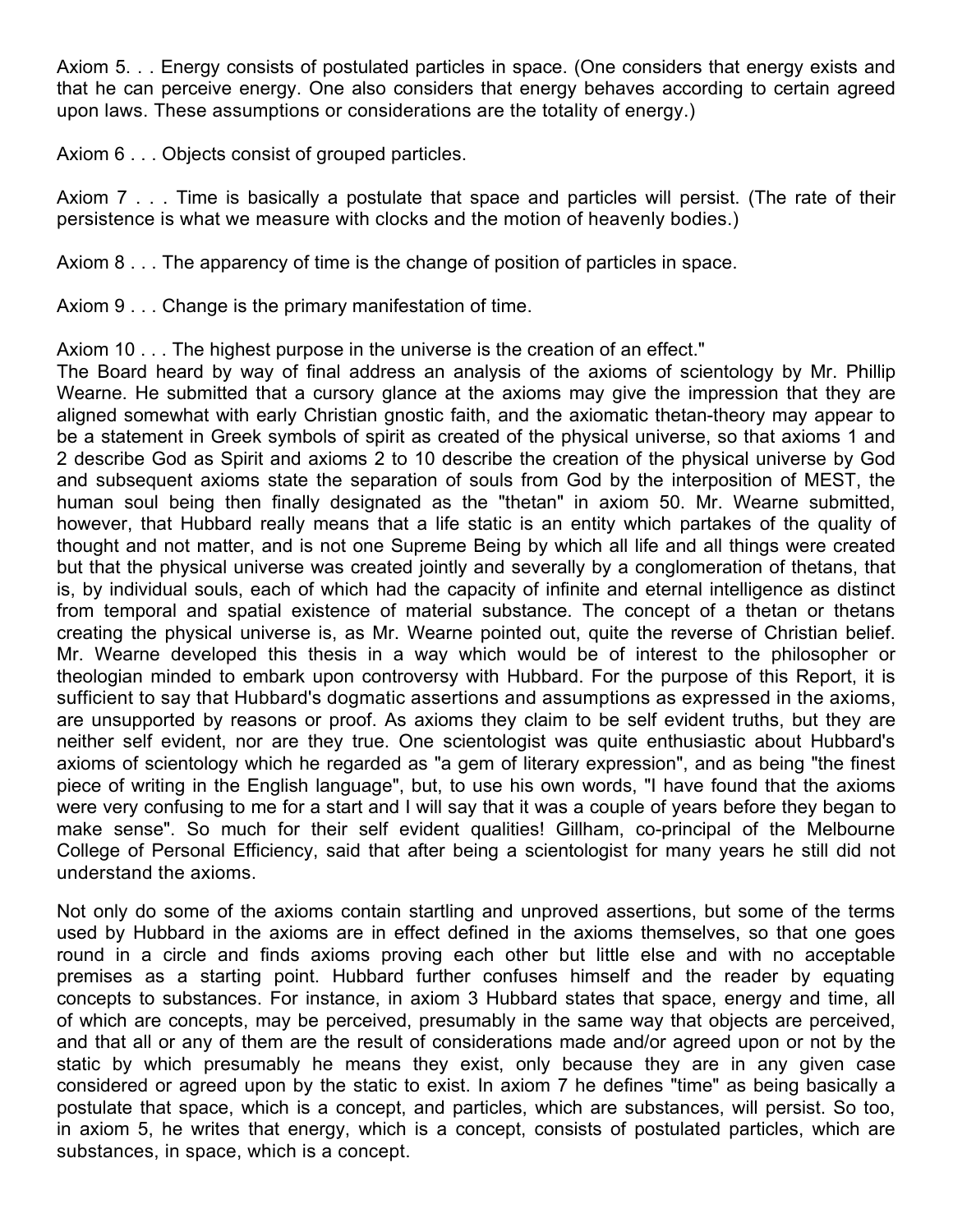Axiom 5. . . Energy consists of postulated particles in space. (One considers that energy exists and that he can perceive energy. One also considers that energy behaves according to certain agreed upon laws. These assumptions or considerations are the totality of energy.)

Axiom 6 . . . Objects consist of grouped particles.

Axiom 7 . . . Time is basically a postulate that space and particles will persist. (The rate of their persistence is what we measure with clocks and the motion of heavenly bodies.)

Axiom 8 . . . The apparency of time is the change of position of particles in space.

Axiom 9 . . . Change is the primary manifestation of time.

Axiom 10 . . . The highest purpose in the universe is the creation of an effect."

The Board heard by way of final address an analysis of the axioms of scientology by Mr. Phillip Wearne. He submitted that a cursory glance at the axioms may give the impression that they are aligned somewhat with early Christian gnostic faith, and the axiomatic thetan-theory may appear to be a statement in Greek symbols of spirit as created of the physical universe, so that axioms 1 and 2 describe God as Spirit and axioms 2 to 10 describe the creation of the physical universe by God and subsequent axioms state the separation of souls from God by the interposition of MEST, the human soul being then finally designated as the "thetan" in axiom 50. Mr. Wearne submitted, however, that Hubbard really means that a life static is an entity which partakes of the quality of thought and not matter, and is not one Supreme Being by which all life and all things were created but that the physical universe was created jointly and severally by a conglomeration of thetans, that is, by individual souls, each of which had the capacity of infinite and eternal intelligence as distinct from temporal and spatial existence of material substance. The concept of a thetan or thetans creating the physical universe is, as Mr. Wearne pointed out, quite the reverse of Christian belief. Mr. Wearne developed this thesis in a way which would be of interest to the philosopher or theologian minded to embark upon controversy with Hubbard. For the purpose of this Report, it is sufficient to say that Hubbard's dogmatic assertions and assumptions as expressed in the axioms, are unsupported by reasons or proof. As axioms they claim to be self evident truths, but they are neither self evident, nor are they true. One scientologist was quite enthusiastic about Hubbard's axioms of scientology which he regarded as "a gem of literary expression", and as being "the finest piece of writing in the English language", but, to use his own words, "I have found that the axioms were very confusing to me for a start and I will say that it was a couple of years before they began to make sense". So much for their self evident qualities! Gillham, co-principal of the Melbourne College of Personal Efficiency, said that after being a scientologist for many years he still did not understand the axioms.

Not only do some of the axioms contain startling and unproved assertions, but some of the terms used by Hubbard in the axioms are in effect defined in the axioms themselves, so that one goes round in a circle and finds axioms proving each other but little else and with no acceptable premises as a starting point. Hubbard further confuses himself and the reader by equating concepts to substances. For instance, in axiom 3 Hubbard states that space, energy and time, all of which are concepts, may be perceived, presumably in the same way that objects are perceived, and that all or any of them are the result of considerations made and/or agreed upon or not by the static by which presumably he means they exist, only because they are in any given case considered or agreed upon by the static to exist. In axiom 7 he defines "time" as being basically a postulate that space, which is a concept, and particles, which are substances, will persist. So too, in axiom 5, he writes that energy, which is a concept, consists of postulated particles, which are substances, in space, which is a concept.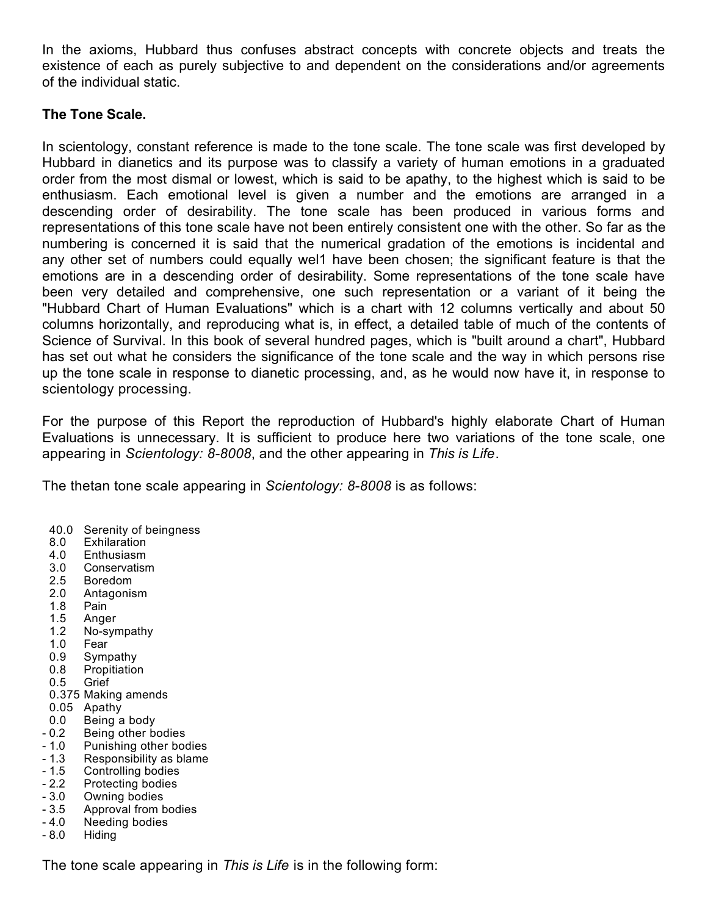In the axioms, Hubbard thus confuses abstract concepts with concrete objects and treats the existence of each as purely subjective to and dependent on the considerations and/or agreements of the individual static.

**The Tone Scale.**

In scientology, constant reference is made to the tone scale. The tone scale was first developed by Hubbard in dianetics and its purpose was to classify a variety of human emotions in a graduated order from the most dismal or lowest, which is said to be apathy, to the highest which is said to be enthusiasm. Each emotional level is given a number and the emotions are arranged in a descending order of desirability. The tone scale has been produced in various forms and representations of this tone scale have not been entirely consistent one with the other. So far as the numbering is concerned it is said that the numerical gradation of the emotions is incidental and any other set of numbers could equally wel1 have been chosen; the significant feature is that the emotions are in a descending order of desirability. Some representations of the tone scale have been very detailed and comprehensive, one such representation or a variant of it being the "Hubbard Chart of Human Evaluations" which is a chart with 12 columns vertically and about 50 columns horizontally, and reproducing what is, in effect, a detailed table of much of the contents of Science of Survival. In this book of several hundred pages, which is "built around a chart", Hubbard has set out what he considers the significance of the tone scale and the way in which persons rise up the tone scale in response to dianetic processing, and, as he would now have it, in response to scientology processing.

For the purpose of this Report the reproduction of Hubbard's highly elaborate Chart of Human Evaluations is unnecessary. It is sufficient to produce here two variations of the tone scale, one appearing in *Scientology: 8-8008*, and the other appearing in *This is Life*.

The thetan tone scale appearing in *Scientology: 8-8008* is as follows:

| | |
|---|---|
| 40.0 | Serenity of beingness |
| 8.0 | Exhilaration |
| 4.0 | Enthusiasm |
| 3.0 | Conservatism |
| 2.5 | Boredom |
| 2.0 | Antagonism |
| 1.8 | Pain |
| 1.5 | Anger |
| 1.2 | No-sympathy |
| 1.0 | Fear |
| 0.9 | Sympathy |
| 0.8 | Propitiation |
| 0.5 | Grief |
| 0.375 | Making amends |
| 0.05 | Apathy |
| 0.0 | Being a body |
| - 0.2 | Being other bodies |
| - 1.0 | Punishing other bodies |
| - 1.3 | Responsibility as blame |
| - 1.5 | Controlling bodies |
| - 2.2 | Protecting bodies |
| - 3.0 | Owning bodies |
| - 3.5 | Approval from bodies |
| - 4.0 | Needing bodies |
| - 8.0 | Hiding |

The tone scale appearing in *This is Life* is in the following form: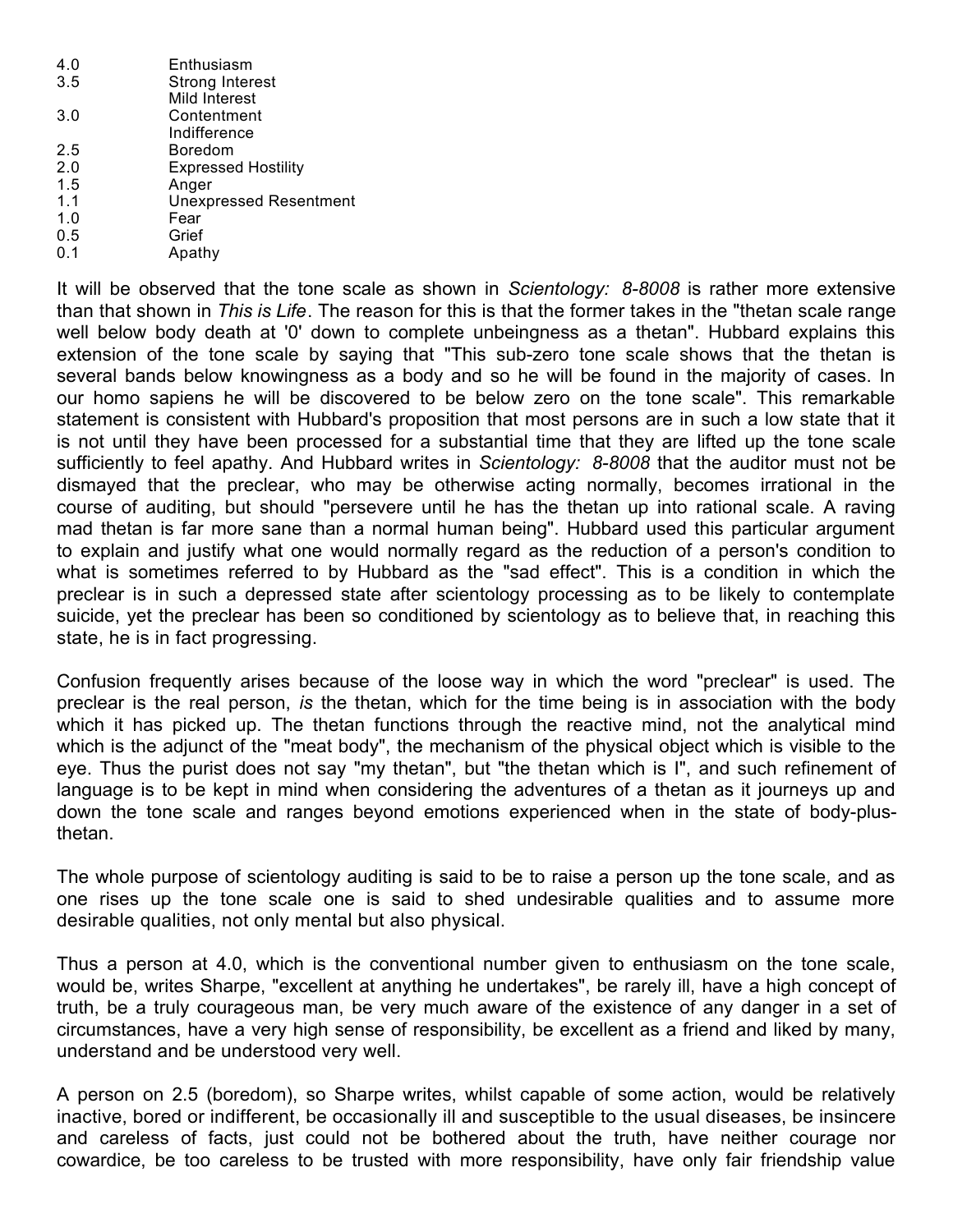| | |
|---|---|
| 4.0 | Enthusiasm |
| 3.5 | Strong Interest |
| | Mild Interest |
| 3.0 | Contentment |
| | Indifference |
| 2.5 | Boredom |
| 2.0 | Expressed Hostility |
| 1.5 | Anger |
| 1.1 | Unexpressed Resentment |
| 1.0 | Fear |
| 0.5 | Grief |
| 0.1 | Apathy |

It will be observed that the tone scale as shown in *Scientology: 8-8008* is rather more extensive than that shown in *This is Life*. The reason for this is that the former takes in the "thetan scale range well below body death at '0' down to complete unbeingness as a thetan". Hubbard explains this extension of the tone scale by saying that "This sub-zero tone scale shows that the thetan is several bands below knowingness as a body and so he will be found in the majority of cases. In our homo sapiens he will be discovered to be below zero on the tone scale". This remarkable statement is consistent with Hubbard's proposition that most persons are in such a low state that it is not until they have been processed for a substantial time that they are lifted up the tone scale sufficiently to feel apathy. And Hubbard writes in *Scientology: 8-8008* that the auditor must not be dismayed that the preclear, who may be otherwise acting normally, becomes irrational in the course of auditing, but should "persevere until he has the thetan up into rational scale. A raving mad thetan is far more sane than a normal human being". Hubbard used this particular argument to explain and justify what one would normally regard as the reduction of a person's condition to what is sometimes referred to by Hubbard as the "sad effect". This is a condition in which the preclear is in such a depressed state after scientology processing as to be likely to contemplate suicide, yet the preclear has been so conditioned by scientology as to believe that, in reaching this state, he is in fact progressing.

Confusion frequently arises because of the loose way in which the word "preclear" is used. The preclear is the real person, *is* the thetan, which for the time being is in association with the body which it has picked up. The thetan functions through the reactive mind, not the analytical mind which is the adjunct of the "meat body", the mechanism of the physical object which is visible to the eye. Thus the purist does not say "my thetan", but "the thetan which is I", and such refinement of language is to be kept in mind when considering the adventures of a thetan as it journeys up and down the tone scale and ranges beyond emotions experienced when in the state of body-plus-thetan.

The whole purpose of scientology auditing is said to be to raise a person up the tone scale, and as one rises up the tone scale one is said to shed undesirable qualities and to assume more desirable qualities, not only mental but also physical.

Thus a person at 4.0, which is the conventional number given to enthusiasm on the tone scale, would be, writes Sharpe, "excellent at anything he undertakes", be rarely ill, have a high concept of truth, be a truly courageous man, be very much aware of the existence of any danger in a set of circumstances, have a very high sense of responsibility, be excellent as a friend and liked by many, understand and be understood very well.

A person on 2.5 (boredom), so Sharpe writes, whilst capable of some action, would be relatively inactive, bored or indifferent, be occasionally ill and susceptible to the usual diseases, be insincere and careless of facts, just could not be bothered about the truth, have neither courage nor cowardice, be too careless to be trusted with more responsibility, have only fair friendship value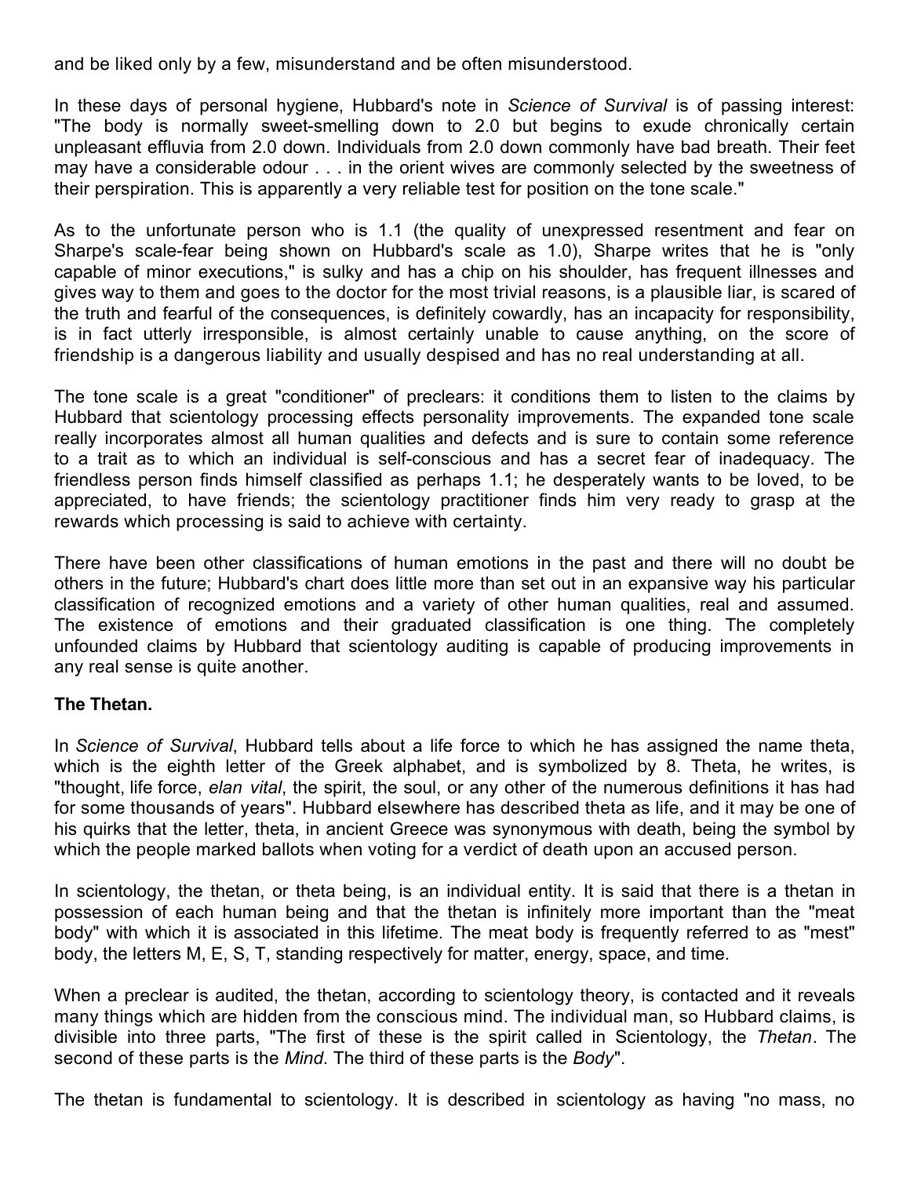and be liked only by a few, misunderstand and be often misunderstood.

In these days of personal hygiene, Hubbard's note in *Science of Survival* is of passing interest: "The body is normally sweet-smelling down to 2.0 but begins to exude chronically certain unpleasant effluvia from 2.0 down. Individuals from 2.0 down commonly have bad breath. Their feet may have a considerable odour . . . in the orient wives are commonly selected by the sweetness of their perspiration. This is apparently a very reliable test for position on the tone scale."

As to the unfortunate person who is 1.1 (the quality of unexpressed resentment and fear on Sharpe's scale-fear being shown on Hubbard's scale as 1.0), Sharpe writes that he is "only capable of minor executions," is sulky and has a chip on his shoulder, has frequent illnesses and gives way to them and goes to the doctor for the most trivial reasons, is a plausible liar, is scared of the truth and fearful of the consequences, is definitely cowardly, has an incapacity for responsibility, is in fact utterly irresponsible, is almost certainly unable to cause anything, on the score of friendship is a dangerous liability and usually despised and has no real understanding at all.

The tone scale is a great "conditioner" of preclears: it conditions them to listen to the claims by Hubbard that scientology processing effects personality improvements. The expanded tone scale really incorporates almost all human qualities and defects and is sure to contain some reference to a trait as to which an individual is self-conscious and has a secret fear of inadequacy. The friendless person finds himself classified as perhaps 1.1; he desperately wants to be loved, to be appreciated, to have friends; the scientology practitioner finds him very ready to grasp at the rewards which processing is said to achieve with certainty.

There have been other classifications of human emotions in the past and there will no doubt be others in the future; Hubbard's chart does little more than set out in an expansive way his particular classification of recognized emotions and a variety of other human qualities, real and assumed. The existence of emotions and their graduated classification is one thing. The completely unfounded claims by Hubbard that scientology auditing is capable of producing improvements in any real sense is quite another.

**The Thetan.**

In *Science of Survival*, Hubbard tells about a life force to which he has assigned the name theta, which is the eighth letter of the Greek alphabet, and is symbolized by 8. Theta, he writes, is "thought, life force, *elan vital*, the spirit, the soul, or any other of the numerous definitions it has had for some thousands of years". Hubbard elsewhere has described theta as life, and it may be one of his quirks that the letter, theta, in ancient Greece was synonymous with death, being the symbol by which the people marked ballots when voting for a verdict of death upon an accused person.

In scientology, the thetan, or theta being, is an individual entity. It is said that there is a thetan in possession of each human being and that the thetan is infinitely more important than the "meat body" with which it is associated in this lifetime. The meat body is frequently referred to as "mest" body, the letters M, E, S, T, standing respectively for matter, energy, space, and time.

When a preclear is audited, the thetan, according to scientology theory, is contacted and it reveals many things which are hidden from the conscious mind. The individual man, so Hubbard claims, is divisible into three parts, "The first of these is the spirit called in Scientology, the *Thetan*. The second of these parts is the *Mind*. The third of these parts is the *Body*".

The thetan is fundamental to scientology. It is described in scientology as having "no mass, no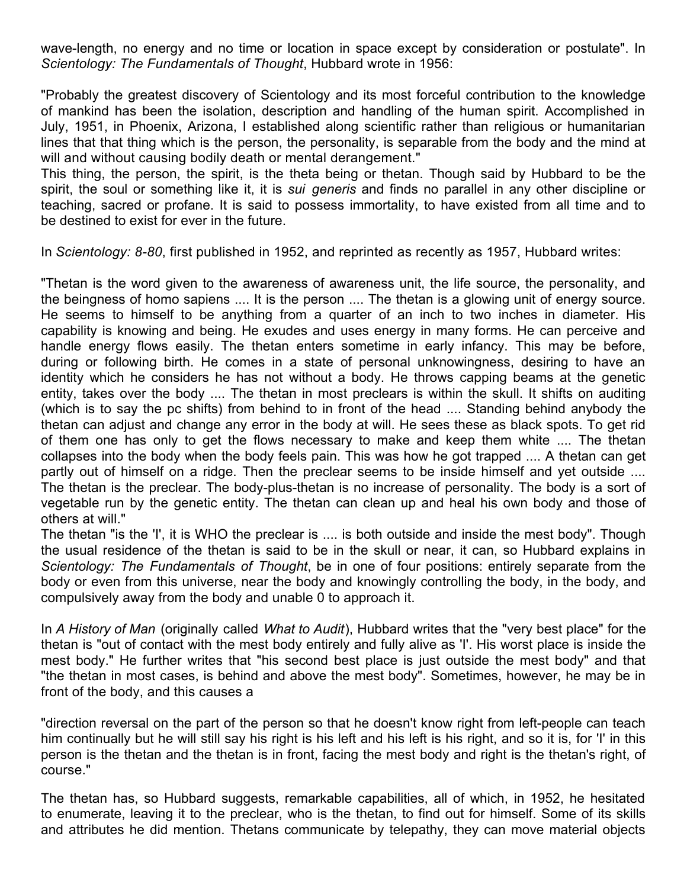wave-length, no energy and no time or location in space except by consideration or postulate". In *Scientology: The Fundamentals of Thought*, Hubbard wrote in 1956:

"Probably the greatest discovery of Scientology and its most forceful contribution to the knowledge of mankind has been the isolation, description and handling of the human spirit. Accomplished in July, 1951, in Phoenix, Arizona, I established along scientific rather than religious or humanitarian lines that that thing which is the person, the personality, is separable from the body and the mind at will and without causing bodily death or mental derangement."

This thing, the person, the spirit, is the theta being or thetan. Though said by Hubbard to be the spirit, the soul or something like it, it is *sui generis* and finds no parallel in any other discipline or teaching, sacred or profane. It is said to possess immortality, to have existed from all time and to be destined to exist for ever in the future.

In *Scientology: 8-80*, first published in 1952, and reprinted as recently as 1957, Hubbard writes:

"Thetan is the word given to the awareness of awareness unit, the life source, the personality, and the beingness of homo sapiens .... It is the person .... The thetan is a glowing unit of energy source. He seems to himself to be anything from a quarter of an inch to two inches in diameter. His capability is knowing and being. He exudes and uses energy in many forms. He can perceive and handle energy flows easily. The thetan enters sometime in early infancy. This may be before, during or following birth. He comes in a state of personal unknowingness, desiring to have an identity which he considers he has not without a body. He throws capping beams at the genetic entity, takes over the body .... The thetan in most preclears is within the skull. It shifts on auditing (which is to say the pc shifts) from behind to in front of the head .... Standing behind anybody the thetan can adjust and change any error in the body at will. He sees these as black spots. To get rid of them one has only to get the flows necessary to make and keep them white .... The thetan collapses into the body when the body feels pain. This was how he got trapped .... A thetan can get partly out of himself on a ridge. Then the preclear seems to be inside himself and yet outside .... The thetan is the preclear. The body-plus-thetan is no increase of personality. The body is a sort of vegetable run by the genetic entity. The thetan can clean up and heal his own body and those of others at will."

The thetan "is the 'I', it is WHO the preclear is .... is both outside and inside the mest body". Though the usual residence of the thetan is said to be in the skull or near, it can, so Hubbard explains in *Scientology: The Fundamentals of Thought*, be in one of four positions: entirely separate from the body or even from this universe, near the body and knowingly controlling the body, in the body, and compulsively away from the body and unable 0 to approach it.

In *A History of Man* (originally called *What to Audit*), Hubbard writes that the "very best place" for the thetan is "out of contact with the mest body entirely and fully alive as 'I'. His worst place is inside the mest body." He further writes that "his second best place is just outside the mest body" and that "the thetan in most cases, is behind and above the mest body". Sometimes, however, he may be in front of the body, and this causes a

"direction reversal on the part of the person so that he doesn't know right from left-people can teach him continually but he will still say his right is his left and his left is his right, and so it is, for 'I' in this person is the thetan and the thetan is in front, facing the mest body and right is the thetan's right, of course."

The thetan has, so Hubbard suggests, remarkable capabilities, all of which, in 1952, he hesitated to enumerate, leaving it to the preclear, who is the thetan, to find out for himself. Some of its skills and attributes he did mention. Thetans communicate by telepathy, they can move material objects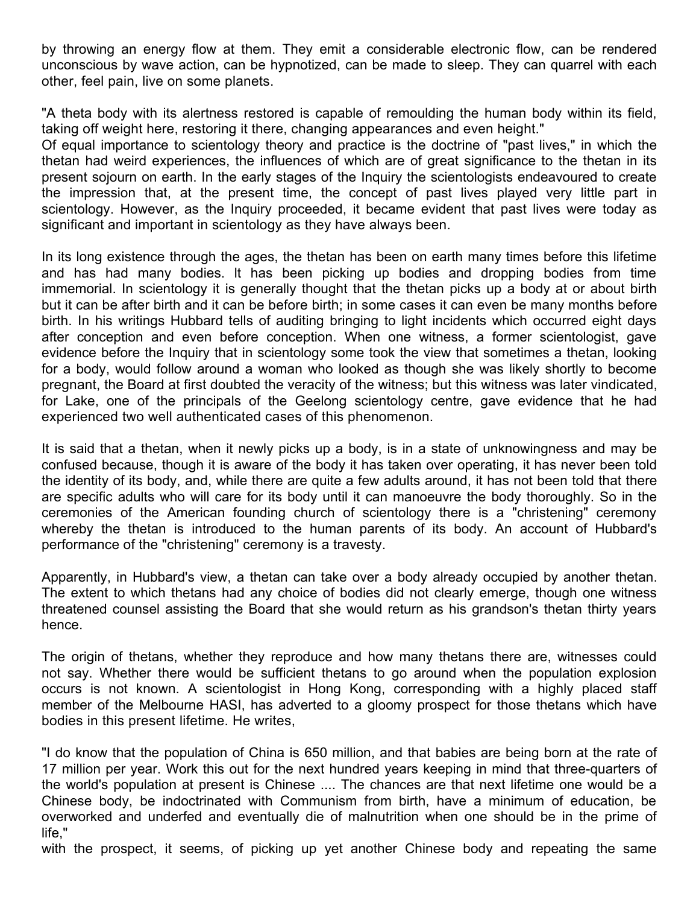by throwing an energy flow at them. They emit a considerable electronic flow, can be rendered unconscious by wave action, can be hypnotized, can be made to sleep. They can quarrel with each other, feel pain, live on some planets.

"A theta body with its alertness restored is capable of remoulding the human body within its field, taking off weight here, restoring it there, changing appearances and even height."

Of equal importance to scientology theory and practice is the doctrine of "past lives," in which the thetan had weird experiences, the influences of which are of great significance to the thetan in its present sojourn on earth. In the early stages of the Inquiry the scientologists endeavoured to create the impression that, at the present time, the concept of past lives played very little part in scientology. However, as the Inquiry proceeded, it became evident that past lives were today as significant and important in scientology as they have always been.

In its long existence through the ages, the thetan has been on earth many times before this lifetime and has had many bodies. It has been picking up bodies and dropping bodies from time immemorial. In scientology it is generally thought that the thetan picks up a body at or about birth but it can be after birth and it can be before birth; in some cases it can even be many months before birth. In his writings Hubbard tells of auditing bringing to light incidents which occurred eight days after conception and even before conception. When one witness, a former scientologist, gave evidence before the Inquiry that in scientology some took the view that sometimes a thetan, looking for a body, would follow around a woman who looked as though she was likely shortly to become pregnant, the Board at first doubted the veracity of the witness; but this witness was later vindicated, for Lake, one of the principals of the Geelong scientology centre, gave evidence that he had experienced two well authenticated cases of this phenomenon.

It is said that a thetan, when it newly picks up a body, is in a state of unknowingness and may be confused because, though it is aware of the body it has taken over operating, it has never been told the identity of its body, and, while there are quite a few adults around, it has not been told that there are specific adults who will care for its body until it can manoeuvre the body thoroughly. So in the ceremonies of the American founding church of scientology there is a "christening" ceremony whereby the thetan is introduced to the human parents of its body. An account of Hubbard's performance of the "christening" ceremony is a travesty.

Apparently, in Hubbard's view, a thetan can take over a body already occupied by another thetan. The extent to which thetans had any choice of bodies did not clearly emerge, though one witness threatened counsel assisting the Board that she would return as his grandson's thetan thirty years hence.

The origin of thetans, whether they reproduce and how many thetans there are, witnesses could not say. Whether there would be sufficient thetans to go around when the population explosion occurs is not known. A scientologist in Hong Kong, corresponding with a highly placed staff member of the Melbourne HASI, has adverted to a gloomy prospect for those thetans which have bodies in this present lifetime. He writes,

"I do know that the population of China is 650 million, and that babies are being born at the rate of 17 million per year. Work this out for the next hundred years keeping in mind that three-quarters of the world's population at present is Chinese .... The chances are that next lifetime one would be a Chinese body, be indoctrinated with Communism from birth, have a minimum of education, be overworked and underfed and eventually die of malnutrition when one should be in the prime of life,"

with the prospect, it seems, of picking up yet another Chinese body and repeating the same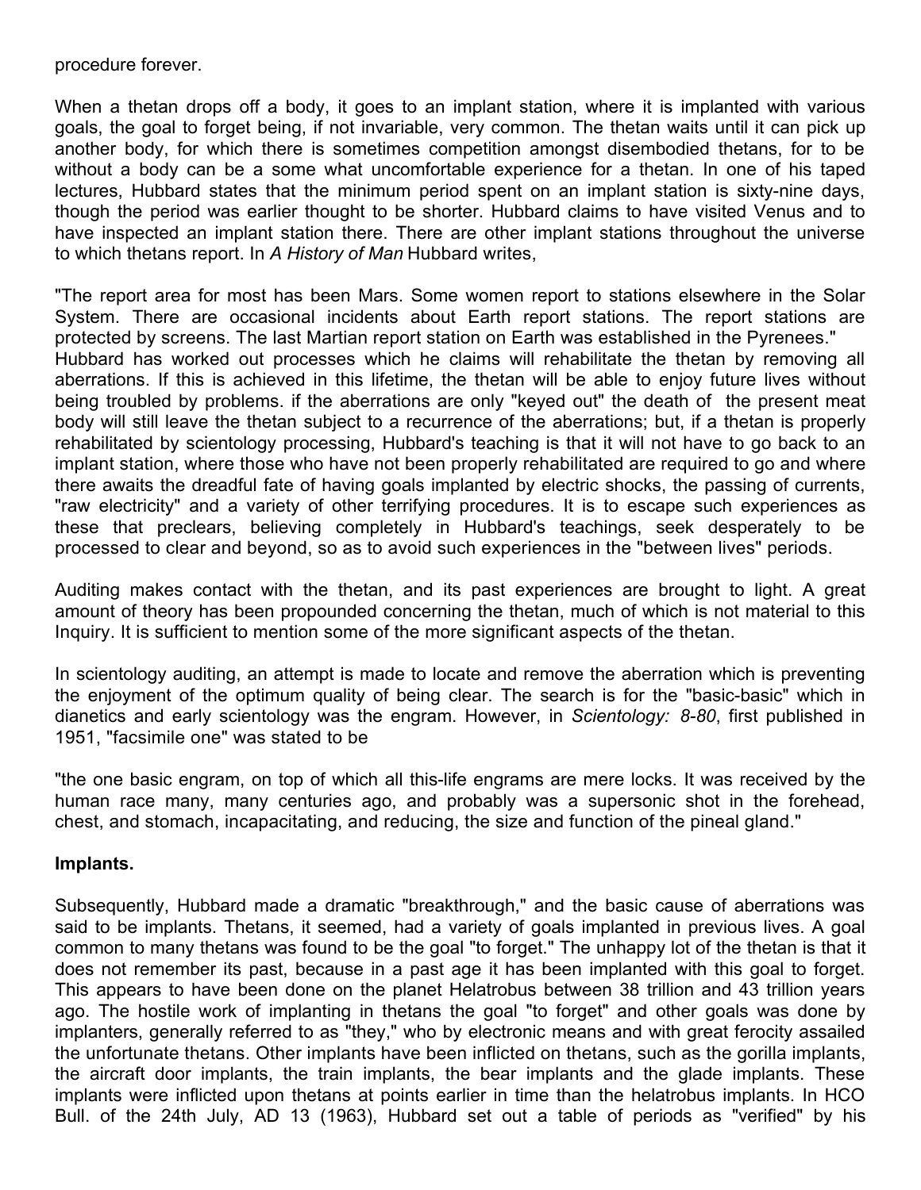procedure forever.

When a thetan drops off a body, it goes to an implant station, where it is implanted with various goals, the goal to forget being, if not invariable, very common. The thetan waits until it can pick up another body, for which there is sometimes competition amongst disembodied thetans, for to be without a body can be a some what uncomfortable experience for a thetan. In one of his taped lectures, Hubbard states that the minimum period spent on an implant station is sixty-nine days, though the period was earlier thought to be shorter. Hubbard claims to have visited Venus and to have inspected an implant station there. There are other implant stations throughout the universe to which thetans report. In *A History of Man* Hubbard writes,

"The report area for most has been Mars. Some women report to stations elsewhere in the Solar System. There are occasional incidents about Earth report stations. The report stations are protected by screens. The last Martian report station on Earth was established in the Pyrenees."
Hubbard has worked out processes which he claims will rehabilitate the thetan by removing all aberrations. If this is achieved in this lifetime, the thetan will be able to enjoy future lives without being troubled by problems. if the aberrations are only "keyed out" the death of the present meat body will still leave the thetan subject to a recurrence of the aberrations; but, if a thetan is properly rehabilitated by scientology processing, Hubbard's teaching is that it will not have to go back to an implant station, where those who have not been properly rehabilitated are required to go and where there awaits the dreadful fate of having goals implanted by electric shocks, the passing of currents, "raw electricity" and a variety of other terrifying procedures. It is to escape such experiences as these that preclears, believing completely in Hubbard's teachings, seek desperately to be processed to clear and beyond, so as to avoid such experiences in the "between lives" periods.

Auditing makes contact with the thetan, and its past experiences are brought to light. A great amount of theory has been propounded concerning the thetan, much of which is not material to this Inquiry. It is sufficient to mention some of the more significant aspects of the thetan.

In scientology auditing, an attempt is made to locate and remove the aberration which is preventing the enjoyment of the optimum quality of being clear. The search is for the "basic-basic" which in dianetics and early scientology was the engram. However, in *Scientology: 8-80*, first published in 1951, "facsimile one" was stated to be

"the one basic engram, on top of which all this-life engrams are mere locks. It was received by the human race many, many centuries ago, and probably was a supersonic shot in the forehead, chest, and stomach, incapacitating, and reducing, the size and function of the pineal gland."

**Implants.**

Subsequently, Hubbard made a dramatic "breakthrough," and the basic cause of aberrations was said to be implants. Thetans, it seemed, had a variety of goals implanted in previous lives. A goal common to many thetans was found to be the goal "to forget." The unhappy lot of the thetan is that it does not remember its past, because in a past age it has been implanted with this goal to forget. This appears to have been done on the planet Helatrobus between 38 trillion and 43 trillion years ago. The hostile work of implanting in thetans the goal "to forget" and other goals was done by implanters, generally referred to as "they," who by electronic means and with great ferocity assailed the unfortunate thetans. Other implants have been inflicted on thetans, such as the gorilla implants, the aircraft door implants, the train implants, the bear implants and the glade implants. These implants were inflicted upon thetans at points earlier in time than the helatrobus implants. In HCO Bull. of the 24th July, AD 13 (1963), Hubbard set out a table of periods as "verified" by his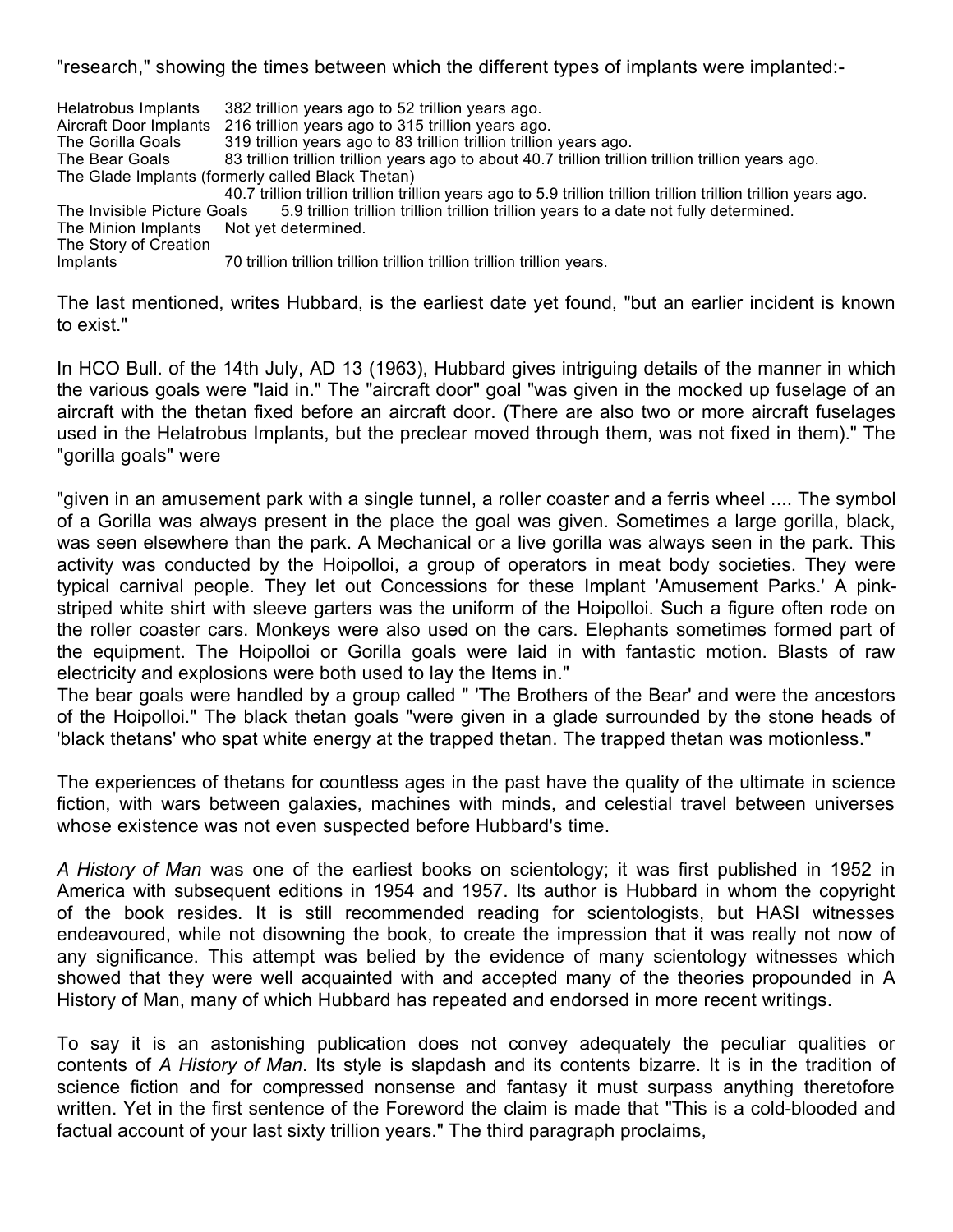"research," showing the times between which the different types of implants were implanted:-

| | |
|---|---|
| Helatrobus Implants | 382 trillion years ago to 52 trillion years ago. |
| Aircraft Door Implants | 216 trillion years ago to 315 trillion years ago. |
| The Gorilla Goals | 319 trillion years ago to 83 trillion trillion trillion years ago. |
| The Bear Goals | 83 trillion trillion trillion years ago to about 40.7 trillion trillion trillion trillion years ago. |
| The Glade Implants (formerly called Black Thetan) | 40.7 trillion trillion trillion trillion years ago to 5.9 trillion trillion trillion trillion trillion years ago. |
| The Invisible Picture Goals | 5.9 trillion trillion trillion trillion trillion years to a date not fully determined. |
| The Minion Implants | Not yet determined. |
| The Story of Creation Implants | 70 trillion trillion trillion trillion trillion trillion trillion years. |

The last mentioned, writes Hubbard, is the earliest date yet found, "but an earlier incident is known to exist."

In HCO Bull. of the 14th July, AD 13 (1963), Hubbard gives intriguing details of the manner in which the various goals were "laid in." The "aircraft door" goal "was given in the mocked up fuselage of an aircraft with the thetan fixed before an aircraft door. (There are also two or more aircraft fuselages used in the Helatrobus Implants, but the preclear moved through them, was not fixed in them)." The "gorilla goals" were

"given in an amusement park with a single tunnel, a roller coaster and a ferris wheel .... The symbol of a Gorilla was always present in the place the goal was given. Sometimes a large gorilla, black, was seen elsewhere than the park. A Mechanical or a live gorilla was always seen in the park. This activity was conducted by the Hoipolloi, a group of operators in meat body societies. They were typical carnival people. They let out Concessions for these Implant 'Amusement Parks.' A pink-striped white shirt with sleeve garters was the uniform of the Hoipolloi. Such a figure often rode on the roller coaster cars. Monkeys were also used on the cars. Elephants sometimes formed part of the equipment. The Hoipolloi or Gorilla goals were laid in with fantastic motion. Blasts of raw electricity and explosions were both used to lay the Items in."

The bear goals were handled by a group called " 'The Brothers of the Bear' and were the ancestors of the Hoipolloi." The black thetan goals "were given in a glade surrounded by the stone heads of 'black thetans' who spat white energy at the trapped thetan. The trapped thetan was motionless."

The experiences of thetans for countless ages in the past have the quality of the ultimate in science fiction, with wars between galaxies, machines with minds, and celestial travel between universes whose existence was not even suspected before Hubbard's time.

*A History of Man* was one of the earliest books on scientology; it was first published in 1952 in America with subsequent editions in 1954 and 1957. Its author is Hubbard in whom the copyright of the book resides. It is still recommended reading for scientologists, but HASI witnesses endeavoured, while not disowning the book, to create the impression that it was really not now of any significance. This attempt was belied by the evidence of many scientology witnesses which showed that they were well acquainted with and accepted many of the theories propounded in A History of Man, many of which Hubbard has repeated and endorsed in more recent writings.

To say it is an astonishing publication does not convey adequately the peculiar qualities or contents of *A History of Man*. Its style is slapdash and its contents bizarre. It is in the tradition of science fiction and for compressed nonsense and fantasy it must surpass anything theretofore written. Yet in the first sentence of the Foreword the claim is made that "This is a cold-blooded and factual account of your last sixty trillion years." The third paragraph proclaims,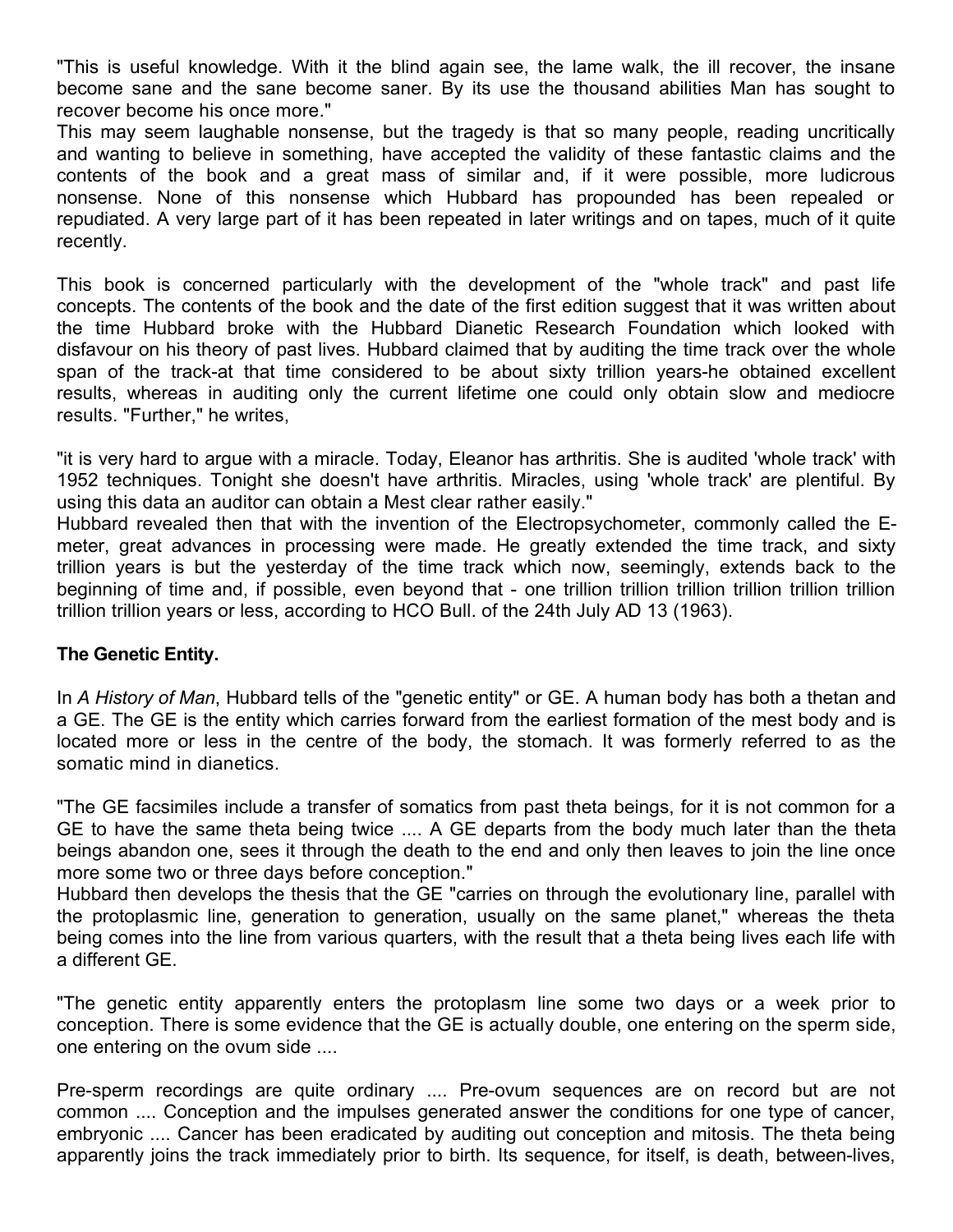"This is useful knowledge. With it the blind again see, the lame walk, the ill recover, the insane become sane and the sane become saner. By its use the thousand abilities Man has sought to recover become his once more."

This may seem laughable nonsense, but the tragedy is that so many people, reading uncritically and wanting to believe in something, have accepted the validity of these fantastic claims and the contents of the book and a great mass of similar and, if it were possible, more ludicrous nonsense. None of this nonsense which Hubbard has propounded has been repealed or repudiated. A very large part of it has been repeated in later writings and on tapes, much of it quite recently.

This book is concerned particularly with the development of the "whole track" and past life concepts. The contents of the book and the date of the first edition suggest that it was written about the time Hubbard broke with the Hubbard Dianetic Research Foundation which looked with disfavour on his theory of past lives. Hubbard claimed that by auditing the time track over the whole span of the track-at that time considered to be about sixty trillion years-he obtained excellent results, whereas in auditing only the current lifetime one could only obtain slow and mediocre results. "Further," he writes,

"it is very hard to argue with a miracle. Today, Eleanor has arthritis. She is audited 'whole track' with 1952 techniques. Tonight she doesn't have arthritis. Miracles, using 'whole track' are plentiful. By using this data an auditor can obtain a Mest clear rather easily."

Hubbard revealed then that with the invention of the Electropsychometer, commonly called the E-meter, great advances in processing were made. He greatly extended the time track, and sixty trillion years is but the yesterday of the time track which now, seemingly, extends back to the beginning of time and, if possible, even beyond that - one trillion trillion trillion trillion trillion trillion trillion trillion years or less, according to HCO Bull. of the 24th July AD 13 (1963).

**The Genetic Entity.**

In *A History of Man*, Hubbard tells of the "genetic entity" or GE. A human body has both a thetan and a GE. The GE is the entity which carries forward from the earliest formation of the mest body and is located more or less in the centre of the body, the stomach. It was formerly referred to as the somatic mind in dianetics.

"The GE facsimiles include a transfer of somatics from past theta beings, for it is not common for a GE to have the same theta being twice .... A GE departs from the body much later than the theta beings abandon one, sees it through the death to the end and only then leaves to join the line once more some two or three days before conception."

Hubbard then develops the thesis that the GE "carries on through the evolutionary line, parallel with the protoplasmic line, generation to generation, usually on the same planet," whereas the theta being comes into the line from various quarters, with the result that a theta being lives each life with a different GE.

"The genetic entity apparently enters the protoplasm line some two days or a week prior to conception. There is some evidence that the GE is actually double, one entering on the sperm side, one entering on the ovum side ....

Pre-sperm recordings are quite ordinary .... Pre-ovum sequences are on record but are not common .... Conception and the impulses generated answer the conditions for one type of cancer, embryonic .... Cancer has been eradicated by auditing out conception and mitosis. The theta being apparently joins the track immediately prior to birth. Its sequence, for itself, is death, between-lives,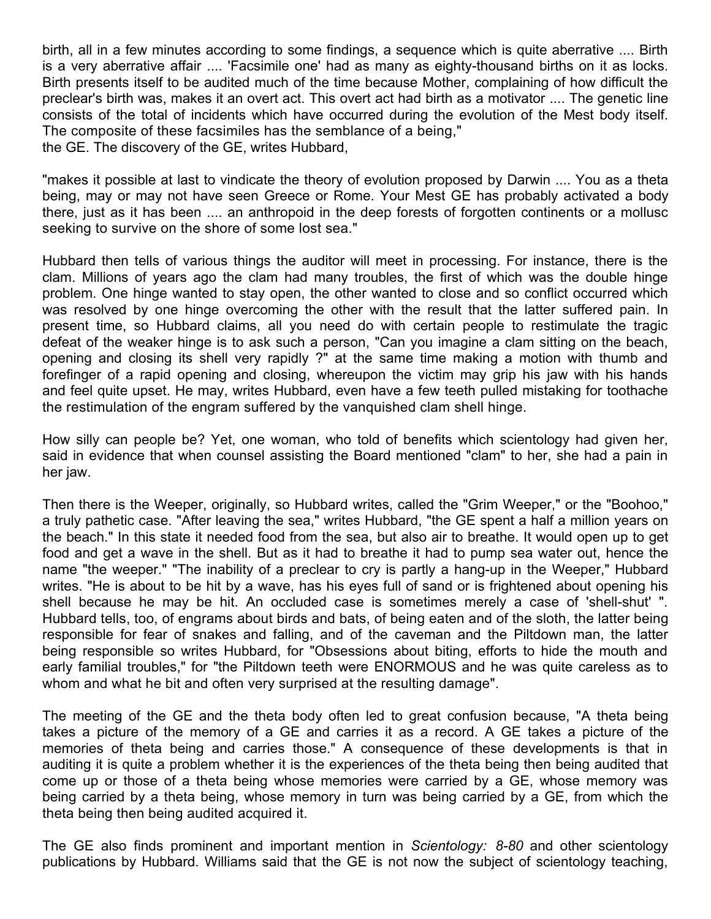birth, all in a few minutes according to some findings, a sequence which is quite aberrative .... Birth is a very aberrative affair .... 'Facsimile one' had as many as eighty-thousand births on it as locks. Birth presents itself to be audited much of the time because Mother, complaining of how difficult the preclear's birth was, makes it an overt act. This overt act had birth as a motivator .... The genetic line consists of the total of incidents which have occurred during the evolution of the Mest body itself. The composite of these facsimiles has the semblance of a being,"
the GE. The discovery of the GE, writes Hubbard,

"makes it possible at last to vindicate the theory of evolution proposed by Darwin .... You as a theta being, may or may not have seen Greece or Rome. Your Mest GE has probably activated a body there, just as it has been .... an anthropoid in the deep forests of forgotten continents or a mollusc seeking to survive on the shore of some lost sea."

Hubbard then tells of various things the auditor will meet in processing. For instance, there is the clam. Millions of years ago the clam had many troubles, the first of which was the double hinge problem. One hinge wanted to stay open, the other wanted to close and so conflict occurred which was resolved by one hinge overcoming the other with the result that the latter suffered pain. In present time, so Hubbard claims, all you need do with certain people to restimulate the tragic defeat of the weaker hinge is to ask such a person, "Can you imagine a clam sitting on the beach, opening and closing its shell very rapidly ?" at the same time making a motion with thumb and forefinger of a rapid opening and closing, whereupon the victim may grip his jaw with his hands and feel quite upset. He may, writes Hubbard, even have a few teeth pulled mistaking for toothache the restimulation of the engram suffered by the vanquished clam shell hinge.

How silly can people be? Yet, one woman, who told of benefits which scientology had given her, said in evidence that when counsel assisting the Board mentioned "clam" to her, she had a pain in her jaw.

Then there is the Weeper, originally, so Hubbard writes, called the "Grim Weeper," or the "Boohoo," a truly pathetic case. "After leaving the sea," writes Hubbard, "the GE spent a half a million years on the beach." In this state it needed food from the sea, but also air to breathe. It would open up to get food and get a wave in the shell. But as it had to breathe it had to pump sea water out, hence the name "the weeper." "The inability of a preclear to cry is partly a hang-up in the Weeper," Hubbard writes. "He is about to be hit by a wave, has his eyes full of sand or is frightened about opening his shell because he may be hit. An occluded case is sometimes merely a case of 'shell-shut' ". Hubbard tells, too, of engrams about birds and bats, of being eaten and of the sloth, the latter being responsible for fear of snakes and falling, and of the caveman and the Piltdown man, the latter being responsible so writes Hubbard, for "Obsessions about biting, efforts to hide the mouth and early familial troubles," for "the Piltdown teeth were ENORMOUS and he was quite careless as to whom and what he bit and often very surprised at the resulting damage".

The meeting of the GE and the theta body often led to great confusion because, "A theta being takes a picture of the memory of a GE and carries it as a record. A GE takes a picture of the memories of theta being and carries those." A consequence of these developments is that in auditing it is quite a problem whether it is the experiences of the theta being then being audited that come up or those of a theta being whose memories were carried by a GE, whose memory was being carried by a theta being, whose memory in turn was being carried by a GE, from which the theta being then being audited acquired it.

The GE also finds prominent and important mention in *Scientology: 8-80* and other scientology publications by Hubbard. Williams said that the GE is not now the subject of scientology teaching,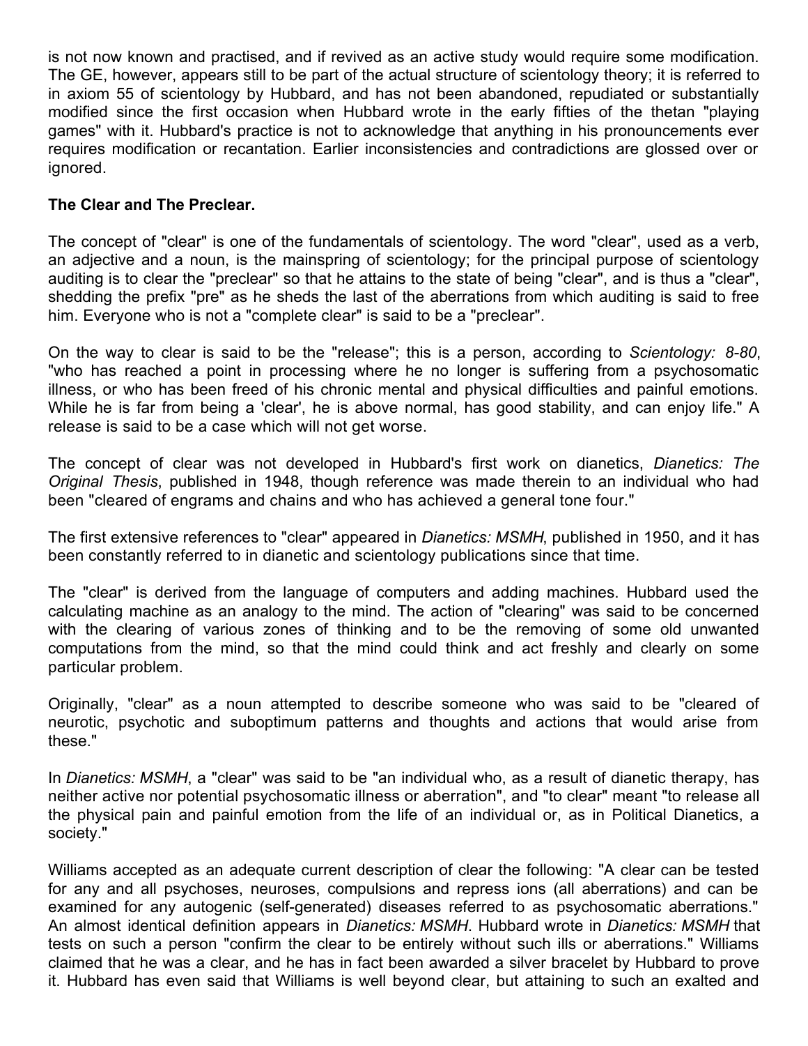is not now known and practised, and if revived as an active study would require some modification. The GE, however, appears still to be part of the actual structure of scientology theory; it is referred to in axiom 55 of scientology by Hubbard, and has not been abandoned, repudiated or substantially modified since the first occasion when Hubbard wrote in the early fifties of the thetan "playing games" with it. Hubbard's practice is not to acknowledge that anything in his pronouncements ever requires modification or recantation. Earlier inconsistencies and contradictions are glossed over or ignored.

**The Clear and The Preclear.**

The concept of "clear" is one of the fundamentals of scientology. The word "clear", used as a verb, an adjective and a noun, is the mainspring of scientology; for the principal purpose of scientology auditing is to clear the "preclear" so that he attains to the state of being "clear", and is thus a "clear", shedding the prefix "pre" as he sheds the last of the aberrations from which auditing is said to free him. Everyone who is not a "complete clear" is said to be a "preclear".

On the way to clear is said to be the "release"; this is a person, according to *Scientology: 8-80*, "who has reached a point in processing where he no longer is suffering from a psychosomatic illness, or who has been freed of his chronic mental and physical difficulties and painful emotions. While he is far from being a 'clear', he is above normal, has good stability, and can enjoy life." A release is said to be a case which will not get worse.

The concept of clear was not developed in Hubbard's first work on dianetics, *Dianetics: The Original Thesis*, published in 1948, though reference was made therein to an individual who had been "cleared of engrams and chains and who has achieved a general tone four."

The first extensive references to "clear" appeared in *Dianetics: MSMH*, published in 1950, and it has been constantly referred to in dianetic and scientology publications since that time.

The "clear" is derived from the language of computers and adding machines. Hubbard used the calculating machine as an analogy to the mind. The action of "clearing" was said to be concerned with the clearing of various zones of thinking and to be the removing of some old unwanted computations from the mind, so that the mind could think and act freshly and clearly on some particular problem.

Originally, "clear" as a noun attempted to describe someone who was said to be "cleared of neurotic, psychotic and suboptimum patterns and thoughts and actions that would arise from these."

In *Dianetics: MSMH*, a "clear" was said to be "an individual who, as a result of dianetic therapy, has neither active nor potential psychosomatic illness or aberration", and "to clear" meant "to release all the physical pain and painful emotion from the life of an individual or, as in Political Dianetics, a society."

Williams accepted as an adequate current description of clear the following: "A clear can be tested for any and all psychoses, neuroses, compulsions and repress ions (all aberrations) and can be examined for any autogenic (self-generated) diseases referred to as psychosomatic aberrations." An almost identical definition appears in *Dianetics: MSMH*. Hubbard wrote in *Dianetics: MSMH* that tests on such a person "confirm the clear to be entirely without such ills or aberrations." Williams claimed that he was a clear, and he has in fact been awarded a silver bracelet by Hubbard to prove it. Hubbard has even said that Williams is well beyond clear, but attaining to such an exalted and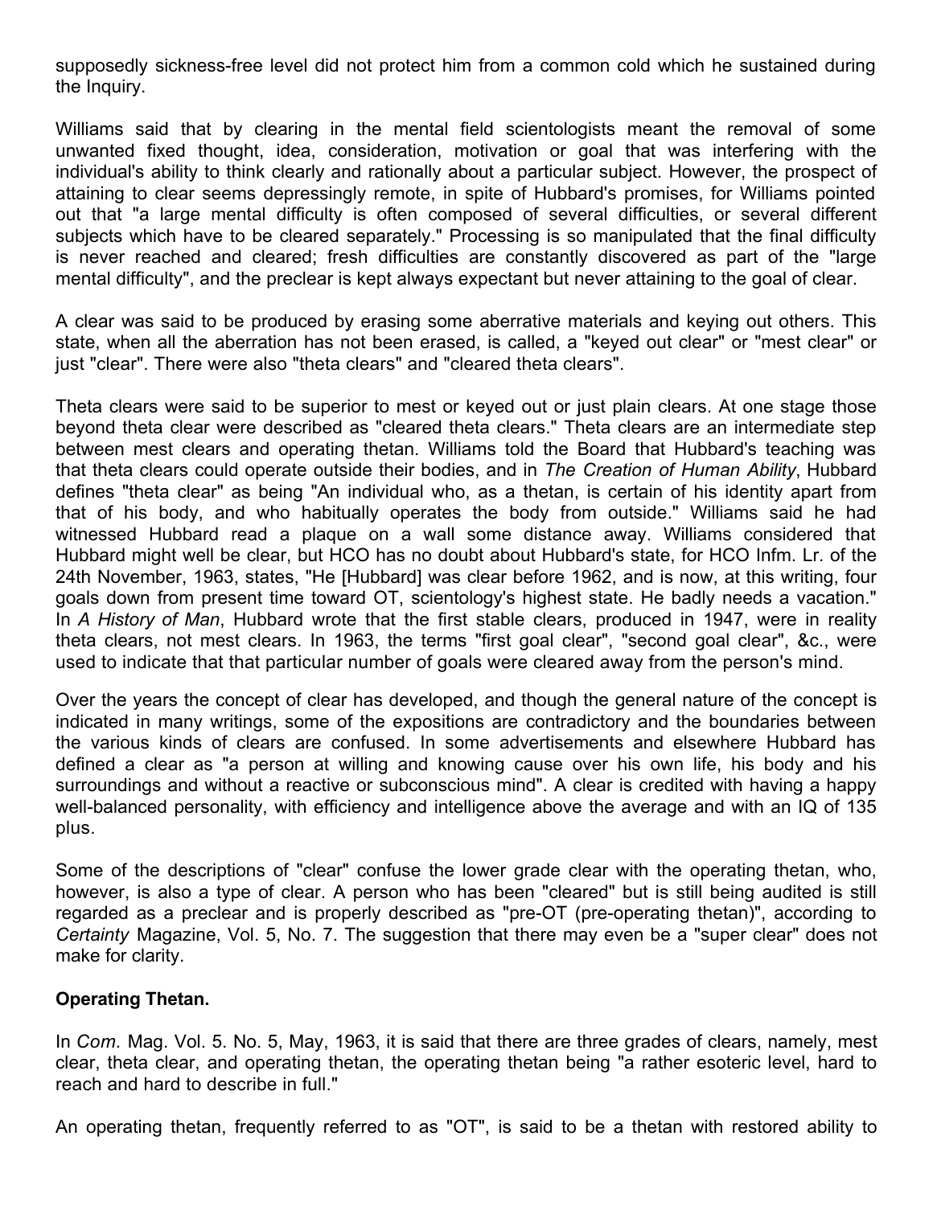supposedly sickness-free level did not protect him from a common cold which he sustained during the Inquiry.

Williams said that by clearing in the mental field scientologists meant the removal of some unwanted fixed thought, idea, consideration, motivation or goal that was interfering with the individual's ability to think clearly and rationally about a particular subject. However, the prospect of attaining to clear seems depressingly remote, in spite of Hubbard's promises, for Williams pointed out that "a large mental difficulty is often composed of several difficulties, or several different subjects which have to be cleared separately." Processing is so manipulated that the final difficulty is never reached and cleared; fresh difficulties are constantly discovered as part of the "large mental difficulty", and the preclear is kept always expectant but never attaining to the goal of clear.

A clear was said to be produced by erasing some aberrative materials and keying out others. This state, when all the aberration has not been erased, is called, a "keyed out clear" or "mest clear" or just "clear". There were also "theta clears" and "cleared theta clears".

Theta clears were said to be superior to mest or keyed out or just plain clears. At one stage those beyond theta clear were described as "cleared theta clears." Theta clears are an intermediate step between mest clears and operating thetan. Williams told the Board that Hubbard's teaching was that theta clears could operate outside their bodies, and in *The Creation of Human Ability*, Hubbard defines "theta clear" as being "An individual who, as a thetan, is certain of his identity apart from that of his body, and who habitually operates the body from outside." Williams said he had witnessed Hubbard read a plaque on a wall some distance away. Williams considered that Hubbard might well be clear, but HCO has no doubt about Hubbard's state, for HCO Infm. Lr. of the 24th November, 1963, states, "He [Hubbard] was clear before 1962, and is now, at this writing, four goals down from present time toward OT, scientology's highest state. He badly needs a vacation." In *A History of Man*, Hubbard wrote that the first stable clears, produced in 1947, were in reality theta clears, not mest clears. In 1963, the terms "first goal clear", "second goal clear", &c., were used to indicate that that particular number of goals were cleared away from the person's mind.

Over the years the concept of clear has developed, and though the general nature of the concept is indicated in many writings, some of the expositions are contradictory and the boundaries between the various kinds of clears are confused. In some advertisements and elsewhere Hubbard has defined a clear as "a person at willing and knowing cause over his own life, his body and his surroundings and without a reactive or subconscious mind". A clear is credited with having a happy well-balanced personality, with efficiency and intelligence above the average and with an IQ of 135 plus.

Some of the descriptions of "clear" confuse the lower grade clear with the operating thetan, who, however, is also a type of clear. A person who has been "cleared" but is still being audited is still regarded as a preclear and is properly described as "pre-OT (pre-operating thetan)", according to *Certainty* Magazine, Vol. 5, No. 7. The suggestion that there may even be a "super clear" does not make for clarity.

**Operating Thetan.**

In *Com.* Mag. Vol. 5. No. 5, May, 1963, it is said that there are three grades of clears, namely, mest clear, theta clear, and operating thetan, the operating thetan being "a rather esoteric level, hard to reach and hard to describe in full."

An operating thetan, frequently referred to as "OT", is said to be a thetan with restored ability to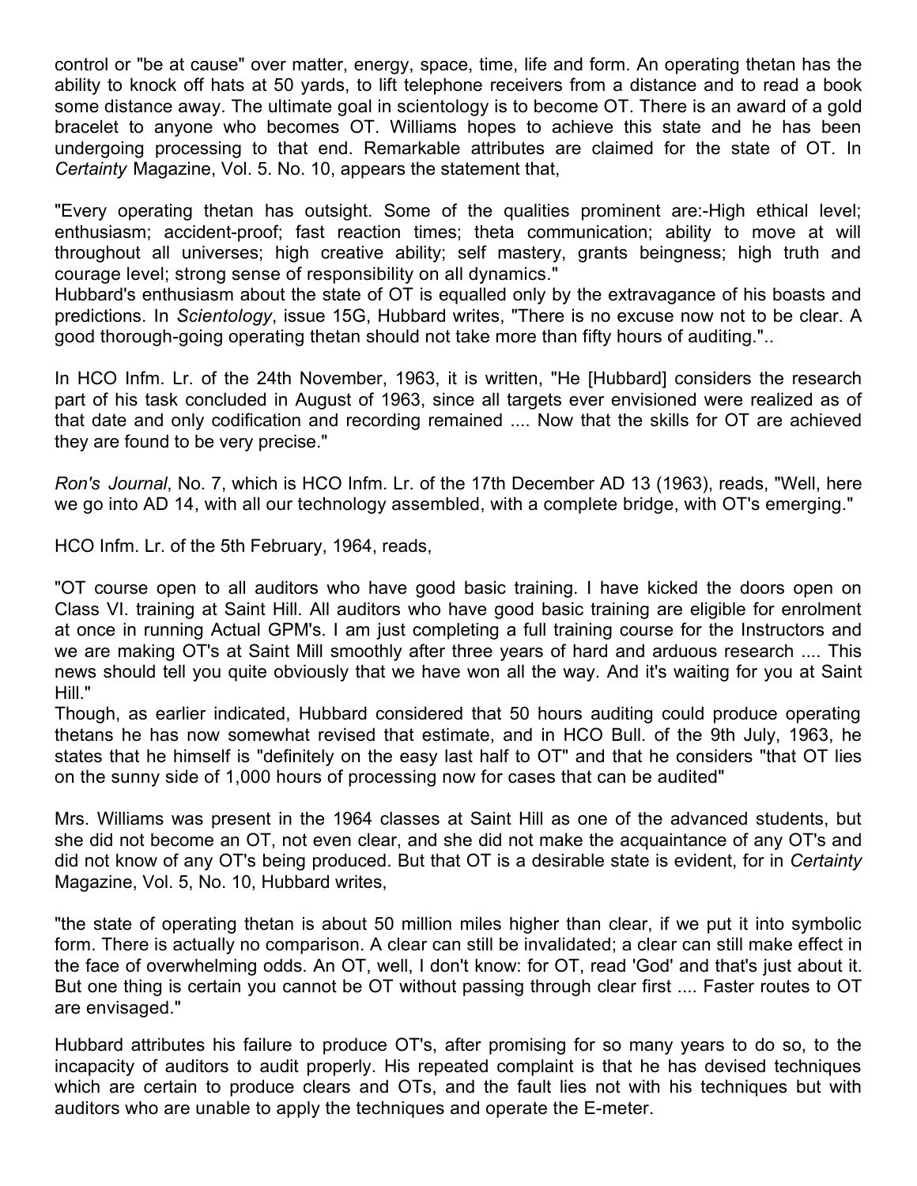control or "be at cause" over matter, energy, space, time, life and form. An operating thetan has the ability to knock off hats at 50 yards, to lift telephone receivers from a distance and to read a book some distance away. The ultimate goal in scientology is to become OT. There is an award of a gold bracelet to anyone who becomes OT. Williams hopes to achieve this state and he has been undergoing processing to that end. Remarkable attributes are claimed for the state of OT. In *Certainty* Magazine, Vol. 5. No. 10, appears the statement that,

"Every operating thetan has outsight. Some of the qualities prominent are:-High ethical level; enthusiasm; accident-proof; fast reaction times; theta communication; ability to move at will throughout all universes; high creative ability; self mastery, grants beingness; high truth and courage level; strong sense of responsibility on all dynamics."

Hubbard's enthusiasm about the state of OT is equalled only by the extravagance of his boasts and predictions. In *Scientology*, issue 15G, Hubbard writes, "There is no excuse now not to be clear. A good thorough-going operating thetan should not take more than fifty hours of auditing."..

In HCO Infm. Lr. of the 24th November, 1963, it is written, "He [Hubbard] considers the research part of his task concluded in August of 1963, since all targets ever envisioned were realized as of that date and only codification and recording remained .... Now that the skills for OT are achieved they are found to be very precise."

*Ron's Journal*, No. 7, which is HCO Infm. Lr. of the 17th December AD 13 (1963), reads, "Well, here we go into AD 14, with all our technology assembled, with a complete bridge, with OT's emerging."

HCO Infm. Lr. of the 5th February, 1964, reads,

"OT course open to all auditors who have good basic training. I have kicked the doors open on Class VI. training at Saint Hill. All auditors who have good basic training are eligible for enrolment at once in running Actual GPM's. I am just completing a full training course for the Instructors and we are making OT's at Saint Mill smoothly after three years of hard and arduous research .... This news should tell you quite obviously that we have won all the way. And it's waiting for you at Saint Hill."

Though, as earlier indicated, Hubbard considered that 50 hours auditing could produce operating thetans he has now somewhat revised that estimate, and in HCO Bull. of the 9th July, 1963, he states that he himself is "definitely on the easy last half to OT" and that he considers "that OT lies on the sunny side of 1,000 hours of processing now for cases that can be audited"

Mrs. Williams was present in the 1964 classes at Saint Hill as one of the advanced students, but she did not become an OT, not even clear, and she did not make the acquaintance of any OT's and did not know of any OT's being produced. But that OT is a desirable state is evident, for in *Certainty* Magazine, Vol. 5, No. 10, Hubbard writes,

"the state of operating thetan is about 50 million miles higher than clear, if we put it into symbolic form. There is actually no comparison. A clear can still be invalidated; a clear can still make effect in the face of overwhelming odds. An OT, well, I don't know: for OT, read 'God' and that's just about it. But one thing is certain you cannot be OT without passing through clear first .... Faster routes to OT are envisaged."

Hubbard attributes his failure to produce OT's, after promising for so many years to do so, to the incapacity of auditors to audit properly. His repeated complaint is that he has devised techniques which are certain to produce clears and OTs, and the fault lies not with his techniques but with auditors who are unable to apply the techniques and operate the E-meter.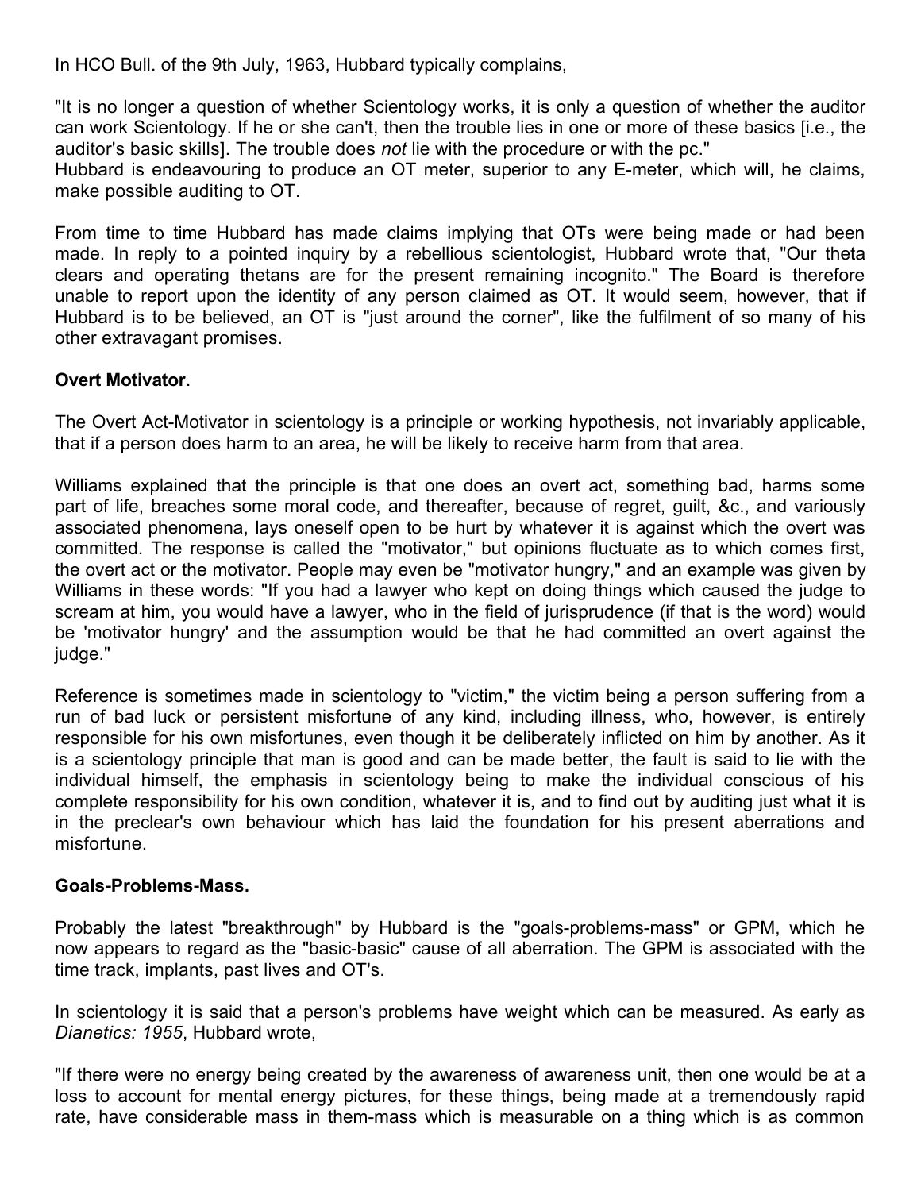In HCO Bull. of the 9th July, 1963, Hubbard typically complains,

"It is no longer a question of whether Scientology works, it is only a question of whether the auditor can work Scientology. If he or she can't, then the trouble lies in one or more of these basics [i.e., the auditor's basic skills]. The trouble does *not* lie with the procedure or with the pc."
Hubbard is endeavouring to produce an OT meter, superior to any E-meter, which will, he claims, make possible auditing to OT.

From time to time Hubbard has made claims implying that OTs were being made or had been made. In reply to a pointed inquiry by a rebellious scientologist, Hubbard wrote that, "Our theta clears and operating thetans are for the present remaining incognito." The Board is therefore unable to report upon the identity of any person claimed as OT. It would seem, however, that if Hubbard is to be believed, an OT is "just around the corner", like the fulfilment of so many of his other extravagant promises.

**Overt Motivator.**

The Overt Act-Motivator in scientology is a principle or working hypothesis, not invariably applicable, that if a person does harm to an area, he will be likely to receive harm from that area.

Williams explained that the principle is that one does an overt act, something bad, harms some part of life, breaches some moral code, and thereafter, because of regret, guilt, &c., and variously associated phenomena, lays oneself open to be hurt by whatever it is against which the overt was committed. The response is called the "motivator," but opinions fluctuate as to which comes first, the overt act or the motivator. People may even be "motivator hungry," and an example was given by Williams in these words: "If you had a lawyer who kept on doing things which caused the judge to scream at him, you would have a lawyer, who in the field of jurisprudence (if that is the word) would be 'motivator hungry' and the assumption would be that he had committed an overt against the judge."

Reference is sometimes made in scientology to "victim," the victim being a person suffering from a run of bad luck or persistent misfortune of any kind, including illness, who, however, is entirely responsible for his own misfortunes, even though it be deliberately inflicted on him by another. As it is a scientology principle that man is good and can be made better, the fault is said to lie with the individual himself, the emphasis in scientology being to make the individual conscious of his complete responsibility for his own condition, whatever it is, and to find out by auditing just what it is in the preclear's own behaviour which has laid the foundation for his present aberrations and misfortune.

**Goals-Problems-Mass.**

Probably the latest "breakthrough" by Hubbard is the "goals-problems-mass" or GPM, which he now appears to regard as the "basic-basic" cause of all aberration. The GPM is associated with the time track, implants, past lives and OT's.

In scientology it is said that a person's problems have weight which can be measured. As early as *Dianetics: 1955*, Hubbard wrote,

"If there were no energy being created by the awareness of awareness unit, then one would be at a loss to account for mental energy pictures, for these things, being made at a tremendously rapid rate, have considerable mass in them-mass which is measurable on a thing which is as common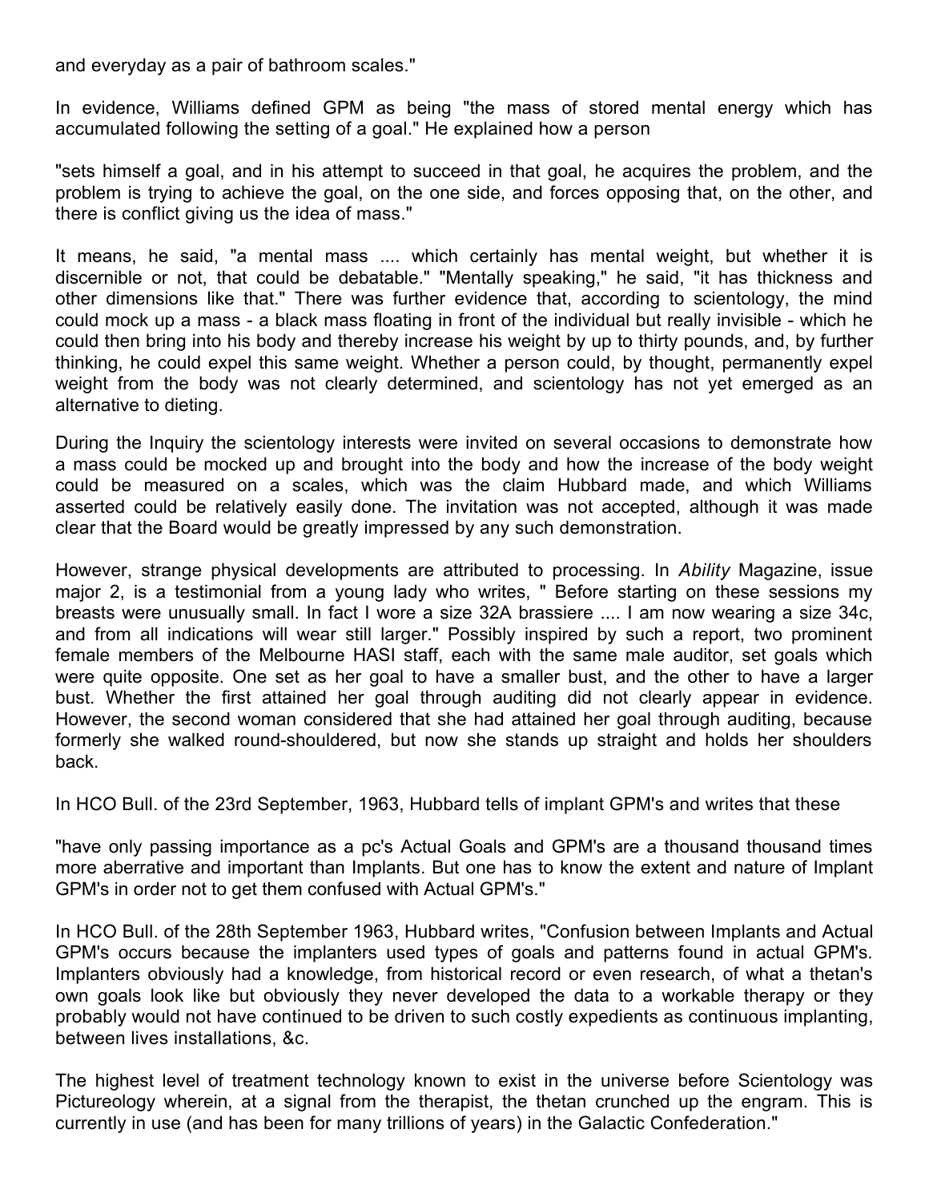and everyday as a pair of bathroom scales."

In evidence, Williams defined GPM as being "the mass of stored mental energy which has accumulated following the setting of a goal." He explained how a person

"sets himself a goal, and in his attempt to succeed in that goal, he acquires the problem, and the problem is trying to achieve the goal, on the one side, and forces opposing that, on the other, and there is conflict giving us the idea of mass."

It means, he said, "a mental mass .... which certainly has mental weight, but whether it is discernible or not, that could be debatable." "Mentally speaking," he said, "it has thickness and other dimensions like that." There was further evidence that, according to scientology, the mind could mock up a mass - a black mass floating in front of the individual but really invisible - which he could then bring into his body and thereby increase his weight by up to thirty pounds, and, by further thinking, he could expel this same weight. Whether a person could, by thought, permanently expel weight from the body was not clearly determined, and scientology has not yet emerged as an alternative to dieting.

During the Inquiry the scientology interests were invited on several occasions to demonstrate how a mass could be mocked up and brought into the body and how the increase of the body weight could be measured on a scales, which was the claim Hubbard made, and which Williams asserted could be relatively easily done. The invitation was not accepted, although it was made clear that the Board would be greatly impressed by any such demonstration.

However, strange physical developments are attributed to processing. In *Ability* Magazine, issue major 2, is a testimonial from a young lady who writes, " Before starting on these sessions my breasts were unusually small. In fact I wore a size 32A brassiere .... I am now wearing a size 34c, and from all indications will wear still larger." Possibly inspired by such a report, two prominent female members of the Melbourne HASI staff, each with the same male auditor, set goals which were quite opposite. One set as her goal to have a smaller bust, and the other to have a larger bust. Whether the first attained her goal through auditing did not clearly appear in evidence. However, the second woman considered that she had attained her goal through auditing, because formerly she walked round-shouldered, but now she stands up straight and holds her shoulders back.

In HCO Bull. of the 23rd September, 1963, Hubbard tells of implant GPM's and writes that these

"have only passing importance as a pc's Actual Goals and GPM's are a thousand thousand times more aberrative and important than Implants. But one has to know the extent and nature of Implant GPM's in order not to get them confused with Actual GPM's."

In HCO Bull. of the 28th September 1963, Hubbard writes, "Confusion between Implants and Actual GPM's occurs because the implanters used types of goals and patterns found in actual GPM's. Implanters obviously had a knowledge, from historical record or even research, of what a thetan's own goals look like but obviously they never developed the data to a workable therapy or they probably would not have continued to be driven to such costly expedients as continuous implanting, between lives installations, &c.

The highest level of treatment technology known to exist in the universe before Scientology was Pictureology wherein, at a signal from the therapist, the thetan crunched up the engram. This is currently in use (and has been for many trillions of years) in the Galactic Confederation."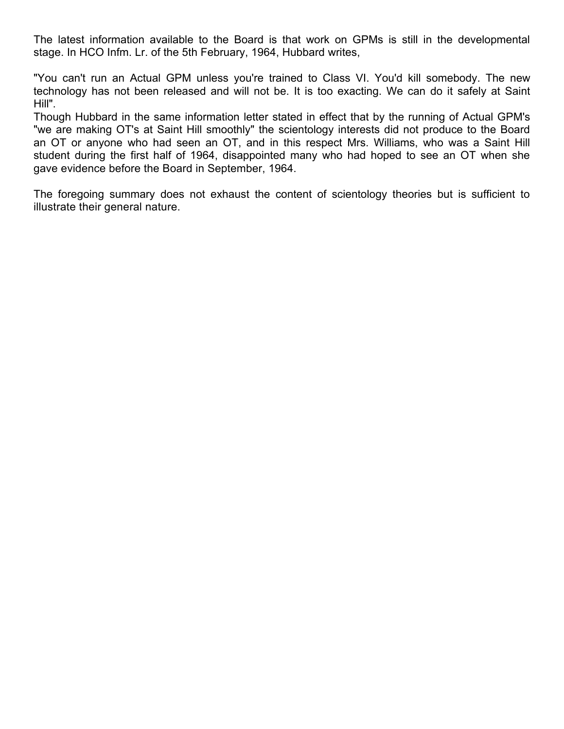The latest information available to the Board is that work on GPMs is still in the developmental stage. In HCO Infm. Lr. of the 5th February, 1964, Hubbard writes,

"You can't run an Actual GPM unless you're trained to Class VI. You'd kill somebody. The new technology has not been released and will not be. It is too exacting. We can do it safely at Saint Hill".

Though Hubbard in the same information letter stated in effect that by the running of Actual GPM's "we are making OT's at Saint Hill smoothly" the scientology interests did not produce to the Board an OT or anyone who had seen an OT, and in this respect Mrs. Williams, who was a Saint Hill student during the first half of 1964, disappointed many who had hoped to see an OT when she gave evidence before the Board in September, 1964.

The foregoing summary does not exhaust the content of scientology theories but is sufficient to illustrate their general nature.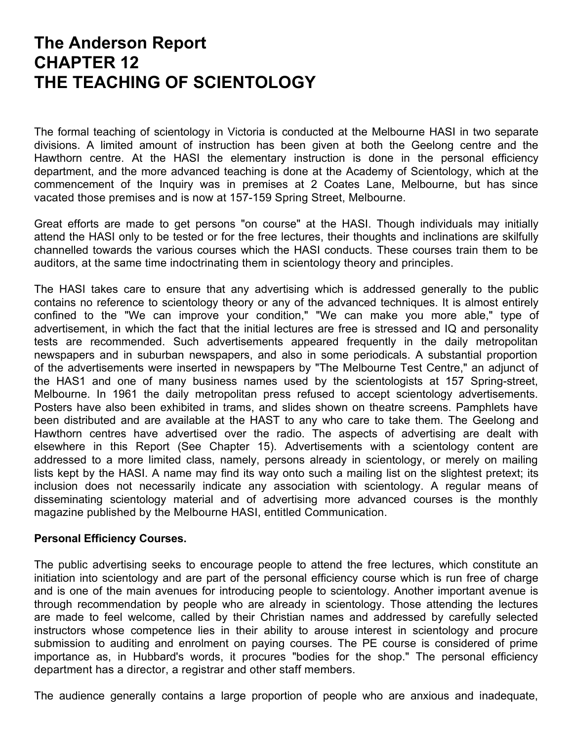# The Anderson Report
# CHAPTER 12
# THE TEACHING OF SCIENTOLOGY

The formal teaching of scientology in Victoria is conducted at the Melbourne HASI in two separate divisions. A limited amount of instruction has been given at both the Geelong centre and the Hawthorn centre. At the HASI the elementary instruction is done in the personal efficiency department, and the more advanced teaching is done at the Academy of Scientology, which at the commencement of the Inquiry was in premises at 2 Coates Lane, Melbourne, but has since vacated those premises and is now at 157-159 Spring Street, Melbourne.

Great efforts are made to get persons "on course" at the HASI. Though individuals may initially attend the HASI only to be tested or for the free lectures, their thoughts and inclinations are skilfully channelled towards the various courses which the HASI conducts. These courses train them to be auditors, at the same time indoctrinating them in scientology theory and principles.

The HASI takes care to ensure that any advertising which is addressed generally to the public contains no reference to scientology theory or any of the advanced techniques. It is almost entirely confined to the "We can improve your condition," "We can make you more able," type of advertisement, in which the fact that the initial lectures are free is stressed and IQ and personality tests are recommended. Such advertisements appeared frequently in the daily metropolitan newspapers and in suburban newspapers, and also in some periodicals. A substantial proportion of the advertisements were inserted in newspapers by "The Melbourne Test Centre," an adjunct of the HAS1 and one of many business names used by the scientologists at 157 Spring-street, Melbourne. In 1961 the daily metropolitan press refused to accept scientology advertisements. Posters have also been exhibited in trams, and slides shown on theatre screens. Pamphlets have been distributed and are available at the HAST to any who care to take them. The Geelong and Hawthorn centres have advertised over the radio. The aspects of advertising are dealt with elsewhere in this Report (See Chapter 15). Advertisements with a scientology content are addressed to a more limited class, namely, persons already in scientology, or merely on mailing lists kept by the HASI. A name may find its way onto such a mailing list on the slightest pretext; its inclusion does not necessarily indicate any association with scientology. A regular means of disseminating scientology material and of advertising more advanced courses is the monthly magazine published by the Melbourne HASI, entitled Communication.

**Personal Efficiency Courses.**

The public advertising seeks to encourage people to attend the free lectures, which constitute an initiation into scientology and are part of the personal efficiency course which is run free of charge and is one of the main avenues for introducing people to scientology. Another important avenue is through recommendation by people who are already in scientology. Those attending the lectures are made to feel welcome, called by their Christian names and addressed by carefully selected instructors whose competence lies in their ability to arouse interest in scientology and procure submission to auditing and enrolment on paying courses. The PE course is considered of prime importance as, in Hubbard's words, it procures "bodies for the shop." The personal efficiency department has a director, a registrar and other staff members.

The audience generally contains a large proportion of people who are anxious and inadequate,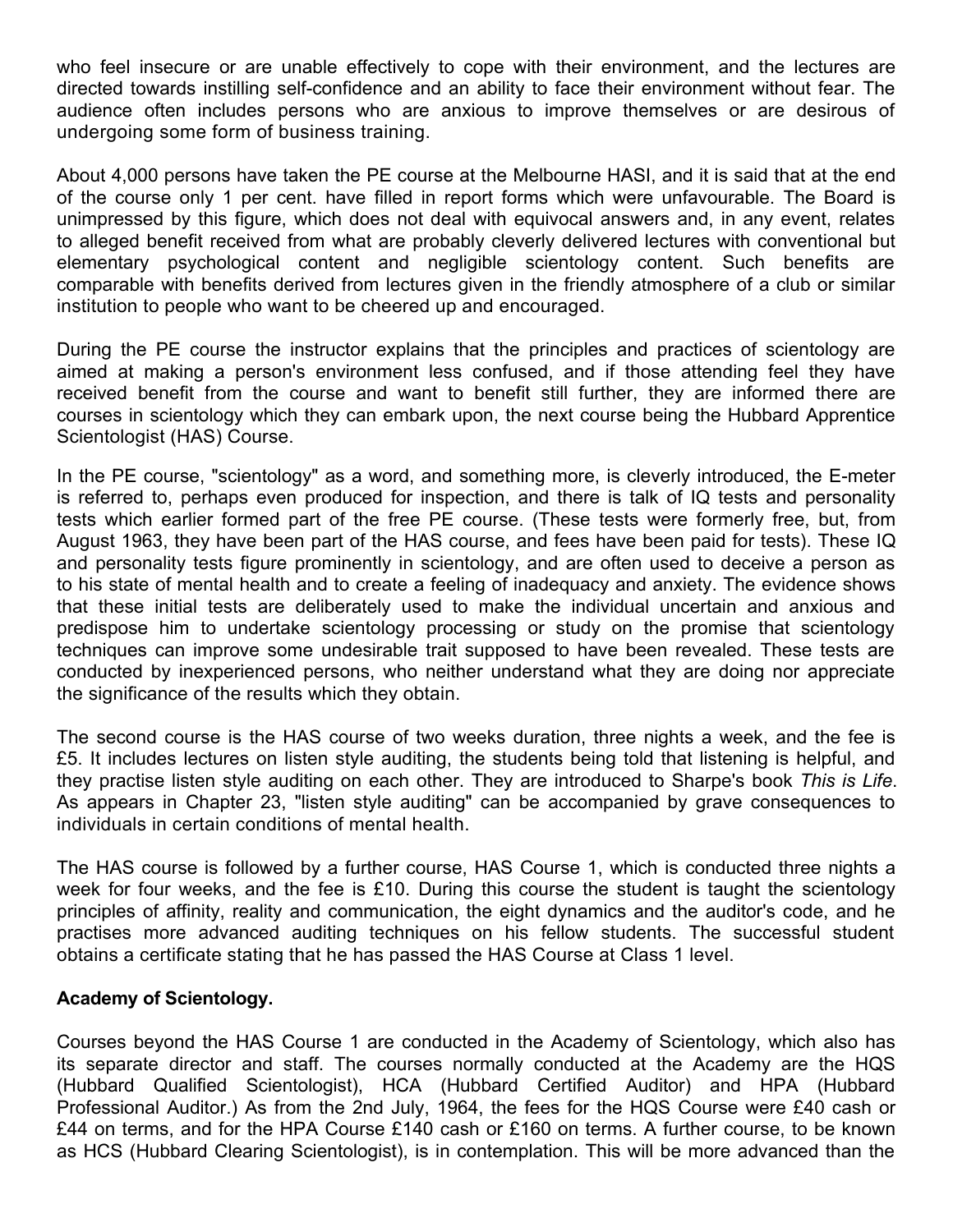who feel insecure or are unable effectively to cope with their environment, and the lectures are directed towards instilling self-confidence and an ability to face their environment without fear. The audience often includes persons who are anxious to improve themselves or are desirous of undergoing some form of business training.

About 4,000 persons have taken the PE course at the Melbourne HASI, and it is said that at the end of the course only 1 per cent. have filled in report forms which were unfavourable. The Board is unimpressed by this figure, which does not deal with equivocal answers and, in any event, relates to alleged benefit received from what are probably cleverly delivered lectures with conventional but elementary psychological content and negligible scientology content. Such benefits are comparable with benefits derived from lectures given in the friendly atmosphere of a club or similar institution to people who want to be cheered up and encouraged.

During the PE course the instructor explains that the principles and practices of scientology are aimed at making a person's environment less confused, and if those attending feel they have received benefit from the course and want to benefit still further, they are informed there are courses in scientology which they can embark upon, the next course being the Hubbard Apprentice Scientologist (HAS) Course.

In the PE course, "scientology" as a word, and something more, is cleverly introduced, the E-meter is referred to, perhaps even produced for inspection, and there is talk of IQ tests and personality tests which earlier formed part of the free PE course. (These tests were formerly free, but, from August 1963, they have been part of the HAS course, and fees have been paid for tests). These IQ and personality tests figure prominently in scientology, and are often used to deceive a person as to his state of mental health and to create a feeling of inadequacy and anxiety. The evidence shows that these initial tests are deliberately used to make the individual uncertain and anxious and predispose him to undertake scientology processing or study on the promise that scientology techniques can improve some undesirable trait supposed to have been revealed. These tests are conducted by inexperienced persons, who neither understand what they are doing nor appreciate the significance of the results which they obtain.

The second course is the HAS course of two weeks duration, three nights a week, and the fee is £5. It includes lectures on listen style auditing, the students being told that listening is helpful, and they practise listen style auditing on each other. They are introduced to Sharpe's book *This is Life*. As appears in Chapter 23, "listen style auditing" can be accompanied by grave consequences to individuals in certain conditions of mental health.

The HAS course is followed by a further course, HAS Course 1, which is conducted three nights a week for four weeks, and the fee is £10. During this course the student is taught the scientology principles of affinity, reality and communication, the eight dynamics and the auditor's code, and he practises more advanced auditing techniques on his fellow students. The successful student obtains a certificate stating that he has passed the HAS Course at Class 1 level.

**Academy of Scientology.**

Courses beyond the HAS Course 1 are conducted in the Academy of Scientology, which also has its separate director and staff. The courses normally conducted at the Academy are the HQS (Hubbard Qualified Scientologist), HCA (Hubbard Certified Auditor) and HPA (Hubbard Professional Auditor.) As from the 2nd July, 1964, the fees for the HQS Course were £40 cash or £44 on terms, and for the HPA Course £140 cash or £160 on terms. A further course, to be known as HCS (Hubbard Clearing Scientologist), is in contemplation. This will be more advanced than the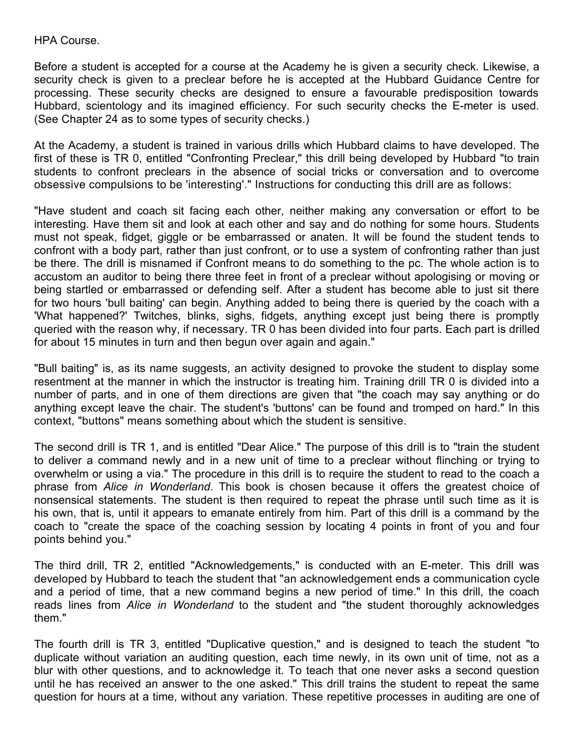HPA Course.

Before a student is accepted for a course at the Academy he is given a security check. Likewise, a security check is given to a preclear before he is accepted at the Hubbard Guidance Centre for processing. These security checks are designed to ensure a favourable predisposition towards Hubbard, scientology and its imagined efficiency. For such security checks the E-meter is used. (See Chapter 24 as to some types of security checks.)

At the Academy, a student is trained in various drills which Hubbard claims to have developed. The first of these is TR 0, entitled "Confronting Preclear," this drill being developed by Hubbard "to train students to confront preclears in the absence of social tricks or conversation and to overcome obsessive compulsions to be 'interesting'." Instructions for conducting this drill are as follows:

"Have student and coach sit facing each other, neither making any conversation or effort to be interesting. Have them sit and look at each other and say and do nothing for some hours. Students must not speak, fidget, giggle or be embarrassed or anaten. It will be found the student tends to confront with a body part, rather than just confront, or to use a system of confronting rather than just be there. The drill is misnamed if Confront means to do something to the pc. The whole action is to accustom an auditor to being there three feet in front of a preclear without apologising or moving or being startled or embarrassed or defending self. After a student has become able to just sit there for two hours 'bull baiting' can begin. Anything added to being there is queried by the coach with a 'What happened?' Twitches, blinks, sighs, fidgets, anything except just being there is promptly queried with the reason why, if necessary. TR 0 has been divided into four parts. Each part is drilled for about 15 minutes in turn and then begun over again and again."

"Bull baiting" is, as its name suggests, an activity designed to provoke the student to display some resentment at the manner in which the instructor is treating him. Training drill TR 0 is divided into a number of parts, and in one of them directions are given that "the coach may say anything or do anything except leave the chair. The student's 'buttons' can be found and tromped on hard." In this context, "buttons" means something about which the student is sensitive.

The second drill is TR 1, and is entitled "Dear Alice." The purpose of this drill is to "train the student to deliver a command newly and in a new unit of time to a preclear without flinching or trying to overwhelm or using a via." The procedure in this drill is to require the student to read to the coach a phrase from *Alice in Wonderland*. This book is chosen because it offers the greatest choice of nonsensical statements. The student is then required to repeat the phrase until such time as it is his own, that is, until it appears to emanate entirely from him. Part of this drill is a command by the coach to "create the space of the coaching session by locating 4 points in front of you and four points behind you."

The third drill, TR 2, entitled "Acknowledgements," is conducted with an E-meter. This drill was developed by Hubbard to teach the student that "an acknowledgement ends a communication cycle and a period of time, that a new command begins a new period of time." In this drill, the coach reads lines from *Alice in Wonderland* to the student and "the student thoroughly acknowledges them."

The fourth drill is TR 3, entitled "Duplicative question," and is designed to teach the student "to duplicate without variation an auditing question, each time newly, in its own unit of time, not as a blur with other questions, and to acknowledge it. To teach that one never asks a second question until he has received an answer to the one asked." This drill trains the student to repeat the same question for hours at a time, without any variation. These repetitive processes in auditing are one of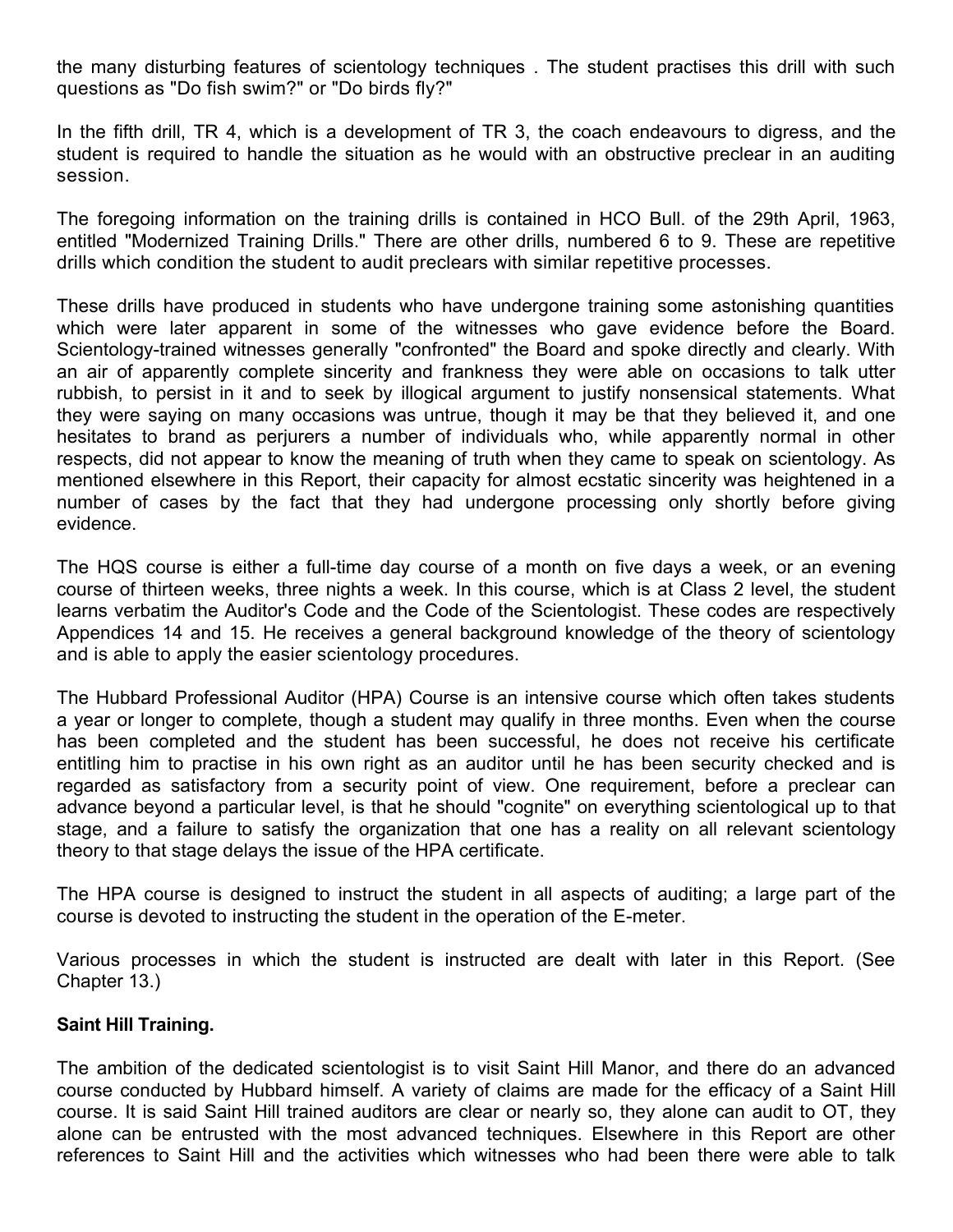the many disturbing features of scientology techniques . The student practises this drill with such questions as "Do fish swim?" or "Do birds fly?"

In the fifth drill, TR 4, which is a development of TR 3, the coach endeavours to digress, and the student is required to handle the situation as he would with an obstructive preclear in an auditing session.

The foregoing information on the training drills is contained in HCO Bull. of the 29th April, 1963, entitled "Modernized Training Drills." There are other drills, numbered 6 to 9. These are repetitive drills which condition the student to audit preclears with similar repetitive processes.

These drills have produced in students who have undergone training some astonishing quantities which were later apparent in some of the witnesses who gave evidence before the Board. Scientology-trained witnesses generally "confronted" the Board and spoke directly and clearly. With an air of apparently complete sincerity and frankness they were able on occasions to talk utter rubbish, to persist in it and to seek by illogical argument to justify nonsensical statements. What they were saying on many occasions was untrue, though it may be that they believed it, and one hesitates to brand as perjurers a number of individuals who, while apparently normal in other respects, did not appear to know the meaning of truth when they came to speak on scientology. As mentioned elsewhere in this Report, their capacity for almost ecstatic sincerity was heightened in a number of cases by the fact that they had undergone processing only shortly before giving evidence.

The HQS course is either a full-time day course of a month on five days a week, or an evening course of thirteen weeks, three nights a week. In this course, which is at Class 2 level, the student learns verbatim the Auditor's Code and the Code of the Scientologist. These codes are respectively Appendices 14 and 15. He receives a general background knowledge of the theory of scientology and is able to apply the easier scientology procedures.

The Hubbard Professional Auditor (HPA) Course is an intensive course which often takes students a year or longer to complete, though a student may qualify in three months. Even when the course has been completed and the student has been successful, he does not receive his certificate entitling him to practise in his own right as an auditor until he has been security checked and is regarded as satisfactory from a security point of view. One requirement, before a preclear can advance beyond a particular level, is that he should "cognite" on everything scientological up to that stage, and a failure to satisfy the organization that one has a reality on all relevant scientology theory to that stage delays the issue of the HPA certificate.

The HPA course is designed to instruct the student in all aspects of auditing; a large part of the course is devoted to instructing the student in the operation of the E-meter.

Various processes in which the student is instructed are dealt with later in this Report. (See Chapter 13.)

**Saint Hill Training.**

The ambition of the dedicated scientologist is to visit Saint Hill Manor, and there do an advanced course conducted by Hubbard himself. A variety of claims are made for the efficacy of a Saint Hill course. It is said Saint Hill trained auditors are clear or nearly so, they alone can audit to OT, they alone can be entrusted with the most advanced techniques. Elsewhere in this Report are other references to Saint Hill and the activities which witnesses who had been there were able to talk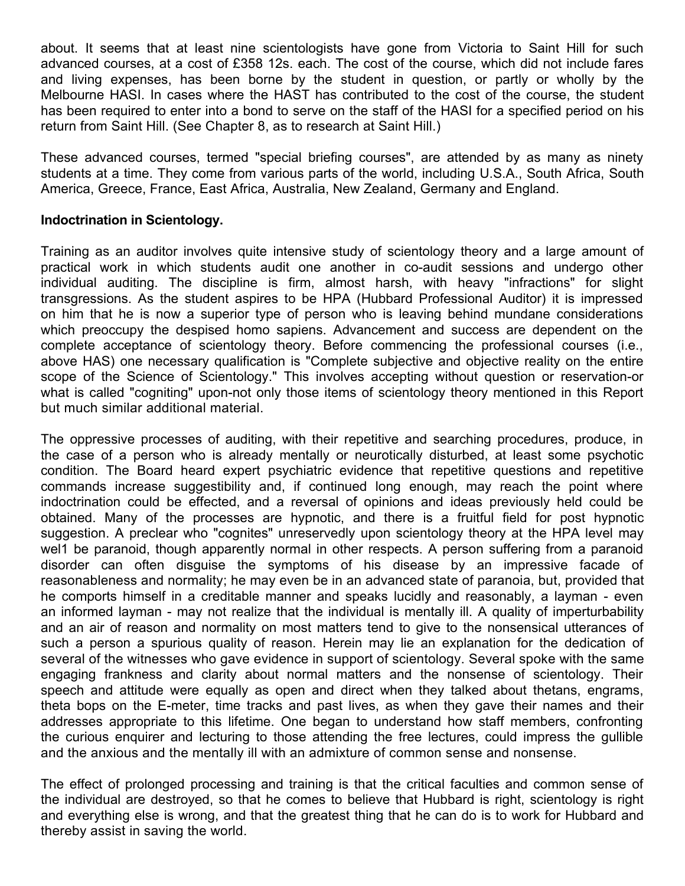about. It seems that at least nine scientologists have gone from Victoria to Saint Hill for such advanced courses, at a cost of £358 12s. each. The cost of the course, which did not include fares and living expenses, has been borne by the student in question, or partly or wholly by the Melbourne HASI. In cases where the HAST has contributed to the cost of the course, the student has been required to enter into a bond to serve on the staff of the HASI for a specified period on his return from Saint Hill. (See Chapter 8, as to research at Saint Hill.)

These advanced courses, termed "special briefing courses", are attended by as many as ninety students at a time. They come from various parts of the world, including U.S.A., South Africa, South America, Greece, France, East Africa, Australia, New Zealand, Germany and England.

**Indoctrination in Scientology.**

Training as an auditor involves quite intensive study of scientology theory and a large amount of practical work in which students audit one another in co-audit sessions and undergo other individual auditing. The discipline is firm, almost harsh, with heavy "infractions" for slight transgressions. As the student aspires to be HPA (Hubbard Professional Auditor) it is impressed on him that he is now a superior type of person who is leaving behind mundane considerations which preoccupy the despised homo sapiens. Advancement and success are dependent on the complete acceptance of scientology theory. Before commencing the professional courses (i.e., above HAS) one necessary qualification is "Complete subjective and objective reality on the entire scope of the Science of Scientology." This involves accepting without question or reservation-or what is called "cogniting" upon-not only those items of scientology theory mentioned in this Report but much similar additional material.

The oppressive processes of auditing, with their repetitive and searching procedures, produce, in the case of a person who is already mentally or neurotically disturbed, at least some psychotic condition. The Board heard expert psychiatric evidence that repetitive questions and repetitive commands increase suggestibility and, if continued long enough, may reach the point where indoctrination could be effected, and a reversal of opinions and ideas previously held could be obtained. Many of the processes are hypnotic, and there is a fruitful field for post hypnotic suggestion. A preclear who "cognites" unreservedly upon scientology theory at the HPA level may wel1 be paranoid, though apparently normal in other respects. A person suffering from a paranoid disorder can often disguise the symptoms of his disease by an impressive facade of reasonableness and normality; he may even be in an advanced state of paranoia, but, provided that he comports himself in a creditable manner and speaks lucidly and reasonably, a layman - even an informed layman - may not realize that the individual is mentally ill. A quality of imperturbability and an air of reason and normality on most matters tend to give to the nonsensical utterances of such a person a spurious quality of reason. Herein may lie an explanation for the dedication of several of the witnesses who gave evidence in support of scientology. Several spoke with the same engaging frankness and clarity about normal matters and the nonsense of scientology. Their speech and attitude were equally as open and direct when they talked about thetans, engrams, theta bops on the E-meter, time tracks and past lives, as when they gave their names and their addresses appropriate to this lifetime. One began to understand how staff members, confronting the curious enquirer and lecturing to those attending the free lectures, could impress the gullible and the anxious and the mentally ill with an admixture of common sense and nonsense.

The effect of prolonged processing and training is that the critical faculties and common sense of the individual are destroyed, so that he comes to believe that Hubbard is right, scientology is right and everything else is wrong, and that the greatest thing that he can do is to work for Hubbard and thereby assist in saving the world.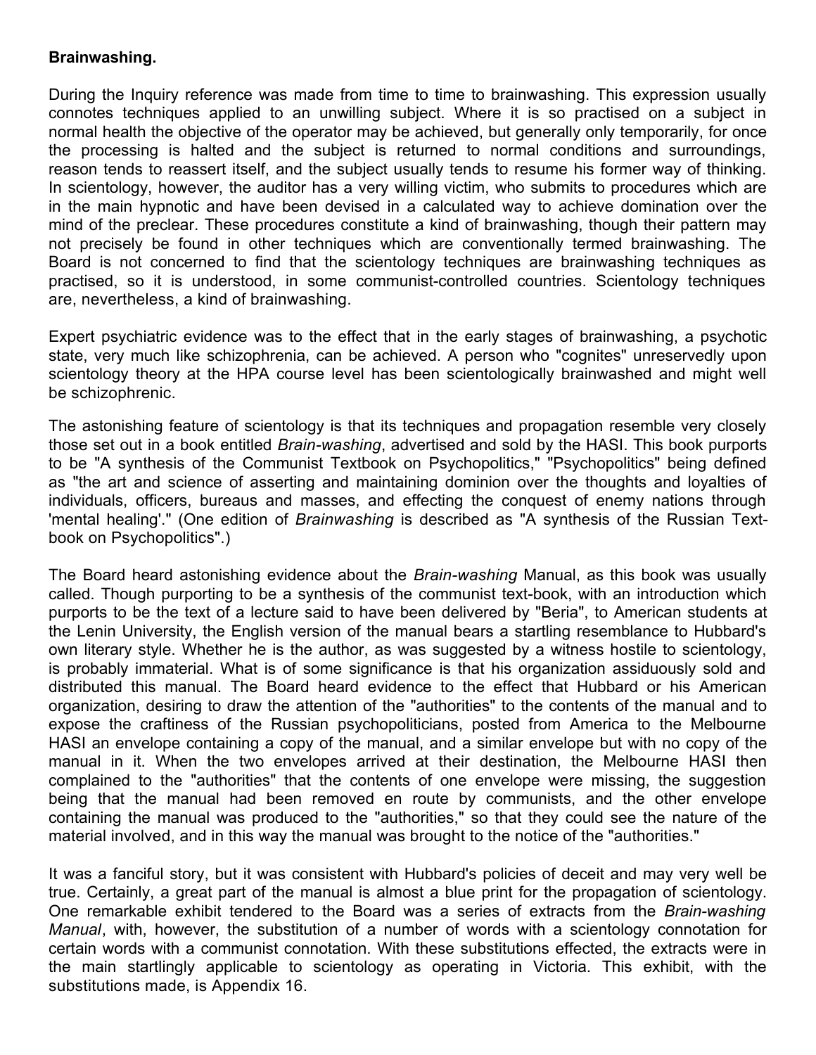**Brainwashing.**

During the Inquiry reference was made from time to time to brainwashing. This expression usually connotes techniques applied to an unwilling subject. Where it is so practised on a subject in normal health the objective of the operator may be achieved, but generally only temporarily, for once the processing is halted and the subject is returned to normal conditions and surroundings, reason tends to reassert itself, and the subject usually tends to resume his former way of thinking. In scientology, however, the auditor has a very willing victim, who submits to procedures which are in the main hypnotic and have been devised in a calculated way to achieve domination over the mind of the preclear. These procedures constitute a kind of brainwashing, though their pattern may not precisely be found in other techniques which are conventionally termed brainwashing. The Board is not concerned to find that the scientology techniques are brainwashing techniques as practised, so it is understood, in some communist-controlled countries. Scientology techniques are, nevertheless, a kind of brainwashing.

Expert psychiatric evidence was to the effect that in the early stages of brainwashing, a psychotic state, very much like schizophrenia, can be achieved. A person who "cognites" unreservedly upon scientology theory at the HPA course level has been scientologically brainwashed and might well be schizophrenic.

The astonishing feature of scientology is that its techniques and propagation resemble very closely those set out in a book entitled *Brain-washing*, advertised and sold by the HASI. This book purports to be "A synthesis of the Communist Textbook on Psychopolitics," "Psychopolitics" being defined as "the art and science of asserting and maintaining dominion over the thoughts and loyalties of individuals, officers, bureaus and masses, and effecting the conquest of enemy nations through 'mental healing'." (One edition of *Brainwashing* is described as "A synthesis of the Russian Text-book on Psychopolitics".)

The Board heard astonishing evidence about the *Brain-washing* Manual, as this book was usually called. Though purporting to be a synthesis of the communist text-book, with an introduction which purports to be the text of a lecture said to have been delivered by "Beria", to American students at the Lenin University, the English version of the manual bears a startling resemblance to Hubbard's own literary style. Whether he is the author, as was suggested by a witness hostile to scientology, is probably immaterial. What is of some significance is that his organization assiduously sold and distributed this manual. The Board heard evidence to the effect that Hubbard or his American organization, desiring to draw the attention of the "authorities" to the contents of the manual and to expose the craftiness of the Russian psychopoliticians, posted from America to the Melbourne HASI an envelope containing a copy of the manual, and a similar envelope but with no copy of the manual in it. When the two envelopes arrived at their destination, the Melbourne HASI then complained to the "authorities" that the contents of one envelope were missing, the suggestion being that the manual had been removed en route by communists, and the other envelope containing the manual was produced to the "authorities," so that they could see the nature of the material involved, and in this way the manual was brought to the notice of the "authorities."

It was a fanciful story, but it was consistent with Hubbard's policies of deceit and may very well be true. Certainly, a great part of the manual is almost a blue print for the propagation of scientology. One remarkable exhibit tendered to the Board was a series of extracts from the *Brain-washing Manual*, with, however, the substitution of a number of words with a scientology connotation for certain words with a communist connotation. With these substitutions effected, the extracts were in the main startlingly applicable to scientology as operating in Victoria. This exhibit, with the substitutions made, is Appendix 16.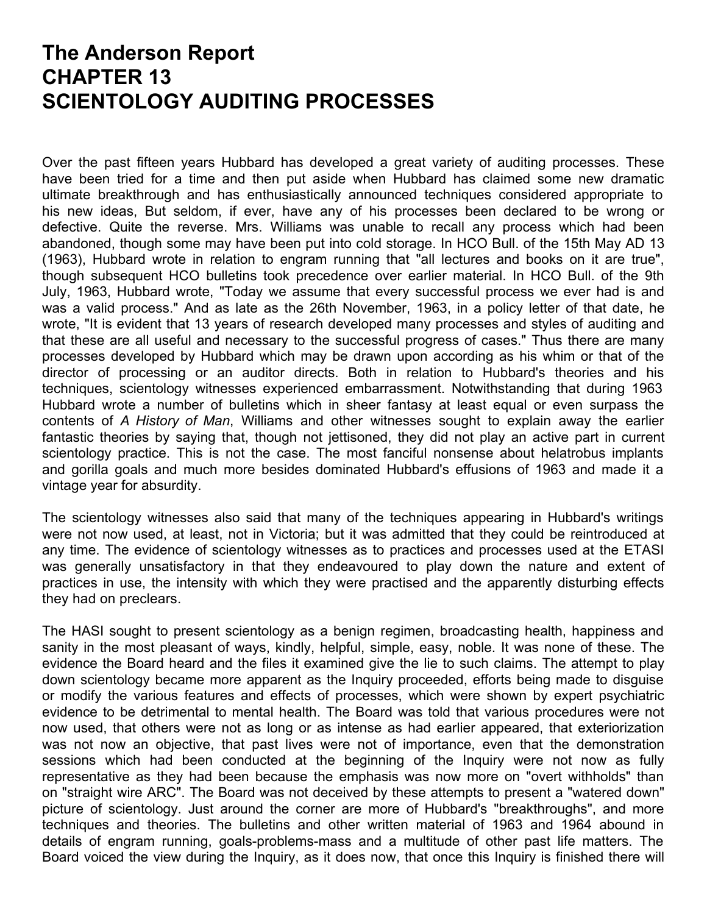# The Anderson Report
# CHAPTER 13
# SCIENTOLOGY AUDITING PROCESSES

Over the past fifteen years Hubbard has developed a great variety of auditing processes. These have been tried for a time and then put aside when Hubbard has claimed some new dramatic ultimate breakthrough and has enthusiastically announced techniques considered appropriate to his new ideas, But seldom, if ever, have any of his processes been declared to be wrong or defective. Quite the reverse. Mrs. Williams was unable to recall any process which had been abandoned, though some may have been put into cold storage. In HCO Bull. of the 15th May AD 13 (1963), Hubbard wrote in relation to engram running that "all lectures and books on it are true", though subsequent HCO bulletins took precedence over earlier material. In HCO Bull. of the 9th July, 1963, Hubbard wrote, "Today we assume that every successful process we ever had is and was a valid process." And as late as the 26th November, 1963, in a policy letter of that date, he wrote, "It is evident that 13 years of research developed many processes and styles of auditing and that these are all useful and necessary to the successful progress of cases." Thus there are many processes developed by Hubbard which may be drawn upon according as his whim or that of the director of processing or an auditor directs. Both in relation to Hubbard's theories and his techniques, scientology witnesses experienced embarrassment. Notwithstanding that during 1963 Hubbard wrote a number of bulletins which in sheer fantasy at least equal or even surpass the contents of *A History of Man*, Williams and other witnesses sought to explain away the earlier fantastic theories by saying that, though not jettisoned, they did not play an active part in current scientology practice. This is not the case. The most fanciful nonsense about helatrobus implants and gorilla goals and much more besides dominated Hubbard's effusions of 1963 and made it a vintage year for absurdity.

The scientology witnesses also said that many of the techniques appearing in Hubbard's writings were not now used, at least, not in Victoria; but it was admitted that they could be reintroduced at any time. The evidence of scientology witnesses as to practices and processes used at the ETASI was generally unsatisfactory in that they endeavoured to play down the nature and extent of practices in use, the intensity with which they were practised and the apparently disturbing effects they had on preclears.

The HASI sought to present scientology as a benign regimen, broadcasting health, happiness and sanity in the most pleasant of ways, kindly, helpful, simple, easy, noble. It was none of these. The evidence the Board heard and the files it examined give the lie to such claims. The attempt to play down scientology became more apparent as the Inquiry proceeded, efforts being made to disguise or modify the various features and effects of processes, which were shown by expert psychiatric evidence to be detrimental to mental health. The Board was told that various procedures were not now used, that others were not as long or as intense as had earlier appeared, that exteriorization was not now an objective, that past lives were not of importance, even that the demonstration sessions which had been conducted at the beginning of the Inquiry were not now as fully representative as they had been because the emphasis was now more on "overt withholds" than on "straight wire ARC". The Board was not deceived by these attempts to present a "watered down" picture of scientology. Just around the corner are more of Hubbard's "breakthroughs", and more techniques and theories. The bulletins and other written material of 1963 and 1964 abound in details of engram running, goals-problems-mass and a multitude of other past life matters. The Board voiced the view during the Inquiry, as it does now, that once this Inquiry is finished there will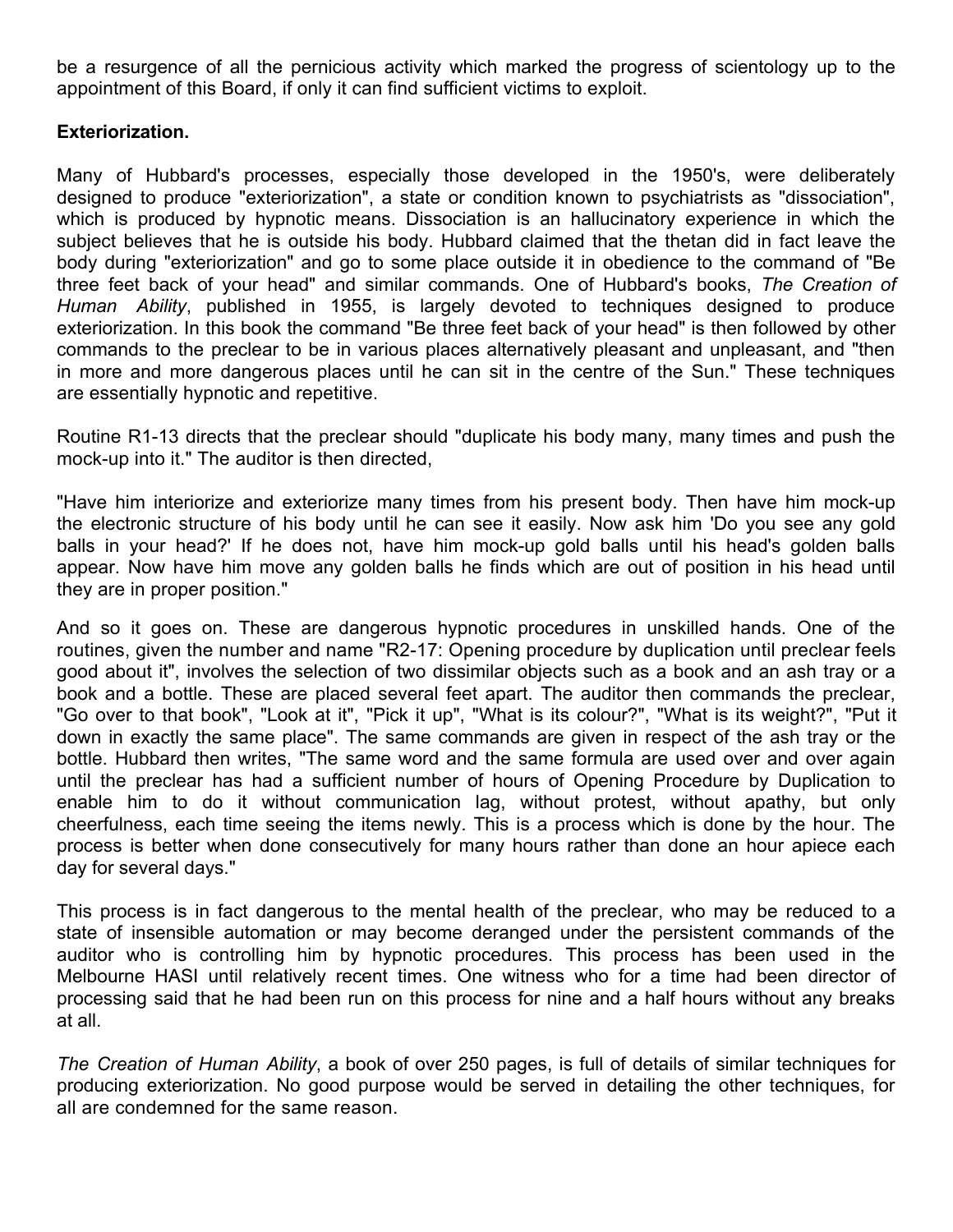be a resurgence of all the pernicious activity which marked the progress of scientology up to the appointment of this Board, if only it can find sufficient victims to exploit.

**Exteriorization.**

Many of Hubbard's processes, especially those developed in the 1950's, were deliberately designed to produce "exteriorization", a state or condition known to psychiatrists as "dissociation", which is produced by hypnotic means. Dissociation is an hallucinatory experience in which the subject believes that he is outside his body. Hubbard claimed that the thetan did in fact leave the body during "exteriorization" and go to some place outside it in obedience to the command of "Be three feet back of your head" and similar commands. One of Hubbard's books, *The Creation of Human Ability*, published in 1955, is largely devoted to techniques designed to produce exteriorization. In this book the command "Be three feet back of your head" is then followed by other commands to the preclear to be in various places alternatively pleasant and unpleasant, and "then in more and more dangerous places until he can sit in the centre of the Sun." These techniques are essentially hypnotic and repetitive.

Routine R1-13 directs that the preclear should "duplicate his body many, many times and push the mock-up into it." The auditor is then directed,

"Have him interiorize and exteriorize many times from his present body. Then have him mock-up the electronic structure of his body until he can see it easily. Now ask him 'Do you see any gold balls in your head?' If he does not, have him mock-up gold balls until his head's golden balls appear. Now have him move any golden balls he finds which are out of position in his head until they are in proper position."

And so it goes on. These are dangerous hypnotic procedures in unskilled hands. One of the routines, given the number and name "R2-17: Opening procedure by duplication until preclear feels good about it", involves the selection of two dissimilar objects such as a book and an ash tray or a book and a bottle. These are placed several feet apart. The auditor then commands the preclear, "Go over to that book", "Look at it", "Pick it up", "What is its colour?", "What is its weight?", "Put it down in exactly the same place". The same commands are given in respect of the ash tray or the bottle. Hubbard then writes, "The same word and the same formula are used over and over again until the preclear has had a sufficient number of hours of Opening Procedure by Duplication to enable him to do it without communication lag, without protest, without apathy, but only cheerfulness, each time seeing the items newly. This is a process which is done by the hour. The process is better when done consecutively for many hours rather than done an hour apiece each day for several days."

This process is in fact dangerous to the mental health of the preclear, who may be reduced to a state of insensible automation or may become deranged under the persistent commands of the auditor who is controlling him by hypnotic procedures. This process has been used in the Melbourne HASI until relatively recent times. One witness who for a time had been director of processing said that he had been run on this process for nine and a half hours without any breaks at all.

*The Creation of Human Ability*, a book of over 250 pages, is full of details of similar techniques for producing exteriorization. No good purpose would be served in detailing the other techniques, for all are condemned for the same reason.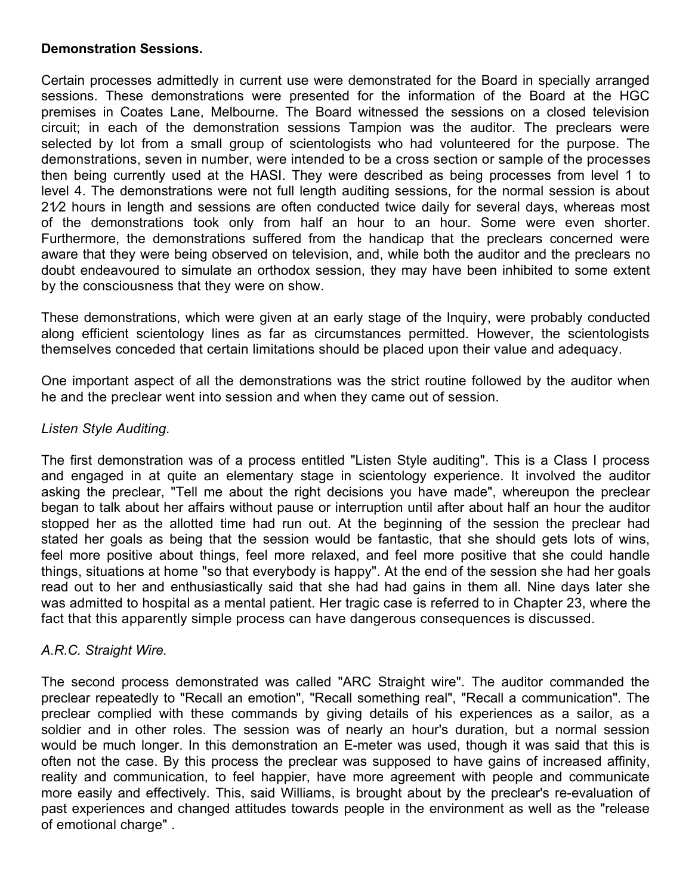**Demonstration Sessions.**

Certain processes admittedly in current use were demonstrated for the Board in specially arranged sessions. These demonstrations were presented for the information of the Board at the HGC premises in Coates Lane, Melbourne. The Board witnessed the sessions on a closed television circuit; in each of the demonstration sessions Tampion was the auditor. The preclears were selected by lot from a small group of scientologists who had volunteered for the purpose. The demonstrations, seven in number, were intended to be a cross section or sample of the processes then being currently used at the HASI. They were described as being processes from level 1 to level 4. The demonstrations were not full length auditing sessions, for the normal session is about 2½ hours in length and sessions are often conducted twice daily for several days, whereas most of the demonstrations took only from half an hour to an hour. Some were even shorter. Furthermore, the demonstrations suffered from the handicap that the preclears concerned were aware that they were being observed on television, and, while both the auditor and the preclears no doubt endeavoured to simulate an orthodox session, they may have been inhibited to some extent by the consciousness that they were on show.

These demonstrations, which were given at an early stage of the Inquiry, were probably conducted along efficient scientology lines as far as circumstances permitted. However, the scientologists themselves conceded that certain limitations should be placed upon their value and adequacy.

One important aspect of all the demonstrations was the strict routine followed by the auditor when he and the preclear went into session and when they came out of session.

*Listen Style Auditing.*

The first demonstration was of a process entitled "Listen Style auditing". This is a Class I process and engaged in at quite an elementary stage in scientology experience. It involved the auditor asking the preclear, "Tell me about the right decisions you have made", whereupon the preclear began to talk about her affairs without pause or interruption until after about half an hour the auditor stopped her as the allotted time had run out. At the beginning of the session the preclear had stated her goals as being that the session would be fantastic, that she should gets lots of wins, feel more positive about things, feel more relaxed, and feel more positive that she could handle things, situations at home "so that everybody is happy". At the end of the session she had her goals read out to her and enthusiastically said that she had had gains in them all. Nine days later she was admitted to hospital as a mental patient. Her tragic case is referred to in Chapter 23, where the fact that this apparently simple process can have dangerous consequences is discussed.

*A.R.C. Straight Wire.*

The second process demonstrated was called "ARC Straight wire". The auditor commanded the preclear repeatedly to "Recall an emotion", "Recall something real", "Recall a communication". The preclear complied with these commands by giving details of his experiences as a sailor, as a soldier and in other roles. The session was of nearly an hour's duration, but a normal session would be much longer. In this demonstration an E-meter was used, though it was said that this is often not the case. By this process the preclear was supposed to have gains of increased affinity, reality and communication, to feel happier, have more agreement with people and communicate more easily and effectively. This, said Williams, is brought about by the preclear's re-evaluation of past experiences and changed attitudes towards people in the environment as well as the "release of emotional charge" .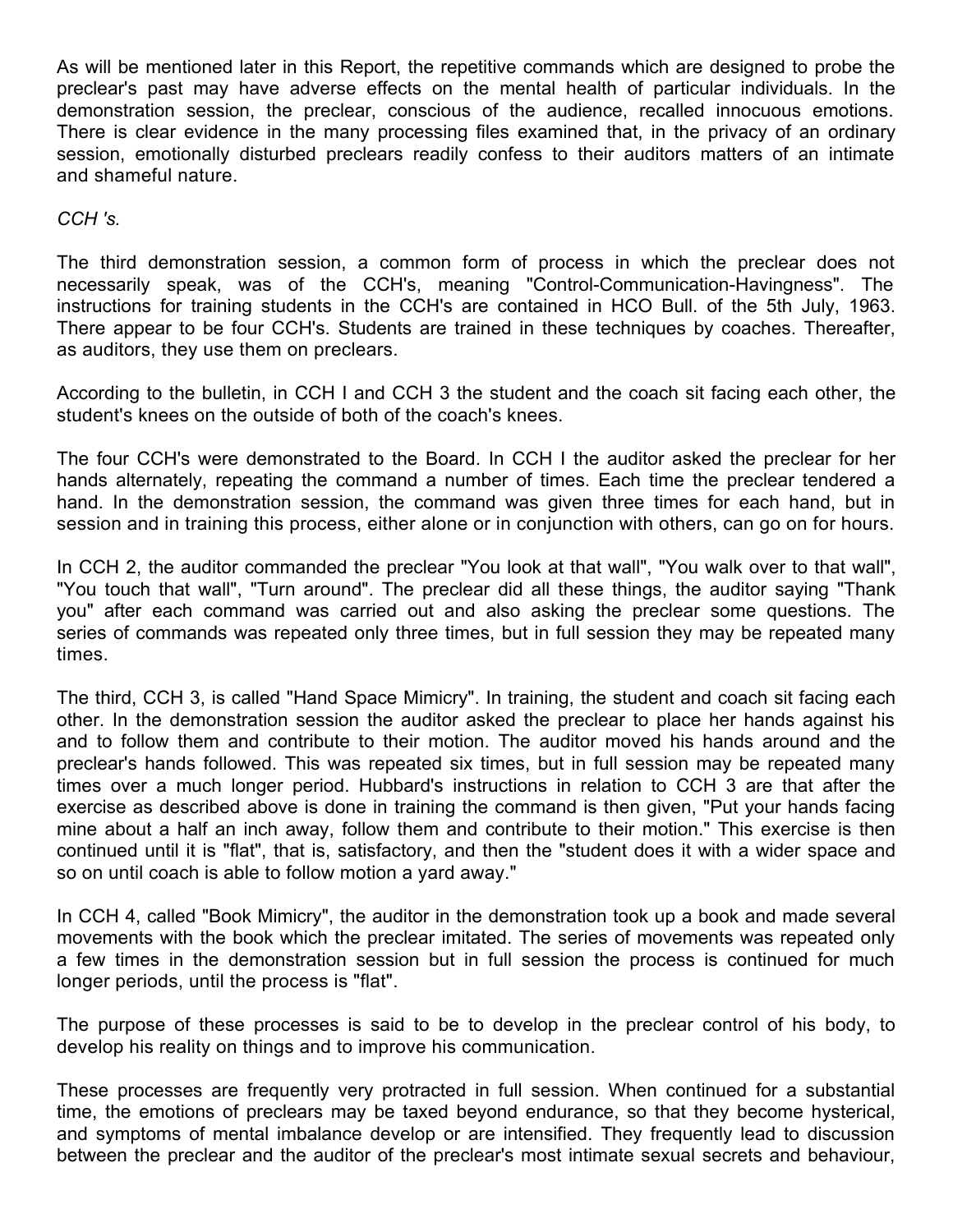As will be mentioned later in this Report, the repetitive commands which are designed to probe the preclear's past may have adverse effects on the mental health of particular individuals. In the demonstration session, the preclear, conscious of the audience, recalled innocuous emotions. There is clear evidence in the many processing files examined that, in the privacy of an ordinary session, emotionally disturbed preclears readily confess to their auditors matters of an intimate and shameful nature.

*CCH 's.*

The third demonstration session, a common form of process in which the preclear does not necessarily speak, was of the CCH's, meaning "Control-Communication-Havingness". The instructions for training students in the CCH's are contained in HCO Bull. of the 5th July, 1963. There appear to be four CCH's. Students are trained in these techniques by coaches. Thereafter, as auditors, they use them on preclears.

According to the bulletin, in CCH I and CCH 3 the student and the coach sit facing each other, the student's knees on the outside of both of the coach's knees.

The four CCH's were demonstrated to the Board. In CCH I the auditor asked the preclear for her hands alternately, repeating the command a number of times. Each time the preclear tendered a hand. In the demonstration session, the command was given three times for each hand, but in session and in training this process, either alone or in conjunction with others, can go on for hours.

In CCH 2, the auditor commanded the preclear "You look at that wall", "You walk over to that wall", "You touch that wall", "Turn around". The preclear did all these things, the auditor saying "Thank you" after each command was carried out and also asking the preclear some questions. The series of commands was repeated only three times, but in full session they may be repeated many times.

The third, CCH 3, is called "Hand Space Mimicry". In training, the student and coach sit facing each other. In the demonstration session the auditor asked the preclear to place her hands against his and to follow them and contribute to their motion. The auditor moved his hands around and the preclear's hands followed. This was repeated six times, but in full session may be repeated many times over a much longer period. Hubbard's instructions in relation to CCH 3 are that after the exercise as described above is done in training the command is then given, "Put your hands facing mine about a half an inch away, follow them and contribute to their motion." This exercise is then continued until it is "flat", that is, satisfactory, and then the "student does it with a wider space and so on until coach is able to follow motion a yard away."

In CCH 4, called "Book Mimicry", the auditor in the demonstration took up a book and made several movements with the book which the preclear imitated. The series of movements was repeated only a few times in the demonstration session but in full session the process is continued for much longer periods, until the process is "flat".

The purpose of these processes is said to be to develop in the preclear control of his body, to develop his reality on things and to improve his communication.

These processes are frequently very protracted in full session. When continued for a substantial time, the emotions of preclears may be taxed beyond endurance, so that they become hysterical, and symptoms of mental imbalance develop or are intensified. They frequently lead to discussion between the preclear and the auditor of the preclear's most intimate sexual secrets and behaviour,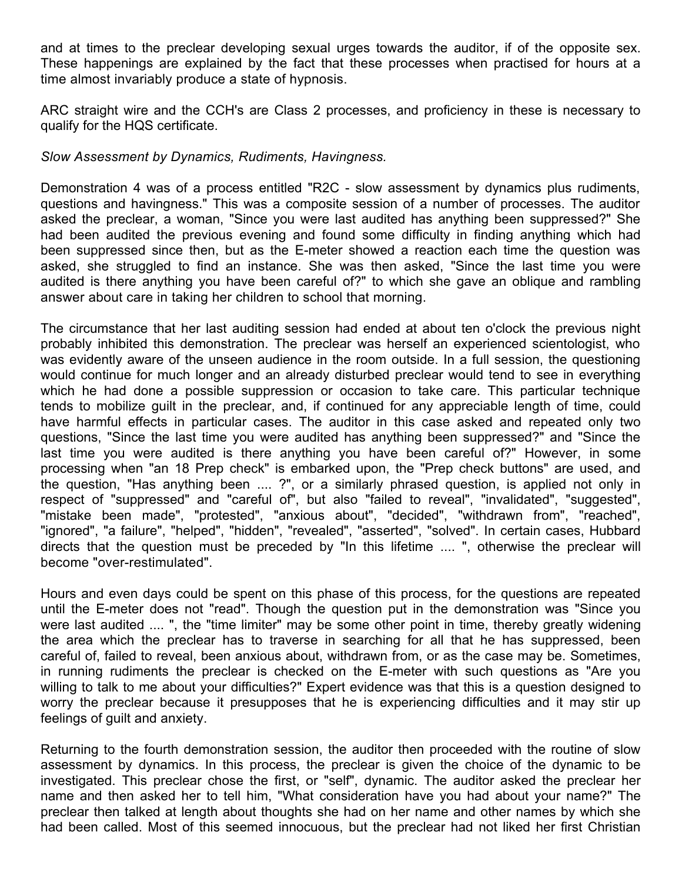and at times to the preclear developing sexual urges towards the auditor, if of the opposite sex. These happenings are explained by the fact that these processes when practised for hours at a time almost invariably produce a state of hypnosis.

ARC straight wire and the CCH's are Class 2 processes, and proficiency in these is necessary to qualify for the HQS certificate.

*Slow Assessment by Dynamics, Rudiments, Havingness.*

Demonstration 4 was of a process entitled "R2C - slow assessment by dynamics plus rudiments, questions and havingness." This was a composite session of a number of processes. The auditor asked the preclear, a woman, "Since you were last audited has anything been suppressed?" She had been audited the previous evening and found some difficulty in finding anything which had been suppressed since then, but as the E-meter showed a reaction each time the question was asked, she struggled to find an instance. She was then asked, "Since the last time you were audited is there anything you have been careful of?" to which she gave an oblique and rambling answer about care in taking her children to school that morning.

The circumstance that her last auditing session had ended at about ten o'clock the previous night probably inhibited this demonstration. The preclear was herself an experienced scientologist, who was evidently aware of the unseen audience in the room outside. In a full session, the questioning would continue for much longer and an already disturbed preclear would tend to see in everything which he had done a possible suppression or occasion to take care. This particular technique tends to mobilize guilt in the preclear, and, if continued for any appreciable length of time, could have harmful effects in particular cases. The auditor in this case asked and repeated only two questions, "Since the last time you were audited has anything been suppressed?" and "Since the last time you were audited is there anything you have been careful of?" However, in some processing when "an 18 Prep check" is embarked upon, the "Prep check buttons" are used, and the question, "Has anything been .... ?", or a similarly phrased question, is applied not only in respect of "suppressed" and "careful of", but also "failed to reveal", "invalidated", "suggested", "mistake been made", "protested", "anxious about", "decided", "withdrawn from", "reached", "ignored", "a failure", "helped", "hidden", "revealed", "asserted", "solved". In certain cases, Hubbard directs that the question must be preceded by "In this lifetime .... ", otherwise the preclear will become "over-restimulated".

Hours and even days could be spent on this phase of this process, for the questions are repeated until the E-meter does not "read". Though the question put in the demonstration was "Since you were last audited .... ", the "time limiter" may be some other point in time, thereby greatly widening the area which the preclear has to traverse in searching for all that he has suppressed, been careful of, failed to reveal, been anxious about, withdrawn from, or as the case may be. Sometimes, in running rudiments the preclear is checked on the E-meter with such questions as "Are you willing to talk to me about your difficulties?" Expert evidence was that this is a question designed to worry the preclear because it presupposes that he is experiencing difficulties and it may stir up feelings of guilt and anxiety.

Returning to the fourth demonstration session, the auditor then proceeded with the routine of slow assessment by dynamics. In this process, the preclear is given the choice of the dynamic to be investigated. This preclear chose the first, or "self", dynamic. The auditor asked the preclear her name and then asked her to tell him, "What consideration have you had about your name?" The preclear then talked at length about thoughts she had on her name and other names by which she had been called. Most of this seemed innocuous, but the preclear had not liked her first Christian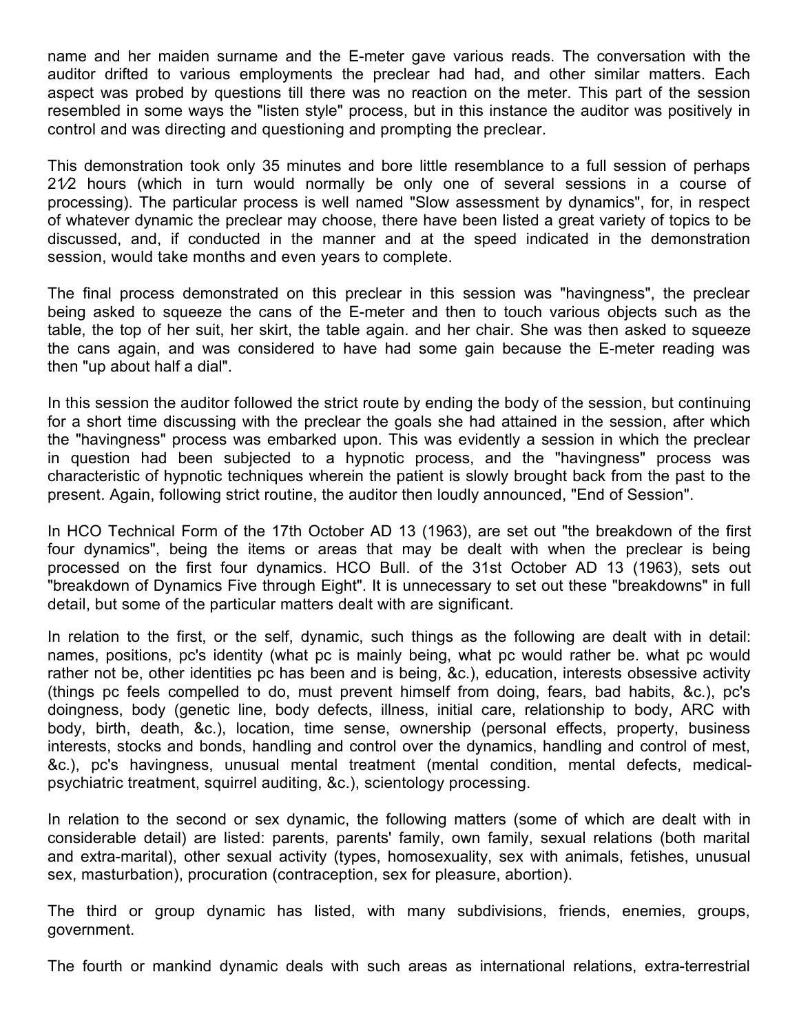name and her maiden surname and the E-meter gave various reads. The conversation with the auditor drifted to various employments the preclear had had, and other similar matters. Each aspect was probed by questions till there was no reaction on the meter. This part of the session resembled in some ways the "listen style" process, but in this instance the auditor was positively in control and was directing and questioning and prompting the preclear.

This demonstration took only 35 minutes and bore little resemblance to a full session of perhaps 2½ hours (which in turn would normally be only one of several sessions in a course of processing). The particular process is well named "Slow assessment by dynamics", for, in respect of whatever dynamic the preclear may choose, there have been listed a great variety of topics to be discussed, and, if conducted in the manner and at the speed indicated in the demonstration session, would take months and even years to complete.

The final process demonstrated on this preclear in this session was "havingness", the preclear being asked to squeeze the cans of the E-meter and then to touch various objects such as the table, the top of her suit, her skirt, the table again. and her chair. She was then asked to squeeze the cans again, and was considered to have had some gain because the E-meter reading was then "up about half a dial".

In this session the auditor followed the strict route by ending the body of the session, but continuing for a short time discussing with the preclear the goals she had attained in the session, after which the "havingness" process was embarked upon. This was evidently a session in which the preclear in question had been subjected to a hypnotic process, and the "havingness" process was characteristic of hypnotic techniques wherein the patient is slowly brought back from the past to the present. Again, following strict routine, the auditor then loudly announced, "End of Session".

In HCO Technical Form of the 17th October AD 13 (1963), are set out "the breakdown of the first four dynamics", being the items or areas that may be dealt with when the preclear is being processed on the first four dynamics. HCO Bull. of the 31st October AD 13 (1963), sets out "breakdown of Dynamics Five through Eight". It is unnecessary to set out these "breakdowns" in full detail, but some of the particular matters dealt with are significant.

In relation to the first, or the self, dynamic, such things as the following are dealt with in detail: names, positions, pc's identity (what pc is mainly being, what pc would rather be. what pc would rather not be, other identities pc has been and is being, &c.), education, interests obsessive activity (things pc feels compelled to do, must prevent himself from doing, fears, bad habits, &c.), pc's doingness, body (genetic line, body defects, illness, initial care, relationship to body, ARC with body, birth, death, &c.), location, time sense, ownership (personal effects, property, business interests, stocks and bonds, handling and control over the dynamics, handling and control of mest, &c.), pc's havingness, unusual mental treatment (mental condition, mental defects, medical-psychiatric treatment, squirrel auditing, &c.), scientology processing.

In relation to the second or sex dynamic, the following matters (some of which are dealt with in considerable detail) are listed: parents, parents' family, own family, sexual relations (both marital and extra-marital), other sexual activity (types, homosexuality, sex with animals, fetishes, unusual sex, masturbation), procuration (contraception, sex for pleasure, abortion).

The third or group dynamic has listed, with many subdivisions, friends, enemies, groups, government.

The fourth or mankind dynamic deals with such areas as international relations, extra-terrestrial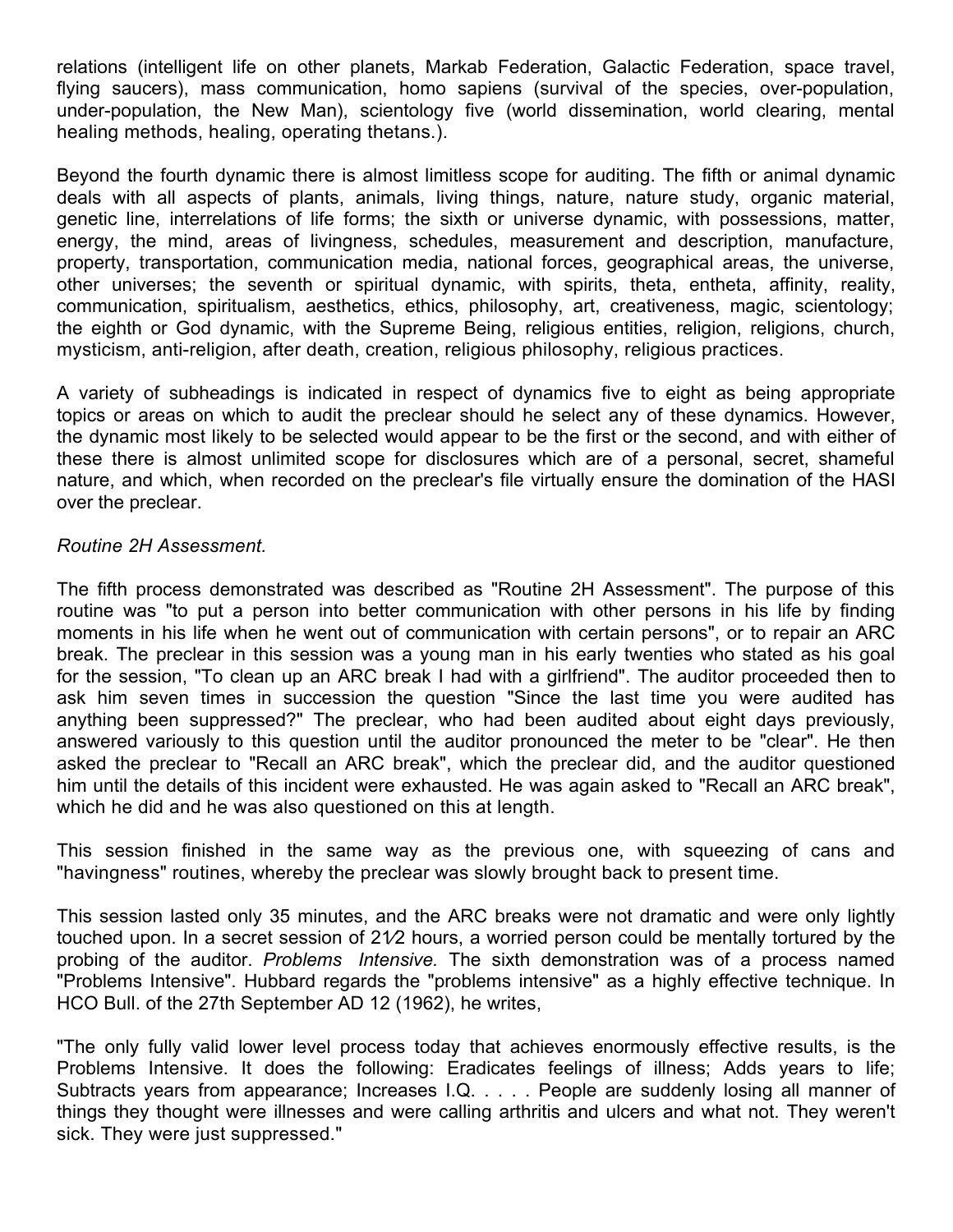relations (intelligent life on other planets, Markab Federation, Galactic Federation, space travel, flying saucers), mass communication, homo sapiens (survival of the species, over-population, under-population, the New Man), scientology five (world dissemination, world clearing, mental healing methods, healing, operating thetans.).

Beyond the fourth dynamic there is almost limitless scope for auditing. The fifth or animal dynamic deals with all aspects of plants, animals, living things, nature, nature study, organic material, genetic line, interrelations of life forms; the sixth or universe dynamic, with possessions, matter, energy, the mind, areas of livingness, schedules, measurement and description, manufacture, property, transportation, communication media, national forces, geographical areas, the universe, other universes; the seventh or spiritual dynamic, with spirits, theta, entheta, affinity, reality, communication, spiritualism, aesthetics, ethics, philosophy, art, creativeness, magic, scientology; the eighth or God dynamic, with the Supreme Being, religious entities, religion, religions, church, mysticism, anti-religion, after death, creation, religious philosophy, religious practices.

A variety of subheadings is indicated in respect of dynamics five to eight as being appropriate topics or areas on which to audit the preclear should he select any of these dynamics. However, the dynamic most likely to be selected would appear to be the first or the second, and with either of these there is almost unlimited scope for disclosures which are of a personal, secret, shameful nature, and which, when recorded on the preclear's file virtually ensure the domination of the HASI over the preclear.

*Routine 2H Assessment.*

The fifth process demonstrated was described as "Routine 2H Assessment". The purpose of this routine was "to put a person into better communication with other persons in his life by finding moments in his life when he went out of communication with certain persons", or to repair an ARC break. The preclear in this session was a young man in his early twenties who stated as his goal for the session, "To clean up an ARC break I had with a girlfriend". The auditor proceeded then to ask him seven times in succession the question "Since the last time you were audited has anything been suppressed?" The preclear, who had been audited about eight days previously, answered variously to this question until the auditor pronounced the meter to be "clear". He then asked the preclear to "Recall an ARC break", which the preclear did, and the auditor questioned him until the details of this incident were exhausted. He was again asked to "Recall an ARC break", which he did and he was also questioned on this at length.

This session finished in the same way as the previous one, with squeezing of cans and "havingness" routines, whereby the preclear was slowly brought back to present time.

This session lasted only 35 minutes, and the ARC breaks were not dramatic and were only lightly touched upon. In a secret session of 2½ hours, a worried person could be mentally tortured by the probing of the auditor. *Problems Intensive.* The sixth demonstration was of a process named "Problems Intensive". Hubbard regards the "problems intensive" as a highly effective technique. In HCO Bull. of the 27th September AD 12 (1962), he writes,

"The only fully valid lower level process today that achieves enormously effective results, is the Problems Intensive. It does the following: Eradicates feelings of illness; Adds years to life; Subtracts years from appearance; Increases I.Q. . . . . People are suddenly losing all manner of things they thought were illnesses and were calling arthritis and ulcers and what not. They weren't sick. They were just suppressed."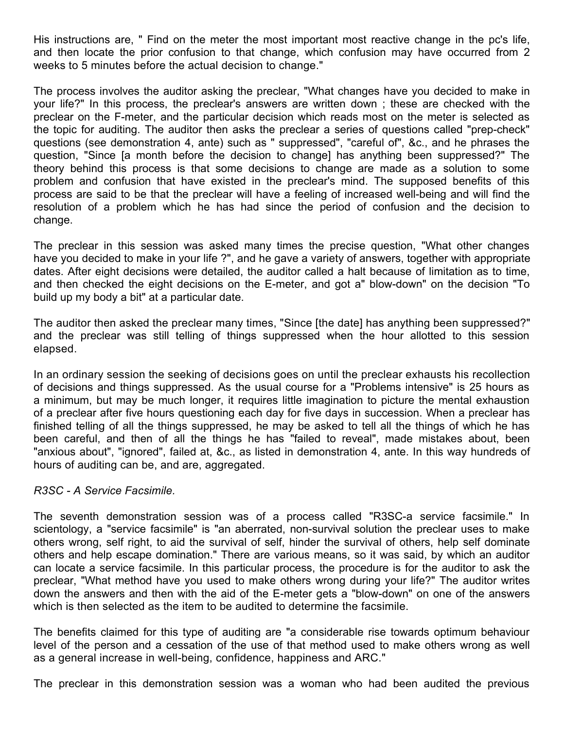His instructions are, " Find on the meter the most important most reactive change in the pc's life, and then locate the prior confusion to that change, which confusion may have occurred from 2 weeks to 5 minutes before the actual decision to change."

The process involves the auditor asking the preclear, "What changes have you decided to make in your life?" In this process, the preclear's answers are written down ; these are checked with the preclear on the F-meter, and the particular decision which reads most on the meter is selected as the topic for auditing. The auditor then asks the preclear a series of questions called "prep-check" questions (see demonstration 4, ante) such as " suppressed", "careful of", &c., and he phrases the question, "Since [a month before the decision to change] has anything been suppressed?" The theory behind this process is that some decisions to change are made as a solution to some problem and confusion that have existed in the preclear's mind. The supposed benefits of this process are said to be that the preclear will have a feeling of increased well-being and will find the resolution of a problem which he has had since the period of confusion and the decision to change.

The preclear in this session was asked many times the precise question, "What other changes have you decided to make in your life ?", and he gave a variety of answers, together with appropriate dates. After eight decisions were detailed, the auditor called a halt because of limitation as to time, and then checked the eight decisions on the E-meter, and got a" blow-down" on the decision "To build up my body a bit" at a particular date.

The auditor then asked the preclear many times, "Since [the date] has anything been suppressed?" and the preclear was still telling of things suppressed when the hour allotted to this session elapsed.

In an ordinary session the seeking of decisions goes on until the preclear exhausts his recollection of decisions and things suppressed. As the usual course for a "Problems intensive" is 25 hours as a minimum, but may be much longer, it requires little imagination to picture the mental exhaustion of a preclear after five hours questioning each day for five days in succession. When a preclear has finished telling of all the things suppressed, he may be asked to tell all the things of which he has been careful, and then of all the things he has "failed to reveal", made mistakes about, been "anxious about", "ignored", failed at, &c., as listed in demonstration 4, ante. In this way hundreds of hours of auditing can be, and are, aggregated.

*R3SC - A Service Facsimile.*

The seventh demonstration session was of a process called "R3SC-a service facsimile." In scientology, a "service facsimile" is "an aberrated, non-survival solution the preclear uses to make others wrong, self right, to aid the survival of self, hinder the survival of others, help self dominate others and help escape domination." There are various means, so it was said, by which an auditor can locate a service facsimile. In this particular process, the procedure is for the auditor to ask the preclear, "What method have you used to make others wrong during your life?" The auditor writes down the answers and then with the aid of the E-meter gets a "blow-down" on one of the answers which is then selected as the item to be audited to determine the facsimile.

The benefits claimed for this type of auditing are "a considerable rise towards optimum behaviour level of the person and a cessation of the use of that method used to make others wrong as well as a general increase in well-being, confidence, happiness and ARC."

The preclear in this demonstration session was a woman who had been audited the previous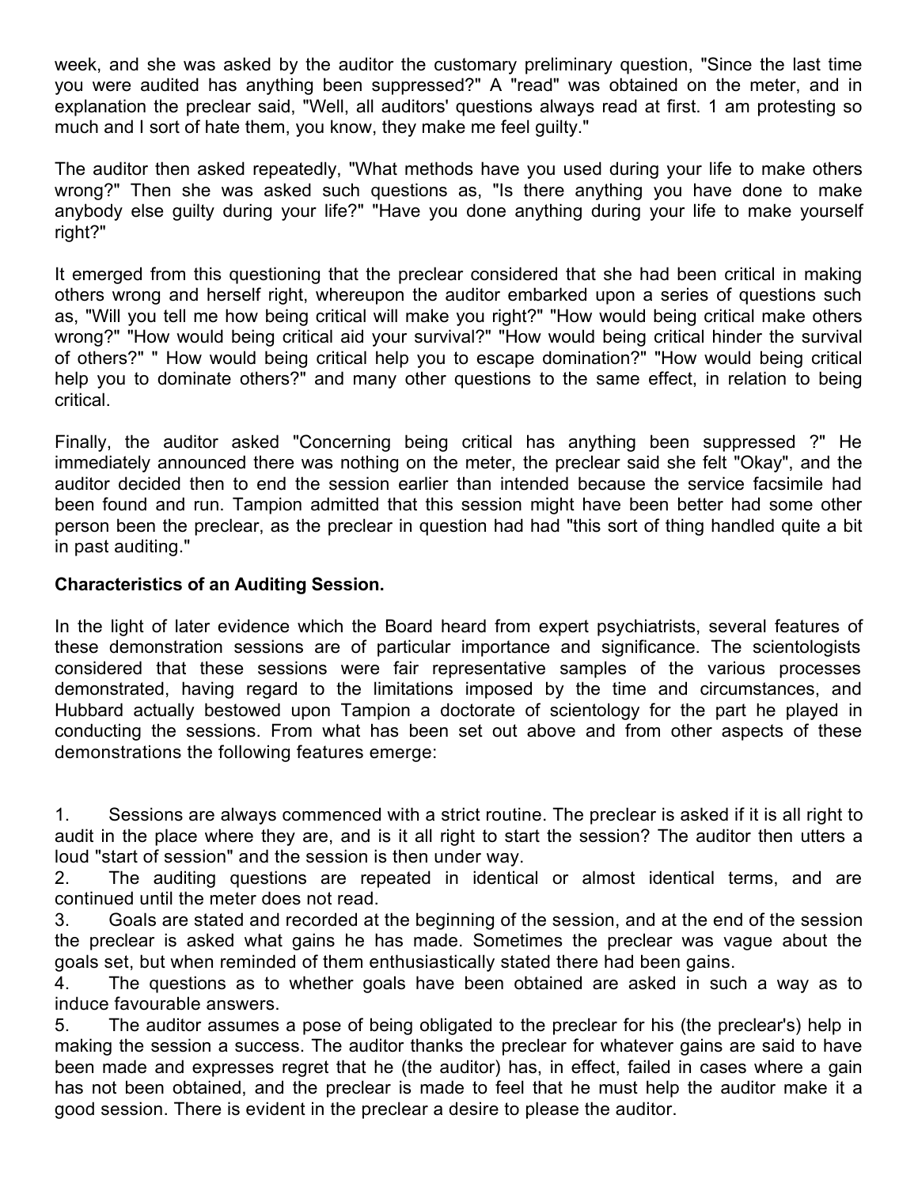week, and she was asked by the auditor the customary preliminary question, "Since the last time you were audited has anything been suppressed?" A "read" was obtained on the meter, and in explanation the preclear said, "Well, all auditors' questions always read at first. 1 am protesting so much and I sort of hate them, you know, they make me feel guilty."

The auditor then asked repeatedly, "What methods have you used during your life to make others wrong?" Then she was asked such questions as, "Is there anything you have done to make anybody else guilty during your life?" "Have you done anything during your life to make yourself right?"

It emerged from this questioning that the preclear considered that she had been critical in making others wrong and herself right, whereupon the auditor embarked upon a series of questions such as, "Will you tell me how being critical will make you right?" "How would being critical make others wrong?" "How would being critical aid your survival?" "How would being critical hinder the survival of others?" " How would being critical help you to escape domination?" "How would being critical help you to dominate others?" and many other questions to the same effect, in relation to being critical.

Finally, the auditor asked "Concerning being critical has anything been suppressed ?" He immediately announced there was nothing on the meter, the preclear said she felt "Okay", and the auditor decided then to end the session earlier than intended because the service facsimile had been found and run. Tampion admitted that this session might have been better had some other person been the preclear, as the preclear in question had had "this sort of thing handled quite a bit in past auditing."

**Characteristics of an Auditing Session.**

In the light of later evidence which the Board heard from expert psychiatrists, several features of these demonstration sessions are of particular importance and significance. The scientologists considered that these sessions were fair representative samples of the various processes demonstrated, having regard to the limitations imposed by the time and circumstances, and Hubbard actually bestowed upon Tampion a doctorate of scientology for the part he played in conducting the sessions. From what has been set out above and from other aspects of these demonstrations the following features emerge:

1. Sessions are always commenced with a strict routine. The preclear is asked if it is all right to audit in the place where they are, and is it all right to start the session? The auditor then utters a loud "start of session" and the session is then under way.
2. The auditing questions are repeated in identical or almost identical terms, and are continued until the meter does not read.
3. Goals are stated and recorded at the beginning of the session, and at the end of the session the preclear is asked what gains he has made. Sometimes the preclear was vague about the goals set, but when reminded of them enthusiastically stated there had been gains.
4. The questions as to whether goals have been obtained are asked in such a way as to induce favourable answers.
5. The auditor assumes a pose of being obligated to the preclear for his (the preclear's) help in making the session a success. The auditor thanks the preclear for whatever gains are said to have been made and expresses regret that he (the auditor) has, in effect, failed in cases where a gain has not been obtained, and the preclear is made to feel that he must help the auditor make it a good session. There is evident in the preclear a desire to please the auditor.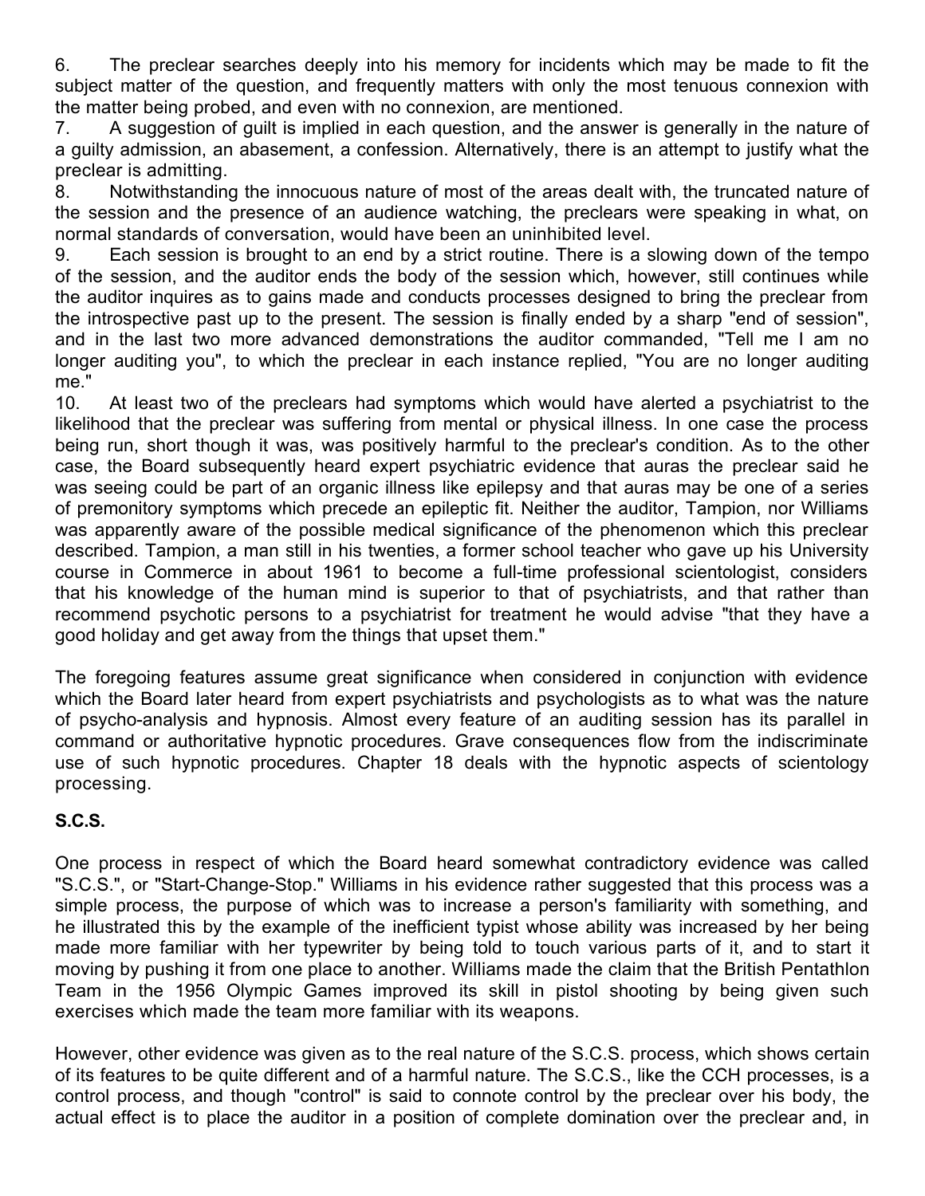6. The preclear searches deeply into his memory for incidents which may be made to fit the subject matter of the question, and frequently matters with only the most tenuous connexion with the matter being probed, and even with no connexion, are mentioned.

7. A suggestion of guilt is implied in each question, and the answer is generally in the nature of a guilty admission, an abasement, a confession. Alternatively, there is an attempt to justify what the preclear is admitting.

8. Notwithstanding the innocuous nature of most of the areas dealt with, the truncated nature of the session and the presence of an audience watching, the preclears were speaking in what, on normal standards of conversation, would have been an uninhibited level.

9. Each session is brought to an end by a strict routine. There is a slowing down of the tempo of the session, and the auditor ends the body of the session which, however, still continues while the auditor inquires as to gains made and conducts processes designed to bring the preclear from the introspective past up to the present. The session is finally ended by a sharp "end of session", and in the last two more advanced demonstrations the auditor commanded, "Tell me I am no longer auditing you", to which the preclear in each instance replied, "You are no longer auditing me."

10. At least two of the preclears had symptoms which would have alerted a psychiatrist to the likelihood that the preclear was suffering from mental or physical illness. In one case the process being run, short though it was, was positively harmful to the preclear's condition. As to the other case, the Board subsequently heard expert psychiatric evidence that auras the preclear said he was seeing could be part of an organic illness like epilepsy and that auras may be one of a series of premonitory symptoms which precede an epileptic fit. Neither the auditor, Tampion, nor Williams was apparently aware of the possible medical significance of the phenomenon which this preclear described. Tampion, a man still in his twenties, a former school teacher who gave up his University course in Commerce in about 1961 to become a full-time professional scientologist, considers that his knowledge of the human mind is superior to that of psychiatrists, and that rather than recommend psychotic persons to a psychiatrist for treatment he would advise "that they have a good holiday and get away from the things that upset them."

The foregoing features assume great significance when considered in conjunction with evidence which the Board later heard from expert psychiatrists and psychologists as to what was the nature of psycho-analysis and hypnosis. Almost every feature of an auditing session has its parallel in command or authoritative hypnotic procedures. Grave consequences flow from the indiscriminate use of such hypnotic procedures. Chapter 18 deals with the hypnotic aspects of scientology processing.

**S.C.S.**

One process in respect of which the Board heard somewhat contradictory evidence was called "S.C.S.", or "Start-Change-Stop." Williams in his evidence rather suggested that this process was a simple process, the purpose of which was to increase a person's familiarity with something, and he illustrated this by the example of the inefficient typist whose ability was increased by her being made more familiar with her typewriter by being told to touch various parts of it, and to start it moving by pushing it from one place to another. Williams made the claim that the British Pentathlon Team in the 1956 Olympic Games improved its skill in pistol shooting by being given such exercises which made the team more familiar with its weapons.

However, other evidence was given as to the real nature of the S.C.S. process, which shows certain of its features to be quite different and of a harmful nature. The S.C.S., like the CCH processes, is a control process, and though "control" is said to connote control by the preclear over his body, the actual effect is to place the auditor in a position of complete domination over the preclear and, in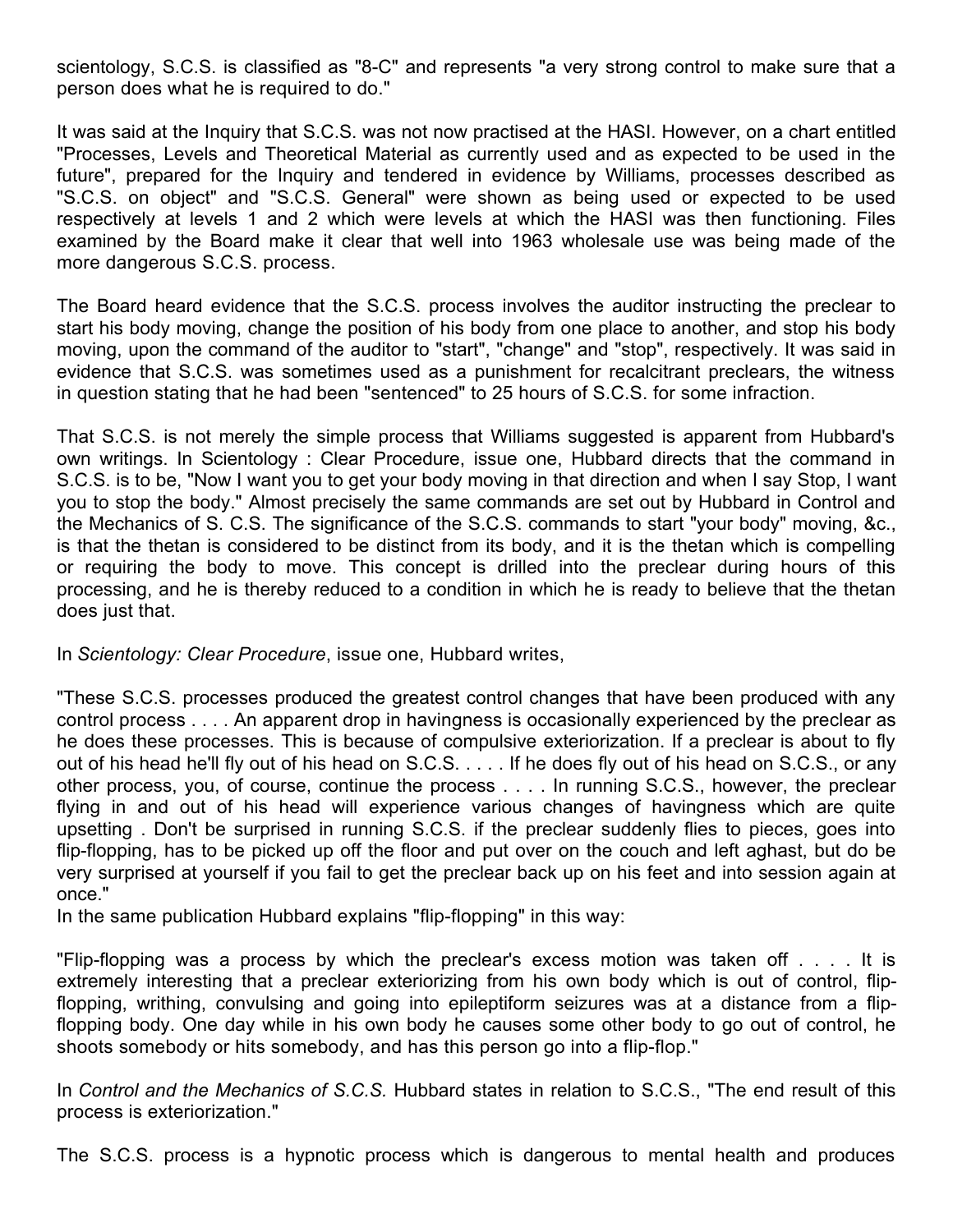scientology, S.C.S. is classified as "8-C" and represents "a very strong control to make sure that a person does what he is required to do."

It was said at the Inquiry that S.C.S. was not now practised at the HASI. However, on a chart entitled "Processes, Levels and Theoretical Material as currently used and as expected to be used in the future", prepared for the Inquiry and tendered in evidence by Williams, processes described as "S.C.S. on object" and "S.C.S. General" were shown as being used or expected to be used respectively at levels 1 and 2 which were levels at which the HASI was then functioning. Files examined by the Board make it clear that well into 1963 wholesale use was being made of the more dangerous S.C.S. process.

The Board heard evidence that the S.C.S. process involves the auditor instructing the preclear to start his body moving, change the position of his body from one place to another, and stop his body moving, upon the command of the auditor to "start", "change" and "stop", respectively. It was said in evidence that S.C.S. was sometimes used as a punishment for recalcitrant preclears, the witness in question stating that he had been "sentenced" to 25 hours of S.C.S. for some infraction.

That S.C.S. is not merely the simple process that Williams suggested is apparent from Hubbard's own writings. In Scientology : Clear Procedure, issue one, Hubbard directs that the command in S.C.S. is to be, "Now I want you to get your body moving in that direction and when I say Stop, I want you to stop the body." Almost precisely the same commands are set out by Hubbard in Control and the Mechanics of S. C.S. The significance of the S.C.S. commands to start "your body" moving, &c., is that the thetan is considered to be distinct from its body, and it is the thetan which is compelling or requiring the body to move. This concept is drilled into the preclear during hours of this processing, and he is thereby reduced to a condition in which he is ready to believe that the thetan does just that.

In *Scientology: Clear Procedure*, issue one, Hubbard writes,

"These S.C.S. processes produced the greatest control changes that have been produced with any control process . . . . An apparent drop in havingness is occasionally experienced by the preclear as he does these processes. This is because of compulsive exteriorization. If a preclear is about to fly out of his head he'll fly out of his head on S.C.S. . . . . If he does fly out of his head on S.C.S., or any other process, you, of course, continue the process . . . . In running S.C.S., however, the preclear flying in and out of his head will experience various changes of havingness which are quite upsetting . Don't be surprised in running S.C.S. if the preclear suddenly flies to pieces, goes into flip-flopping, has to be picked up off the floor and put over on the couch and left aghast, but do be very surprised at yourself if you fail to get the preclear back up on his feet and into session again at once."

In the same publication Hubbard explains "flip-flopping" in this way:

"Flip-flopping was a process by which the preclear's excess motion was taken off . . . . It is extremely interesting that a preclear exteriorizing from his own body which is out of control, flip-flopping, writhing, convulsing and going into epileptiform seizures was at a distance from a flip-flopping body. One day while in his own body he causes some other body to go out of control, he shoots somebody or hits somebody, and has this person go into a flip-flop."

In *Control and the Mechanics of S.C.S.* Hubbard states in relation to S.C.S., "The end result of this process is exteriorization."

The S.C.S. process is a hypnotic process which is dangerous to mental health and produces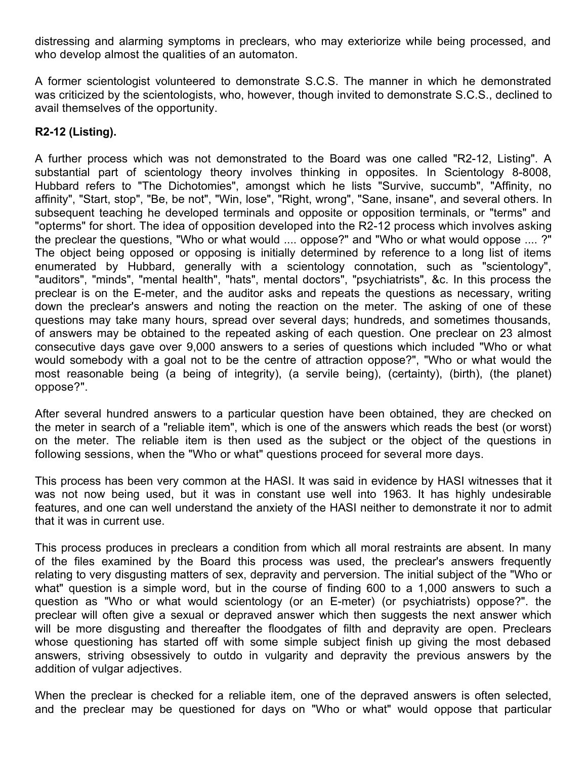distressing and alarming symptoms in preclears, who may exteriorize while being processed, and who develop almost the qualities of an automaton.

A former scientologist volunteered to demonstrate S.C.S. The manner in which he demonstrated was criticized by the scientologists, who, however, though invited to demonstrate S.C.S., declined to avail themselves of the opportunity.

**R2-12 (Listing).**

A further process which was not demonstrated to the Board was one called "R2-12, Listing". A substantial part of scientology theory involves thinking in opposites. In Scientology 8-8008, Hubbard refers to "The Dichotomies", amongst which he lists "Survive, succumb", "Affinity, no affinity", "Start, stop", "Be, be not", "Win, lose", "Right, wrong", "Sane, insane", and several others. In subsequent teaching he developed terminals and opposite or opposition terminals, or "terms" and "opterms" for short. The idea of opposition developed into the R2-12 process which involves asking the preclear the questions, "Who or what would .... oppose?" and "Who or what would oppose .... ?" The object being opposed or opposing is initially determined by reference to a long list of items enumerated by Hubbard, generally with a scientology connotation, such as "scientology", "auditors", "minds", "mental health", "hats", mental doctors", "psychiatrists", &c. In this process the preclear is on the E-meter, and the auditor asks and repeats the questions as necessary, writing down the preclear's answers and noting the reaction on the meter. The asking of one of these questions may take many hours, spread over several days; hundreds, and sometimes thousands, of answers may be obtained to the repeated asking of each question. One preclear on 23 almost consecutive days gave over 9,000 answers to a series of questions which included "Who or what would somebody with a goal not to be the centre of attraction oppose?", "Who or what would the most reasonable being (a being of integrity), (a servile being), (certainty), (birth), (the planet) oppose?".

After several hundred answers to a particular question have been obtained, they are checked on the meter in search of a "reliable item", which is one of the answers which reads the best (or worst) on the meter. The reliable item is then used as the subject or the object of the questions in following sessions, when the "Who or what" questions proceed for several more days.

This process has been very common at the HASI. It was said in evidence by HASI witnesses that it was not now being used, but it was in constant use well into 1963. It has highly undesirable features, and one can well understand the anxiety of the HASI neither to demonstrate it nor to admit that it was in current use.

This process produces in preclears a condition from which all moral restraints are absent. In many of the files examined by the Board this process was used, the preclear's answers frequently relating to very disgusting matters of sex, depravity and perversion. The initial subject of the "Who or what" question is a simple word, but in the course of finding 600 to a 1,000 answers to such a question as "Who or what would scientology (or an E-meter) (or psychiatrists) oppose?". the preclear will often give a sexual or depraved answer which then suggests the next answer which will be more disgusting and thereafter the floodgates of filth and depravity are open. Preclears whose questioning has started off with some simple subject finish up giving the most debased answers, striving obsessively to outdo in vulgarity and depravity the previous answers by the addition of vulgar adjectives.

When the preclear is checked for a reliable item, one of the depraved answers is often selected, and the preclear may be questioned for days on "Who or what" would oppose that particular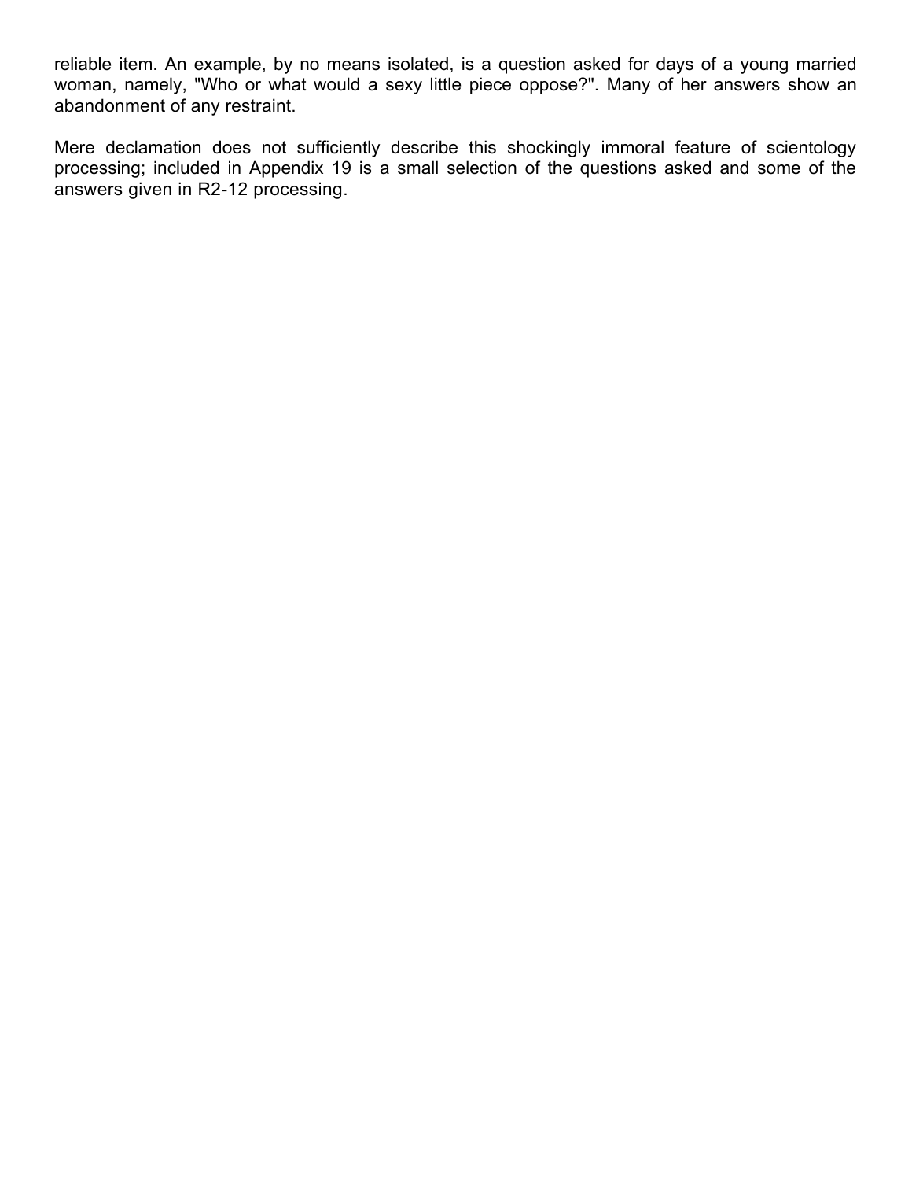reliable item. An example, by no means isolated, is a question asked for days of a young married woman, namely, "Who or what would a sexy little piece oppose?". Many of her answers show an abandonment of any restraint.

Mere declamation does not sufficiently describe this shockingly immoral feature of scientology processing; included in Appendix 19 is a small selection of the questions asked and some of the answers given in R2-12 processing.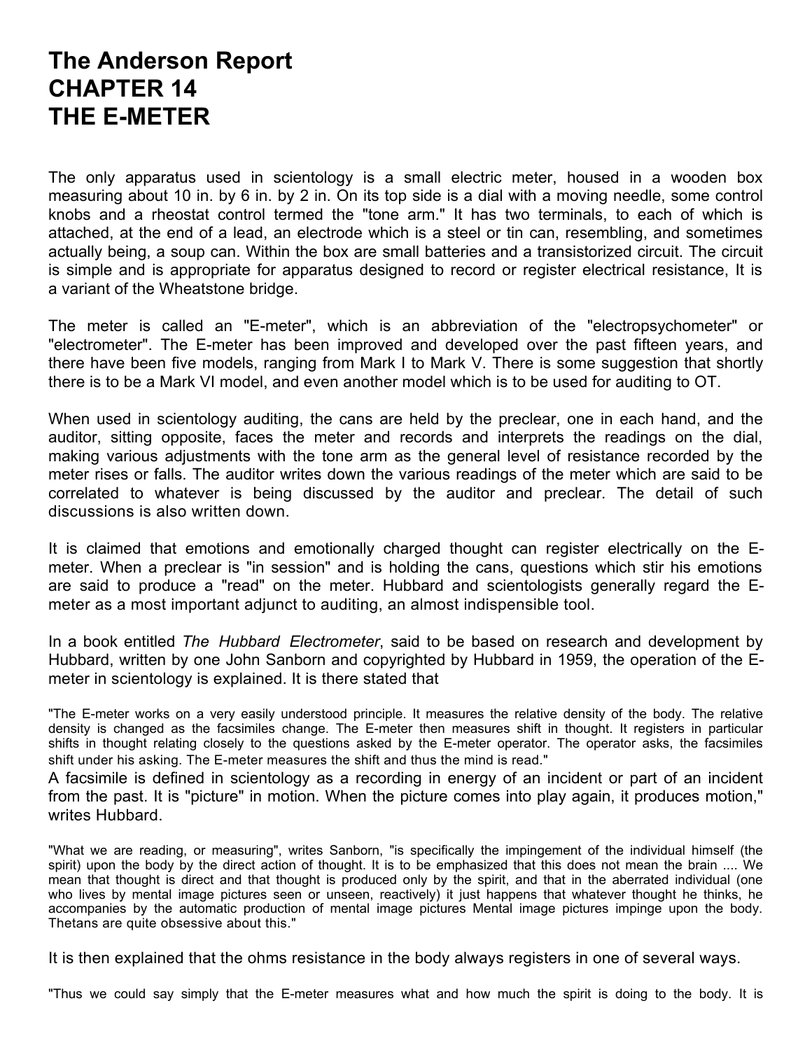// The Anderson Report, Chapter 14 — The E-Meter (OCR transcription)
# The Anderson Report
# CHAPTER 14
# THE E-METER

The only apparatus used in scientology is a small electric meter, housed in a wooden box measuring about 10 in. by 6 in. by 2 in. On its top side is a dial with a moving needle, some control knobs and a rheostat control termed the "tone arm." It has two terminals, to each of which is attached, at the end of a lead, an electrode which is a steel or tin can, resembling, and sometimes actually being, a soup can. Within the box are small batteries and a transistorized circuit. The circuit is simple and is appropriate for apparatus designed to record or register electrical resistance, It is a variant of the Wheatstone bridge.

The meter is called an "E-meter", which is an abbreviation of the "electropsychometer" or "electrometer". The E-meter has been improved and developed over the past fifteen years, and there have been five models, ranging from Mark I to Mark V. There is some suggestion that shortly there is to be a Mark VI model, and even another model which is to be used for auditing to OT.

When used in scientology auditing, the cans are held by the preclear, one in each hand, and the auditor, sitting opposite, faces the meter and records and interprets the readings on the dial, making various adjustments with the tone arm as the general level of resistance recorded by the meter rises or falls. The auditor writes down the various readings of the meter which are said to be correlated to whatever is being discussed by the auditor and preclear. The detail of such discussions is also written down.

It is claimed that emotions and emotionally charged thought can register electrically on the E-meter. When a preclear is "in session" and is holding the cans, questions which stir his emotions are said to produce a "read" on the meter. Hubbard and scientologists generally regard the E-meter as a most important adjunct to auditing, an almost indispensible tool.

In a book entitled *The Hubbard Electrometer*, said to be based on research and development by Hubbard, written by one John Sanborn and copyrighted by Hubbard in 1959, the operation of the E-meter in scientology is explained. It is there stated that

> "The E-meter works on a very easily understood principle. It measures the relative density of the body. The relative density is changed as the facsimiles change. The E-meter then measures shift in thought. It registers in particular shifts in thought relating closely to the questions asked by the E-meter operator. The operator asks, the facsimiles shift under his asking. The E-meter measures the shift and thus the mind is read."

A facsimile is defined in scientology as a recording in energy of an incident or part of an incident from the past. It is "picture" in motion. When the picture comes into play again, it produces motion," writes Hubbard.

> "What we are reading, or measuring", writes Sanborn, "is specifically the impingement of the individual himself (the spirit) upon the body by the direct action of thought. It is to be emphasized that this does not mean the brain .... We mean that thought is direct and that thought is produced only by the spirit, and that in the aberrated individual (one who lives by mental image pictures seen or unseen, reactively) it just happens that whatever thought he thinks, he accompanies by the automatic production of mental image pictures Mental image pictures impinge upon the body. Thetans are quite obsessive about this."

It is then explained that the ohms resistance in the body always registers in one of several ways.

> "Thus we could say simply that the E-meter measures what and how much the spirit is doing to the body. It is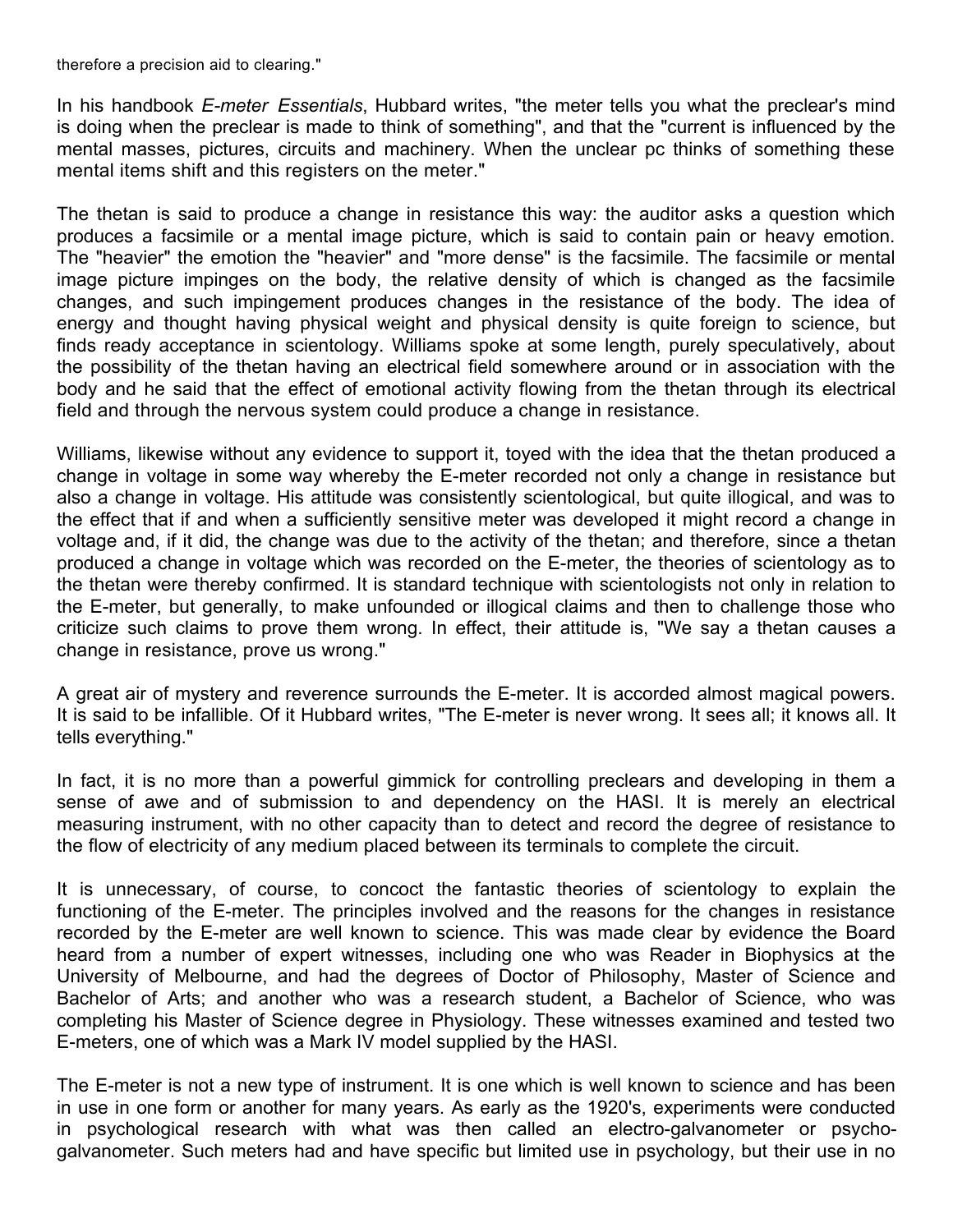therefore a precision aid to clearing."

In his handbook *E-meter Essentials*, Hubbard writes, "the meter tells you what the preclear's mind is doing when the preclear is made to think of something", and that the "current is influenced by the mental masses, pictures, circuits and machinery. When the unclear pc thinks of something these mental items shift and this registers on the meter."

The thetan is said to produce a change in resistance this way: the auditor asks a question which produces a facsimile or a mental image picture, which is said to contain pain or heavy emotion. The "heavier" the emotion the "heavier" and "more dense" is the facsimile. The facsimile or mental image picture impinges on the body, the relative density of which is changed as the facsimile changes, and such impingement produces changes in the resistance of the body. The idea of energy and thought having physical weight and physical density is quite foreign to science, but finds ready acceptance in scientology. Williams spoke at some length, purely speculatively, about the possibility of the thetan having an electrical field somewhere around or in association with the body and he said that the effect of emotional activity flowing from the thetan through its electrical field and through the nervous system could produce a change in resistance.

Williams, likewise without any evidence to support it, toyed with the idea that the thetan produced a change in voltage in some way whereby the E-meter recorded not only a change in resistance but also a change in voltage. His attitude was consistently scientological, but quite illogical, and was to the effect that if and when a sufficiently sensitive meter was developed it might record a change in voltage and, if it did, the change was due to the activity of the thetan; and therefore, since a thetan produced a change in voltage which was recorded on the E-meter, the theories of scientology as to the thetan were thereby confirmed. It is standard technique with scientologists not only in relation to the E-meter, but generally, to make unfounded or illogical claims and then to challenge those who criticize such claims to prove them wrong. In effect, their attitude is, "We say a thetan causes a change in resistance, prove us wrong."

A great air of mystery and reverence surrounds the E-meter. It is accorded almost magical powers. It is said to be infallible. Of it Hubbard writes, "The E-meter is never wrong. It sees all; it knows all. It tells everything."

In fact, it is no more than a powerful gimmick for controlling preclears and developing in them a sense of awe and of submission to and dependency on the HASI. It is merely an electrical measuring instrument, with no other capacity than to detect and record the degree of resistance to the flow of electricity of any medium placed between its terminals to complete the circuit.

It is unnecessary, of course, to concoct the fantastic theories of scientology to explain the functioning of the E-meter. The principles involved and the reasons for the changes in resistance recorded by the E-meter are well known to science. This was made clear by evidence the Board heard from a number of expert witnesses, including one who was Reader in Biophysics at the University of Melbourne, and had the degrees of Doctor of Philosophy, Master of Science and Bachelor of Arts; and another who was a research student, a Bachelor of Science, who was completing his Master of Science degree in Physiology. These witnesses examined and tested two E-meters, one of which was a Mark IV model supplied by the HASI.

The E-meter is not a new type of instrument. It is one which is well known to science and has been in use in one form or another for many years. As early as the 1920's, experiments were conducted in psychological research with what was then called an electro-galvanometer or psycho-galvanometer. Such meters had and have specific but limited use in psychology, but their use in no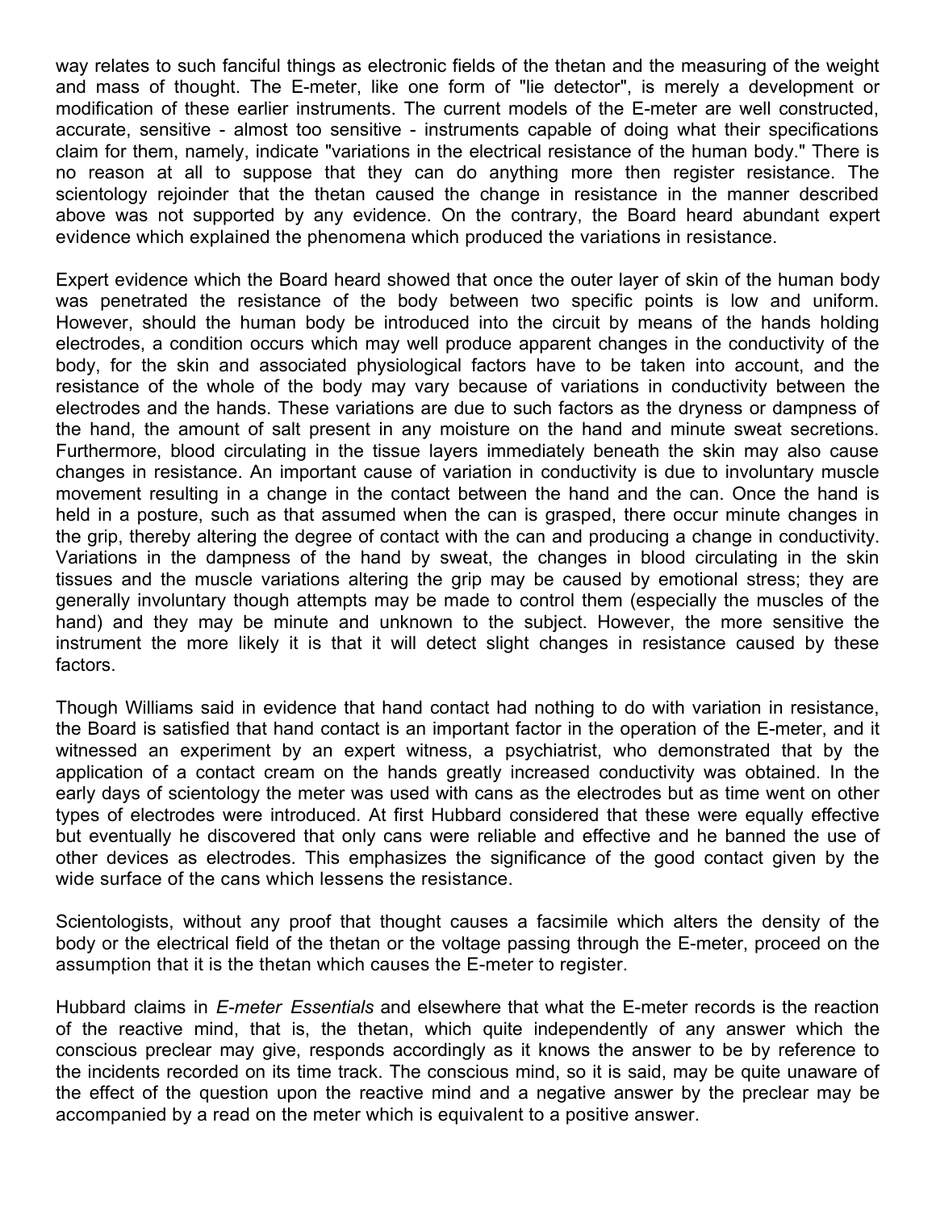way relates to such fanciful things as electronic fields of the thetan and the measuring of the weight and mass of thought. The E-meter, like one form of "lie detector", is merely a development or modification of these earlier instruments. The current models of the E-meter are well constructed, accurate, sensitive - almost too sensitive - instruments capable of doing what their specifications claim for them, namely, indicate "variations in the electrical resistance of the human body." There is no reason at all to suppose that they can do anything more then register resistance. The scientology rejoinder that the thetan caused the change in resistance in the manner described above was not supported by any evidence. On the contrary, the Board heard abundant expert evidence which explained the phenomena which produced the variations in resistance.

Expert evidence which the Board heard showed that once the outer layer of skin of the human body was penetrated the resistance of the body between two specific points is low and uniform. However, should the human body be introduced into the circuit by means of the hands holding electrodes, a condition occurs which may well produce apparent changes in the conductivity of the body, for the skin and associated physiological factors have to be taken into account, and the resistance of the whole of the body may vary because of variations in conductivity between the electrodes and the hands. These variations are due to such factors as the dryness or dampness of the hand, the amount of salt present in any moisture on the hand and minute sweat secretions. Furthermore, blood circulating in the tissue layers immediately beneath the skin may also cause changes in resistance. An important cause of variation in conductivity is due to involuntary muscle movement resulting in a change in the contact between the hand and the can. Once the hand is held in a posture, such as that assumed when the can is grasped, there occur minute changes in the grip, thereby altering the degree of contact with the can and producing a change in conductivity. Variations in the dampness of the hand by sweat, the changes in blood circulating in the skin tissues and the muscle variations altering the grip may be caused by emotional stress; they are generally involuntary though attempts may be made to control them (especially the muscles of the hand) and they may be minute and unknown to the subject. However, the more sensitive the instrument the more likely it is that it will detect slight changes in resistance caused by these factors.

Though Williams said in evidence that hand contact had nothing to do with variation in resistance, the Board is satisfied that hand contact is an important factor in the operation of the E-meter, and it witnessed an experiment by an expert witness, a psychiatrist, who demonstrated that by the application of a contact cream on the hands greatly increased conductivity was obtained. In the early days of scientology the meter was used with cans as the electrodes but as time went on other types of electrodes were introduced. At first Hubbard considered that these were equally effective but eventually he discovered that only cans were reliable and effective and he banned the use of other devices as electrodes. This emphasizes the significance of the good contact given by the wide surface of the cans which lessens the resistance.

Scientologists, without any proof that thought causes a facsimile which alters the density of the body or the electrical field of the thetan or the voltage passing through the E-meter, proceed on the assumption that it is the thetan which causes the E-meter to register.

Hubbard claims in *E-meter Essentials* and elsewhere that what the E-meter records is the reaction of the reactive mind, that is, the thetan, which quite independently of any answer which the conscious preclear may give, responds accordingly as it knows the answer to be by reference to the incidents recorded on its time track. The conscious mind, so it is said, may be quite unaware of the effect of the question upon the reactive mind and a negative answer by the preclear may be accompanied by a read on the meter which is equivalent to a positive answer.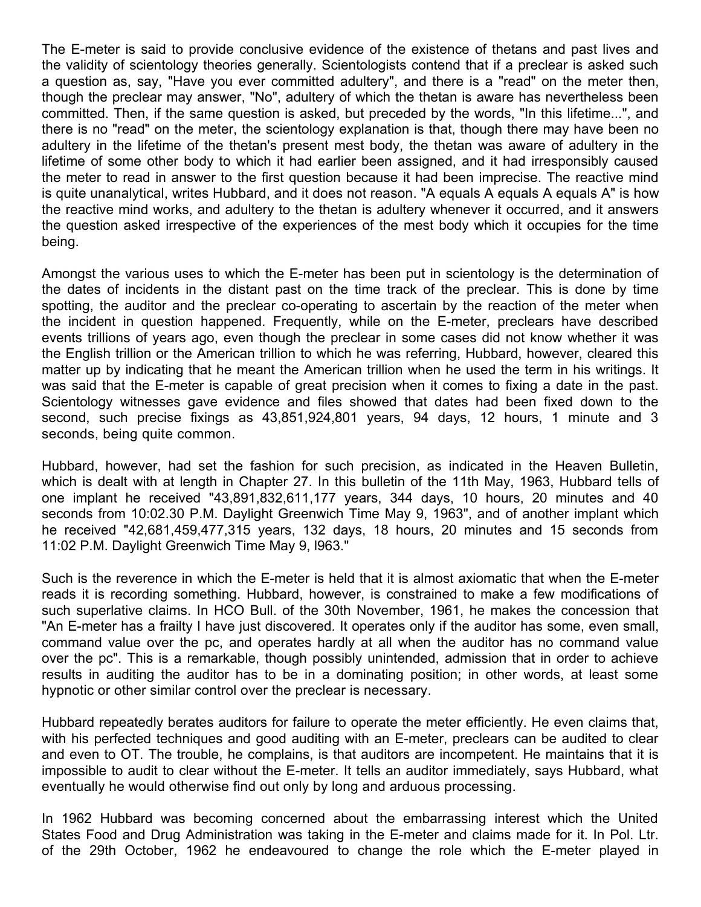The E-meter is said to provide conclusive evidence of the existence of thetans and past lives and the validity of scientology theories generally. Scientologists contend that if a preclear is asked such a question as, say, "Have you ever committed adultery", and there is a "read" on the meter then, though the preclear may answer, "No", adultery of which the thetan is aware has nevertheless been committed. Then, if the same question is asked, but preceded by the words, "In this lifetime...", and there is no "read" on the meter, the scientology explanation is that, though there may have been no adultery in the lifetime of the thetan's present mest body, the thetan was aware of adultery in the lifetime of some other body to which it had earlier been assigned, and it had irresponsibly caused the meter to read in answer to the first question because it had been imprecise. The reactive mind is quite unanalytical, writes Hubbard, and it does not reason. "A equals A equals A equals A" is how the reactive mind works, and adultery to the thetan is adultery whenever it occurred, and it answers the question asked irrespective of the experiences of the mest body which it occupies for the time being.

Amongst the various uses to which the E-meter has been put in scientology is the determination of the dates of incidents in the distant past on the time track of the preclear. This is done by time spotting, the auditor and the preclear co-operating to ascertain by the reaction of the meter when the incident in question happened. Frequently, while on the E-meter, preclears have described events trillions of years ago, even though the preclear in some cases did not know whether it was the English trillion or the American trillion to which he was referring, Hubbard, however, cleared this matter up by indicating that he meant the American trillion when he used the term in his writings. It was said that the E-meter is capable of great precision when it comes to fixing a date in the past. Scientology witnesses gave evidence and files showed that dates had been fixed down to the second, such precise fixings as 43,851,924,801 years, 94 days, 12 hours, 1 minute and 3 seconds, being quite common.

Hubbard, however, had set the fashion for such precision, as indicated in the Heaven Bulletin, which is dealt with at length in Chapter 27. In this bulletin of the 11th May, 1963, Hubbard tells of one implant he received "43,891,832,611,177 years, 344 days, 10 hours, 20 minutes and 40 seconds from 10:02.30 P.M. Daylight Greenwich Time May 9, 1963", and of another implant which he received "42,681,459,477,315 years, 132 days, 18 hours, 20 minutes and 15 seconds from 11:02 P.M. Daylight Greenwich Time May 9, l963."

Such is the reverence in which the E-meter is held that it is almost axiomatic that when the E-meter reads it is recording something. Hubbard, however, is constrained to make a few modifications of such superlative claims. In HCO Bull. of the 30th November, 1961, he makes the concession that "An E-meter has a frailty I have just discovered. It operates only if the auditor has some, even small, command value over the pc, and operates hardly at all when the auditor has no command value over the pc". This is a remarkable, though possibly unintended, admission that in order to achieve results in auditing the auditor has to be in a dominating position; in other words, at least some hypnotic or other similar control over the preclear is necessary.

Hubbard repeatedly berates auditors for failure to operate the meter efficiently. He even claims that, with his perfected techniques and good auditing with an E-meter, preclears can be audited to clear and even to OT. The trouble, he complains, is that auditors are incompetent. He maintains that it is impossible to audit to clear without the E-meter. It tells an auditor immediately, says Hubbard, what eventually he would otherwise find out only by long and arduous processing.

In 1962 Hubbard was becoming concerned about the embarrassing interest which the United States Food and Drug Administration was taking in the E-meter and claims made for it. In Pol. Ltr. of the 29th October, 1962 he endeavoured to change the role which the E-meter played in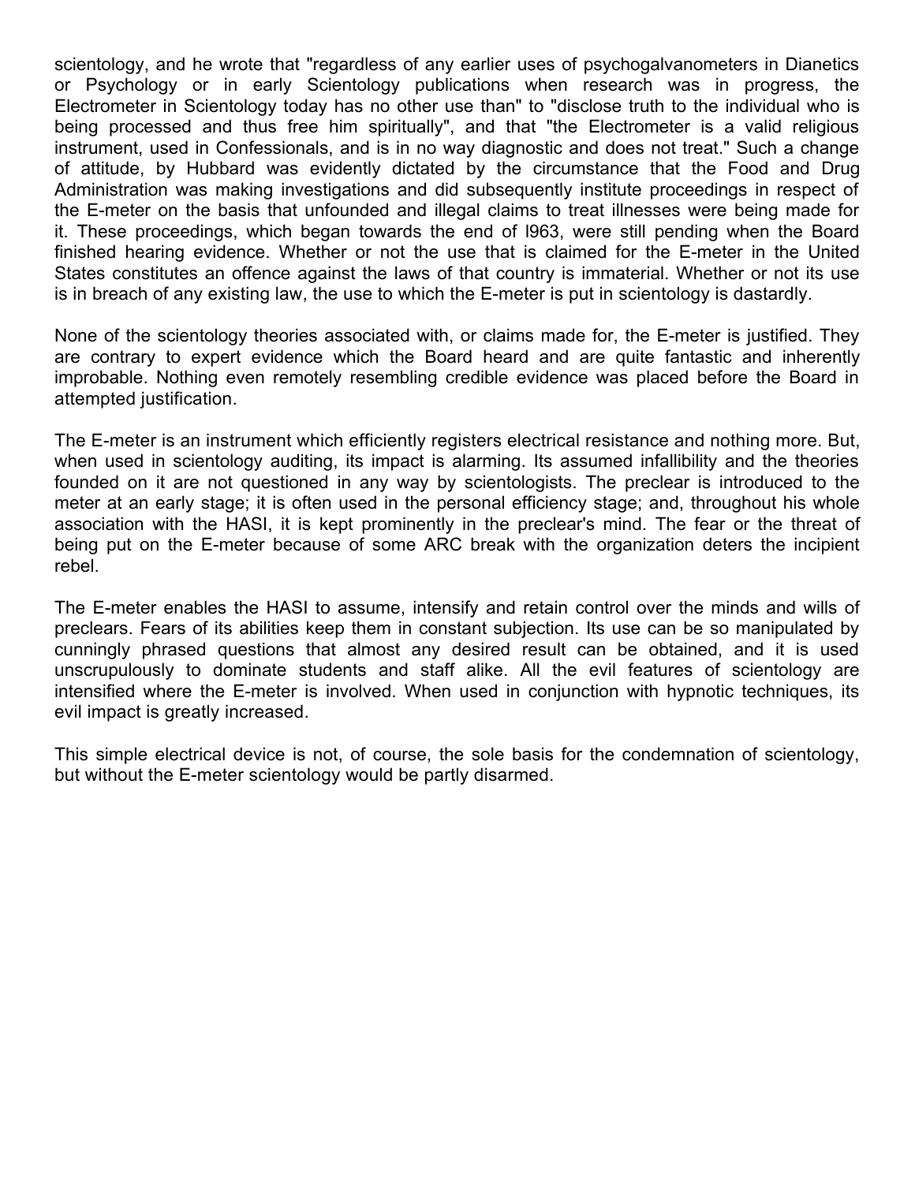scientology, and he wrote that "regardless of any earlier uses of psychogalvanometers in Dianetics or Psychology or in early Scientology publications when research was in progress, the Electrometer in Scientology today has no other use than" to "disclose truth to the individual who is being processed and thus free him spiritually", and that "the Electrometer is a valid religious instrument, used in Confessionals, and is in no way diagnostic and does not treat." Such a change of attitude, by Hubbard was evidently dictated by the circumstance that the Food and Drug Administration was making investigations and did subsequently institute proceedings in respect of the E-meter on the basis that unfounded and illegal claims to treat illnesses were being made for it. These proceedings, which began towards the end of l963, were still pending when the Board finished hearing evidence. Whether or not the use that is claimed for the E-meter in the United States constitutes an offence against the laws of that country is immaterial. Whether or not its use is in breach of any existing law, the use to which the E-meter is put in scientology is dastardly.

None of the scientology theories associated with, or claims made for, the E-meter is justified. They are contrary to expert evidence which the Board heard and are quite fantastic and inherently improbable. Nothing even remotely resembling credible evidence was placed before the Board in attempted justification.

The E-meter is an instrument which efficiently registers electrical resistance and nothing more. But, when used in scientology auditing, its impact is alarming. Its assumed infallibility and the theories founded on it are not questioned in any way by scientologists. The preclear is introduced to the meter at an early stage; it is often used in the personal efficiency stage; and, throughout his whole association with the HASI, it is kept prominently in the preclear's mind. The fear or the threat of being put on the E-meter because of some ARC break with the organization deters the incipient rebel.

The E-meter enables the HASI to assume, intensify and retain control over the minds and wills of preclears. Fears of its abilities keep them in constant subjection. Its use can be so manipulated by cunningly phrased questions that almost any desired result can be obtained, and it is used unscrupulously to dominate students and staff alike. All the evil features of scientology are intensified where the E-meter is involved. When used in conjunction with hypnotic techniques, its evil impact is greatly increased.

This simple electrical device is not, of course, the sole basis for the condemnation of scientology, but without the E-meter scientology would be partly disarmed.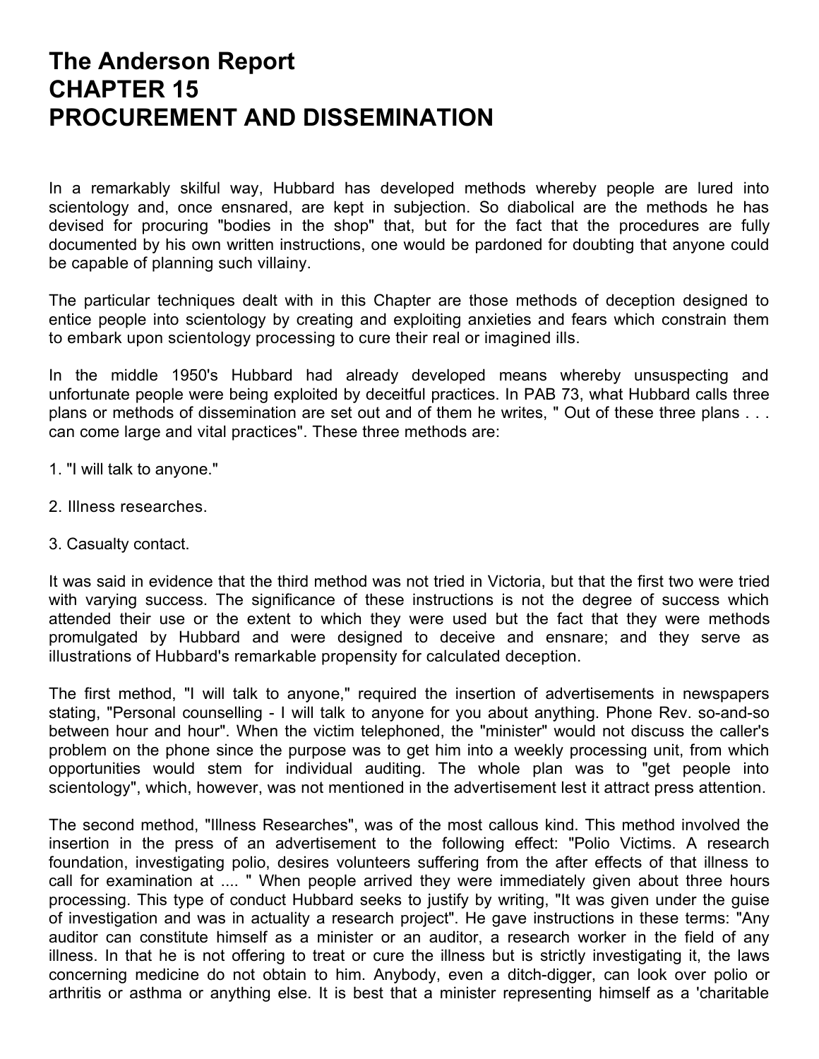# The Anderson Report
# CHAPTER 15
# PROCUREMENT AND DISSEMINATION

In a remarkably skilful way, Hubbard has developed methods whereby people are lured into scientology and, once ensnared, are kept in subjection. So diabolical are the methods he has devised for procuring "bodies in the shop" that, but for the fact that the procedures are fully documented by his own written instructions, one would be pardoned for doubting that anyone could be capable of planning such villainy.

The particular techniques dealt with in this Chapter are those methods of deception designed to entice people into scientology by creating and exploiting anxieties and fears which constrain them to embark upon scientology processing to cure their real or imagined ills.

In the middle 1950's Hubbard had already developed means whereby unsuspecting and unfortunate people were being exploited by deceitful practices. In PAB 73, what Hubbard calls three plans or methods of dissemination are set out and of them he writes, " Out of these three plans . . . can come large and vital practices". These three methods are:

1. "I will talk to anyone."

2. Illness researches.

3. Casualty contact.

It was said in evidence that the third method was not tried in Victoria, but that the first two were tried with varying success. The significance of these instructions is not the degree of success which attended their use or the extent to which they were used but the fact that they were methods promulgated by Hubbard and were designed to deceive and ensnare; and they serve as illustrations of Hubbard's remarkable propensity for calculated deception.

The first method, "I will talk to anyone," required the insertion of advertisements in newspapers stating, "Personal counselling - I will talk to anyone for you about anything. Phone Rev. so-and-so between hour and hour". When the victim telephoned, the "minister" would not discuss the caller's problem on the phone since the purpose was to get him into a weekly processing unit, from which opportunities would stem for individual auditing. The whole plan was to "get people into scientology", which, however, was not mentioned in the advertisement lest it attract press attention.

The second method, "Illness Researches", was of the most callous kind. This method involved the insertion in the press of an advertisement to the following effect: "Polio Victims. A research foundation, investigating polio, desires volunteers suffering from the after effects of that illness to call for examination at .... " When people arrived they were immediately given about three hours processing. This type of conduct Hubbard seeks to justify by writing, "It was given under the guise of investigation and was in actuality a research project". He gave instructions in these terms: "Any auditor can constitute himself as a minister or an auditor, a research worker in the field of any illness. In that he is not offering to treat or cure the illness but is strictly investigating it, the laws concerning medicine do not obtain to him. Anybody, even a ditch-digger, can look over polio or arthritis or asthma or anything else. It is best that a minister representing himself as a 'charitable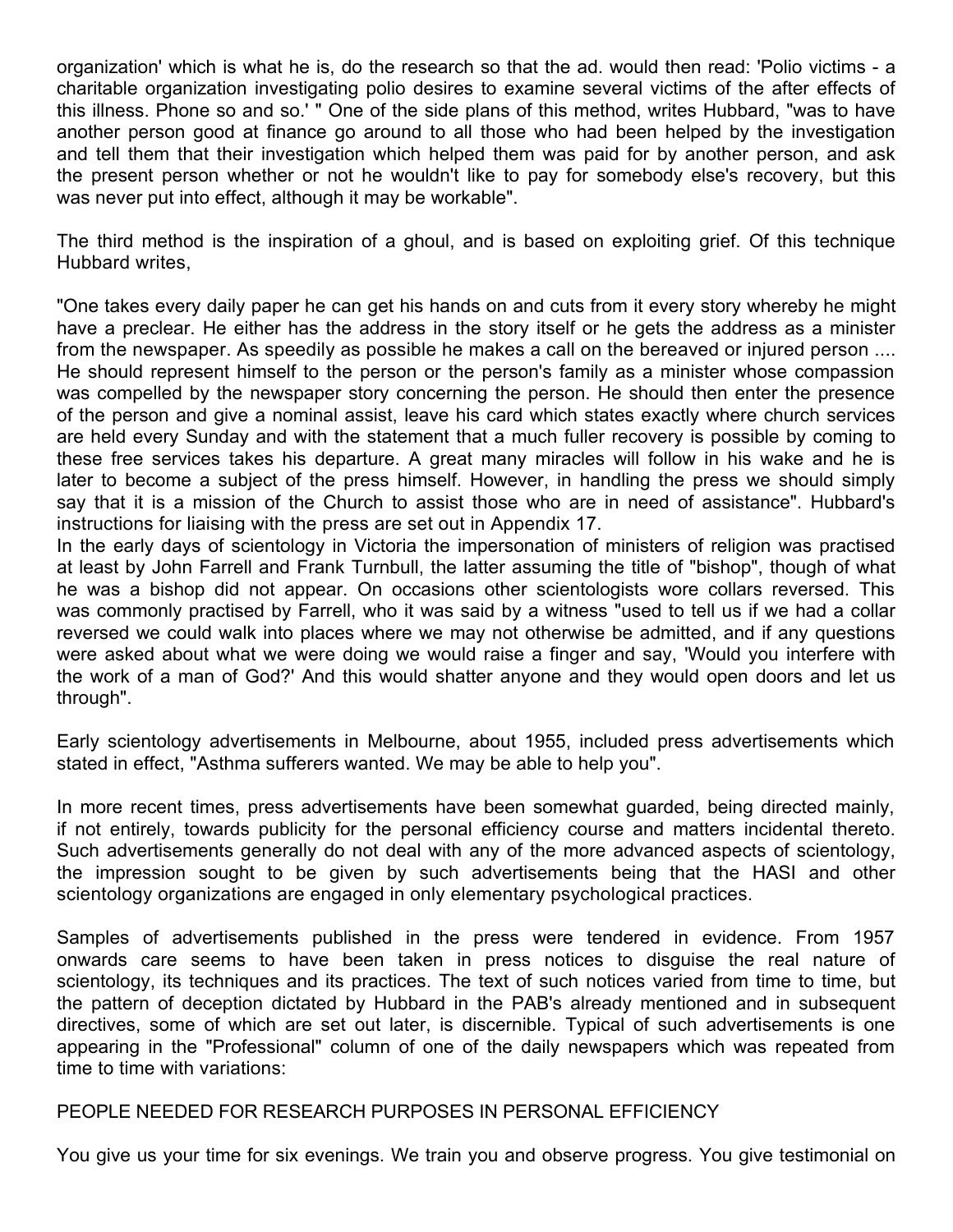organization' which is what he is, do the research so that the ad. would then read: 'Polio victims - a charitable organization investigating polio desires to examine several victims of the after effects of this illness. Phone so and so.' " One of the side plans of this method, writes Hubbard, "was to have another person good at finance go around to all those who had been helped by the investigation and tell them that their investigation which helped them was paid for by another person, and ask the present person whether or not he wouldn't like to pay for somebody else's recovery, but this was never put into effect, although it may be workable".

The third method is the inspiration of a ghoul, and is based on exploiting grief. Of this technique Hubbard writes,

"One takes every daily paper he can get his hands on and cuts from it every story whereby he might have a preclear. He either has the address in the story itself or he gets the address as a minister from the newspaper. As speedily as possible he makes a call on the bereaved or injured person .... He should represent himself to the person or the person's family as a minister whose compassion was compelled by the newspaper story concerning the person. He should then enter the presence of the person and give a nominal assist, leave his card which states exactly where church services are held every Sunday and with the statement that a much fuller recovery is possible by coming to these free services takes his departure. A great many miracles will follow in his wake and he is later to become a subject of the press himself. However, in handling the press we should simply say that it is a mission of the Church to assist those who are in need of assistance". Hubbard's instructions for liaising with the press are set out in Appendix 17.

In the early days of scientology in Victoria the impersonation of ministers of religion was practised at least by John Farrell and Frank Turnbull, the latter assuming the title of "bishop", though of what he was a bishop did not appear. On occasions other scientologists wore collars reversed. This was commonly practised by Farrell, who it was said by a witness "used to tell us if we had a collar reversed we could walk into places where we may not otherwise be admitted, and if any questions were asked about what we were doing we would raise a finger and say, 'Would you interfere with the work of a man of God?' And this would shatter anyone and they would open doors and let us through".

Early scientology advertisements in Melbourne, about 1955, included press advertisements which stated in effect, "Asthma sufferers wanted. We may be able to help you".

In more recent times, press advertisements have been somewhat guarded, being directed mainly, if not entirely, towards publicity for the personal efficiency course and matters incidental thereto. Such advertisements generally do not deal with any of the more advanced aspects of scientology, the impression sought to be given by such advertisements being that the HASI and other scientology organizations are engaged in only elementary psychological practices.

Samples of advertisements published in the press were tendered in evidence. From 1957 onwards care seems to have been taken in press notices to disguise the real nature of scientology, its techniques and its practices. The text of such notices varied from time to time, but the pattern of deception dictated by Hubbard in the PAB's already mentioned and in subsequent directives, some of which are set out later, is discernible. Typical of such advertisements is one appearing in the "Professional" column of one of the daily newspapers which was repeated from time to time with variations:

PEOPLE NEEDED FOR RESEARCH PURPOSES IN PERSONAL EFFICIENCY

You give us your time for six evenings. We train you and observe progress. You give testimonial on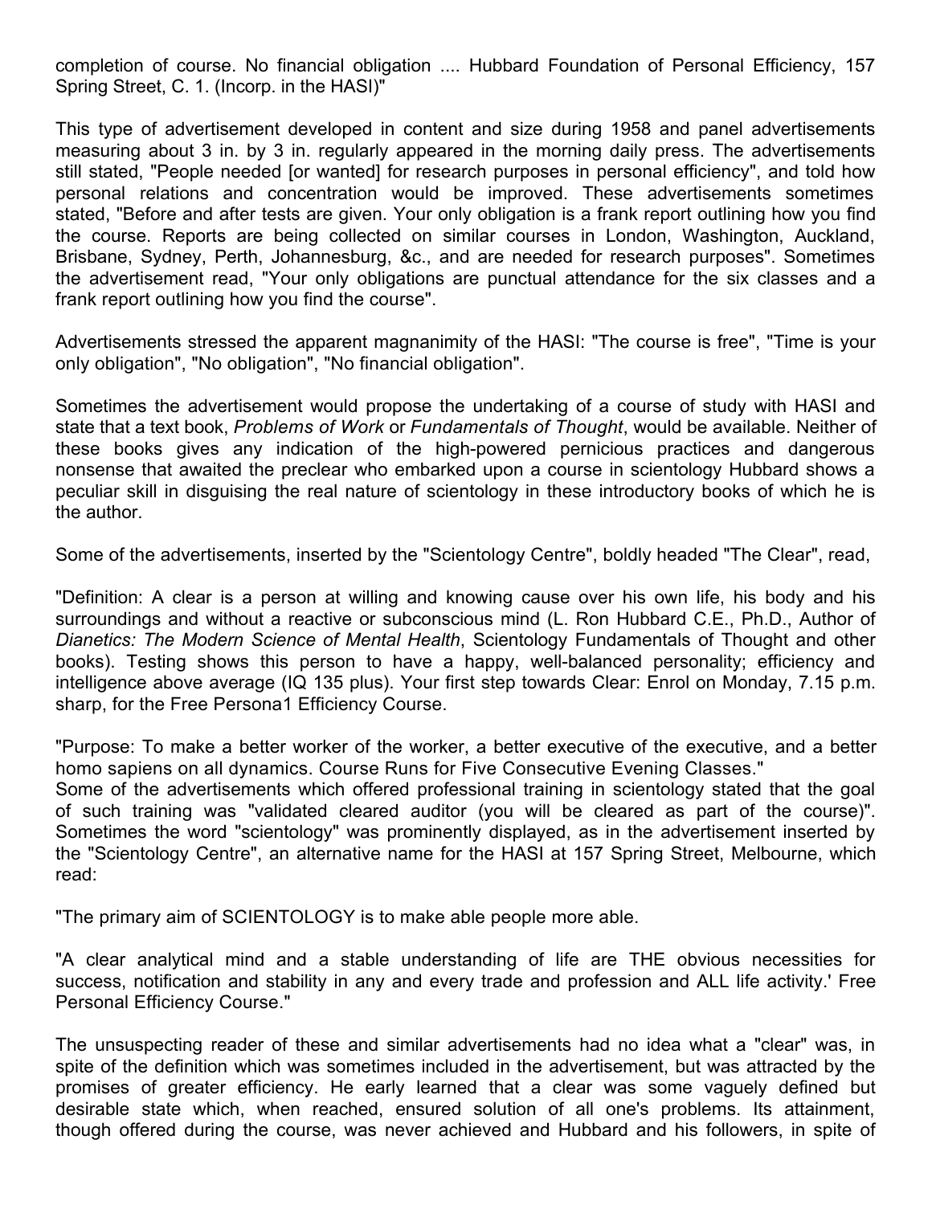completion of course. No financial obligation .... Hubbard Foundation of Personal Efficiency, 157 Spring Street, C. 1. (Incorp. in the HASI)"

This type of advertisement developed in content and size during 1958 and panel advertisements measuring about 3 in. by 3 in. regularly appeared in the morning daily press. The advertisements still stated, "People needed [or wanted] for research purposes in personal efficiency", and told how personal relations and concentration would be improved. These advertisements sometimes stated, "Before and after tests are given. Your only obligation is a frank report outlining how you find the course. Reports are being collected on similar courses in London, Washington, Auckland, Brisbane, Sydney, Perth, Johannesburg, &c., and are needed for research purposes". Sometimes the advertisement read, "Your only obligations are punctual attendance for the six classes and a frank report outlining how you find the course".

Advertisements stressed the apparent magnanimity of the HASI: "The course is free", "Time is your only obligation", "No obligation", "No financial obligation".

Sometimes the advertisement would propose the undertaking of a course of study with HASI and state that a text book, *Problems of Work* or *Fundamentals of Thought*, would be available. Neither of these books gives any indication of the high-powered pernicious practices and dangerous nonsense that awaited the preclear who embarked upon a course in scientology Hubbard shows a peculiar skill in disguising the real nature of scientology in these introductory books of which he is the author.

Some of the advertisements, inserted by the "Scientology Centre", boldly headed "The Clear", read,

"Definition: A clear is a person at willing and knowing cause over his own life, his body and his surroundings and without a reactive or subconscious mind (L. Ron Hubbard C.E., Ph.D., Author of *Dianetics: The Modern Science of Mental Health*, Scientology Fundamentals of Thought and other books). Testing shows this person to have a happy, well-balanced personality; efficiency and intelligence above average (IQ 135 plus). Your first step towards Clear: Enrol on Monday, 7.15 p.m. sharp, for the Free Persona1 Efficiency Course.

"Purpose: To make a better worker of the worker, a better executive of the executive, and a better homo sapiens on all dynamics. Course Runs for Five Consecutive Evening Classes."

Some of the advertisements which offered professional training in scientology stated that the goal of such training was "validated cleared auditor (you will be cleared as part of the course)". Sometimes the word "scientology" was prominently displayed, as in the advertisement inserted by the "Scientology Centre", an alternative name for the HASI at 157 Spring Street, Melbourne, which read:

"The primary aim of SCIENTOLOGY is to make able people more able.

"A clear analytical mind and a stable understanding of life are THE obvious necessities for success, notification and stability in any and every trade and profession and ALL life activity.' Free Personal Efficiency Course."

The unsuspecting reader of these and similar advertisements had no idea what a "clear" was, in spite of the definition which was sometimes included in the advertisement, but was attracted by the promises of greater efficiency. He early learned that a clear was some vaguely defined but desirable state which, when reached, ensured solution of all one's problems. Its attainment, though offered during the course, was never achieved and Hubbard and his followers, in spite of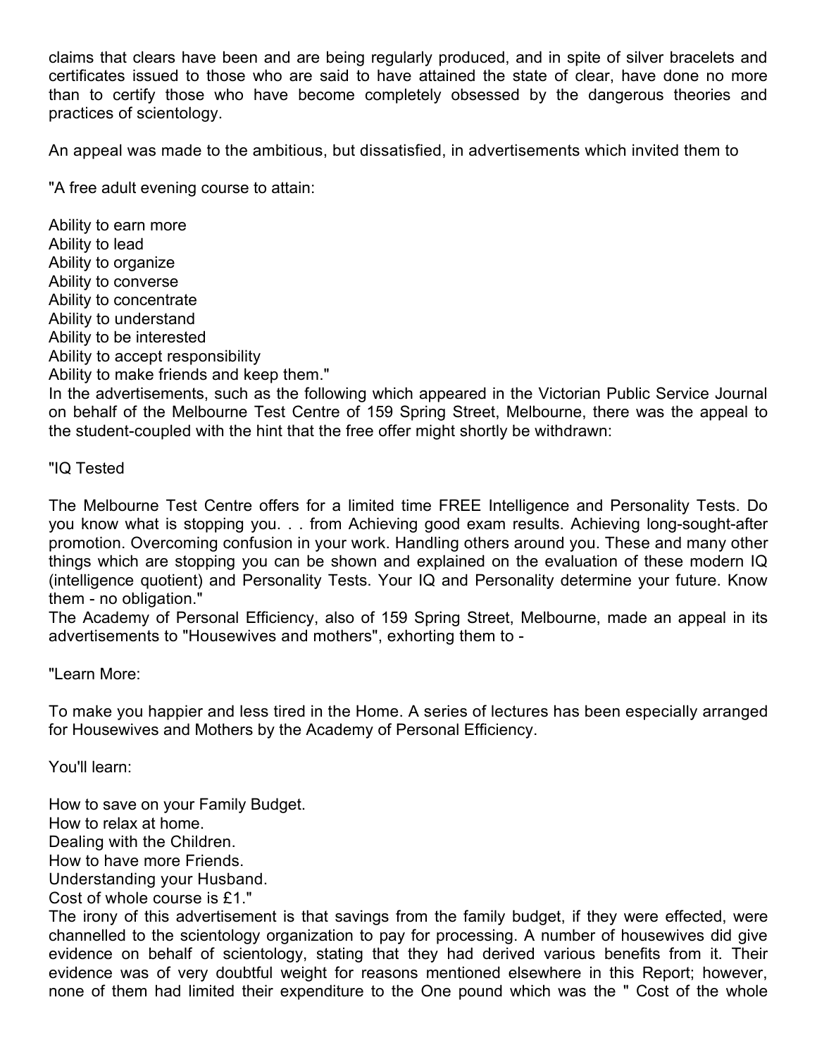claims that clears have been and are being regularly produced, and in spite of silver bracelets and certificates issued to those who are said to have attained the state of clear, have done no more than to certify those who have become completely obsessed by the dangerous theories and practices of scientology.

An appeal was made to the ambitious, but dissatisfied, in advertisements which invited them to

"A free adult evening course to attain:

Ability to earn more  
Ability to lead  
Ability to organize  
Ability to converse  
Ability to concentrate  
Ability to understand  
Ability to be interested  
Ability to accept responsibility  
Ability to make friends and keep them."  
In the advertisements, such as the following which appeared in the Victorian Public Service Journal on behalf of the Melbourne Test Centre of 159 Spring Street, Melbourne, there was the appeal to the student-coupled with the hint that the free offer might shortly be withdrawn:

"IQ Tested

The Melbourne Test Centre offers for a limited time FREE Intelligence and Personality Tests. Do you know what is stopping you. . . from Achieving good exam results. Achieving long-sought-after promotion. Overcoming confusion in your work. Handling others around you. These and many other things which are stopping you can be shown and explained on the evaluation of these modern IQ (intelligence quotient) and Personality Tests. Your IQ and Personality determine your future. Know them - no obligation."  
The Academy of Personal Efficiency, also of 159 Spring Street, Melbourne, made an appeal in its advertisements to "Housewives and mothers", exhorting them to -

"Learn More:

To make you happier and less tired in the Home. A series of lectures has been especially arranged for Housewives and Mothers by the Academy of Personal Efficiency.

You'll learn:

How to save on your Family Budget.  
How to relax at home.  
Dealing with the Children.  
How to have more Friends.  
Understanding your Husband.  
Cost of whole course is £1."  
The irony of this advertisement is that savings from the family budget, if they were effected, were channelled to the scientology organization to pay for processing. A number of housewives did give evidence on behalf of scientology, stating that they had derived various benefits from it. Their evidence was of very doubtful weight for reasons mentioned elsewhere in this Report; however, none of them had limited their expenditure to the One pound which was the " Cost of the whole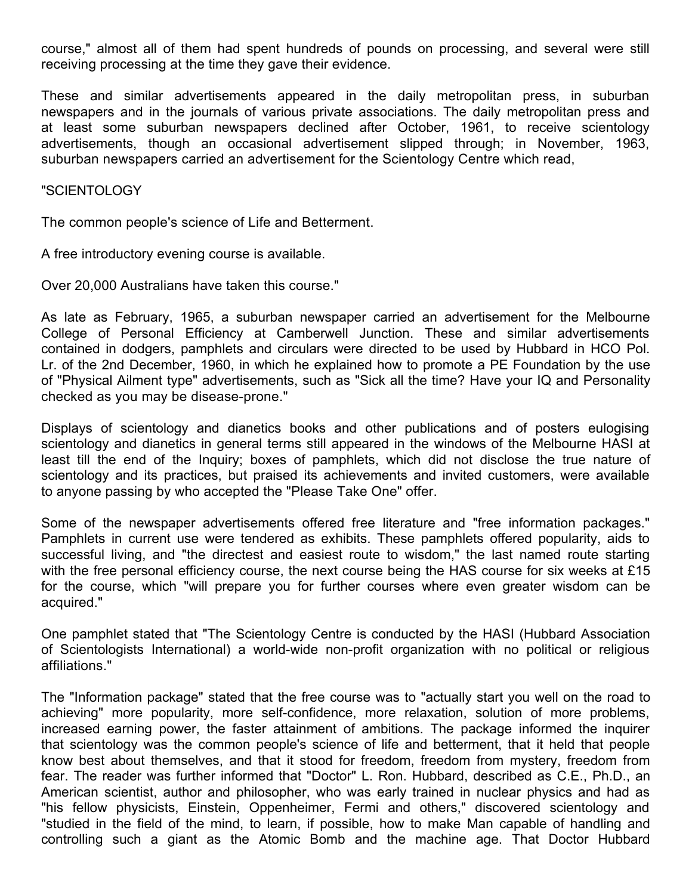course," almost all of them had spent hundreds of pounds on processing, and several were still receiving processing at the time they gave their evidence.

These and similar advertisements appeared in the daily metropolitan press, in suburban newspapers and in the journals of various private associations. The daily metropolitan press and at least some suburban newspapers declined after October, 1961, to receive scientology advertisements, though an occasional advertisement slipped through; in November, 1963, suburban newspapers carried an advertisement for the Scientology Centre which read,

"SCIENTOLOGY

The common people's science of Life and Betterment.

A free introductory evening course is available.

Over 20,000 Australians have taken this course."

As late as February, 1965, a suburban newspaper carried an advertisement for the Melbourne College of Personal Efficiency at Camberwell Junction. These and similar advertisements contained in dodgers, pamphlets and circulars were directed to be used by Hubbard in HCO Pol. Lr. of the 2nd December, 1960, in which he explained how to promote a PE Foundation by the use of "Physical Ailment type" advertisements, such as "Sick all the time? Have your IQ and Personality checked as you may be disease-prone."

Displays of scientology and dianetics books and other publications and of posters eulogising scientology and dianetics in general terms still appeared in the windows of the Melbourne HASI at least till the end of the Inquiry; boxes of pamphlets, which did not disclose the true nature of scientology and its practices, but praised its achievements and invited customers, were available to anyone passing by who accepted the "Please Take One" offer.

Some of the newspaper advertisements offered free literature and "free information packages." Pamphlets in current use were tendered as exhibits. These pamphlets offered popularity, aids to successful living, and "the directest and easiest route to wisdom," the last named route starting with the free personal efficiency course, the next course being the HAS course for six weeks at £15 for the course, which "will prepare you for further courses where even greater wisdom can be acquired."

One pamphlet stated that "The Scientology Centre is conducted by the HASI (Hubbard Association of Scientologists International) a world-wide non-profit organization with no political or religious affiliations."

The "Information package" stated that the free course was to "actually start you well on the road to achieving" more popularity, more self-confidence, more relaxation, solution of more problems, increased earning power, the faster attainment of ambitions. The package informed the inquirer that scientology was the common people's science of life and betterment, that it held that people know best about themselves, and that it stood for freedom, freedom from mystery, freedom from fear. The reader was further informed that "Doctor" L. Ron. Hubbard, described as C.E., Ph.D., an American scientist, author and philosopher, who was early trained in nuclear physics and had as "his fellow physicists, Einstein, Oppenheimer, Fermi and others," discovered scientology and "studied in the field of the mind, to learn, if possible, how to make Man capable of handling and controlling such a giant as the Atomic Bomb and the machine age. That Doctor Hubbard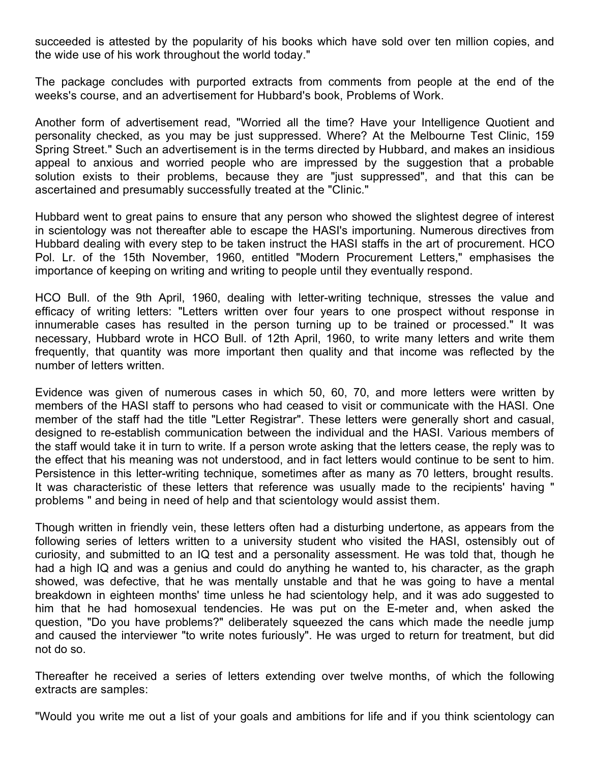succeeded is attested by the popularity of his books which have sold over ten million copies, and the wide use of his work throughout the world today."

The package concludes with purported extracts from comments from people at the end of the weeks's course, and an advertisement for Hubbard's book, Problems of Work.

Another form of advertisement read, "Worried all the time? Have your Intelligence Quotient and personality checked, as you may be just suppressed. Where? At the Melbourne Test Clinic, 159 Spring Street." Such an advertisement is in the terms directed by Hubbard, and makes an insidious appeal to anxious and worried people who are impressed by the suggestion that a probable solution exists to their problems, because they are "just suppressed", and that this can be ascertained and presumably successfully treated at the "Clinic."

Hubbard went to great pains to ensure that any person who showed the slightest degree of interest in scientology was not thereafter able to escape the HASI's importuning. Numerous directives from Hubbard dealing with every step to be taken instruct the HASI staffs in the art of procurement. HCO Pol. Lr. of the 15th November, 1960, entitled "Modern Procurement Letters," emphasises the importance of keeping on writing and writing to people until they eventually respond.

HCO Bull. of the 9th April, 1960, dealing with letter-writing technique, stresses the value and efficacy of writing letters: "Letters written over four years to one prospect without response in innumerable cases has resulted in the person turning up to be trained or processed." It was necessary, Hubbard wrote in HCO Bull. of 12th April, 1960, to write many letters and write them frequently, that quantity was more important then quality and that income was reflected by the number of letters written.

Evidence was given of numerous cases in which 50, 60, 70, and more letters were written by members of the HASI staff to persons who had ceased to visit or communicate with the HASI. One member of the staff had the title "Letter Registrar". These letters were generally short and casual, designed to re-establish communication between the individual and the HASI. Various members of the staff would take it in turn to write. If a person wrote asking that the letters cease, the reply was to the effect that his meaning was not understood, and in fact letters would continue to be sent to him. Persistence in this letter-writing technique, sometimes after as many as 70 letters, brought results. It was characteristic of these letters that reference was usually made to the recipients' having " problems " and being in need of help and that scientology would assist them.

Though written in friendly vein, these letters often had a disturbing undertone, as appears from the following series of letters written to a university student who visited the HASI, ostensibly out of curiosity, and submitted to an IQ test and a personality assessment. He was told that, though he had a high IQ and was a genius and could do anything he wanted to, his character, as the graph showed, was defective, that he was mentally unstable and that he was going to have a mental breakdown in eighteen months' time unless he had scientology help, and it was ado suggested to him that he had homosexual tendencies. He was put on the E-meter and, when asked the question, "Do you have problems?" deliberately squeezed the cans which made the needle jump and caused the interviewer "to write notes furiously". He was urged to return for treatment, but did not do so.

Thereafter he received a series of letters extending over twelve months, of which the following extracts are samples:

"Would you write me out a list of your goals and ambitions for life and if you think scientology can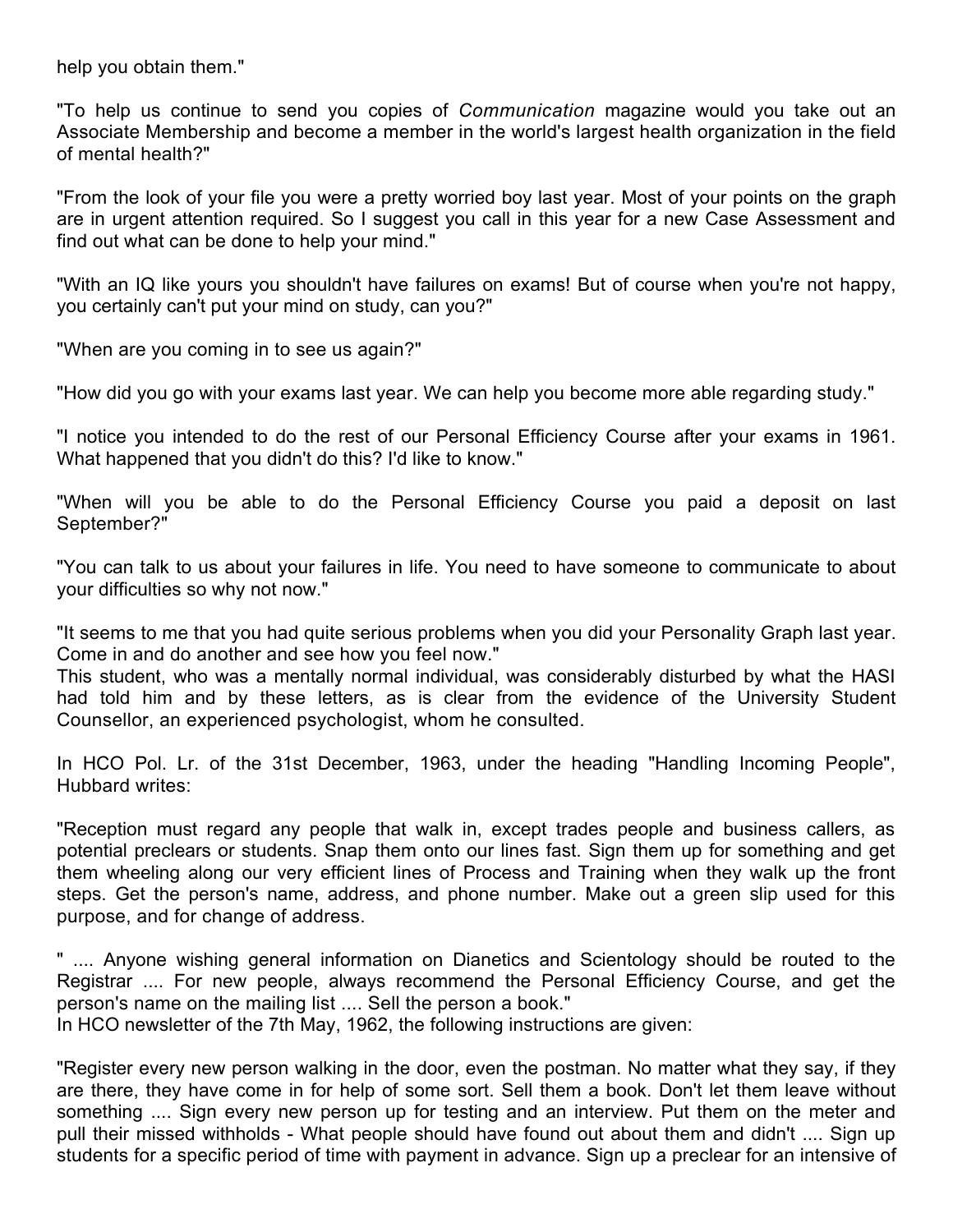help you obtain them."

"To help us continue to send you copies of *Communication* magazine would you take out an Associate Membership and become a member in the world's largest health organization in the field of mental health?"

"From the look of your file you were a pretty worried boy last year. Most of your points on the graph are in urgent attention required. So I suggest you call in this year for a new Case Assessment and find out what can be done to help your mind."

"With an IQ like yours you shouldn't have failures on exams! But of course when you're not happy, you certainly can't put your mind on study, can you?"

"When are you coming in to see us again?"

"How did you go with your exams last year. We can help you become more able regarding study."

"I notice you intended to do the rest of our Personal Efficiency Course after your exams in 1961. What happened that you didn't do this? I'd like to know."

"When will you be able to do the Personal Efficiency Course you paid a deposit on last September?"

"You can talk to us about your failures in life. You need to have someone to communicate to about your difficulties so why not now."

"It seems to me that you had quite serious problems when you did your Personality Graph last year. Come in and do another and see how you feel now."

This student, who was a mentally normal individual, was considerably disturbed by what the HASI had told him and by these letters, as is clear from the evidence of the University Student Counsellor, an experienced psychologist, whom he consulted.

In HCO Pol. Lr. of the 31st December, 1963, under the heading "Handling Incoming People", Hubbard writes:

"Reception must regard any people that walk in, except trades people and business callers, as potential preclears or students. Snap them onto our lines fast. Sign them up for something and get them wheeling along our very efficient lines of Process and Training when they walk up the front steps. Get the person's name, address, and phone number. Make out a green slip used for this purpose, and for change of address.

" .... Anyone wishing general information on Dianetics and Scientology should be routed to the Registrar .... For new people, always recommend the Personal Efficiency Course, and get the person's name on the mailing list .... Sell the person a book."

In HCO newsletter of the 7th May, 1962, the following instructions are given:

"Register every new person walking in the door, even the postman. No matter what they say, if they are there, they have come in for help of some sort. Sell them a book. Don't let them leave without something .... Sign every new person up for testing and an interview. Put them on the meter and pull their missed withholds - What people should have found out about them and didn't .... Sign up students for a specific period of time with payment in advance. Sign up a preclear for an intensive of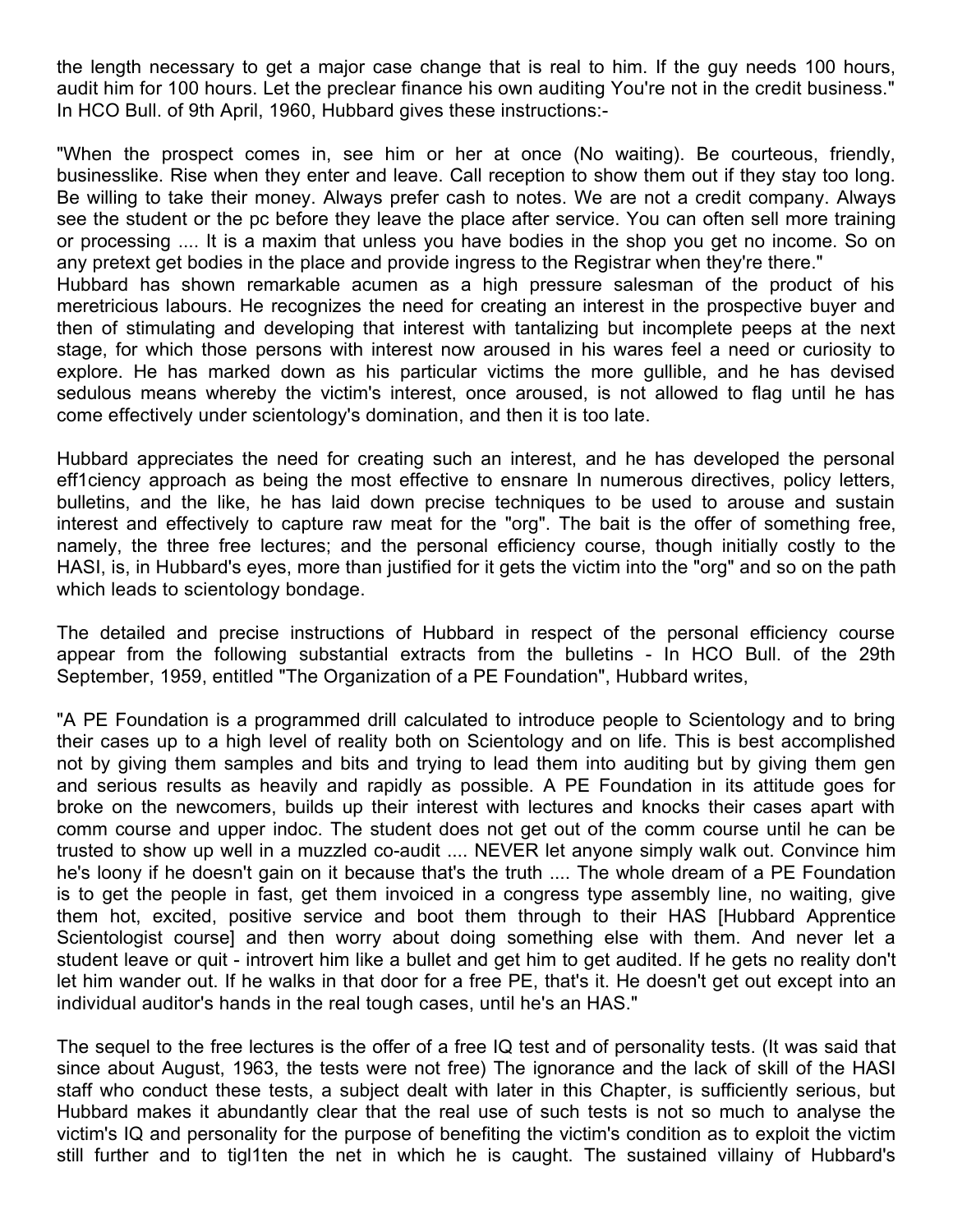the length necessary to get a major case change that is real to him. If the guy needs 100 hours, audit him for 100 hours. Let the preclear finance his own auditing You're not in the credit business." In HCO Bull. of 9th April, 1960, Hubbard gives these instructions:-

"When the prospect comes in, see him or her at once (No waiting). Be courteous, friendly, businesslike. Rise when they enter and leave. Call reception to show them out if they stay too long. Be willing to take their money. Always prefer cash to notes. We are not a credit company. Always see the student or the pc before they leave the place after service. You can often sell more training or processing .... It is a maxim that unless you have bodies in the shop you get no income. So on any pretext get bodies in the place and provide ingress to the Registrar when they're there."

Hubbard has shown remarkable acumen as a high pressure salesman of the product of his meretricious labours. He recognizes the need for creating an interest in the prospective buyer and then of stimulating and developing that interest with tantalizing but incomplete peeps at the next stage, for which those persons with interest now aroused in his wares feel a need or curiosity to explore. He has marked down as his particular victims the more gullible, and he has devised sedulous means whereby the victim's interest, once aroused, is not allowed to flag until he has come effectively under scientology's domination, and then it is too late.

Hubbard appreciates the need for creating such an interest, and he has developed the personal eff1ciency approach as being the most effective to ensnare In numerous directives, policy letters, bulletins, and the like, he has laid down precise techniques to be used to arouse and sustain interest and effectively to capture raw meat for the "org". The bait is the offer of something free, namely, the three free lectures; and the personal efficiency course, though initially costly to the HASI, is, in Hubbard's eyes, more than justified for it gets the victim into the "org" and so on the path which leads to scientology bondage.

The detailed and precise instructions of Hubbard in respect of the personal efficiency course appear from the following substantial extracts from the bulletins - In HCO Bull. of the 29th September, 1959, entitled "The Organization of a PE Foundation", Hubbard writes,

"A PE Foundation is a programmed drill calculated to introduce people to Scientology and to bring their cases up to a high level of reality both on Scientology and on life. This is best accomplished not by giving them samples and bits and trying to lead them into auditing but by giving them gen and serious results as heavily and rapidly as possible. A PE Foundation in its attitude goes for broke on the newcomers, builds up their interest with lectures and knocks their cases apart with comm course and upper indoc. The student does not get out of the comm course until he can be trusted to show up well in a muzzled co-audit .... NEVER let anyone simply walk out. Convince him he's loony if he doesn't gain on it because that's the truth .... The whole dream of a PE Foundation is to get the people in fast, get them invoiced in a congress type assembly line, no waiting, give them hot, excited, positive service and boot them through to their HAS [Hubbard Apprentice Scientologist course] and then worry about doing something else with them. And never let a student leave or quit - introvert him like a bullet and get him to get audited. If he gets no reality don't let him wander out. If he walks in that door for a free PE, that's it. He doesn't get out except into an individual auditor's hands in the real tough cases, until he's an HAS."

The sequel to the free lectures is the offer of a free IQ test and of personality tests. (It was said that since about August, 1963, the tests were not free) The ignorance and the lack of skill of the HASI staff who conduct these tests, a subject dealt with later in this Chapter, is sufficiently serious, but Hubbard makes it abundantly clear that the real use of such tests is not so much to analyse the victim's IQ and personality for the purpose of benefiting the victim's condition as to exploit the victim still further and to tigl1ten the net in which he is caught. The sustained villainy of Hubbard's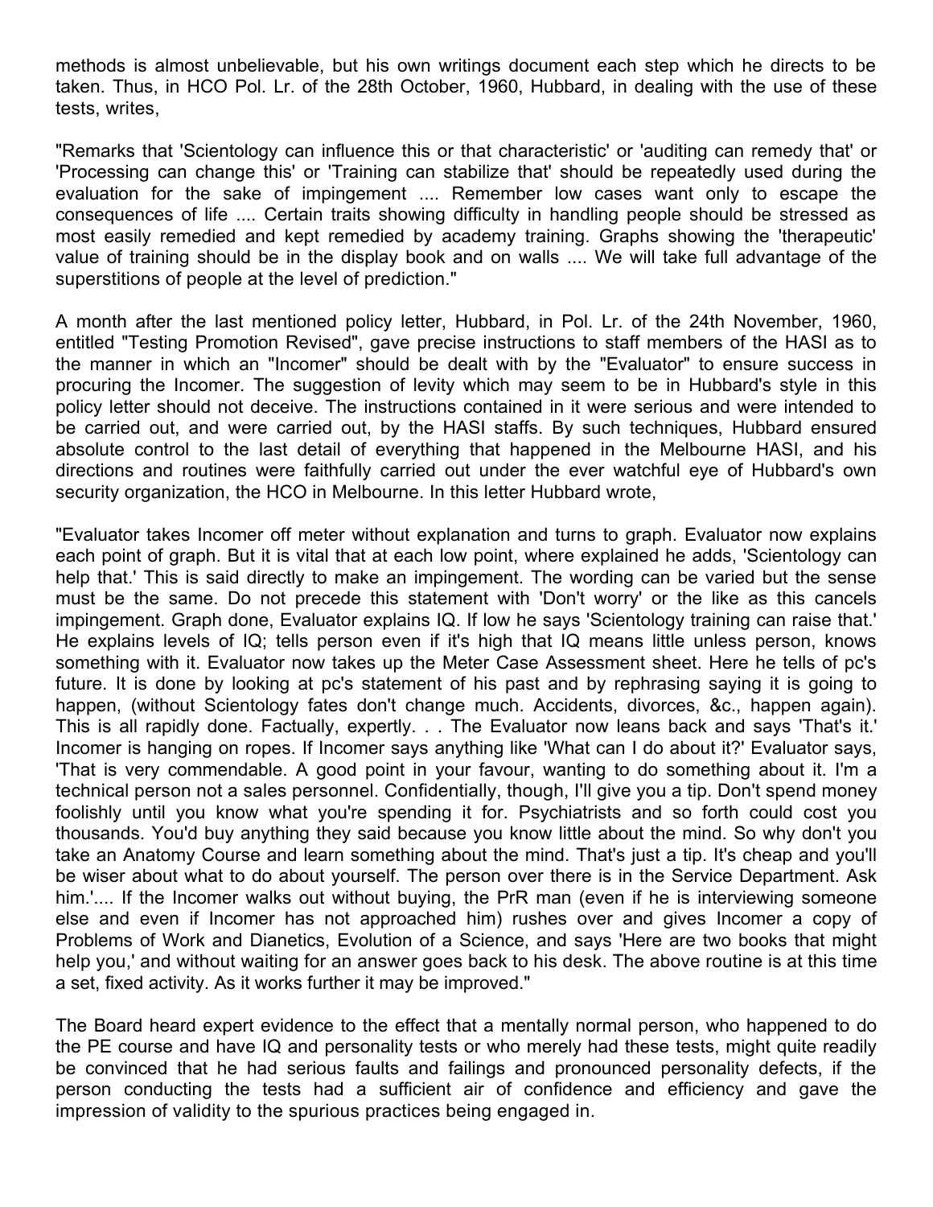methods is almost unbelievable, but his own writings document each step which he directs to be taken. Thus, in HCO Pol. Lr. of the 28th October, 1960, Hubbard, in dealing with the use of these tests, writes,

"Remarks that 'Scientology can influence this or that characteristic' or 'auditing can remedy that' or 'Processing can change this' or 'Training can stabilize that' should be repeatedly used during the evaluation for the sake of impingement .... Remember low cases want only to escape the consequences of life .... Certain traits showing difficulty in handling people should be stressed as most easily remedied and kept remedied by academy training. Graphs showing the 'therapeutic' value of training should be in the display book and on walls .... We will take full advantage of the superstitions of people at the level of prediction."

A month after the last mentioned policy letter, Hubbard, in Pol. Lr. of the 24th November, 1960, entitled "Testing Promotion Revised", gave precise instructions to staff members of the HASI as to the manner in which an "Incomer" should be dealt with by the "Evaluator" to ensure success in procuring the Incomer. The suggestion of levity which may seem to be in Hubbard's style in this policy letter should not deceive. The instructions contained in it were serious and were intended to be carried out, and were carried out, by the HASI staffs. By such techniques, Hubbard ensured absolute control to the last detail of everything that happened in the Melbourne HASI, and his directions and routines were faithfully carried out under the ever watchful eye of Hubbard's own security organization, the HCO in Melbourne. In this letter Hubbard wrote,

"Evaluator takes Incomer off meter without explanation and turns to graph. Evaluator now explains each point of graph. But it is vital that at each low point, where explained he adds, 'Scientology can help that.' This is said directly to make an impingement. The wording can be varied but the sense must be the same. Do not precede this statement with 'Don't worry' or the like as this cancels impingement. Graph done, Evaluator explains IQ. If low he says 'Scientology training can raise that.' He explains levels of IQ; tells person even if it's high that IQ means little unless person, knows something with it. Evaluator now takes up the Meter Case Assessment sheet. Here he tells of pc's future. It is done by looking at pc's statement of his past and by rephrasing saying it is going to happen, (without Scientology fates don't change much. Accidents, divorces, &c., happen again). This is all rapidly done. Factually, expertly. . . The Evaluator now leans back and says 'That's it.' Incomer is hanging on ropes. If Incomer says anything like 'What can I do about it?' Evaluator says, 'That is very commendable. A good point in your favour, wanting to do something about it. I'm a technical person not a sales personnel. Confidentially, though, I'll give you a tip. Don't spend money foolishly until you know what you're spending it for. Psychiatrists and so forth could cost you thousands. You'd buy anything they said because you know little about the mind. So why don't you take an Anatomy Course and learn something about the mind. That's just a tip. It's cheap and you'll be wiser about what to do about yourself. The person over there is in the Service Department. Ask him.'.... If the Incomer walks out without buying, the PrR man (even if he is interviewing someone else and even if Incomer has not approached him) rushes over and gives Incomer a copy of Problems of Work and Dianetics, Evolution of a Science, and says 'Here are two books that might help you,' and without waiting for an answer goes back to his desk. The above routine is at this time a set, fixed activity. As it works further it may be improved."

The Board heard expert evidence to the effect that a mentally normal person, who happened to do the PE course and have IQ and personality tests or who merely had these tests, might quite readily be convinced that he had serious faults and failings and pronounced personality defects, if the person conducting the tests had a sufficient air of confidence and efficiency and gave the impression of validity to the spurious practices being engaged in.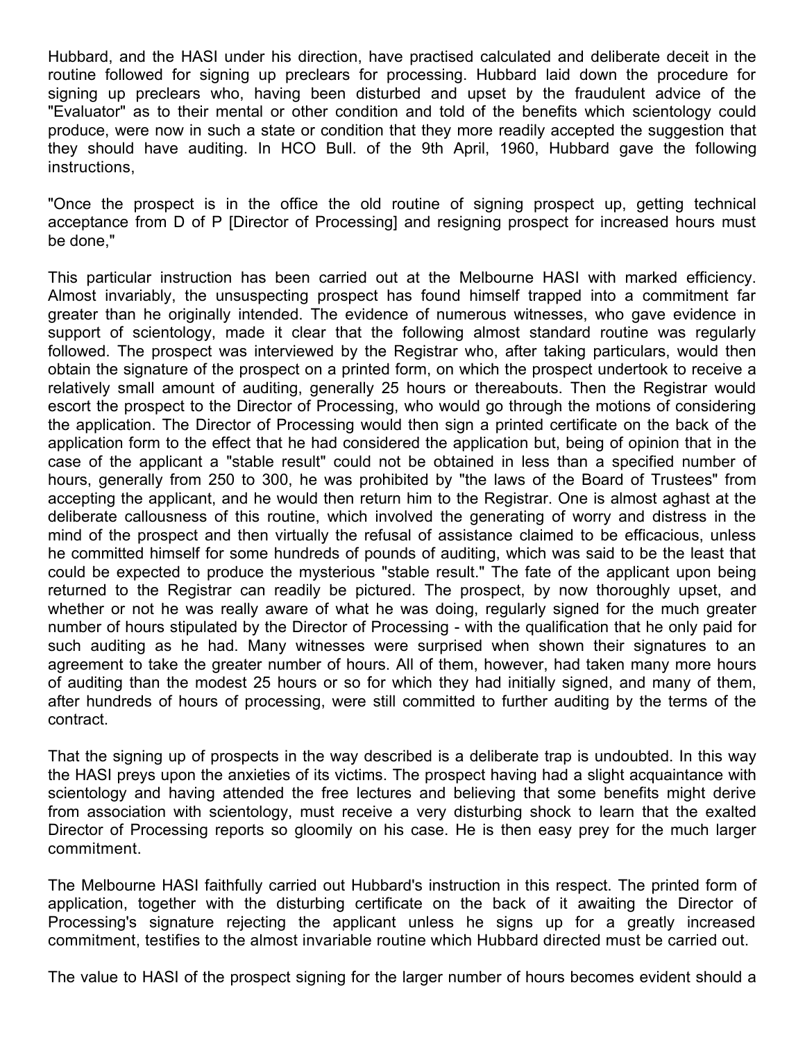Hubbard, and the HASI under his direction, have practised calculated and deliberate deceit in the routine followed for signing up preclears for processing. Hubbard laid down the procedure for signing up preclears who, having been disturbed and upset by the fraudulent advice of the "Evaluator" as to their mental or other condition and told of the benefits which scientology could produce, were now in such a state or condition that they more readily accepted the suggestion that they should have auditing. In HCO Bull. of the 9th April, 1960, Hubbard gave the following instructions,

"Once the prospect is in the office the old routine of signing prospect up, getting technical acceptance from D of P [Director of Processing] and resigning prospect for increased hours must be done,"

This particular instruction has been carried out at the Melbourne HASI with marked efficiency. Almost invariably, the unsuspecting prospect has found himself trapped into a commitment far greater than he originally intended. The evidence of numerous witnesses, who gave evidence in support of scientology, made it clear that the following almost standard routine was regularly followed. The prospect was interviewed by the Registrar who, after taking particulars, would then obtain the signature of the prospect on a printed form, on which the prospect undertook to receive a relatively small amount of auditing, generally 25 hours or thereabouts. Then the Registrar would escort the prospect to the Director of Processing, who would go through the motions of considering the application. The Director of Processing would then sign a printed certificate on the back of the application form to the effect that he had considered the application but, being of opinion that in the case of the applicant a "stable result" could not be obtained in less than a specified number of hours, generally from 250 to 300, he was prohibited by "the laws of the Board of Trustees" from accepting the applicant, and he would then return him to the Registrar. One is almost aghast at the deliberate callousness of this routine, which involved the generating of worry and distress in the mind of the prospect and then virtually the refusal of assistance claimed to be efficacious, unless he committed himself for some hundreds of pounds of auditing, which was said to be the least that could be expected to produce the mysterious "stable result." The fate of the applicant upon being returned to the Registrar can readily be pictured. The prospect, by now thoroughly upset, and whether or not he was really aware of what he was doing, regularly signed for the much greater number of hours stipulated by the Director of Processing - with the qualification that he only paid for such auditing as he had. Many witnesses were surprised when shown their signatures to an agreement to take the greater number of hours. All of them, however, had taken many more hours of auditing than the modest 25 hours or so for which they had initially signed, and many of them, after hundreds of hours of processing, were still committed to further auditing by the terms of the contract.

That the signing up of prospects in the way described is a deliberate trap is undoubted. In this way the HASI preys upon the anxieties of its victims. The prospect having had a slight acquaintance with scientology and having attended the free lectures and believing that some benefits might derive from association with scientology, must receive a very disturbing shock to learn that the exalted Director of Processing reports so gloomily on his case. He is then easy prey for the much larger commitment.

The Melbourne HASI faithfully carried out Hubbard's instruction in this respect. The printed form of application, together with the disturbing certificate on the back of it awaiting the Director of Processing's signature rejecting the applicant unless he signs up for a greatly increased commitment, testifies to the almost invariable routine which Hubbard directed must be carried out.

The value to HASI of the prospect signing for the larger number of hours becomes evident should a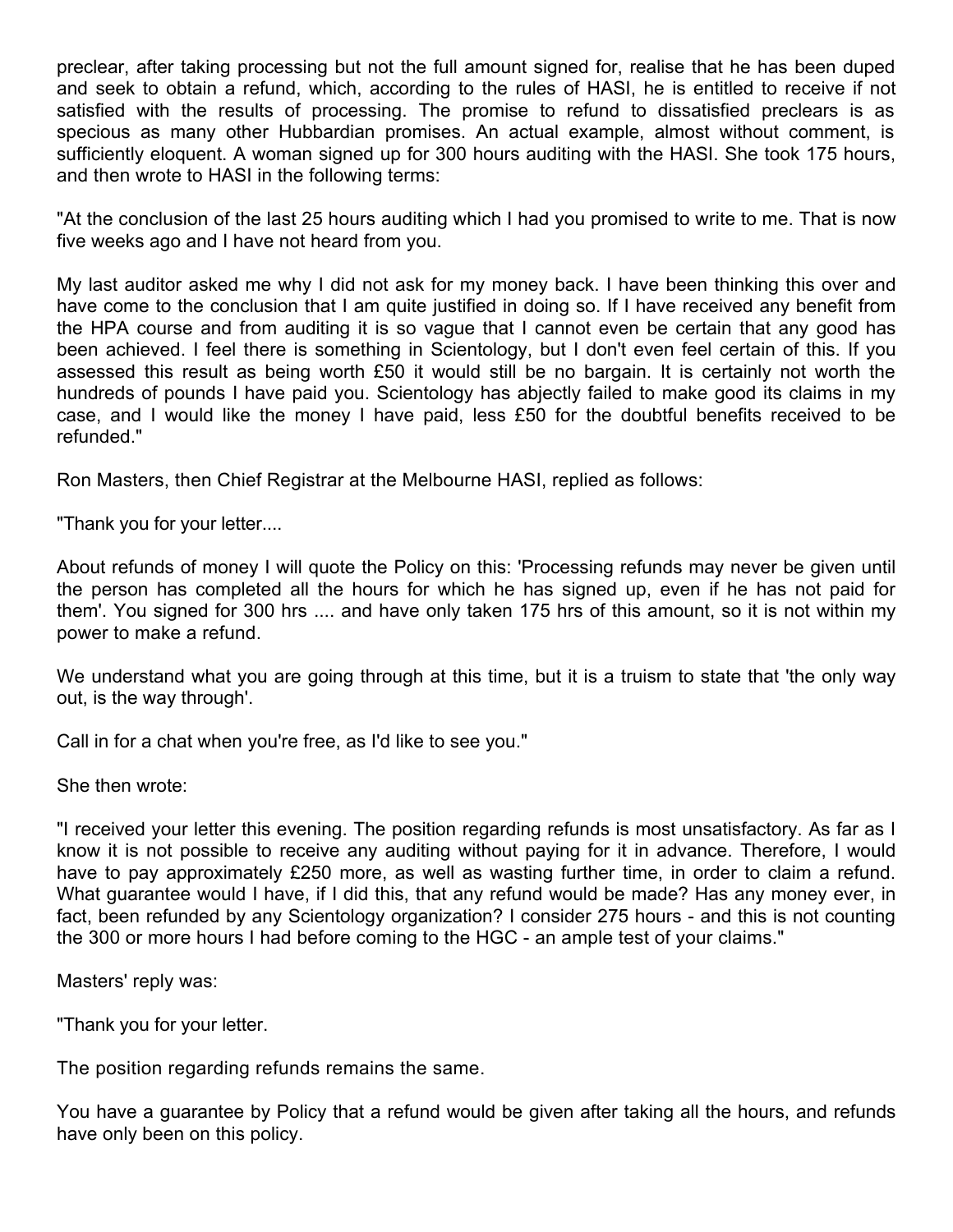preclear, after taking processing but not the full amount signed for, realise that he has been duped and seek to obtain a refund, which, according to the rules of HASI, he is entitled to receive if not satisfied with the results of processing. The promise to refund to dissatisfied preclears is as specious as many other Hubbardian promises. An actual example, almost without comment, is sufficiently eloquent. A woman signed up for 300 hours auditing with the HASI. She took 175 hours, and then wrote to HASI in the following terms:

"At the conclusion of the last 25 hours auditing which I had you promised to write to me. That is now five weeks ago and I have not heard from you.

My last auditor asked me why I did not ask for my money back. I have been thinking this over and have come to the conclusion that I am quite justified in doing so. If I have received any benefit from the HPA course and from auditing it is so vague that I cannot even be certain that any good has been achieved. I feel there is something in Scientology, but I don't even feel certain of this. If you assessed this result as being worth £50 it would still be no bargain. It is certainly not worth the hundreds of pounds I have paid you. Scientology has abjectly failed to make good its claims in my case, and I would like the money I have paid, less £50 for the doubtful benefits received to be refunded."

Ron Masters, then Chief Registrar at the Melbourne HASI, replied as follows:

"Thank you for your letter....

About refunds of money I will quote the Policy on this: 'Processing refunds may never be given until the person has completed all the hours for which he has signed up, even if he has not paid for them'. You signed for 300 hrs .... and have only taken 175 hrs of this amount, so it is not within my power to make a refund.

We understand what you are going through at this time, but it is a truism to state that 'the only way out, is the way through'.

Call in for a chat when you're free, as I'd like to see you."

She then wrote:

"I received your letter this evening. The position regarding refunds is most unsatisfactory. As far as I know it is not possible to receive any auditing without paying for it in advance. Therefore, I would have to pay approximately £250 more, as well as wasting further time, in order to claim a refund. What guarantee would I have, if I did this, that any refund would be made? Has any money ever, in fact, been refunded by any Scientology organization? I consider 275 hours - and this is not counting the 300 or more hours I had before coming to the HGC - an ample test of your claims."

Masters' reply was:

"Thank you for your letter.

The position regarding refunds remains the same.

You have a guarantee by Policy that a refund would be given after taking all the hours, and refunds have only been on this policy.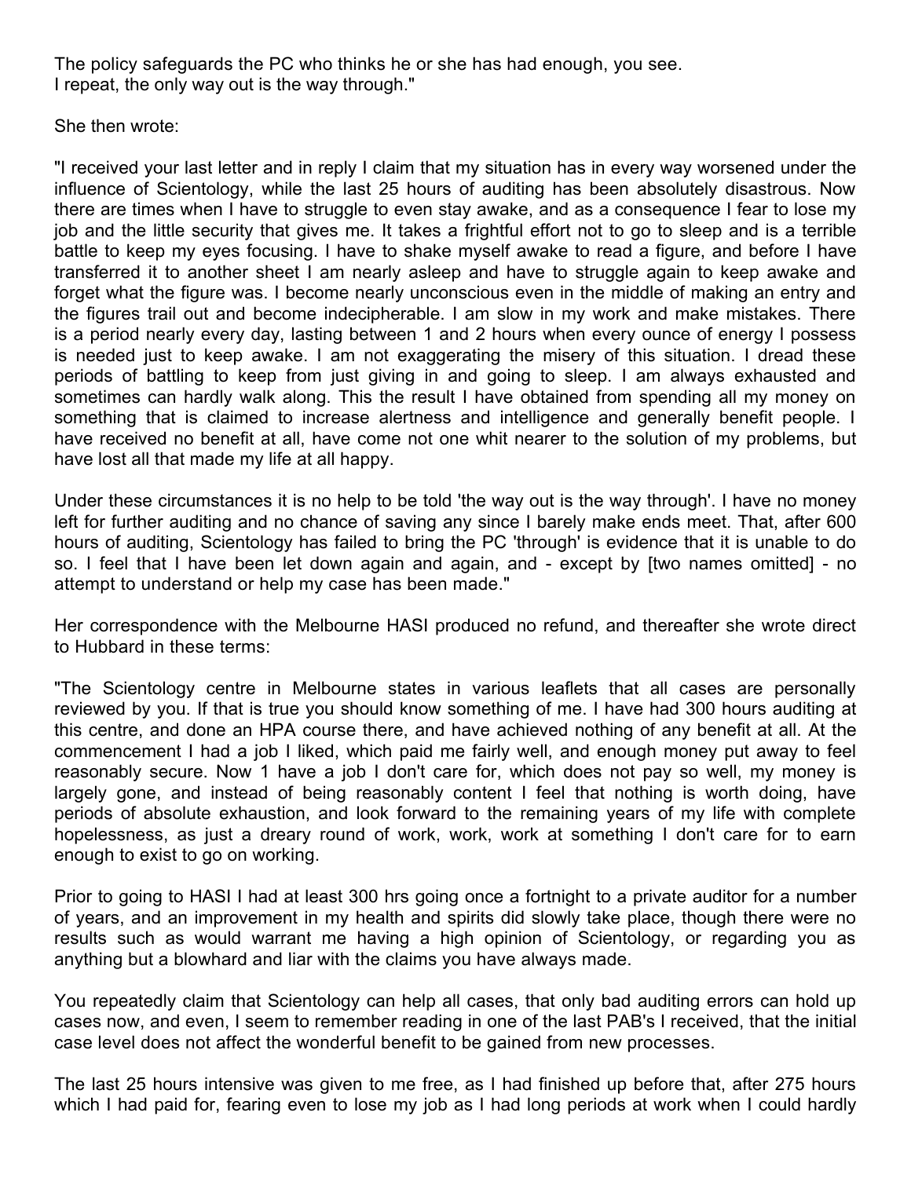The policy safeguards the PC who thinks he or she has had enough, you see.
I repeat, the only way out is the way through."

She then wrote:

"I received your last letter and in reply I claim that my situation has in every way worsened under the influence of Scientology, while the last 25 hours of auditing has been absolutely disastrous. Now there are times when I have to struggle to even stay awake, and as a consequence I fear to lose my job and the little security that gives me. It takes a frightful effort not to go to sleep and is a terrible battle to keep my eyes focusing. I have to shake myself awake to read a figure, and before I have transferred it to another sheet I am nearly asleep and have to struggle again to keep awake and forget what the figure was. I become nearly unconscious even in the middle of making an entry and the figures trail out and become indecipherable. I am slow in my work and make mistakes. There is a period nearly every day, lasting between 1 and 2 hours when every ounce of energy I possess is needed just to keep awake. I am not exaggerating the misery of this situation. I dread these periods of battling to keep from just giving in and going to sleep. I am always exhausted and sometimes can hardly walk along. This the result I have obtained from spending all my money on something that is claimed to increase alertness and intelligence and generally benefit people. I have received no benefit at all, have come not one whit nearer to the solution of my problems, but have lost all that made my life at all happy.

Under these circumstances it is no help to be told 'the way out is the way through'. I have no money left for further auditing and no chance of saving any since I barely make ends meet. That, after 600 hours of auditing, Scientology has failed to bring the PC 'through' is evidence that it is unable to do so. I feel that I have been let down again and again, and - except by [two names omitted] - no attempt to understand or help my case has been made."

Her correspondence with the Melbourne HASI produced no refund, and thereafter she wrote direct to Hubbard in these terms:

"The Scientology centre in Melbourne states in various leaflets that all cases are personally reviewed by you. If that is true you should know something of me. I have had 300 hours auditing at this centre, and done an HPA course there, and have achieved nothing of any benefit at all. At the commencement I had a job I liked, which paid me fairly well, and enough money put away to feel reasonably secure. Now 1 have a job I don't care for, which does not pay so well, my money is largely gone, and instead of being reasonably content I feel that nothing is worth doing, have periods of absolute exhaustion, and look forward to the remaining years of my life with complete hopelessness, as just a dreary round of work, work, work at something I don't care for to earn enough to exist to go on working.

Prior to going to HASI I had at least 300 hrs going once a fortnight to a private auditor for a number of years, and an improvement in my health and spirits did slowly take place, though there were no results such as would warrant me having a high opinion of Scientology, or regarding you as anything but a blowhard and liar with the claims you have always made.

You repeatedly claim that Scientology can help all cases, that only bad auditing errors can hold up cases now, and even, I seem to remember reading in one of the last PAB's I received, that the initial case level does not affect the wonderful benefit to be gained from new processes.

The last 25 hours intensive was given to me free, as I had finished up before that, after 275 hours which I had paid for, fearing even to lose my job as I had long periods at work when I could hardly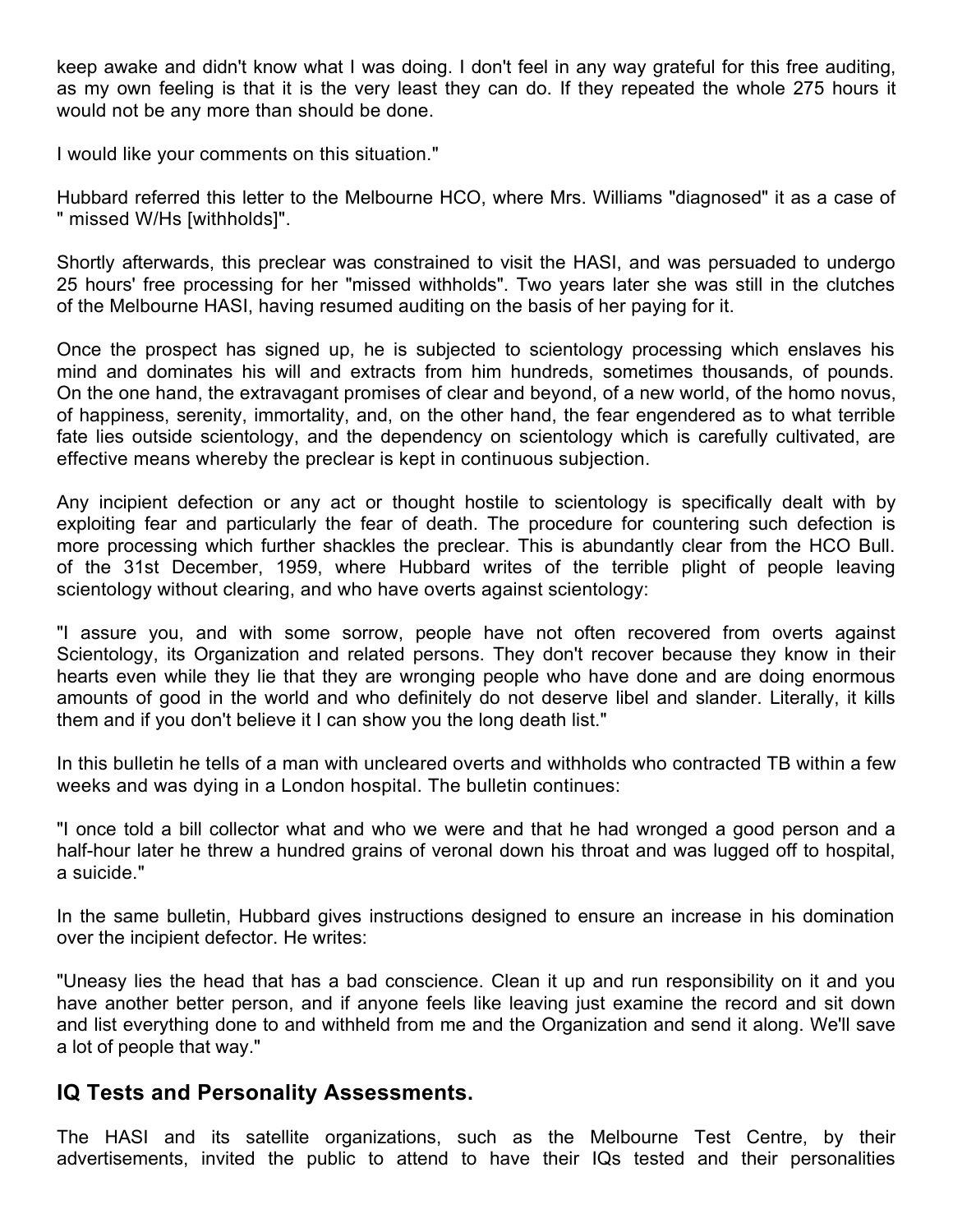keep awake and didn't know what I was doing. I don't feel in any way grateful for this free auditing, as my own feeling is that it is the very least they can do. If they repeated the whole 275 hours it would not be any more than should be done.

I would like your comments on this situation."

Hubbard referred this letter to the Melbourne HCO, where Mrs. Williams "diagnosed" it as a case of " missed W/Hs [withholds]".

Shortly afterwards, this preclear was constrained to visit the HASI, and was persuaded to undergo 25 hours' free processing for her "missed withholds". Two years later she was still in the clutches of the Melbourne HASI, having resumed auditing on the basis of her paying for it.

Once the prospect has signed up, he is subjected to scientology processing which enslaves his mind and dominates his will and extracts from him hundreds, sometimes thousands, of pounds. On the one hand, the extravagant promises of clear and beyond, of a new world, of the homo novus, of happiness, serenity, immortality, and, on the other hand, the fear engendered as to what terrible fate lies outside scientology, and the dependency on scientology which is carefully cultivated, are effective means whereby the preclear is kept in continuous subjection.

Any incipient defection or any act or thought hostile to scientology is specifically dealt with by exploiting fear and particularly the fear of death. The procedure for countering such defection is more processing which further shackles the preclear. This is abundantly clear from the HCO Bull. of the 31st December, 1959, where Hubbard writes of the terrible plight of people leaving scientology without clearing, and who have overts against scientology:

"I assure you, and with some sorrow, people have not often recovered from overts against Scientology, its Organization and related persons. They don't recover because they know in their hearts even while they lie that they are wronging people who have done and are doing enormous amounts of good in the world and who definitely do not deserve libel and slander. Literally, it kills them and if you don't believe it I can show you the long death list."

In this bulletin he tells of a man with uncleared overts and withholds who contracted TB within a few weeks and was dying in a London hospital. The bulletin continues:

"I once told a bill collector what and who we were and that he had wronged a good person and a half-hour later he threw a hundred grains of veronal down his throat and was lugged off to hospital, a suicide."

In the same bulletin, Hubbard gives instructions designed to ensure an increase in his domination over the incipient defector. He writes:

"Uneasy lies the head that has a bad conscience. Clean it up and run responsibility on it and you have another better person, and if anyone feels like leaving just examine the record and sit down and list everything done to and withheld from me and the Organization and send it along. We'll save a lot of people that way."

## IQ Tests and Personality Assessments.

The HASI and its satellite organizations, such as the Melbourne Test Centre, by their advertisements, invited the public to attend to have their IQs tested and their personalities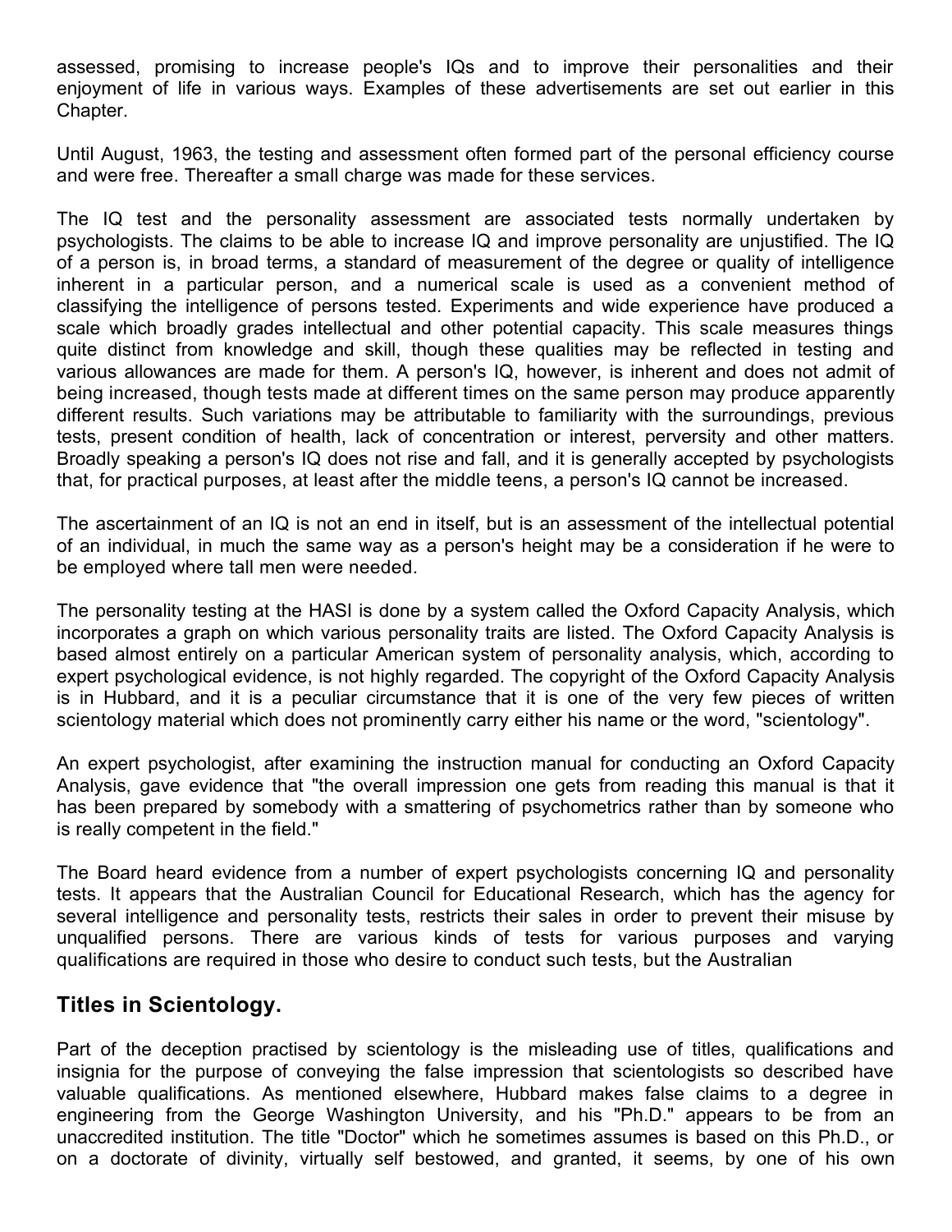assessed, promising to increase people's IQs and to improve their personalities and their enjoyment of life in various ways. Examples of these advertisements are set out earlier in this Chapter.

Until August, 1963, the testing and assessment often formed part of the personal efficiency course and were free. Thereafter a small charge was made for these services.

The IQ test and the personality assessment are associated tests normally undertaken by psychologists. The claims to be able to increase IQ and improve personality are unjustified. The IQ of a person is, in broad terms, a standard of measurement of the degree or quality of intelligence inherent in a particular person, and a numerical scale is used as a convenient method of classifying the intelligence of persons tested. Experiments and wide experience have produced a scale which broadly grades intellectual and other potential capacity. This scale measures things quite distinct from knowledge and skill, though these qualities may be reflected in testing and various allowances are made for them. A person's IQ, however, is inherent and does not admit of being increased, though tests made at different times on the same person may produce apparently different results. Such variations may be attributable to familiarity with the surroundings, previous tests, present condition of health, lack of concentration or interest, perversity and other matters. Broadly speaking a person's IQ does not rise and fall, and it is generally accepted by psychologists that, for practical purposes, at least after the middle teens, a person's IQ cannot be increased.

The ascertainment of an IQ is not an end in itself, but is an assessment of the intellectual potential of an individual, in much the same way as a person's height may be a consideration if he were to be employed where tall men were needed.

The personality testing at the HASI is done by a system called the Oxford Capacity Analysis, which incorporates a graph on which various personality traits are listed. The Oxford Capacity Analysis is based almost entirely on a particular American system of personality analysis, which, according to expert psychological evidence, is not highly regarded. The copyright of the Oxford Capacity Analysis is in Hubbard, and it is a peculiar circumstance that it is one of the very few pieces of written scientology material which does not prominently carry either his name or the word, "scientology".

An expert psychologist, after examining the instruction manual for conducting an Oxford Capacity Analysis, gave evidence that "the overall impression one gets from reading this manual is that it has been prepared by somebody with a smattering of psychometrics rather than by someone who is really competent in the field."

The Board heard evidence from a number of expert psychologists concerning IQ and personality tests. It appears that the Australian Council for Educational Research, which has the agency for several intelligence and personality tests, restricts their sales in order to prevent their misuse by unqualified persons. There are various kinds of tests for various purposes and varying qualifications are required in those who desire to conduct such tests, but the Australian

## Titles in Scientology.

Part of the deception practised by scientology is the misleading use of titles, qualifications and insignia for the purpose of conveying the false impression that scientologists so described have valuable qualifications. As mentioned elsewhere, Hubbard makes false claims to a degree in engineering from the George Washington University, and his "Ph.D." appears to be from an unaccredited institution. The title "Doctor" which he sometimes assumes is based on this Ph.D., or on a doctorate of divinity, virtually self bestowed, and granted, it seems, by one of his own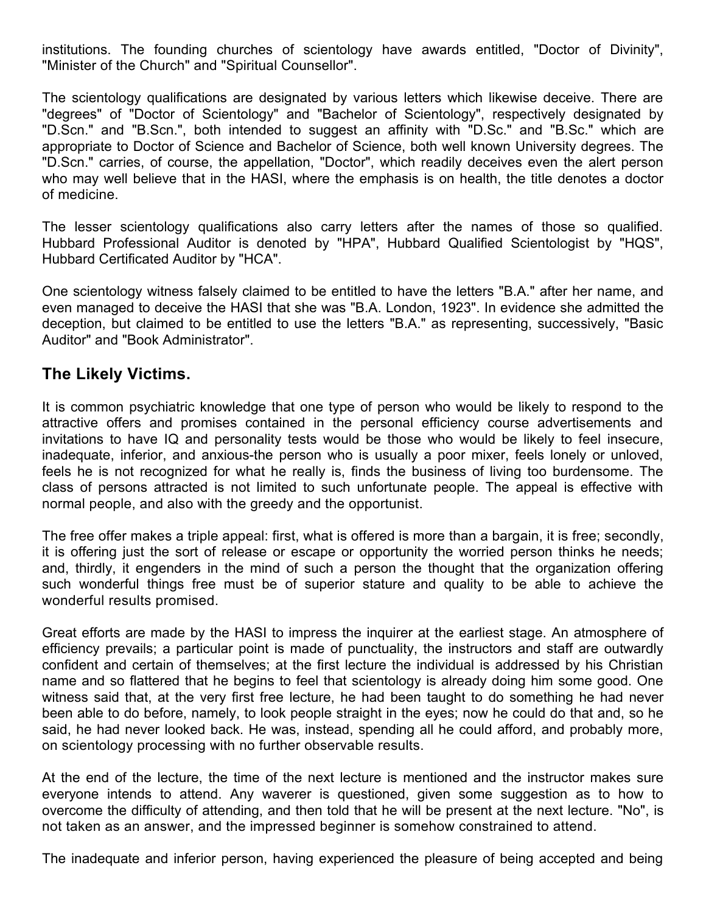institutions. The founding churches of scientology have awards entitled, "Doctor of Divinity", "Minister of the Church" and "Spiritual Counsellor".

The scientology qualifications are designated by various letters which likewise deceive. There are "degrees" of "Doctor of Scientology" and "Bachelor of Scientology", respectively designated by "D.Scn." and "B.Scn.", both intended to suggest an affinity with "D.Sc." and "B.Sc." which are appropriate to Doctor of Science and Bachelor of Science, both well known University degrees. The "D.Scn." carries, of course, the appellation, "Doctor", which readily deceives even the alert person who may well believe that in the HASI, where the emphasis is on health, the title denotes a doctor of medicine.

The lesser scientology qualifications also carry letters after the names of those so qualified. Hubbard Professional Auditor is denoted by "HPA", Hubbard Qualified Scientologist by "HQS", Hubbard Certificated Auditor by "HCA".

One scientology witness falsely claimed to be entitled to have the letters "B.A." after her name, and even managed to deceive the HASI that she was "B.A. London, 1923". In evidence she admitted the deception, but claimed to be entitled to use the letters "B.A." as representing, successively, "Basic Auditor" and "Book Administrator".

## The Likely Victims.

It is common psychiatric knowledge that one type of person who would be likely to respond to the attractive offers and promises contained in the personal efficiency course advertisements and invitations to have IQ and personality tests would be those who would be likely to feel insecure, inadequate, inferior, and anxious-the person who is usually a poor mixer, feels lonely or unloved, feels he is not recognized for what he really is, finds the business of living too burdensome. The class of persons attracted is not limited to such unfortunate people. The appeal is effective with normal people, and also with the greedy and the opportunist.

The free offer makes a triple appeal: first, what is offered is more than a bargain, it is free; secondly, it is offering just the sort of release or escape or opportunity the worried person thinks he needs; and, thirdly, it engenders in the mind of such a person the thought that the organization offering such wonderful things free must be of superior stature and quality to be able to achieve the wonderful results promised.

Great efforts are made by the HASI to impress the inquirer at the earliest stage. An atmosphere of efficiency prevails; a particular point is made of punctuality, the instructors and staff are outwardly confident and certain of themselves; at the first lecture the individual is addressed by his Christian name and so flattered that he begins to feel that scientology is already doing him some good. One witness said that, at the very first free lecture, he had been taught to do something he had never been able to do before, namely, to look people straight in the eyes; now he could do that and, so he said, he had never looked back. He was, instead, spending all he could afford, and probably more, on scientology processing with no further observable results.

At the end of the lecture, the time of the next lecture is mentioned and the instructor makes sure everyone intends to attend. Any waverer is questioned, given some suggestion as to how to overcome the difficulty of attending, and then told that he will be present at the next lecture. "No", is not taken as an answer, and the impressed beginner is somehow constrained to attend.

The inadequate and inferior person, having experienced the pleasure of being accepted and being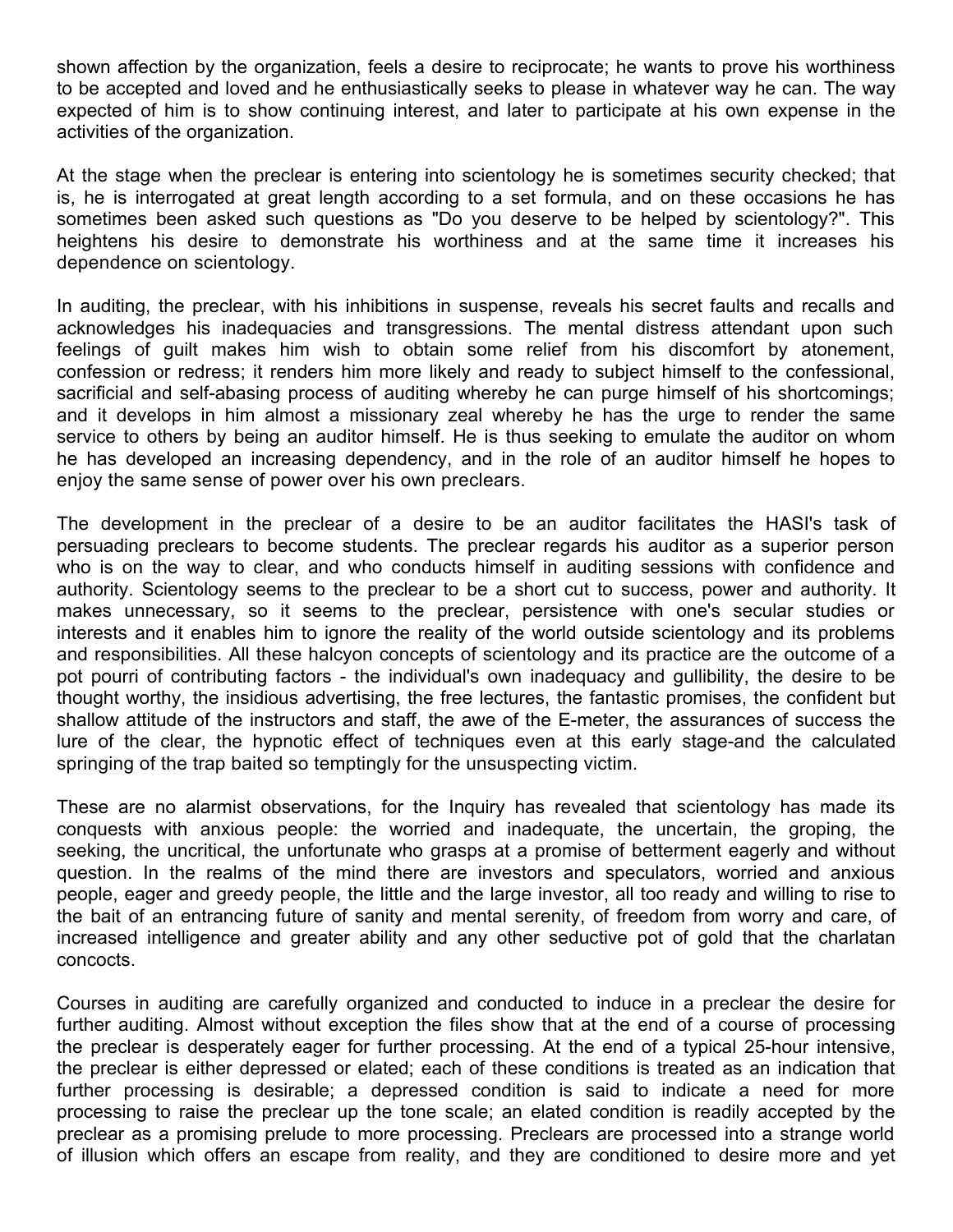shown affection by the organization, feels a desire to reciprocate; he wants to prove his worthiness to be accepted and loved and he enthusiastically seeks to please in whatever way he can. The way expected of him is to show continuing interest, and later to participate at his own expense in the activities of the organization.

At the stage when the preclear is entering into scientology he is sometimes security checked; that is, he is interrogated at great length according to a set formula, and on these occasions he has sometimes been asked such questions as "Do you deserve to be helped by scientology?". This heightens his desire to demonstrate his worthiness and at the same time it increases his dependence on scientology.

In auditing, the preclear, with his inhibitions in suspense, reveals his secret faults and recalls and acknowledges his inadequacies and transgressions. The mental distress attendant upon such feelings of guilt makes him wish to obtain some relief from his discomfort by atonement, confession or redress; it renders him more likely and ready to subject himself to the confessional, sacrificial and self-abasing process of auditing whereby he can purge himself of his shortcomings; and it develops in him almost a missionary zeal whereby he has the urge to render the same service to others by being an auditor himself. He is thus seeking to emulate the auditor on whom he has developed an increasing dependency, and in the role of an auditor himself he hopes to enjoy the same sense of power over his own preclears.

The development in the preclear of a desire to be an auditor facilitates the HASI's task of persuading preclears to become students. The preclear regards his auditor as a superior person who is on the way to clear, and who conducts himself in auditing sessions with confidence and authority. Scientology seems to the preclear to be a short cut to success, power and authority. It makes unnecessary, so it seems to the preclear, persistence with one's secular studies or interests and it enables him to ignore the reality of the world outside scientology and its problems and responsibilities. All these halcyon concepts of scientology and its practice are the outcome of a pot pourri of contributing factors - the individual's own inadequacy and gullibility, the desire to be thought worthy, the insidious advertising, the free lectures, the fantastic promises, the confident but shallow attitude of the instructors and staff, the awe of the E-meter, the assurances of success the lure of the clear, the hypnotic effect of techniques even at this early stage-and the calculated springing of the trap baited so temptingly for the unsuspecting victim.

These are no alarmist observations, for the Inquiry has revealed that scientology has made its conquests with anxious people: the worried and inadequate, the uncertain, the groping, the seeking, the uncritical, the unfortunate who grasps at a promise of betterment eagerly and without question. In the realms of the mind there are investors and speculators, worried and anxious people, eager and greedy people, the little and the large investor, all too ready and willing to rise to the bait of an entrancing future of sanity and mental serenity, of freedom from worry and care, of increased intelligence and greater ability and any other seductive pot of gold that the charlatan concocts.

Courses in auditing are carefully organized and conducted to induce in a preclear the desire for further auditing. Almost without exception the files show that at the end of a course of processing the preclear is desperately eager for further processing. At the end of a typical 25-hour intensive, the preclear is either depressed or elated; each of these conditions is treated as an indication that further processing is desirable; a depressed condition is said to indicate a need for more processing to raise the preclear up the tone scale; an elated condition is readily accepted by the preclear as a promising prelude to more processing. Preclears are processed into a strange world of illusion which offers an escape from reality, and they are conditioned to desire more and yet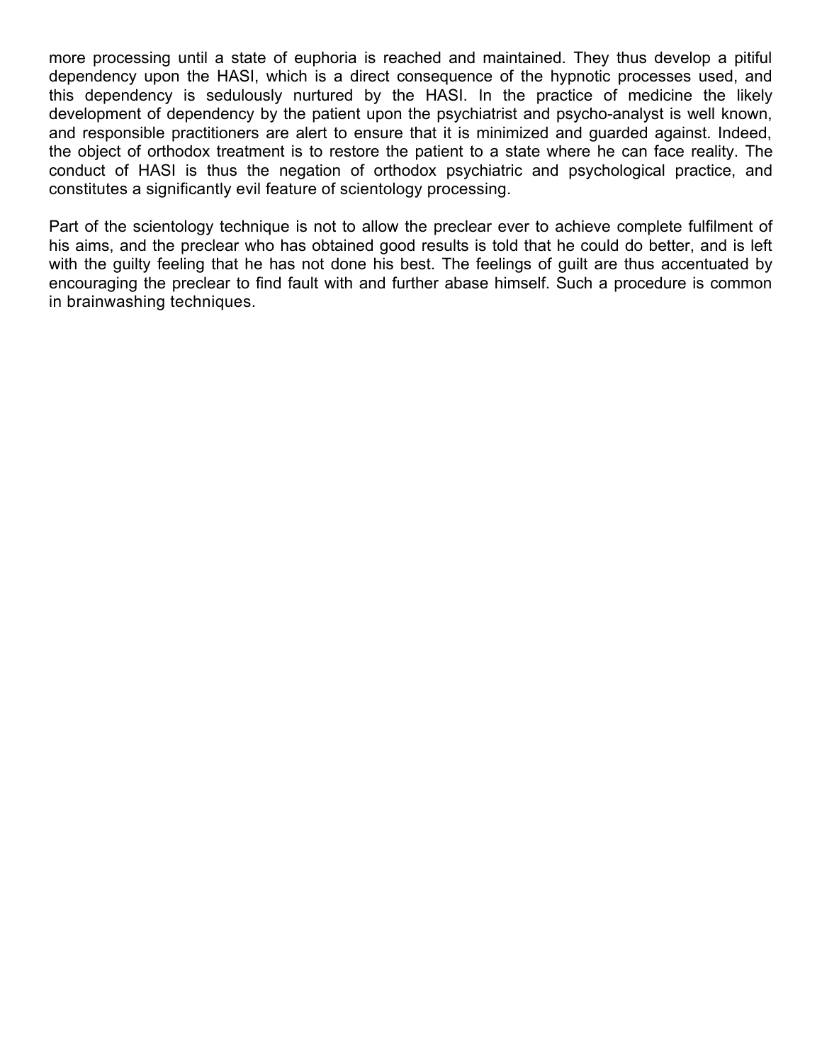more processing until a state of euphoria is reached and maintained. They thus develop a pitiful dependency upon the HASI, which is a direct consequence of the hypnotic processes used, and this dependency is sedulously nurtured by the HASI. In the practice of medicine the likely development of dependency by the patient upon the psychiatrist and psycho-analyst is well known, and responsible practitioners are alert to ensure that it is minimized and guarded against. Indeed, the object of orthodox treatment is to restore the patient to a state where he can face reality. The conduct of HASI is thus the negation of orthodox psychiatric and psychological practice, and constitutes a significantly evil feature of scientology processing.

Part of the scientology technique is not to allow the preclear ever to achieve complete fulfilment of his aims, and the preclear who has obtained good results is told that he could do better, and is left with the guilty feeling that he has not done his best. The feelings of guilt are thus accentuated by encouraging the preclear to find fault with and further abase himself. Such a procedure is common in brainwashing techniques.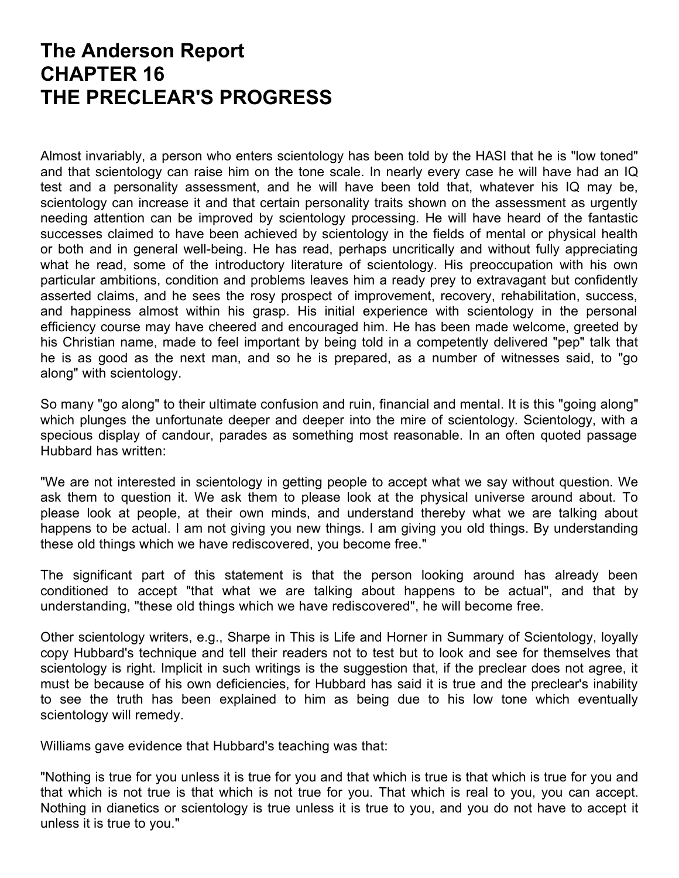# The Anderson Report
# CHAPTER 16
# THE PRECLEAR'S PROGRESS

Almost invariably, a person who enters scientology has been told by the HASI that he is "low toned" and that scientology can raise him on the tone scale. In nearly every case he will have had an IQ test and a personality assessment, and he will have been told that, whatever his IQ may be, scientology can increase it and that certain personality traits shown on the assessment as urgently needing attention can be improved by scientology processing. He will have heard of the fantastic successes claimed to have been achieved by scientology in the fields of mental or physical health or both and in general well-being. He has read, perhaps uncritically and without fully appreciating what he read, some of the introductory literature of scientology. His preoccupation with his own particular ambitions, condition and problems leaves him a ready prey to extravagant but confidently asserted claims, and he sees the rosy prospect of improvement, recovery, rehabilitation, success, and happiness almost within his grasp. His initial experience with scientology in the personal efficiency course may have cheered and encouraged him. He has been made welcome, greeted by his Christian name, made to feel important by being told in a competently delivered "pep" talk that he is as good as the next man, and so he is prepared, as a number of witnesses said, to "go along" with scientology.

So many "go along" to their ultimate confusion and ruin, financial and mental. It is this "going along" which plunges the unfortunate deeper and deeper into the mire of scientology. Scientology, with a specious display of candour, parades as something most reasonable. In an often quoted passage Hubbard has written:

"We are not interested in scientology in getting people to accept what we say without question. We ask them to question it. We ask them to please look at the physical universe around about. To please look at people, at their own minds, and understand thereby what we are talking about happens to be actual. I am not giving you new things. I am giving you old things. By understanding these old things which we have rediscovered, you become free."

The significant part of this statement is that the person looking around has already been conditioned to accept "that what we are talking about happens to be actual", and that by understanding, "these old things which we have rediscovered", he will become free.

Other scientology writers, e.g., Sharpe in This is Life and Horner in Summary of Scientology, loyally copy Hubbard's technique and tell their readers not to test but to look and see for themselves that scientology is right. Implicit in such writings is the suggestion that, if the preclear does not agree, it must be because of his own deficiencies, for Hubbard has said it is true and the preclear's inability to see the truth has been explained to him as being due to his low tone which eventually scientology will remedy.

Williams gave evidence that Hubbard's teaching was that:

"Nothing is true for you unless it is true for you and that which is true is that which is true for you and that which is not true is that which is not true for you. That which is real to you, you can accept. Nothing in dianetics or scientology is true unless it is true to you, and you do not have to accept it unless it is true to you."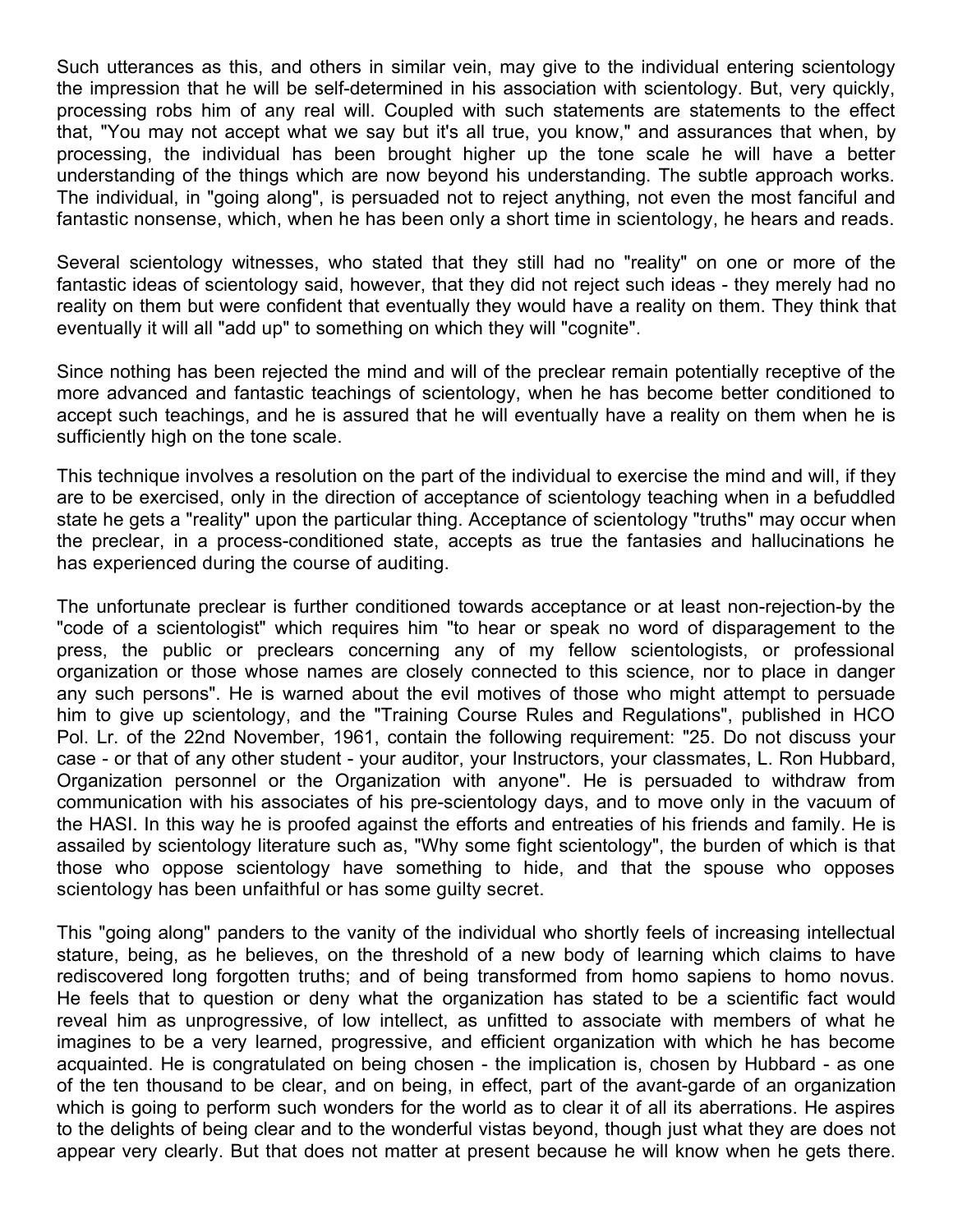Such utterances as this, and others in similar vein, may give to the individual entering scientology the impression that he will be self-determined in his association with scientology. But, very quickly, processing robs him of any real will. Coupled with such statements are statements to the effect that, "You may not accept what we say but it's all true, you know," and assurances that when, by processing, the individual has been brought higher up the tone scale he will have a better understanding of the things which are now beyond his understanding. The subtle approach works. The individual, in "going along", is persuaded not to reject anything, not even the most fanciful and fantastic nonsense, which, when he has been only a short time in scientology, he hears and reads.

Several scientology witnesses, who stated that they still had no "reality" on one or more of the fantastic ideas of scientology said, however, that they did not reject such ideas - they merely had no reality on them but were confident that eventually they would have a reality on them. They think that eventually it will all "add up" to something on which they will "cognite".

Since nothing has been rejected the mind and will of the preclear remain potentially receptive of the more advanced and fantastic teachings of scientology, when he has become better conditioned to accept such teachings, and he is assured that he will eventually have a reality on them when he is sufficiently high on the tone scale.

This technique involves a resolution on the part of the individual to exercise the mind and will, if they are to be exercised, only in the direction of acceptance of scientology teaching when in a befuddled state he gets a "reality" upon the particular thing. Acceptance of scientology "truths" may occur when the preclear, in a process-conditioned state, accepts as true the fantasies and hallucinations he has experienced during the course of auditing.

The unfortunate preclear is further conditioned towards acceptance or at least non-rejection-by the "code of a scientologist" which requires him "to hear or speak no word of disparagement to the press, the public or preclears concerning any of my fellow scientologists, or professional organization or those whose names are closely connected to this science, nor to place in danger any such persons". He is warned about the evil motives of those who might attempt to persuade him to give up scientology, and the "Training Course Rules and Regulations", published in HCO Pol. Lr. of the 22nd November, 1961, contain the following requirement: "25. Do not discuss your case - or that of any other student - your auditor, your Instructors, your classmates, L. Ron Hubbard, Organization personnel or the Organization with anyone". He is persuaded to withdraw from communication with his associates of his pre-scientology days, and to move only in the vacuum of the HASI. In this way he is proofed against the efforts and entreaties of his friends and family. He is assailed by scientology literature such as, "Why some fight scientology", the burden of which is that those who oppose scientology have something to hide, and that the spouse who opposes scientology has been unfaithful or has some guilty secret.

This "going along" panders to the vanity of the individual who shortly feels of increasing intellectual stature, being, as he believes, on the threshold of a new body of learning which claims to have rediscovered long forgotten truths; and of being transformed from homo sapiens to homo novus. He feels that to question or deny what the organization has stated to be a scientific fact would reveal him as unprogressive, of low intellect, as unfitted to associate with members of what he imagines to be a very learned, progressive, and efficient organization with which he has become acquainted. He is congratulated on being chosen - the implication is, chosen by Hubbard - as one of the ten thousand to be clear, and on being, in effect, part of the avant-garde of an organization which is going to perform such wonders for the world as to clear it of all its aberrations. He aspires to the delights of being clear and to the wonderful vistas beyond, though just what they are does not appear very clearly. But that does not matter at present because he will know when he gets there.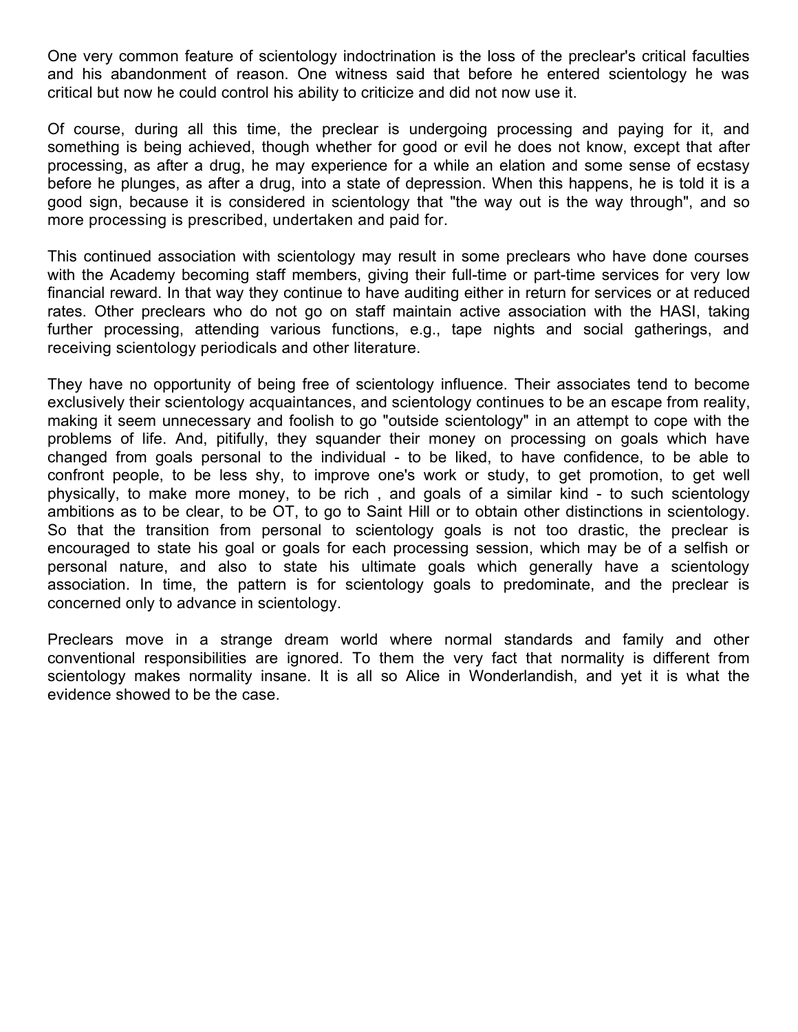One very common feature of scientology indoctrination is the loss of the preclear's critical faculties and his abandonment of reason. One witness said that before he entered scientology he was critical but now he could control his ability to criticize and did not now use it.

Of course, during all this time, the preclear is undergoing processing and paying for it, and something is being achieved, though whether for good or evil he does not know, except that after processing, as after a drug, he may experience for a while an elation and some sense of ecstasy before he plunges, as after a drug, into a state of depression. When this happens, he is told it is a good sign, because it is considered in scientology that "the way out is the way through", and so more processing is prescribed, undertaken and paid for.

This continued association with scientology may result in some preclears who have done courses with the Academy becoming staff members, giving their full-time or part-time services for very low financial reward. In that way they continue to have auditing either in return for services or at reduced rates. Other preclears who do not go on staff maintain active association with the HASI, taking further processing, attending various functions, e.g., tape nights and social gatherings, and receiving scientology periodicals and other literature.

They have no opportunity of being free of scientology influence. Their associates tend to become exclusively their scientology acquaintances, and scientology continues to be an escape from reality, making it seem unnecessary and foolish to go "outside scientology" in an attempt to cope with the problems of life. And, pitifully, they squander their money on processing on goals which have changed from goals personal to the individual - to be liked, to have confidence, to be able to confront people, to be less shy, to improve one's work or study, to get promotion, to get well physically, to make more money, to be rich , and goals of a similar kind - to such scientology ambitions as to be clear, to be OT, to go to Saint Hill or to obtain other distinctions in scientology. So that the transition from personal to scientology goals is not too drastic, the preclear is encouraged to state his goal or goals for each processing session, which may be of a selfish or personal nature, and also to state his ultimate goals which generally have a scientology association. In time, the pattern is for scientology goals to predominate, and the preclear is concerned only to advance in scientology.

Preclears move in a strange dream world where normal standards and family and other conventional responsibilities are ignored. To them the very fact that normality is different from scientology makes normality insane. It is all so Alice in Wonderlandish, and yet it is what the evidence showed to be the case.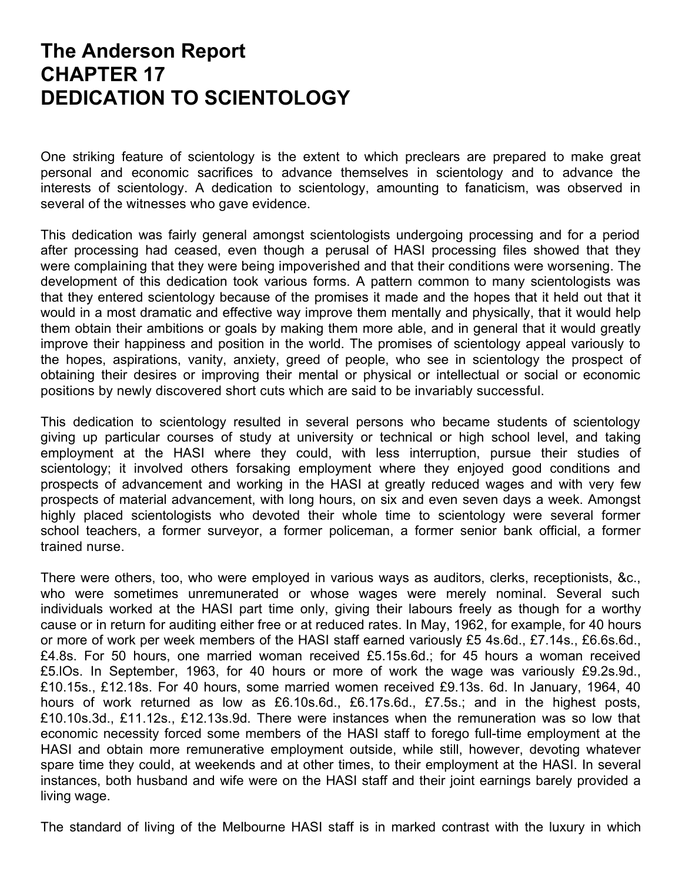# The Anderson Report
# CHAPTER 17
# DEDICATION TO SCIENTOLOGY

One striking feature of scientology is the extent to which preclears are prepared to make great personal and economic sacrifices to advance themselves in scientology and to advance the interests of scientology. A dedication to scientology, amounting to fanaticism, was observed in several of the witnesses who gave evidence.

This dedication was fairly general amongst scientologists undergoing processing and for a period after processing had ceased, even though a perusal of HASI processing files showed that they were complaining that they were being impoverished and that their conditions were worsening. The development of this dedication took various forms. A pattern common to many scientologists was that they entered scientology because of the promises it made and the hopes that it held out that it would in a most dramatic and effective way improve them mentally and physically, that it would help them obtain their ambitions or goals by making them more able, and in general that it would greatly improve their happiness and position in the world. The promises of scientology appeal variously to the hopes, aspirations, vanity, anxiety, greed of people, who see in scientology the prospect of obtaining their desires or improving their mental or physical or intellectual or social or economic positions by newly discovered short cuts which are said to be invariably successful.

This dedication to scientology resulted in several persons who became students of scientology giving up particular courses of study at university or technical or high school level, and taking employment at the HASI where they could, with less interruption, pursue their studies of scientology; it involved others forsaking employment where they enjoyed good conditions and prospects of advancement and working in the HASI at greatly reduced wages and with very few prospects of material advancement, with long hours, on six and even seven days a week. Amongst highly placed scientologists who devoted their whole time to scientology were several former school teachers, a former surveyor, a former policeman, a former senior bank official, a former trained nurse.

There were others, too, who were employed in various ways as auditors, clerks, receptionists, &c., who were sometimes unremunerated or whose wages were merely nominal. Several such individuals worked at the HASI part time only, giving their labours freely as though for a worthy cause or in return for auditing either free or at reduced rates. In May, 1962, for example, for 40 hours or more of work per week members of the HASI staff earned variously £5 4s.6d., £7.14s., £6.6s.6d., £4.8s. For 50 hours, one married woman received £5.15s.6d.; for 45 hours a woman received £5.lOs. In September, 1963, for 40 hours or more of work the wage was variously £9.2s.9d., £10.15s., £12.18s. For 40 hours, some married women received £9.13s. 6d. In January, 1964, 40 hours of work returned as low as £6.10s.6d., £6.17s.6d., £7.5s.; and in the highest posts, £10.10s.3d., £11.12s., £12.13s.9d. There were instances when the remuneration was so low that economic necessity forced some members of the HASI staff to forego full-time employment at the HASI and obtain more remunerative employment outside, while still, however, devoting whatever spare time they could, at weekends and at other times, to their employment at the HASI. In several instances, both husband and wife were on the HASI staff and their joint earnings barely provided a living wage.

The standard of living of the Melbourne HASI staff is in marked contrast with the luxury in which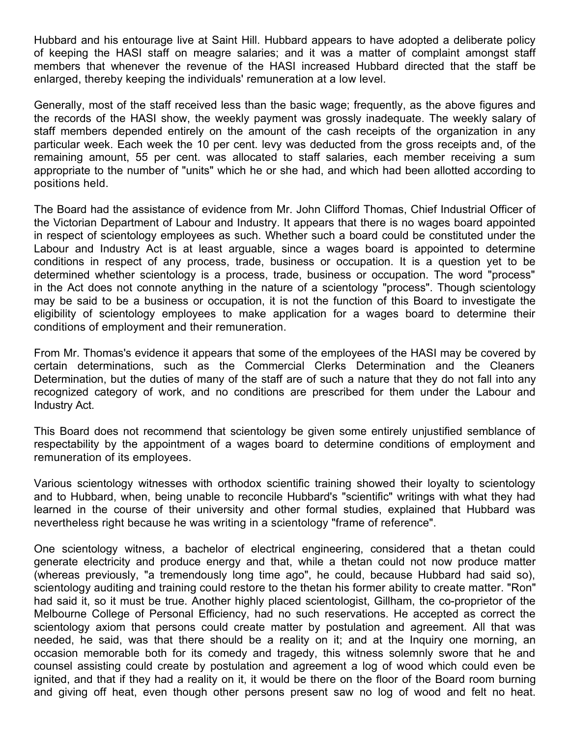Hubbard and his entourage live at Saint Hill. Hubbard appears to have adopted a deliberate policy of keeping the HASI staff on meagre salaries; and it was a matter of complaint amongst staff members that whenever the revenue of the HASI increased Hubbard directed that the staff be enlarged, thereby keeping the individuals' remuneration at a low level.

Generally, most of the staff received less than the basic wage; frequently, as the above figures and the records of the HASI show, the weekly payment was grossly inadequate. The weekly salary of staff members depended entirely on the amount of the cash receipts of the organization in any particular week. Each week the 10 per cent. levy was deducted from the gross receipts and, of the remaining amount, 55 per cent. was allocated to staff salaries, each member receiving a sum appropriate to the number of "units" which he or she had, and which had been allotted according to positions held.

The Board had the assistance of evidence from Mr. John Clifford Thomas, Chief Industrial Officer of the Victorian Department of Labour and Industry. It appears that there is no wages board appointed in respect of scientology employees as such. Whether such a board could be constituted under the Labour and Industry Act is at least arguable, since a wages board is appointed to determine conditions in respect of any process, trade, business or occupation. It is a question yet to be determined whether scientology is a process, trade, business or occupation. The word "process" in the Act does not connote anything in the nature of a scientology "process". Though scientology may be said to be a business or occupation, it is not the function of this Board to investigate the eligibility of scientology employees to make application for a wages board to determine their conditions of employment and their remuneration.

From Mr. Thomas's evidence it appears that some of the employees of the HASI may be covered by certain determinations, such as the Commercial Clerks Determination and the Cleaners Determination, but the duties of many of the staff are of such a nature that they do not fall into any recognized category of work, and no conditions are prescribed for them under the Labour and Industry Act.

This Board does not recommend that scientology be given some entirely unjustified semblance of respectability by the appointment of a wages board to determine conditions of employment and remuneration of its employees.

Various scientology witnesses with orthodox scientific training showed their loyalty to scientology and to Hubbard, when, being unable to reconcile Hubbard's "scientific" writings with what they had learned in the course of their university and other formal studies, explained that Hubbard was nevertheless right because he was writing in a scientology "frame of reference".

One scientology witness, a bachelor of electrical engineering, considered that a thetan could generate electricity and produce energy and that, while a thetan could not now produce matter (whereas previously, "a tremendously long time ago", he could, because Hubbard had said so), scientology auditing and training could restore to the thetan his former ability to create matter. "Ron" had said it, so it must be true. Another highly placed scientologist, Gillham, the co-proprietor of the Melbourne College of Personal Efficiency, had no such reservations. He accepted as correct the scientology axiom that persons could create matter by postulation and agreement. All that was needed, he said, was that there should be a reality on it; and at the Inquiry one morning, an occasion memorable both for its comedy and tragedy, this witness solemnly swore that he and counsel assisting could create by postulation and agreement a log of wood which could even be ignited, and that if they had a reality on it, it would be there on the floor of the Board room burning and giving off heat, even though other persons present saw no log of wood and felt no heat.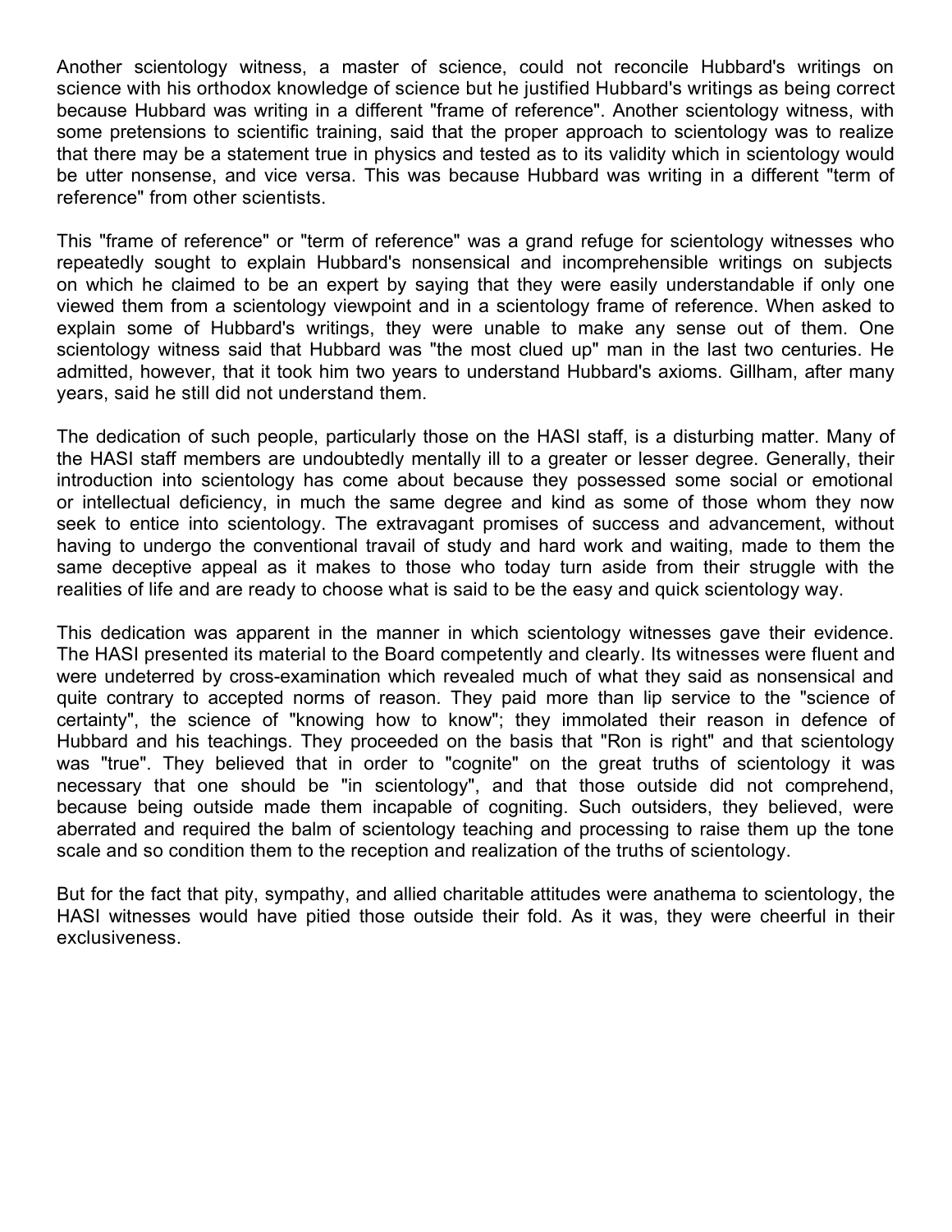Another scientology witness, a master of science, could not reconcile Hubbard's writings on science with his orthodox knowledge of science but he justified Hubbard's writings as being correct because Hubbard was writing in a different "frame of reference". Another scientology witness, with some pretensions to scientific training, said that the proper approach to scientology was to realize that there may be a statement true in physics and tested as to its validity which in scientology would be utter nonsense, and vice versa. This was because Hubbard was writing in a different "term of reference" from other scientists.

This "frame of reference" or "term of reference" was a grand refuge for scientology witnesses who repeatedly sought to explain Hubbard's nonsensical and incomprehensible writings on subjects on which he claimed to be an expert by saying that they were easily understandable if only one viewed them from a scientology viewpoint and in a scientology frame of reference. When asked to explain some of Hubbard's writings, they were unable to make any sense out of them. One scientology witness said that Hubbard was "the most clued up" man in the last two centuries. He admitted, however, that it took him two years to understand Hubbard's axioms. Gillham, after many years, said he still did not understand them.

The dedication of such people, particularly those on the HASI staff, is a disturbing matter. Many of the HASI staff members are undoubtedly mentally ill to a greater or lesser degree. Generally, their introduction into scientology has come about because they possessed some social or emotional or intellectual deficiency, in much the same degree and kind as some of those whom they now seek to entice into scientology. The extravagant promises of success and advancement, without having to undergo the conventional travail of study and hard work and waiting, made to them the same deceptive appeal as it makes to those who today turn aside from their struggle with the realities of life and are ready to choose what is said to be the easy and quick scientology way.

This dedication was apparent in the manner in which scientology witnesses gave their evidence. The HASI presented its material to the Board competently and clearly. Its witnesses were fluent and were undeterred by cross-examination which revealed much of what they said as nonsensical and quite contrary to accepted norms of reason. They paid more than lip service to the "science of certainty", the science of "knowing how to know"; they immolated their reason in defence of Hubbard and his teachings. They proceeded on the basis that "Ron is right" and that scientology was "true". They believed that in order to "cognite" on the great truths of scientology it was necessary that one should be "in scientology", and that those outside did not comprehend, because being outside made them incapable of cogniting. Such outsiders, they believed, were aberrated and required the balm of scientology teaching and processing to raise them up the tone scale and so condition them to the reception and realization of the truths of scientology.

But for the fact that pity, sympathy, and allied charitable attitudes were anathema to scientology, the HASI witnesses would have pitied those outside their fold. As it was, they were cheerful in their exclusiveness.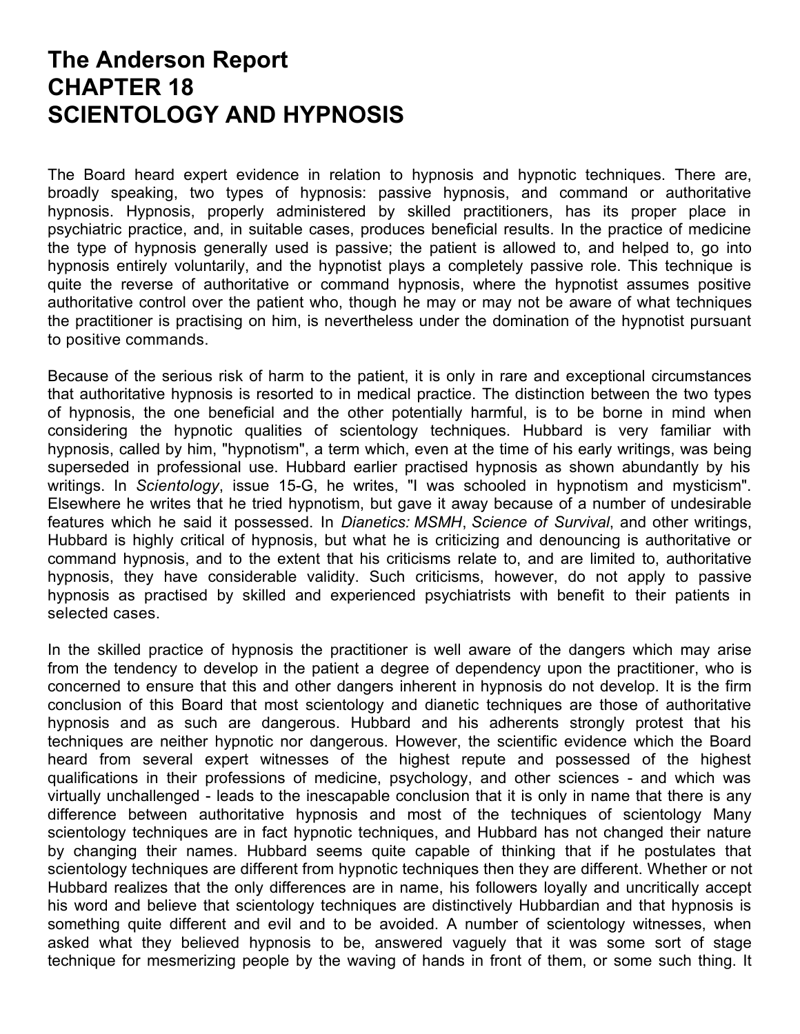# The Anderson Report
# CHAPTER 18
# SCIENTOLOGY AND HYPNOSIS

The Board heard expert evidence in relation to hypnosis and hypnotic techniques. There are, broadly speaking, two types of hypnosis: passive hypnosis, and command or authoritative hypnosis. Hypnosis, properly administered by skilled practitioners, has its proper place in psychiatric practice, and, in suitable cases, produces beneficial results. In the practice of medicine the type of hypnosis generally used is passive; the patient is allowed to, and helped to, go into hypnosis entirely voluntarily, and the hypnotist plays a completely passive role. This technique is quite the reverse of authoritative or command hypnosis, where the hypnotist assumes positive authoritative control over the patient who, though he may or may not be aware of what techniques the practitioner is practising on him, is nevertheless under the domination of the hypnotist pursuant to positive commands.

Because of the serious risk of harm to the patient, it is only in rare and exceptional circumstances that authoritative hypnosis is resorted to in medical practice. The distinction between the two types of hypnosis, the one beneficial and the other potentially harmful, is to be borne in mind when considering the hypnotic qualities of scientology techniques. Hubbard is very familiar with hypnosis, called by him, "hypnotism", a term which, even at the time of his early writings, was being superseded in professional use. Hubbard earlier practised hypnosis as shown abundantly by his writings. In *Scientology*, issue 15-G, he writes, "I was schooled in hypnotism and mysticism". Elsewhere he writes that he tried hypnotism, but gave it away because of a number of undesirable features which he said it possessed. In *Dianetics: MSMH*, *Science of Survival*, and other writings, Hubbard is highly critical of hypnosis, but what he is criticizing and denouncing is authoritative or command hypnosis, and to the extent that his criticisms relate to, and are limited to, authoritative hypnosis, they have considerable validity. Such criticisms, however, do not apply to passive hypnosis as practised by skilled and experienced psychiatrists with benefit to their patients in selected cases.

In the skilled practice of hypnosis the practitioner is well aware of the dangers which may arise from the tendency to develop in the patient a degree of dependency upon the practitioner, who is concerned to ensure that this and other dangers inherent in hypnosis do not develop. It is the firm conclusion of this Board that most scientology and dianetic techniques are those of authoritative hypnosis and as such are dangerous. Hubbard and his adherents strongly protest that his techniques are neither hypnotic nor dangerous. However, the scientific evidence which the Board heard from several expert witnesses of the highest repute and possessed of the highest qualifications in their professions of medicine, psychology, and other sciences - and which was virtually unchallenged - leads to the inescapable conclusion that it is only in name that there is any difference between authoritative hypnosis and most of the techniques of scientology Many scientology techniques are in fact hypnotic techniques, and Hubbard has not changed their nature by changing their names. Hubbard seems quite capable of thinking that if he postulates that scientology techniques are different from hypnotic techniques then they are different. Whether or not Hubbard realizes that the only differences are in name, his followers loyally and uncritically accept his word and believe that scientology techniques are distinctively Hubbardian and that hypnosis is something quite different and evil and to be avoided. A number of scientology witnesses, when asked what they believed hypnosis to be, answered vaguely that it was some sort of stage technique for mesmerizing people by the waving of hands in front of them, or some such thing. It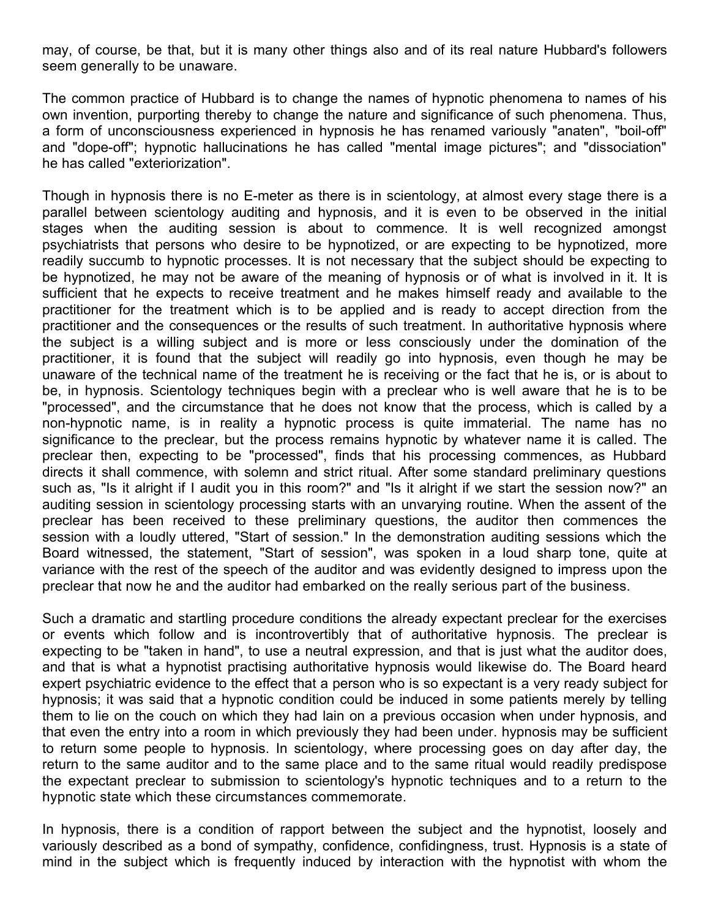may, of course, be that, but it is many other things also and of its real nature Hubbard's followers seem generally to be unaware.

The common practice of Hubbard is to change the names of hypnotic phenomena to names of his own invention, purporting thereby to change the nature and significance of such phenomena. Thus, a form of unconsciousness experienced in hypnosis he has renamed variously "anaten", "boil-off" and "dope-off"; hypnotic hallucinations he has called "mental image pictures"; and "dissociation" he has called "exteriorization".

Though in hypnosis there is no E-meter as there is in scientology, at almost every stage there is a parallel between scientology auditing and hypnosis, and it is even to be observed in the initial stages when the auditing session is about to commence. It is well recognized amongst psychiatrists that persons who desire to be hypnotized, or are expecting to be hypnotized, more readily succumb to hypnotic processes. It is not necessary that the subject should be expecting to be hypnotized, he may not be aware of the meaning of hypnosis or of what is involved in it. It is sufficient that he expects to receive treatment and he makes himself ready and available to the practitioner for the treatment which is to be applied and is ready to accept direction from the practitioner and the consequences or the results of such treatment. In authoritative hypnosis where the subject is a willing subject and is more or less consciously under the domination of the practitioner, it is found that the subject will readily go into hypnosis, even though he may be unaware of the technical name of the treatment he is receiving or the fact that he is, or is about to be, in hypnosis. Scientology techniques begin with a preclear who is well aware that he is to be "processed", and the circumstance that he does not know that the process, which is called by a non-hypnotic name, is in reality a hypnotic process is quite immaterial. The name has no significance to the preclear, but the process remains hypnotic by whatever name it is called. The preclear then, expecting to be "processed", finds that his processing commences, as Hubbard directs it shall commence, with solemn and strict ritual. After some standard preliminary questions such as, "Is it alright if I audit you in this room?" and "Is it alright if we start the session now?" an auditing session in scientology processing starts with an unvarying routine. When the assent of the preclear has been received to these preliminary questions, the auditor then commences the session with a loudly uttered, "Start of session." In the demonstration auditing sessions which the Board witnessed, the statement, "Start of session", was spoken in a loud sharp tone, quite at variance with the rest of the speech of the auditor and was evidently designed to impress upon the preclear that now he and the auditor had embarked on the really serious part of the business.

Such a dramatic and startling procedure conditions the already expectant preclear for the exercises or events which follow and is incontrovertibly that of authoritative hypnosis. The preclear is expecting to be "taken in hand", to use a neutral expression, and that is just what the auditor does, and that is what a hypnotist practising authoritative hypnosis would likewise do. The Board heard expert psychiatric evidence to the effect that a person who is so expectant is a very ready subject for hypnosis; it was said that a hypnotic condition could be induced in some patients merely by telling them to lie on the couch on which they had lain on a previous occasion when under hypnosis, and that even the entry into a room in which previously they had been under. hypnosis may be sufficient to return some people to hypnosis. In scientology, where processing goes on day after day, the return to the same auditor and to the same place and to the same ritual would readily predispose the expectant preclear to submission to scientology's hypnotic techniques and to a return to the hypnotic state which these circumstances commemorate.

In hypnosis, there is a condition of rapport between the subject and the hypnotist, loosely and variously described as a bond of sympathy, confidence, confidingness, trust. Hypnosis is a state of mind in the subject which is frequently induced by interaction with the hypnotist with whom the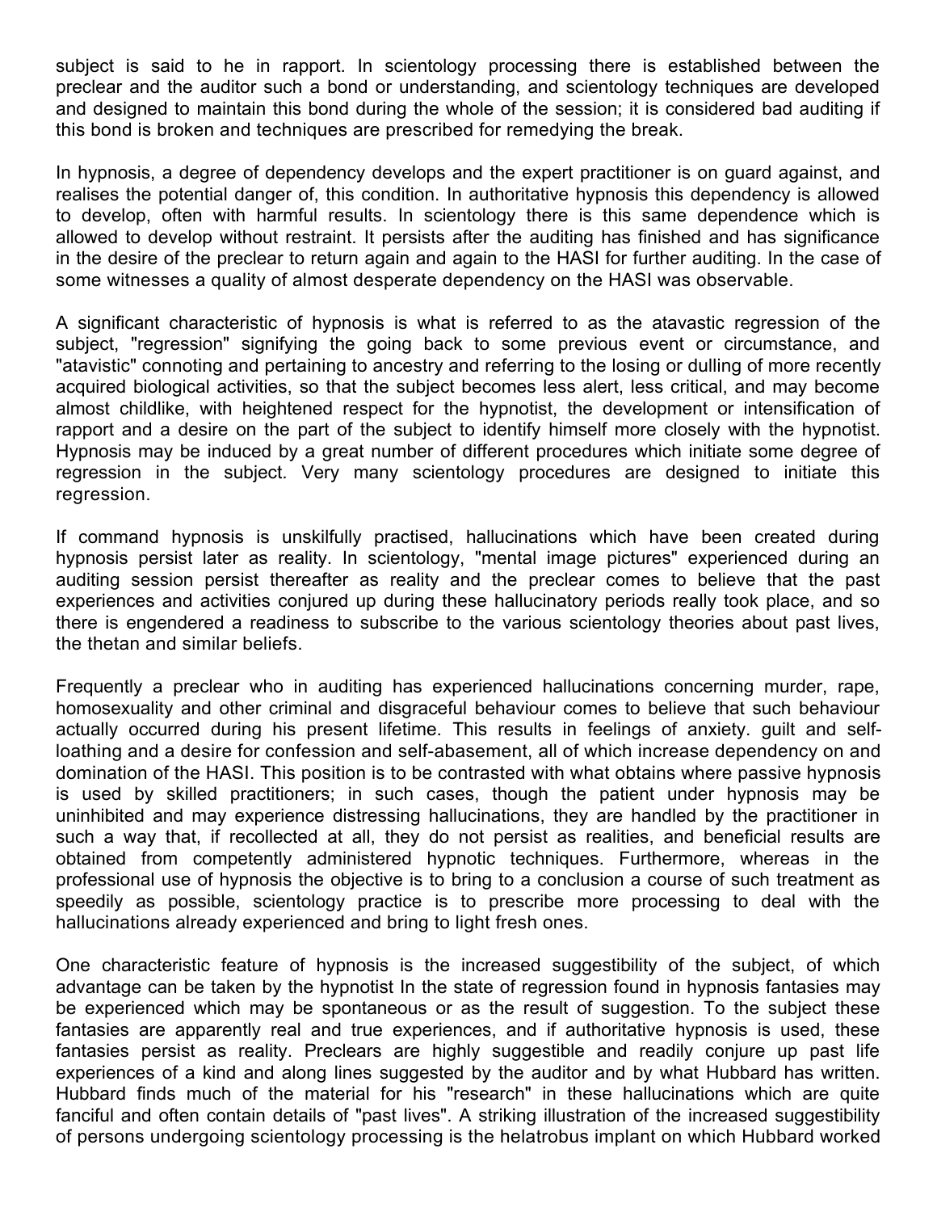subject is said to he in rapport. In scientology processing there is established between the preclear and the auditor such a bond or understanding, and scientology techniques are developed and designed to maintain this bond during the whole of the session; it is considered bad auditing if this bond is broken and techniques are prescribed for remedying the break.

In hypnosis, a degree of dependency develops and the expert practitioner is on guard against, and realises the potential danger of, this condition. In authoritative hypnosis this dependency is allowed to develop, often with harmful results. In scientology there is this same dependence which is allowed to develop without restraint. It persists after the auditing has finished and has significance in the desire of the preclear to return again and again to the HASI for further auditing. In the case of some witnesses a quality of almost desperate dependency on the HASI was observable.

A significant characteristic of hypnosis is what is referred to as the atavastic regression of the subject, "regression" signifying the going back to some previous event or circumstance, and "atavistic" connoting and pertaining to ancestry and referring to the losing or dulling of more recently acquired biological activities, so that the subject becomes less alert, less critical, and may become almost childlike, with heightened respect for the hypnotist, the development or intensification of rapport and a desire on the part of the subject to identify himself more closely with the hypnotist. Hypnosis may be induced by a great number of different procedures which initiate some degree of regression in the subject. Very many scientology procedures are designed to initiate this regression.

If command hypnosis is unskilfully practised, hallucinations which have been created during hypnosis persist later as reality. In scientology, "mental image pictures" experienced during an auditing session persist thereafter as reality and the preclear comes to believe that the past experiences and activities conjured up during these hallucinatory periods really took place, and so there is engendered a readiness to subscribe to the various scientology theories about past lives, the thetan and similar beliefs.

Frequently a preclear who in auditing has experienced hallucinations concerning murder, rape, homosexuality and other criminal and disgraceful behaviour comes to believe that such behaviour actually occurred during his present lifetime. This results in feelings of anxiety. guilt and self-loathing and a desire for confession and self-abasement, all of which increase dependency on and domination of the HASI. This position is to be contrasted with what obtains where passive hypnosis is used by skilled practitioners; in such cases, though the patient under hypnosis may be uninhibited and may experience distressing hallucinations, they are handled by the practitioner in such a way that, if recollected at all, they do not persist as realities, and beneficial results are obtained from competently administered hypnotic techniques. Furthermore, whereas in the professional use of hypnosis the objective is to bring to a conclusion a course of such treatment as speedily as possible, scientology practice is to prescribe more processing to deal with the hallucinations already experienced and bring to light fresh ones.

One characteristic feature of hypnosis is the increased suggestibility of the subject, of which advantage can be taken by the hypnotist In the state of regression found in hypnosis fantasies may be experienced which may be spontaneous or as the result of suggestion. To the subject these fantasies are apparently real and true experiences, and if authoritative hypnosis is used, these fantasies persist as reality. Preclears are highly suggestible and readily conjure up past life experiences of a kind and along lines suggested by the auditor and by what Hubbard has written. Hubbard finds much of the material for his "research" in these hallucinations which are quite fanciful and often contain details of "past lives". A striking illustration of the increased suggestibility of persons undergoing scientology processing is the helatrobus implant on which Hubbard worked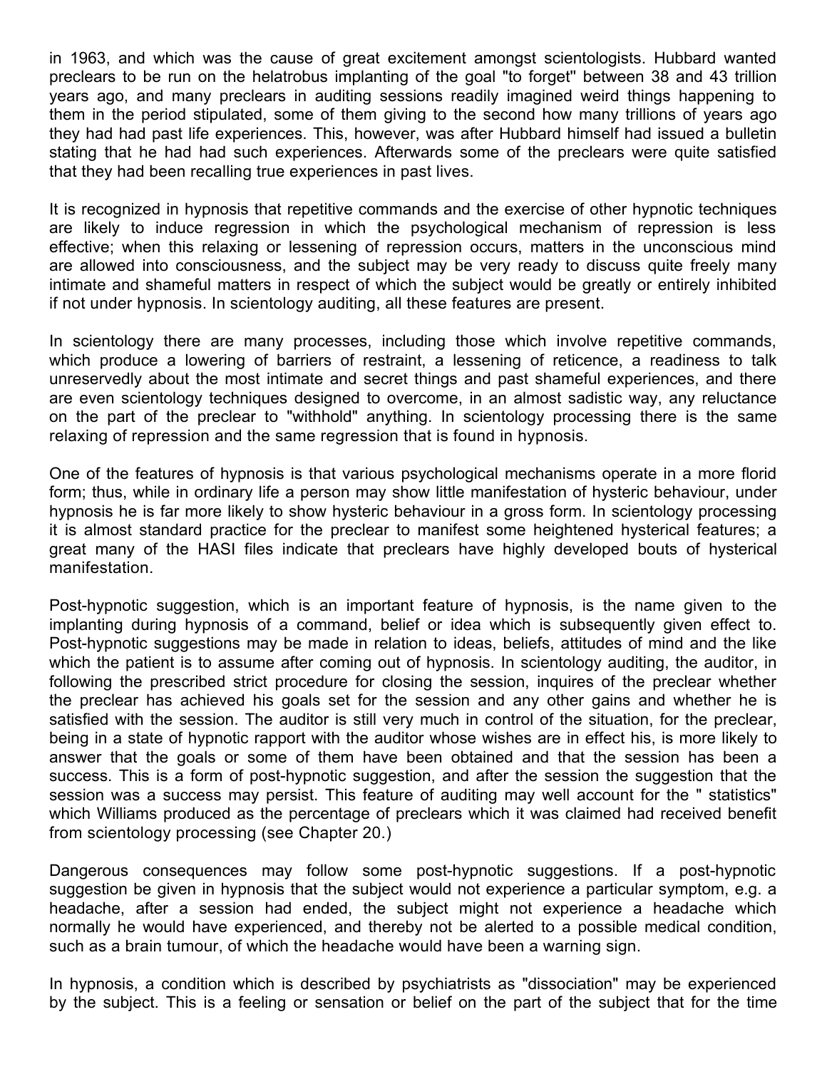in 1963, and which was the cause of great excitement amongst scientologists. Hubbard wanted preclears to be run on the helatrobus implanting of the goal "to forget" between 38 and 43 trillion years ago, and many preclears in auditing sessions readily imagined weird things happening to them in the period stipulated, some of them giving to the second how many trillions of years ago they had had past life experiences. This, however, was after Hubbard himself had issued a bulletin stating that he had had such experiences. Afterwards some of the preclears were quite satisfied that they had been recalling true experiences in past lives.

It is recognized in hypnosis that repetitive commands and the exercise of other hypnotic techniques are likely to induce regression in which the psychological mechanism of repression is less effective; when this relaxing or lessening of repression occurs, matters in the unconscious mind are allowed into consciousness, and the subject may be very ready to discuss quite freely many intimate and shameful matters in respect of which the subject would be greatly or entirely inhibited if not under hypnosis. In scientology auditing, all these features are present.

In scientology there are many processes, including those which involve repetitive commands, which produce a lowering of barriers of restraint, a lessening of reticence, a readiness to talk unreservedly about the most intimate and secret things and past shameful experiences, and there are even scientology techniques designed to overcome, in an almost sadistic way, any reluctance on the part of the preclear to "withhold" anything. In scientology processing there is the same relaxing of repression and the same regression that is found in hypnosis.

One of the features of hypnosis is that various psychological mechanisms operate in a more florid form; thus, while in ordinary life a person may show little manifestation of hysteric behaviour, under hypnosis he is far more likely to show hysteric behaviour in a gross form. In scientology processing it is almost standard practice for the preclear to manifest some heightened hysterical features; a great many of the HASI files indicate that preclears have highly developed bouts of hysterical manifestation.

Post-hypnotic suggestion, which is an important feature of hypnosis, is the name given to the implanting during hypnosis of a command, belief or idea which is subsequently given effect to. Post-hypnotic suggestions may be made in relation to ideas, beliefs, attitudes of mind and the like which the patient is to assume after coming out of hypnosis. In scientology auditing, the auditor, in following the prescribed strict procedure for closing the session, inquires of the preclear whether the preclear has achieved his goals set for the session and any other gains and whether he is satisfied with the session. The auditor is still very much in control of the situation, for the preclear, being in a state of hypnotic rapport with the auditor whose wishes are in effect his, is more likely to answer that the goals or some of them have been obtained and that the session has been a success. This is a form of post-hypnotic suggestion, and after the session the suggestion that the session was a success may persist. This feature of auditing may well account for the " statistics" which Williams produced as the percentage of preclears which it was claimed had received benefit from scientology processing (see Chapter 20.)

Dangerous consequences may follow some post-hypnotic suggestions. If a post-hypnotic suggestion be given in hypnosis that the subject would not experience a particular symptom, e.g. a headache, after a session had ended, the subject might not experience a headache which normally he would have experienced, and thereby not be alerted to a possible medical condition, such as a brain tumour, of which the headache would have been a warning sign.

In hypnosis, a condition which is described by psychiatrists as "dissociation" may be experienced by the subject. This is a feeling or sensation or belief on the part of the subject that for the time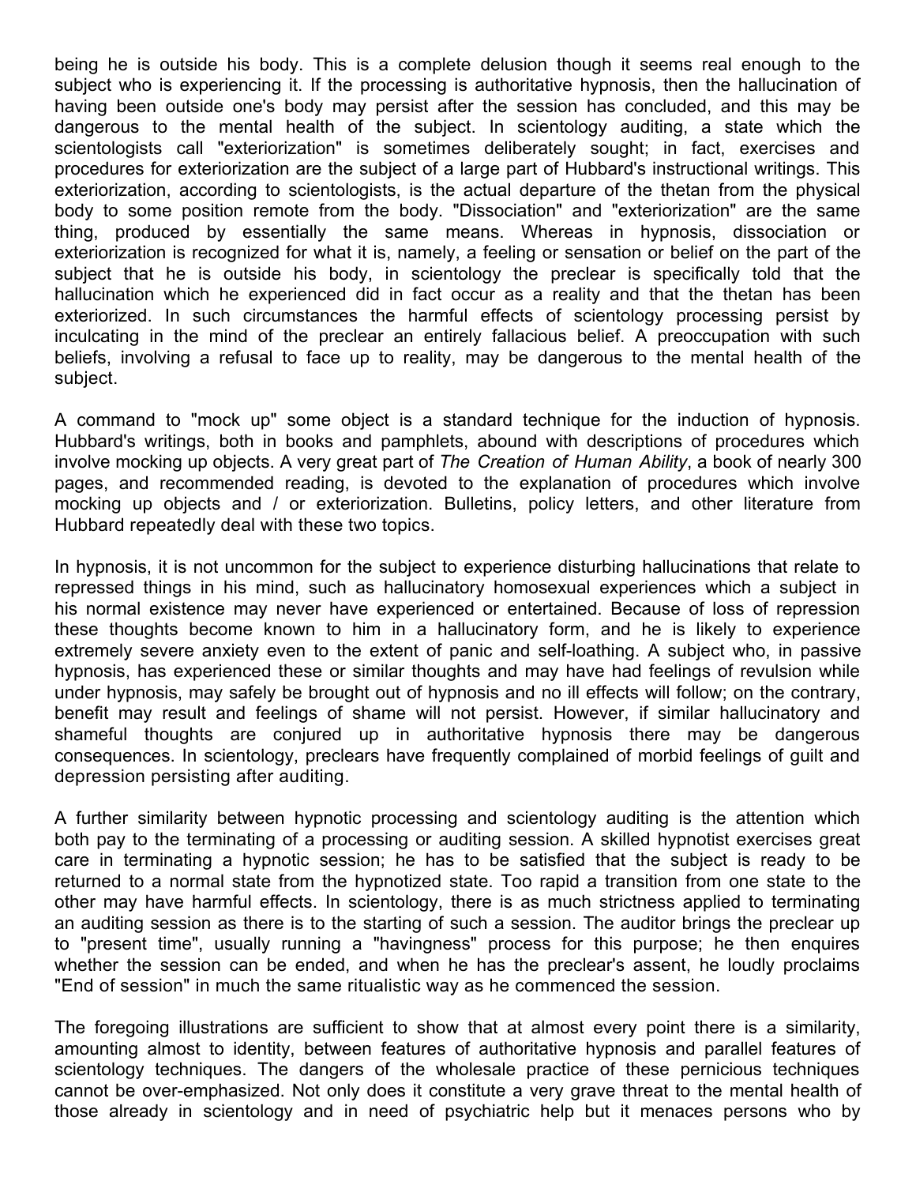being he is outside his body. This is a complete delusion though it seems real enough to the subject who is experiencing it. If the processing is authoritative hypnosis, then the hallucination of having been outside one's body may persist after the session has concluded, and this may be dangerous to the mental health of the subject. In scientology auditing, a state which the scientologists call "exteriorization" is sometimes deliberately sought; in fact, exercises and procedures for exteriorization are the subject of a large part of Hubbard's instructional writings. This exteriorization, according to scientologists, is the actual departure of the thetan from the physical body to some position remote from the body. "Dissociation" and "exteriorization" are the same thing, produced by essentially the same means. Whereas in hypnosis, dissociation or exteriorization is recognized for what it is, namely, a feeling or sensation or belief on the part of the subject that he is outside his body, in scientology the preclear is specifically told that the hallucination which he experienced did in fact occur as a reality and that the thetan has been exteriorized. In such circumstances the harmful effects of scientology processing persist by inculcating in the mind of the preclear an entirely fallacious belief. A preoccupation with such beliefs, involving a refusal to face up to reality, may be dangerous to the mental health of the subject.

A command to "mock up" some object is a standard technique for the induction of hypnosis. Hubbard's writings, both in books and pamphlets, abound with descriptions of procedures which involve mocking up objects. A very great part of *The Creation of Human Ability*, a book of nearly 300 pages, and recommended reading, is devoted to the explanation of procedures which involve mocking up objects and / or exteriorization. Bulletins, policy letters, and other literature from Hubbard repeatedly deal with these two topics.

In hypnosis, it is not uncommon for the subject to experience disturbing hallucinations that relate to repressed things in his mind, such as hallucinatory homosexual experiences which a subject in his normal existence may never have experienced or entertained. Because of loss of repression these thoughts become known to him in a hallucinatory form, and he is likely to experience extremely severe anxiety even to the extent of panic and self-loathing. A subject who, in passive hypnosis, has experienced these or similar thoughts and may have had feelings of revulsion while under hypnosis, may safely be brought out of hypnosis and no ill effects will follow; on the contrary, benefit may result and feelings of shame will not persist. However, if similar hallucinatory and shameful thoughts are conjured up in authoritative hypnosis there may be dangerous consequences. In scientology, preclears have frequently complained of morbid feelings of guilt and depression persisting after auditing.

A further similarity between hypnotic processing and scientology auditing is the attention which both pay to the terminating of a processing or auditing session. A skilled hypnotist exercises great care in terminating a hypnotic session; he has to be satisfied that the subject is ready to be returned to a normal state from the hypnotized state. Too rapid a transition from one state to the other may have harmful effects. In scientology, there is as much strictness applied to terminating an auditing session as there is to the starting of such a session. The auditor brings the preclear up to "present time", usually running a "havingness" process for this purpose; he then enquires whether the session can be ended, and when he has the preclear's assent, he loudly proclaims "End of session" in much the same ritualistic way as he commenced the session.

The foregoing illustrations are sufficient to show that at almost every point there is a similarity, amounting almost to identity, between features of authoritative hypnosis and parallel features of scientology techniques. The dangers of the wholesale practice of these pernicious techniques cannot be over-emphasized. Not only does it constitute a very grave threat to the mental health of those already in scientology and in need of psychiatric help but it menaces persons who by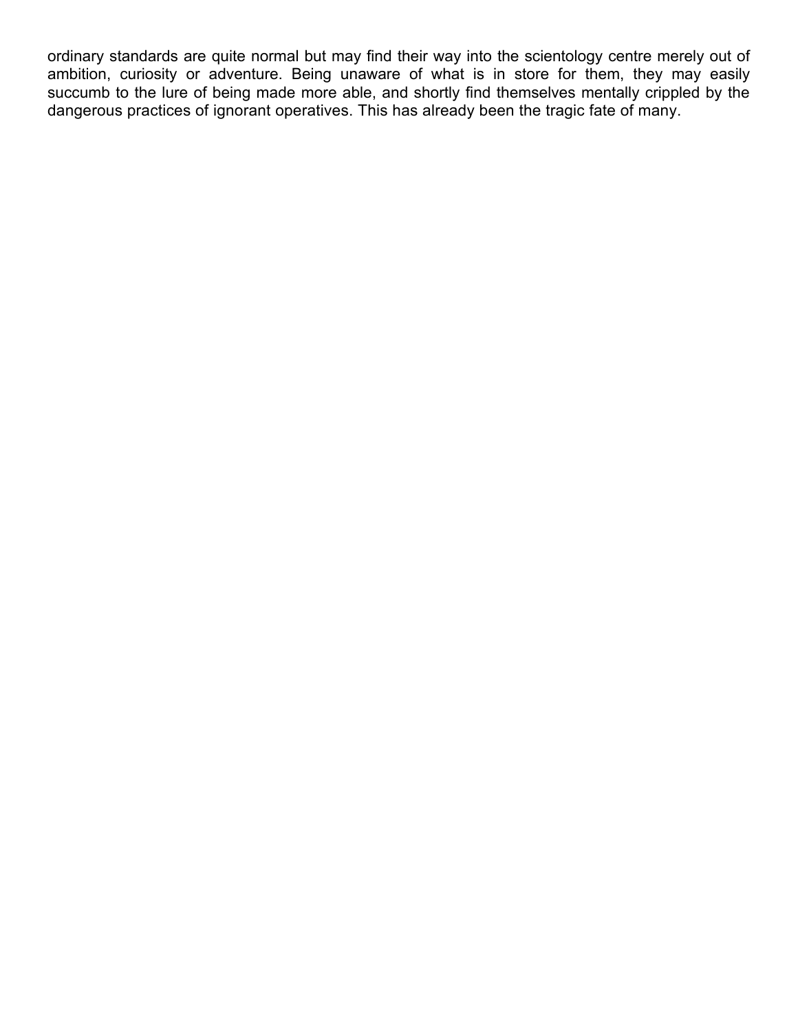ordinary standards are quite normal but may find their way into the scientology centre merely out of ambition, curiosity or adventure. Being unaware of what is in store for them, they may easily succumb to the lure of being made more able, and shortly find themselves mentally crippled by the dangerous practices of ignorant operatives. This has already been the tragic fate of many.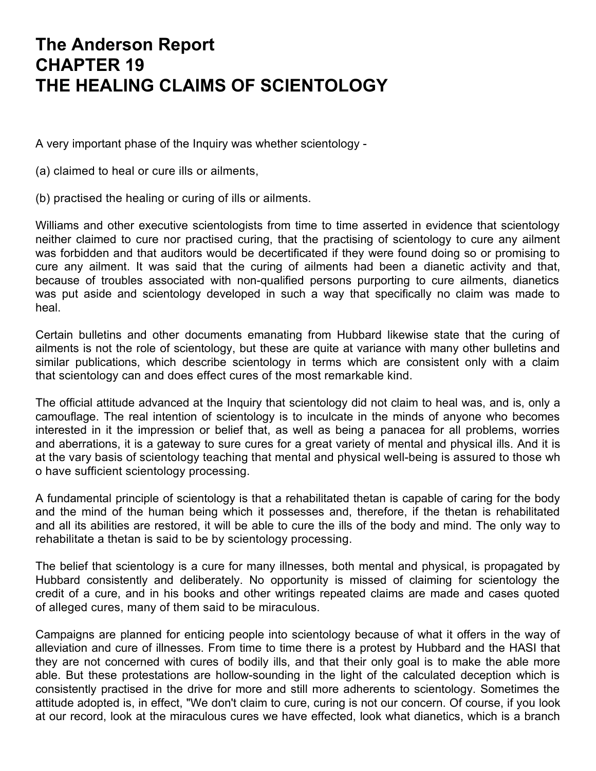# The Anderson Report
# CHAPTER 19
# THE HEALING CLAIMS OF SCIENTOLOGY

A very important phase of the Inquiry was whether scientology -

(a) claimed to heal or cure ills or ailments,

(b) practised the healing or curing of ills or ailments.

Williams and other executive scientologists from time to time asserted in evidence that scientology neither claimed to cure nor practised curing, that the practising of scientology to cure any ailment was forbidden and that auditors would be decertificated if they were found doing so or promising to cure any ailment. It was said that the curing of ailments had been a dianetic activity and that, because of troubles associated with non-qualified persons purporting to cure ailments, dianetics was put aside and scientology developed in such a way that specifically no claim was made to heal.

Certain bulletins and other documents emanating from Hubbard likewise state that the curing of ailments is not the role of scientology, but these are quite at variance with many other bulletins and similar publications, which describe scientology in terms which are consistent only with a claim that scientology can and does effect cures of the most remarkable kind.

The official attitude advanced at the Inquiry that scientology did not claim to heal was, and is, only a camouflage. The real intention of scientology is to inculcate in the minds of anyone who becomes interested in it the impression or belief that, as well as being a panacea for all problems, worries and aberrations, it is a gateway to sure cures for a great variety of mental and physical ills. And it is at the vary basis of scientology teaching that mental and physical well-being is assured to those wh o have sufficient scientology processing.

A fundamental principle of scientology is that a rehabilitated thetan is capable of caring for the body and the mind of the human being which it possesses and, therefore, if the thetan is rehabilitated and all its abilities are restored, it will be able to cure the ills of the body and mind. The only way to rehabilitate a thetan is said to be by scientology processing.

The belief that scientology is a cure for many illnesses, both mental and physical, is propagated by Hubbard consistently and deliberately. No opportunity is missed of claiming for scientology the credit of a cure, and in his books and other writings repeated claims are made and cases quoted of alleged cures, many of them said to be miraculous.

Campaigns are planned for enticing people into scientology because of what it offers in the way of alleviation and cure of illnesses. From time to time there is a protest by Hubbard and the HASI that they are not concerned with cures of bodily ills, and that their only goal is to make the able more able. But these protestations are hollow-sounding in the light of the calculated deception which is consistently practised in the drive for more and still more adherents to scientology. Sometimes the attitude adopted is, in effect, "We don't claim to cure, curing is not our concern. Of course, if you look at our record, look at the miraculous cures we have effected, look what dianetics, which is a branch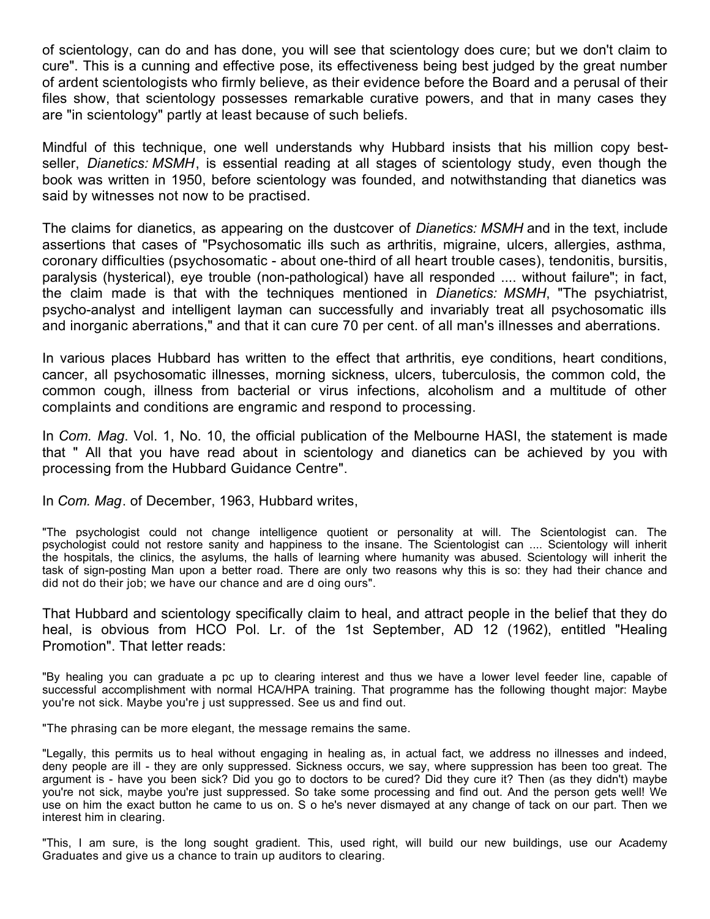of scientology, can do and has done, you will see that scientology does cure; but we don't claim to cure". This is a cunning and effective pose, its effectiveness being best judged by the great number of ardent scientologists who firmly believe, as their evidence before the Board and a perusal of their files show, that scientology possesses remarkable curative powers, and that in many cases they are "in scientology" partly at least because of such beliefs.

Mindful of this technique, one well understands why Hubbard insists that his million copy best-seller, *Dianetics: MSMH*, is essential reading at all stages of scientology study, even though the book was written in 1950, before scientology was founded, and notwithstanding that dianetics was said by witnesses not now to be practised.

The claims for dianetics, as appearing on the dustcover of *Dianetics: MSMH* and in the text, include assertions that cases of "Psychosomatic ills such as arthritis, migraine, ulcers, allergies, asthma, coronary difficulties (psychosomatic - about one-third of all heart trouble cases), tendonitis, bursitis, paralysis (hysterical), eye trouble (non-pathological) have all responded .... without failure"; in fact, the claim made is that with the techniques mentioned in *Dianetics: MSMH*, "The psychiatrist, psycho-analyst and intelligent layman can successfully and invariably treat all psychosomatic ills and inorganic aberrations," and that it can cure 70 per cent. of all man's illnesses and aberrations.

In various places Hubbard has written to the effect that arthritis, eye conditions, heart conditions, cancer, all psychosomatic illnesses, morning sickness, ulcers, tuberculosis, the common cold, the common cough, illness from bacterial or virus infections, alcoholism and a multitude of other complaints and conditions are engramic and respond to processing.

In *Com. Mag*. Vol. 1, No. 10, the official publication of the Melbourne HASI, the statement is made that " All that you have read about in scientology and dianetics can be achieved by you with processing from the Hubbard Guidance Centre".

In *Com. Mag*. of December, 1963, Hubbard writes,

"The psychologist could not change intelligence quotient or personality at will. The Scientologist can. The psychologist could not restore sanity and happiness to the insane. The Scientologist can .... Scientology will inherit the hospitals, the clinics, the asylums, the halls of learning where humanity was abused. Scientology will inherit the task of sign-posting Man upon a better road. There are only two reasons why this is so: they had their chance and did not do their job; we have our chance and are d oing ours".

That Hubbard and scientology specifically claim to heal, and attract people in the belief that they do heal, is obvious from HCO Pol. Lr. of the 1st September, AD 12 (1962), entitled "Healing Promotion". That letter reads:

"By healing you can graduate a pc up to clearing interest and thus we have a lower level feeder line, capable of successful accomplishment with normal HCA/HPA training. That programme has the following thought major: Maybe you're not sick. Maybe you're j ust suppressed. See us and find out.

"The phrasing can be more elegant, the message remains the same.

"Legally, this permits us to heal without engaging in healing as, in actual fact, we address no illnesses and indeed, deny people are ill - they are only suppressed. Sickness occurs, we say, where suppression has been too great. The argument is - have you been sick? Did you go to doctors to be cured? Did they cure it? Then (as they didn't) maybe you're not sick, maybe you're just suppressed. So take some processing and find out. And the person gets well! We use on him the exact button he came to us on. S o he's never dismayed at any change of tack on our part. Then we interest him in clearing.

"This, I am sure, is the long sought gradient. This, used right, will build our new buildings, use our Academy Graduates and give us a chance to train up auditors to clearing.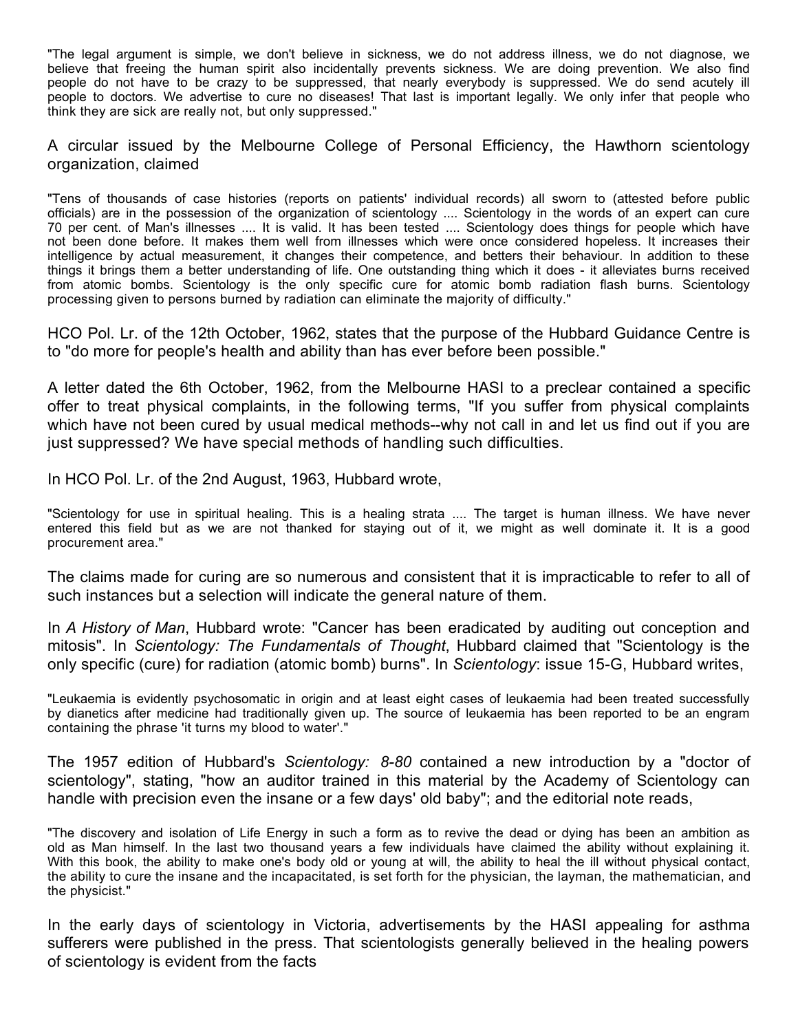"The legal argument is simple, we don't believe in sickness, we do not address illness, we do not diagnose, we believe that freeing the human spirit also incidentally prevents sickness. We are doing prevention. We also find people do not have to be crazy to be suppressed, that nearly everybody is suppressed. We do send acutely ill people to doctors. We advertise to cure no diseases! That last is important legally. We only infer that people who think they are sick are really not, but only suppressed."

A circular issued by the Melbourne College of Personal Efficiency, the Hawthorn scientology organization, claimed

"Tens of thousands of case histories (reports on patients' individual records) all sworn to (attested before public officials) are in the possession of the organization of scientology .... Scientology in the words of an expert can cure 70 per cent. of Man's illnesses .... It is valid. It has been tested .... Scientology does things for people which have not been done before. It makes them well from illnesses which were once considered hopeless. It increases their intelligence by actual measurement, it changes their competence, and betters their behaviour. In addition to these things it brings them a better understanding of life. One outstanding thing which it does - it alleviates burns received from atomic bombs. Scientology is the only specific cure for atomic bomb radiation flash burns. Scientology processing given to persons burned by radiation can eliminate the majority of difficulty."

HCO Pol. Lr. of the 12th October, 1962, states that the purpose of the Hubbard Guidance Centre is to "do more for people's health and ability than has ever before been possible."

A letter dated the 6th October, 1962, from the Melbourne HASI to a preclear contained a specific offer to treat physical complaints, in the following terms, "If you suffer from physical complaints which have not been cured by usual medical methods--why not call in and let us find out if you are just suppressed? We have special methods of handling such difficulties.

In HCO Pol. Lr. of the 2nd August, 1963, Hubbard wrote,

"Scientology for use in spiritual healing. This is a healing strata .... The target is human illness. We have never entered this field but as we are not thanked for staying out of it, we might as well dominate it. It is a good procurement area."

The claims made for curing are so numerous and consistent that it is impracticable to refer to all of such instances but a selection will indicate the general nature of them.

In *A History of Man*, Hubbard wrote: "Cancer has been eradicated by auditing out conception and mitosis". In *Scientology: The Fundamentals of Thought*, Hubbard claimed that "Scientology is the only specific (cure) for radiation (atomic bomb) burns". In *Scientology*: issue 15-G, Hubbard writes,

"Leukaemia is evidently psychosomatic in origin and at least eight cases of leukaemia had been treated successfully by dianetics after medicine had traditionally given up. The source of leukaemia has been reported to be an engram containing the phrase 'it turns my blood to water'."

The 1957 edition of Hubbard's *Scientology: 8-80* contained a new introduction by a "doctor of scientology", stating, "how an auditor trained in this material by the Academy of Scientology can handle with precision even the insane or a few days' old baby"; and the editorial note reads,

"The discovery and isolation of Life Energy in such a form as to revive the dead or dying has been an ambition as old as Man himself. In the last two thousand years a few individuals have claimed the ability without explaining it. With this book, the ability to make one's body old or young at will, the ability to heal the ill without physical contact, the ability to cure the insane and the incapacitated, is set forth for the physician, the layman, the mathematician, and the physicist."

In the early days of scientology in Victoria, advertisements by the HASI appealing for asthma sufferers were published in the press. That scientologists generally believed in the healing powers of scientology is evident from the facts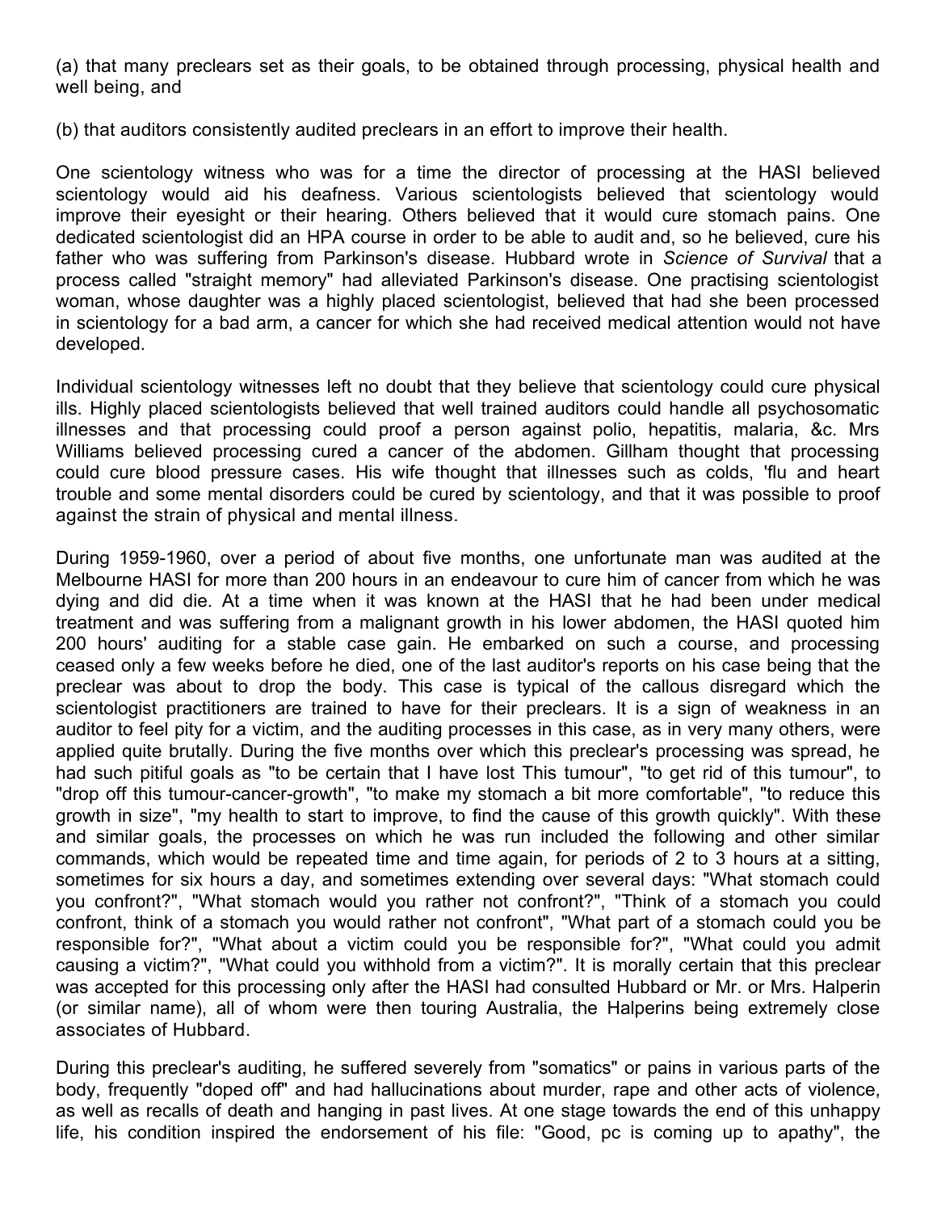(a) that many preclears set as their goals, to be obtained through processing, physical health and well being, and

(b) that auditors consistently audited preclears in an effort to improve their health.

One scientology witness who was for a time the director of processing at the HASI believed scientology would aid his deafness. Various scientologists believed that scientology would improve their eyesight or their hearing. Others believed that it would cure stomach pains. One dedicated scientologist did an HPA course in order to be able to audit and, so he believed, cure his father who was suffering from Parkinson's disease. Hubbard wrote in *Science of Survival* that a process called "straight memory" had alleviated Parkinson's disease. One practising scientologist woman, whose daughter was a highly placed scientologist, believed that had she been processed in scientology for a bad arm, a cancer for which she had received medical attention would not have developed.

Individual scientology witnesses left no doubt that they believe that scientology could cure physical ills. Highly placed scientologists believed that well trained auditors could handle all psychosomatic illnesses and that processing could proof a person against polio, hepatitis, malaria, &c. Mrs Williams believed processing cured a cancer of the abdomen. Gillham thought that processing could cure blood pressure cases. His wife thought that illnesses such as colds, 'flu and heart trouble and some mental disorders could be cured by scientology, and that it was possible to proof against the strain of physical and mental illness.

During 1959-1960, over a period of about five months, one unfortunate man was audited at the Melbourne HASI for more than 200 hours in an endeavour to cure him of cancer from which he was dying and did die. At a time when it was known at the HASI that he had been under medical treatment and was suffering from a malignant growth in his lower abdomen, the HASI quoted him 200 hours' auditing for a stable case gain. He embarked on such a course, and processing ceased only a few weeks before he died, one of the last auditor's reports on his case being that the preclear was about to drop the body. This case is typical of the callous disregard which the scientologist practitioners are trained to have for their preclears. It is a sign of weakness in an auditor to feel pity for a victim, and the auditing processes in this case, as in very many others, were applied quite brutally. During the five months over which this preclear's processing was spread, he had such pitiful goals as "to be certain that I have lost This tumour", "to get rid of this tumour", to "drop off this tumour-cancer-growth", "to make my stomach a bit more comfortable", "to reduce this growth in size", "my health to start to improve, to find the cause of this growth quickly". With these and similar goals, the processes on which he was run included the following and other similar commands, which would be repeated time and time again, for periods of 2 to 3 hours at a sitting, sometimes for six hours a day, and sometimes extending over several days: "What stomach could you confront?", "What stomach would you rather not confront?", "Think of a stomach you could confront, think of a stomach you would rather not confront", "What part of a stomach could you be responsible for?", "What about a victim could you be responsible for?", "What could you admit causing a victim?", "What could you withhold from a victim?". It is morally certain that this preclear was accepted for this processing only after the HASI had consulted Hubbard or Mr. or Mrs. Halperin (or similar name), all of whom were then touring Australia, the Halperins being extremely close associates of Hubbard.

During this preclear's auditing, he suffered severely from "somatics" or pains in various parts of the body, frequently "doped off" and had hallucinations about murder, rape and other acts of violence, as well as recalls of death and hanging in past lives. At one stage towards the end of this unhappy life, his condition inspired the endorsement of his file: "Good, pc is coming up to apathy", the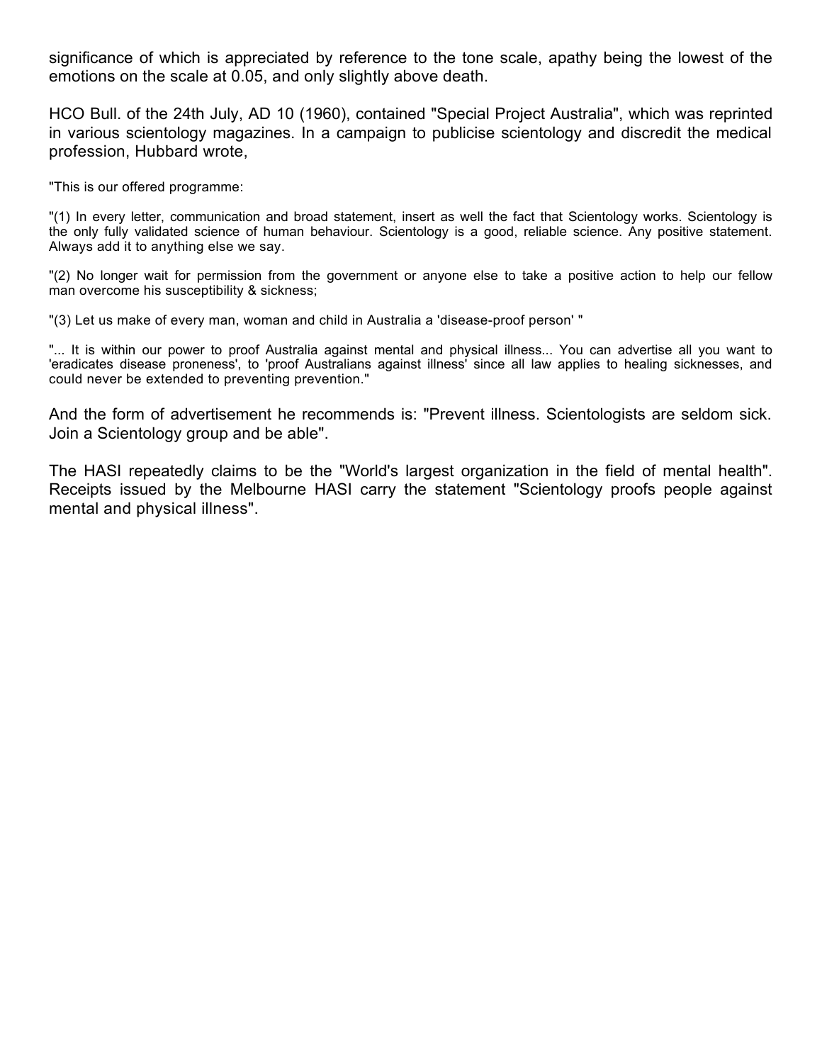significance of which is appreciated by reference to the tone scale, apathy being the lowest of the emotions on the scale at 0.05, and only slightly above death.

HCO Bull. of the 24th July, AD 10 (1960), contained "Special Project Australia", which was reprinted in various scientology magazines. In a campaign to publicise scientology and discredit the medical profession, Hubbard wrote,

"This is our offered programme:

"(1) In every letter, communication and broad statement, insert as well the fact that Scientology works. Scientology is the only fully validated science of human behaviour. Scientology is a good, reliable science. Any positive statement. Always add it to anything else we say.

"(2) No longer wait for permission from the government or anyone else to take a positive action to help our fellow man overcome his susceptibility & sickness;

"(3) Let us make of every man, woman and child in Australia a 'disease-proof person' "

"... It is within our power to proof Australia against mental and physical illness... You can advertise all you want to 'eradicates disease proneness', to 'proof Australians against illness' since all law applies to healing sicknesses, and could never be extended to preventing prevention."

And the form of advertisement he recommends is: "Prevent illness. Scientologists are seldom sick. Join a Scientology group and be able".

The HASI repeatedly claims to be the "World's largest organization in the field of mental health". Receipts issued by the Melbourne HASI carry the statement "Scientology proofs people against mental and physical illness".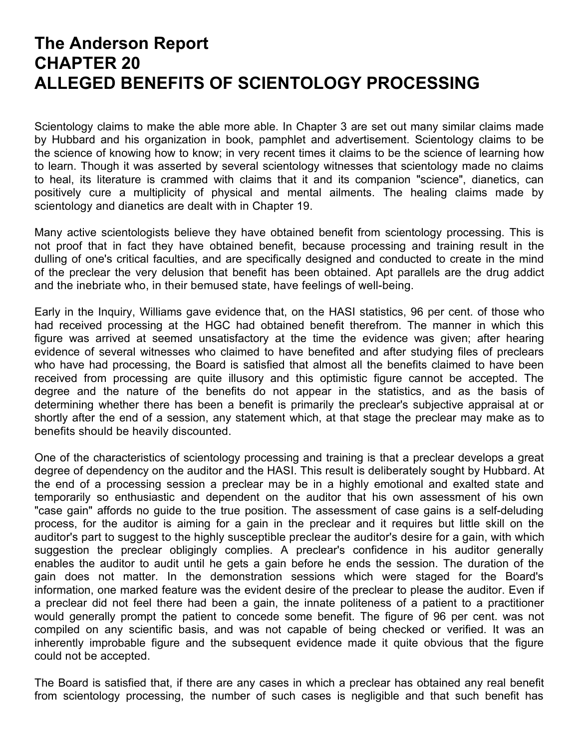# The Anderson Report
# CHAPTER 20
# ALLEGED BENEFITS OF SCIENTOLOGY PROCESSING

Scientology claims to make the able more able. In Chapter 3 are set out many similar claims made by Hubbard and his organization in book, pamphlet and advertisement. Scientology claims to be the science of knowing how to know; in very recent times it claims to be the science of learning how to learn. Though it was asserted by several scientology witnesses that scientology made no claims to heal, its literature is crammed with claims that it and its companion "science", dianetics, can positively cure a multiplicity of physical and mental ailments. The healing claims made by scientology and dianetics are dealt with in Chapter 19.

Many active scientologists believe they have obtained benefit from scientology processing. This is not proof that in fact they have obtained benefit, because processing and training result in the dulling of one's critical faculties, and are specifically designed and conducted to create in the mind of the preclear the very delusion that benefit has been obtained. Apt parallels are the drug addict and the inebriate who, in their bemused state, have feelings of well-being.

Early in the Inquiry, Williams gave evidence that, on the HASI statistics, 96 per cent. of those who had received processing at the HGC had obtained benefit therefrom. The manner in which this figure was arrived at seemed unsatisfactory at the time the evidence was given; after hearing evidence of several witnesses who claimed to have benefited and after studying files of preclears who have had processing, the Board is satisfied that almost all the benefits claimed to have been received from processing are quite illusory and this optimistic figure cannot be accepted. The degree and the nature of the benefits do not appear in the statistics, and as the basis of determining whether there has been a benefit is primarily the preclear's subjective appraisal at or shortly after the end of a session, any statement which, at that stage the preclear may make as to benefits should be heavily discounted.

One of the characteristics of scientology processing and training is that a preclear develops a great degree of dependency on the auditor and the HASI. This result is deliberately sought by Hubbard. At the end of a processing session a preclear may be in a highly emotional and exalted state and temporarily so enthusiastic and dependent on the auditor that his own assessment of his own "case gain" affords no guide to the true position. The assessment of case gains is a self-deluding process, for the auditor is aiming for a gain in the preclear and it requires but little skill on the auditor's part to suggest to the highly susceptible preclear the auditor's desire for a gain, with which suggestion the preclear obligingly complies. A preclear's confidence in his auditor generally enables the auditor to audit until he gets a gain before he ends the session. The duration of the gain does not matter. In the demonstration sessions which were staged for the Board's information, one marked feature was the evident desire of the preclear to please the auditor. Even if a preclear did not feel there had been a gain, the innate politeness of a patient to a practitioner would generally prompt the patient to concede some benefit. The figure of 96 per cent. was not compiled on any scientific basis, and was not capable of being checked or verified. It was an inherently improbable figure and the subsequent evidence made it quite obvious that the figure could not be accepted.

The Board is satisfied that, if there are any cases in which a preclear has obtained any real benefit from scientology processing, the number of such cases is negligible and that such benefit has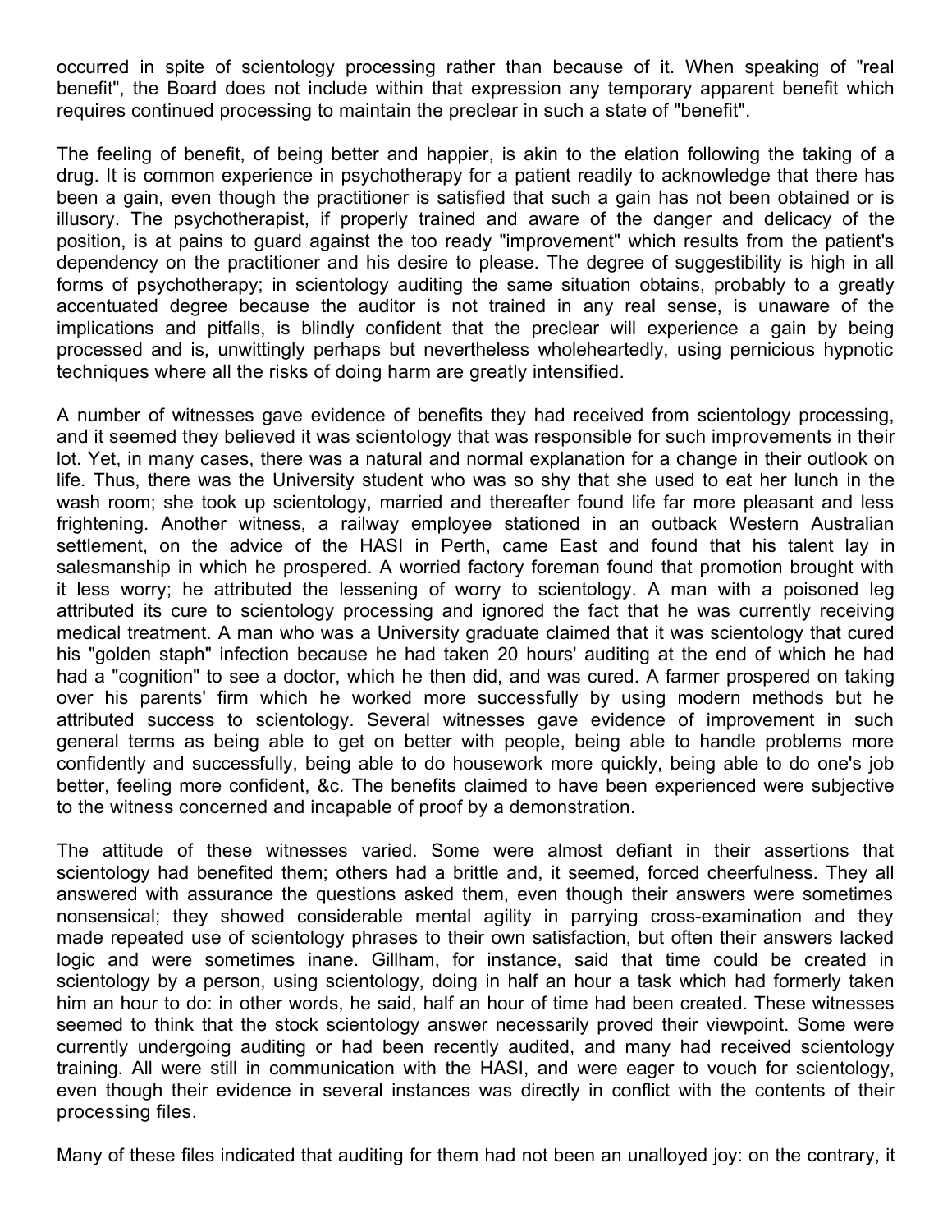occurred in spite of scientology processing rather than because of it. When speaking of "real benefit", the Board does not include within that expression any temporary apparent benefit which requires continued processing to maintain the preclear in such a state of "benefit".

The feeling of benefit, of being better and happier, is akin to the elation following the taking of a drug. It is common experience in psychotherapy for a patient readily to acknowledge that there has been a gain, even though the practitioner is satisfied that such a gain has not been obtained or is illusory. The psychotherapist, if properly trained and aware of the danger and delicacy of the position, is at pains to guard against the too ready "improvement" which results from the patient's dependency on the practitioner and his desire to please. The degree of suggestibility is high in all forms of psychotherapy; in scientology auditing the same situation obtains, probably to a greatly accentuated degree because the auditor is not trained in any real sense, is unaware of the implications and pitfalls, is blindly confident that the preclear will experience a gain by being processed and is, unwittingly perhaps but nevertheless wholeheartedly, using pernicious hypnotic techniques where all the risks of doing harm are greatly intensified.

A number of witnesses gave evidence of benefits they had received from scientology processing, and it seemed they believed it was scientology that was responsible for such improvements in their lot. Yet, in many cases, there was a natural and normal explanation for a change in their outlook on life. Thus, there was the University student who was so shy that she used to eat her lunch in the wash room; she took up scientology, married and thereafter found life far more pleasant and less frightening. Another witness, a railway employee stationed in an outback Western Australian settlement, on the advice of the HASI in Perth, came East and found that his talent lay in salesmanship in which he prospered. A worried factory foreman found that promotion brought with it less worry; he attributed the lessening of worry to scientology. A man with a poisoned leg attributed its cure to scientology processing and ignored the fact that he was currently receiving medical treatment. A man who was a University graduate claimed that it was scientology that cured his "golden staph" infection because he had taken 20 hours' auditing at the end of which he had had a "cognition" to see a doctor, which he then did, and was cured. A farmer prospered on taking over his parents' firm which he worked more successfully by using modern methods but he attributed success to scientology. Several witnesses gave evidence of improvement in such general terms as being able to get on better with people, being able to handle problems more confidently and successfully, being able to do housework more quickly, being able to do one's job better, feeling more confident, &c. The benefits claimed to have been experienced were subjective to the witness concerned and incapable of proof by a demonstration.

The attitude of these witnesses varied. Some were almost defiant in their assertions that scientology had benefited them; others had a brittle and, it seemed, forced cheerfulness. They all answered with assurance the questions asked them, even though their answers were sometimes nonsensical; they showed considerable mental agility in parrying cross-examination and they made repeated use of scientology phrases to their own satisfaction, but often their answers lacked logic and were sometimes inane. Gillham, for instance, said that time could be created in scientology by a person, using scientology, doing in half an hour a task which had formerly taken him an hour to do: in other words, he said, half an hour of time had been created. These witnesses seemed to think that the stock scientology answer necessarily proved their viewpoint. Some were currently undergoing auditing or had been recently audited, and many had received scientology training. All were still in communication with the HASI, and were eager to vouch for scientology, even though their evidence in several instances was directly in conflict with the contents of their processing files.

Many of these files indicated that auditing for them had not been an unalloyed joy: on the contrary, it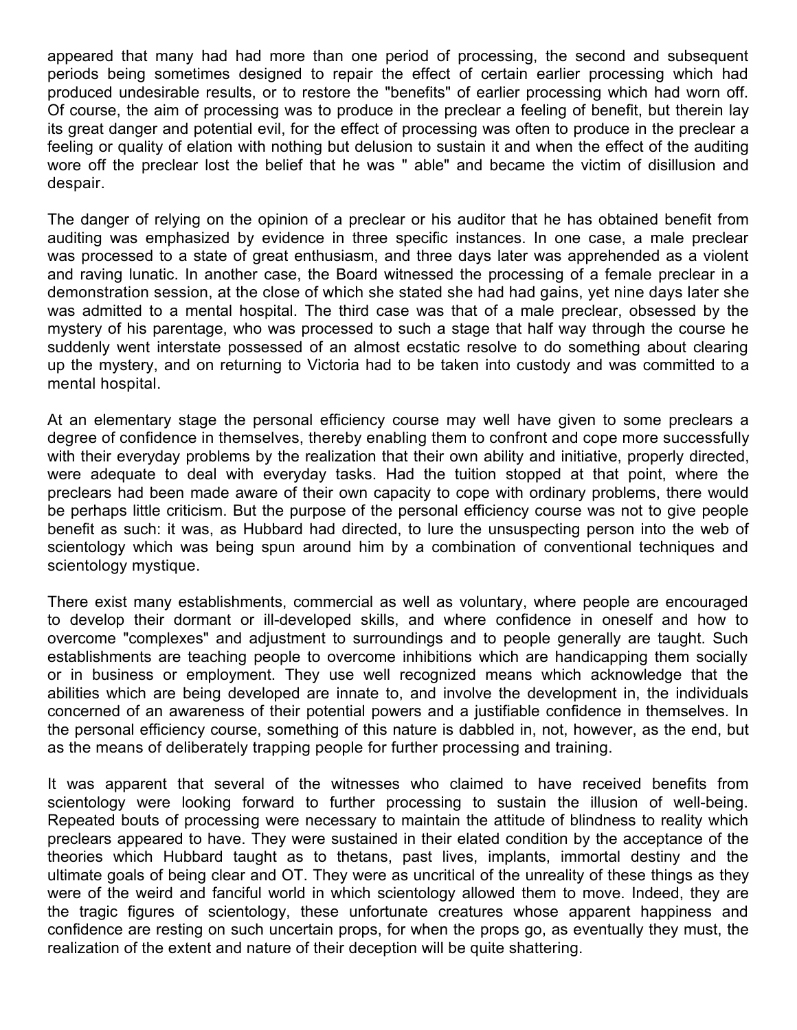appeared that many had had more than one period of processing, the second and subsequent periods being sometimes designed to repair the effect of certain earlier processing which had produced undesirable results, or to restore the "benefits" of earlier processing which had worn off. Of course, the aim of processing was to produce in the preclear a feeling of benefit, but therein lay its great danger and potential evil, for the effect of processing was often to produce in the preclear a feeling or quality of elation with nothing but delusion to sustain it and when the effect of the auditing wore off the preclear lost the belief that he was " able" and became the victim of disillusion and despair.

The danger of relying on the opinion of a preclear or his auditor that he has obtained benefit from auditing was emphasized by evidence in three specific instances. In one case, a male preclear was processed to a state of great enthusiasm, and three days later was apprehended as a violent and raving lunatic. In another case, the Board witnessed the processing of a female preclear in a demonstration session, at the close of which she stated she had had gains, yet nine days later she was admitted to a mental hospital. The third case was that of a male preclear, obsessed by the mystery of his parentage, who was processed to such a stage that half way through the course he suddenly went interstate possessed of an almost ecstatic resolve to do something about clearing up the mystery, and on returning to Victoria had to be taken into custody and was committed to a mental hospital.

At an elementary stage the personal efficiency course may well have given to some preclears a degree of confidence in themselves, thereby enabling them to confront and cope more successfully with their everyday problems by the realization that their own ability and initiative, properly directed, were adequate to deal with everyday tasks. Had the tuition stopped at that point, where the preclears had been made aware of their own capacity to cope with ordinary problems, there would be perhaps little criticism. But the purpose of the personal efficiency course was not to give people benefit as such: it was, as Hubbard had directed, to lure the unsuspecting person into the web of scientology which was being spun around him by a combination of conventional techniques and scientology mystique.

There exist many establishments, commercial as well as voluntary, where people are encouraged to develop their dormant or ill-developed skills, and where confidence in oneself and how to overcome "complexes" and adjustment to surroundings and to people generally are taught. Such establishments are teaching people to overcome inhibitions which are handicapping them socially or in business or employment. They use well recognized means which acknowledge that the abilities which are being developed are innate to, and involve the development in, the individuals concerned of an awareness of their potential powers and a justifiable confidence in themselves. In the personal efficiency course, something of this nature is dabbled in, not, however, as the end, but as the means of deliberately trapping people for further processing and training.

It was apparent that several of the witnesses who claimed to have received benefits from scientology were looking forward to further processing to sustain the illusion of well-being. Repeated bouts of processing were necessary to maintain the attitude of blindness to reality which preclears appeared to have. They were sustained in their elated condition by the acceptance of the theories which Hubbard taught as to thetans, past lives, implants, immortal destiny and the ultimate goals of being clear and OT. They were as uncritical of the unreality of these things as they were of the weird and fanciful world in which scientology allowed them to move. Indeed, they are the tragic figures of scientology, these unfortunate creatures whose apparent happiness and confidence are resting on such uncertain props, for when the props go, as eventually they must, the realization of the extent and nature of their deception will be quite shattering.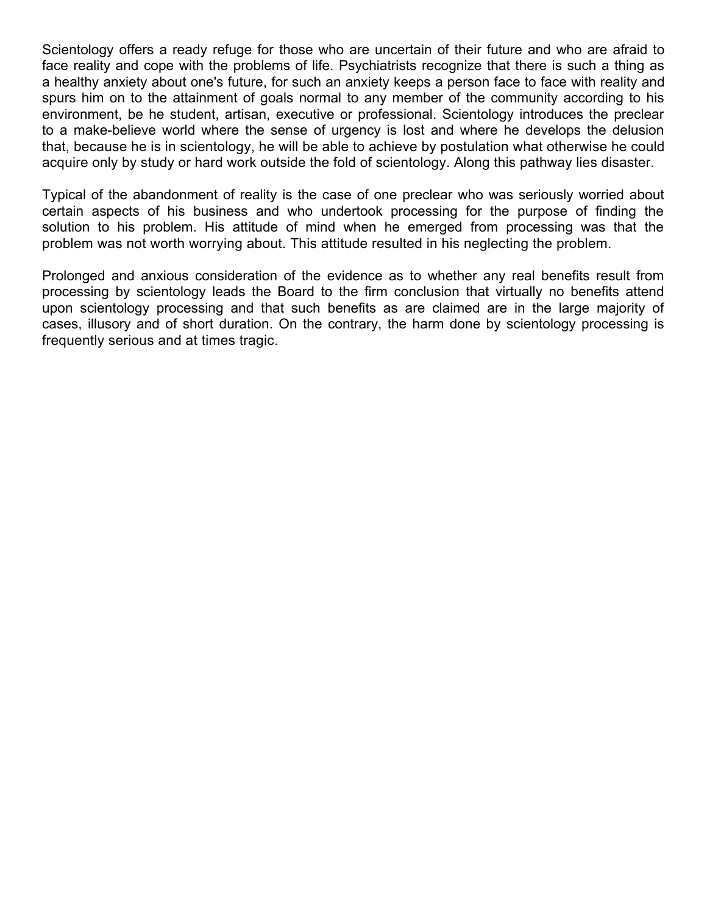Scientology offers a ready refuge for those who are uncertain of their future and who are afraid to face reality and cope with the problems of life. Psychiatrists recognize that there is such a thing as a healthy anxiety about one's future, for such an anxiety keeps a person face to face with reality and spurs him on to the attainment of goals normal to any member of the community according to his environment, be he student, artisan, executive or professional. Scientology introduces the preclear to a make-believe world where the sense of urgency is lost and where he develops the delusion that, because he is in scientology, he will be able to achieve by postulation what otherwise he could acquire only by study or hard work outside the fold of scientology. Along this pathway lies disaster.

Typical of the abandonment of reality is the case of one preclear who was seriously worried about certain aspects of his business and who undertook processing for the purpose of finding the solution to his problem. His attitude of mind when he emerged from processing was that the problem was not worth worrying about. This attitude resulted in his neglecting the problem.

Prolonged and anxious consideration of the evidence as to whether any real benefits result from processing by scientology leads the Board to the firm conclusion that virtually no benefits attend upon scientology processing and that such benefits as are claimed are in the large majority of cases, illusory and of short duration. On the contrary, the harm done by scientology processing is frequently serious and at times tragic.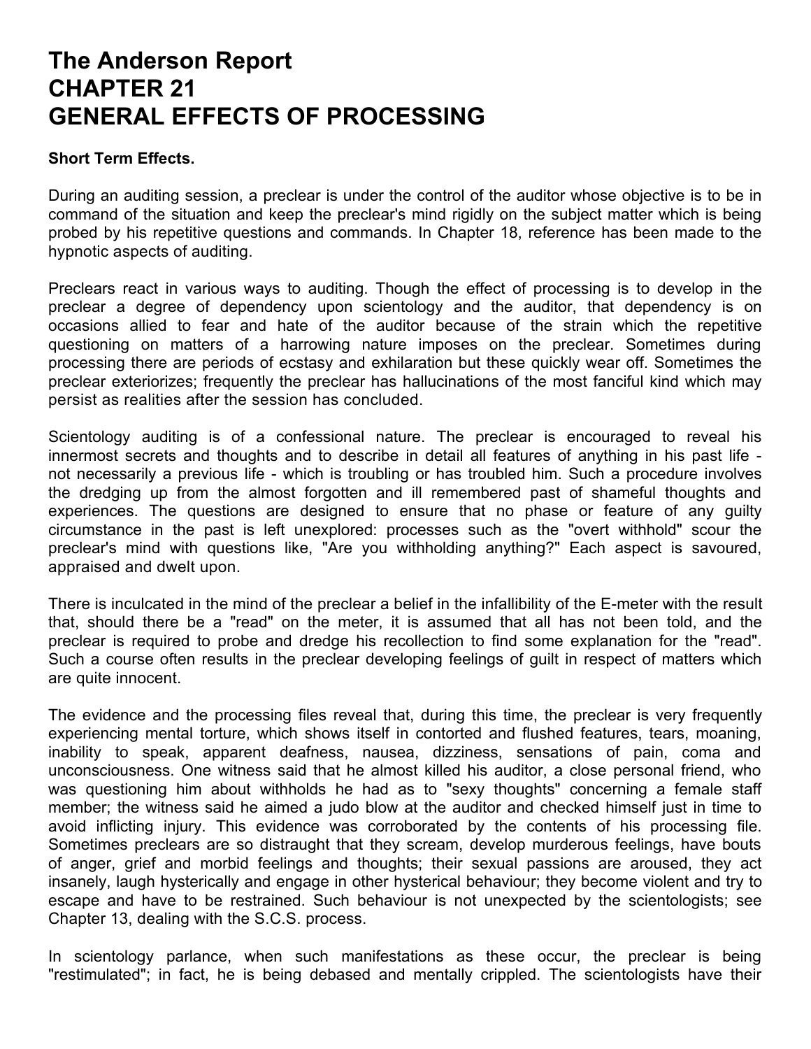# The Anderson Report
# CHAPTER 21
# GENERAL EFFECTS OF PROCESSING

**Short Term Effects.**

During an auditing session, a preclear is under the control of the auditor whose objective is to be in command of the situation and keep the preclear's mind rigidly on the subject matter which is being probed by his repetitive questions and commands. In Chapter 18, reference has been made to the hypnotic aspects of auditing.

Preclears react in various ways to auditing. Though the effect of processing is to develop in the preclear a degree of dependency upon scientology and the auditor, that dependency is on occasions allied to fear and hate of the auditor because of the strain which the repetitive questioning on matters of a harrowing nature imposes on the preclear. Sometimes during processing there are periods of ecstasy and exhilaration but these quickly wear off. Sometimes the preclear exteriorizes; frequently the preclear has hallucinations of the most fanciful kind which may persist as realities after the session has concluded.

Scientology auditing is of a confessional nature. The preclear is encouraged to reveal his innermost secrets and thoughts and to describe in detail all features of anything in his past life - not necessarily a previous life - which is troubling or has troubled him. Such a procedure involves the dredging up from the almost forgotten and ill remembered past of shameful thoughts and experiences. The questions are designed to ensure that no phase or feature of any guilty circumstance in the past is left unexplored: processes such as the "overt withhold" scour the preclear's mind with questions like, "Are you withholding anything?" Each aspect is savoured, appraised and dwelt upon.

There is inculcated in the mind of the preclear a belief in the infallibility of the E-meter with the result that, should there be a "read" on the meter, it is assumed that all has not been told, and the preclear is required to probe and dredge his recollection to find some explanation for the "read". Such a course often results in the preclear developing feelings of guilt in respect of matters which are quite innocent.

The evidence and the processing files reveal that, during this time, the preclear is very frequently experiencing mental torture, which shows itself in contorted and flushed features, tears, moaning, inability to speak, apparent deafness, nausea, dizziness, sensations of pain, coma and unconsciousness. One witness said that he almost killed his auditor, a close personal friend, who was questioning him about withholds he had as to "sexy thoughts" concerning a female staff member; the witness said he aimed a judo blow at the auditor and checked himself just in time to avoid inflicting injury. This evidence was corroborated by the contents of his processing file. Sometimes preclears are so distraught that they scream, develop murderous feelings, have bouts of anger, grief and morbid feelings and thoughts; their sexual passions are aroused, they act insanely, laugh hysterically and engage in other hysterical behaviour; they become violent and try to escape and have to be restrained. Such behaviour is not unexpected by the scientologists; see Chapter 13, dealing with the S.C.S. process.

In scientology parlance, when such manifestations as these occur, the preclear is being "restimulated"; in fact, he is being debased and mentally crippled. The scientologists have their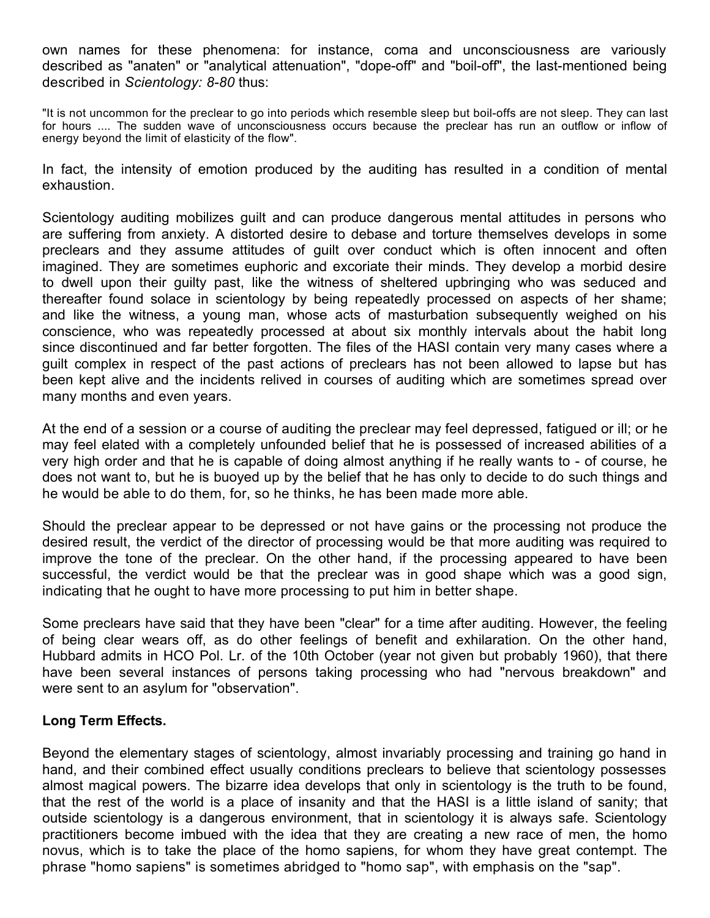own names for these phenomena: for instance, coma and unconsciousness are variously described as "anaten" or "analytical attenuation", "dope-off" and "boil-off", the last-mentioned being described in *Scientology: 8-80* thus:

"It is not uncommon for the preclear to go into periods which resemble sleep but boil-offs are not sleep. They can last for hours .... The sudden wave of unconsciousness occurs because the preclear has run an outflow or inflow of energy beyond the limit of elasticity of the flow".

In fact, the intensity of emotion produced by the auditing has resulted in a condition of mental exhaustion.

Scientology auditing mobilizes guilt and can produce dangerous mental attitudes in persons who are suffering from anxiety. A distorted desire to debase and torture themselves develops in some preclears and they assume attitudes of guilt over conduct which is often innocent and often imagined. They are sometimes euphoric and excoriate their minds. They develop a morbid desire to dwell upon their guilty past, like the witness of sheltered upbringing who was seduced and thereafter found solace in scientology by being repeatedly processed on aspects of her shame; and like the witness, a young man, whose acts of masturbation subsequently weighed on his conscience, who was repeatedly processed at about six monthly intervals about the habit long since discontinued and far better forgotten. The files of the HASI contain very many cases where a guilt complex in respect of the past actions of preclears has not been allowed to lapse but has been kept alive and the incidents relived in courses of auditing which are sometimes spread over many months and even years.

At the end of a session or a course of auditing the preclear may feel depressed, fatigued or ill; or he may feel elated with a completely unfounded belief that he is possessed of increased abilities of a very high order and that he is capable of doing almost anything if he really wants to - of course, he does not want to, but he is buoyed up by the belief that he has only to decide to do such things and he would be able to do them, for, so he thinks, he has been made more able.

Should the preclear appear to be depressed or not have gains or the processing not produce the desired result, the verdict of the director of processing would be that more auditing was required to improve the tone of the preclear. On the other hand, if the processing appeared to have been successful, the verdict would be that the preclear was in good shape which was a good sign, indicating that he ought to have more processing to put him in better shape.

Some preclears have said that they have been "clear" for a time after auditing. However, the feeling of being clear wears off, as do other feelings of benefit and exhilaration. On the other hand, Hubbard admits in HCO Pol. Lr. of the 10th October (year not given but probably 1960), that there have been several instances of persons taking processing who had "nervous breakdown" and were sent to an asylum for "observation".

**Long Term Effects.**

Beyond the elementary stages of scientology, almost invariably processing and training go hand in hand, and their combined effect usually conditions preclears to believe that scientology possesses almost magical powers. The bizarre idea develops that only in scientology is the truth to be found, that the rest of the world is a place of insanity and that the HASI is a little island of sanity; that outside scientology is a dangerous environment, that in scientology it is always safe. Scientology practitioners become imbued with the idea that they are creating a new race of men, the homo novus, which is to take the place of the homo sapiens, for whom they have great contempt. The phrase "homo sapiens" is sometimes abridged to "homo sap", with emphasis on the "sap".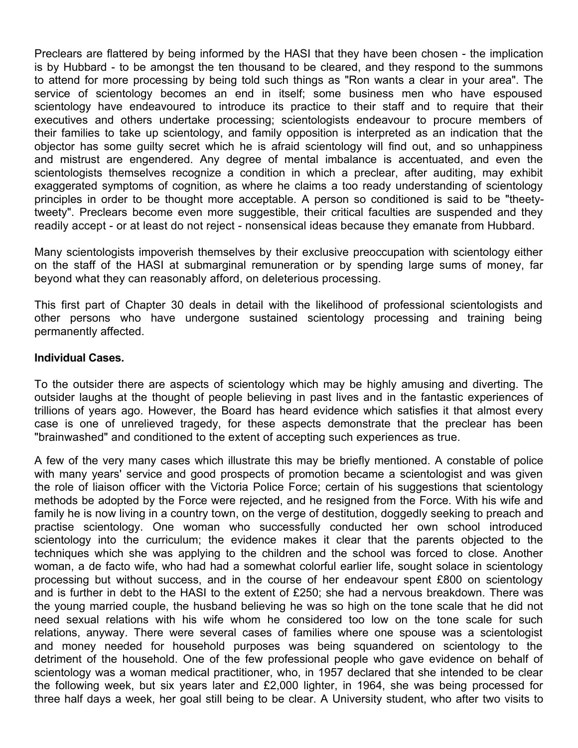Preclears are flattered by being informed by the HASI that they have been chosen - the implication is by Hubbard - to be amongst the ten thousand to be cleared, and they respond to the summons to attend for more processing by being told such things as "Ron wants a clear in your area". The service of scientology becomes an end in itself; some business men who have espoused scientology have endeavoured to introduce its practice to their staff and to require that their executives and others undertake processing; scientologists endeavour to procure members of their families to take up scientology, and family opposition is interpreted as an indication that the objector has some guilty secret which he is afraid scientology will find out, and so unhappiness and mistrust are engendered. Any degree of mental imbalance is accentuated, and even the scientologists themselves recognize a condition in which a preclear, after auditing, may exhibit exaggerated symptoms of cognition, as where he claims a too ready understanding of scientology principles in order to be thought more acceptable. A person so conditioned is said to be "theety-tweety". Preclears become even more suggestible, their critical faculties are suspended and they readily accept - or at least do not reject - nonsensical ideas because they emanate from Hubbard.

Many scientologists impoverish themselves by their exclusive preoccupation with scientology either on the staff of the HASI at submarginal remuneration or by spending large sums of money, far beyond what they can reasonably afford, on deleterious processing.

This first part of Chapter 30 deals in detail with the likelihood of professional scientologists and other persons who have undergone sustained scientology processing and training being permanently affected.

**Individual Cases.**

To the outsider there are aspects of scientology which may be highly amusing and diverting. The outsider laughs at the thought of people believing in past lives and in the fantastic experiences of trillions of years ago. However, the Board has heard evidence which satisfies it that almost every case is one of unrelieved tragedy, for these aspects demonstrate that the preclear has been "brainwashed" and conditioned to the extent of accepting such experiences as true.

A few of the very many cases which illustrate this may be briefly mentioned. A constable of police with many years' service and good prospects of promotion became a scientologist and was given the role of liaison officer with the Victoria Police Force; certain of his suggestions that scientology methods be adopted by the Force were rejected, and he resigned from the Force. With his wife and family he is now living in a country town, on the verge of destitution, doggedly seeking to preach and practise scientology. One woman who successfully conducted her own school introduced scientology into the curriculum; the evidence makes it clear that the parents objected to the techniques which she was applying to the children and the school was forced to close. Another woman, a de facto wife, who had had a somewhat colorful earlier life, sought solace in scientology processing but without success, and in the course of her endeavour spent £800 on scientology and is further in debt to the HASI to the extent of £250; she had a nervous breakdown. There was the young married couple, the husband believing he was so high on the tone scale that he did not need sexual relations with his wife whom he considered too low on the tone scale for such relations, anyway. There were several cases of families where one spouse was a scientologist and money needed for household purposes was being squandered on scientology to the detriment of the household. One of the few professional people who gave evidence on behalf of scientology was a woman medical practitioner, who, in 1957 declared that she intended to be clear the following week, but six years later and £2,000 lighter, in 1964, she was being processed for three half days a week, her goal still being to be clear. A University student, who after two visits to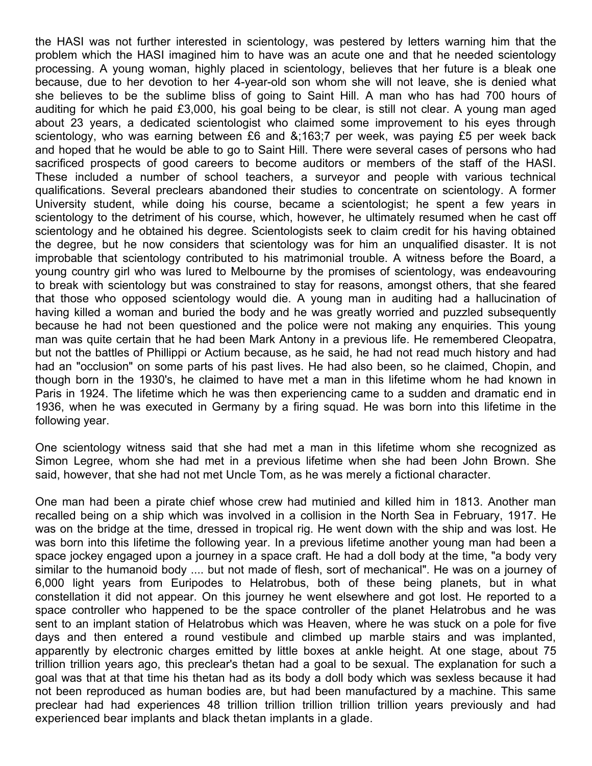the HASI was not further interested in scientology, was pestered by letters warning him that the problem which the HASI imagined him to have was an acute one and that he needed scientology processing. A young woman, highly placed in scientology, believes that her future is a bleak one because, due to her devotion to her 4-year-old son whom she will not leave, she is denied what she believes to be the sublime bliss of going to Saint Hill. A man who has had 700 hours of auditing for which he paid £3,000, his goal being to be clear, is still not clear. A young man aged about 23 years, a dedicated scientologist who claimed some improvement to his eyes through scientology, who was earning between £6 and &;163;7 per week, was paying £5 per week back and hoped that he would be able to go to Saint Hill. There were several cases of persons who had sacrificed prospects of good careers to become auditors or members of the staff of the HASI. These included a number of school teachers, a surveyor and people with various technical qualifications. Several preclears abandoned their studies to concentrate on scientology. A former University student, while doing his course, became a scientologist; he spent a few years in scientology to the detriment of his course, which, however, he ultimately resumed when he cast off scientology and he obtained his degree. Scientologists seek to claim credit for his having obtained the degree, but he now considers that scientology was for him an unqualified disaster. It is not improbable that scientology contributed to his matrimonial trouble. A witness before the Board, a young country girl who was lured to Melbourne by the promises of scientology, was endeavouring to break with scientology but was constrained to stay for reasons, amongst others, that she feared that those who opposed scientology would die. A young man in auditing had a hallucination of having killed a woman and buried the body and he was greatly worried and puzzled subsequently because he had not been questioned and the police were not making any enquiries. This young man was quite certain that he had been Mark Antony in a previous life. He remembered Cleopatra, but not the battles of Phillippi or Actium because, as he said, he had not read much history and had had an "occlusion" on some parts of his past lives. He had also been, so he claimed, Chopin, and though born in the 1930's, he claimed to have met a man in this lifetime whom he had known in Paris in 1924. The lifetime which he was then experiencing came to a sudden and dramatic end in 1936, when he was executed in Germany by a firing squad. He was born into this lifetime in the following year.

One scientology witness said that she had met a man in this lifetime whom she recognized as Simon Legree, whom she had met in a previous lifetime when she had been John Brown. She said, however, that she had not met Uncle Tom, as he was merely a fictional character.

One man had been a pirate chief whose crew had mutinied and killed him in 1813. Another man recalled being on a ship which was involved in a collision in the North Sea in February, 1917. He was on the bridge at the time, dressed in tropical rig. He went down with the ship and was lost. He was born into this lifetime the following year. In a previous lifetime another young man had been a space jockey engaged upon a journey in a space craft. He had a doll body at the time, "a body very similar to the humanoid body .... but not made of flesh, sort of mechanical". He was on a journey of 6,000 light years from Euripodes to Helatrobus, both of these being planets, but in what constellation it did not appear. On this journey he went elsewhere and got lost. He reported to a space controller who happened to be the space controller of the planet Helatrobus and he was sent to an implant station of Helatrobus which was Heaven, where he was stuck on a pole for five days and then entered a round vestibule and climbed up marble stairs and was implanted, apparently by electronic charges emitted by little boxes at ankle height. At one stage, about 75 trillion trillion years ago, this preclear's thetan had a goal to be sexual. The explanation for such a goal was that at that time his thetan had as its body a doll body which was sexless because it had not been reproduced as human bodies are, but had been manufactured by a machine. This same preclear had had experiences 48 trillion trillion trillion trillion trillion years previously and had experienced bear implants and black thetan implants in a glade.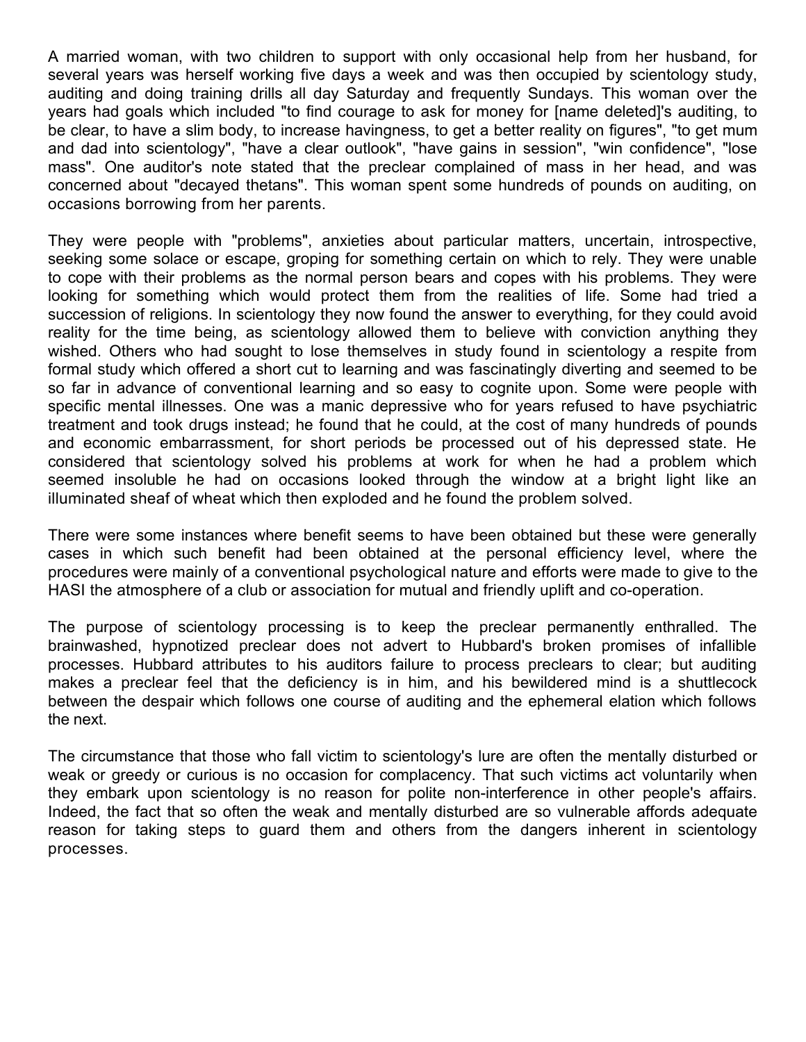A married woman, with two children to support with only occasional help from her husband, for several years was herself working five days a week and was then occupied by scientology study, auditing and doing training drills all day Saturday and frequently Sundays. This woman over the years had goals which included "to find courage to ask for money for [name deleted]'s auditing, to be clear, to have a slim body, to increase havingness, to get a better reality on figures", "to get mum and dad into scientology", "have a clear outlook", "have gains in session", "win confidence", "lose mass". One auditor's note stated that the preclear complained of mass in her head, and was concerned about "decayed thetans". This woman spent some hundreds of pounds on auditing, on occasions borrowing from her parents.

They were people with "problems", anxieties about particular matters, uncertain, introspective, seeking some solace or escape, groping for something certain on which to rely. They were unable to cope with their problems as the normal person bears and copes with his problems. They were looking for something which would protect them from the realities of life. Some had tried a succession of religions. In scientology they now found the answer to everything, for they could avoid reality for the time being, as scientology allowed them to believe with conviction anything they wished. Others who had sought to lose themselves in study found in scientology a respite from formal study which offered a short cut to learning and was fascinatingly diverting and seemed to be so far in advance of conventional learning and so easy to cognite upon. Some were people with specific mental illnesses. One was a manic depressive who for years refused to have psychiatric treatment and took drugs instead; he found that he could, at the cost of many hundreds of pounds and economic embarrassment, for short periods be processed out of his depressed state. He considered that scientology solved his problems at work for when he had a problem which seemed insoluble he had on occasions looked through the window at a bright light like an illuminated sheaf of wheat which then exploded and he found the problem solved.

There were some instances where benefit seems to have been obtained but these were generally cases in which such benefit had been obtained at the personal efficiency level, where the procedures were mainly of a conventional psychological nature and efforts were made to give to the HASI the atmosphere of a club or association for mutual and friendly uplift and co-operation.

The purpose of scientology processing is to keep the preclear permanently enthralled. The brainwashed, hypnotized preclear does not advert to Hubbard's broken promises of infallible processes. Hubbard attributes to his auditors failure to process preclears to clear; but auditing makes a preclear feel that the deficiency is in him, and his bewildered mind is a shuttlecock between the despair which follows one course of auditing and the ephemeral elation which follows the next.

The circumstance that those who fall victim to scientology's lure are often the mentally disturbed or weak or greedy or curious is no occasion for complacency. That such victims act voluntarily when they embark upon scientology is no reason for polite non-interference in other people's affairs. Indeed, the fact that so often the weak and mentally disturbed are so vulnerable affords adequate reason for taking steps to guard them and others from the dangers inherent in scientology processes.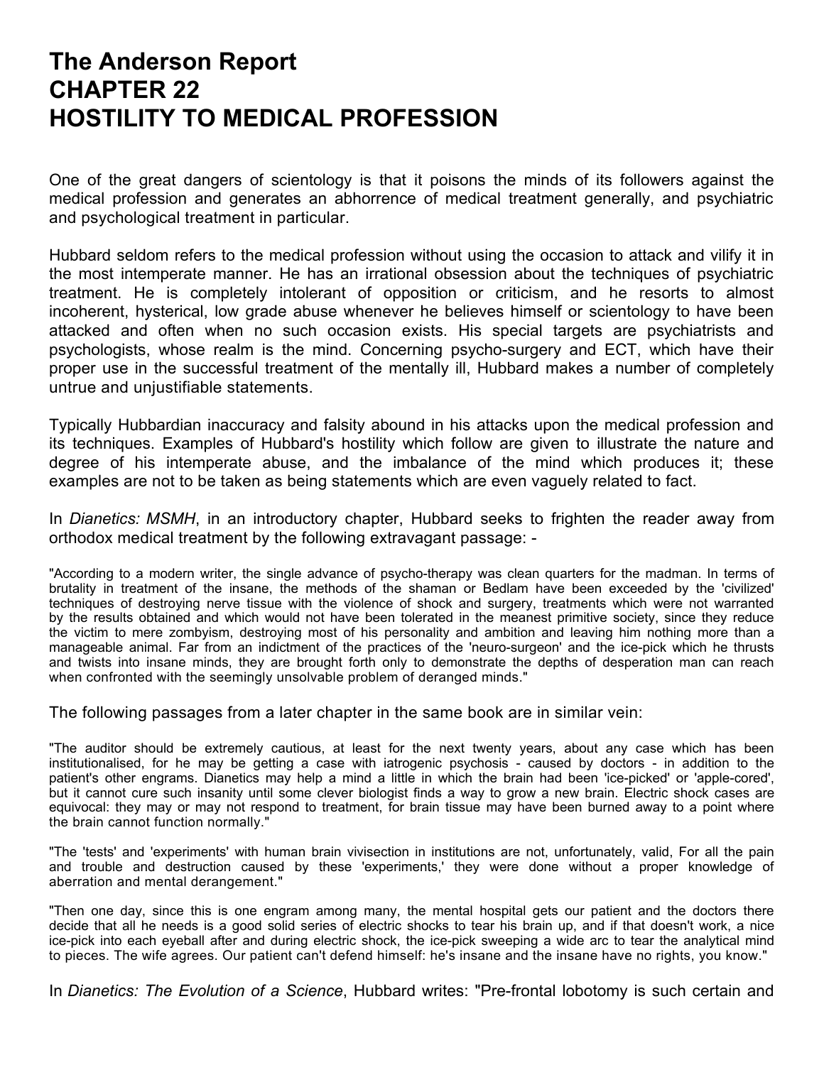# The Anderson Report
# CHAPTER 22
# HOSTILITY TO MEDICAL PROFESSION

One of the great dangers of scientology is that it poisons the minds of its followers against the medical profession and generates an abhorrence of medical treatment generally, and psychiatric and psychological treatment in particular.

Hubbard seldom refers to the medical profession without using the occasion to attack and vilify it in the most intemperate manner. He has an irrational obsession about the techniques of psychiatric treatment. He is completely intolerant of opposition or criticism, and he resorts to almost incoherent, hysterical, low grade abuse whenever he believes himself or scientology to have been attacked and often when no such occasion exists. His special targets are psychiatrists and psychologists, whose realm is the mind. Concerning psycho-surgery and ECT, which have their proper use in the successful treatment of the mentally ill, Hubbard makes a number of completely untrue and unjustifiable statements.

Typically Hubbardian inaccuracy and falsity abound in his attacks upon the medical profession and its techniques. Examples of Hubbard's hostility which follow are given to illustrate the nature and degree of his intemperate abuse, and the imbalance of the mind which produces it; these examples are not to be taken as being statements which are even vaguely related to fact.

In *Dianetics: MSMH*, in an introductory chapter, Hubbard seeks to frighten the reader away from orthodox medical treatment by the following extravagant passage: -

"According to a modern writer, the single advance of psycho-therapy was clean quarters for the madman. In terms of brutality in treatment of the insane, the methods of the shaman or Bedlam have been exceeded by the 'civilized' techniques of destroying nerve tissue with the violence of shock and surgery, treatments which were not warranted by the results obtained and which would not have been tolerated in the meanest primitive society, since they reduce the victim to mere zombyism, destroying most of his personality and ambition and leaving him nothing more than a manageable animal. Far from an indictment of the practices of the 'neuro-surgeon' and the ice-pick which he thrusts and twists into insane minds, they are brought forth only to demonstrate the depths of desperation man can reach when confronted with the seemingly unsolvable problem of deranged minds."

The following passages from a later chapter in the same book are in similar vein:

"The auditor should be extremely cautious, at least for the next twenty years, about any case which has been institutionalised, for he may be getting a case with iatrogenic psychosis - caused by doctors - in addition to the patient's other engrams. Dianetics may help a mind a little in which the brain had been 'ice-picked' or 'apple-cored', but it cannot cure such insanity until some clever biologist finds a way to grow a new brain. Electric shock cases are equivocal: they may or may not respond to treatment, for brain tissue may have been burned away to a point where the brain cannot function normally."

"The 'tests' and 'experiments' with human brain vivisection in institutions are not, unfortunately, valid, For all the pain and trouble and destruction caused by these 'experiments,' they were done without a proper knowledge of aberration and mental derangement."

"Then one day, since this is one engram among many, the mental hospital gets our patient and the doctors there decide that all he needs is a good solid series of electric shocks to tear his brain up, and if that doesn't work, a nice ice-pick into each eyeball after and during electric shock, the ice-pick sweeping a wide arc to tear the analytical mind to pieces. The wife agrees. Our patient can't defend himself: he's insane and the insane have no rights, you know."

In *Dianetics: The Evolution of a Science*, Hubbard writes: "Pre-frontal lobotomy is such certain and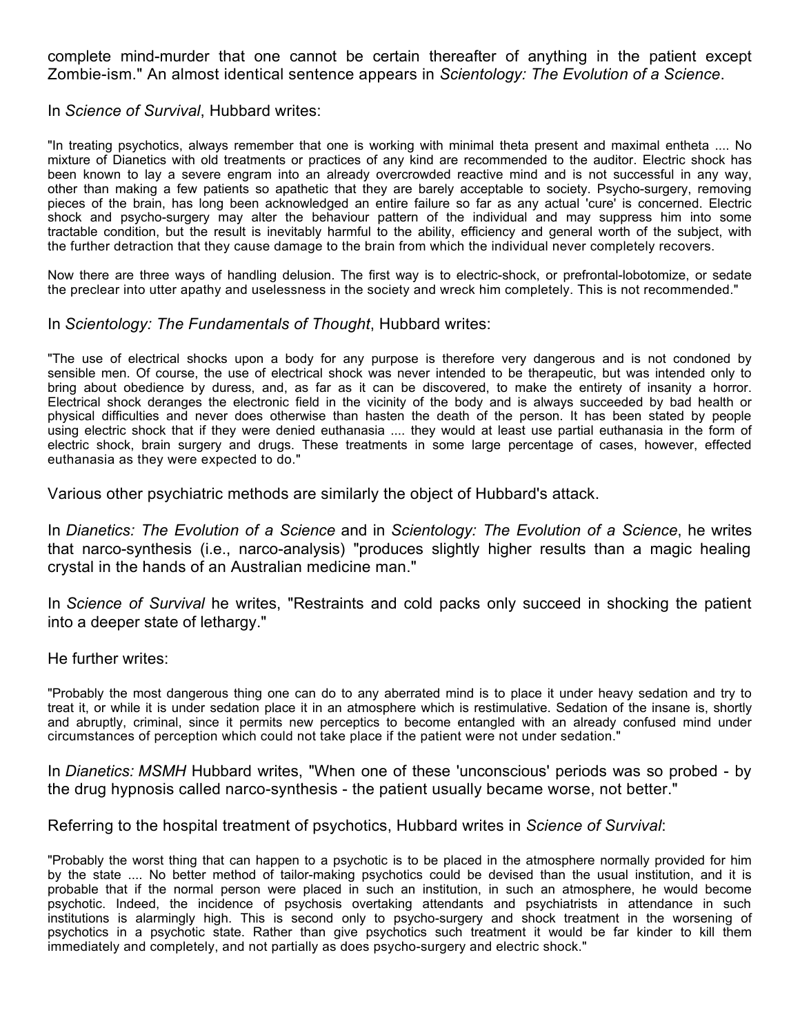complete mind-murder that one cannot be certain thereafter of anything in the patient except Zombie-ism." An almost identical sentence appears in *Scientology: The Evolution of a Science*.

In *Science of Survival*, Hubbard writes:

> "In treating psychotics, always remember that one is working with minimal theta present and maximal entheta .... No mixture of Dianetics with old treatments or practices of any kind are recommended to the auditor. Electric shock has been known to lay a severe engram into an already overcrowded reactive mind and is not successful in any way, other than making a few patients so apathetic that they are barely acceptable to society. Psycho-surgery, removing pieces of the brain, has long been acknowledged an entire failure so far as any actual 'cure' is concerned. Electric shock and psycho-surgery may alter the behaviour pattern of the individual and may suppress him into some tractable condition, but the result is inevitably harmful to the ability, efficiency and general worth of the subject, with the further detraction that they cause damage to the brain from which the individual never completely recovers.
>
> Now there are three ways of handling delusion. The first way is to electric-shock, or prefrontal-lobotomize, or sedate the preclear into utter apathy and uselessness in the society and wreck him completely. This is not recommended."

In *Scientology: The Fundamentals of Thought*, Hubbard writes:

> "The use of electrical shocks upon a body for any purpose is therefore very dangerous and is not condoned by sensible men. Of course, the use of electrical shock was never intended to be therapeutic, but was intended only to bring about obedience by duress, and, as far as it can be discovered, to make the entirety of insanity a horror. Electrical shock deranges the electronic field in the vicinity of the body and is always succeeded by bad health or physical difficulties and never does otherwise than hasten the death of the person. It has been stated by people using electric shock that if they were denied euthanasia .... they would at least use partial euthanasia in the form of electric shock, brain surgery and drugs. These treatments in some large percentage of cases, however, effected euthanasia as they were expected to do."

Various other psychiatric methods are similarly the object of Hubbard's attack.

In *Dianetics: The Evolution of a Science* and in *Scientology: The Evolution of a Science*, he writes that narco-synthesis (i.e., narco-analysis) "produces slightly higher results than a magic healing crystal in the hands of an Australian medicine man."

In *Science of Survival* he writes, "Restraints and cold packs only succeed in shocking the patient into a deeper state of lethargy."

He further writes:

> "Probably the most dangerous thing one can do to any aberrated mind is to place it under heavy sedation and try to treat it, or while it is under sedation place it in an atmosphere which is restimulative. Sedation of the insane is, shortly and abruptly, criminal, since it permits new perceptics to become entangled with an already confused mind under circumstances of perception which could not take place if the patient were not under sedation."

In *Dianetics: MSMH* Hubbard writes, "When one of these 'unconscious' periods was so probed - by the drug hypnosis called narco-synthesis - the patient usually became worse, not better."

Referring to the hospital treatment of psychotics, Hubbard writes in *Science of Survival*:

> "Probably the worst thing that can happen to a psychotic is to be placed in the atmosphere normally provided for him by the state .... No better method of tailor-making psychotics could be devised than the usual institution, and it is probable that if the normal person were placed in such an institution, in such an atmosphere, he would become psychotic. Indeed, the incidence of psychosis overtaking attendants and psychiatrists in attendance in such institutions is alarmingly high. This is second only to psycho-surgery and shock treatment in the worsening of psychotics in a psychotic state. Rather than give psychotics such treatment it would be far kinder to kill them immediately and completely, and not partially as does psycho-surgery and electric shock."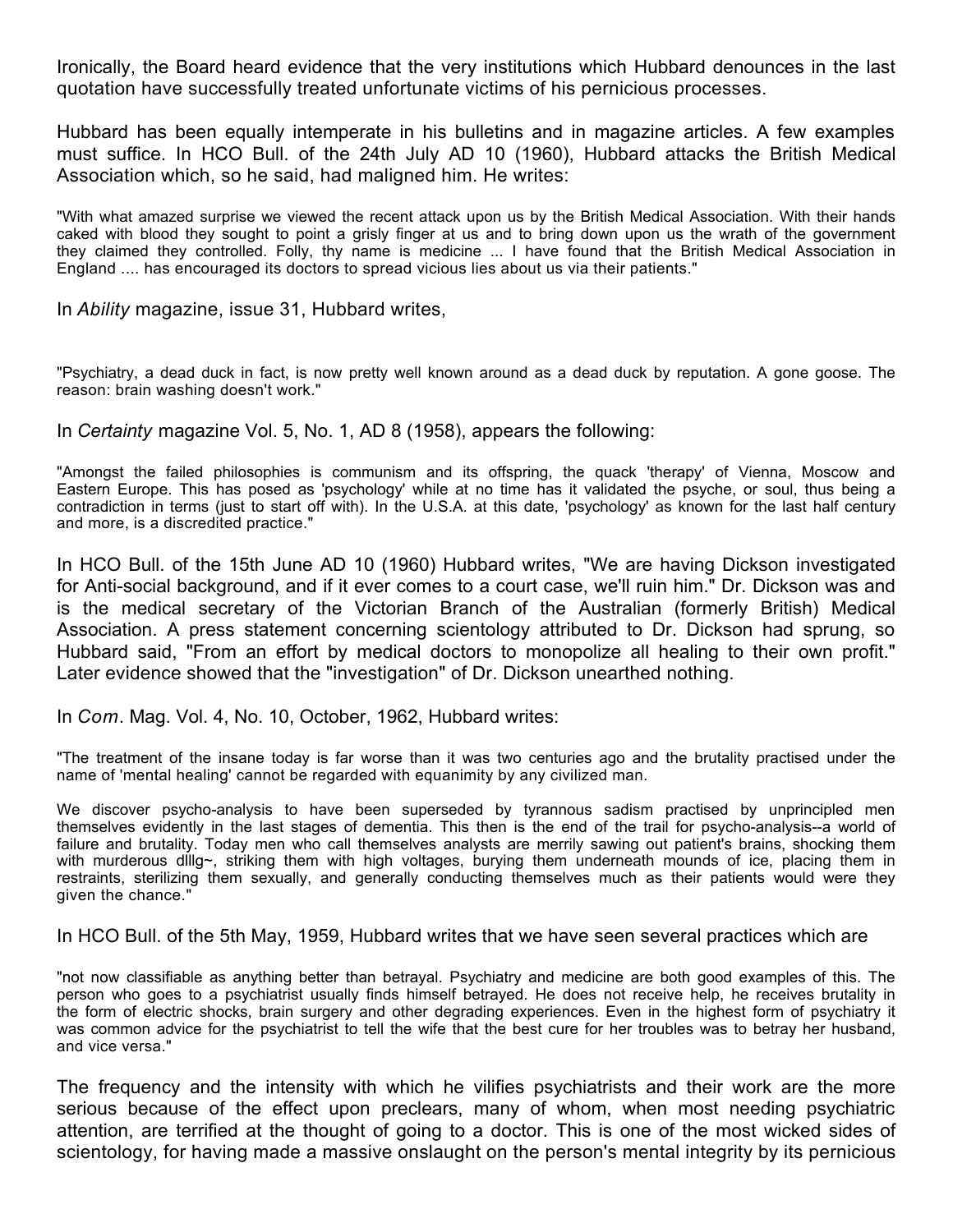Ironically, the Board heard evidence that the very institutions which Hubbard denounces in the last quotation have successfully treated unfortunate victims of his pernicious processes.

Hubbard has been equally intemperate in his bulletins and in magazine articles. A few examples must suffice. In HCO Bull. of the 24th July AD 10 (1960), Hubbard attacks the British Medical Association which, so he said, had maligned him. He writes:

> "With what amazed surprise we viewed the recent attack upon us by the British Medical Association. With their hands caked with blood they sought to point a grisly finger at us and to bring down upon us the wrath of the government they claimed they controlled. Folly, thy name is medicine ... I have found that the British Medical Association in England .... has encouraged its doctors to spread vicious lies about us via their patients."

In *Ability* magazine, issue 31, Hubbard writes,

> "Psychiatry, a dead duck in fact, is now pretty well known around as a dead duck by reputation. A gone goose. The reason: brain washing doesn't work."

In *Certainty* magazine Vol. 5, No. 1, AD 8 (1958), appears the following:

> "Amongst the failed philosophies is communism and its offspring, the quack 'therapy' of Vienna, Moscow and Eastern Europe. This has posed as 'psychology' while at no time has it validated the psyche, or soul, thus being a contradiction in terms (just to start off with). In the U.S.A. at this date, 'psychology' as known for the last half century and more, is a discredited practice."

In HCO Bull. of the 15th June AD 10 (1960) Hubbard writes, "We are having Dickson investigated for Anti-social background, and if it ever comes to a court case, we'll ruin him." Dr. Dickson was and is the medical secretary of the Victorian Branch of the Australian (formerly British) Medical Association. A press statement concerning scientology attributed to Dr. Dickson had sprung, so Hubbard said, "From an effort by medical doctors to monopolize all healing to their own profit." Later evidence showed that the "investigation" of Dr. Dickson unearthed nothing.

In *Com*. Mag. Vol. 4, No. 10, October, 1962, Hubbard writes:

> "The treatment of the insane today is far worse than it was two centuries ago and the brutality practised under the name of 'mental healing' cannot be regarded with equanimity by any civilized man.
>
> We discover psycho-analysis to have been superseded by tyrannous sadism practised by unprincipled men themselves evidently in the last stages of dementia. This then is the end of the trail for psycho-analysis--a world of failure and brutality. Today men who call themselves analysts are merrily sawing out patient's brains, shocking them with murderous dlllg~, striking them with high voltages, burying them underneath mounds of ice, placing them in restraints, sterilizing them sexually, and generally conducting themselves much as their patients would were they given the chance."

In HCO Bull. of the 5th May, 1959, Hubbard writes that we have seen several practices which are

> "not now classifiable as anything better than betrayal. Psychiatry and medicine are both good examples of this. The person who goes to a psychiatrist usually finds himself betrayed. He does not receive help, he receives brutality in the form of electric shocks, brain surgery and other degrading experiences. Even in the highest form of psychiatry it was common advice for the psychiatrist to tell the wife that the best cure for her troubles was to betray her husband, and vice versa."

The frequency and the intensity with which he vilifies psychiatrists and their work are the more serious because of the effect upon preclears, many of whom, when most needing psychiatric attention, are terrified at the thought of going to a doctor. This is one of the most wicked sides of scientology, for having made a massive onslaught on the person's mental integrity by its pernicious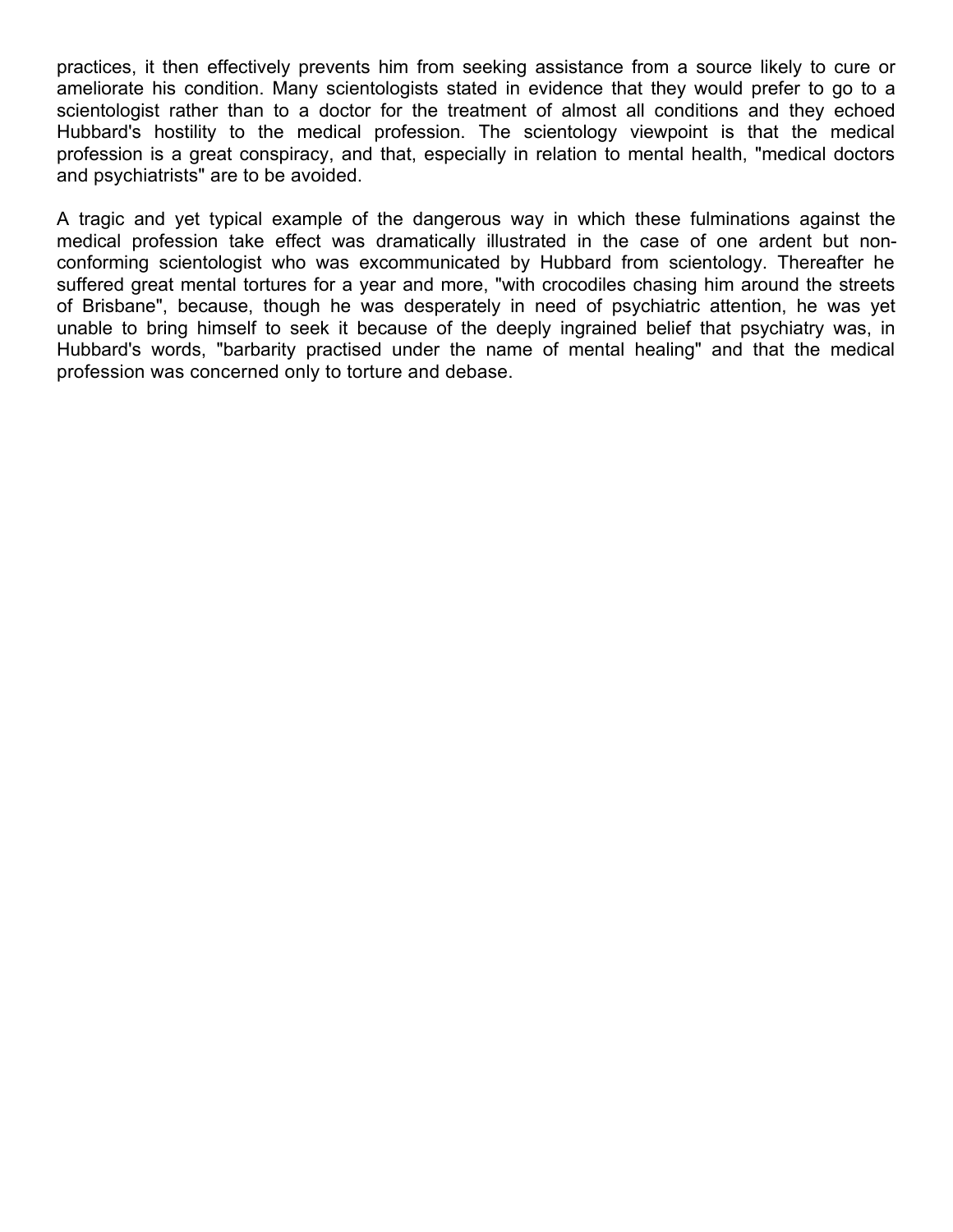practices, it then effectively prevents him from seeking assistance from a source likely to cure or ameliorate his condition. Many scientologists stated in evidence that they would prefer to go to a scientologist rather than to a doctor for the treatment of almost all conditions and they echoed Hubbard's hostility to the medical profession. The scientology viewpoint is that the medical profession is a great conspiracy, and that, especially in relation to mental health, "medical doctors and psychiatrists" are to be avoided.

A tragic and yet typical example of the dangerous way in which these fulminations against the medical profession take effect was dramatically illustrated in the case of one ardent but non-conforming scientologist who was excommunicated by Hubbard from scientology. Thereafter he suffered great mental tortures for a year and more, "with crocodiles chasing him around the streets of Brisbane", because, though he was desperately in need of psychiatric attention, he was yet unable to bring himself to seek it because of the deeply ingrained belief that psychiatry was, in Hubbard's words, "barbarity practised under the name of mental healing" and that the medical profession was concerned only to torture and debase.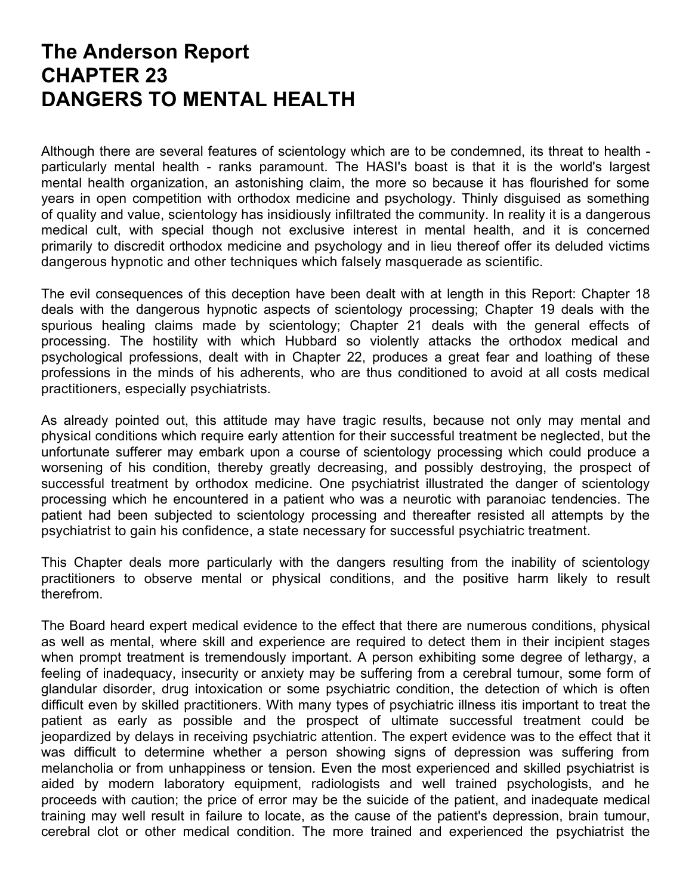# The Anderson Report
# CHAPTER 23
# DANGERS TO MENTAL HEALTH

Although there are several features of scientology which are to be condemned, its threat to health - particularly mental health - ranks paramount. The HASI's boast is that it is the world's largest mental health organization, an astonishing claim, the more so because it has flourished for some years in open competition with orthodox medicine and psychology. Thinly disguised as something of quality and value, scientology has insidiously infiltrated the community. In reality it is a dangerous medical cult, with special though not exclusive interest in mental health, and it is concerned primarily to discredit orthodox medicine and psychology and in lieu thereof offer its deluded victims dangerous hypnotic and other techniques which falsely masquerade as scientific.

The evil consequences of this deception have been dealt with at length in this Report: Chapter 18 deals with the dangerous hypnotic aspects of scientology processing; Chapter 19 deals with the spurious healing claims made by scientology; Chapter 21 deals with the general effects of processing. The hostility with which Hubbard so violently attacks the orthodox medical and psychological professions, dealt with in Chapter 22, produces a great fear and loathing of these professions in the minds of his adherents, who are thus conditioned to avoid at all costs medical practitioners, especially psychiatrists.

As already pointed out, this attitude may have tragic results, because not only may mental and physical conditions which require early attention for their successful treatment be neglected, but the unfortunate sufferer may embark upon a course of scientology processing which could produce a worsening of his condition, thereby greatly decreasing, and possibly destroying, the prospect of successful treatment by orthodox medicine. One psychiatrist illustrated the danger of scientology processing which he encountered in a patient who was a neurotic with paranoiac tendencies. The patient had been subjected to scientology processing and thereafter resisted all attempts by the psychiatrist to gain his confidence, a state necessary for successful psychiatric treatment.

This Chapter deals more particularly with the dangers resulting from the inability of scientology practitioners to observe mental or physical conditions, and the positive harm likely to result therefrom.

The Board heard expert medical evidence to the effect that there are numerous conditions, physical as well as mental, where skill and experience are required to detect them in their incipient stages when prompt treatment is tremendously important. A person exhibiting some degree of lethargy, a feeling of inadequacy, insecurity or anxiety may be suffering from a cerebral tumour, some form of glandular disorder, drug intoxication or some psychiatric condition, the detection of which is often difficult even by skilled practitioners. With many types of psychiatric illness itis important to treat the patient as early as possible and the prospect of ultimate successful treatment could be jeopardized by delays in receiving psychiatric attention. The expert evidence was to the effect that it was difficult to determine whether a person showing signs of depression was suffering from melancholia or from unhappiness or tension. Even the most experienced and skilled psychiatrist is aided by modern laboratory equipment, radiologists and well trained psychologists, and he proceeds with caution; the price of error may be the suicide of the patient, and inadequate medical training may well result in failure to locate, as the cause of the patient's depression, brain tumour, cerebral clot or other medical condition. The more trained and experienced the psychiatrist the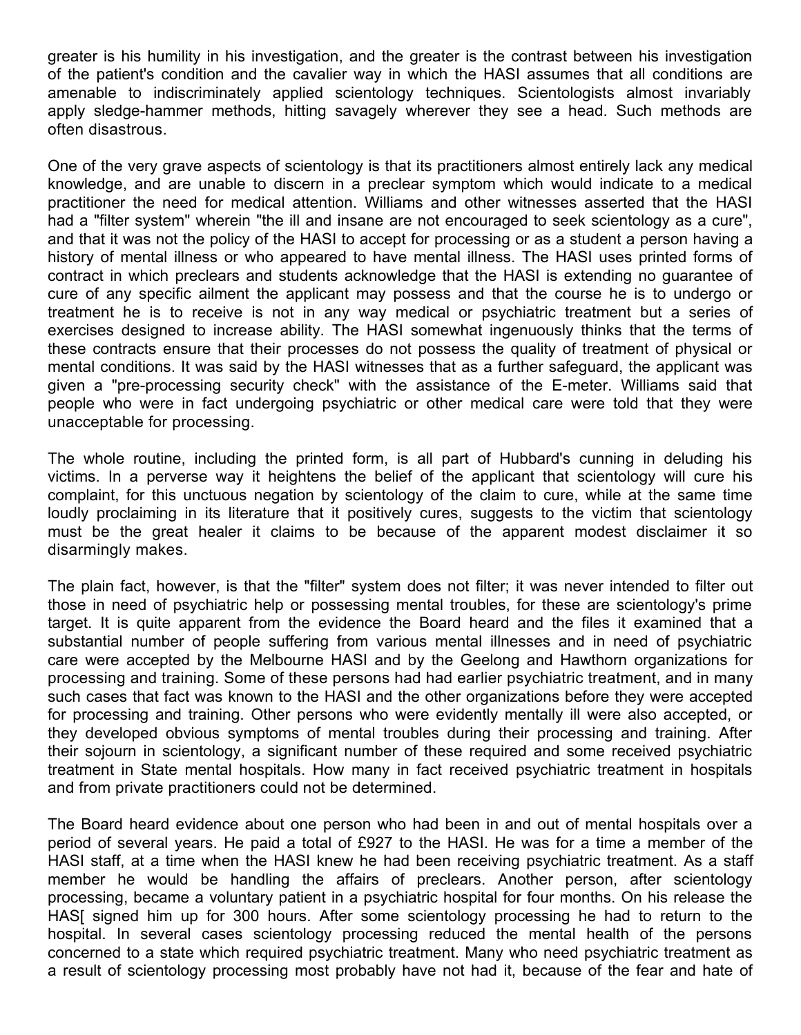greater is his humility in his investigation, and the greater is the contrast between his investigation of the patient's condition and the cavalier way in which the HASI assumes that all conditions are amenable to indiscriminately applied scientology techniques. Scientologists almost invariably apply sledge-hammer methods, hitting savagely wherever they see a head. Such methods are often disastrous.

One of the very grave aspects of scientology is that its practitioners almost entirely lack any medical knowledge, and are unable to discern in a preclear symptom which would indicate to a medical practitioner the need for medical attention. Williams and other witnesses asserted that the HASI had a "filter system" wherein "the ill and insane are not encouraged to seek scientology as a cure", and that it was not the policy of the HASI to accept for processing or as a student a person having a history of mental illness or who appeared to have mental illness. The HASI uses printed forms of contract in which preclears and students acknowledge that the HASI is extending no guarantee of cure of any specific ailment the applicant may possess and that the course he is to undergo or treatment he is to receive is not in any way medical or psychiatric treatment but a series of exercises designed to increase ability. The HASI somewhat ingenuously thinks that the terms of these contracts ensure that their processes do not possess the quality of treatment of physical or mental conditions. It was said by the HASI witnesses that as a further safeguard, the applicant was given a "pre-processing security check" with the assistance of the E-meter. Williams said that people who were in fact undergoing psychiatric or other medical care were told that they were unacceptable for processing.

The whole routine, including the printed form, is all part of Hubbard's cunning in deluding his victims. In a perverse way it heightens the belief of the applicant that scientology will cure his complaint, for this unctuous negation by scientology of the claim to cure, while at the same time loudly proclaiming in its literature that it positively cures, suggests to the victim that scientology must be the great healer it claims to be because of the apparent modest disclaimer it so disarmingly makes.

The plain fact, however, is that the "filter" system does not filter; it was never intended to filter out those in need of psychiatric help or possessing mental troubles, for these are scientology's prime target. It is quite apparent from the evidence the Board heard and the files it examined that a substantial number of people suffering from various mental illnesses and in need of psychiatric care were accepted by the Melbourne HASI and by the Geelong and Hawthorn organizations for processing and training. Some of these persons had had earlier psychiatric treatment, and in many such cases that fact was known to the HASI and the other organizations before they were accepted for processing and training. Other persons who were evidently mentally ill were also accepted, or they developed obvious symptoms of mental troubles during their processing and training. After their sojourn in scientology, a significant number of these required and some received psychiatric treatment in State mental hospitals. How many in fact received psychiatric treatment in hospitals and from private practitioners could not be determined.

The Board heard evidence about one person who had been in and out of mental hospitals over a period of several years. He paid a total of £927 to the HASI. He was for a time a member of the HASI staff, at a time when the HASI knew he had been receiving psychiatric treatment. As a staff member he would be handling the affairs of preclears. Another person, after scientology processing, became a voluntary patient in a psychiatric hospital for four months. On his release the HAS[ signed him up for 300 hours. After some scientology processing he had to return to the hospital. In several cases scientology processing reduced the mental health of the persons concerned to a state which required psychiatric treatment. Many who need psychiatric treatment as a result of scientology processing most probably have not had it, because of the fear and hate of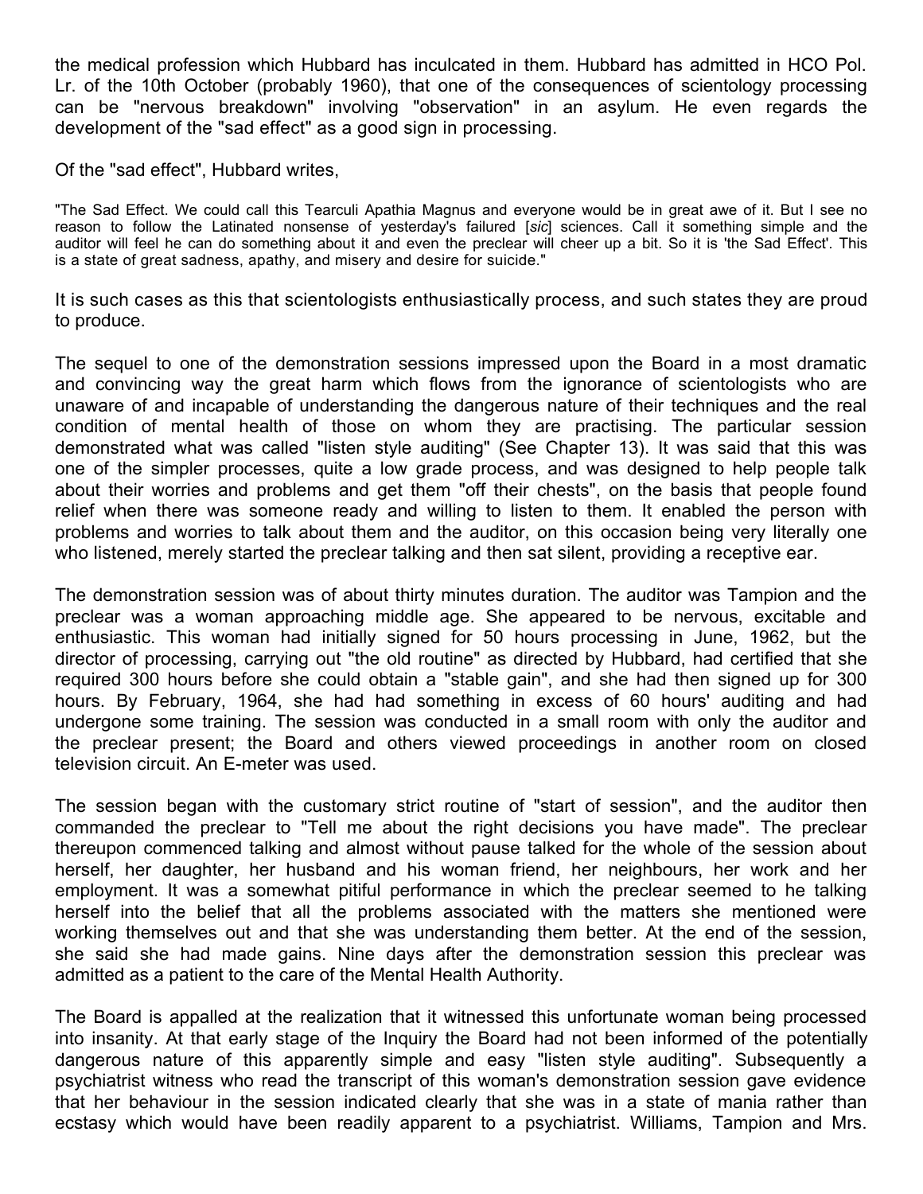the medical profession which Hubbard has inculcated in them. Hubbard has admitted in HCO Pol. Lr. of the 10th October (probably 1960), that one of the consequences of scientology processing can be "nervous breakdown" involving "observation" in an asylum. He even regards the development of the "sad effect" as a good sign in processing.

Of the "sad effect", Hubbard writes,

"The Sad Effect. We could call this Tearculi Apathia Magnus and everyone would be in great awe of it. But I see no reason to follow the Latinated nonsense of yesterday's failured [*sic*] sciences. Call it something simple and the auditor will feel he can do something about it and even the preclear will cheer up a bit. So it is 'the Sad Effect'. This is a state of great sadness, apathy, and misery and desire for suicide."

It is such cases as this that scientologists enthusiastically process, and such states they are proud to produce.

The sequel to one of the demonstration sessions impressed upon the Board in a most dramatic and convincing way the great harm which flows from the ignorance of scientologists who are unaware of and incapable of understanding the dangerous nature of their techniques and the real condition of mental health of those on whom they are practising. The particular session demonstrated what was called "listen style auditing" (See Chapter 13). It was said that this was one of the simpler processes, quite a low grade process, and was designed to help people talk about their worries and problems and get them "off their chests", on the basis that people found relief when there was someone ready and willing to listen to them. It enabled the person with problems and worries to talk about them and the auditor, on this occasion being very literally one who listened, merely started the preclear talking and then sat silent, providing a receptive ear.

The demonstration session was of about thirty minutes duration. The auditor was Tampion and the preclear was a woman approaching middle age. She appeared to be nervous, excitable and enthusiastic. This woman had initially signed for 50 hours processing in June, 1962, but the director of processing, carrying out "the old routine" as directed by Hubbard, had certified that she required 300 hours before she could obtain a "stable gain", and she had then signed up for 300 hours. By February, 1964, she had had something in excess of 60 hours' auditing and had undergone some training. The session was conducted in a small room with only the auditor and the preclear present; the Board and others viewed proceedings in another room on closed television circuit. An E-meter was used.

The session began with the customary strict routine of "start of session", and the auditor then commanded the preclear to "Tell me about the right decisions you have made". The preclear thereupon commenced talking and almost without pause talked for the whole of the session about herself, her daughter, her husband and his woman friend, her neighbours, her work and her employment. It was a somewhat pitiful performance in which the preclear seemed to he talking herself into the belief that all the problems associated with the matters she mentioned were working themselves out and that she was understanding them better. At the end of the session, she said she had made gains. Nine days after the demonstration session this preclear was admitted as a patient to the care of the Mental Health Authority.

The Board is appalled at the realization that it witnessed this unfortunate woman being processed into insanity. At that early stage of the Inquiry the Board had not been informed of the potentially dangerous nature of this apparently simple and easy "listen style auditing". Subsequently a psychiatrist witness who read the transcript of this woman's demonstration session gave evidence that her behaviour in the session indicated clearly that she was in a state of mania rather than ecstasy which would have been readily apparent to a psychiatrist. Williams, Tampion and Mrs.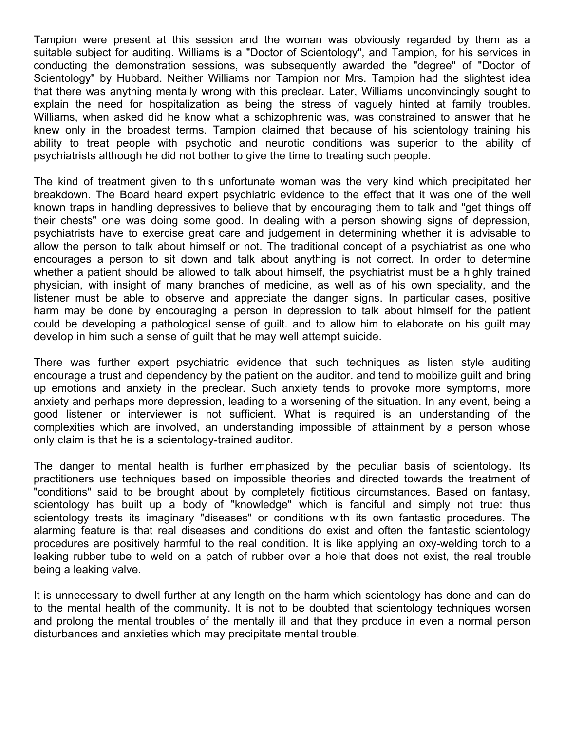Tampion were present at this session and the woman was obviously regarded by them as a suitable subject for auditing. Williams is a "Doctor of Scientology", and Tampion, for his services in conducting the demonstration sessions, was subsequently awarded the "degree" of "Doctor of Scientology" by Hubbard. Neither Williams nor Tampion nor Mrs. Tampion had the slightest idea that there was anything mentally wrong with this preclear. Later, Williams unconvincingly sought to explain the need for hospitalization as being the stress of vaguely hinted at family troubles. Williams, when asked did he know what a schizophrenic was, was constrained to answer that he knew only in the broadest terms. Tampion claimed that because of his scientology training his ability to treat people with psychotic and neurotic conditions was superior to the ability of psychiatrists although he did not bother to give the time to treating such people.

The kind of treatment given to this unfortunate woman was the very kind which precipitated her breakdown. The Board heard expert psychiatric evidence to the effect that it was one of the well known traps in handling depressives to believe that by encouraging them to talk and "get things off their chests" one was doing some good. In dealing with a person showing signs of depression, psychiatrists have to exercise great care and judgement in determining whether it is advisable to allow the person to talk about himself or not. The traditional concept of a psychiatrist as one who encourages a person to sit down and talk about anything is not correct. In order to determine whether a patient should be allowed to talk about himself, the psychiatrist must be a highly trained physician, with insight of many branches of medicine, as well as of his own speciality, and the listener must be able to observe and appreciate the danger signs. In particular cases, positive harm may be done by encouraging a person in depression to talk about himself for the patient could be developing a pathological sense of guilt. and to allow him to elaborate on his guilt may develop in him such a sense of guilt that he may well attempt suicide.

There was further expert psychiatric evidence that such techniques as listen style auditing encourage a trust and dependency by the patient on the auditor. and tend to mobilize guilt and bring up emotions and anxiety in the preclear. Such anxiety tends to provoke more symptoms, more anxiety and perhaps more depression, leading to a worsening of the situation. In any event, being a good listener or interviewer is not sufficient. What is required is an understanding of the complexities which are involved, an understanding impossible of attainment by a person whose only claim is that he is a scientology-trained auditor.

The danger to mental health is further emphasized by the peculiar basis of scientology. Its practitioners use techniques based on impossible theories and directed towards the treatment of "conditions" said to be brought about by completely fictitious circumstances. Based on fantasy, scientology has built up a body of "knowledge" which is fanciful and simply not true: thus scientology treats its imaginary "diseases" or conditions with its own fantastic procedures. The alarming feature is that real diseases and conditions do exist and often the fantastic scientology procedures are positively harmful to the real condition. It is like applying an oxy-welding torch to a leaking rubber tube to weld on a patch of rubber over a hole that does not exist, the real trouble being a leaking valve.

It is unnecessary to dwell further at any length on the harm which scientology has done and can do to the mental health of the community. It is not to be doubted that scientology techniques worsen and prolong the mental troubles of the mentally ill and that they produce in even a normal person disturbances and anxieties which may precipitate mental trouble.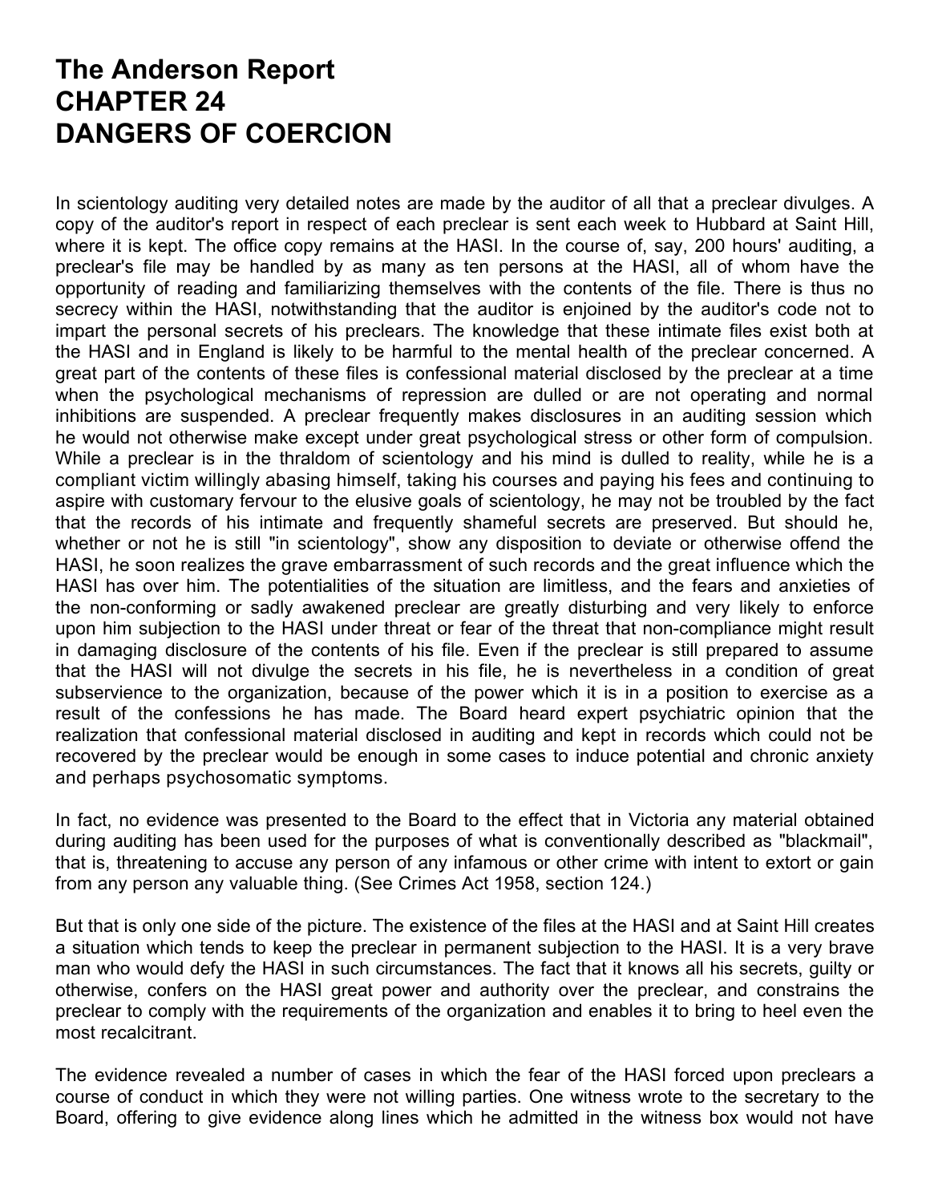# The Anderson Report
# CHAPTER 24
# DANGERS OF COERCION

In scientology auditing very detailed notes are made by the auditor of all that a preclear divulges. A copy of the auditor's report in respect of each preclear is sent each week to Hubbard at Saint Hill, where it is kept. The office copy remains at the HASI. In the course of, say, 200 hours' auditing, a preclear's file may be handled by as many as ten persons at the HASI, all of whom have the opportunity of reading and familiarizing themselves with the contents of the file. There is thus no secrecy within the HASI, notwithstanding that the auditor is enjoined by the auditor's code not to impart the personal secrets of his preclears. The knowledge that these intimate files exist both at the HASI and in England is likely to be harmful to the mental health of the preclear concerned. A great part of the contents of these files is confessional material disclosed by the preclear at a time when the psychological mechanisms of repression are dulled or are not operating and normal inhibitions are suspended. A preclear frequently makes disclosures in an auditing session which he would not otherwise make except under great psychological stress or other form of compulsion. While a preclear is in the thraldom of scientology and his mind is dulled to reality, while he is a compliant victim willingly abasing himself, taking his courses and paying his fees and continuing to aspire with customary fervour to the elusive goals of scientology, he may not be troubled by the fact that the records of his intimate and frequently shameful secrets are preserved. But should he, whether or not he is still "in scientology", show any disposition to deviate or otherwise offend the HASI, he soon realizes the grave embarrassment of such records and the great influence which the HASI has over him. The potentialities of the situation are limitless, and the fears and anxieties of the non-conforming or sadly awakened preclear are greatly disturbing and very likely to enforce upon him subjection to the HASI under threat or fear of the threat that non-compliance might result in damaging disclosure of the contents of his file. Even if the preclear is still prepared to assume that the HASI will not divulge the secrets in his file, he is nevertheless in a condition of great subservience to the organization, because of the power which it is in a position to exercise as a result of the confessions he has made. The Board heard expert psychiatric opinion that the realization that confessional material disclosed in auditing and kept in records which could not be recovered by the preclear would be enough in some cases to induce potential and chronic anxiety and perhaps psychosomatic symptoms.

In fact, no evidence was presented to the Board to the effect that in Victoria any material obtained during auditing has been used for the purposes of what is conventionally described as "blackmail", that is, threatening to accuse any person of any infamous or other crime with intent to extort or gain from any person any valuable thing. (See Crimes Act 1958, section 124.)

But that is only one side of the picture. The existence of the files at the HASI and at Saint Hill creates a situation which tends to keep the preclear in permanent subjection to the HASI. It is a very brave man who would defy the HASI in such circumstances. The fact that it knows all his secrets, guilty or otherwise, confers on the HASI great power and authority over the preclear, and constrains the preclear to comply with the requirements of the organization and enables it to bring to heel even the most recalcitrant.

The evidence revealed a number of cases in which the fear of the HASI forced upon preclears a course of conduct in which they were not willing parties. One witness wrote to the secretary to the Board, offering to give evidence along lines which he admitted in the witness box would not have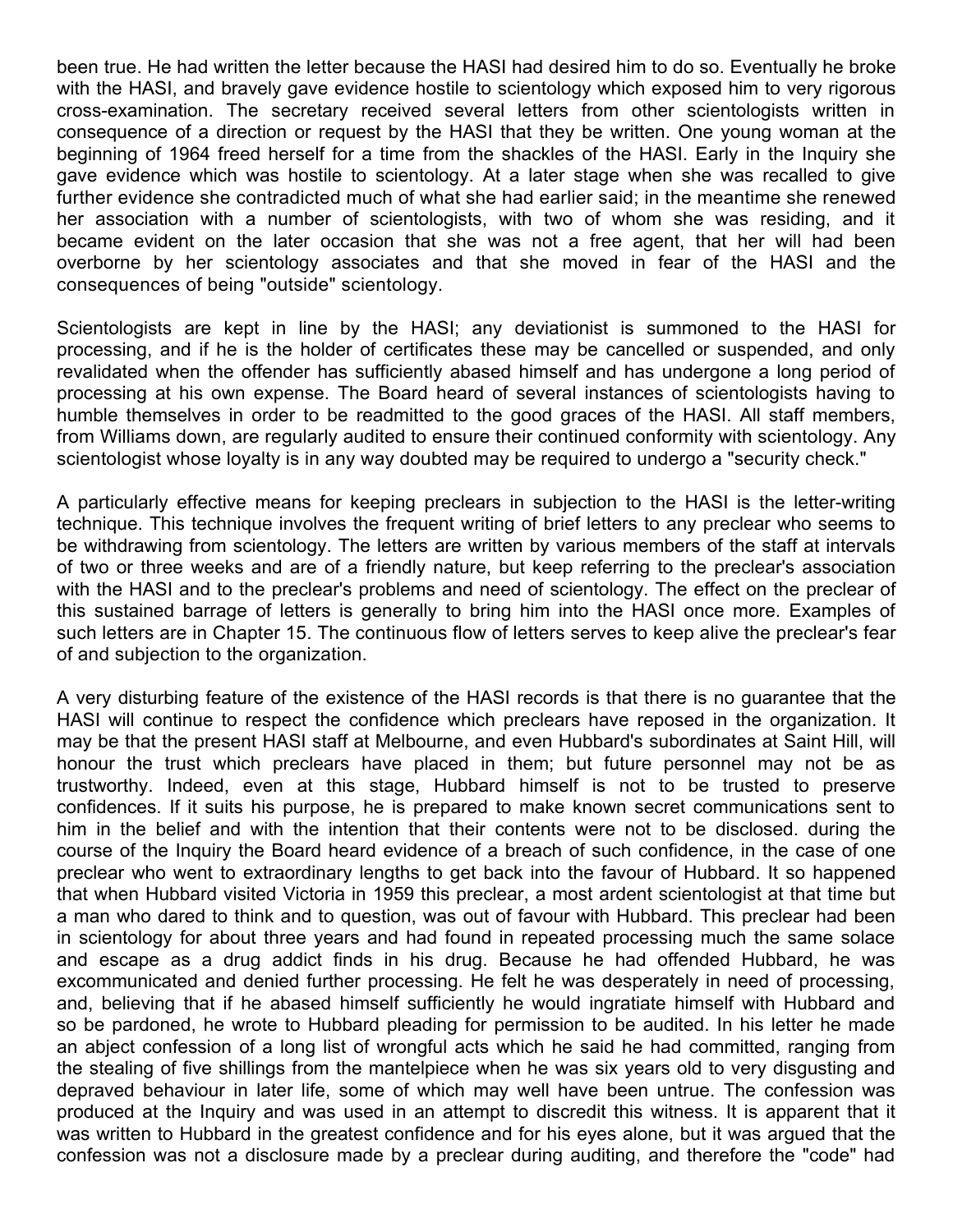been true. He had written the letter because the HASI had desired him to do so. Eventually he broke with the HASI, and bravely gave evidence hostile to scientology which exposed him to very rigorous cross-examination. The secretary received several letters from other scientologists written in consequence of a direction or request by the HASI that they be written. One young woman at the beginning of 1964 freed herself for a time from the shackles of the HASI. Early in the Inquiry she gave evidence which was hostile to scientology. At a later stage when she was recalled to give further evidence she contradicted much of what she had earlier said; in the meantime she renewed her association with a number of scientologists, with two of whom she was residing, and it became evident on the later occasion that she was not a free agent, that her will had been overborne by her scientology associates and that she moved in fear of the HASI and the consequences of being "outside" scientology.

Scientologists are kept in line by the HASI; any deviationist is summoned to the HASI for processing, and if he is the holder of certificates these may be cancelled or suspended, and only revalidated when the offender has sufficiently abased himself and has undergone a long period of processing at his own expense. The Board heard of several instances of scientologists having to humble themselves in order to be readmitted to the good graces of the HASI. All staff members, from Williams down, are regularly audited to ensure their continued conformity with scientology. Any scientologist whose loyalty is in any way doubted may be required to undergo a "security check."

A particularly effective means for keeping preclears in subjection to the HASI is the letter-writing technique. This technique involves the frequent writing of brief letters to any preclear who seems to be withdrawing from scientology. The letters are written by various members of the staff at intervals of two or three weeks and are of a friendly nature, but keep referring to the preclear's association with the HASI and to the preclear's problems and need of scientology. The effect on the preclear of this sustained barrage of letters is generally to bring him into the HASI once more. Examples of such letters are in Chapter 15. The continuous flow of letters serves to keep alive the preclear's fear of and subjection to the organization.

A very disturbing feature of the existence of the HASI records is that there is no guarantee that the HASI will continue to respect the confidence which preclears have reposed in the organization. It may be that the present HASI staff at Melbourne, and even Hubbard's subordinates at Saint Hill, will honour the trust which preclears have placed in them; but future personnel may not be as trustworthy. Indeed, even at this stage, Hubbard himself is not to be trusted to preserve confidences. If it suits his purpose, he is prepared to make known secret communications sent to him in the belief and with the intention that their contents were not to be disclosed. during the course of the Inquiry the Board heard evidence of a breach of such confidence, in the case of one preclear who went to extraordinary lengths to get back into the favour of Hubbard. It so happened that when Hubbard visited Victoria in 1959 this preclear, a most ardent scientologist at that time but a man who dared to think and to question, was out of favour with Hubbard. This preclear had been in scientology for about three years and had found in repeated processing much the same solace and escape as a drug addict finds in his drug. Because he had offended Hubbard, he was excommunicated and denied further processing. He felt he was desperately in need of processing, and, believing that if he abased himself sufficiently he would ingratiate himself with Hubbard and so be pardoned, he wrote to Hubbard pleading for permission to be audited. In his letter he made an abject confession of a long list of wrongful acts which he said he had committed, ranging from the stealing of five shillings from the mantelpiece when he was six years old to very disgusting and depraved behaviour in later life, some of which may well have been untrue. The confession was produced at the Inquiry and was used in an attempt to discredit this witness. It is apparent that it was written to Hubbard in the greatest confidence and for his eyes alone, but it was argued that the confession was not a disclosure made by a preclear during auditing, and therefore the "code" had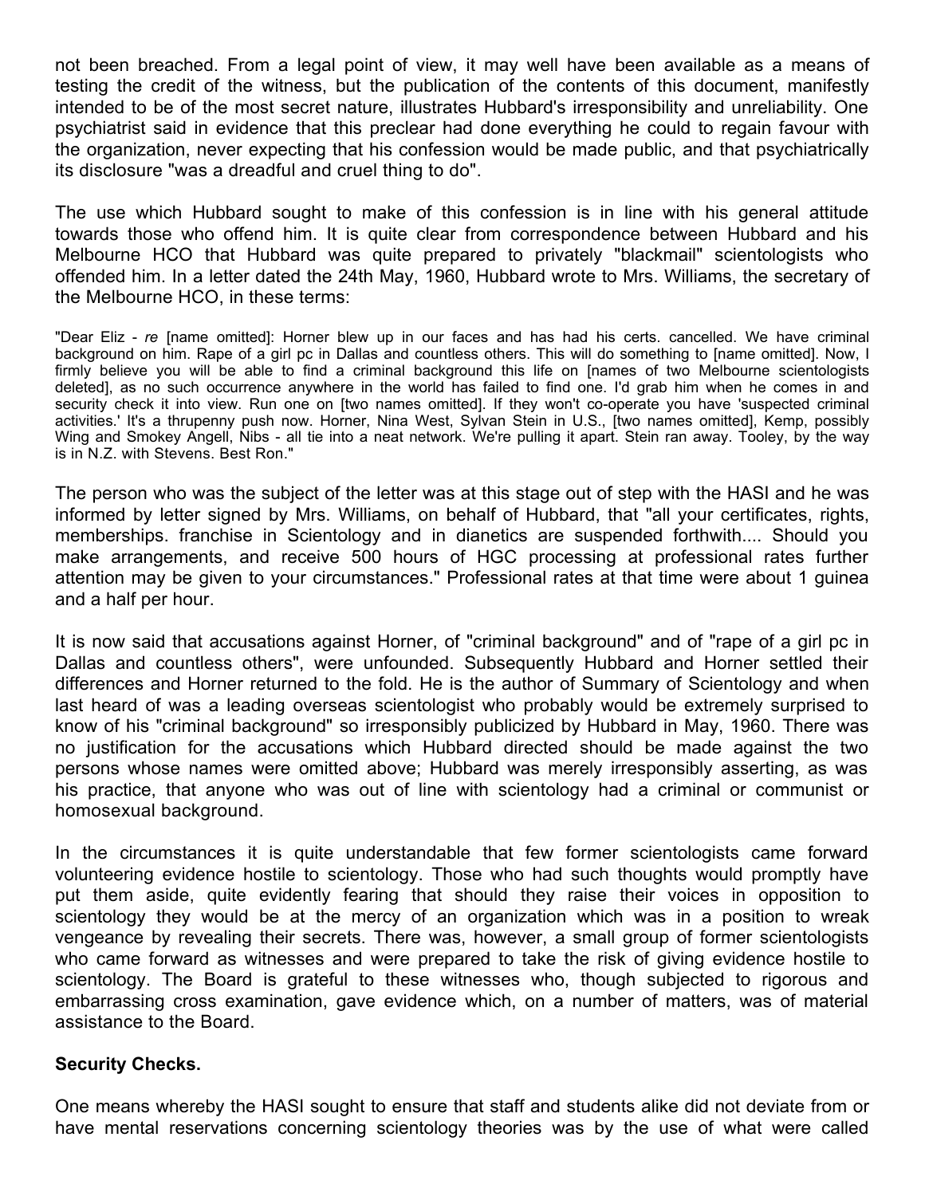not been breached. From a legal point of view, it may well have been available as a means of testing the credit of the witness, but the publication of the contents of this document, manifestly intended to be of the most secret nature, illustrates Hubbard's irresponsibility and unreliability. One psychiatrist said in evidence that this preclear had done everything he could to regain favour with the organization, never expecting that his confession would be made public, and that psychiatrically its disclosure "was a dreadful and cruel thing to do".

The use which Hubbard sought to make of this confession is in line with his general attitude towards those who offend him. It is quite clear from correspondence between Hubbard and his Melbourne HCO that Hubbard was quite prepared to privately "blackmail" scientologists who offended him. In a letter dated the 24th May, 1960, Hubbard wrote to Mrs. Williams, the secretary of the Melbourne HCO, in these terms:

"Dear Eliz - *re* [name omitted]: Horner blew up in our faces and has had his certs. cancelled. We have criminal background on him. Rape of a girl pc in Dallas and countless others. This will do something to [name omitted]. Now, I firmly believe you will be able to find a criminal background this life on [names of two Melbourne scientologists deleted], as no such occurrence anywhere in the world has failed to find one. I'd grab him when he comes in and security check it into view. Run one on [two names omitted]. If they won't co-operate you have 'suspected criminal activities.' It's a thrupenny push now. Horner, Nina West, Sylvan Stein in U.S., [two names omitted], Kemp, possibly Wing and Smokey Angell, Nibs - all tie into a neat network. We're pulling it apart. Stein ran away. Tooley, by the way is in N.Z. with Stevens. Best Ron."

The person who was the subject of the letter was at this stage out of step with the HASI and he was informed by letter signed by Mrs. Williams, on behalf of Hubbard, that "all your certificates, rights, memberships. franchise in Scientology and in dianetics are suspended forthwith.... Should you make arrangements, and receive 500 hours of HGC processing at professional rates further attention may be given to your circumstances." Professional rates at that time were about 1 guinea and a half per hour.

It is now said that accusations against Horner, of "criminal background" and of "rape of a girl pc in Dallas and countless others", were unfounded. Subsequently Hubbard and Horner settled their differences and Horner returned to the fold. He is the author of Summary of Scientology and when last heard of was a leading overseas scientologist who probably would be extremely surprised to know of his "criminal background" so irresponsibly publicized by Hubbard in May, 1960. There was no justification for the accusations which Hubbard directed should be made against the two persons whose names were omitted above; Hubbard was merely irresponsibly asserting, as was his practice, that anyone who was out of line with scientology had a criminal or communist or homosexual background.

In the circumstances it is quite understandable that few former scientologists came forward volunteering evidence hostile to scientology. Those who had such thoughts would promptly have put them aside, quite evidently fearing that should they raise their voices in opposition to scientology they would be at the mercy of an organization which was in a position to wreak vengeance by revealing their secrets. There was, however, a small group of former scientologists who came forward as witnesses and were prepared to take the risk of giving evidence hostile to scientology. The Board is grateful to these witnesses who, though subjected to rigorous and embarrassing cross examination, gave evidence which, on a number of matters, was of material assistance to the Board.

**Security Checks.**

One means whereby the HASI sought to ensure that staff and students alike did not deviate from or have mental reservations concerning scientology theories was by the use of what were called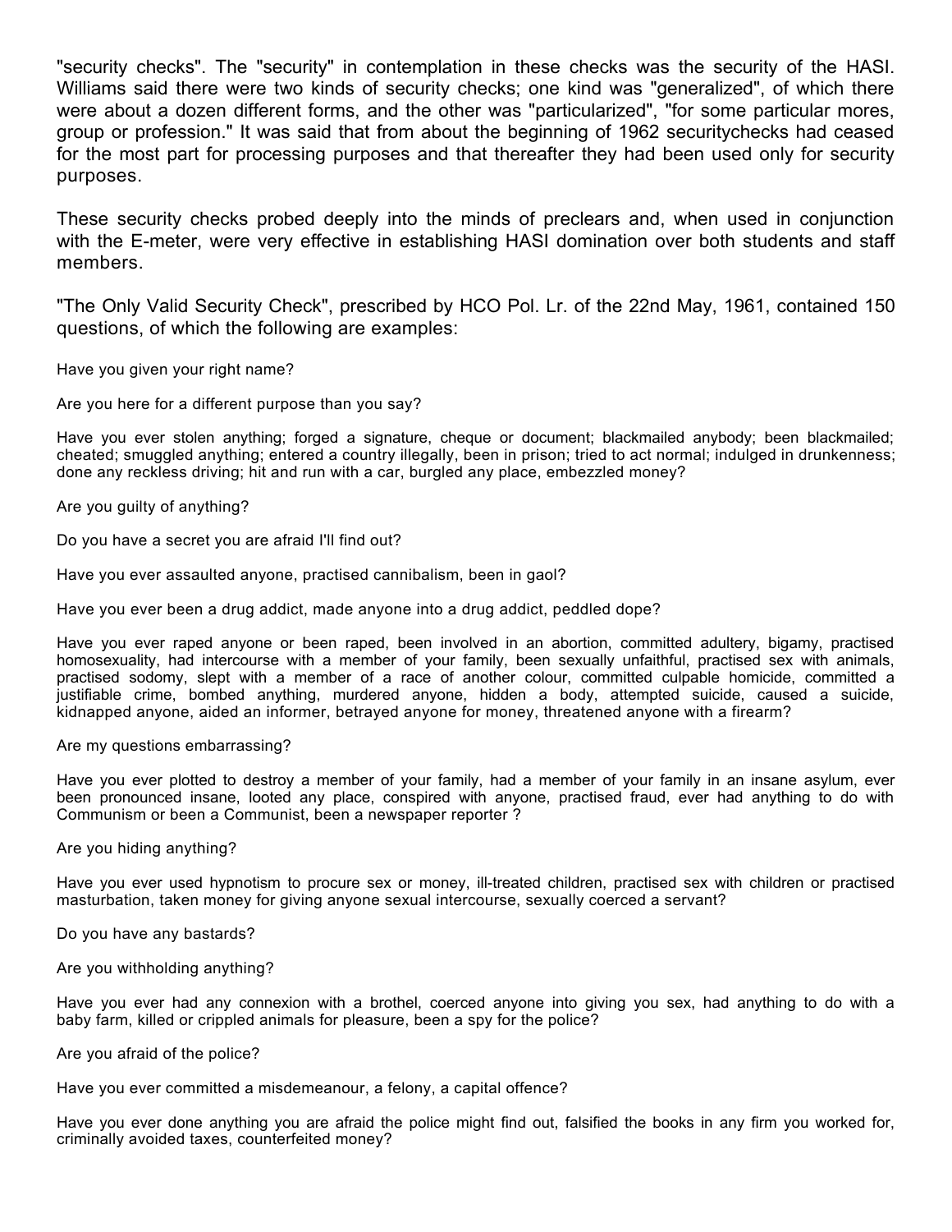"security checks". The "security" in contemplation in these checks was the security of the HASI. Williams said there were two kinds of security checks; one kind was "generalized", of which there were about a dozen different forms, and the other was "particularized", "for some particular mores, group or profession." It was said that from about the beginning of 1962 securitychecks had ceased for the most part for processing purposes and that thereafter they had been used only for security purposes.

These security checks probed deeply into the minds of preclears and, when used in conjunction with the E-meter, were very effective in establishing HASI domination over both students and staff members.

"The Only Valid Security Check", prescribed by HCO Pol. Lr. of the 22nd May, 1961, contained 150 questions, of which the following are examples:

Have you given your right name?

Are you here for a different purpose than you say?

Have you ever stolen anything; forged a signature, cheque or document; blackmailed anybody; been blackmailed; cheated; smuggled anything; entered a country illegally, been in prison; tried to act normal; indulged in drunkenness; done any reckless driving; hit and run with a car, burgled any place, embezzled money?

Are you guilty of anything?

Do you have a secret you are afraid I'll find out?

Have you ever assaulted anyone, practised cannibalism, been in gaol?

Have you ever been a drug addict, made anyone into a drug addict, peddled dope?

Have you ever raped anyone or been raped, been involved in an abortion, committed adultery, bigamy, practised homosexuality, had intercourse with a member of your family, been sexually unfaithful, practised sex with animals, practised sodomy, slept with a member of a race of another colour, committed culpable homicide, committed a justifiable crime, bombed anything, murdered anyone, hidden a body, attempted suicide, caused a suicide, kidnapped anyone, aided an informer, betrayed anyone for money, threatened anyone with a firearm?

Are my questions embarrassing?

Have you ever plotted to destroy a member of your family, had a member of your family in an insane asylum, ever been pronounced insane, looted any place, conspired with anyone, practised fraud, ever had anything to do with Communism or been a Communist, been a newspaper reporter ?

Are you hiding anything?

Have you ever used hypnotism to procure sex or money, ill-treated children, practised sex with children or practised masturbation, taken money for giving anyone sexual intercourse, sexually coerced a servant?

Do you have any bastards?

Are you withholding anything?

Have you ever had any connexion with a brothel, coerced anyone into giving you sex, had anything to do with a baby farm, killed or crippled animals for pleasure, been a spy for the police?

Are you afraid of the police?

Have you ever committed a misdemeanour, a felony, a capital offence?

Have you ever done anything you are afraid the police might find out, falsified the books in any firm you worked for, criminally avoided taxes, counterfeited money?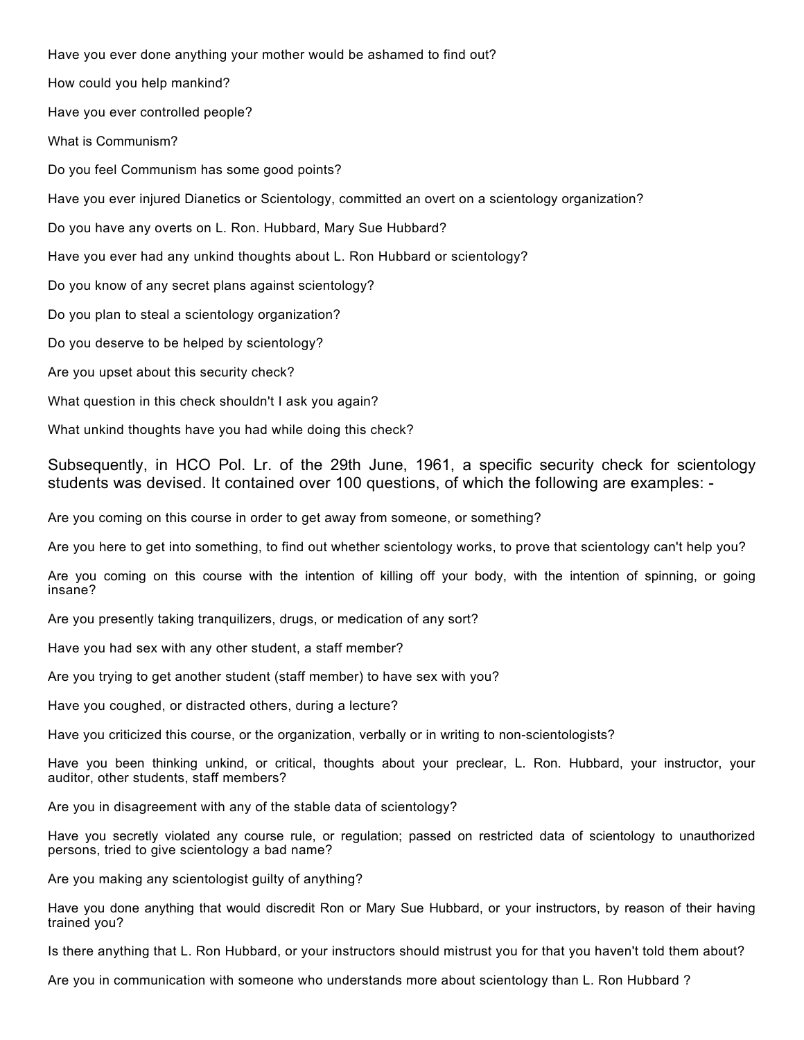Have you ever done anything your mother would be ashamed to find out?

How could you help mankind?

Have you ever controlled people?

What is Communism?

Do you feel Communism has some good points?

Have you ever injured Dianetics or Scientology, committed an overt on a scientology organization?

Do you have any overts on L. Ron. Hubbard, Mary Sue Hubbard?

Have you ever had any unkind thoughts about L. Ron Hubbard or scientology?

Do you know of any secret plans against scientology?

Do you plan to steal a scientology organization?

Do you deserve to be helped by scientology?

Are you upset about this security check?

What question in this check shouldn't I ask you again?

What unkind thoughts have you had while doing this check?

Subsequently, in HCO Pol. Lr. of the 29th June, 1961, a specific security check for scientology students was devised. It contained over 100 questions, of which the following are examples: -

Are you coming on this course in order to get away from someone, or something?

Are you here to get into something, to find out whether scientology works, to prove that scientology can't help you?

Are you coming on this course with the intention of killing off your body, with the intention of spinning, or going insane?

Are you presently taking tranquilizers, drugs, or medication of any sort?

Have you had sex with any other student, a staff member?

Are you trying to get another student (staff member) to have sex with you?

Have you coughed, or distracted others, during a lecture?

Have you criticized this course, or the organization, verbally or in writing to non-scientologists?

Have you been thinking unkind, or critical, thoughts about your preclear, L. Ron. Hubbard, your instructor, your auditor, other students, staff members?

Are you in disagreement with any of the stable data of scientology?

Have you secretly violated any course rule, or regulation; passed on restricted data of scientology to unauthorized persons, tried to give scientology a bad name?

Are you making any scientologist guilty of anything?

Have you done anything that would discredit Ron or Mary Sue Hubbard, or your instructors, by reason of their having trained you?

Is there anything that L. Ron Hubbard, or your instructors should mistrust you for that you haven't told them about?

Are you in communication with someone who understands more about scientology than L. Ron Hubbard ?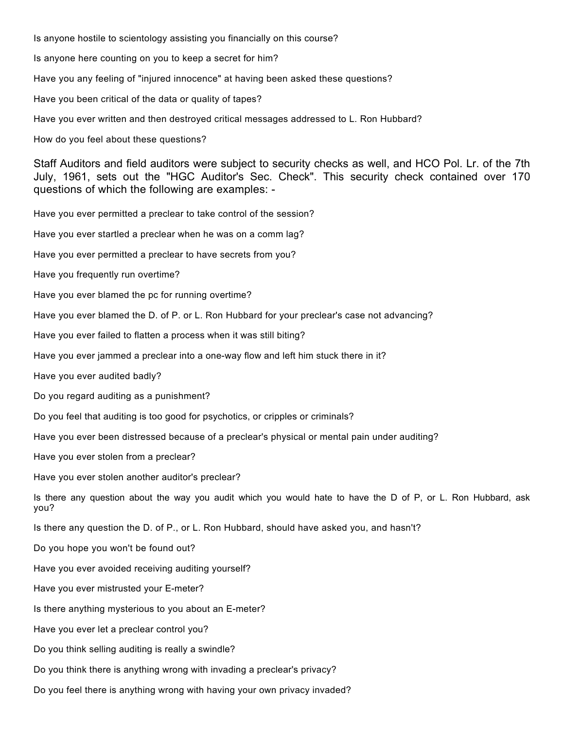Is anyone hostile to scientology assisting you financially on this course?

Is anyone here counting on you to keep a secret for him?

Have you any feeling of "injured innocence" at having been asked these questions?

Have you been critical of the data or quality of tapes?

Have you ever written and then destroyed critical messages addressed to L. Ron Hubbard?

How do you feel about these questions?

Staff Auditors and field auditors were subject to security checks as well, and HCO Pol. Lr. of the 7th July, 1961, sets out the "HGC Auditor's Sec. Check". This security check contained over 170 questions of which the following are examples: -

Have you ever permitted a preclear to take control of the session?

Have you ever startled a preclear when he was on a comm lag?

Have you ever permitted a preclear to have secrets from you?

Have you frequently run overtime?

Have you ever blamed the pc for running overtime?

Have you ever blamed the D. of P. or L. Ron Hubbard for your preclear's case not advancing?

Have you ever failed to flatten a process when it was still biting?

Have you ever jammed a preclear into a one-way flow and left him stuck there in it?

Have you ever audited badly?

Do you regard auditing as a punishment?

Do you feel that auditing is too good for psychotics, or cripples or criminals?

Have you ever been distressed because of a preclear's physical or mental pain under auditing?

Have you ever stolen from a preclear?

Have you ever stolen another auditor's preclear?

Is there any question about the way you audit which you would hate to have the D of P, or L. Ron Hubbard, ask you?

Is there any question the D. of P., or L. Ron Hubbard, should have asked you, and hasn't?

Do you hope you won't be found out?

Have you ever avoided receiving auditing yourself?

Have you ever mistrusted your E-meter?

Is there anything mysterious to you about an E-meter?

Have you ever let a preclear control you?

Do you think selling auditing is really a swindle?

Do you think there is anything wrong with invading a preclear's privacy?

Do you feel there is anything wrong with having your own privacy invaded?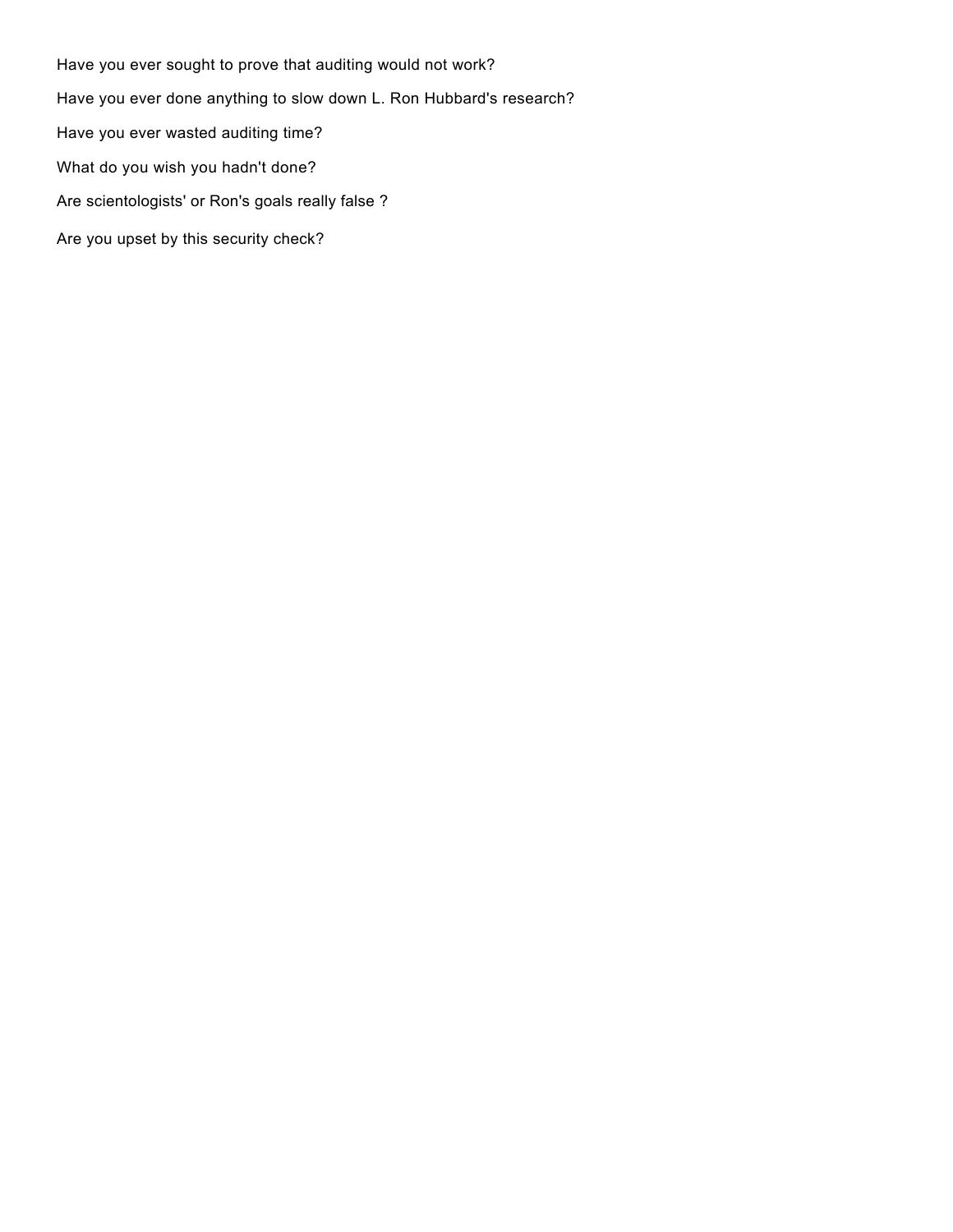Have you ever sought to prove that auditing would not work?

Have you ever done anything to slow down L. Ron Hubbard's research?

Have you ever wasted auditing time?

What do you wish you hadn't done?

Are scientologists' or Ron's goals really false ?

Are you upset by this security check?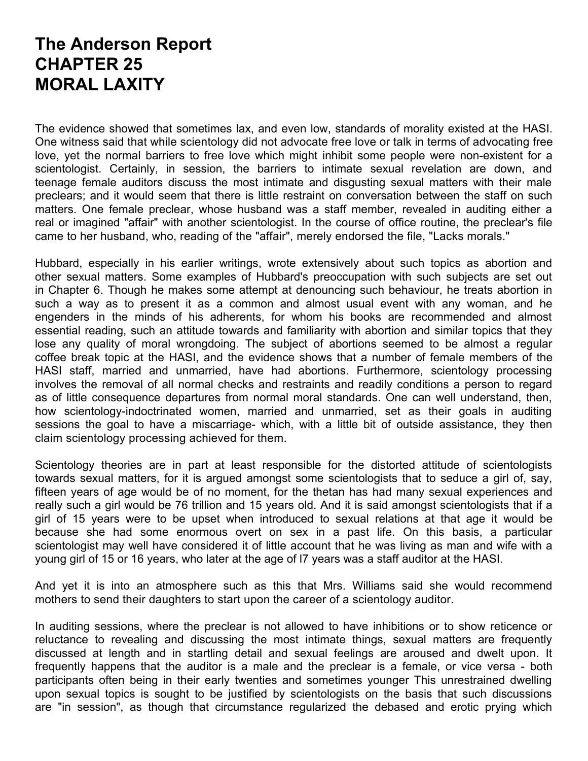# The Anderson Report
# CHAPTER 25
# MORAL LAXITY

The evidence showed that sometimes lax, and even low, standards of morality existed at the HASI. One witness said that while scientology did not advocate free love or talk in terms of advocating free love, yet the normal barriers to free love which might inhibit some people were non-existent for a scientologist. Certainly, in session, the barriers to intimate sexual revelation are down, and teenage female auditors discuss the most intimate and disgusting sexual matters with their male preclears; and it would seem that there is little restraint on conversation between the staff on such matters. One female preclear, whose husband was a staff member, revealed in auditing either a real or imagined "affair" with another scientologist. In the course of office routine, the preclear's file came to her husband, who, reading of the "affair", merely endorsed the file, "Lacks morals."

Hubbard, especially in his earlier writings, wrote extensively about such topics as abortion and other sexual matters. Some examples of Hubbard's preoccupation with such subjects are set out in Chapter 6. Though he makes some attempt at denouncing such behaviour, he treats abortion in such a way as to present it as a common and almost usual event with any woman, and he engenders in the minds of his adherents, for whom his books are recommended and almost essential reading, such an attitude towards and familiarity with abortion and similar topics that they lose any quality of moral wrongdoing. The subject of abortions seemed to be almost a regular coffee break topic at the HASI, and the evidence shows that a number of female members of the HASI staff, married and unmarried, have had abortions. Furthermore, scientology processing involves the removal of all normal checks and restraints and readily conditions a person to regard as of little consequence departures from normal moral standards. One can well understand, then, how scientology-indoctrinated women, married and unmarried, set as their goals in auditing sessions the goal to have a miscarriage- which, with a little bit of outside assistance, they then claim scientology processing achieved for them.

Scientology theories are in part at least responsible for the distorted attitude of scientologists towards sexual matters, for it is argued amongst some scientologists that to seduce a girl of, say, fifteen years of age would be of no moment, for the thetan has had many sexual experiences and really such a girl would be 76 trillion and 15 years old. And it is said amongst scientologists that if a girl of 15 years were to be upset when introduced to sexual relations at that age it would be because she had some enormous overt on sex in a past life. On this basis, a particular scientologist may well have considered it of little account that he was living as man and wife with a young girl of 15 or 16 years, who later at the age of l7 years was a staff auditor at the HASI.

And yet it is into an atmosphere such as this that Mrs. Williams said she would recommend mothers to send their daughters to start upon the career of a scientology auditor.

In auditing sessions, where the preclear is not allowed to have inhibitions or to show reticence or reluctance to revealing and discussing the most intimate things, sexual matters are frequently discussed at length and in startling detail and sexual feelings are aroused and dwelt upon. It frequently happens that the auditor is a male and the preclear is a female, or vice versa - both participants often being in their early twenties and sometimes younger This unrestrained dwelling upon sexual topics is sought to be justified by scientologists on the basis that such discussions are "in session", as though that circumstance regularized the debased and erotic prying which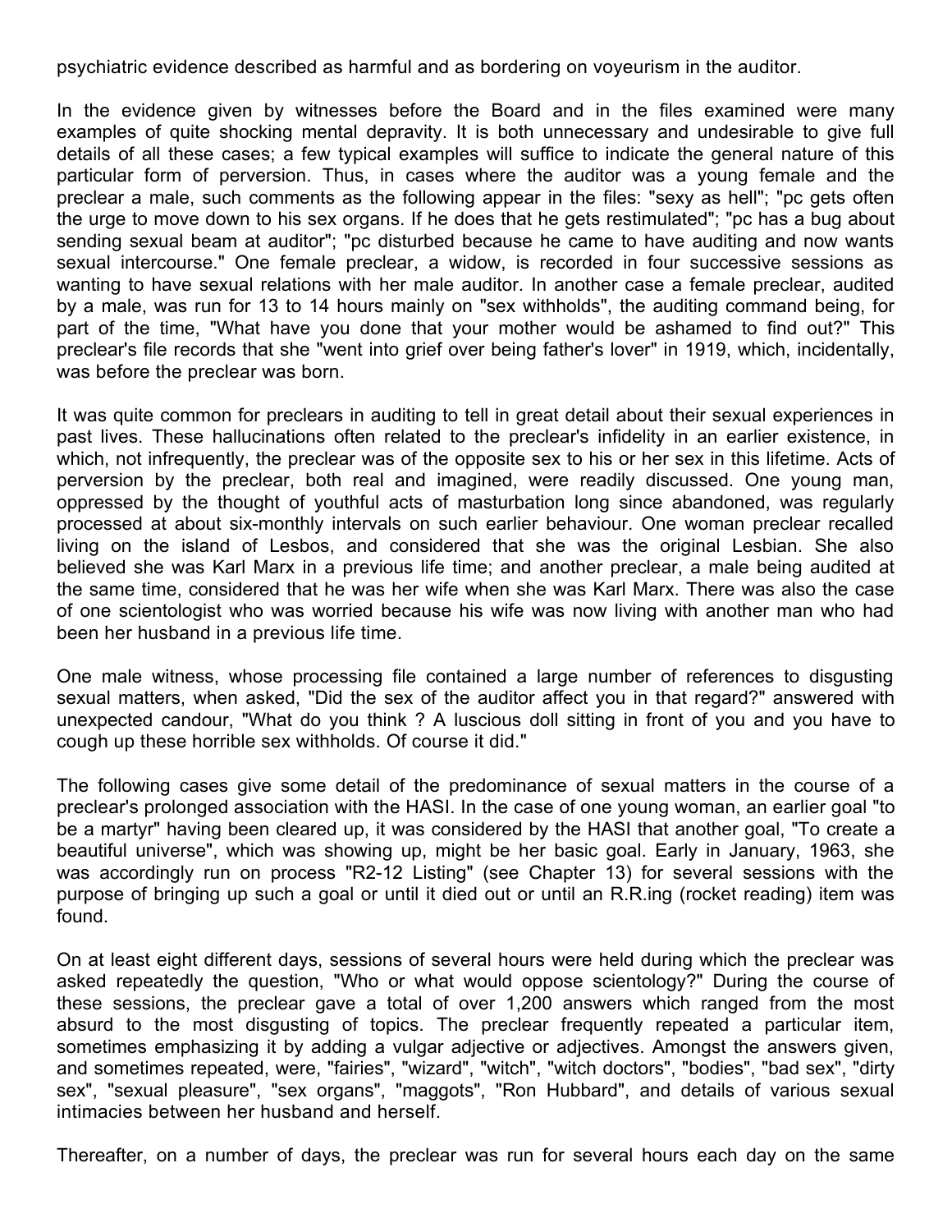psychiatric evidence described as harmful and as bordering on voyeurism in the auditor.

In the evidence given by witnesses before the Board and in the files examined were many examples of quite shocking mental depravity. It is both unnecessary and undesirable to give full details of all these cases; a few typical examples will suffice to indicate the general nature of this particular form of perversion. Thus, in cases where the auditor was a young female and the preclear a male, such comments as the following appear in the files: "sexy as hell"; "pc gets often the urge to move down to his sex organs. If he does that he gets restimulated"; "pc has a bug about sending sexual beam at auditor"; "pc disturbed because he came to have auditing and now wants sexual intercourse." One female preclear, a widow, is recorded in four successive sessions as wanting to have sexual relations with her male auditor. In another case a female preclear, audited by a male, was run for 13 to 14 hours mainly on "sex withholds", the auditing command being, for part of the time, "What have you done that your mother would be ashamed to find out?" This preclear's file records that she "went into grief over being father's lover" in 1919, which, incidentally, was before the preclear was born.

It was quite common for preclears in auditing to tell in great detail about their sexual experiences in past lives. These hallucinations often related to the preclear's infidelity in an earlier existence, in which, not infrequently, the preclear was of the opposite sex to his or her sex in this lifetime. Acts of perversion by the preclear, both real and imagined, were readily discussed. One young man, oppressed by the thought of youthful acts of masturbation long since abandoned, was regularly processed at about six-monthly intervals on such earlier behaviour. One woman preclear recalled living on the island of Lesbos, and considered that she was the original Lesbian. She also believed she was Karl Marx in a previous life time; and another preclear, a male being audited at the same time, considered that he was her wife when she was Karl Marx. There was also the case of one scientologist who was worried because his wife was now living with another man who had been her husband in a previous life time.

One male witness, whose processing file contained a large number of references to disgusting sexual matters, when asked, "Did the sex of the auditor affect you in that regard?" answered with unexpected candour, "What do you think ? A luscious doll sitting in front of you and you have to cough up these horrible sex withholds. Of course it did."

The following cases give some detail of the predominance of sexual matters in the course of a preclear's prolonged association with the HASI. In the case of one young woman, an earlier goal "to be a martyr" having been cleared up, it was considered by the HASI that another goal, "To create a beautiful universe", which was showing up, might be her basic goal. Early in January, 1963, she was accordingly run on process "R2-12 Listing" (see Chapter 13) for several sessions with the purpose of bringing up such a goal or until it died out or until an R.R.ing (rocket reading) item was found.

On at least eight different days, sessions of several hours were held during which the preclear was asked repeatedly the question, "Who or what would oppose scientology?" During the course of these sessions, the preclear gave a total of over 1,200 answers which ranged from the most absurd to the most disgusting of topics. The preclear frequently repeated a particular item, sometimes emphasizing it by adding a vulgar adjective or adjectives. Amongst the answers given, and sometimes repeated, were, "fairies", "wizard", "witch", "witch doctors", "bodies", "bad sex", "dirty sex", "sexual pleasure", "sex organs", "maggots", "Ron Hubbard", and details of various sexual intimacies between her husband and herself.

Thereafter, on a number of days, the preclear was run for several hours each day on the same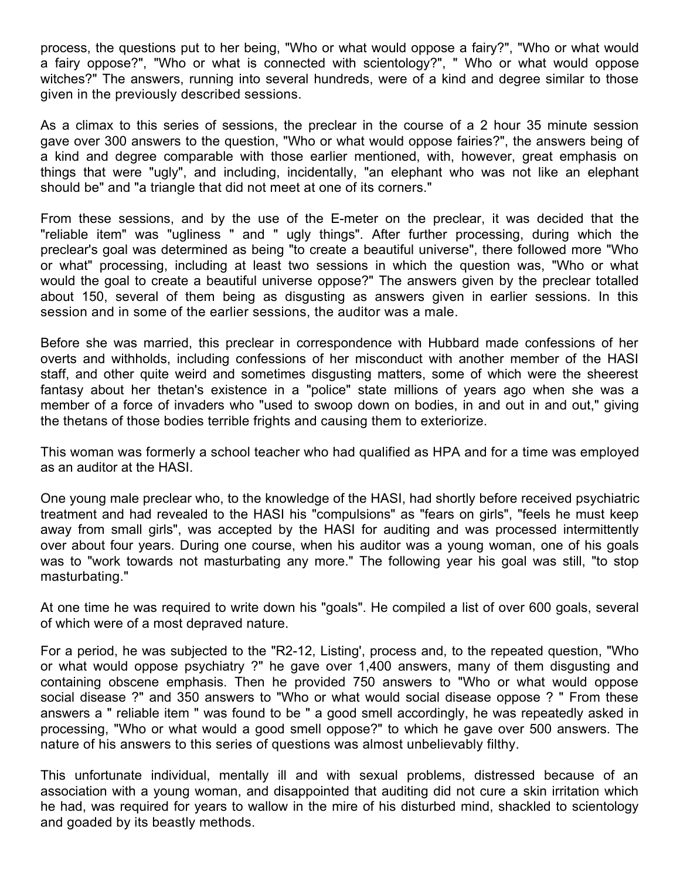process, the questions put to her being, "Who or what would oppose a fairy?", "Who or what would a fairy oppose?", "Who or what is connected with scientology?", " Who or what would oppose witches?" The answers, running into several hundreds, were of a kind and degree similar to those given in the previously described sessions.

As a climax to this series of sessions, the preclear in the course of a 2 hour 35 minute session gave over 300 answers to the question, "Who or what would oppose fairies?", the answers being of a kind and degree comparable with those earlier mentioned, with, however, great emphasis on things that were "ugly", and including, incidentally, "an elephant who was not like an elephant should be" and "a triangle that did not meet at one of its corners."

From these sessions, and by the use of the E-meter on the preclear, it was decided that the "reliable item" was "ugliness " and " ugly things". After further processing, during which the preclear's goal was determined as being "to create a beautiful universe", there followed more "Who or what" processing, including at least two sessions in which the question was, "Who or what would the goal to create a beautiful universe oppose?" The answers given by the preclear totalled about 150, several of them being as disgusting as answers given in earlier sessions. In this session and in some of the earlier sessions, the auditor was a male.

Before she was married, this preclear in correspondence with Hubbard made confessions of her overts and withholds, including confessions of her misconduct with another member of the HASI staff, and other quite weird and sometimes disgusting matters, some of which were the sheerest fantasy about her thetan's existence in a "police" state millions of years ago when she was a member of a force of invaders who "used to swoop down on bodies, in and out in and out," giving the thetans of those bodies terrible frights and causing them to exteriorize.

This woman was formerly a school teacher who had qualified as HPA and for a time was employed as an auditor at the HASI.

One young male preclear who, to the knowledge of the HASI, had shortly before received psychiatric treatment and had revealed to the HASI his "compulsions" as "fears on girls", "feels he must keep away from small girls", was accepted by the HASI for auditing and was processed intermittently over about four years. During one course, when his auditor was a young woman, one of his goals was to "work towards not masturbating any more." The following year his goal was still, "to stop masturbating."

At one time he was required to write down his "goals". He compiled a list of over 600 goals, several of which were of a most depraved nature.

For a period, he was subjected to the "R2-12, Listing', process and, to the repeated question, "Who or what would oppose psychiatry ?" he gave over 1,400 answers, many of them disgusting and containing obscene emphasis. Then he provided 750 answers to "Who or what would oppose social disease ?" and 350 answers to "Who or what would social disease oppose ? " From these answers a " reliable item " was found to be " a good smell accordingly, he was repeatedly asked in processing, "Who or what would a good smell oppose?" to which he gave over 500 answers. The nature of his answers to this series of questions was almost unbelievably filthy.

This unfortunate individual, mentally ill and with sexual problems, distressed because of an association with a young woman, and disappointed that auditing did not cure a skin irritation which he had, was required for years to wallow in the mire of his disturbed mind, shackled to scientology and goaded by its beastly methods.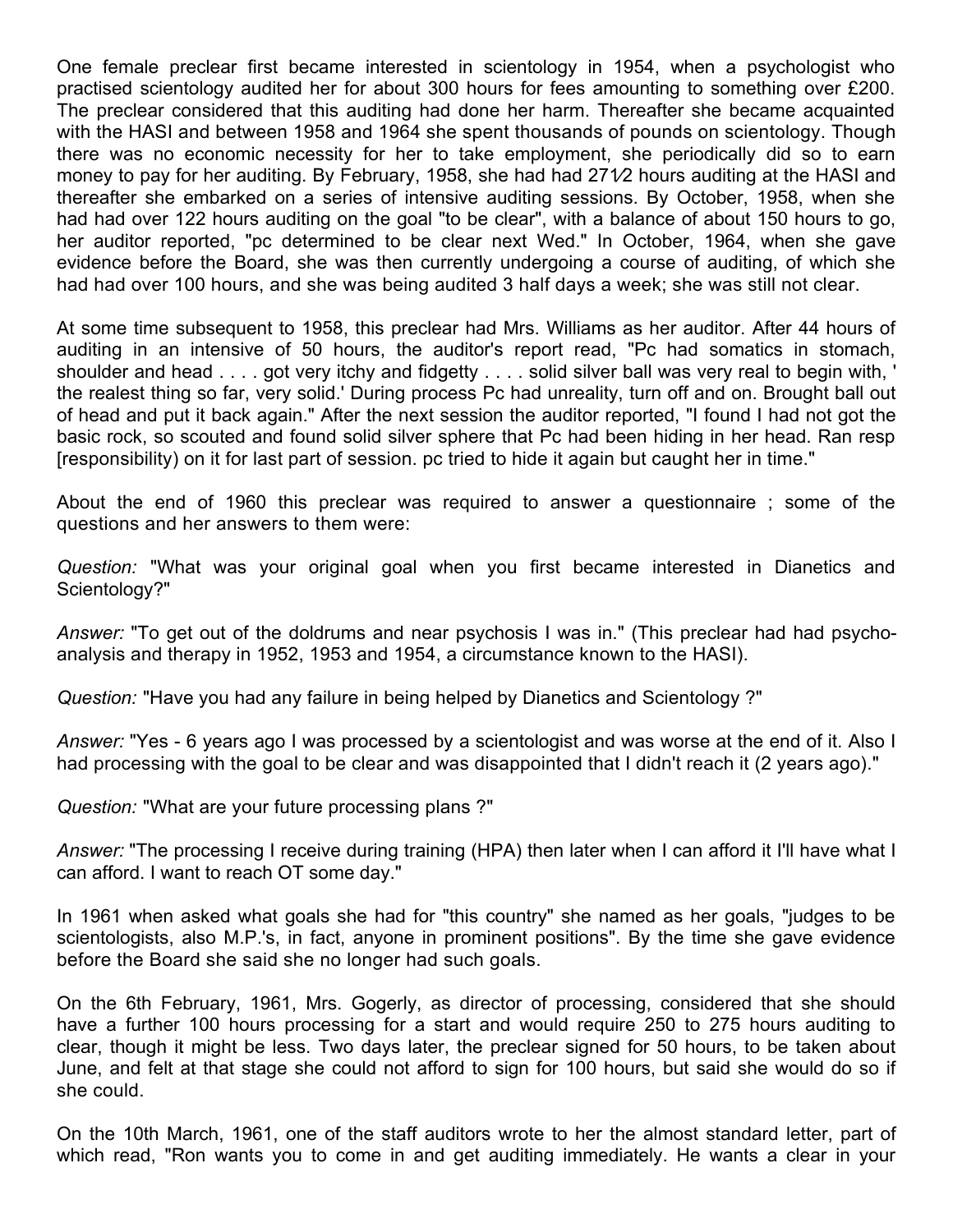One female preclear first became interested in scientology in 1954, when a psychologist who practised scientology audited her for about 300 hours for fees amounting to something over £200. The preclear considered that this auditing had done her harm. Thereafter she became acquainted with the HASI and between 1958 and 1964 she spent thousands of pounds on scientology. Though there was no economic necessity for her to take employment, she periodically did so to earn money to pay for her auditing. By February, 1958, she had had 27½ hours auditing at the HASI and thereafter she embarked on a series of intensive auditing sessions. By October, 1958, when she had had over 122 hours auditing on the goal "to be clear", with a balance of about 150 hours to go, her auditor reported, "pc determined to be clear next Wed." In October, 1964, when she gave evidence before the Board, she was then currently undergoing a course of auditing, of which she had had over 100 hours, and she was being audited 3 half days a week; she was still not clear.

At some time subsequent to 1958, this preclear had Mrs. Williams as her auditor. After 44 hours of auditing in an intensive of 50 hours, the auditor's report read, "Pc had somatics in stomach, shoulder and head . . . . got very itchy and fidgetty . . . . solid silver ball was very real to begin with, ' the realest thing so far, very solid.' During process Pc had unreality, turn off and on. Brought ball out of head and put it back again." After the next session the auditor reported, "I found I had not got the basic rock, so scouted and found solid silver sphere that Pc had been hiding in her head. Ran resp [responsibility) on it for last part of session. pc tried to hide it again but caught her in time."

About the end of 1960 this preclear was required to answer a questionnaire ; some of the questions and her answers to them were:

*Question:* "What was your original goal when you first became interested in Dianetics and Scientology?"

*Answer:* "To get out of the doldrums and near psychosis I was in." (This preclear had had psycho-analysis and therapy in 1952, 1953 and 1954, a circumstance known to the HASI).

*Question:* "Have you had any failure in being helped by Dianetics and Scientology ?"

*Answer:* "Yes - 6 years ago I was processed by a scientologist and was worse at the end of it. Also I had processing with the goal to be clear and was disappointed that I didn't reach it (2 years ago)."

*Question:* "What are your future processing plans ?"

*Answer:* "The processing I receive during training (HPA) then later when I can afford it I'll have what I can afford. I want to reach OT some day."

In 1961 when asked what goals she had for "this country" she named as her goals, "judges to be scientologists, also M.P.'s, in fact, anyone in prominent positions". By the time she gave evidence before the Board she said she no longer had such goals.

On the 6th February, 1961, Mrs. Gogerly, as director of processing, considered that she should have a further 100 hours processing for a start and would require 250 to 275 hours auditing to clear, though it might be less. Two days later, the preclear signed for 50 hours, to be taken about June, and felt at that stage she could not afford to sign for 100 hours, but said she would do so if she could.

On the 10th March, 1961, one of the staff auditors wrote to her the almost standard letter, part of which read, "Ron wants you to come in and get auditing immediately. He wants a clear in your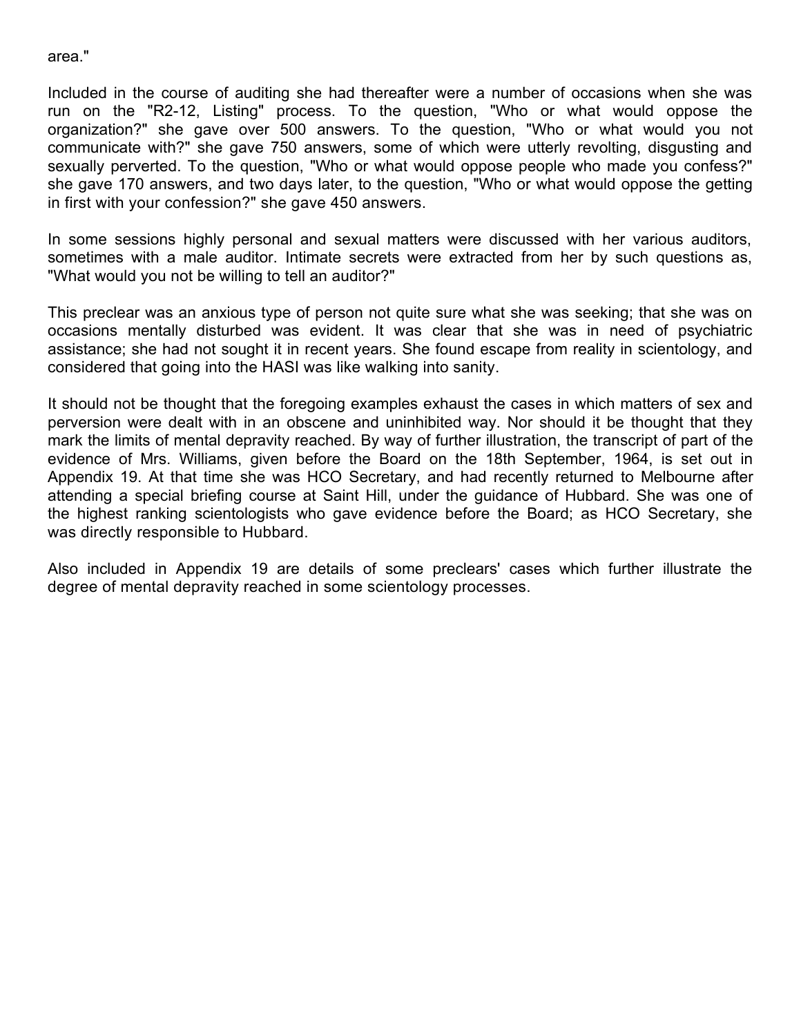area."

Included in the course of auditing she had thereafter were a number of occasions when she was run on the "R2-12, Listing" process. To the question, "Who or what would oppose the organization?" she gave over 500 answers. To the question, "Who or what would you not communicate with?" she gave 750 answers, some of which were utterly revolting, disgusting and sexually perverted. To the question, "Who or what would oppose people who made you confess?" she gave 170 answers, and two days later, to the question, "Who or what would oppose the getting in first with your confession?" she gave 450 answers.

In some sessions highly personal and sexual matters were discussed with her various auditors, sometimes with a male auditor. Intimate secrets were extracted from her by such questions as, "What would you not be willing to tell an auditor?"

This preclear was an anxious type of person not quite sure what she was seeking; that she was on occasions mentally disturbed was evident. It was clear that she was in need of psychiatric assistance; she had not sought it in recent years. She found escape from reality in scientology, and considered that going into the HASI was like walking into sanity.

It should not be thought that the foregoing examples exhaust the cases in which matters of sex and perversion were dealt with in an obscene and uninhibited way. Nor should it be thought that they mark the limits of mental depravity reached. By way of further illustration, the transcript of part of the evidence of Mrs. Williams, given before the Board on the 18th September, 1964, is set out in Appendix 19. At that time she was HCO Secretary, and had recently returned to Melbourne after attending a special briefing course at Saint Hill, under the guidance of Hubbard. She was one of the highest ranking scientologists who gave evidence before the Board; as HCO Secretary, she was directly responsible to Hubbard.

Also included in Appendix 19 are details of some preclears' cases which further illustrate the degree of mental depravity reached in some scientology processes.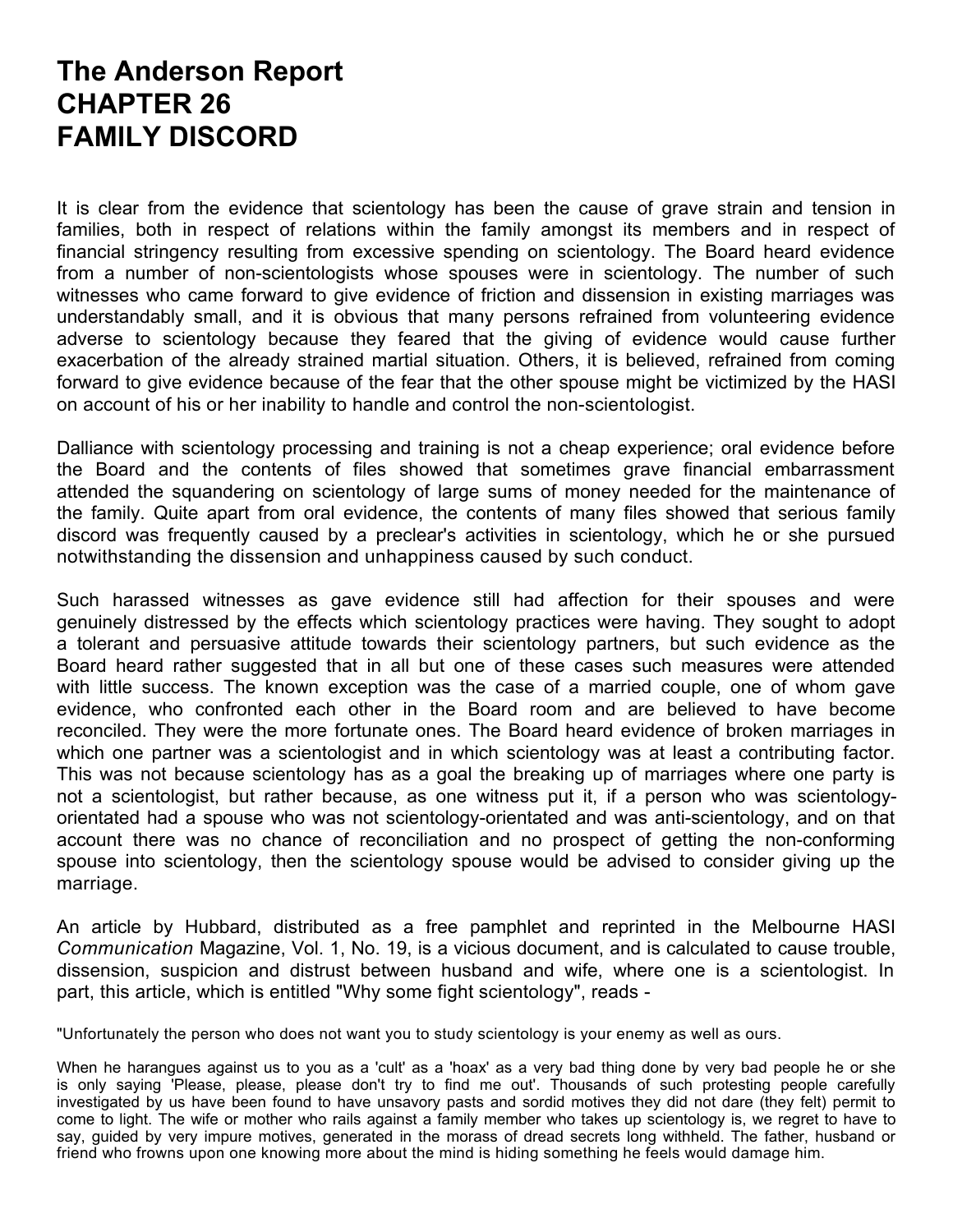# The Anderson Report
# CHAPTER 26
# FAMILY DISCORD

It is clear from the evidence that scientology has been the cause of grave strain and tension in families, both in respect of relations within the family amongst its members and in respect of financial stringency resulting from excessive spending on scientology. The Board heard evidence from a number of non-scientologists whose spouses were in scientology. The number of such witnesses who came forward to give evidence of friction and dissension in existing marriages was understandably small, and it is obvious that many persons refrained from volunteering evidence adverse to scientology because they feared that the giving of evidence would cause further exacerbation of the already strained martial situation. Others, it is believed, refrained from coming forward to give evidence because of the fear that the other spouse might be victimized by the HASI on account of his or her inability to handle and control the non-scientologist.

Dalliance with scientology processing and training is not a cheap experience; oral evidence before the Board and the contents of files showed that sometimes grave financial embarrassment attended the squandering on scientology of large sums of money needed for the maintenance of the family. Quite apart from oral evidence, the contents of many files showed that serious family discord was frequently caused by a preclear's activities in scientology, which he or she pursued notwithstanding the dissension and unhappiness caused by such conduct.

Such harassed witnesses as gave evidence still had affection for their spouses and were genuinely distressed by the effects which scientology practices were having. They sought to adopt a tolerant and persuasive attitude towards their scientology partners, but such evidence as the Board heard rather suggested that in all but one of these cases such measures were attended with little success. The known exception was the case of a married couple, one of whom gave evidence, who confronted each other in the Board room and are believed to have become reconciled. They were the more fortunate ones. The Board heard evidence of broken marriages in which one partner was a scientologist and in which scientology was at least a contributing factor. This was not because scientology has as a goal the breaking up of marriages where one party is not a scientologist, but rather because, as one witness put it, if a person who was scientology-orientated had a spouse who was not scientology-orientated and was anti-scientology, and on that account there was no chance of reconciliation and no prospect of getting the non-conforming spouse into scientology, then the scientology spouse would be advised to consider giving up the marriage.

An article by Hubbard, distributed as a free pamphlet and reprinted in the Melbourne HASI *Communication* Magazine, Vol. 1, No. 19, is a vicious document, and is calculated to cause trouble, dissension, suspicion and distrust between husband and wife, where one is a scientologist. In part, this article, which is entitled "Why some fight scientology", reads -

"Unfortunately the person who does not want you to study scientology is your enemy as well as ours.

When he harangues against us to you as a 'cult' as a 'hoax' as a very bad thing done by very bad people he or she is only saying 'Please, please, please don't try to find me out'. Thousands of such protesting people carefully investigated by us have been found to have unsavory pasts and sordid motives they did not dare (they felt) permit to come to light. The wife or mother who rails against a family member who takes up scientology is, we regret to have to say, guided by very impure motives, generated in the morass of dread secrets long withheld. The father, husband or friend who frowns upon one knowing more about the mind is hiding something he feels would damage him.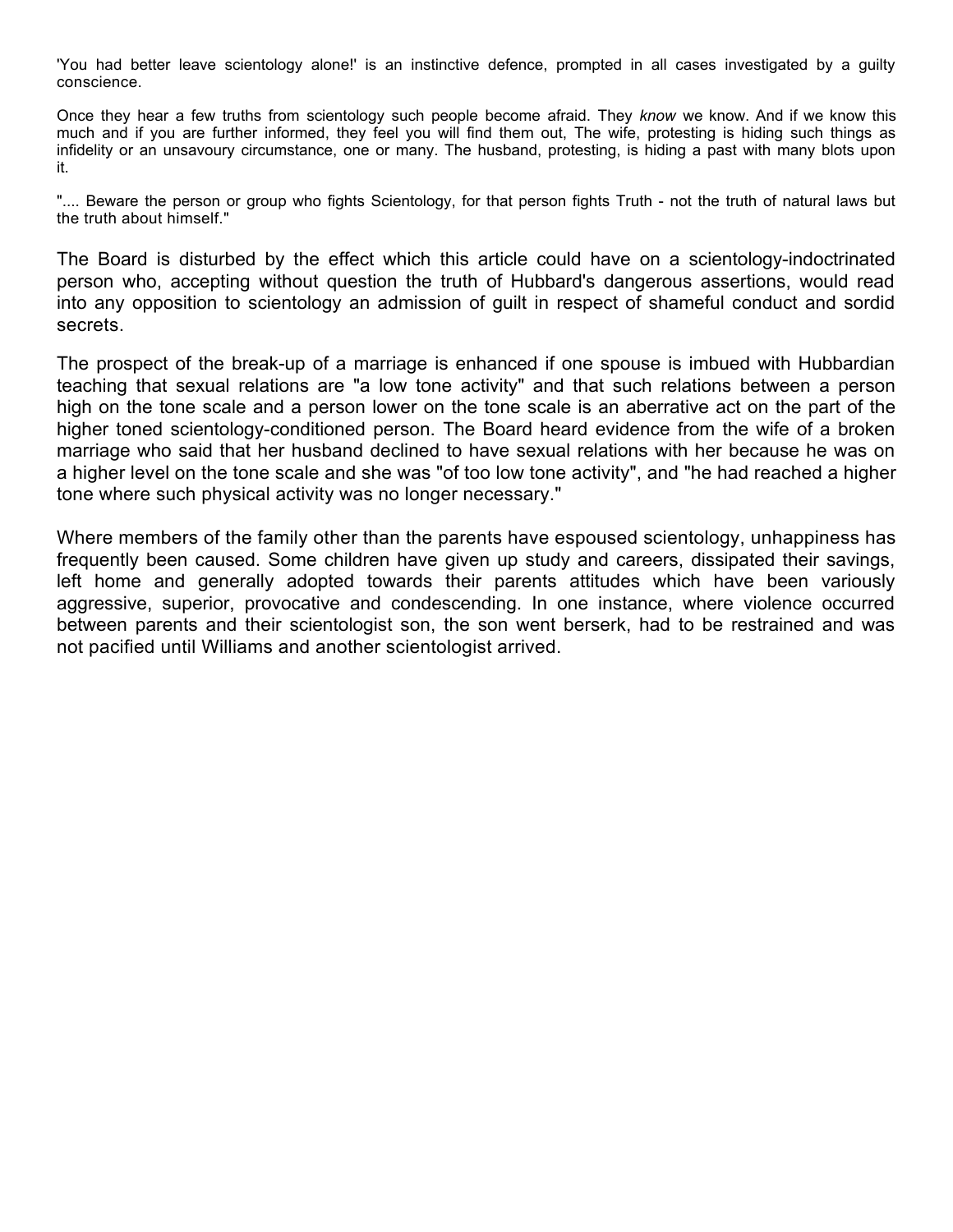'You had better leave scientology alone!' is an instinctive defence, prompted in all cases investigated by a guilty conscience.

Once they hear a few truths from scientology such people become afraid. They *know* we know. And if we know this much and if you are further informed, they feel you will find them out, The wife, protesting is hiding such things as infidelity or an unsavoury circumstance, one or many. The husband, protesting, is hiding a past with many blots upon it.

".... Beware the person or group who fights Scientology, for that person fights Truth - not the truth of natural laws but the truth about himself."

The Board is disturbed by the effect which this article could have on a scientology-indoctrinated person who, accepting without question the truth of Hubbard's dangerous assertions, would read into any opposition to scientology an admission of guilt in respect of shameful conduct and sordid secrets.

The prospect of the break-up of a marriage is enhanced if one spouse is imbued with Hubbardian teaching that sexual relations are "a low tone activity" and that such relations between a person high on the tone scale and a person lower on the tone scale is an aberrative act on the part of the higher toned scientology-conditioned person. The Board heard evidence from the wife of a broken marriage who said that her husband declined to have sexual relations with her because he was on a higher level on the tone scale and she was "of too low tone activity", and "he had reached a higher tone where such physical activity was no longer necessary."

Where members of the family other than the parents have espoused scientology, unhappiness has frequently been caused. Some children have given up study and careers, dissipated their savings, left home and generally adopted towards their parents attitudes which have been variously aggressive, superior, provocative and condescending. In one instance, where violence occurred between parents and their scientologist son, the son went berserk, had to be restrained and was not pacified until Williams and another scientologist arrived.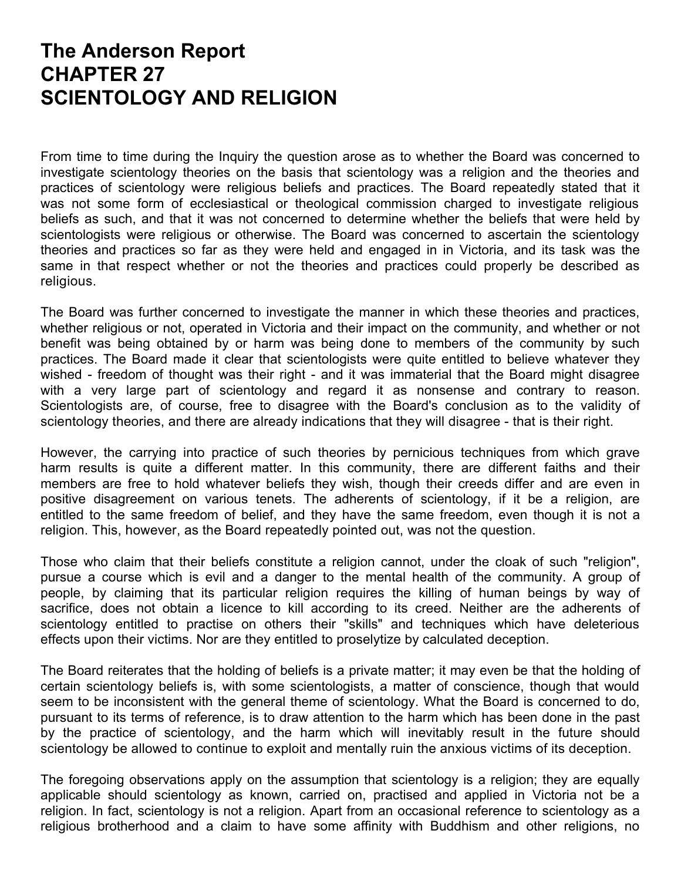# The Anderson Report
# CHAPTER 27
# SCIENTOLOGY AND RELIGION

From time to time during the Inquiry the question arose as to whether the Board was concerned to investigate scientology theories on the basis that scientology was a religion and the theories and practices of scientology were religious beliefs and practices. The Board repeatedly stated that it was not some form of ecclesiastical or theological commission charged to investigate religious beliefs as such, and that it was not concerned to determine whether the beliefs that were held by scientologists were religious or otherwise. The Board was concerned to ascertain the scientology theories and practices so far as they were held and engaged in in Victoria, and its task was the same in that respect whether or not the theories and practices could properly be described as religious.

The Board was further concerned to investigate the manner in which these theories and practices, whether religious or not, operated in Victoria and their impact on the community, and whether or not benefit was being obtained by or harm was being done to members of the community by such practices. The Board made it clear that scientologists were quite entitled to believe whatever they wished - freedom of thought was their right - and it was immaterial that the Board might disagree with a very large part of scientology and regard it as nonsense and contrary to reason. Scientologists are, of course, free to disagree with the Board's conclusion as to the validity of scientology theories, and there are already indications that they will disagree - that is their right.

However, the carrying into practice of such theories by pernicious techniques from which grave harm results is quite a different matter. In this community, there are different faiths and their members are free to hold whatever beliefs they wish, though their creeds differ and are even in positive disagreement on various tenets. The adherents of scientology, if it be a religion, are entitled to the same freedom of belief, and they have the same freedom, even though it is not a religion. This, however, as the Board repeatedly pointed out, was not the question.

Those who claim that their beliefs constitute a religion cannot, under the cloak of such "religion", pursue a course which is evil and a danger to the mental health of the community. A group of people, by claiming that its particular religion requires the killing of human beings by way of sacrifice, does not obtain a licence to kill according to its creed. Neither are the adherents of scientology entitled to practise on others their "skills" and techniques which have deleterious effects upon their victims. Nor are they entitled to proselytize by calculated deception.

The Board reiterates that the holding of beliefs is a private matter; it may even be that the holding of certain scientology beliefs is, with some scientologists, a matter of conscience, though that would seem to be inconsistent with the general theme of scientology. What the Board is concerned to do, pursuant to its terms of reference, is to draw attention to the harm which has been done in the past by the practice of scientology, and the harm which will inevitably result in the future should scientology be allowed to continue to exploit and mentally ruin the anxious victims of its deception.

The foregoing observations apply on the assumption that scientology is a religion; they are equally applicable should scientology as known, carried on, practised and applied in Victoria not be a religion. In fact, scientology is not a religion. Apart from an occasional reference to scientology as a religious brotherhood and a claim to have some affinity with Buddhism and other religions, no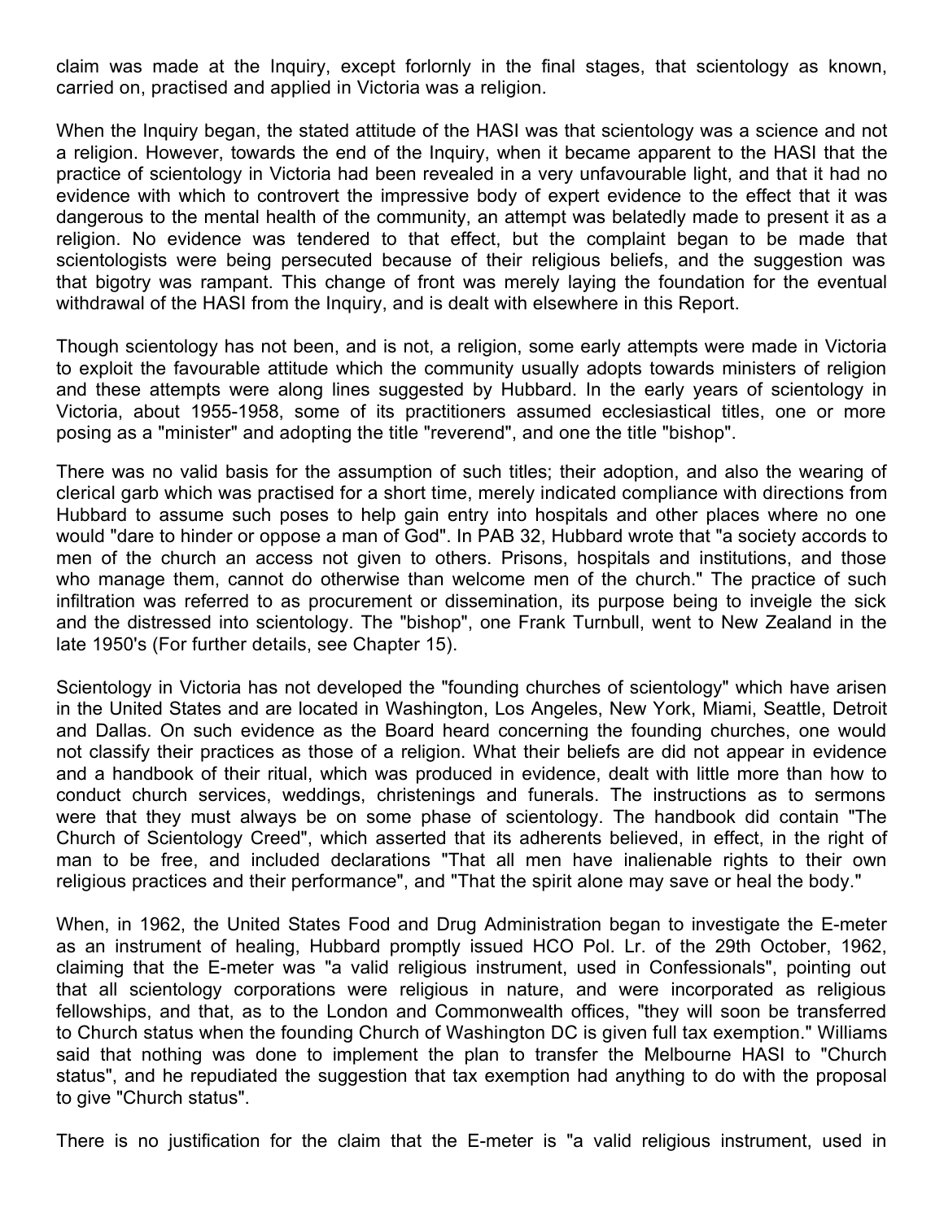claim was made at the Inquiry, except forlornly in the final stages, that scientology as known, carried on, practised and applied in Victoria was a religion.

When the Inquiry began, the stated attitude of the HASI was that scientology was a science and not a religion. However, towards the end of the Inquiry, when it became apparent to the HASI that the practice of scientology in Victoria had been revealed in a very unfavourable light, and that it had no evidence with which to controvert the impressive body of expert evidence to the effect that it was dangerous to the mental health of the community, an attempt was belatedly made to present it as a religion. No evidence was tendered to that effect, but the complaint began to be made that scientologists were being persecuted because of their religious beliefs, and the suggestion was that bigotry was rampant. This change of front was merely laying the foundation for the eventual withdrawal of the HASI from the Inquiry, and is dealt with elsewhere in this Report.

Though scientology has not been, and is not, a religion, some early attempts were made in Victoria to exploit the favourable attitude which the community usually adopts towards ministers of religion and these attempts were along lines suggested by Hubbard. In the early years of scientology in Victoria, about 1955-1958, some of its practitioners assumed ecclesiastical titles, one or more posing as a "minister" and adopting the title "reverend", and one the title "bishop".

There was no valid basis for the assumption of such titles; their adoption, and also the wearing of clerical garb which was practised for a short time, merely indicated compliance with directions from Hubbard to assume such poses to help gain entry into hospitals and other places where no one would "dare to hinder or oppose a man of God". In PAB 32, Hubbard wrote that "a society accords to men of the church an access not given to others. Prisons, hospitals and institutions, and those who manage them, cannot do otherwise than welcome men of the church." The practice of such infiltration was referred to as procurement or dissemination, its purpose being to inveigle the sick and the distressed into scientology. The "bishop", one Frank Turnbull, went to New Zealand in the late 1950's (For further details, see Chapter 15).

Scientology in Victoria has not developed the "founding churches of scientology" which have arisen in the United States and are located in Washington, Los Angeles, New York, Miami, Seattle, Detroit and Dallas. On such evidence as the Board heard concerning the founding churches, one would not classify their practices as those of a religion. What their beliefs are did not appear in evidence and a handbook of their ritual, which was produced in evidence, dealt with little more than how to conduct church services, weddings, christenings and funerals. The instructions as to sermons were that they must always be on some phase of scientology. The handbook did contain "The Church of Scientology Creed", which asserted that its adherents believed, in effect, in the right of man to be free, and included declarations "That all men have inalienable rights to their own religious practices and their performance", and "That the spirit alone may save or heal the body."

When, in 1962, the United States Food and Drug Administration began to investigate the E-meter as an instrument of healing, Hubbard promptly issued HCO Pol. Lr. of the 29th October, 1962, claiming that the E-meter was "a valid religious instrument, used in Confessionals", pointing out that all scientology corporations were religious in nature, and were incorporated as religious fellowships, and that, as to the London and Commonwealth offices, "they will soon be transferred to Church status when the founding Church of Washington DC is given full tax exemption." Williams said that nothing was done to implement the plan to transfer the Melbourne HASI to "Church status", and he repudiated the suggestion that tax exemption had anything to do with the proposal to give "Church status".

There is no justification for the claim that the E-meter is "a valid religious instrument, used in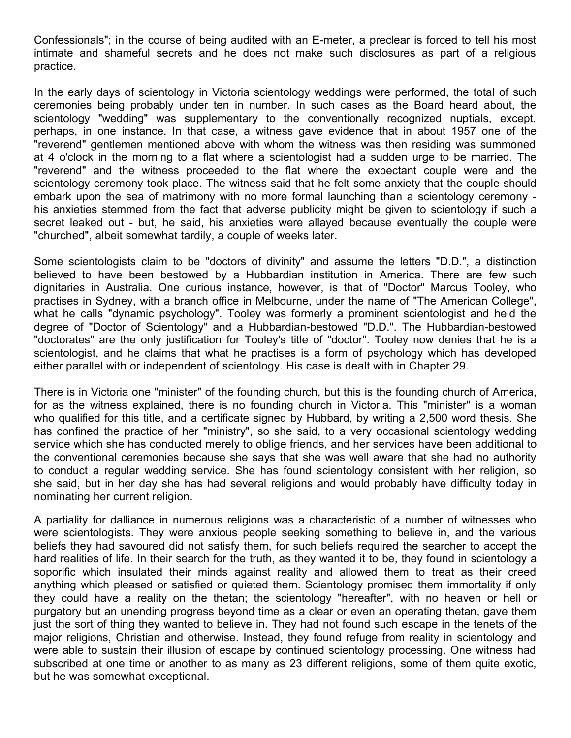Confessionals"; in the course of being audited with an E-meter, a preclear is forced to tell his most intimate and shameful secrets and he does not make such disclosures as part of a religious practice.

In the early days of scientology in Victoria scientology weddings were performed, the total of such ceremonies being probably under ten in number. In such cases as the Board heard about, the scientology "wedding" was supplementary to the conventionally recognized nuptials, except, perhaps, in one instance. In that case, a witness gave evidence that in about 1957 one of the "reverend" gentlemen mentioned above with whom the witness was then residing was summoned at 4 o'clock in the morning to a flat where a scientologist had a sudden urge to be married. The "reverend" and the witness proceeded to the flat where the expectant couple were and the scientology ceremony took place. The witness said that he felt some anxiety that the couple should embark upon the sea of matrimony with no more formal launching than a scientology ceremony - his anxieties stemmed from the fact that adverse publicity might be given to scientology if such a secret leaked out - but, he said, his anxieties were allayed because eventually the couple were "churched", albeit somewhat tardily, a couple of weeks later.

Some scientologists claim to be "doctors of divinity" and assume the letters "D.D.", a distinction believed to have been bestowed by a Hubbardian institution in America. There are few such dignitaries in Australia. One curious instance, however, is that of "Doctor" Marcus Tooley, who practises in Sydney, with a branch office in Melbourne, under the name of "The American College", what he calls "dynamic psychology". Tooley was formerly a prominent scientologist and held the degree of "Doctor of Scientology" and a Hubbardian-bestowed "D.D.". The Hubbardian-bestowed "doctorates" are the only justification for Tooley's title of "doctor". Tooley now denies that he is a scientologist, and he claims that what he practises is a form of psychology which has developed either parallel with or independent of scientology. His case is dealt with in Chapter 29.

There is in Victoria one "minister" of the founding church, but this is the founding church of America, for as the witness explained, there is no founding church in Victoria. This "minister" is a woman who qualified for this title, and a certificate signed by Hubbard, by writing a 2,500 word thesis. She has confined the practice of her "ministry", so she said, to a very occasional scientology wedding service which she has conducted merely to oblige friends, and her services have been additional to the conventional ceremonies because she says that she was well aware that she had no authority to conduct a regular wedding service. She has found scientology consistent with her religion, so she said, but in her day she has had several religions and would probably have difficulty today in nominating her current religion.

A partiality for dalliance in numerous religions was a characteristic of a number of witnesses who were scientologists. They were anxious people seeking something to believe in, and the various beliefs they had savoured did not satisfy them, for such beliefs required the searcher to accept the hard realities of life. In their search for the truth, as they wanted it to be, they found in scientology a soporific which insulated their minds against reality and allowed them to treat as their creed anything which pleased or satisfied or quieted them. Scientology promised them immortality if only they could have a reality on the thetan; the scientology "hereafter", with no heaven or hell or purgatory but an unending progress beyond time as a clear or even an operating thetan, gave them just the sort of thing they wanted to believe in. They had not found such escape in the tenets of the major religions, Christian and otherwise. Instead, they found refuge from reality in scientology and were able to sustain their illusion of escape by continued scientology processing. One witness had subscribed at one time or another to as many as 23 different religions, some of them quite exotic, but he was somewhat exceptional.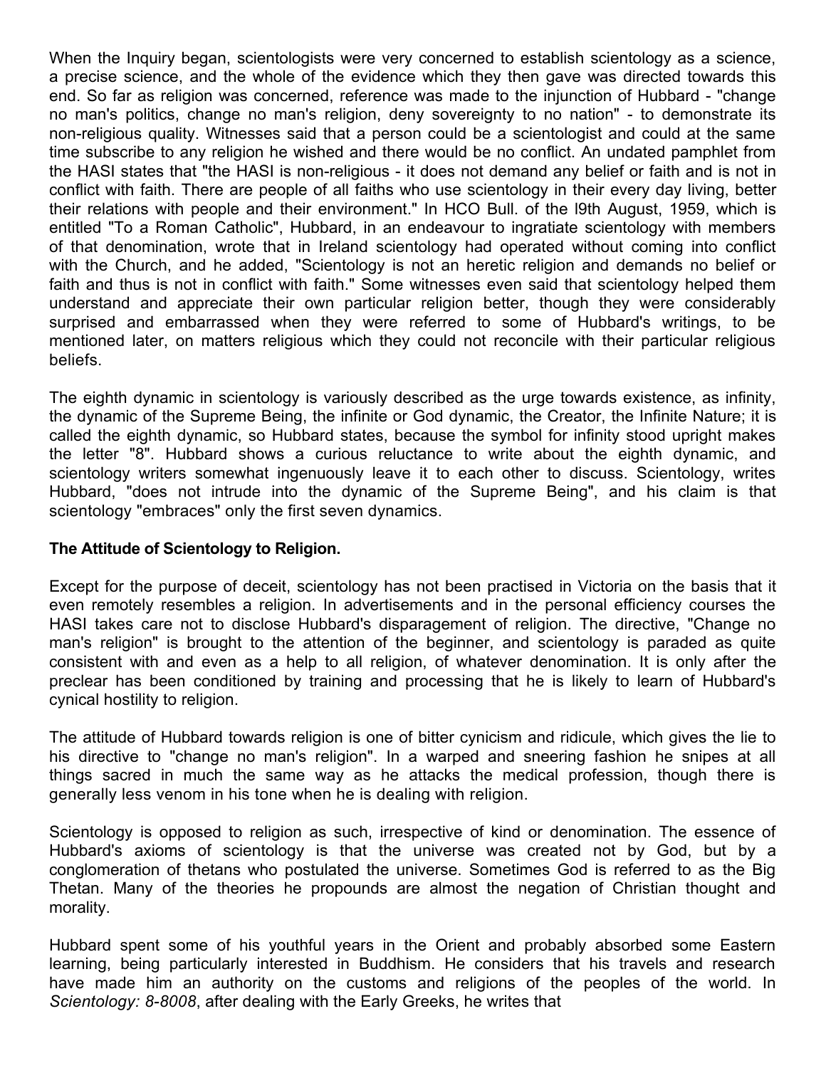When the Inquiry began, scientologists were very concerned to establish scientology as a science, a precise science, and the whole of the evidence which they then gave was directed towards this end. So far as religion was concerned, reference was made to the injunction of Hubbard - "change no man's politics, change no man's religion, deny sovereignty to no nation" - to demonstrate its non-religious quality. Witnesses said that a person could be a scientologist and could at the same time subscribe to any religion he wished and there would be no conflict. An undated pamphlet from the HASI states that "the HASI is non-religious - it does not demand any belief or faith and is not in conflict with faith. There are people of all faiths who use scientology in their every day living, better their relations with people and their environment." In HCO Bull. of the l9th August, 1959, which is entitled "To a Roman Catholic", Hubbard, in an endeavour to ingratiate scientology with members of that denomination, wrote that in Ireland scientology had operated without coming into conflict with the Church, and he added, "Scientology is not an heretic religion and demands no belief or faith and thus is not in conflict with faith." Some witnesses even said that scientology helped them understand and appreciate their own particular religion better, though they were considerably surprised and embarrassed when they were referred to some of Hubbard's writings, to be mentioned later, on matters religious which they could not reconcile with their particular religious beliefs.

The eighth dynamic in scientology is variously described as the urge towards existence, as infinity, the dynamic of the Supreme Being, the infinite or God dynamic, the Creator, the Infinite Nature; it is called the eighth dynamic, so Hubbard states, because the symbol for infinity stood upright makes the letter "8". Hubbard shows a curious reluctance to write about the eighth dynamic, and scientology writers somewhat ingenuously leave it to each other to discuss. Scientology, writes Hubbard, "does not intrude into the dynamic of the Supreme Being", and his claim is that scientology "embraces" only the first seven dynamics.

**The Attitude of Scientology to Religion.**

Except for the purpose of deceit, scientology has not been practised in Victoria on the basis that it even remotely resembles a religion. In advertisements and in the personal efficiency courses the HASI takes care not to disclose Hubbard's disparagement of religion. The directive, "Change no man's religion" is brought to the attention of the beginner, and scientology is paraded as quite consistent with and even as a help to all religion, of whatever denomination. It is only after the preclear has been conditioned by training and processing that he is likely to learn of Hubbard's cynical hostility to religion.

The attitude of Hubbard towards religion is one of bitter cynicism and ridicule, which gives the lie to his directive to "change no man's religion". In a warped and sneering fashion he snipes at all things sacred in much the same way as he attacks the medical profession, though there is generally less venom in his tone when he is dealing with religion.

Scientology is opposed to religion as such, irrespective of kind or denomination. The essence of Hubbard's axioms of scientology is that the universe was created not by God, but by a conglomeration of thetans who postulated the universe. Sometimes God is referred to as the Big Thetan. Many of the theories he propounds are almost the negation of Christian thought and morality.

Hubbard spent some of his youthful years in the Orient and probably absorbed some Eastern learning, being particularly interested in Buddhism. He considers that his travels and research have made him an authority on the customs and religions of the peoples of the world. In *Scientology: 8-8008*, after dealing with the Early Greeks, he writes that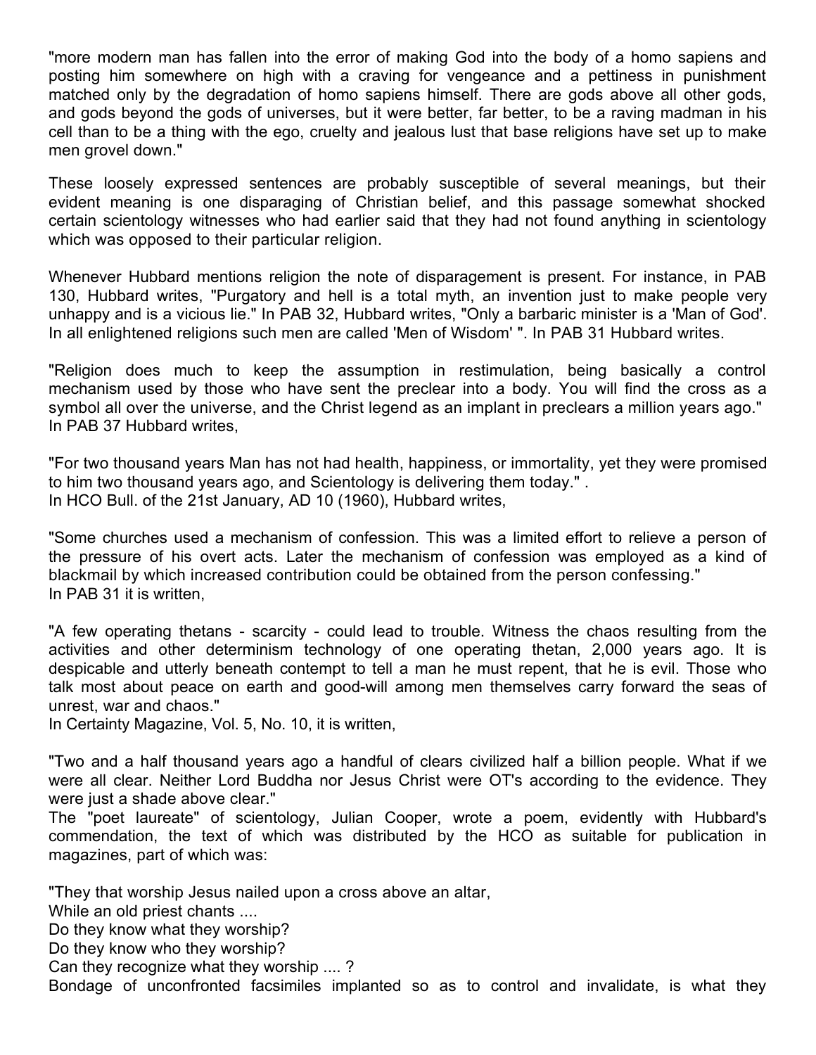"more modern man has fallen into the error of making God into the body of a homo sapiens and posting him somewhere on high with a craving for vengeance and a pettiness in punishment matched only by the degradation of homo sapiens himself. There are gods above all other gods, and gods beyond the gods of universes, but it were better, far better, to be a raving madman in his cell than to be a thing with the ego, cruelty and jealous lust that base religions have set up to make men grovel down."

These loosely expressed sentences are probably susceptible of several meanings, but their evident meaning is one disparaging of Christian belief, and this passage somewhat shocked certain scientology witnesses who had earlier said that they had not found anything in scientology which was opposed to their particular religion.

Whenever Hubbard mentions religion the note of disparagement is present. For instance, in PAB 130, Hubbard writes, "Purgatory and hell is a total myth, an invention just to make people very unhappy and is a vicious lie." In PAB 32, Hubbard writes, "Only a barbaric minister is a 'Man of God'. In all enlightened religions such men are called 'Men of Wisdom' ". In PAB 31 Hubbard writes.

"Religion does much to keep the assumption in restimulation, being basically a control mechanism used by those who have sent the preclear into a body. You will find the cross as a symbol all over the universe, and the Christ legend as an implant in preclears a million years ago." In PAB 37 Hubbard writes,

"For two thousand years Man has not had health, happiness, or immortality, yet they were promised to him two thousand years ago, and Scientology is delivering them today." .
In HCO Bull. of the 21st January, AD 10 (1960), Hubbard writes,

"Some churches used a mechanism of confession. This was a limited effort to relieve a person of the pressure of his overt acts. Later the mechanism of confession was employed as a kind of blackmail by which increased contribution could be obtained from the person confessing."
In PAB 31 it is written,

"A few operating thetans - scarcity - could lead to trouble. Witness the chaos resulting from the activities and other determinism technology of one operating thetan, 2,000 years ago. It is despicable and utterly beneath contempt to tell a man he must repent, that he is evil. Those who talk most about peace on earth and good-will among men themselves carry forward the seas of unrest, war and chaos."
In Certainty Magazine, Vol. 5, No. 10, it is written,

"Two and a half thousand years ago a handful of clears civilized half a billion people. What if we were all clear. Neither Lord Buddha nor Jesus Christ were OT's according to the evidence. They were just a shade above clear."
The "poet laureate" of scientology, Julian Cooper, wrote a poem, evidently with Hubbard's commendation, the text of which was distributed by the HCO as suitable for publication in magazines, part of which was:

"They that worship Jesus nailed upon a cross above an altar,
While an old priest chants ....
Do they know what they worship?
Do they know who they worship?
Can they recognize what they worship .... ?
Bondage of unconfronted facsimiles implanted so as to control and invalidate, is what they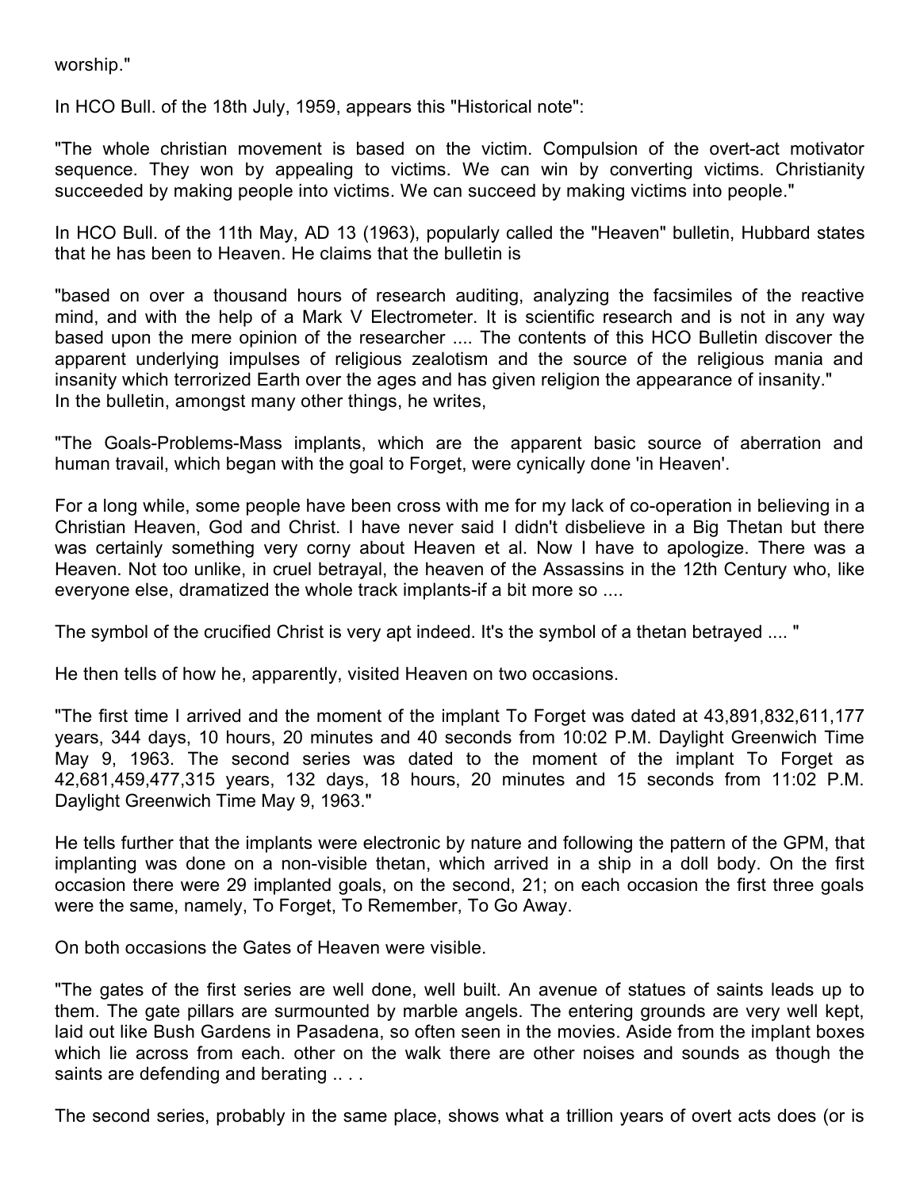worship."

In HCO Bull. of the 18th July, 1959, appears this "Historical note":

"The whole christian movement is based on the victim. Compulsion of the overt-act motivator sequence. They won by appealing to victims. We can win by converting victims. Christianity succeeded by making people into victims. We can succeed by making victims into people."

In HCO Bull. of the 11th May, AD 13 (1963), popularly called the "Heaven" bulletin, Hubbard states that he has been to Heaven. He claims that the bulletin is

"based on over a thousand hours of research auditing, analyzing the facsimiles of the reactive mind, and with the help of a Mark V Electrometer. It is scientific research and is not in any way based upon the mere opinion of the researcher .... The contents of this HCO Bulletin discover the apparent underlying impulses of religious zealotism and the source of the religious mania and insanity which terrorized Earth over the ages and has given religion the appearance of insanity."
In the bulletin, amongst many other things, he writes,

"The Goals-Problems-Mass implants, which are the apparent basic source of aberration and human travail, which began with the goal to Forget, were cynically done 'in Heaven'.

For a long while, some people have been cross with me for my lack of co-operation in believing in a Christian Heaven, God and Christ. I have never said I didn't disbelieve in a Big Thetan but there was certainly something very corny about Heaven et al. Now I have to apologize. There was a Heaven. Not too unlike, in cruel betrayal, the heaven of the Assassins in the 12th Century who, like everyone else, dramatized the whole track implants-if a bit more so ....

The symbol of the crucified Christ is very apt indeed. It's the symbol of a thetan betrayed .... "

He then tells of how he, apparently, visited Heaven on two occasions.

"The first time I arrived and the moment of the implant To Forget was dated at 43,891,832,611,177 years, 344 days, 10 hours, 20 minutes and 40 seconds from 10:02 P.M. Daylight Greenwich Time May 9, 1963. The second series was dated to the moment of the implant To Forget as 42,681,459,477,315 years, 132 days, 18 hours, 20 minutes and 15 seconds from 11:02 P.M. Daylight Greenwich Time May 9, 1963."

He tells further that the implants were electronic by nature and following the pattern of the GPM, that implanting was done on a non-visible thetan, which arrived in a ship in a doll body. On the first occasion there were 29 implanted goals, on the second, 21; on each occasion the first three goals were the same, namely, To Forget, To Remember, To Go Away.

On both occasions the Gates of Heaven were visible.

"The gates of the first series are well done, well built. An avenue of statues of saints leads up to them. The gate pillars are surmounted by marble angels. The entering grounds are very well kept, laid out like Bush Gardens in Pasadena, so often seen in the movies. Aside from the implant boxes which lie across from each. other on the walk there are other noises and sounds as though the saints are defending and berating .. . .

The second series, probably in the same place, shows what a trillion years of overt acts does (or is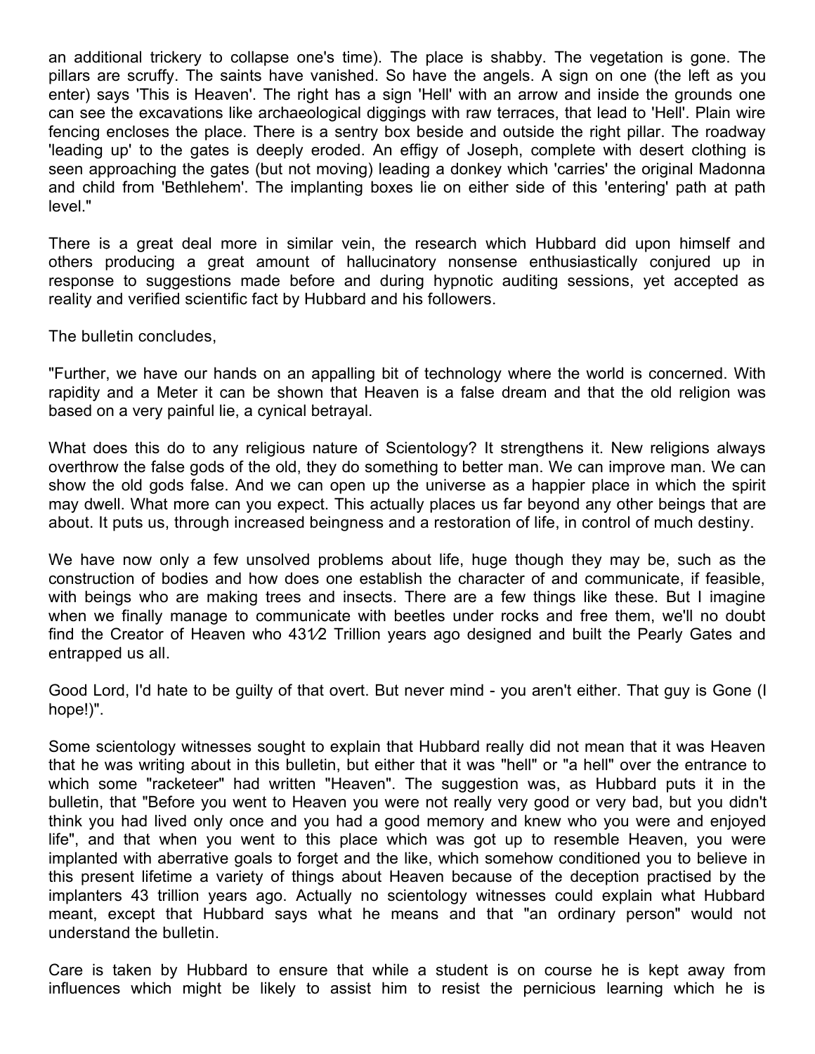an additional trickery to collapse one's time). The place is shabby. The vegetation is gone. The pillars are scruffy. The saints have vanished. So have the angels. A sign on one (the left as you enter) says 'This is Heaven'. The right has a sign 'Hell' with an arrow and inside the grounds one can see the excavations like archaeological diggings with raw terraces, that lead to 'Hell'. Plain wire fencing encloses the place. There is a sentry box beside and outside the right pillar. The roadway 'leading up' to the gates is deeply eroded. An effigy of Joseph, complete with desert clothing is seen approaching the gates (but not moving) leading a donkey which 'carries' the original Madonna and child from 'Bethlehem'. The implanting boxes lie on either side of this 'entering' path at path level."

There is a great deal more in similar vein, the research which Hubbard did upon himself and others producing a great amount of hallucinatory nonsense enthusiastically conjured up in response to suggestions made before and during hypnotic auditing sessions, yet accepted as reality and verified scientific fact by Hubbard and his followers.

The bulletin concludes,

"Further, we have our hands on an appalling bit of technology where the world is concerned. With rapidity and a Meter it can be shown that Heaven is a false dream and that the old religion was based on a very painful lie, a cynical betrayal.

What does this do to any religious nature of Scientology? It strengthens it. New religions always overthrow the false gods of the old, they do something to better man. We can improve man. We can show the old gods false. And we can open up the universe as a happier place in which the spirit may dwell. What more can you expect. This actually places us far beyond any other beings that are about. It puts us, through increased beingness and a restoration of life, in control of much destiny.

We have now only a few unsolved problems about life, huge though they may be, such as the construction of bodies and how does one establish the character of and communicate, if feasible, with beings who are making trees and insects. There are a few things like these. But I imagine when we finally manage to communicate with beetles under rocks and free them, we'll no doubt find the Creator of Heaven who 43½ Trillion years ago designed and built the Pearly Gates and entrapped us all.

Good Lord, I'd hate to be guilty of that overt. But never mind - you aren't either. That guy is Gone (I hope!)".

Some scientology witnesses sought to explain that Hubbard really did not mean that it was Heaven that he was writing about in this bulletin, but either that it was "hell" or "a hell" over the entrance to which some "racketeer" had written "Heaven". The suggestion was, as Hubbard puts it in the bulletin, that "Before you went to Heaven you were not really very good or very bad, but you didn't think you had lived only once and you had a good memory and knew who you were and enjoyed life", and that when you went to this place which was got up to resemble Heaven, you were implanted with aberrative goals to forget and the like, which somehow conditioned you to believe in this present lifetime a variety of things about Heaven because of the deception practised by the implanters 43 trillion years ago. Actually no scientology witnesses could explain what Hubbard meant, except that Hubbard says what he means and that "an ordinary person" would not understand the bulletin.

Care is taken by Hubbard to ensure that while a student is on course he is kept away from influences which might be likely to assist him to resist the pernicious learning which he is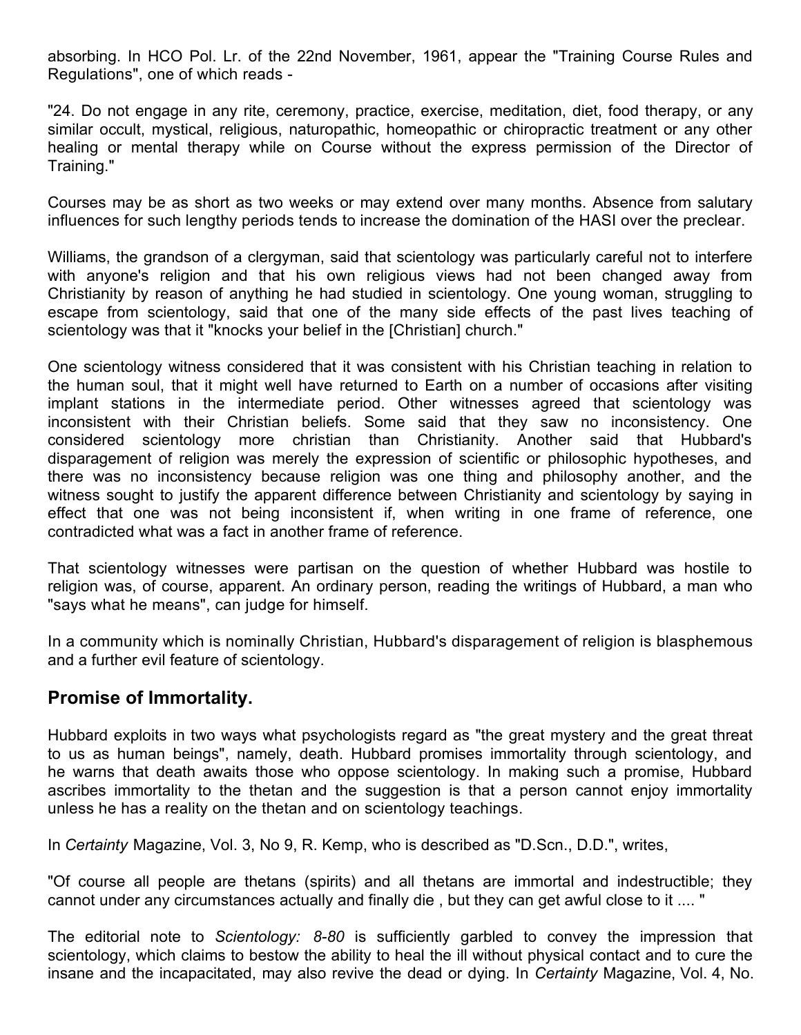absorbing. In HCO Pol. Lr. of the 22nd November, 1961, appear the "Training Course Rules and Regulations", one of which reads -

"24. Do not engage in any rite, ceremony, practice, exercise, meditation, diet, food therapy, or any similar occult, mystical, religious, naturopathic, homeopathic or chiropractic treatment or any other healing or mental therapy while on Course without the express permission of the Director of Training."

Courses may be as short as two weeks or may extend over many months. Absence from salutary influences for such lengthy periods tends to increase the domination of the HASI over the preclear.

Williams, the grandson of a clergyman, said that scientology was particularly careful not to interfere with anyone's religion and that his own religious views had not been changed away from Christianity by reason of anything he had studied in scientology. One young woman, struggling to escape from scientology, said that one of the many side effects of the past lives teaching of scientology was that it "knocks your belief in the [Christian] church."

One scientology witness considered that it was consistent with his Christian teaching in relation to the human soul, that it might well have returned to Earth on a number of occasions after visiting implant stations in the intermediate period. Other witnesses agreed that scientology was inconsistent with their Christian beliefs. Some said that they saw no inconsistency. One considered scientology more christian than Christianity. Another said that Hubbard's disparagement of religion was merely the expression of scientific or philosophic hypotheses, and there was no inconsistency because religion was one thing and philosophy another, and the witness sought to justify the apparent difference between Christianity and scientology by saying in effect that one was not being inconsistent if, when writing in one frame of reference, one contradicted what was a fact in another frame of reference.

That scientology witnesses were partisan on the question of whether Hubbard was hostile to religion was, of course, apparent. An ordinary person, reading the writings of Hubbard, a man who "says what he means", can judge for himself.

In a community which is nominally Christian, Hubbard's disparagement of religion is blasphemous and a further evil feature of scientology.

## Promise of Immortality.

Hubbard exploits in two ways what psychologists regard as "the great mystery and the great threat to us as human beings", namely, death. Hubbard promises immortality through scientology, and he warns that death awaits those who oppose scientology. In making such a promise, Hubbard ascribes immortality to the thetan and the suggestion is that a person cannot enjoy immortality unless he has a reality on the thetan and on scientology teachings.

In *Certainty* Magazine, Vol. 3, No 9, R. Kemp, who is described as "D.Scn., D.D.", writes,

"Of course all people are thetans (spirits) and all thetans are immortal and indestructible; they cannot under any circumstances actually and finally die , but they can get awful close to it .... "

The editorial note to *Scientology: 8-80* is sufficiently garbled to convey the impression that scientology, which claims to bestow the ability to heal the ill without physical contact and to cure the insane and the incapacitated, may also revive the dead or dying. In *Certainty* Magazine, Vol. 4, No.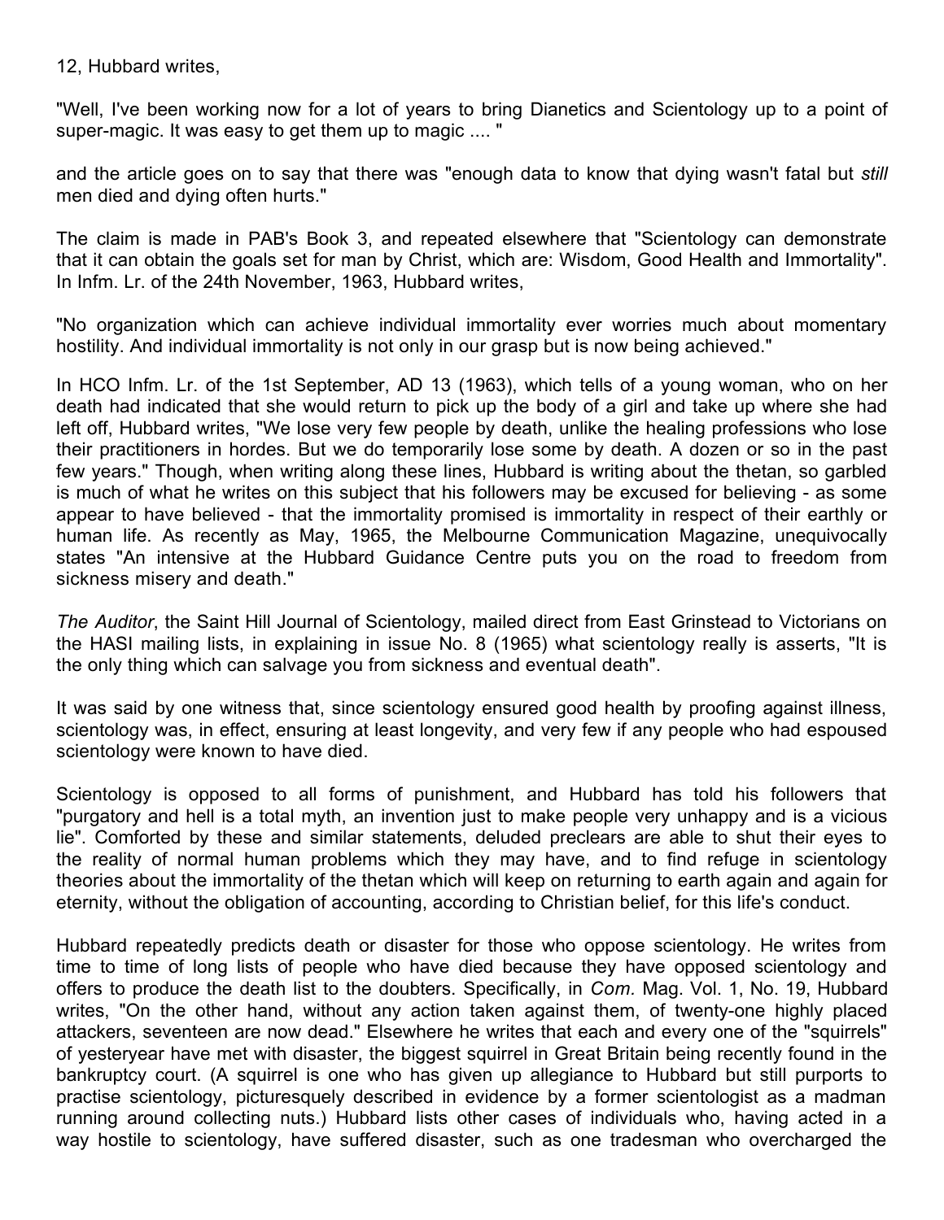12, Hubbard writes,

"Well, I've been working now for a lot of years to bring Dianetics and Scientology up to a point of super-magic. It was easy to get them up to magic .... "

and the article goes on to say that there was "enough data to know that dying wasn't fatal but *still* men died and dying often hurts."

The claim is made in PAB's Book 3, and repeated elsewhere that "Scientology can demonstrate that it can obtain the goals set for man by Christ, which are: Wisdom, Good Health and Immortality". In Infm. Lr. of the 24th November, 1963, Hubbard writes,

"No organization which can achieve individual immortality ever worries much about momentary hostility. And individual immortality is not only in our grasp but is now being achieved."

In HCO Infm. Lr. of the 1st September, AD 13 (1963), which tells of a young woman, who on her death had indicated that she would return to pick up the body of a girl and take up where she had left off, Hubbard writes, "We lose very few people by death, unlike the healing professions who lose their practitioners in hordes. But we do temporarily lose some by death. A dozen or so in the past few years." Though, when writing along these lines, Hubbard is writing about the thetan, so garbled is much of what he writes on this subject that his followers may be excused for believing - as some appear to have believed - that the immortality promised is immortality in respect of their earthly or human life. As recently as May, 1965, the Melbourne Communication Magazine, unequivocally states "An intensive at the Hubbard Guidance Centre puts you on the road to freedom from sickness misery and death."

*The Auditor*, the Saint Hill Journal of Scientology, mailed direct from East Grinstead to Victorians on the HASI mailing lists, in explaining in issue No. 8 (1965) what scientology really is asserts, "It is the only thing which can salvage you from sickness and eventual death".

It was said by one witness that, since scientology ensured good health by proofing against illness, scientology was, in effect, ensuring at least longevity, and very few if any people who had espoused scientology were known to have died.

Scientology is opposed to all forms of punishment, and Hubbard has told his followers that "purgatory and hell is a total myth, an invention just to make people very unhappy and is a vicious lie". Comforted by these and similar statements, deluded preclears are able to shut their eyes to the reality of normal human problems which they may have, and to find refuge in scientology theories about the immortality of the thetan which will keep on returning to earth again and again for eternity, without the obligation of accounting, according to Christian belief, for this life's conduct.

Hubbard repeatedly predicts death or disaster for those who oppose scientology. He writes from time to time of long lists of people who have died because they have opposed scientology and offers to produce the death list to the doubters. Specifically, in *Com.* Mag. Vol. 1, No. 19, Hubbard writes, "On the other hand, without any action taken against them, of twenty-one highly placed attackers, seventeen are now dead." Elsewhere he writes that each and every one of the "squirrels" of yesteryear have met with disaster, the biggest squirrel in Great Britain being recently found in the bankruptcy court. (A squirrel is one who has given up allegiance to Hubbard but still purports to practise scientology, picturesquely described in evidence by a former scientologist as a madman running around collecting nuts.) Hubbard lists other cases of individuals who, having acted in a way hostile to scientology, have suffered disaster, such as one tradesman who overcharged the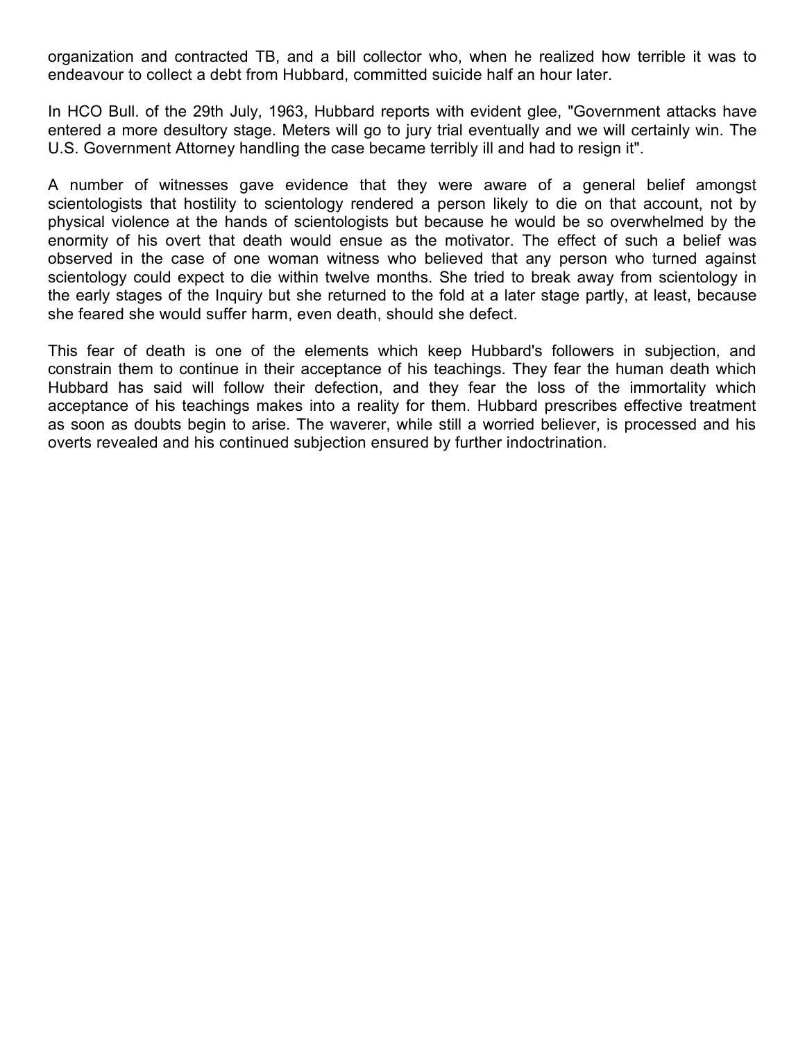organization and contracted TB, and a bill collector who, when he realized how terrible it was to endeavour to collect a debt from Hubbard, committed suicide half an hour later.

In HCO Bull. of the 29th July, 1963, Hubbard reports with evident glee, "Government attacks have entered a more desultory stage. Meters will go to jury trial eventually and we will certainly win. The U.S. Government Attorney handling the case became terribly ill and had to resign it".

A number of witnesses gave evidence that they were aware of a general belief amongst scientologists that hostility to scientology rendered a person likely to die on that account, not by physical violence at the hands of scientologists but because he would be so overwhelmed by the enormity of his overt that death would ensue as the motivator. The effect of such a belief was observed in the case of one woman witness who believed that any person who turned against scientology could expect to die within twelve months. She tried to break away from scientology in the early stages of the Inquiry but she returned to the fold at a later stage partly, at least, because she feared she would suffer harm, even death, should she defect.

This fear of death is one of the elements which keep Hubbard's followers in subjection, and constrain them to continue in their acceptance of his teachings. They fear the human death which Hubbard has said will follow their defection, and they fear the loss of the immortality which acceptance of his teachings makes into a reality for them. Hubbard prescribes effective treatment as soon as doubts begin to arise. The waverer, while still a worried believer, is processed and his overts revealed and his continued subjection ensured by further indoctrination.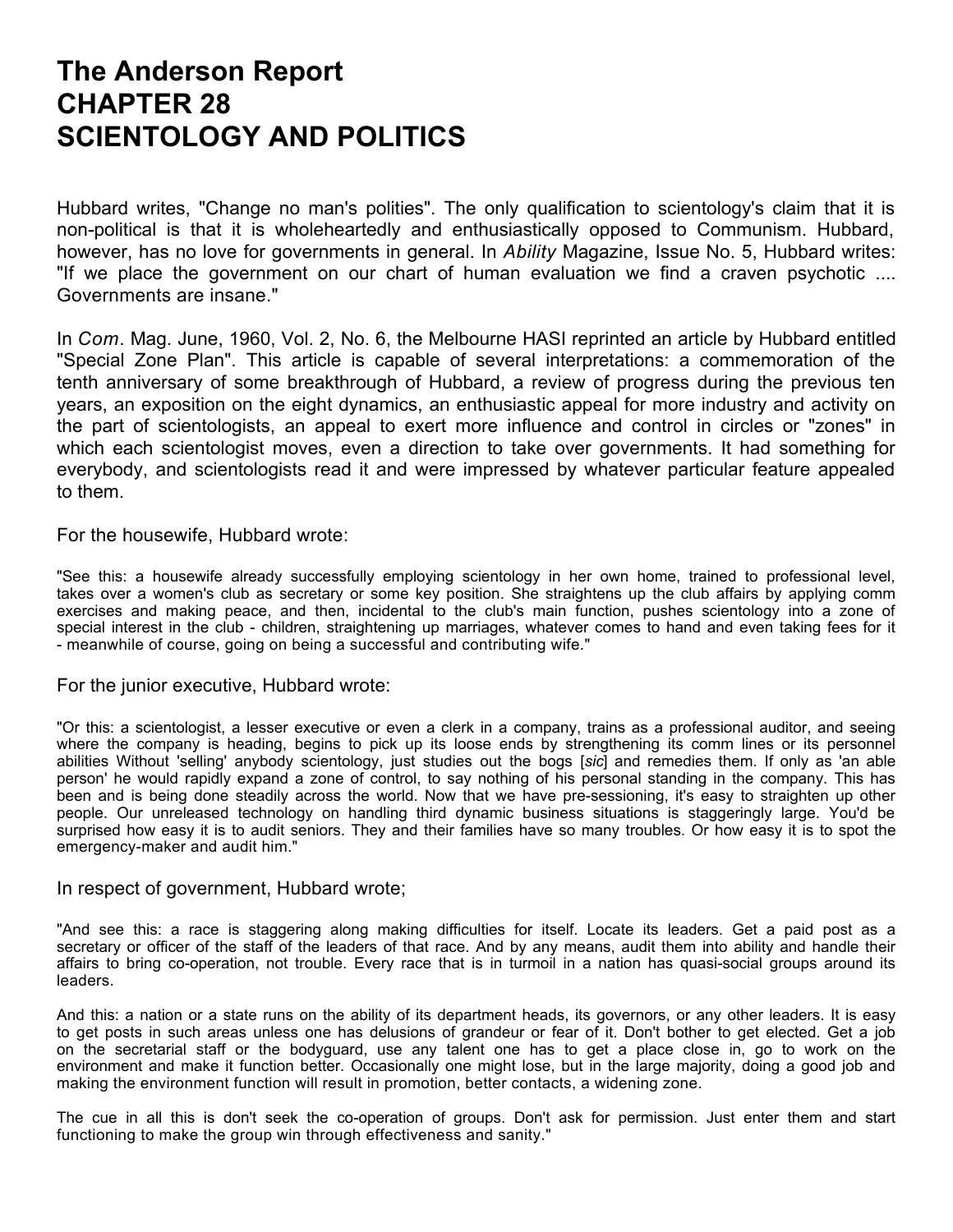# The Anderson Report
# CHAPTER 28
# SCIENTOLOGY AND POLITICS

Hubbard writes, "Change no man's polities". The only qualification to scientology's claim that it is non-political is that it is wholeheartedly and enthusiastically opposed to Communism. Hubbard, however, has no love for governments in general. In *Ability* Magazine, Issue No. 5, Hubbard writes: "If we place the government on our chart of human evaluation we find a craven psychotic .... Governments are insane."

In *Com*. Mag. June, 1960, Vol. 2, No. 6, the Melbourne HASI reprinted an article by Hubbard entitled "Special Zone Plan". This article is capable of several interpretations: a commemoration of the tenth anniversary of some breakthrough of Hubbard, a review of progress during the previous ten years, an exposition on the eight dynamics, an enthusiastic appeal for more industry and activity on the part of scientologists, an appeal to exert more influence and control in circles or "zones" in which each scientologist moves, even a direction to take over governments. It had something for everybody, and scientologists read it and were impressed by whatever particular feature appealed to them.

For the housewife, Hubbard wrote:

"See this: a housewife already successfully employing scientology in her own home, trained to professional level, takes over a women's club as secretary or some key position. She straightens up the club affairs by applying comm exercises and making peace, and then, incidental to the club's main function, pushes scientology into a zone of special interest in the club - children, straightening up marriages, whatever comes to hand and even taking fees for it - meanwhile of course, going on being a successful and contributing wife."

For the junior executive, Hubbard wrote:

"Or this: a scientologist, a lesser executive or even a clerk in a company, trains as a professional auditor, and seeing where the company is heading, begins to pick up its loose ends by strengthening its comm lines or its personnel abilities Without 'selling' anybody scientology, just studies out the bogs [*sic*] and remedies them. If only as 'an able person' he would rapidly expand a zone of control, to say nothing of his personal standing in the company. This has been and is being done steadily across the world. Now that we have pre-sessioning, it's easy to straighten up other people. Our unreleased technology on handling third dynamic business situations is staggeringly large. You'd be surprised how easy it is to audit seniors. They and their families have so many troubles. Or how easy it is to spot the emergency-maker and audit him."

In respect of government, Hubbard wrote;

"And see this: a race is staggering along making difficulties for itself. Locate its leaders. Get a paid post as a secretary or officer of the staff of the leaders of that race. And by any means, audit them into ability and handle their affairs to bring co-operation, not trouble. Every race that is in turmoil in a nation has quasi-social groups around its leaders.

And this: a nation or a state runs on the ability of its department heads, its governors, or any other leaders. It is easy to get posts in such areas unless one has delusions of grandeur or fear of it. Don't bother to get elected. Get a job on the secretarial staff or the bodyguard, use any talent one has to get a place close in, go to work on the environment and make it function better. Occasionally one might lose, but in the large majority, doing a good job and making the environment function will result in promotion, better contacts, a widening zone.

The cue in all this is don't seek the co-operation of groups. Don't ask for permission. Just enter them and start functioning to make the group win through effectiveness and sanity."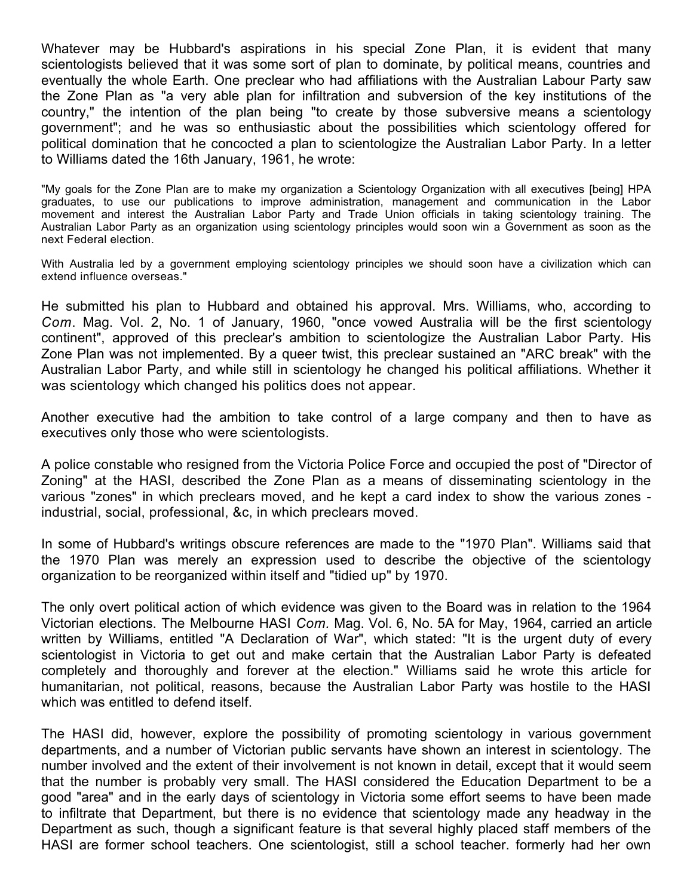Whatever may be Hubbard's aspirations in his special Zone Plan, it is evident that many scientologists believed that it was some sort of plan to dominate, by political means, countries and eventually the whole Earth. One preclear who had affiliations with the Australian Labour Party saw the Zone Plan as "a very able plan for infiltration and subversion of the key institutions of the country," the intention of the plan being "to create by those subversive means a scientology government"; and he was so enthusiastic about the possibilities which scientology offered for political domination that he concocted a plan to scientologize the Australian Labor Party. In a letter to Williams dated the 16th January, 1961, he wrote:

> "My goals for the Zone Plan are to make my organization a Scientology Organization with all executives [being] HPA graduates, to use our publications to improve administration, management and communication in the Labor movement and interest the Australian Labor Party and Trade Union officials in taking scientology training. The Australian Labor Party as an organization using scientology principles would soon win a Government as soon as the next Federal election.
>
> With Australia led by a government employing scientology principles we should soon have a civilization which can extend influence overseas."

He submitted his plan to Hubbard and obtained his approval. Mrs. Williams, who, according to *Com*. Mag. Vol. 2, No. 1 of January, 1960, "once vowed Australia will be the first scientology continent", approved of this preclear's ambition to scientologize the Australian Labor Party. His Zone Plan was not implemented. By a queer twist, this preclear sustained an "ARC break" with the Australian Labor Party, and while still in scientology he changed his political affiliations. Whether it was scientology which changed his politics does not appear.

Another executive had the ambition to take control of a large company and then to have as executives only those who were scientologists.

A police constable who resigned from the Victoria Police Force and occupied the post of "Director of Zoning" at the HASI, described the Zone Plan as a means of disseminating scientology in the various "zones" in which preclears moved, and he kept a card index to show the various zones - industrial, social, professional, &c, in which preclears moved.

In some of Hubbard's writings obscure references are made to the "1970 Plan". Williams said that the 1970 Plan was merely an expression used to describe the objective of the scientology organization to be reorganized within itself and "tidied up" by 1970.

The only overt political action of which evidence was given to the Board was in relation to the 1964 Victorian elections. The Melbourne HASI *Com.* Mag. Vol. 6, No. 5A for May, 1964, carried an article written by Williams, entitled "A Declaration of War", which stated: "It is the urgent duty of every scientologist in Victoria to get out and make certain that the Australian Labor Party is defeated completely and thoroughly and forever at the election." Williams said he wrote this article for humanitarian, not political, reasons, because the Australian Labor Party was hostile to the HASI which was entitled to defend itself.

The HASI did, however, explore the possibility of promoting scientology in various government departments, and a number of Victorian public servants have shown an interest in scientology. The number involved and the extent of their involvement is not known in detail, except that it would seem that the number is probably very small. The HASI considered the Education Department to be a good "area" and in the early days of scientology in Victoria some effort seems to have been made to infiltrate that Department, but there is no evidence that scientology made any headway in the Department as such, though a significant feature is that several highly placed staff members of the HASI are former school teachers. One scientologist, still a school teacher. formerly had her own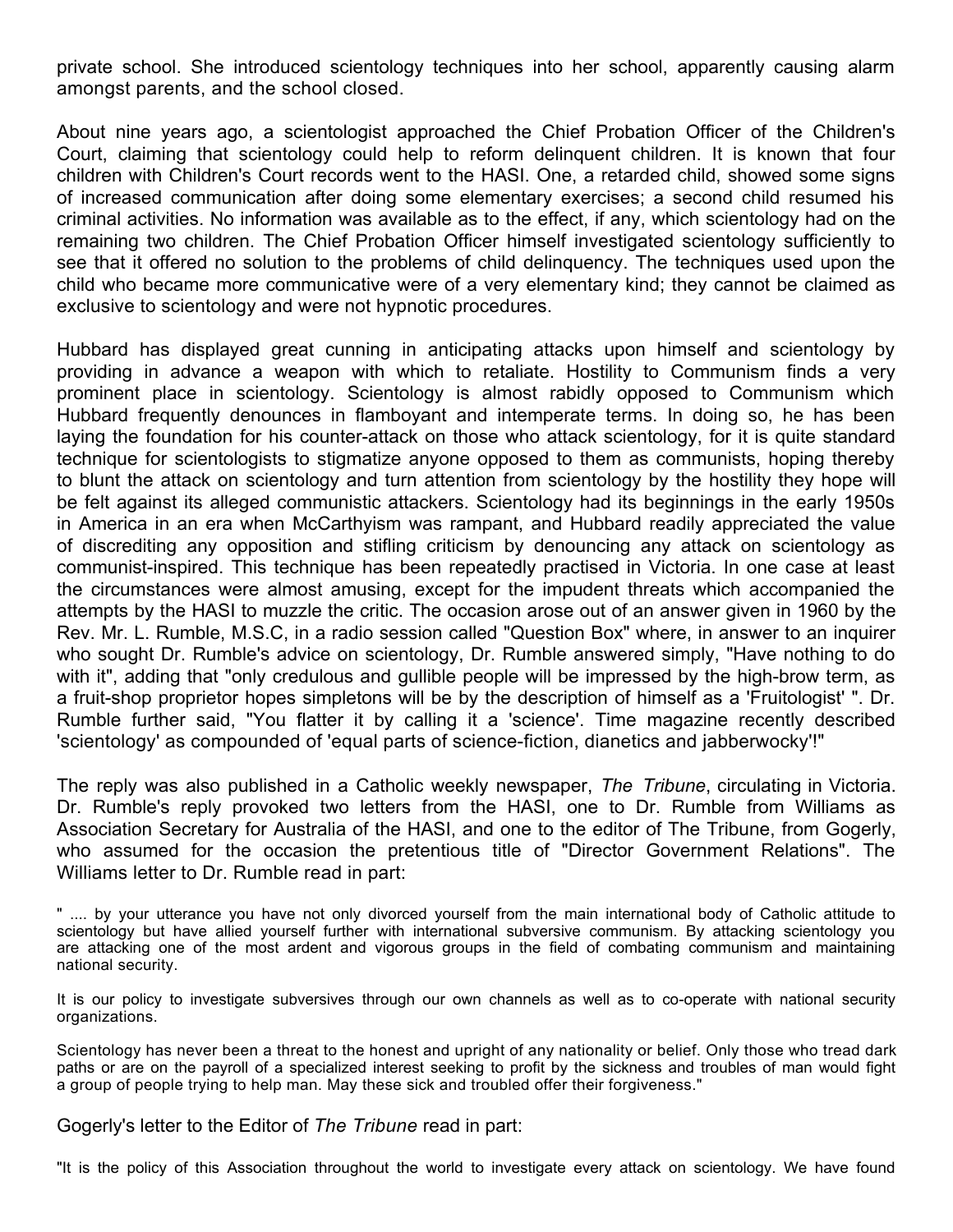private school. She introduced scientology techniques into her school, apparently causing alarm amongst parents, and the school closed.

About nine years ago, a scientologist approached the Chief Probation Officer of the Children's Court, claiming that scientology could help to reform delinquent children. It is known that four children with Children's Court records went to the HASI. One, a retarded child, showed some signs of increased communication after doing some elementary exercises; a second child resumed his criminal activities. No information was available as to the effect, if any, which scientology had on the remaining two children. The Chief Probation Officer himself investigated scientology sufficiently to see that it offered no solution to the problems of child delinquency. The techniques used upon the child who became more communicative were of a very elementary kind; they cannot be claimed as exclusive to scientology and were not hypnotic procedures.

Hubbard has displayed great cunning in anticipating attacks upon himself and scientology by providing in advance a weapon with which to retaliate. Hostility to Communism finds a very prominent place in scientology. Scientology is almost rabidly opposed to Communism which Hubbard frequently denounces in flamboyant and intemperate terms. In doing so, he has been laying the foundation for his counter-attack on those who attack scientology, for it is quite standard technique for scientologists to stigmatize anyone opposed to them as communists, hoping thereby to blunt the attack on scientology and turn attention from scientology by the hostility they hope will be felt against its alleged communistic attackers. Scientology had its beginnings in the early 1950s in America in an era when McCarthyism was rampant, and Hubbard readily appreciated the value of discrediting any opposition and stifling criticism by denouncing any attack on scientology as communist-inspired. This technique has been repeatedly practised in Victoria. In one case at least the circumstances were almost amusing, except for the impudent threats which accompanied the attempts by the HASI to muzzle the critic. The occasion arose out of an answer given in 1960 by the Rev. Mr. L. Rumble, M.S.C, in a radio session called "Question Box" where, in answer to an inquirer who sought Dr. Rumble's advice on scientology, Dr. Rumble answered simply, "Have nothing to do with it", adding that "only credulous and gullible people will be impressed by the high-brow term, as a fruit-shop proprietor hopes simpletons will be by the description of himself as a 'Fruitologist' ". Dr. Rumble further said, "You flatter it by calling it a 'science'. Time magazine recently described 'scientology' as compounded of 'equal parts of science-fiction, dianetics and jabberwocky'!"

The reply was also published in a Catholic weekly newspaper, *The Tribune*, circulating in Victoria. Dr. Rumble's reply provoked two letters from the HASI, one to Dr. Rumble from Williams as Association Secretary for Australia of the HASI, and one to the editor of The Tribune, from Gogerly, who assumed for the occasion the pretentious title of "Director Government Relations". The Williams letter to Dr. Rumble read in part:

> " .... by your utterance you have not only divorced yourself from the main international body of Catholic attitude to scientology but have allied yourself further with international subversive communism. By attacking scientology you are attacking one of the most ardent and vigorous groups in the field of combating communism and maintaining national security.
>
> It is our policy to investigate subversives through our own channels as well as to co-operate with national security organizations.
>
> Scientology has never been a threat to the honest and upright of any nationality or belief. Only those who tread dark paths or are on the payroll of a specialized interest seeking to profit by the sickness and troubles of man would fight a group of people trying to help man. May these sick and troubled offer their forgiveness."

Gogerly's letter to the Editor of *The Tribune* read in part:

> "It is the policy of this Association throughout the world to investigate every attack on scientology. We have found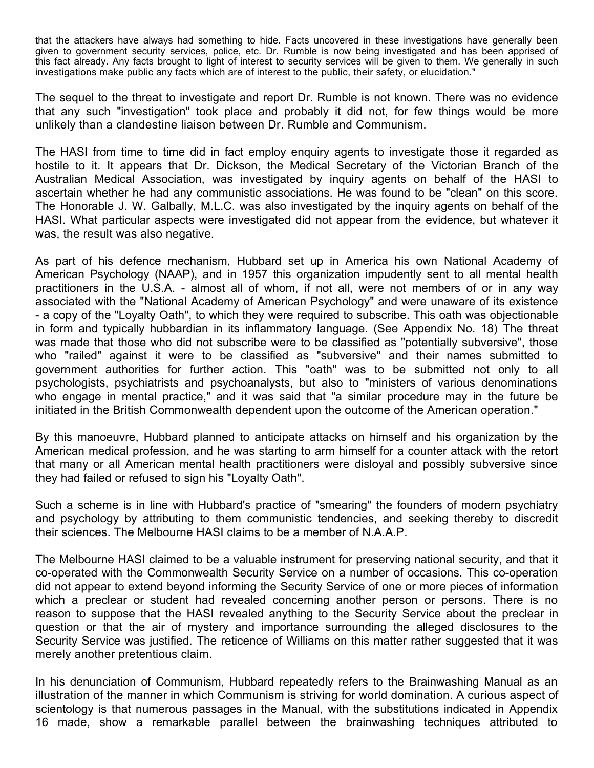that the attackers have always had something to hide. Facts uncovered in these investigations have generally been given to government security services, police, etc. Dr. Rumble is now being investigated and has been apprised of this fact already. Any facts brought to light of interest to security services will be given to them. We generally in such investigations make public any facts which are of interest to the public, their safety, or elucidation."

The sequel to the threat to investigate and report Dr. Rumble is not known. There was no evidence that any such "investigation" took place and probably it did not, for few things would be more unlikely than a clandestine liaison between Dr. Rumble and Communism.

The HASI from time to time did in fact employ enquiry agents to investigate those it regarded as hostile to it. It appears that Dr. Dickson, the Medical Secretary of the Victorian Branch of the Australian Medical Association, was investigated by inquiry agents on behalf of the HASI to ascertain whether he had any communistic associations. He was found to be "clean" on this score. The Honorable J. W. Galbally, M.L.C. was also investigated by the inquiry agents on behalf of the HASI. What particular aspects were investigated did not appear from the evidence, but whatever it was, the result was also negative.

As part of his defence mechanism, Hubbard set up in America his own National Academy of American Psychology (NAAP), and in 1957 this organization impudently sent to all mental health practitioners in the U.S.A. - almost all of whom, if not all, were not members of or in any way associated with the "National Academy of American Psychology" and were unaware of its existence - a copy of the "Loyalty Oath", to which they were required to subscribe. This oath was objectionable in form and typically hubbardian in its inflammatory language. (See Appendix No. 18) The threat was made that those who did not subscribe were to be classified as "potentially subversive", those who "railed" against it were to be classified as "subversive" and their names submitted to government authorities for further action. This "oath" was to be submitted not only to all psychologists, psychiatrists and psychoanalysts, but also to "ministers of various denominations who engage in mental practice," and it was said that "a similar procedure may in the future be initiated in the British Commonwealth dependent upon the outcome of the American operation."

By this manoeuvre, Hubbard planned to anticipate attacks on himself and his organization by the American medical profession, and he was starting to arm himself for a counter attack with the retort that many or all American mental health practitioners were disloyal and possibly subversive since they had failed or refused to sign his "Loyalty Oath".

Such a scheme is in line with Hubbard's practice of "smearing" the founders of modern psychiatry and psychology by attributing to them communistic tendencies, and seeking thereby to discredit their sciences. The Melbourne HASI claims to be a member of N.A.A.P.

The Melbourne HASI claimed to be a valuable instrument for preserving national security, and that it co-operated with the Commonwealth Security Service on a number of occasions. This co-operation did not appear to extend beyond informing the Security Service of one or more pieces of information which a preclear or student had revealed concerning another person or persons. There is no reason to suppose that the HASI revealed anything to the Security Service about the preclear in question or that the air of mystery and importance surrounding the alleged disclosures to the Security Service was justified. The reticence of Williams on this matter rather suggested that it was merely another pretentious claim.

In his denunciation of Communism, Hubbard repeatedly refers to the Brainwashing Manual as an illustration of the manner in which Communism is striving for world domination. A curious aspect of scientology is that numerous passages in the Manual, with the substitutions indicated in Appendix 16 made, show a remarkable parallel between the brainwashing techniques attributed to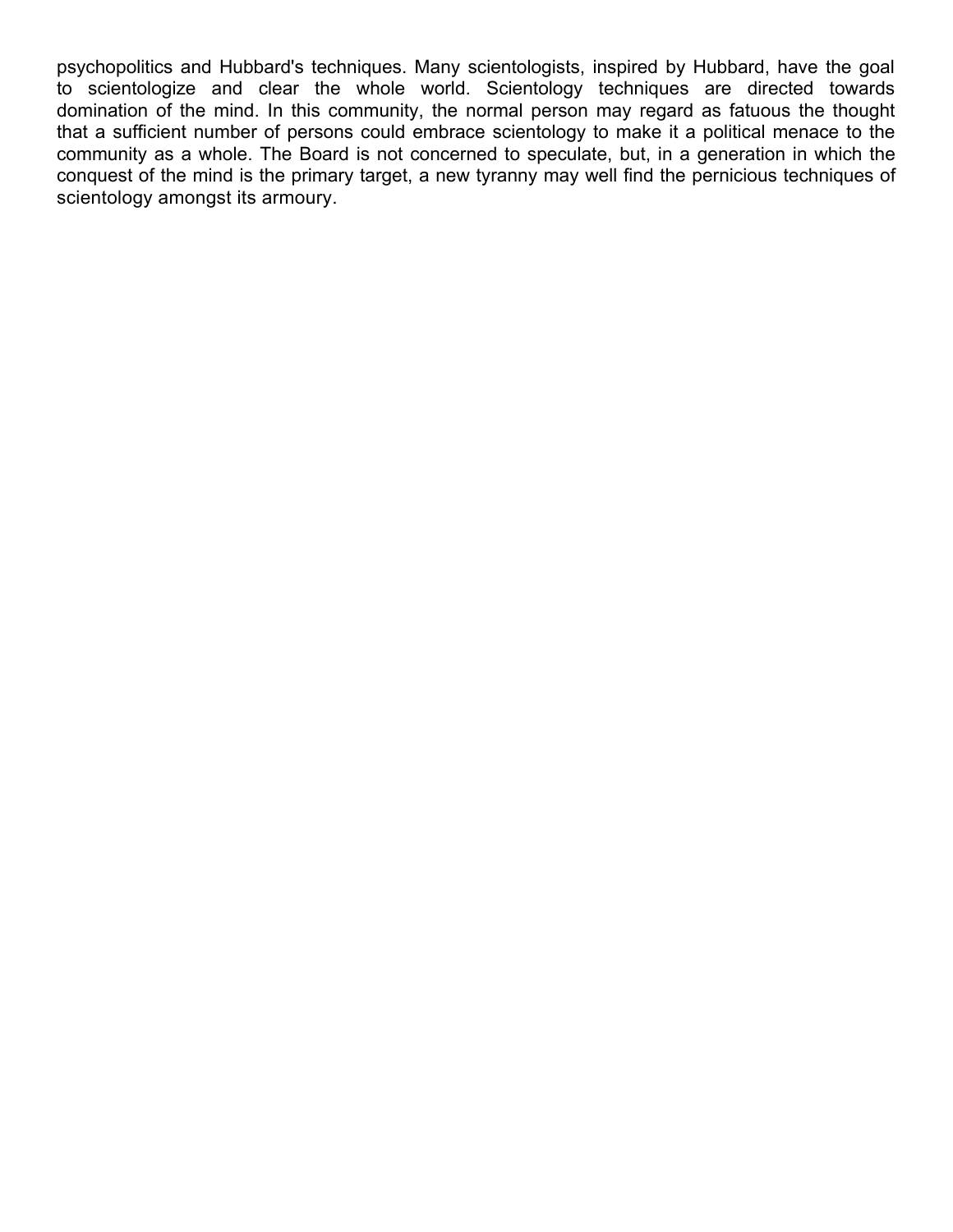psychopolitics and Hubbard's techniques. Many scientologists, inspired by Hubbard, have the goal to scientologize and clear the whole world. Scientology techniques are directed towards domination of the mind. In this community, the normal person may regard as fatuous the thought that a sufficient number of persons could embrace scientology to make it a political menace to the community as a whole. The Board is not concerned to speculate, but, in a generation in which the conquest of the mind is the primary target, a new tyranny may well find the pernicious techniques of scientology amongst its armoury.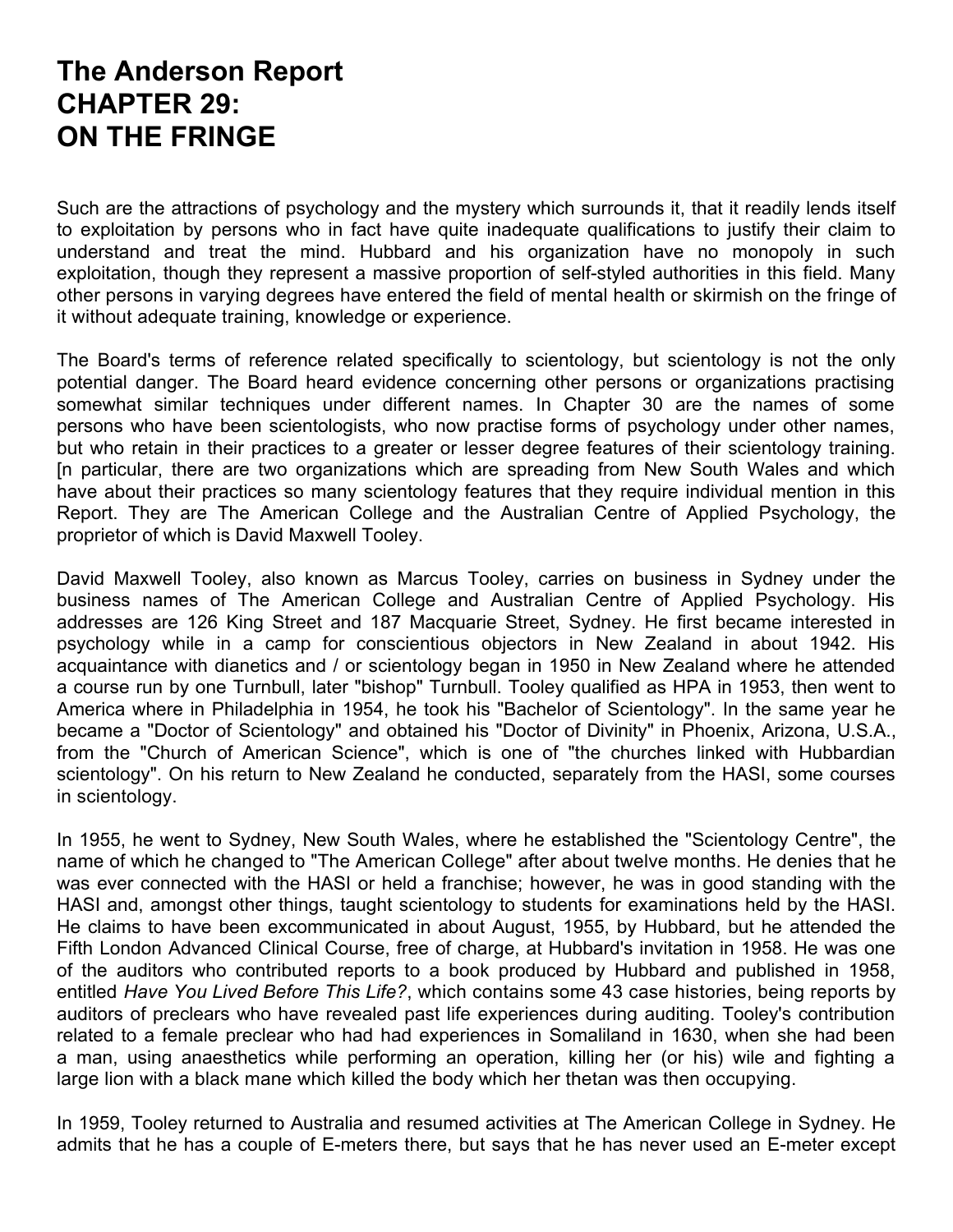# The Anderson Report CHAPTER 29: ON THE FRINGE

Such are the attractions of psychology and the mystery which surrounds it, that it readily lends itself to exploitation by persons who in fact have quite inadequate qualifications to justify their claim to understand and treat the mind. Hubbard and his organization have no monopoly in such exploitation, though they represent a massive proportion of self-styled authorities in this field. Many other persons in varying degrees have entered the field of mental health or skirmish on the fringe of it without adequate training, knowledge or experience.

The Board's terms of reference related specifically to scientology, but scientology is not the only potential danger. The Board heard evidence concerning other persons or organizations practising somewhat similar techniques under different names. In Chapter 30 are the names of some persons who have been scientologists, who now practise forms of psychology under other names, but who retain in their practices to a greater or lesser degree features of their scientology training. [n particular, there are two organizations which are spreading from New South Wales and which have about their practices so many scientology features that they require individual mention in this Report. They are The American College and the Australian Centre of Applied Psychology, the proprietor of which is David Maxwell Tooley.

David Maxwell Tooley, also known as Marcus Tooley, carries on business in Sydney under the business names of The American College and Australian Centre of Applied Psychology. His addresses are 126 King Street and 187 Macquarie Street, Sydney. He first became interested in psychology while in a camp for conscientious objectors in New Zealand in about 1942. His acquaintance with dianetics and / or scientology began in 1950 in New Zealand where he attended a course run by one Turnbull, later "bishop" Turnbull. Tooley qualified as HPA in 1953, then went to America where in Philadelphia in 1954, he took his "Bachelor of Scientology". In the same year he became a "Doctor of Scientology" and obtained his "Doctor of Divinity" in Phoenix, Arizona, U.S.A., from the "Church of American Science", which is one of "the churches linked with Hubbardian scientology". On his return to New Zealand he conducted, separately from the HASI, some courses in scientology.

In 1955, he went to Sydney, New South Wales, where he established the "Scientology Centre", the name of which he changed to "The American College" after about twelve months. He denies that he was ever connected with the HASI or held a franchise; however, he was in good standing with the HASI and, amongst other things, taught scientology to students for examinations held by the HASI. He claims to have been excommunicated in about August, 1955, by Hubbard, but he attended the Fifth London Advanced Clinical Course, free of charge, at Hubbard's invitation in 1958. He was one of the auditors who contributed reports to a book produced by Hubbard and published in 1958, entitled *Have You Lived Before This Life?*, which contains some 43 case histories, being reports by auditors of preclears who have revealed past life experiences during auditing. Tooley's contribution related to a female preclear who had had experiences in Somaliland in 1630, when she had been a man, using anaesthetics while performing an operation, killing her (or his) wile and fighting a large lion with a black mane which killed the body which her thetan was then occupying.

In 1959, Tooley returned to Australia and resumed activities at The American College in Sydney. He admits that he has a couple of E-meters there, but says that he has never used an E-meter except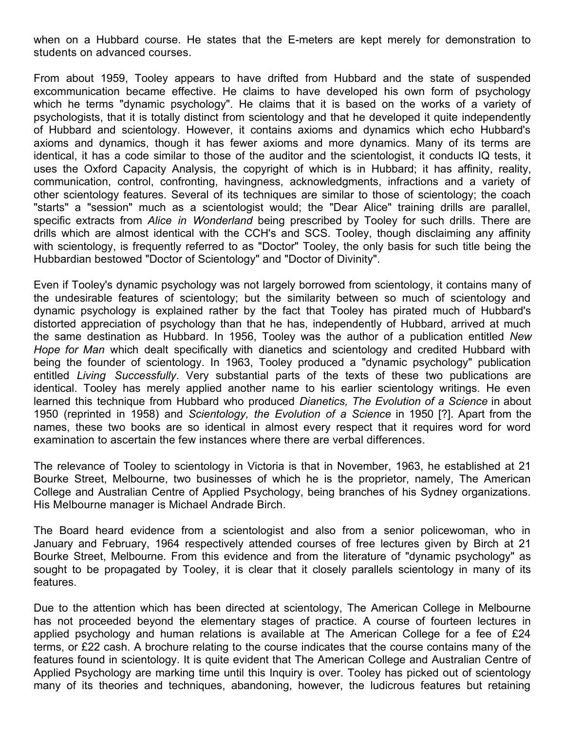when on a Hubbard course. He states that the E-meters are kept merely for demonstration to students on advanced courses.

From about 1959, Tooley appears to have drifted from Hubbard and the state of suspended excommunication became effective. He claims to have developed his own form of psychology which he terms "dynamic psychology". He claims that it is based on the works of a variety of psychologists, that it is totally distinct from scientology and that he developed it quite independently of Hubbard and scientology. However, it contains axioms and dynamics which echo Hubbard's axioms and dynamics, though it has fewer axioms and more dynamics. Many of its terms are identical, it has a code similar to those of the auditor and the scientologist, it conducts IQ tests, it uses the Oxford Capacity Analysis, the copyright of which is in Hubbard; it has affinity, reality, communication, control, confronting, havingness, acknowledgments, infractions and a variety of other scientology features. Several of its techniques are similar to those of scientology; the coach "starts" a "session" much as a scientologist would; the "Dear Alice" training drills are parallel, specific extracts from *Alice in Wonderland* being prescribed by Tooley for such drills. There are drills which are almost identical with the CCH's and SCS. Tooley, though disclaiming any affinity with scientology, is frequently referred to as "Doctor" Tooley, the only basis for such title being the Hubbardian bestowed "Doctor of Scientology" and "Doctor of Divinity".

Even if Tooley's dynamic psychology was not largely borrowed from scientology, it contains many of the undesirable features of scientology; but the similarity between so much of scientology and dynamic psychology is explained rather by the fact that Tooley has pirated much of Hubbard's distorted appreciation of psychology than that he has, independently of Hubbard, arrived at much the same destination as Hubbard. In 1956, Tooley was the author of a publication entitled *New Hope for Man* which dealt specifically with dianetics and scientology and credited Hubbard with being the founder of scientology. In 1963, Tooley produced a "dynamic psychology" publication entitled *Living Successfully*. Very substantial parts of the texts of these two publications are identical. Tooley has merely applied another name to his earlier scientology writings. He even learned this technique from Hubbard who produced *Dianetics, The Evolution of a Science* in about 1950 (reprinted in 1958) and *Scientology, the Evolution of a Science* in 1950 [?]. Apart from the names, these two books are so identical in almost every respect that it requires word for word examination to ascertain the few instances where there are verbal differences.

The relevance of Tooley to scientology in Victoria is that in November, 1963, he established at 21 Bourke Street, Melbourne, two businesses of which he is the proprietor, namely, The American College and Australian Centre of Applied Psychology, being branches of his Sydney organizations. His Melbourne manager is Michael Andrade Birch.

The Board heard evidence from a scientologist and also from a senior policewoman, who in January and February, 1964 respectively attended courses of free lectures given by Birch at 21 Bourke Street, Melbourne. From this evidence and from the literature of "dynamic psychology" as sought to be propagated by Tooley, it is clear that it closely parallels scientology in many of its features.

Due to the attention which has been directed at scientology, The American College in Melbourne has not proceeded beyond the elementary stages of practice. A course of fourteen lectures in applied psychology and human relations is available at The American College for a fee of £24 terms, or £22 cash. A brochure relating to the course indicates that the course contains many of the features found in scientology. It is quite evident that The American College and Australian Centre of Applied Psychology are marking time until this Inquiry is over. Tooley has picked out of scientology many of its theories and techniques, abandoning, however, the ludicrous features but retaining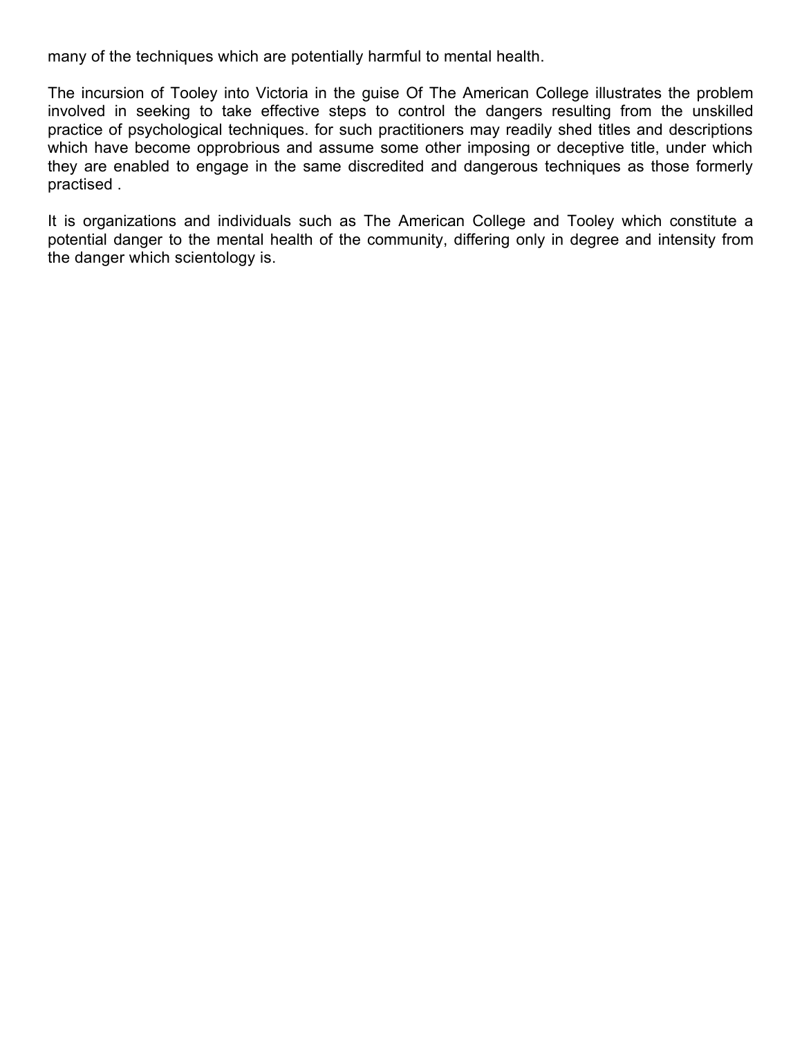many of the techniques which are potentially harmful to mental health.

The incursion of Tooley into Victoria in the guise Of The American College illustrates the problem involved in seeking to take effective steps to control the dangers resulting from the unskilled practice of psychological techniques. for such practitioners may readily shed titles and descriptions which have become opprobrious and assume some other imposing or deceptive title, under which they are enabled to engage in the same discredited and dangerous techniques as those formerly practised .

It is organizations and individuals such as The American College and Tooley which constitute a potential danger to the mental health of the community, differing only in degree and intensity from the danger which scientology is.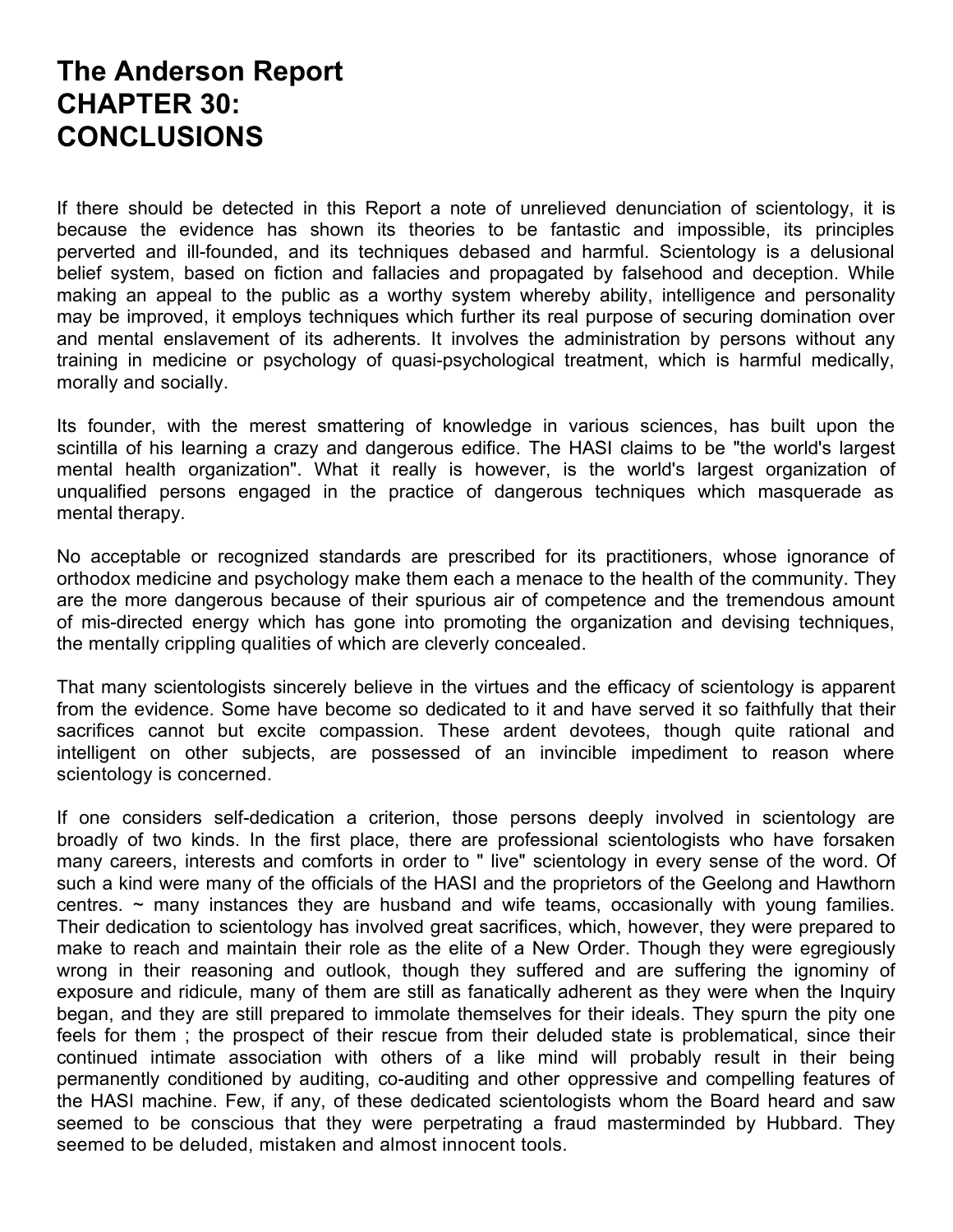# The Anderson Report CHAPTER 30: CONCLUSIONS

If there should be detected in this Report a note of unrelieved denunciation of scientology, it is because the evidence has shown its theories to be fantastic and impossible, its principles perverted and ill-founded, and its techniques debased and harmful. Scientology is a delusional belief system, based on fiction and fallacies and propagated by falsehood and deception. While making an appeal to the public as a worthy system whereby ability, intelligence and personality may be improved, it employs techniques which further its real purpose of securing domination over and mental enslavement of its adherents. It involves the administration by persons without any training in medicine or psychology of quasi-psychological treatment, which is harmful medically, morally and socially.

Its founder, with the merest smattering of knowledge in various sciences, has built upon the scintilla of his learning a crazy and dangerous edifice. The HASI claims to be "the world's largest mental health organization". What it really is however, is the world's largest organization of unqualified persons engaged in the practice of dangerous techniques which masquerade as mental therapy.

No acceptable or recognized standards are prescribed for its practitioners, whose ignorance of orthodox medicine and psychology make them each a menace to the health of the community. They are the more dangerous because of their spurious air of competence and the tremendous amount of mis-directed energy which has gone into promoting the organization and devising techniques, the mentally crippling qualities of which are cleverly concealed.

That many scientologists sincerely believe in the virtues and the efficacy of scientology is apparent from the evidence. Some have become so dedicated to it and have served it so faithfully that their sacrifices cannot but excite compassion. These ardent devotees, though quite rational and intelligent on other subjects, are possessed of an invincible impediment to reason where scientology is concerned.

If one considers self-dedication a criterion, those persons deeply involved in scientology are broadly of two kinds. In the first place, there are professional scientologists who have forsaken many careers, interests and comforts in order to " live" scientology in every sense of the word. Of such a kind were many of the officials of the HASI and the proprietors of the Geelong and Hawthorn centres. ~ many instances they are husband and wife teams, occasionally with young families. Their dedication to scientology has involved great sacrifices, which, however, they were prepared to make to reach and maintain their role as the elite of a New Order. Though they were egregiously wrong in their reasoning and outlook, though they suffered and are suffering the ignominy of exposure and ridicule, many of them are still as fanatically adherent as they were when the Inquiry began, and they are still prepared to immolate themselves for their ideals. They spurn the pity one feels for them ; the prospect of their rescue from their deluded state is problematical, since their continued intimate association with others of a like mind will probably result in their being permanently conditioned by auditing, co-auditing and other oppressive and compelling features of the HASI machine. Few, if any, of these dedicated scientologists whom the Board heard and saw seemed to be conscious that they were perpetrating a fraud masterminded by Hubbard. They seemed to be deluded, mistaken and almost innocent tools.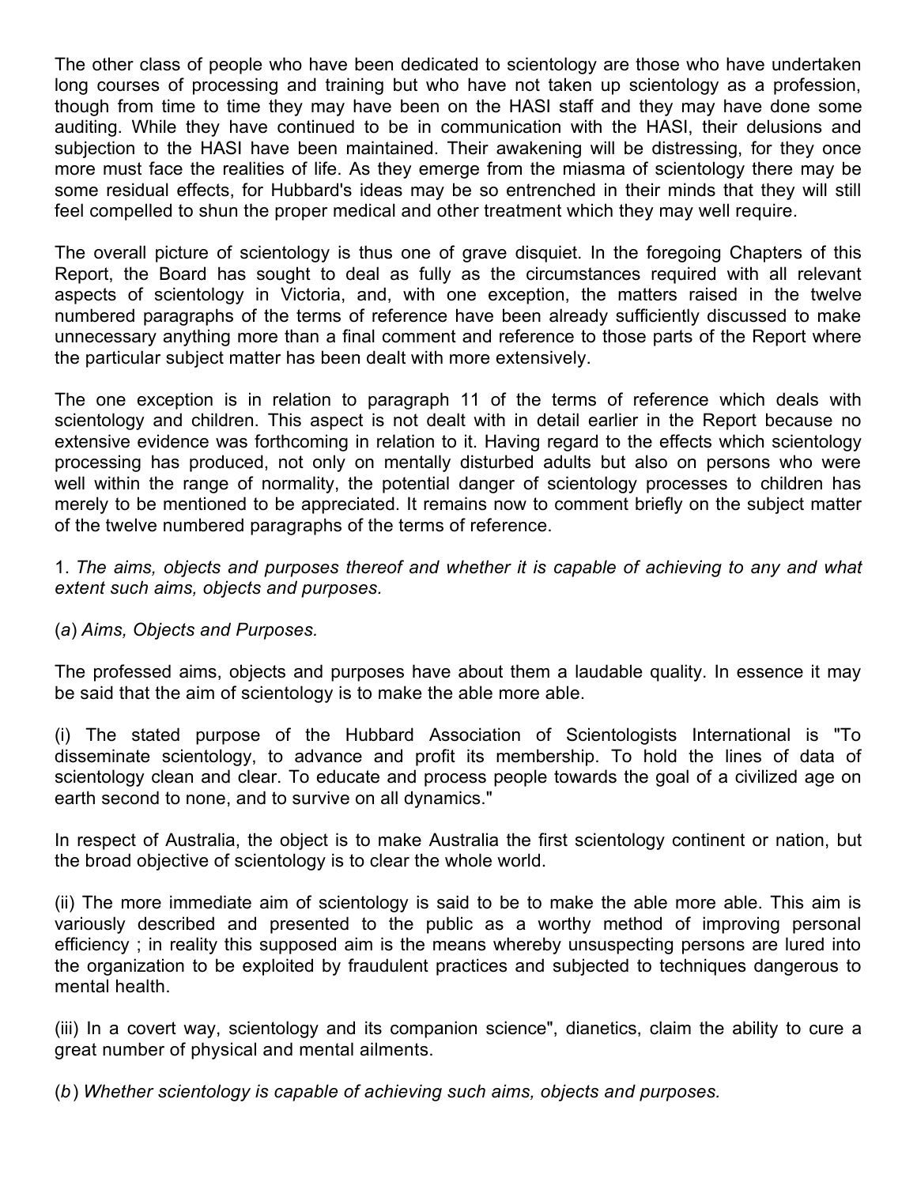The other class of people who have been dedicated to scientology are those who have undertaken long courses of processing and training but who have not taken up scientology as a profession, though from time to time they may have been on the HASI staff and they may have done some auditing. While they have continued to be in communication with the HASI, their delusions and subjection to the HASI have been maintained. Their awakening will be distressing, for they once more must face the realities of life. As they emerge from the miasma of scientology there may be some residual effects, for Hubbard's ideas may be so entrenched in their minds that they will still feel compelled to shun the proper medical and other treatment which they may well require.

The overall picture of scientology is thus one of grave disquiet. In the foregoing Chapters of this Report, the Board has sought to deal as fully as the circumstances required with all relevant aspects of scientology in Victoria, and, with one exception, the matters raised in the twelve numbered paragraphs of the terms of reference have been already sufficiently discussed to make unnecessary anything more than a final comment and reference to those parts of the Report where the particular subject matter has been dealt with more extensively.

The one exception is in relation to paragraph 11 of the terms of reference which deals with scientology and children. This aspect is not dealt with in detail earlier in the Report because no extensive evidence was forthcoming in relation to it. Having regard to the effects which scientology processing has produced, not only on mentally disturbed adults but also on persons who were well within the range of normality, the potential danger of scientology processes to children has merely to be mentioned to be appreciated. It remains now to comment briefly on the subject matter of the twelve numbered paragraphs of the terms of reference.

1. *The aims, objects and purposes thereof and whether it is capable of achieving to any and what extent such aims, objects and purposes.*

(*a*) *Aims, Objects and Purposes.*

The professed aims, objects and purposes have about them a laudable quality. In essence it may be said that the aim of scientology is to make the able more able.

(i) The stated purpose of the Hubbard Association of Scientologists International is "To disseminate scientology, to advance and profit its membership. To hold the lines of data of scientology clean and clear. To educate and process people towards the goal of a civilized age on earth second to none, and to survive on all dynamics."

In respect of Australia, the object is to make Australia the first scientology continent or nation, but the broad objective of scientology is to clear the whole world.

(ii) The more immediate aim of scientology is said to be to make the able more able. This aim is variously described and presented to the public as a worthy method of improving personal efficiency ; in reality this supposed aim is the means whereby unsuspecting persons are lured into the organization to be exploited by fraudulent practices and subjected to techniques dangerous to mental health.

(iii) In a covert way, scientology and its companion science", dianetics, claim the ability to cure a great number of physical and mental ailments.

(*b*) *Whether scientology is capable of achieving such aims, objects and purposes.*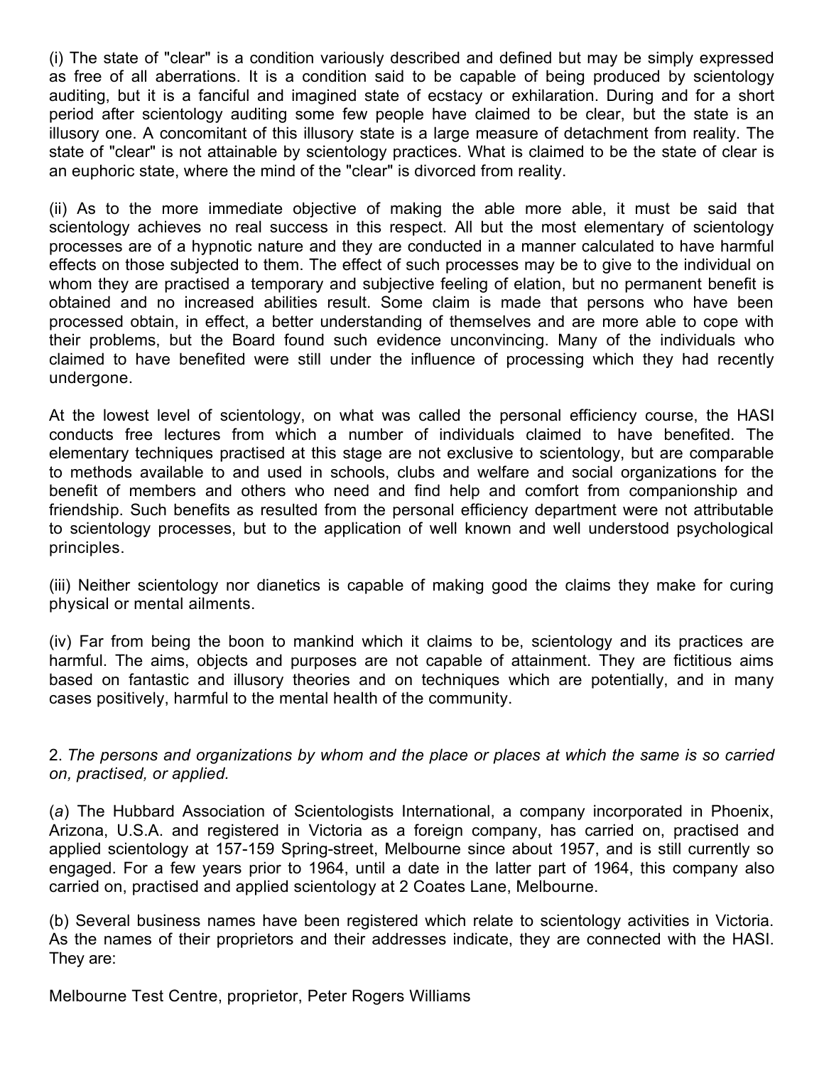(i) The state of "clear" is a condition variously described and defined but may be simply expressed as free of all aberrations. It is a condition said to be capable of being produced by scientology auditing, but it is a fanciful and imagined state of ecstacy or exhilaration. During and for a short period after scientology auditing some few people have claimed to be clear, but the state is an illusory one. A concomitant of this illusory state is a large measure of detachment from reality. The state of "clear" is not attainable by scientology practices. What is claimed to be the state of clear is an euphoric state, where the mind of the "clear" is divorced from reality.

(ii) As to the more immediate objective of making the able more able, it must be said that scientology achieves no real success in this respect. All but the most elementary of scientology processes are of a hypnotic nature and they are conducted in a manner calculated to have harmful effects on those subjected to them. The effect of such processes may be to give to the individual on whom they are practised a temporary and subjective feeling of elation, but no permanent benefit is obtained and no increased abilities result. Some claim is made that persons who have been processed obtain, in effect, a better understanding of themselves and are more able to cope with their problems, but the Board found such evidence unconvincing. Many of the individuals who claimed to have benefited were still under the influence of processing which they had recently undergone.

At the lowest level of scientology, on what was called the personal efficiency course, the HASI conducts free lectures from which a number of individuals claimed to have benefited. The elementary techniques practised at this stage are not exclusive to scientology, but are comparable to methods available to and used in schools, clubs and welfare and social organizations for the benefit of members and others who need and find help and comfort from companionship and friendship. Such benefits as resulted from the personal efficiency department were not attributable to scientology processes, but to the application of well known and well understood psychological principles.

(iii) Neither scientology nor dianetics is capable of making good the claims they make for curing physical or mental ailments.

(iv) Far from being the boon to mankind which it claims to be, scientology and its practices are harmful. The aims, objects and purposes are not capable of attainment. They are fictitious aims based on fantastic and illusory theories and on techniques which are potentially, and in many cases positively, harmful to the mental health of the community.

2. *The persons and organizations by whom and the place or places at which the same is so carried on, practised, or applied.*

(*a*) The Hubbard Association of Scientologists International, a company incorporated in Phoenix, Arizona, U.S.A. and registered in Victoria as a foreign company, has carried on, practised and applied scientology at 157-159 Spring-street, Melbourne since about 1957, and is still currently so engaged. For a few years prior to 1964, until a date in the latter part of 1964, this company also carried on, practised and applied scientology at 2 Coates Lane, Melbourne.

(b) Several business names have been registered which relate to scientology activities in Victoria. As the names of their proprietors and their addresses indicate, they are connected with the HASI. They are:

Melbourne Test Centre, proprietor, Peter Rogers Williams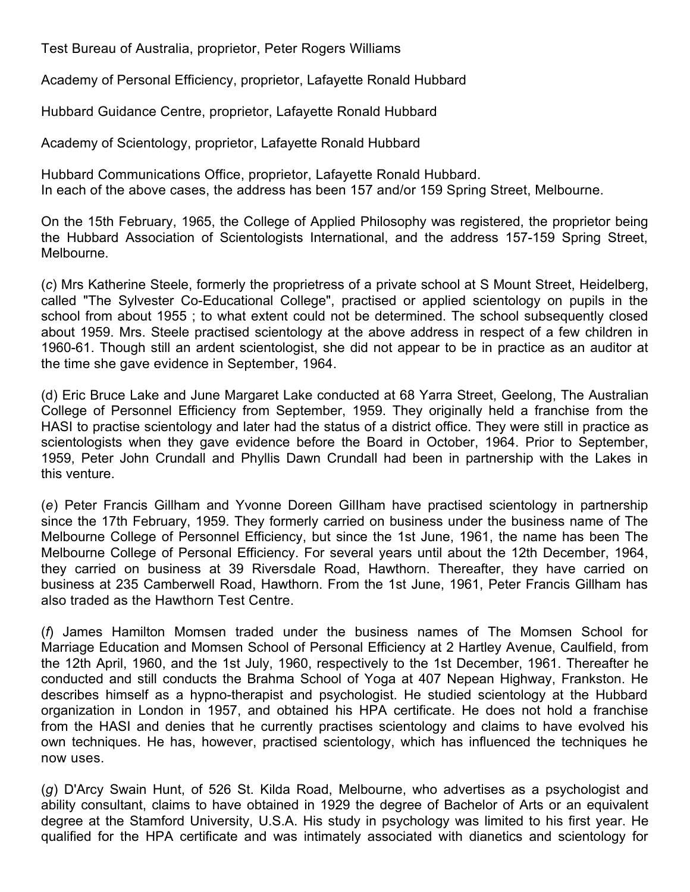Test Bureau of Australia, proprietor, Peter Rogers Williams

Academy of Personal Efficiency, proprietor, Lafayette Ronald Hubbard

Hubbard Guidance Centre, proprietor, Lafayette Ronald Hubbard

Academy of Scientology, proprietor, Lafayette Ronald Hubbard

Hubbard Communications Office, proprietor, Lafayette Ronald Hubbard.
In each of the above cases, the address has been 157 and/or 159 Spring Street, Melbourne.

On the 15th February, 1965, the College of Applied Philosophy was registered, the proprietor being the Hubbard Association of Scientologists International, and the address 157-159 Spring Street, Melbourne.

(*c*) Mrs Katherine Steele, formerly the proprietress of a private school at S Mount Street, Heidelberg, called "The Sylvester Co-Educational College", practised or applied scientology on pupils in the school from about 1955 ; to what extent could not be determined. The school subsequently closed about 1959. Mrs. Steele practised scientology at the above address in respect of a few children in 1960-61. Though still an ardent scientologist, she did not appear to be in practice as an auditor at the time she gave evidence in September, 1964.

(d) Eric Bruce Lake and June Margaret Lake conducted at 68 Yarra Street, Geelong, The Australian College of Personnel Efficiency from September, 1959. They originally held a franchise from the HASI to practise scientology and later had the status of a district office. They were still in practice as scientologists when they gave evidence before the Board in October, 1964. Prior to September, 1959, Peter John Crundall and Phyllis Dawn Crundall had been in partnership with the Lakes in this venture.

(*e*) Peter Francis Gillham and Yvonne Doreen Gillham have practised scientology in partnership since the 17th February, 1959. They formerly carried on business under the business name of The Melbourne College of Personnel Efficiency, but since the 1st June, 1961, the name has been The Melbourne College of Personal Efficiency. For several years until about the 12th December, 1964, they carried on business at 39 Riversdale Road, Hawthorn. Thereafter, they have carried on business at 235 Camberwell Road, Hawthorn. From the 1st June, 1961, Peter Francis Gillham has also traded as the Hawthorn Test Centre.

(*f*) James Hamilton Momsen traded under the business names of The Momsen School for Marriage Education and Momsen School of Personal Efficiency at 2 Hartley Avenue, Caulfield, from the 12th April, 1960, and the 1st July, 1960, respectively to the 1st December, 1961. Thereafter he conducted and still conducts the Brahma School of Yoga at 407 Nepean Highway, Frankston. He describes himself as a hypno-therapist and psychologist. He studied scientology at the Hubbard organization in London in 1957, and obtained his HPA certificate. He does not hold a franchise from the HASI and denies that he currently practises scientology and claims to have evolved his own techniques. He has, however, practised scientology, which has influenced the techniques he now uses.

(*g*) D'Arcy Swain Hunt, of 526 St. Kilda Road, Melbourne, who advertises as a psychologist and ability consultant, claims to have obtained in 1929 the degree of Bachelor of Arts or an equivalent degree at the Stamford University, U.S.A. His study in psychology was limited to his first year. He qualified for the HPA certificate and was intimately associated with dianetics and scientology for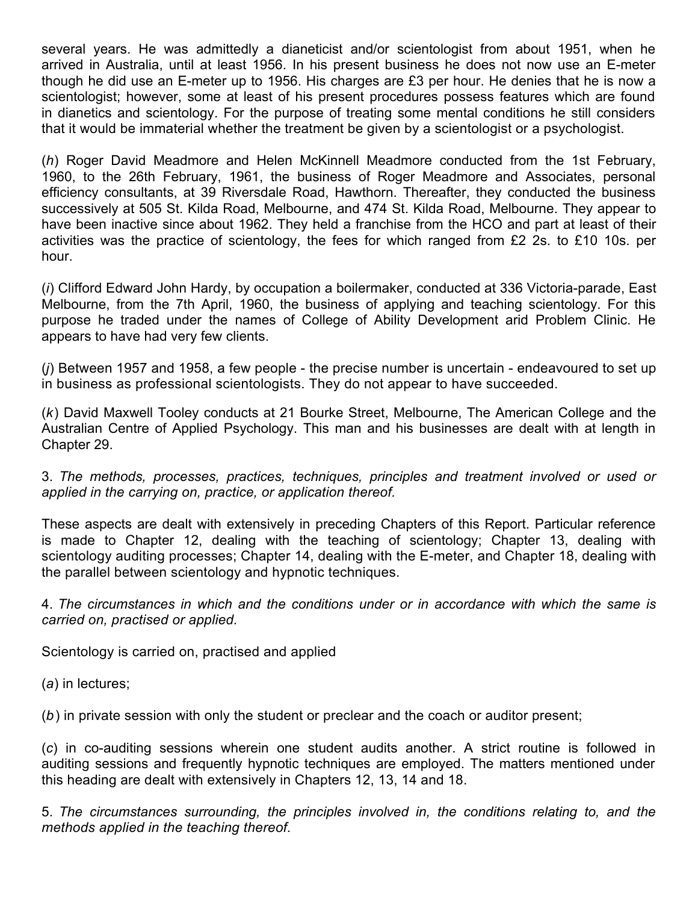several years. He was admittedly a dianeticist and/or scientologist from about 1951, when he arrived in Australia, until at least 1956. In his present business he does not now use an E-meter though he did use an E-meter up to 1956. His charges are £3 per hour. He denies that he is now a scientologist; however, some at least of his present procedures possess features which are found in dianetics and scientology. For the purpose of treating some mental conditions he still considers that it would be immaterial whether the treatment be given by a scientologist or a psychologist.

(*h*) Roger David Meadmore and Helen McKinnell Meadmore conducted from the 1st February, 1960, to the 26th February, 1961, the business of Roger Meadmore and Associates, personal efficiency consultants, at 39 Riversdale Road, Hawthorn. Thereafter, they conducted the business successively at 505 St. Kilda Road, Melbourne, and 474 St. Kilda Road, Melbourne. They appear to have been inactive since about 1962. They held a franchise from the HCO and part at least of their activities was the practice of scientology, the fees for which ranged from £2 2s. to £10 10s. per hour.

(*i*) Clifford Edward John Hardy, by occupation a boilermaker, conducted at 336 Victoria-parade, East Melbourne, from the 7th April, 1960, the business of applying and teaching scientology. For this purpose he traded under the names of College of Ability Development arid Problem Clinic. He appears to have had very few clients.

(*j*) Between 1957 and 1958, a few people - the precise number is uncertain - endeavoured to set up in business as professional scientologists. They do not appear to have succeeded.

(*k*) David Maxwell Tooley conducts at 21 Bourke Street, Melbourne, The American College and the Australian Centre of Applied Psychology. This man and his businesses are dealt with at length in Chapter 29.

3. *The methods, processes, practices, techniques, principles and treatment involved or used or applied in the carrying on, practice, or application thereof.*

These aspects are dealt with extensively in preceding Chapters of this Report. Particular reference is made to Chapter 12, dealing with the teaching of scientology; Chapter 13, dealing with scientology auditing processes; Chapter 14, dealing with the E-meter, and Chapter 18, dealing with the parallel between scientology and hypnotic techniques.

4. *The circumstances in which and the conditions under or in accordance with which the same is carried on, practised or applied.*

Scientology is carried on, practised and applied

(*a*) in lectures;

(*b*) in private session with only the student or preclear and the coach or auditor present;

(*c*) in co-auditing sessions wherein one student audits another. A strict routine is followed in auditing sessions and frequently hypnotic techniques are employed. The matters mentioned under this heading are dealt with extensively in Chapters 12, 13, 14 and 18.

5. *The circumstances surrounding, the principles involved in, the conditions relating to, and the methods applied in the teaching thereof.*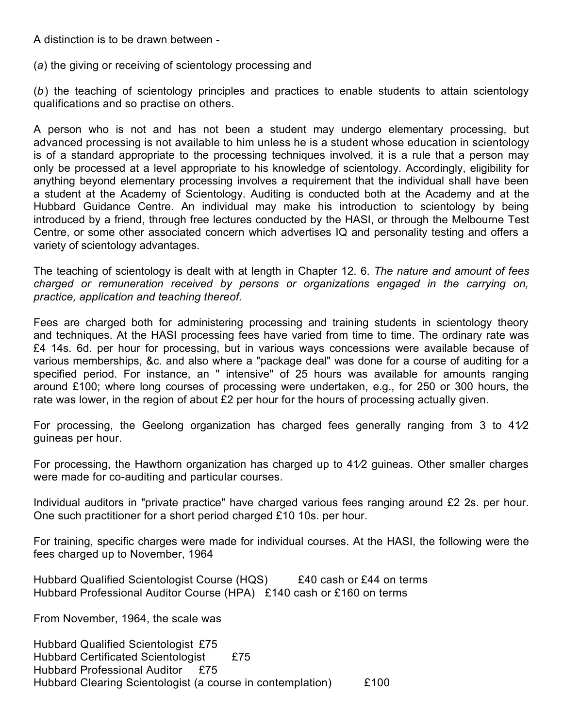A distinction is to be drawn between -

(*a*) the giving or receiving of scientology processing and

(*b*) the teaching of scientology principles and practices to enable students to attain scientology qualifications and so practise on others.

A person who is not and has not been a student may undergo elementary processing, but advanced processing is not available to him unless he is a student whose education in scientology is of a standard appropriate to the processing techniques involved. it is a rule that a person may only be processed at a level appropriate to his knowledge of scientology. Accordingly, eligibility for anything beyond elementary processing involves a requirement that the individual shall have been a student at the Academy of Scientology. Auditing is conducted both at the Academy and at the Hubbard Guidance Centre. An individual may make his introduction to scientology by being introduced by a friend, through free lectures conducted by the HASI, or through the Melbourne Test Centre, or some other associated concern which advertises IQ and personality testing and offers a variety of scientology advantages.

The teaching of scientology is dealt with at length in Chapter 12. 6. *The nature and amount of fees charged or remuneration received by persons or organizations engaged in the carrying on, practice, application and teaching thereof.*

Fees are charged both for administering processing and training students in scientology theory and techniques. At the HASI processing fees have varied from time to time. The ordinary rate was £4 14s. 6d. per hour for processing, but in various ways concessions were available because of various memberships, &c. and also where a "package deal" was done for a course of auditing for a specified period. For instance, an " intensive" of 25 hours was available for amounts ranging around £100; where long courses of processing were undertaken, e.g., for 250 or 300 hours, the rate was lower, in the region of about £2 per hour for the hours of processing actually given.

For processing, the Geelong organization has charged fees generally ranging from 3 to 4½ guineas per hour.

For processing, the Hawthorn organization has charged up to 4½ guineas. Other smaller charges were made for co-auditing and particular courses.

Individual auditors in "private practice" have charged various fees ranging around £2 2s. per hour. One such practitioner for a short period charged £10 10s. per hour.

For training, specific charges were made for individual courses. At the HASI, the following were the fees charged up to November, 1964

Hubbard Qualified Scientologist Course (HQS) £40 cash or £44 on terms
Hubbard Professional Auditor Course (HPA) £140 cash or £160 on terms

From November, 1964, the scale was

Hubbard Qualified Scientologist £75
Hubbard Certificated Scientologist £75
Hubbard Professional Auditor £75
Hubbard Clearing Scientologist (a course in contemplation) £100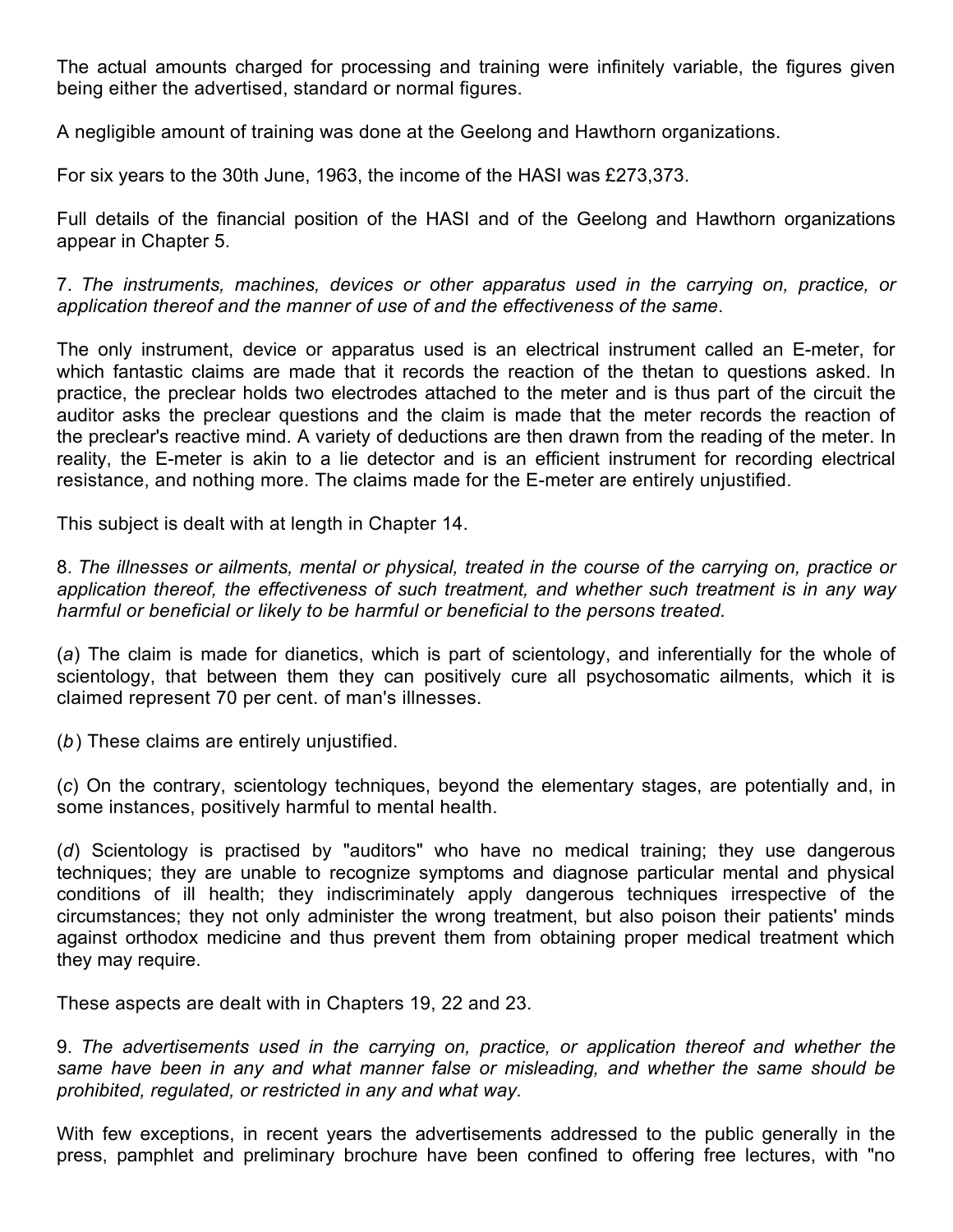The actual amounts charged for processing and training were infinitely variable, the figures given being either the advertised, standard or normal figures.

A negligible amount of training was done at the Geelong and Hawthorn organizations.

For six years to the 30th June, 1963, the income of the HASI was £273,373.

Full details of the financial position of the HASI and of the Geelong and Hawthorn organizations appear in Chapter 5.

7. *The instruments, machines, devices or other apparatus used in the carrying on, practice, or application thereof and the manner of use of and the effectiveness of the same.*

The only instrument, device or apparatus used is an electrical instrument called an E-meter, for which fantastic claims are made that it records the reaction of the thetan to questions asked. In practice, the preclear holds two electrodes attached to the meter and is thus part of the circuit the auditor asks the preclear questions and the claim is made that the meter records the reaction of the preclear's reactive mind. A variety of deductions are then drawn from the reading of the meter. In reality, the E-meter is akin to a lie detector and is an efficient instrument for recording electrical resistance, and nothing more. The claims made for the E-meter are entirely unjustified.

This subject is dealt with at length in Chapter 14.

8. *The illnesses or ailments, mental or physical, treated in the course of the carrying on, practice or application thereof, the effectiveness of such treatment, and whether such treatment is in any way harmful or beneficial or likely to be harmful or beneficial to the persons treated.*

(*a*) The claim is made for dianetics, which is part of scientology, and inferentially for the whole of scientology, that between them they can positively cure all psychosomatic ailments, which it is claimed represent 70 per cent. of man's illnesses.

(*b*) These claims are entirely unjustified.

(*c*) On the contrary, scientology techniques, beyond the elementary stages, are potentially and, in some instances, positively harmful to mental health.

(*d*) Scientology is practised by "auditors" who have no medical training; they use dangerous techniques; they are unable to recognize symptoms and diagnose particular mental and physical conditions of ill health; they indiscriminately apply dangerous techniques irrespective of the circumstances; they not only administer the wrong treatment, but also poison their patients' minds against orthodox medicine and thus prevent them from obtaining proper medical treatment which they may require.

These aspects are dealt with in Chapters 19, 22 and 23.

9. *The advertisements used in the carrying on, practice, or application thereof and whether the same have been in any and what manner false or misleading, and whether the same should be prohibited, regulated, or restricted in any and what way.*

With few exceptions, in recent years the advertisements addressed to the public generally in the press, pamphlet and preliminary brochure have been confined to offering free lectures, with "no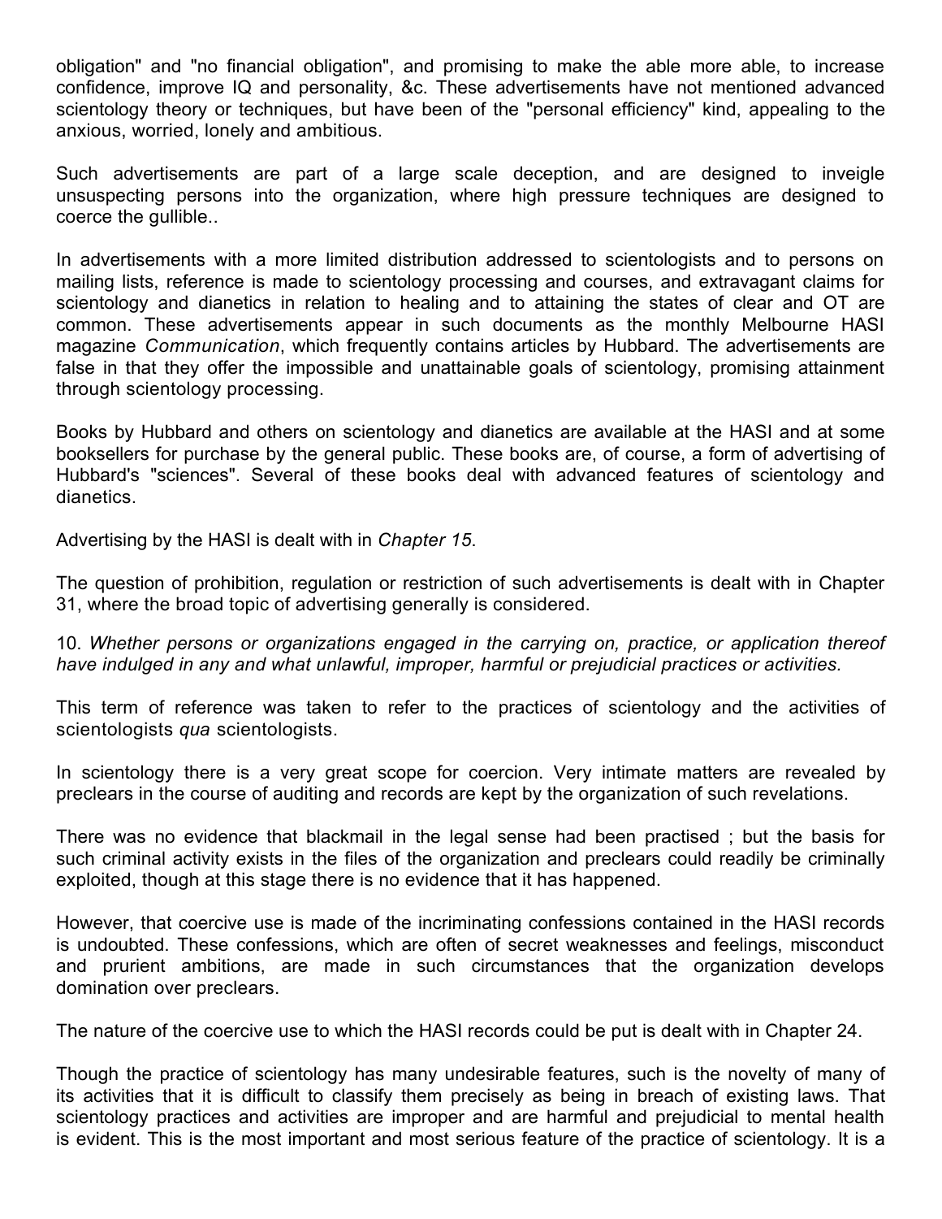obligation" and "no financial obligation", and promising to make the able more able, to increase confidence, improve IQ and personality, &c. These advertisements have not mentioned advanced scientology theory or techniques, but have been of the "personal efficiency" kind, appealing to the anxious, worried, lonely and ambitious.

Such advertisements are part of a large scale deception, and are designed to inveigle unsuspecting persons into the organization, where high pressure techniques are designed to coerce the gullible..

In advertisements with a more limited distribution addressed to scientologists and to persons on mailing lists, reference is made to scientology processing and courses, and extravagant claims for scientology and dianetics in relation to healing and to attaining the states of clear and OT are common. These advertisements appear in such documents as the monthly Melbourne HASI magazine *Communication*, which frequently contains articles by Hubbard. The advertisements are false in that they offer the impossible and unattainable goals of scientology, promising attainment through scientology processing.

Books by Hubbard and others on scientology and dianetics are available at the HASI and at some booksellers for purchase by the general public. These books are, of course, a form of advertising of Hubbard's "sciences". Several of these books deal with advanced features of scientology and dianetics.

Advertising by the HASI is dealt with in *Chapter 15*.

The question of prohibition, regulation or restriction of such advertisements is dealt with in Chapter 31, where the broad topic of advertising generally is considered.

10. *Whether persons or organizations engaged in the carrying on, practice, or application thereof have indulged in any and what unlawful, improper, harmful or prejudicial practices or activities.*

This term of reference was taken to refer to the practices of scientology and the activities of scientologists *qua* scientologists.

In scientology there is a very great scope for coercion. Very intimate matters are revealed by preclears in the course of auditing and records are kept by the organization of such revelations.

There was no evidence that blackmail in the legal sense had been practised ; but the basis for such criminal activity exists in the files of the organization and preclears could readily be criminally exploited, though at this stage there is no evidence that it has happened.

However, that coercive use is made of the incriminating confessions contained in the HASI records is undoubted. These confessions, which are often of secret weaknesses and feelings, misconduct and prurient ambitions, are made in such circumstances that the organization develops domination over preclears.

The nature of the coercive use to which the HASI records could be put is dealt with in Chapter 24.

Though the practice of scientology has many undesirable features, such is the novelty of many of its activities that it is difficult to classify them precisely as being in breach of existing laws. That scientology practices and activities are improper and are harmful and prejudicial to mental health is evident. This is the most important and most serious feature of the practice of scientology. It is a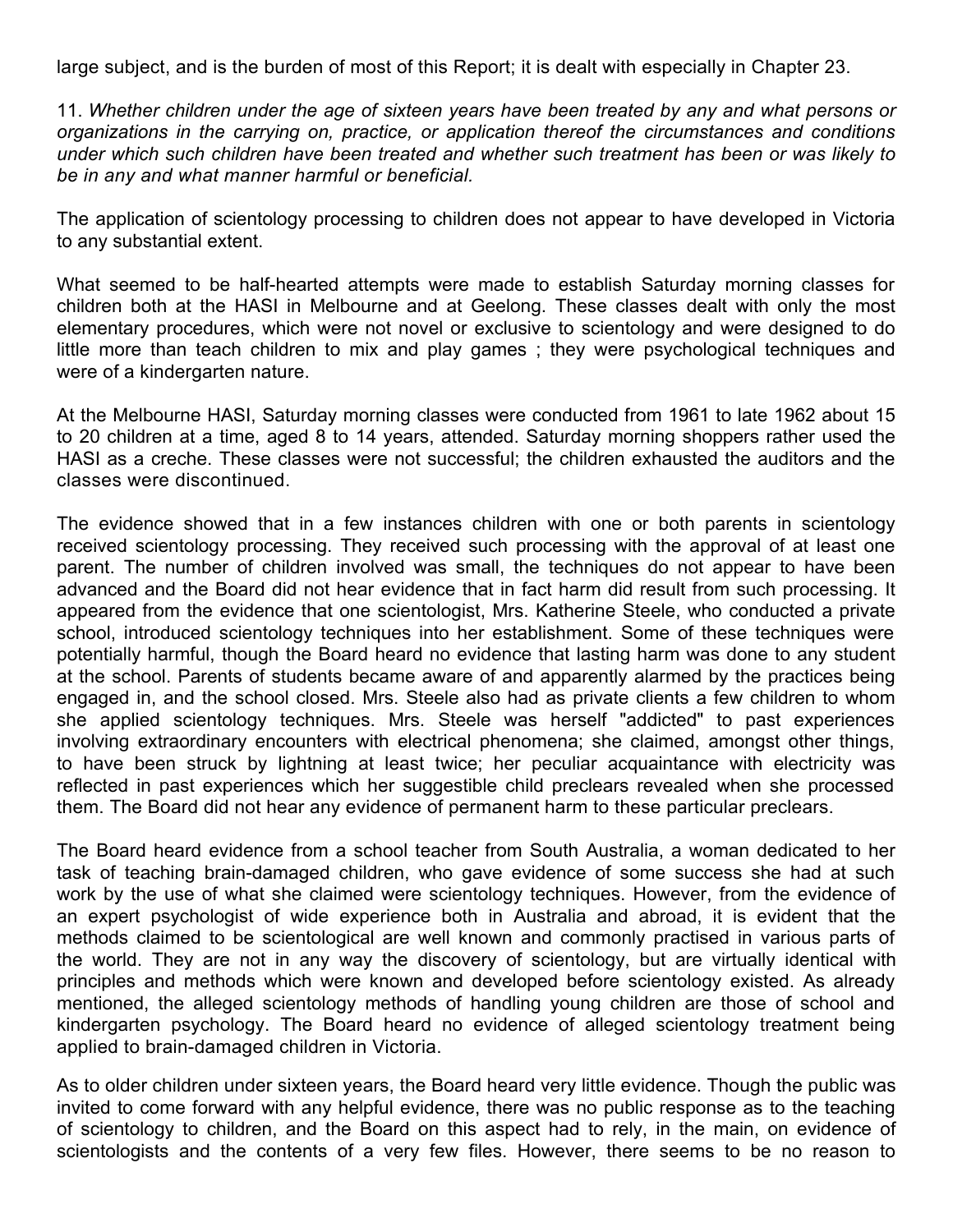large subject, and is the burden of most of this Report; it is dealt with especially in Chapter 23.

11. *Whether children under the age of sixteen years have been treated by any and what persons or organizations in the carrying on, practice, or application thereof the circumstances and conditions under which such children have been treated and whether such treatment has been or was likely to be in any and what manner harmful or beneficial.*

The application of scientology processing to children does not appear to have developed in Victoria to any substantial extent.

What seemed to be half-hearted attempts were made to establish Saturday morning classes for children both at the HASI in Melbourne and at Geelong. These classes dealt with only the most elementary procedures, which were not novel or exclusive to scientology and were designed to do little more than teach children to mix and play games ; they were psychological techniques and were of a kindergarten nature.

At the Melbourne HASI, Saturday morning classes were conducted from 1961 to late 1962 about 15 to 20 children at a time, aged 8 to 14 years, attended. Saturday morning shoppers rather used the HASI as a creche. These classes were not successful; the children exhausted the auditors and the classes were discontinued.

The evidence showed that in a few instances children with one or both parents in scientology received scientology processing. They received such processing with the approval of at least one parent. The number of children involved was small, the techniques do not appear to have been advanced and the Board did not hear evidence that in fact harm did result from such processing. It appeared from the evidence that one scientologist, Mrs. Katherine Steele, who conducted a private school, introduced scientology techniques into her establishment. Some of these techniques were potentially harmful, though the Board heard no evidence that lasting harm was done to any student at the school. Parents of students became aware of and apparently alarmed by the practices being engaged in, and the school closed. Mrs. Steele also had as private clients a few children to whom she applied scientology techniques. Mrs. Steele was herself "addicted" to past experiences involving extraordinary encounters with electrical phenomena; she claimed, amongst other things, to have been struck by lightning at least twice; her peculiar acquaintance with electricity was reflected in past experiences which her suggestible child preclears revealed when she processed them. The Board did not hear any evidence of permanent harm to these particular preclears.

The Board heard evidence from a school teacher from South Australia, a woman dedicated to her task of teaching brain-damaged children, who gave evidence of some success she had at such work by the use of what she claimed were scientology techniques. However, from the evidence of an expert psychologist of wide experience both in Australia and abroad, it is evident that the methods claimed to be scientological are well known and commonly practised in various parts of the world. They are not in any way the discovery of scientology, but are virtually identical with principles and methods which were known and developed before scientology existed. As already mentioned, the alleged scientology methods of handling young children are those of school and kindergarten psychology. The Board heard no evidence of alleged scientology treatment being applied to brain-damaged children in Victoria.

As to older children under sixteen years, the Board heard very little evidence. Though the public was invited to come forward with any helpful evidence, there was no public response as to the teaching of scientology to children, and the Board on this aspect had to rely, in the main, on evidence of scientologists and the contents of a very few files. However, there seems to be no reason to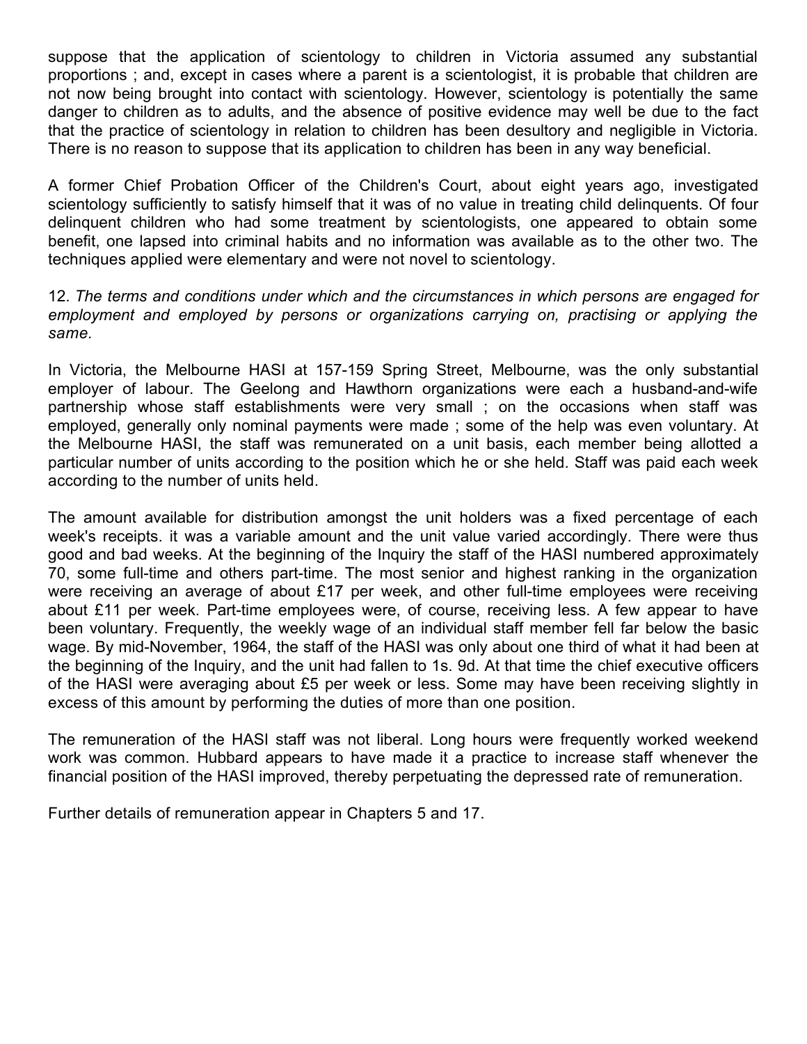suppose that the application of scientology to children in Victoria assumed any substantial proportions ; and, except in cases where a parent is a scientologist, it is probable that children are not now being brought into contact with scientology. However, scientology is potentially the same danger to children as to adults, and the absence of positive evidence may well be due to the fact that the practice of scientology in relation to children has been desultory and negligible in Victoria. There is no reason to suppose that its application to children has been in any way beneficial.

A former Chief Probation Officer of the Children's Court, about eight years ago, investigated scientology sufficiently to satisfy himself that it was of no value in treating child delinquents. Of four delinquent children who had some treatment by scientologists, one appeared to obtain some benefit, one lapsed into criminal habits and no information was available as to the other two. The techniques applied were elementary and were not novel to scientology.

12. *The terms and conditions under which and the circumstances in which persons are engaged for employment and employed by persons or organizations carrying on, practising or applying the same.*

In Victoria, the Melbourne HASI at 157-159 Spring Street, Melbourne, was the only substantial employer of labour. The Geelong and Hawthorn organizations were each a husband-and-wife partnership whose staff establishments were very small ; on the occasions when staff was employed, generally only nominal payments were made ; some of the help was even voluntary. At the Melbourne HASI, the staff was remunerated on a unit basis, each member being allotted a particular number of units according to the position which he or she held. Staff was paid each week according to the number of units held.

The amount available for distribution amongst the unit holders was a fixed percentage of each week's receipts. it was a variable amount and the unit value varied accordingly. There were thus good and bad weeks. At the beginning of the Inquiry the staff of the HASI numbered approximately 70, some full-time and others part-time. The most senior and highest ranking in the organization were receiving an average of about £17 per week, and other full-time employees were receiving about £11 per week. Part-time employees were, of course, receiving less. A few appear to have been voluntary. Frequently, the weekly wage of an individual staff member fell far below the basic wage. By mid-November, 1964, the staff of the HASI was only about one third of what it had been at the beginning of the Inquiry, and the unit had fallen to 1s. 9d. At that time the chief executive officers of the HASI were averaging about £5 per week or less. Some may have been receiving slightly in excess of this amount by performing the duties of more than one position.

The remuneration of the HASI staff was not liberal. Long hours were frequently worked weekend work was common. Hubbard appears to have made it a practice to increase staff whenever the financial position of the HASI improved, thereby perpetuating the depressed rate of remuneration.

Further details of remuneration appear in Chapters 5 and 17.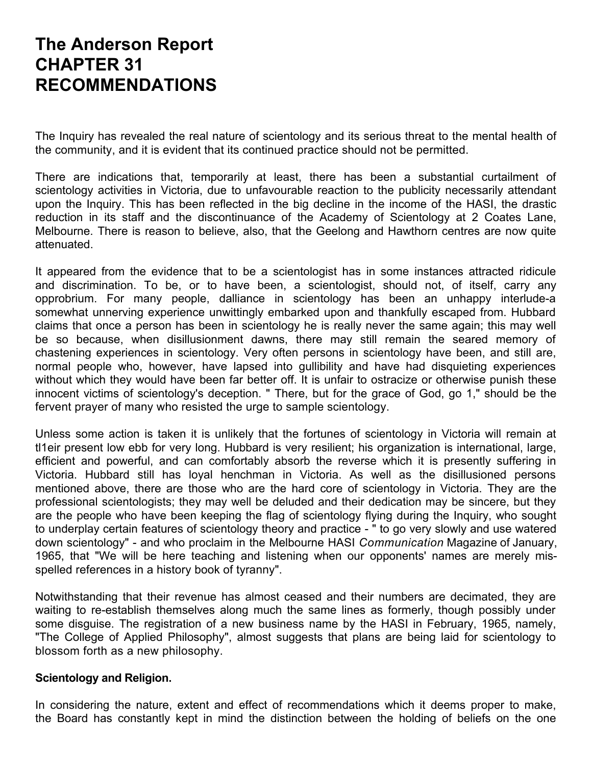# The Anderson Report
# CHAPTER 31
# RECOMMENDATIONS

The Inquiry has revealed the real nature of scientology and its serious threat to the mental health of the community, and it is evident that its continued practice should not be permitted.

There are indications that, temporarily at least, there has been a substantial curtailment of scientology activities in Victoria, due to unfavourable reaction to the publicity necessarily attendant upon the Inquiry. This has been reflected in the big decline in the income of the HASI, the drastic reduction in its staff and the discontinuance of the Academy of Scientology at 2 Coates Lane, Melbourne. There is reason to believe, also, that the Geelong and Hawthorn centres are now quite attenuated.

It appeared from the evidence that to be a scientologist has in some instances attracted ridicule and discrimination. To be, or to have been, a scientologist, should not, of itself, carry any opprobrium. For many people, dalliance in scientology has been an unhappy interlude-a somewhat unnerving experience unwittingly embarked upon and thankfully escaped from. Hubbard claims that once a person has been in scientology he is really never the same again; this may well be so because, when disillusionment dawns, there may still remain the seared memory of chastening experiences in scientology. Very often persons in scientology have been, and still are, normal people who, however, have lapsed into gullibility and have had disquieting experiences without which they would have been far better off. It is unfair to ostracize or otherwise punish these innocent victims of scientology's deception. " There, but for the grace of God, go 1," should be the fervent prayer of many who resisted the urge to sample scientology.

Unless some action is taken it is unlikely that the fortunes of scientology in Victoria will remain at tl1eir present low ebb for very long. Hubbard is very resilient; his organization is international, large, efficient and powerful, and can comfortably absorb the reverse which it is presently suffering in Victoria. Hubbard still has loyal henchman in Victoria. As well as the disillusioned persons mentioned above, there are those who are the hard core of scientology in Victoria. They are the professional scientologists; they may well be deluded and their dedication may be sincere, but they are the people who have been keeping the flag of scientology flying during the Inquiry, who sought to underplay certain features of scientology theory and practice - " to go very slowly and use watered down scientology" - and who proclaim in the Melbourne HASI *Communication* Magazine of January, 1965, that "We will be here teaching and listening when our opponents' names are merely mis-spelled references in a history book of tyranny".

Notwithstanding that their revenue has almost ceased and their numbers are decimated, they are waiting to re-establish themselves along much the same lines as formerly, though possibly under some disguise. The registration of a new business name by the HASI in February, 1965, namely, "The College of Applied Philosophy", almost suggests that plans are being laid for scientology to blossom forth as a new philosophy.

**Scientology and Religion.**

In considering the nature, extent and effect of recommendations which it deems proper to make, the Board has constantly kept in mind the distinction between the holding of beliefs on the one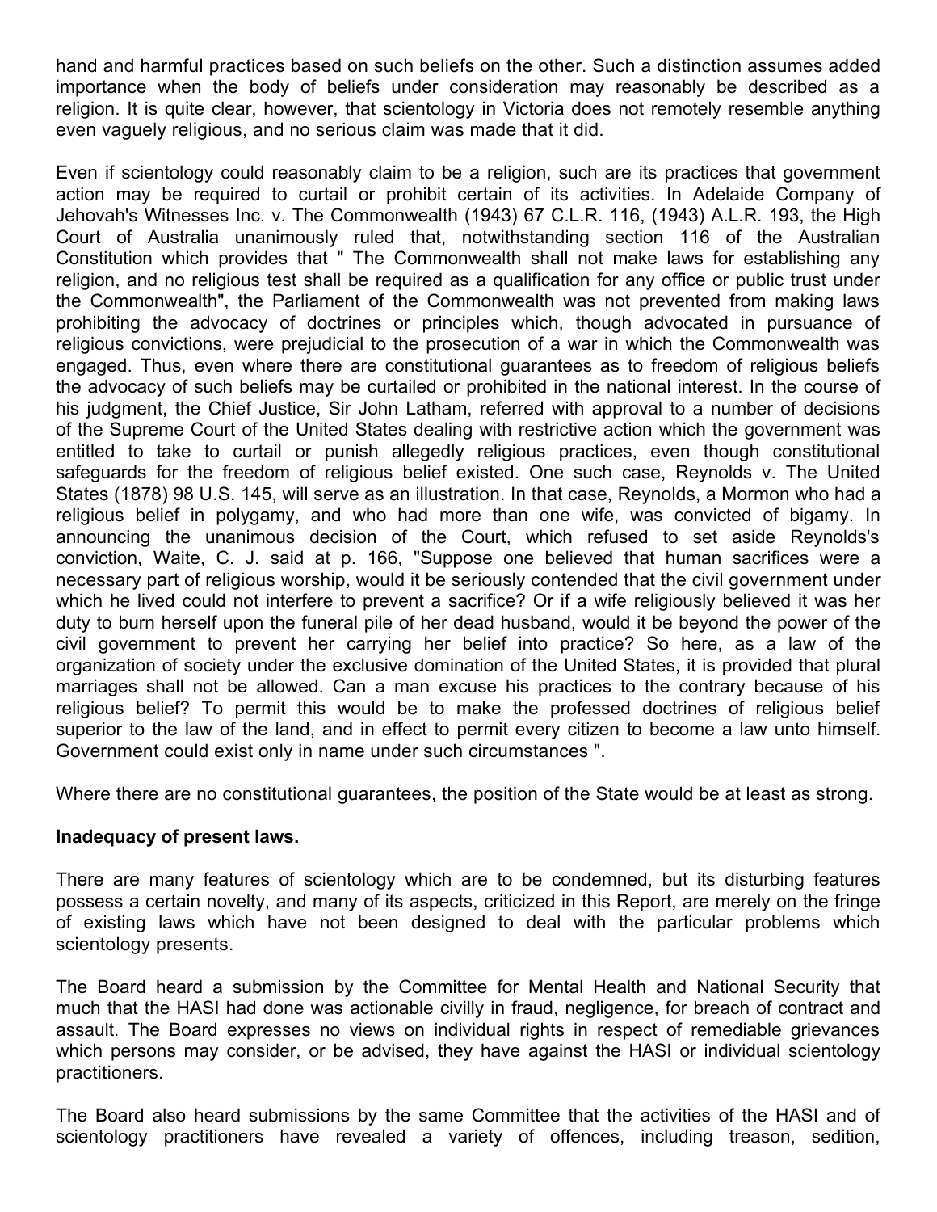hand and harmful practices based on such beliefs on the other. Such a distinction assumes added importance when the body of beliefs under consideration may reasonably be described as a religion. It is quite clear, however, that scientology in Victoria does not remotely resemble anything even vaguely religious, and no serious claim was made that it did.

Even if scientology could reasonably claim to be a religion, such are its practices that government action may be required to curtail or prohibit certain of its activities. In Adelaide Company of Jehovah's Witnesses Inc. v. The Commonwealth (1943) 67 C.L.R. 116, (1943) A.L.R. 193, the High Court of Australia unanimously ruled that, notwithstanding section 116 of the Australian Constitution which provides that " The Commonwealth shall not make laws for establishing any religion, and no religious test shall be required as a qualification for any office or public trust under the Commonwealth", the Parliament of the Commonwealth was not prevented from making laws prohibiting the advocacy of doctrines or principles which, though advocated in pursuance of religious convictions, were prejudicial to the prosecution of a war in which the Commonwealth was engaged. Thus, even where there are constitutional guarantees as to freedom of religious beliefs the advocacy of such beliefs may be curtailed or prohibited in the national interest. In the course of his judgment, the Chief Justice, Sir John Latham, referred with approval to a number of decisions of the Supreme Court of the United States dealing with restrictive action which the government was entitled to take to curtail or punish allegedly religious practices, even though constitutional safeguards for the freedom of religious belief existed. One such case, Reynolds v. The United States (1878) 98 U.S. 145, will serve as an illustration. In that case, Reynolds, a Mormon who had a religious belief in polygamy, and who had more than one wife, was convicted of bigamy. In announcing the unanimous decision of the Court, which refused to set aside Reynolds's conviction, Waite, C. J. said at p. 166, "Suppose one believed that human sacrifices were a necessary part of religious worship, would it be seriously contended that the civil government under which he lived could not interfere to prevent a sacrifice? Or if a wife religiously believed it was her duty to burn herself upon the funeral pile of her dead husband, would it be beyond the power of the civil government to prevent her carrying her belief into practice? So here, as a law of the organization of society under the exclusive domination of the United States, it is provided that plural marriages shall not be allowed. Can a man excuse his practices to the contrary because of his religious belief? To permit this would be to make the professed doctrines of religious belief superior to the law of the land, and in effect to permit every citizen to become a law unto himself. Government could exist only in name under such circumstances ".

Where there are no constitutional guarantees, the position of the State would be at least as strong.

**Inadequacy of present laws.**

There are many features of scientology which are to be condemned, but its disturbing features possess a certain novelty, and many of its aspects, criticized in this Report, are merely on the fringe of existing laws which have not been designed to deal with the particular problems which scientology presents.

The Board heard a submission by the Committee for Mental Health and National Security that much that the HASI had done was actionable civilly in fraud, negligence, for breach of contract and assault. The Board expresses no views on individual rights in respect of remediable grievances which persons may consider, or be advised, they have against the HASI or individual scientology practitioners.

The Board also heard submissions by the same Committee that the activities of the HASI and of scientology practitioners have revealed a variety of offences, including treason, sedition,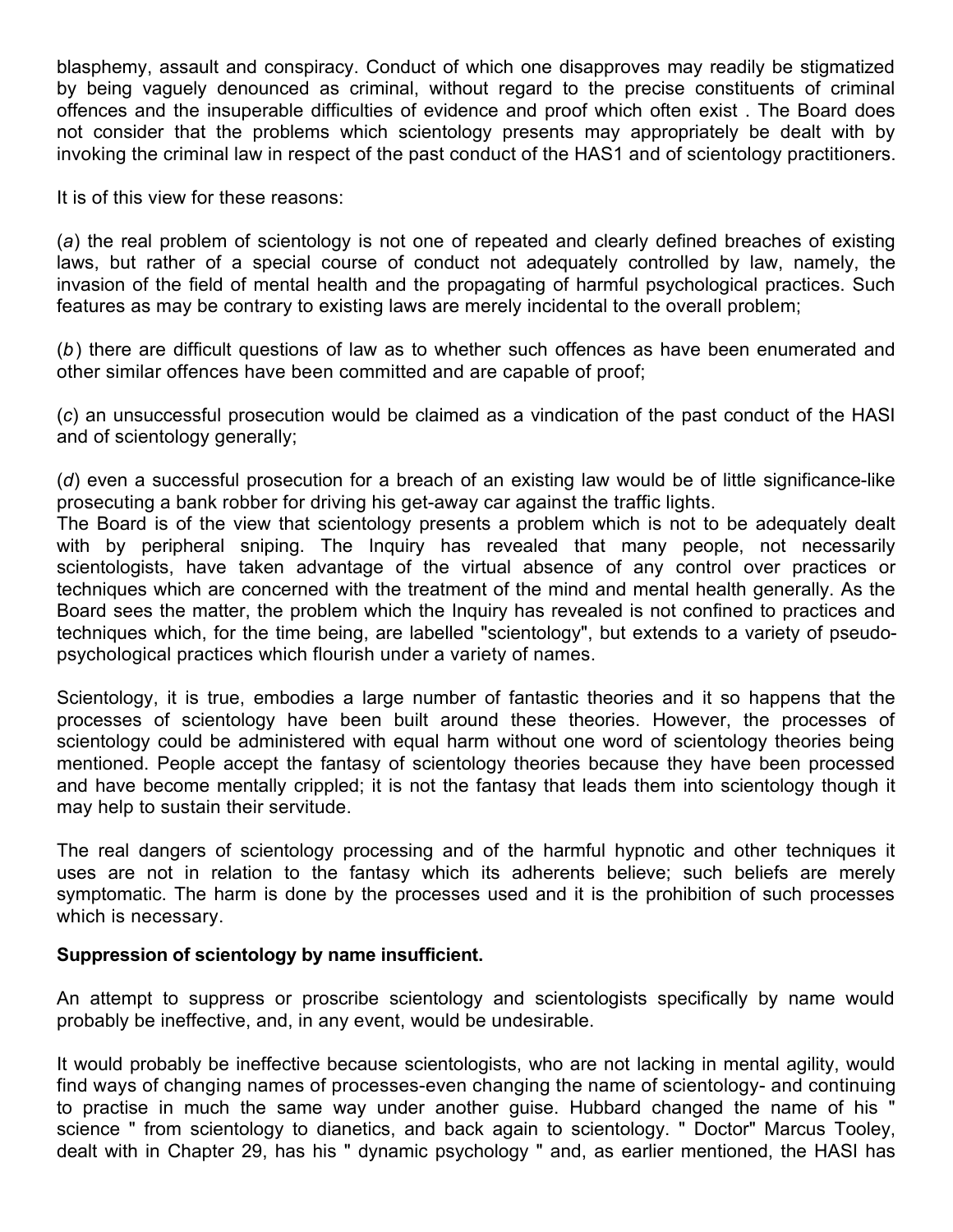blasphemy, assault and conspiracy. Conduct of which one disapproves may readily be stigmatized by being vaguely denounced as criminal, without regard to the precise constituents of criminal offences and the insuperable difficulties of evidence and proof which often exist . The Board does not consider that the problems which scientology presents may appropriately be dealt with by invoking the criminal law in respect of the past conduct of the HAS1 and of scientology practitioners.

It is of this view for these reasons:

(*a*) the real problem of scientology is not one of repeated and clearly defined breaches of existing laws, but rather of a special course of conduct not adequately controlled by law, namely, the invasion of the field of mental health and the propagating of harmful psychological practices. Such features as may be contrary to existing laws are merely incidental to the overall problem;

(*b*) there are difficult questions of law as to whether such offences as have been enumerated and other similar offences have been committed and are capable of proof;

(*c*) an unsuccessful prosecution would be claimed as a vindication of the past conduct of the HASI and of scientology generally;

(*d*) even a successful prosecution for a breach of an existing law would be of little significance-like prosecuting a bank robber for driving his get-away car against the traffic lights.
The Board is of the view that scientology presents a problem which is not to be adequately dealt with by peripheral sniping. The Inquiry has revealed that many people, not necessarily scientologists, have taken advantage of the virtual absence of any control over practices or techniques which are concerned with the treatment of the mind and mental health generally. As the Board sees the matter, the problem which the Inquiry has revealed is not confined to practices and techniques which, for the time being, are labelled "scientology", but extends to a variety of pseudo-psychological practices which flourish under a variety of names.

Scientology, it is true, embodies a large number of fantastic theories and it so happens that the processes of scientology have been built around these theories. However, the processes of scientology could be administered with equal harm without one word of scientology theories being mentioned. People accept the fantasy of scientology theories because they have been processed and have become mentally crippled; it is not the fantasy that leads them into scientology though it may help to sustain their servitude.

The real dangers of scientology processing and of the harmful hypnotic and other techniques it uses are not in relation to the fantasy which its adherents believe; such beliefs are merely symptomatic. The harm is done by the processes used and it is the prohibition of such processes which is necessary.

**Suppression of scientology by name insufficient.**

An attempt to suppress or proscribe scientology and scientologists specifically by name would probably be ineffective, and, in any event, would be undesirable.

It would probably be ineffective because scientologists, who are not lacking in mental agility, would find ways of changing names of processes-even changing the name of scientology- and continuing to practise in much the same way under another guise. Hubbard changed the name of his " science " from scientology to dianetics, and back again to scientology. " Doctor" Marcus Tooley, dealt with in Chapter 29, has his " dynamic psychology " and, as earlier mentioned, the HASI has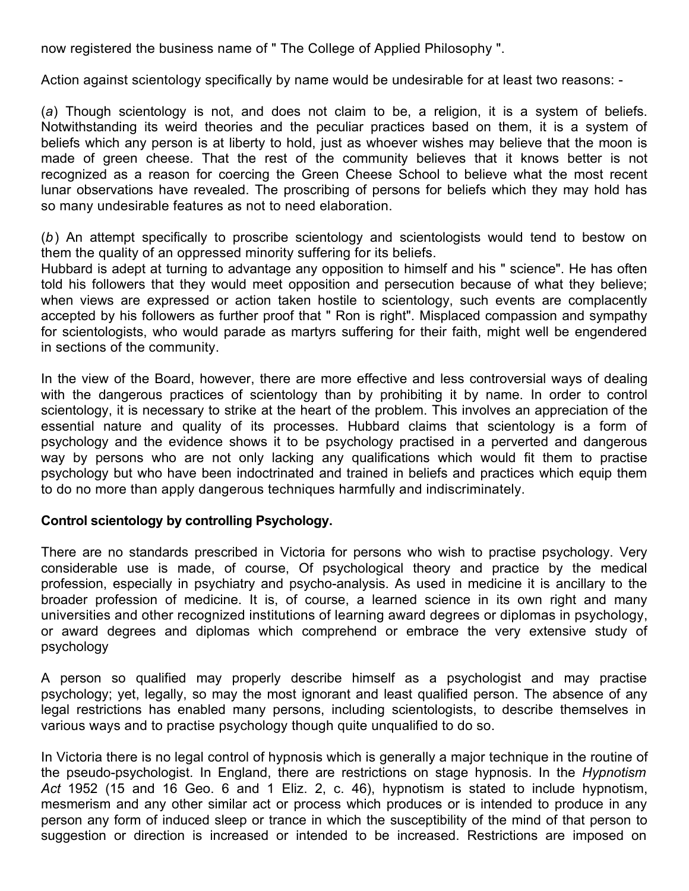now registered the business name of " The College of Applied Philosophy ".

Action against scientology specifically by name would be undesirable for at least two reasons: -

(*a*) Though scientology is not, and does not claim to be, a religion, it is a system of beliefs. Notwithstanding its weird theories and the peculiar practices based on them, it is a system of beliefs which any person is at liberty to hold, just as whoever wishes may believe that the moon is made of green cheese. That the rest of the community believes that it knows better is not recognized as a reason for coercing the Green Cheese School to believe what the most recent lunar observations have revealed. The proscribing of persons for beliefs which they may hold has so many undesirable features as not to need elaboration.

(*b*) An attempt specifically to proscribe scientology and scientologists would tend to bestow on them the quality of an oppressed minority suffering for its beliefs.
Hubbard is adept at turning to advantage any opposition to himself and his " science". He has often told his followers that they would meet opposition and persecution because of what they believe; when views are expressed or action taken hostile to scientology, such events are complacently accepted by his followers as further proof that " Ron is right". Misplaced compassion and sympathy for scientologists, who would parade as martyrs suffering for their faith, might well be engendered in sections of the community.

In the view of the Board, however, there are more effective and less controversial ways of dealing with the dangerous practices of scientology than by prohibiting it by name. In order to control scientology, it is necessary to strike at the heart of the problem. This involves an appreciation of the essential nature and quality of its processes. Hubbard claims that scientology is a form of psychology and the evidence shows it to be psychology practised in a perverted and dangerous way by persons who are not only lacking any qualifications which would fit them to practise psychology but who have been indoctrinated and trained in beliefs and practices which equip them to do no more than apply dangerous techniques harmfully and indiscriminately.

**Control scientology by controlling Psychology.**

There are no standards prescribed in Victoria for persons who wish to practise psychology. Very considerable use is made, of course, Of psychological theory and practice by the medical profession, especially in psychiatry and psycho-analysis. As used in medicine it is ancillary to the broader profession of medicine. It is, of course, a learned science in its own right and many universities and other recognized institutions of learning award degrees or diplomas in psychology, or award degrees and diplomas which comprehend or embrace the very extensive study of psychology

A person so qualified may properly describe himself as a psychologist and may practise psychology; yet, legally, so may the most ignorant and least qualified person. The absence of any legal restrictions has enabled many persons, including scientologists, to describe themselves in various ways and to practise psychology though quite unqualified to do so.

In Victoria there is no legal control of hypnosis which is generally a major technique in the routine of the pseudo-psychologist. In England, there are restrictions on stage hypnosis. In the *Hypnotism Act* 1952 (15 and 16 Geo. 6 and 1 Eliz. 2, c. 46), hypnotism is stated to include hypnotism, mesmerism and any other similar act or process which produces or is intended to produce in any person any form of induced sleep or trance in which the susceptibility of the mind of that person to suggestion or direction is increased or intended to be increased. Restrictions are imposed on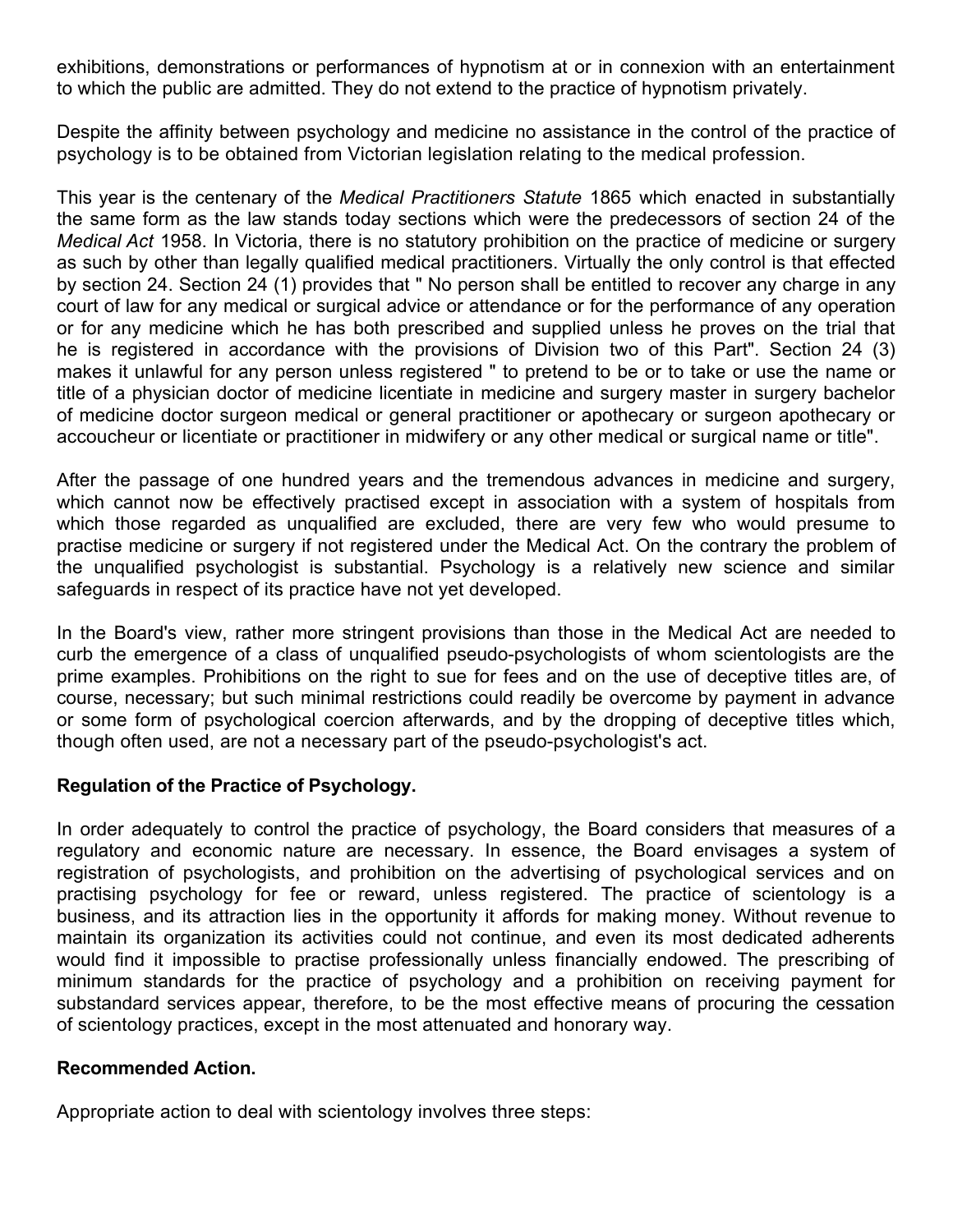exhibitions, demonstrations or performances of hypnotism at or in connexion with an entertainment to which the public are admitted. They do not extend to the practice of hypnotism privately.

Despite the affinity between psychology and medicine no assistance in the control of the practice of psychology is to be obtained from Victorian legislation relating to the medical profession.

This year is the centenary of the *Medical Practitioners Statute* 1865 which enacted in substantially the same form as the law stands today sections which were the predecessors of section 24 of the *Medical Act* 1958. In Victoria, there is no statutory prohibition on the practice of medicine or surgery as such by other than legally qualified medical practitioners. Virtually the only control is that effected by section 24. Section 24 (1) provides that " No person shall be entitled to recover any charge in any court of law for any medical or surgical advice or attendance or for the performance of any operation or for any medicine which he has both prescribed and supplied unless he proves on the trial that he is registered in accordance with the provisions of Division two of this Part". Section 24 (3) makes it unlawful for any person unless registered " to pretend to be or to take or use the name or title of a physician doctor of medicine licentiate in medicine and surgery master in surgery bachelor of medicine doctor surgeon medical or general practitioner or apothecary or surgeon apothecary or accoucheur or licentiate or practitioner in midwifery or any other medical or surgical name or title".

After the passage of one hundred years and the tremendous advances in medicine and surgery, which cannot now be effectively practised except in association with a system of hospitals from which those regarded as unqualified are excluded, there are very few who would presume to practise medicine or surgery if not registered under the Medical Act. On the contrary the problem of the unqualified psychologist is substantial. Psychology is a relatively new science and similar safeguards in respect of its practice have not yet developed.

In the Board's view, rather more stringent provisions than those in the Medical Act are needed to curb the emergence of a class of unqualified pseudo-psychologists of whom scientologists are the prime examples. Prohibitions on the right to sue for fees and on the use of deceptive titles are, of course, necessary; but such minimal restrictions could readily be overcome by payment in advance or some form of psychological coercion afterwards, and by the dropping of deceptive titles which, though often used, are not a necessary part of the pseudo-psychologist's act.

**Regulation of the Practice of Psychology.**

In order adequately to control the practice of psychology, the Board considers that measures of a regulatory and economic nature are necessary. In essence, the Board envisages a system of registration of psychologists, and prohibition on the advertising of psychological services and on practising psychology for fee or reward, unless registered. The practice of scientology is a business, and its attraction lies in the opportunity it affords for making money. Without revenue to maintain its organization its activities could not continue, and even its most dedicated adherents would find it impossible to practise professionally unless financially endowed. The prescribing of minimum standards for the practice of psychology and a prohibition on receiving payment for substandard services appear, therefore, to be the most effective means of procuring the cessation of scientology practices, except in the most attenuated and honorary way.

**Recommended Action.**

Appropriate action to deal with scientology involves three steps: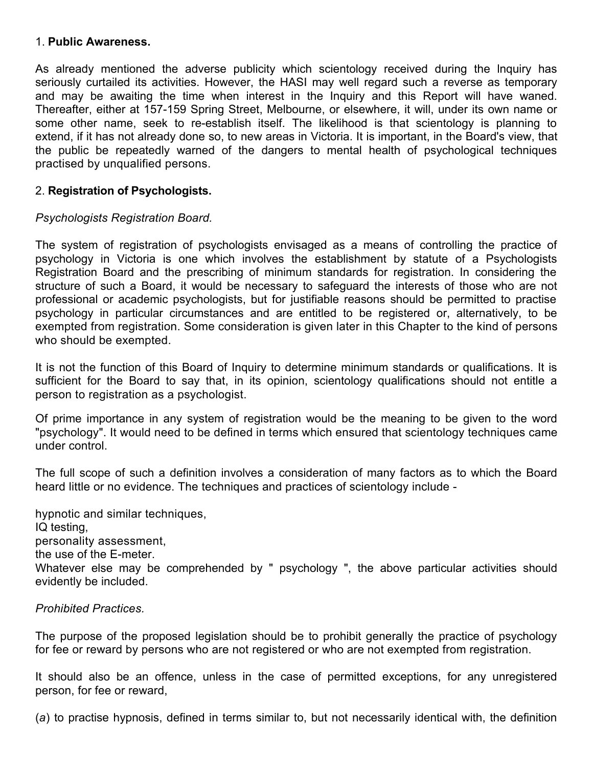1. **Public Awareness.**

As already mentioned the adverse publicity which scientology received during the Inquiry has seriously curtailed its activities. However, the HASI may well regard such a reverse as temporary and may be awaiting the time when interest in the Inquiry and this Report will have waned. Thereafter, either at 157-159 Spring Street, Melbourne, or elsewhere, it will, under its own name or some other name, seek to re-establish itself. The likelihood is that scientology is planning to extend, if it has not already done so, to new areas in Victoria. It is important, in the Board's view, that the public be repeatedly warned of the dangers to mental health of psychological techniques practised by unqualified persons.

2. **Registration of Psychologists.**

*Psychologists Registration Board.*

The system of registration of psychologists envisaged as a means of controlling the practice of psychology in Victoria is one which involves the establishment by statute of a Psychologists Registration Board and the prescribing of minimum standards for registration. In considering the structure of such a Board, it would be necessary to safeguard the interests of those who are not professional or academic psychologists, but for justifiable reasons should be permitted to practise psychology in particular circumstances and are entitled to be registered or, alternatively, to be exempted from registration. Some consideration is given later in this Chapter to the kind of persons who should be exempted.

It is not the function of this Board of Inquiry to determine minimum standards or qualifications. It is sufficient for the Board to say that, in its opinion, scientology qualifications should not entitle a person to registration as a psychologist.

Of prime importance in any system of registration would be the meaning to be given to the word "psychology". It would need to be defined in terms which ensured that scientology techniques came under control.

The full scope of such a definition involves a consideration of many factors as to which the Board heard little or no evidence. The techniques and practices of scientology include -

hypnotic and similar techniques,
IQ testing,
personality assessment,
the use of the E-meter.
Whatever else may be comprehended by " psychology ", the above particular activities should evidently be included.

*Prohibited Practices.*

The purpose of the proposed legislation should be to prohibit generally the practice of psychology for fee or reward by persons who are not registered or who are not exempted from registration.

It should also be an offence, unless in the case of permitted exceptions, for any unregistered person, for fee or reward,

(*a*) to practise hypnosis, defined in terms similar to, but not necessarily identical with, the definition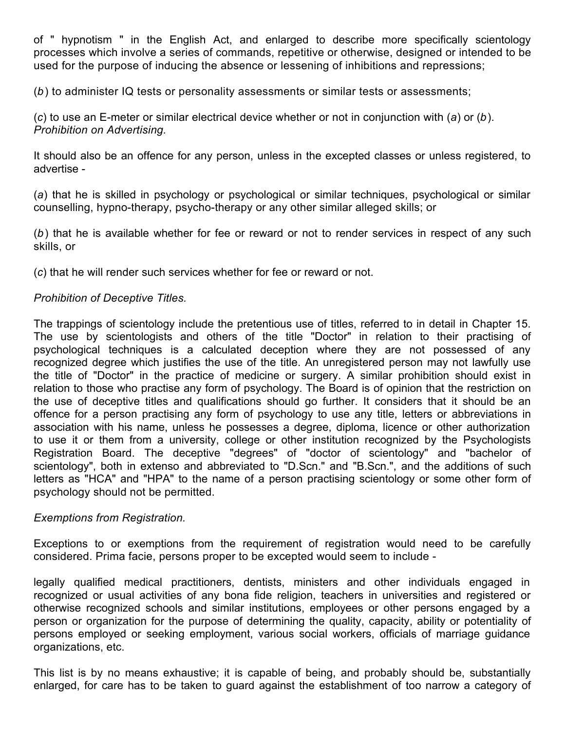of " hypnotism " in the English Act, and enlarged to describe more specifically scientology processes which involve a series of commands, repetitive or otherwise, designed or intended to be used for the purpose of inducing the absence or lessening of inhibitions and repressions;

(*b*) to administer IQ tests or personality assessments or similar tests or assessments;

(*c*) to use an E-meter or similar electrical device whether or not in conjunction with (*a*) or (*b*).
*Prohibition on Advertising.*

It should also be an offence for any person, unless in the excepted classes or unless registered, to advertise -

(*a*) that he is skilled in psychology or psychological or similar techniques, psychological or similar counselling, hypno-therapy, psycho-therapy or any other similar alleged skills; or

(*b*) that he is available whether for fee or reward or not to render services in respect of any such skills, or

(*c*) that he will render such services whether for fee or reward or not.

*Prohibition of Deceptive Titles.*

The trappings of scientology include the pretentious use of titles, referred to in detail in Chapter 15. The use by scientologists and others of the title "Doctor" in relation to their practising of psychological techniques is a calculated deception where they are not possessed of any recognized degree which justifies the use of the title. An unregistered person may not lawfully use the title of "Doctor" in the practice of medicine or surgery. A similar prohibition should exist in relation to those who practise any form of psychology. The Board is of opinion that the restriction on the use of deceptive titles and qualifications should go further. It considers that it should be an offence for a person practising any form of psychology to use any title, letters or abbreviations in association with his name, unless he possesses a degree, diploma, licence or other authorization to use it or them from a university, college or other institution recognized by the Psychologists Registration Board. The deceptive "degrees" of "doctor of scientology" and "bachelor of scientology", both in extenso and abbreviated to "D.Scn." and "B.Scn.", and the additions of such letters as "HCA" and "HPA" to the name of a person practising scientology or some other form of psychology should not be permitted.

*Exemptions from Registration.*

Exceptions to or exemptions from the requirement of registration would need to be carefully considered. Prima facie, persons proper to be excepted would seem to include -

legally qualified medical practitioners, dentists, ministers and other individuals engaged in recognized or usual activities of any bona fide religion, teachers in universities and registered or otherwise recognized schools and similar institutions, employees or other persons engaged by a person or organization for the purpose of determining the quality, capacity, ability or potentiality of persons employed or seeking employment, various social workers, officials of marriage guidance organizations, etc.

This list is by no means exhaustive; it is capable of being, and probably should be, substantially enlarged, for care has to be taken to guard against the establishment of too narrow a category of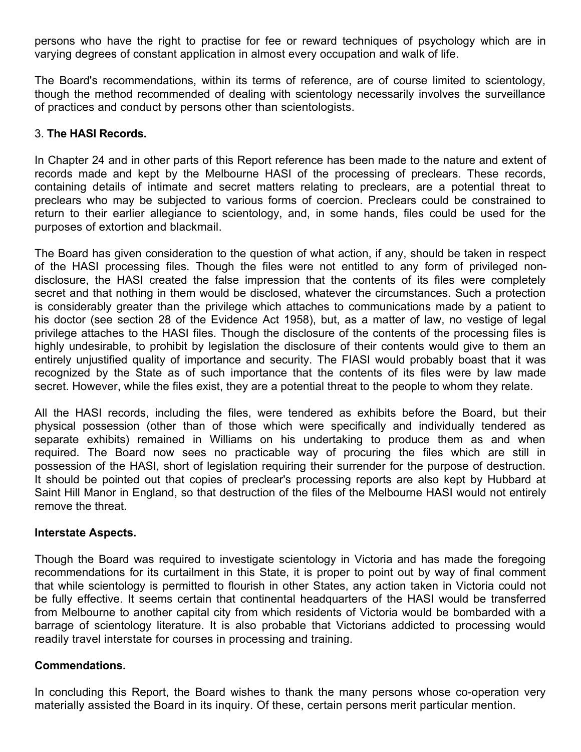persons who have the right to practise for fee or reward techniques of psychology which are in varying degrees of constant application in almost every occupation and walk of life.

The Board's recommendations, within its terms of reference, are of course limited to scientology, though the method recommended of dealing with scientology necessarily involves the surveillance of practices and conduct by persons other than scientologists.

3. **The HASI Records.**

In Chapter 24 and in other parts of this Report reference has been made to the nature and extent of records made and kept by the Melbourne HASI of the processing of preclears. These records, containing details of intimate and secret matters relating to preclears, are a potential threat to preclears who may be subjected to various forms of coercion. Preclears could be constrained to return to their earlier allegiance to scientology, and, in some hands, files could be used for the purposes of extortion and blackmail.

The Board has given consideration to the question of what action, if any, should be taken in respect of the HASI processing files. Though the files were not entitled to any form of privileged non-disclosure, the HASI created the false impression that the contents of its files were completely secret and that nothing in them would be disclosed, whatever the circumstances. Such a protection is considerably greater than the privilege which attaches to communications made by a patient to his doctor (see section 28 of the Evidence Act 1958), but, as a matter of law, no vestige of legal privilege attaches to the HASI files. Though the disclosure of the contents of the processing files is highly undesirable, to prohibit by legislation the disclosure of their contents would give to them an entirely unjustified quality of importance and security. The FIASI would probably boast that it was recognized by the State as of such importance that the contents of its files were by law made secret. However, while the files exist, they are a potential threat to the people to whom they relate.

All the HASI records, including the files, were tendered as exhibits before the Board, but their physical possession (other than of those which were specifically and individually tendered as separate exhibits) remained in Williams on his undertaking to produce them as and when required. The Board now sees no practicable way of procuring the files which are still in possession of the HASI, short of legislation requiring their surrender for the purpose of destruction. It should be pointed out that copies of preclear's processing reports are also kept by Hubbard at Saint Hill Manor in England, so that destruction of the files of the Melbourne HASI would not entirely remove the threat.

**Interstate Aspects.**

Though the Board was required to investigate scientology in Victoria and has made the foregoing recommendations for its curtailment in this State, it is proper to point out by way of final comment that while scientology is permitted to flourish in other States, any action taken in Victoria could not be fully effective. It seems certain that continental headquarters of the HASI would be transferred from Melbourne to another capital city from which residents of Victoria would be bombarded with a barrage of scientology literature. It is also probable that Victorians addicted to processing would readily travel interstate for courses in processing and training.

**Commendations.**

In concluding this Report, the Board wishes to thank the many persons whose co-operation very materially assisted the Board in its inquiry. Of these, certain persons merit particular mention.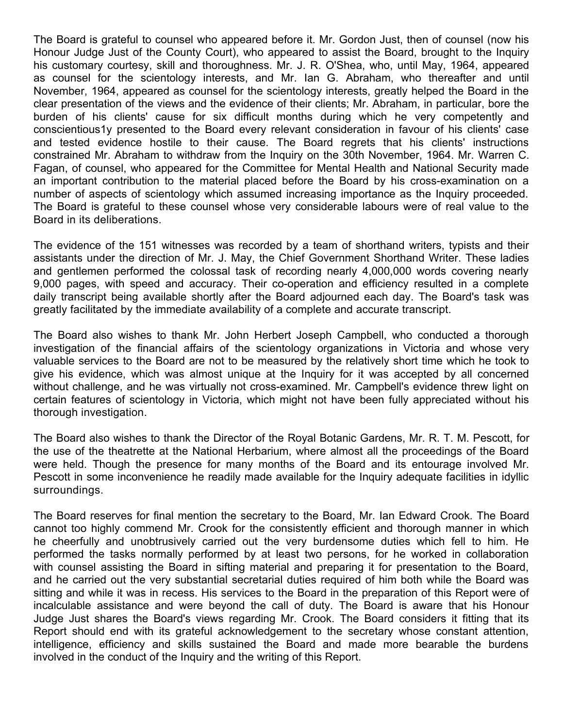The Board is grateful to counsel who appeared before it. Mr. Gordon Just, then of counsel (now his Honour Judge Just of the County Court), who appeared to assist the Board, brought to the Inquiry his customary courtesy, skill and thoroughness. Mr. J. R. O'Shea, who, until May, 1964, appeared as counsel for the scientology interests, and Mr. Ian G. Abraham, who thereafter and until November, 1964, appeared as counsel for the scientology interests, greatly helped the Board in the clear presentation of the views and the evidence of their clients; Mr. Abraham, in particular, bore the burden of his clients' cause for six difficult months during which he very competently and conscientious1y presented to the Board every relevant consideration in favour of his clients' case and tested evidence hostile to their cause. The Board regrets that his clients' instructions constrained Mr. Abraham to withdraw from the Inquiry on the 30th November, 1964. Mr. Warren C. Fagan, of counsel, who appeared for the Committee for Mental Health and National Security made an important contribution to the material placed before the Board by his cross-examination on a number of aspects of scientology which assumed increasing importance as the Inquiry proceeded. The Board is grateful to these counsel whose very considerable labours were of real value to the Board in its deliberations.

The evidence of the 151 witnesses was recorded by a team of shorthand writers, typists and their assistants under the direction of Mr. J. May, the Chief Government Shorthand Writer. These ladies and gentlemen performed the colossal task of recording nearly 4,000,000 words covering nearly 9,000 pages, with speed and accuracy. Their co-operation and efficiency resulted in a complete daily transcript being available shortly after the Board adjourned each day. The Board's task was greatly facilitated by the immediate availability of a complete and accurate transcript.

The Board also wishes to thank Mr. John Herbert Joseph Campbell, who conducted a thorough investigation of the financial affairs of the scientology organizations in Victoria and whose very valuable services to the Board are not to be measured by the relatively short time which he took to give his evidence, which was almost unique at the Inquiry for it was accepted by all concerned without challenge, and he was virtually not cross-examined. Mr. Campbell's evidence threw light on certain features of scientology in Victoria, which might not have been fully appreciated without his thorough investigation.

The Board also wishes to thank the Director of the Royal Botanic Gardens, Mr. R. T. M. Pescott, for the use of the theatrette at the National Herbarium, where almost all the proceedings of the Board were held. Though the presence for many months of the Board and its entourage involved Mr. Pescott in some inconvenience he readily made available for the Inquiry adequate facilities in idyllic surroundings.

The Board reserves for final mention the secretary to the Board, Mr. Ian Edward Crook. The Board cannot too highly commend Mr. Crook for the consistently efficient and thorough manner in which he cheerfully and unobtrusively carried out the very burdensome duties which fell to him. He performed the tasks normally performed by at least two persons, for he worked in collaboration with counsel assisting the Board in sifting material and preparing it for presentation to the Board, and he carried out the very substantial secretarial duties required of him both while the Board was sitting and while it was in recess. His services to the Board in the preparation of this Report were of incalculable assistance and were beyond the call of duty. The Board is aware that his Honour Judge Just shares the Board's views regarding Mr. Crook. The Board considers it fitting that its Report should end with its grateful acknowledgement to the secretary whose constant attention, intelligence, efficiency and skills sustained the Board and made more bearable the burdens involved in the conduct of the Inquiry and the writing of this Report.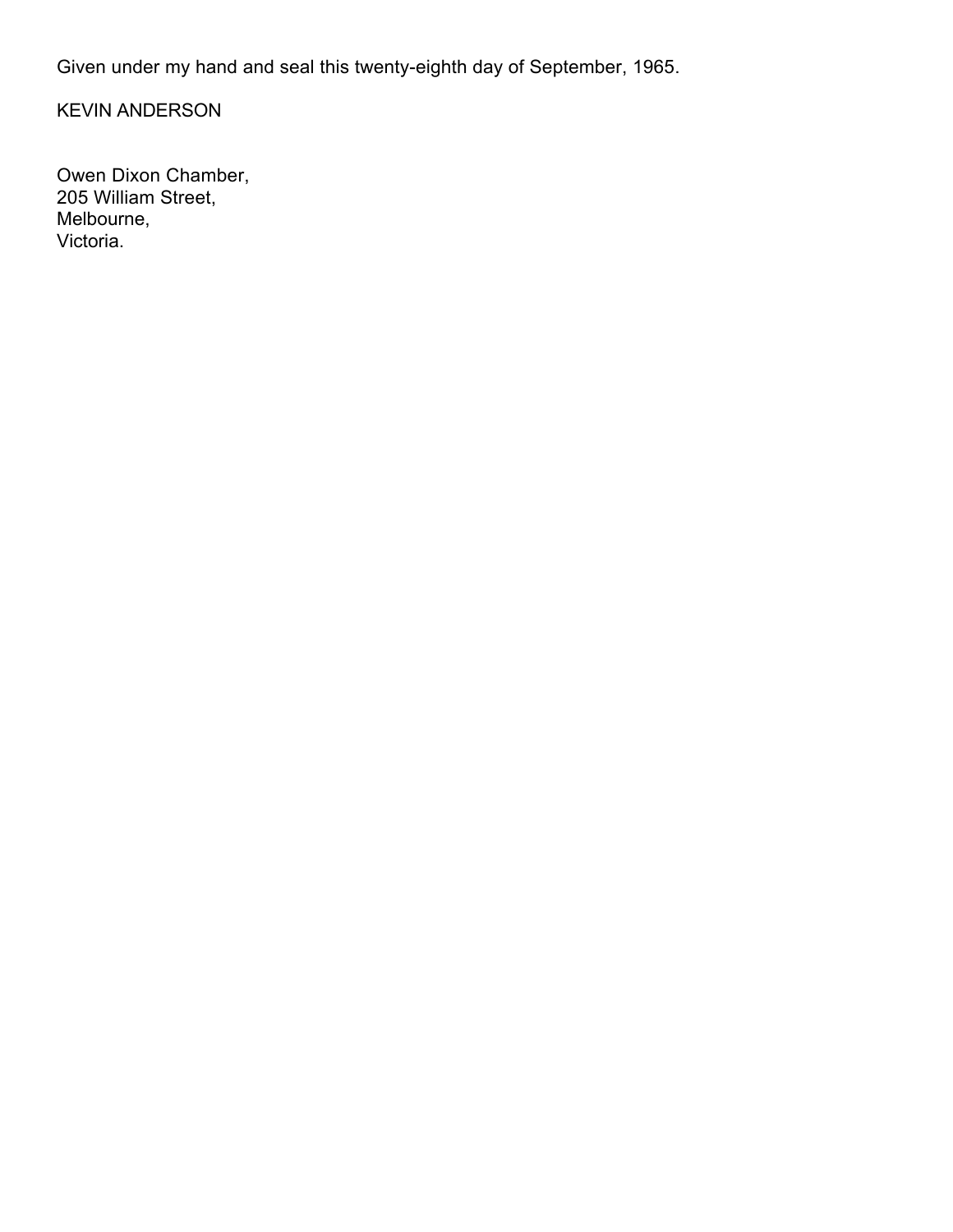Given under my hand and seal this twenty-eighth day of September, 1965.

KEVIN ANDERSON

Owen Dixon Chamber,
205 William Street,
Melbourne,
Victoria.